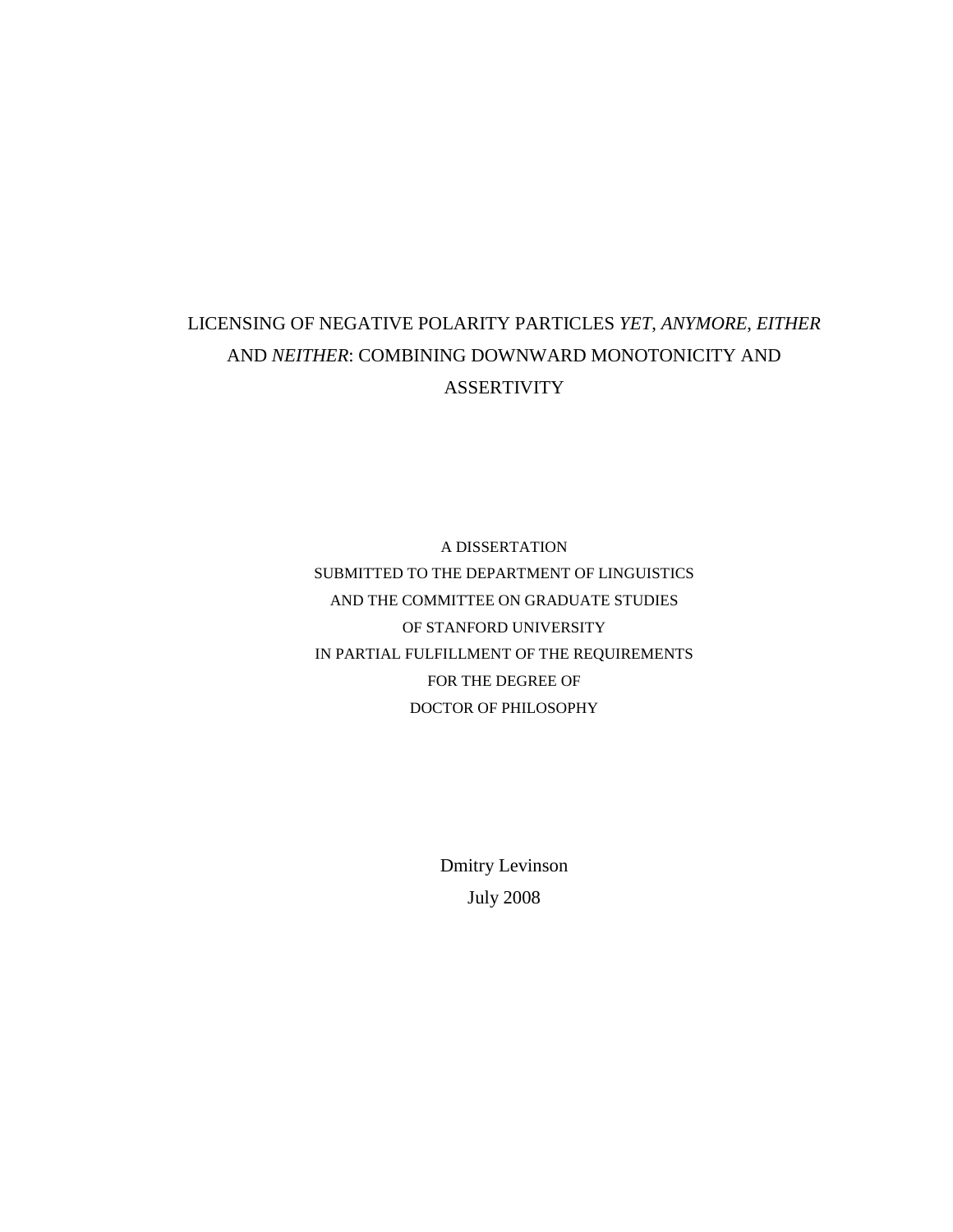# LICENSING OF NEGATIVE POLARITY PARTICLES *YET*, *ANYMORE*, *EITHER* AND *NEITHER*: COMBINING DOWNWARD MONOTONICITY AND ASSERTIVITY

A DISSERTATION
SUBMITTED TO THE DEPARTMENT OF LINGUISTICS
AND THE COMMITTEE ON GRADUATE STUDIES
OF STANFORD UNIVERSITY
IN PARTIAL FULFILLMENT OF THE REQUIREMENTS
FOR THE DEGREE OF
DOCTOR OF PHILOSOPHY

Dmitry Levinson
July 2008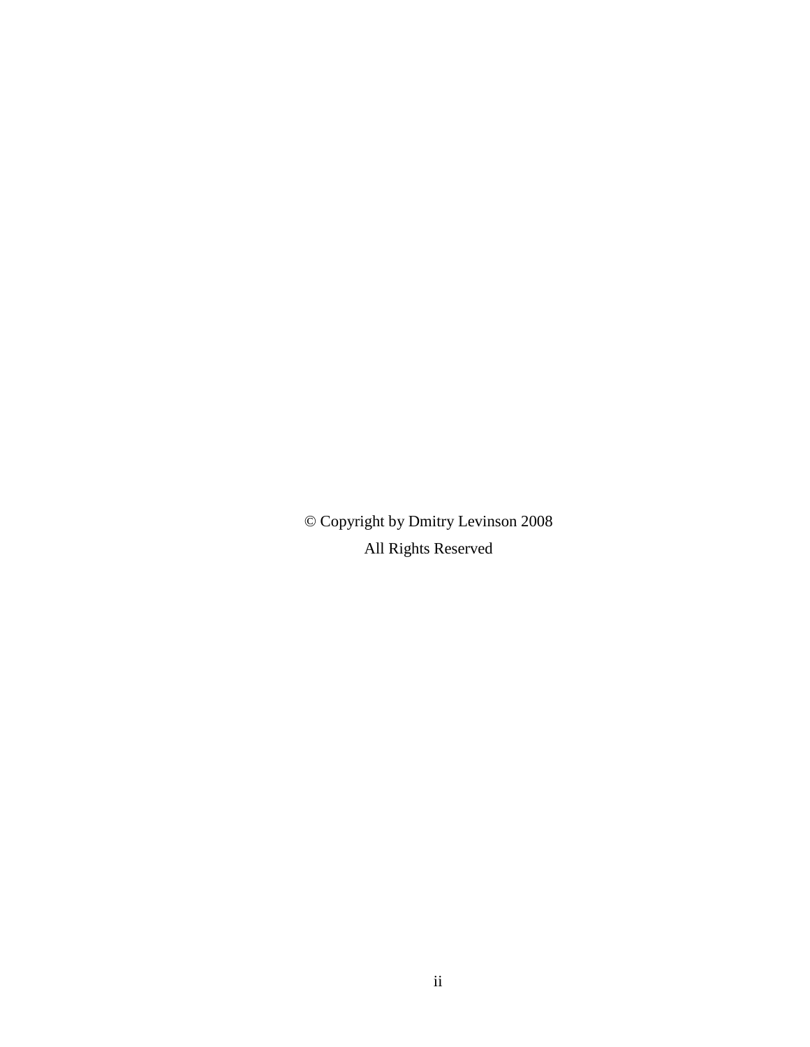© Copyright by Dmitry Levinson 2008

All Rights Reserved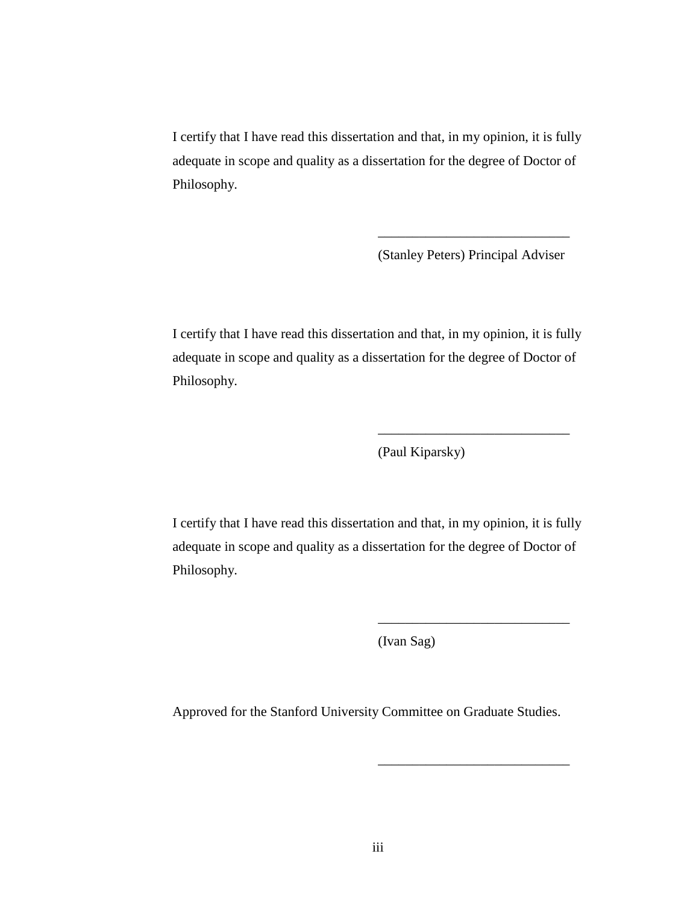I certify that I have read this dissertation and that, in my opinion, it is fully adequate in scope and quality as a dissertation for the degree of Doctor of Philosophy.

\_\_\_\_\_\_\_\_\_\_\_\_\_\_\_\_\_\_\_\_\_\_\_\_\_\_\_\_\_\_

(Stanley Peters) Principal Adviser

I certify that I have read this dissertation and that, in my opinion, it is fully adequate in scope and quality as a dissertation for the degree of Doctor of Philosophy.

\_\_\_\_\_\_\_\_\_\_\_\_\_\_\_\_\_\_\_\_\_\_\_\_\_\_\_\_\_\_

(Paul Kiparsky)

I certify that I have read this dissertation and that, in my opinion, it is fully adequate in scope and quality as a dissertation for the degree of Doctor of Philosophy.

\_\_\_\_\_\_\_\_\_\_\_\_\_\_\_\_\_\_\_\_\_\_\_\_\_\_\_\_\_\_

(Ivan Sag)

Approved for the Stanford University Committee on Graduate Studies.

\_\_\_\_\_\_\_\_\_\_\_\_\_\_\_\_\_\_\_\_\_\_\_\_\_\_\_\_\_\_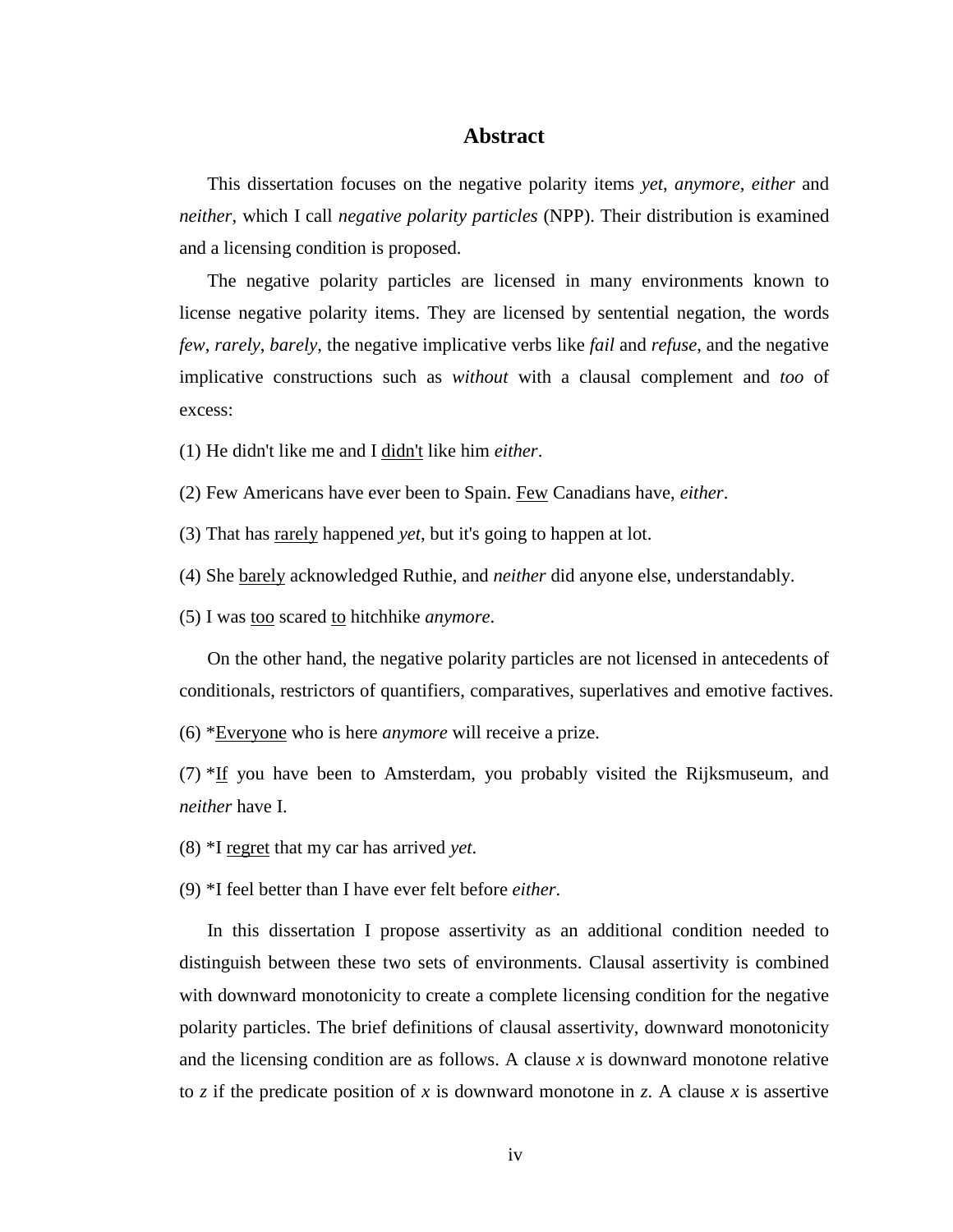# Abstract

This dissertation focuses on the negative polarity items *yet*, *anymore*, *either* and *neither*, which I call *negative polarity particles* (NPP). Their distribution is examined and a licensing condition is proposed.

The negative polarity particles are licensed in many environments known to license negative polarity items. They are licensed by sentential negation, the words *few*, *rarely*, *barely*, the negative implicative verbs like *fail* and *refuse*, and the negative implicative constructions such as *without* with a clausal complement and *too* of excess:

(1) He didn't like me and I <u>didn't</u> like him *either*.

(2) Few Americans have ever been to Spain. <u>Few</u> Canadians have, *either*.

(3) That has <u>rarely</u> happened *yet*, but it's going to happen at lot.

(4) She <u>barely</u> acknowledged Ruthie, and *neither* did anyone else, understandably.

(5) I was <u>too</u> scared <u>to</u> hitchhike *anymore*.

On the other hand, the negative polarity particles are not licensed in antecedents of conditionals, restrictors of quantifiers, comparatives, superlatives and emotive factives.

(6) *<u>Everyone</u> who is here *anymore* will receive a prize.

(7) *<u>If</u> you have been to Amsterdam, you probably visited the Rijksmuseum, and *neither* have I.

(8) *I <u>regret</u> that my car has arrived *yet*.

(9) *I feel better than I have ever felt before *either*.

In this dissertation I propose assertivity as an additional condition needed to distinguish between these two sets of environments. Clausal assertivity is combined with downward monotonicity to create a complete licensing condition for the negative polarity particles. The brief definitions of clausal assertivity, downward monotonicity and the licensing condition are as follows. A clause *x* is downward monotone relative to *z* if the predicate position of *x* is downward monotone in *z*. A clause *x* is assertive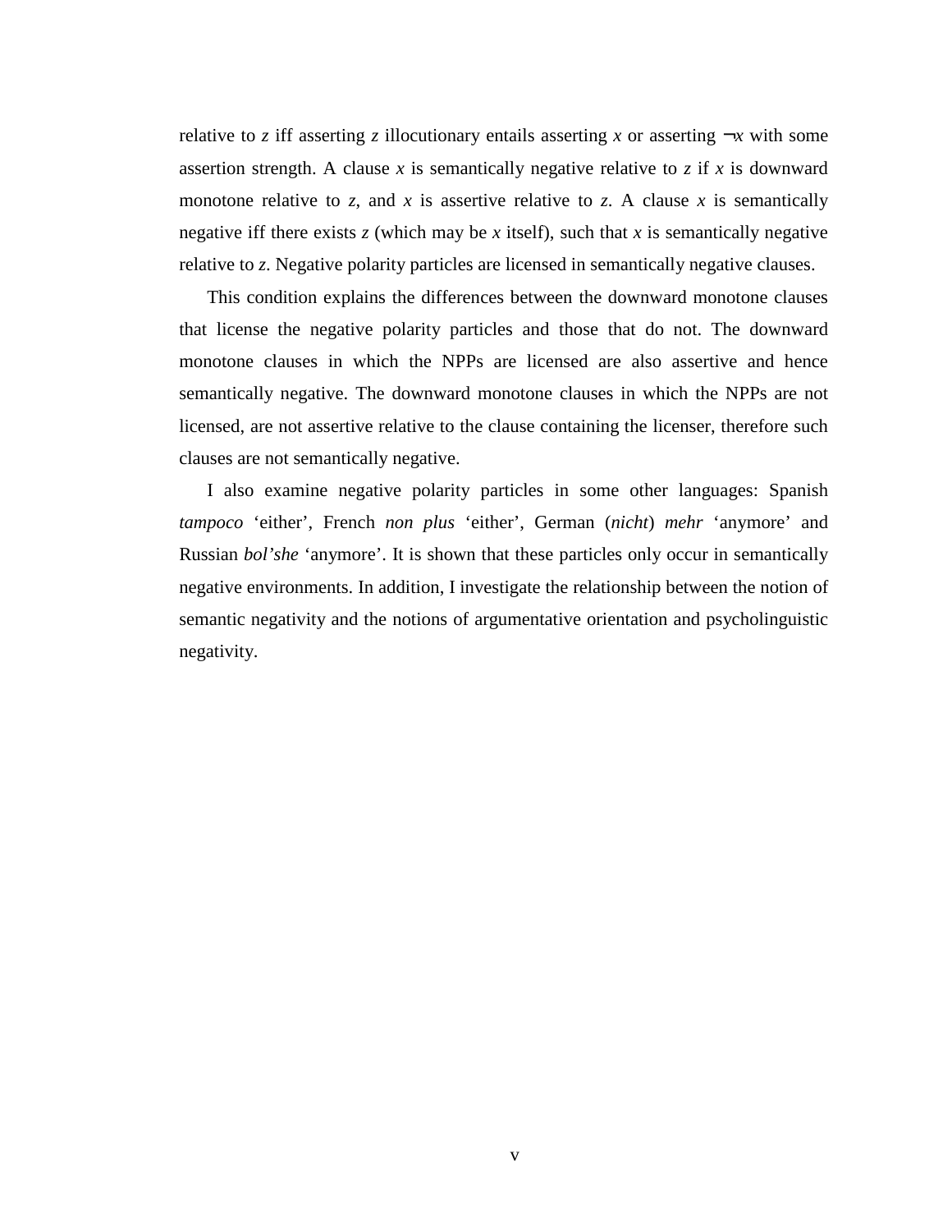relative to $z$ iff asserting $z$ illocutionary entails asserting $x$ or asserting $\neg x$ with some assertion strength. A clause $x$ is semantically negative relative to $z$ if $x$ is downward monotone relative to $z$, and $x$ is assertive relative to $z$. A clause $x$ is semantically negative iff there exists $z$ (which may be $x$ itself), such that $x$ is semantically negative relative to $z$. Negative polarity particles are licensed in semantically negative clauses.

This condition explains the differences between the downward monotone clauses that license the negative polarity particles and those that do not. The downward monotone clauses in which the NPPs are licensed are also assertive and hence semantically negative. The downward monotone clauses in which the NPPs are not licensed, are not assertive relative to the clause containing the licenser, therefore such clauses are not semantically negative.

I also examine negative polarity particles in some other languages: Spanish *tampoco* 'either', French *non plus* 'either', German (*nicht*) *mehr* 'anymore' and Russian *bol'she* 'anymore'. It is shown that these particles only occur in semantically negative environments. In addition, I investigate the relationship between the notion of semantic negativity and the notions of argumentative orientation and psycholinguistic negativity.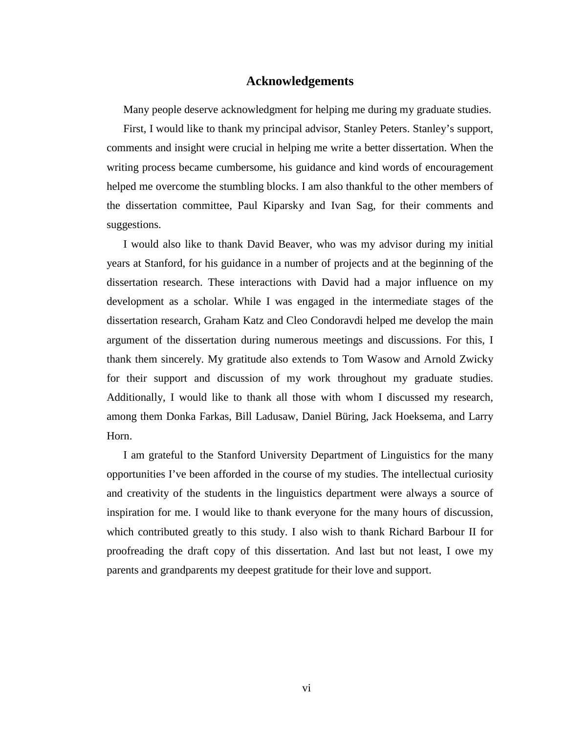# Acknowledgements

Many people deserve acknowledgment for helping me during my graduate studies.

First, I would like to thank my principal advisor, Stanley Peters. Stanley's support, comments and insight were crucial in helping me write a better dissertation. When the writing process became cumbersome, his guidance and kind words of encouragement helped me overcome the stumbling blocks. I am also thankful to the other members of the dissertation committee, Paul Kiparsky and Ivan Sag, for their comments and suggestions.

I would also like to thank David Beaver, who was my advisor during my initial years at Stanford, for his guidance in a number of projects and at the beginning of the dissertation research. These interactions with David had a major influence on my development as a scholar. While I was engaged in the intermediate stages of the dissertation research, Graham Katz and Cleo Condoravdi helped me develop the main argument of the dissertation during numerous meetings and discussions. For this, I thank them sincerely. My gratitude also extends to Tom Wasow and Arnold Zwicky for their support and discussion of my work throughout my graduate studies. Additionally, I would like to thank all those with whom I discussed my research, among them Donka Farkas, Bill Ladusaw, Daniel Büring, Jack Hoeksema, and Larry Horn.

I am grateful to the Stanford University Department of Linguistics for the many opportunities I've been afforded in the course of my studies. The intellectual curiosity and creativity of the students in the linguistics department were always a source of inspiration for me. I would like to thank everyone for the many hours of discussion, which contributed greatly to this study. I also wish to thank Richard Barbour II for proofreading the draft copy of this dissertation. And last but not least, I owe my parents and grandparents my deepest gratitude for their love and support.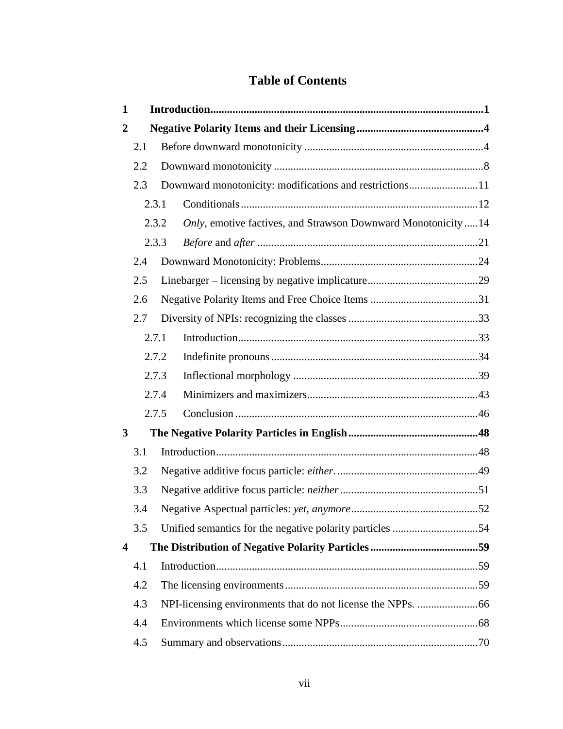# Table of Contents

**1 Introduction** .......... **1**

**2 Negative Polarity Items and their Licensing** .......... **4**

- 2.1 Before downward monotonicity .......... 4
- 2.2 Downward monotonicity .......... 8
- 2.3 Downward monotonicity: modifications and restrictions .......... 11
  - 2.3.1 Conditionals .......... 12
  - 2.3.2 *Only*, emotive factives, and Strawson Downward Monotonicity .......... 14
  - 2.3.3 *Before* and *after* .......... 21
- 2.4 Downward Monotonicity: Problems .......... 24
- 2.5 Linebarger – licensing by negative implicature .......... 29
- 2.6 Negative Polarity Items and Free Choice Items .......... 31
- 2.7 Diversity of NPIs: recognizing the classes .......... 33
  - 2.7.1 Introduction .......... 33
  - 2.7.2 Indefinite pronouns .......... 34
  - 2.7.3 Inflectional morphology .......... 39
  - 2.7.4 Minimizers and maximizers .......... 43
  - 2.7.5 Conclusion .......... 46

**3 The Negative Polarity Particles in English** .......... **48**

- 3.1 Introduction .......... 48
- 3.2 Negative additive focus particle: *either*. .......... 49
- 3.3 Negative additive focus particle: *neither* .......... 51
- 3.4 Negative Aspectual particles: *yet*, *anymore* .......... 52
- 3.5 Unified semantics for the negative polarity particles .......... 54

**4 The Distribution of Negative Polarity Particles** .......... **59**

- 4.1 Introduction .......... 59
- 4.2 The licensing environments .......... 59
- 4.3 NPI-licensing environments that do not license the NPPs. .......... 66
- 4.4 Environments which license some NPPs .......... 68
- 4.5 Summary and observations .......... 70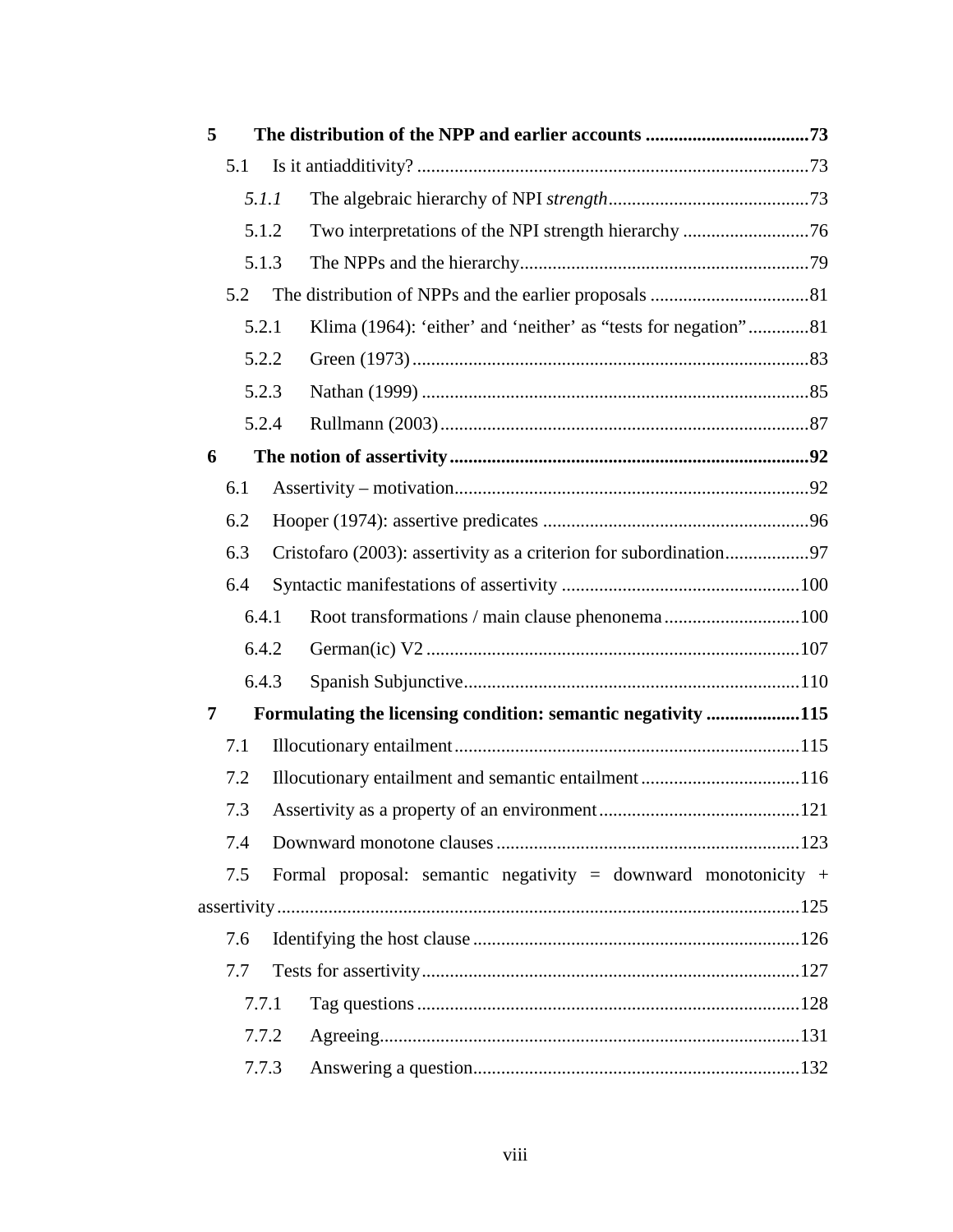**5 The distribution of the NPP and earlier accounts ...................................73**

5.1 Is it antiadditivity? ....................................................................................73

*5.1.1* The algebraic hierarchy of NPI *strength*...........................................73

5.1.2 Two interpretations of the NPI strength hierarchy ...........................76

5.1.3 The NPPs and the hierarchy.............................................................79

5.2 The distribution of NPPs and the earlier proposals ..................................81

5.2.1 Klima (1964): 'either' and 'neither' as "tests for negation".............81

5.2.2 Green (1973).....................................................................................83

5.2.3 Nathan (1999) ..................................................................................85

5.2.4 Rullmann (2003)...............................................................................87

**6 The notion of assertivity.............................................................................92**

6.1 Assertivity – motivation............................................................................92

6.2 Hooper (1974): assertive predicates .........................................................96

6.3 Cristofaro (2003): assertivity as a criterion for subordination..................97

6.4 Syntactic manifestations of assertivity ...................................................100

6.4.1 Root transformations / main clause phenonema.............................100

6.4.2 German(ic) V2 ................................................................................107

6.4.3 Spanish Subjunctive........................................................................110

**7 Formulating the licensing condition: semantic negativity ....................115**

7.1 Illocutionary entailment..........................................................................115

7.2 Illocutionary entailment and semantic entailment..................................116

7.3 Assertivity as a property of an environment...........................................121

7.4 Downward monotone clauses.................................................................123

7.5 Formal proposal: semantic negativity = downward monotonicity + assertivity...............................................................................................................125

7.6 Identifying the host clause ......................................................................126

7.7 Tests for assertivity.................................................................................127

7.7.1 Tag questions..................................................................................128

7.7.2 Agreeing..........................................................................................131

7.7.3 Answering a question......................................................................132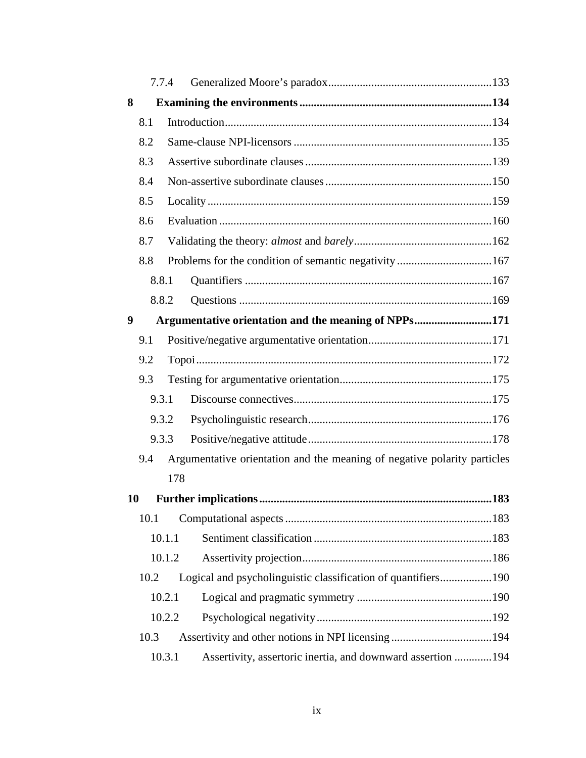7.7.4 Generalized Moore's paradox .......... 133

**8 Examining the environments .......... 134**

8.1 Introduction .......... 134

8.2 Same-clause NPI-licensors .......... 135

8.3 Assertive subordinate clauses .......... 139

8.4 Non-assertive subordinate clauses .......... 150

8.5 Locality .......... 159

8.6 Evaluation .......... 160

8.7 Validating the theory: *almost* and *barely* .......... 162

8.8 Problems for the condition of semantic negativity .......... 167

8.8.1 Quantifiers .......... 167

8.8.2 Questions .......... 169

**9 Argumentative orientation and the meaning of NPPs .......... 171**

9.1 Positive/negative argumentative orientation .......... 171

9.2 Topoi .......... 172

9.3 Testing for argumentative orientation .......... 175

9.3.1 Discourse connectives .......... 175

9.3.2 Psycholinguistic research .......... 176

9.3.3 Positive/negative attitude .......... 178

9.4 Argumentative orientation and the meaning of negative polarity particles 178

**10 Further implications .......... 183**

10.1 Computational aspects .......... 183

10.1.1 Sentiment classification .......... 183

10.1.2 Assertivity projection .......... 186

10.2 Logical and psycholinguistic classification of quantifiers .......... 190

10.2.1 Logical and pragmatic symmetry .......... 190

10.2.2 Psychological negativity .......... 192

10.3 Assertivity and other notions in NPI licensing .......... 194

10.3.1 Assertivity, assertoric inertia, and downward assertion .......... 194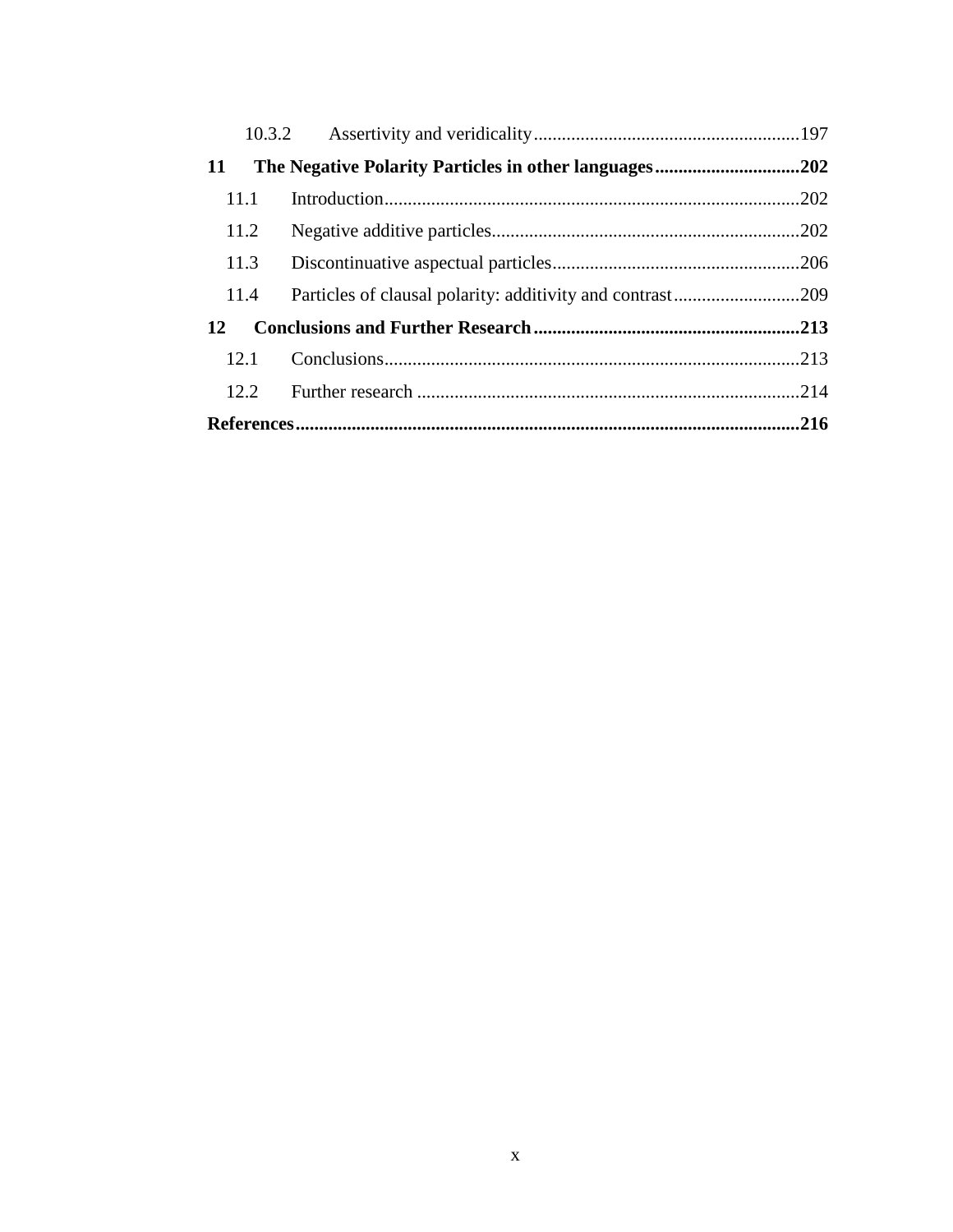10.3.2 Assertivity and veridicality ......................................................... 197

**11 The Negative Polarity Particles in other languages ............................... 202**

11.1 Introduction ......................................................................................... 202

11.2 Negative additive particles ................................................................. 202

11.3 Discontinuative aspectual particles ..................................................... 206

11.4 Particles of clausal polarity: additivity and contrast ........................... 209

**12 Conclusions and Further Research ......................................................... 213**

12.1 Conclusions ......................................................................................... 213

12.2 Further research .................................................................................. 214

**References ............................................................................................................. 216**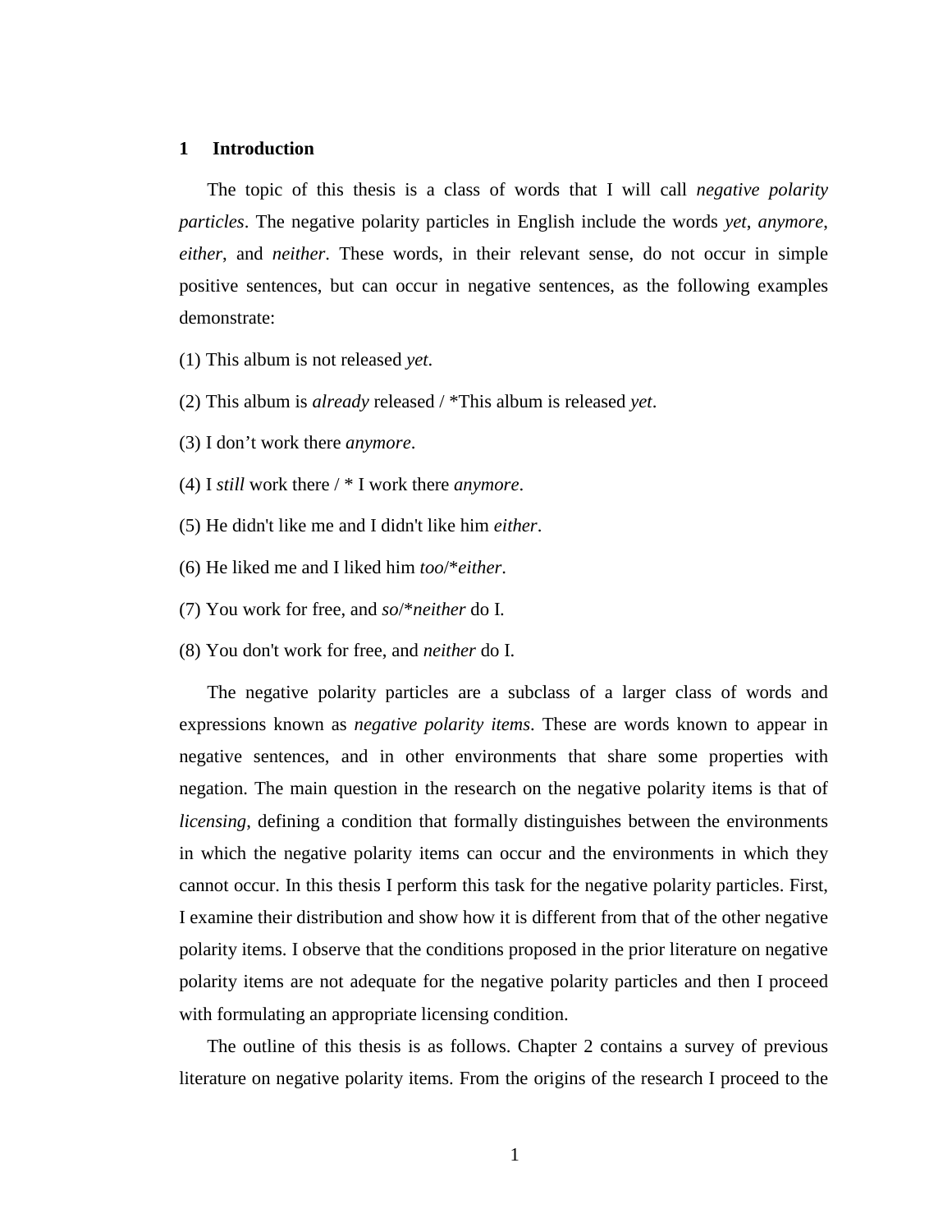# 1 Introduction

The topic of this thesis is a class of words that I will call *negative polarity particles*. The negative polarity particles in English include the words *yet*, *anymore*, *either*, and *neither*. These words, in their relevant sense, do not occur in simple positive sentences, but can occur in negative sentences, as the following examples demonstrate:

(1) This album is not released *yet*.

(2) This album is *already* released / *This album is released *yet*.

(3) I don't work there *anymore*.

(4) I *still* work there / * I work there *anymore*.

(5) He didn't like me and I didn't like him *either*.

(6) He liked me and I liked him *too*/**either*.

(7) You work for free, and *so*/**neither* do I.

(8) You don't work for free, and *neither* do I.

The negative polarity particles are a subclass of a larger class of words and expressions known as *negative polarity items*. These are words known to appear in negative sentences, and in other environments that share some properties with negation. The main question in the research on the negative polarity items is that of *licensing*, defining a condition that formally distinguishes between the environments in which the negative polarity items can occur and the environments in which they cannot occur. In this thesis I perform this task for the negative polarity particles. First, I examine their distribution and show how it is different from that of the other negative polarity items. I observe that the conditions proposed in the prior literature on negative polarity items are not adequate for the negative polarity particles and then I proceed with formulating an appropriate licensing condition.

The outline of this thesis is as follows. Chapter 2 contains a survey of previous literature on negative polarity items. From the origins of the research I proceed to the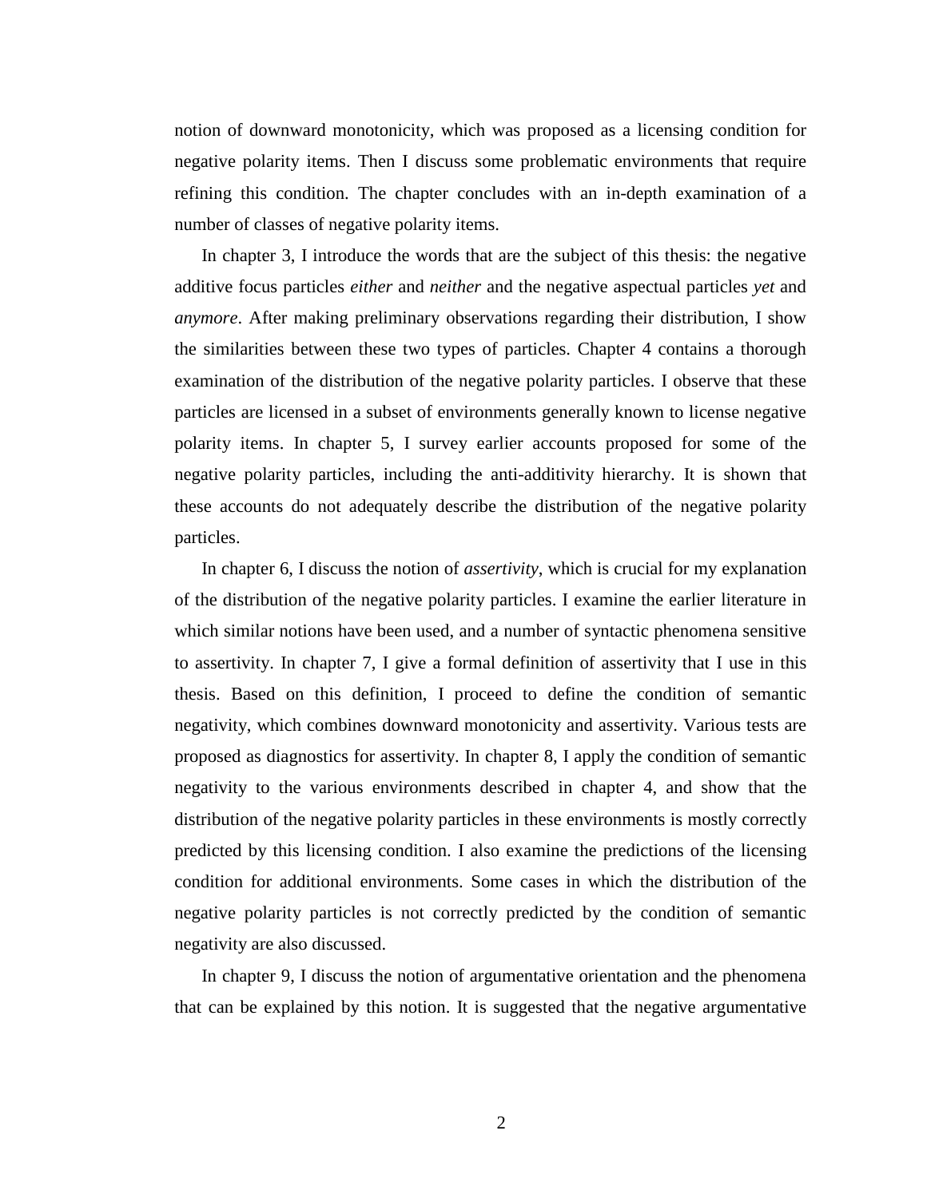notion of downward monotonicity, which was proposed as a licensing condition for negative polarity items. Then I discuss some problematic environments that require refining this condition. The chapter concludes with an in-depth examination of a number of classes of negative polarity items.

In chapter 3, I introduce the words that are the subject of this thesis: the negative additive focus particles *either* and *neither* and the negative aspectual particles *yet* and *anymore*. After making preliminary observations regarding their distribution, I show the similarities between these two types of particles. Chapter 4 contains a thorough examination of the distribution of the negative polarity particles. I observe that these particles are licensed in a subset of environments generally known to license negative polarity items. In chapter 5, I survey earlier accounts proposed for some of the negative polarity particles, including the anti-additivity hierarchy. It is shown that these accounts do not adequately describe the distribution of the negative polarity particles.

In chapter 6, I discuss the notion of *assertivity*, which is crucial for my explanation of the distribution of the negative polarity particles. I examine the earlier literature in which similar notions have been used, and a number of syntactic phenomena sensitive to assertivity. In chapter 7, I give a formal definition of assertivity that I use in this thesis. Based on this definition, I proceed to define the condition of semantic negativity, which combines downward monotonicity and assertivity. Various tests are proposed as diagnostics for assertivity. In chapter 8, I apply the condition of semantic negativity to the various environments described in chapter 4, and show that the distribution of the negative polarity particles in these environments is mostly correctly predicted by this licensing condition. I also examine the predictions of the licensing condition for additional environments. Some cases in which the distribution of the negative polarity particles is not correctly predicted by the condition of semantic negativity are also discussed.

In chapter 9, I discuss the notion of argumentative orientation and the phenomena that can be explained by this notion. It is suggested that the negative argumentative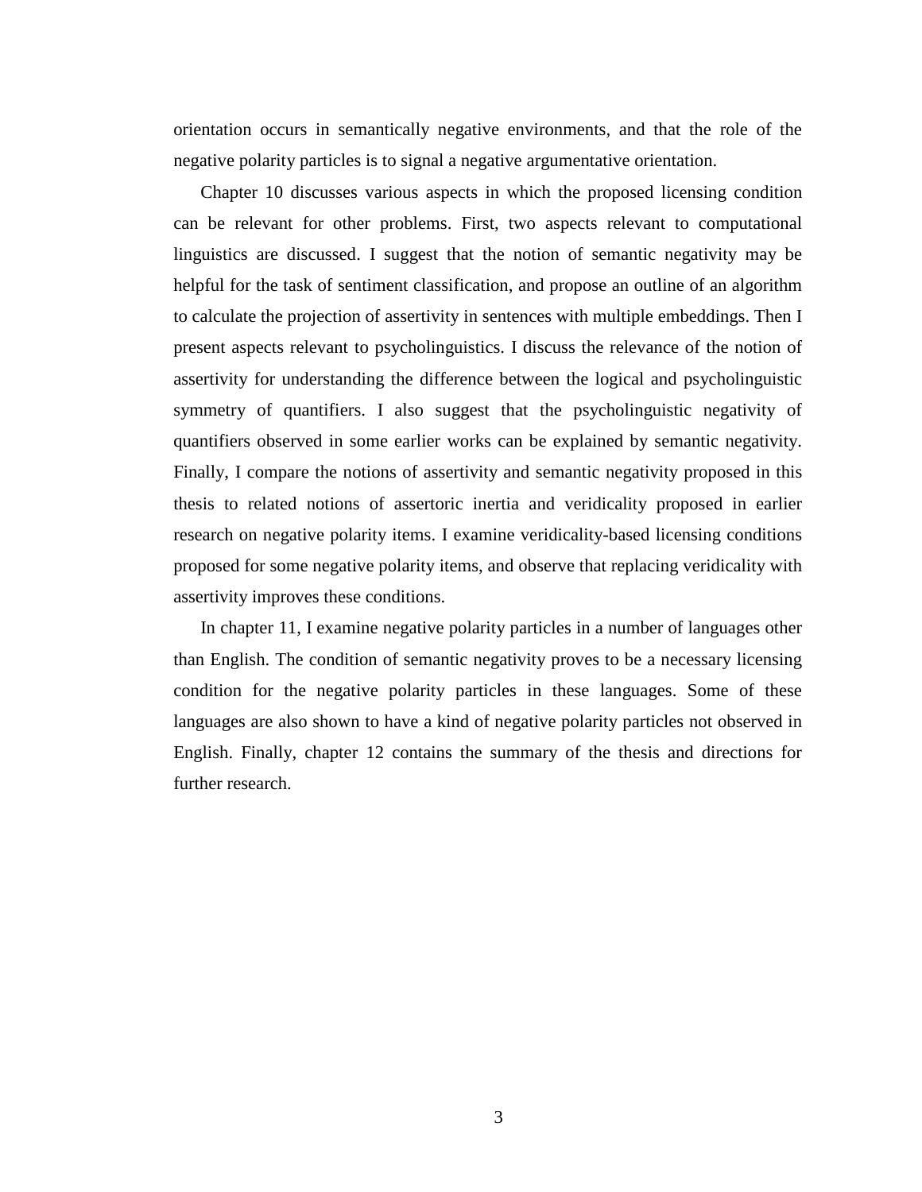orientation occurs in semantically negative environments, and that the role of the negative polarity particles is to signal a negative argumentative orientation.

Chapter 10 discusses various aspects in which the proposed licensing condition can be relevant for other problems. First, two aspects relevant to computational linguistics are discussed. I suggest that the notion of semantic negativity may be helpful for the task of sentiment classification, and propose an outline of an algorithm to calculate the projection of assertivity in sentences with multiple embeddings. Then I present aspects relevant to psycholinguistics. I discuss the relevance of the notion of assertivity for understanding the difference between the logical and psycholinguistic symmetry of quantifiers. I also suggest that the psycholinguistic negativity of quantifiers observed in some earlier works can be explained by semantic negativity. Finally, I compare the notions of assertivity and semantic negativity proposed in this thesis to related notions of assertoric inertia and veridicality proposed in earlier research on negative polarity items. I examine veridicality-based licensing conditions proposed for some negative polarity items, and observe that replacing veridicality with assertivity improves these conditions.

In chapter 11, I examine negative polarity particles in a number of languages other than English. The condition of semantic negativity proves to be a necessary licensing condition for the negative polarity particles in these languages. Some of these languages are also shown to have a kind of negative polarity particles not observed in English. Finally, chapter 12 contains the summary of the thesis and directions for further research.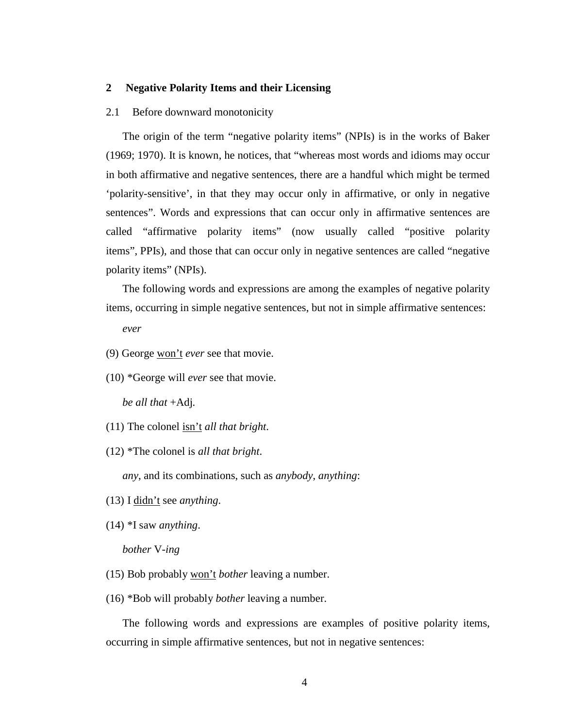## 2 Negative Polarity Items and their Licensing

### 2.1 Before downward monotonicity

The origin of the term "negative polarity items" (NPIs) is in the works of Baker (1969; 1970). It is known, he notices, that "whereas most words and idioms may occur in both affirmative and negative sentences, there are a handful which might be termed 'polarity-sensitive', in that they may occur only in affirmative, or only in negative sentences". Words and expressions that can occur only in affirmative sentences are called "affirmative polarity items" (now usually called "positive polarity items", PPIs), and those that can occur only in negative sentences are called "negative polarity items" (NPIs).

The following words and expressions are among the examples of negative polarity items, occurring in simple negative sentences, but not in simple affirmative sentences:

*ever*

(9) George <u>won't</u> *ever* see that movie.

(10) *George will *ever* see that movie.

*be all that* +Adj.

(11) The colonel <u>isn't</u> *all that bright*.

(12) *The colonel is *all that bright*.

*any*, and its combinations, such as *anybody*, *anything*:

(13) I <u>didn't</u> see *anything*.

(14) *I saw *anything*.

*bother* V-*ing*

(15) Bob probably <u>won't</u> *bother* leaving a number.

(16) *Bob will probably *bother* leaving a number.

The following words and expressions are examples of positive polarity items, occurring in simple affirmative sentences, but not in negative sentences: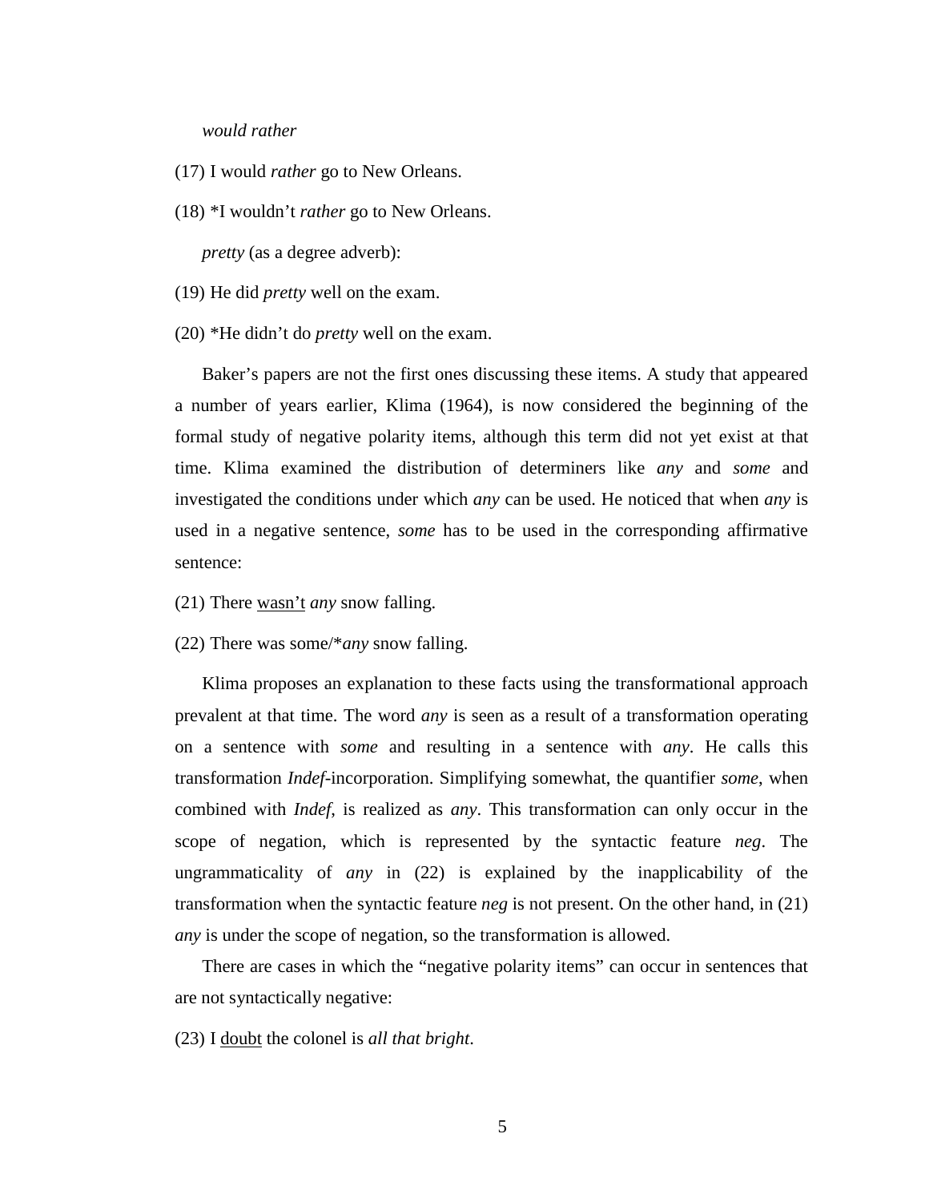*would rather*

(17) I would *rather* go to New Orleans.

(18) *I wouldn't *rather* go to New Orleans.

*pretty* (as a degree adverb):

(19) He did *pretty* well on the exam.

(20) *He didn't do *pretty* well on the exam.

Baker's papers are not the first ones discussing these items. A study that appeared a number of years earlier, Klima (1964), is now considered the beginning of the formal study of negative polarity items, although this term did not yet exist at that time. Klima examined the distribution of determiners like *any* and *some* and investigated the conditions under which *any* can be used. He noticed that when *any* is used in a negative sentence, *some* has to be used in the corresponding affirmative sentence:

(21) There <u>wasn't</u> *any* snow falling.

(22) There was some/**any* snow falling.

Klima proposes an explanation to these facts using the transformational approach prevalent at that time. The word *any* is seen as a result of a transformation operating on a sentence with *some* and resulting in a sentence with *any*. He calls this transformation *Indef*-incorporation. Simplifying somewhat, the quantifier *some*, when combined with *Indef*, is realized as *any*. This transformation can only occur in the scope of negation, which is represented by the syntactic feature *neg*. The ungrammaticality of *any* in (22) is explained by the inapplicability of the transformation when the syntactic feature *neg* is not present. On the other hand, in (21) *any* is under the scope of negation, so the transformation is allowed.

There are cases in which the "negative polarity items" can occur in sentences that are not syntactically negative:

(23) I <u>doubt</u> the colonel is *all that bright*.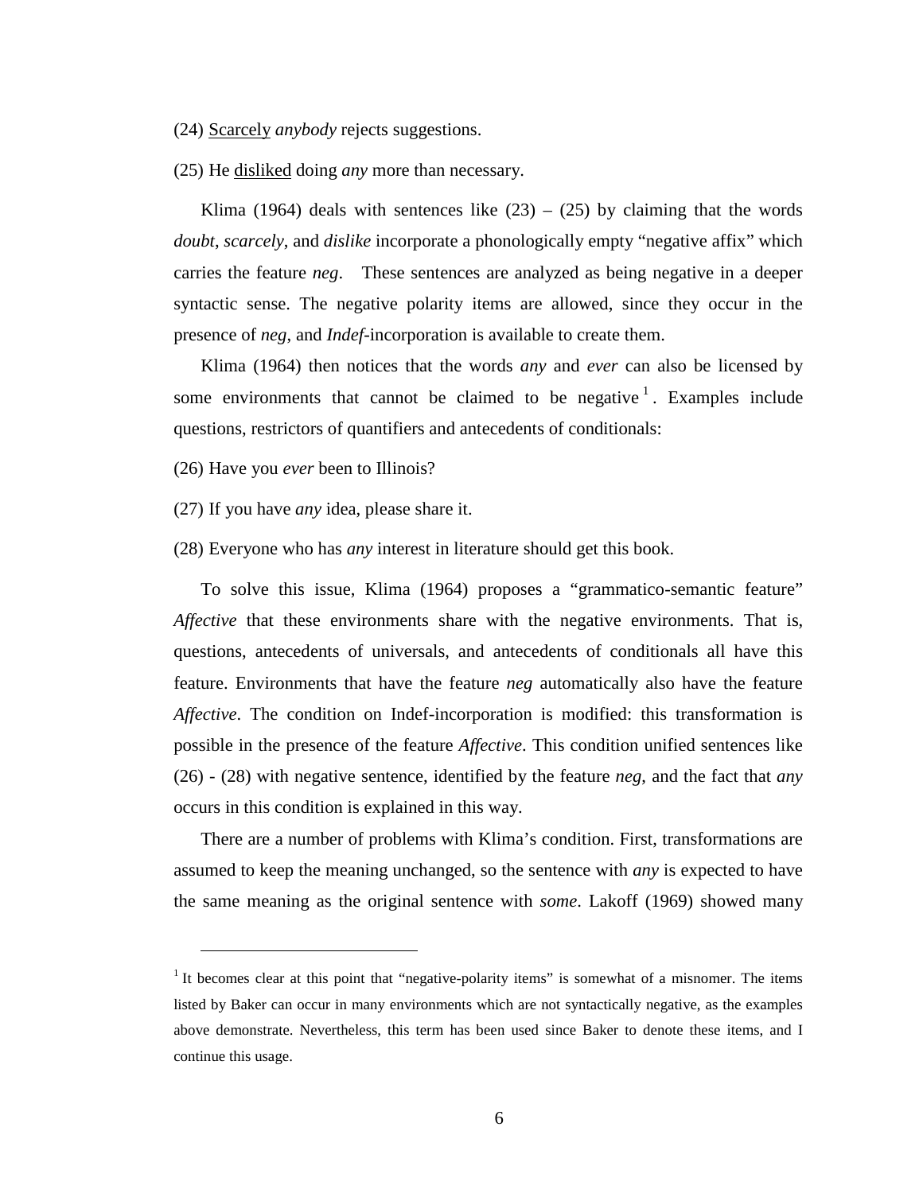(24) <u>Scarcely</u> *anybody* rejects suggestions.

(25) He <u>disliked</u> doing *any* more than necessary.

Klima (1964) deals with sentences like (23) – (25) by claiming that the words *doubt*, *scarcely*, and *dislike* incorporate a phonologically empty "negative affix" which carries the feature *neg*. These sentences are analyzed as being negative in a deeper syntactic sense. The negative polarity items are allowed, since they occur in the presence of *neg*, and *Indef*-incorporation is available to create them.

Klima (1964) then notices that the words *any* and *ever* can also be licensed by some environments that cannot be claimed to be negative[1]. Examples include questions, restrictors of quantifiers and antecedents of conditionals:

(26) Have you *ever* been to Illinois?

(27) If you have *any* idea, please share it.

(28) Everyone who has *any* interest in literature should get this book.

To solve this issue, Klima (1964) proposes a "grammatico-semantic feature" *Affective* that these environments share with the negative environments. That is, questions, antecedents of universals, and antecedents of conditionals all have this feature. Environments that have the feature *neg* automatically also have the feature *Affective*. The condition on Indef-incorporation is modified: this transformation is possible in the presence of the feature *Affective*. This condition unified sentences like (26) - (28) with negative sentence, identified by the feature *neg*, and the fact that *any* occurs in this condition is explained in this way.

There are a number of problems with Klima's condition. First, transformations are assumed to keep the meaning unchanged, so the sentence with *any* is expected to have the same meaning as the original sentence with *some*. Lakoff (1969) showed many

---

[1] It becomes clear at this point that "negative-polarity items" is somewhat of a misnomer. The items listed by Baker can occur in many environments which are not syntactically negative, as the examples above demonstrate. Nevertheless, this term has been used since Baker to denote these items, and I continue this usage.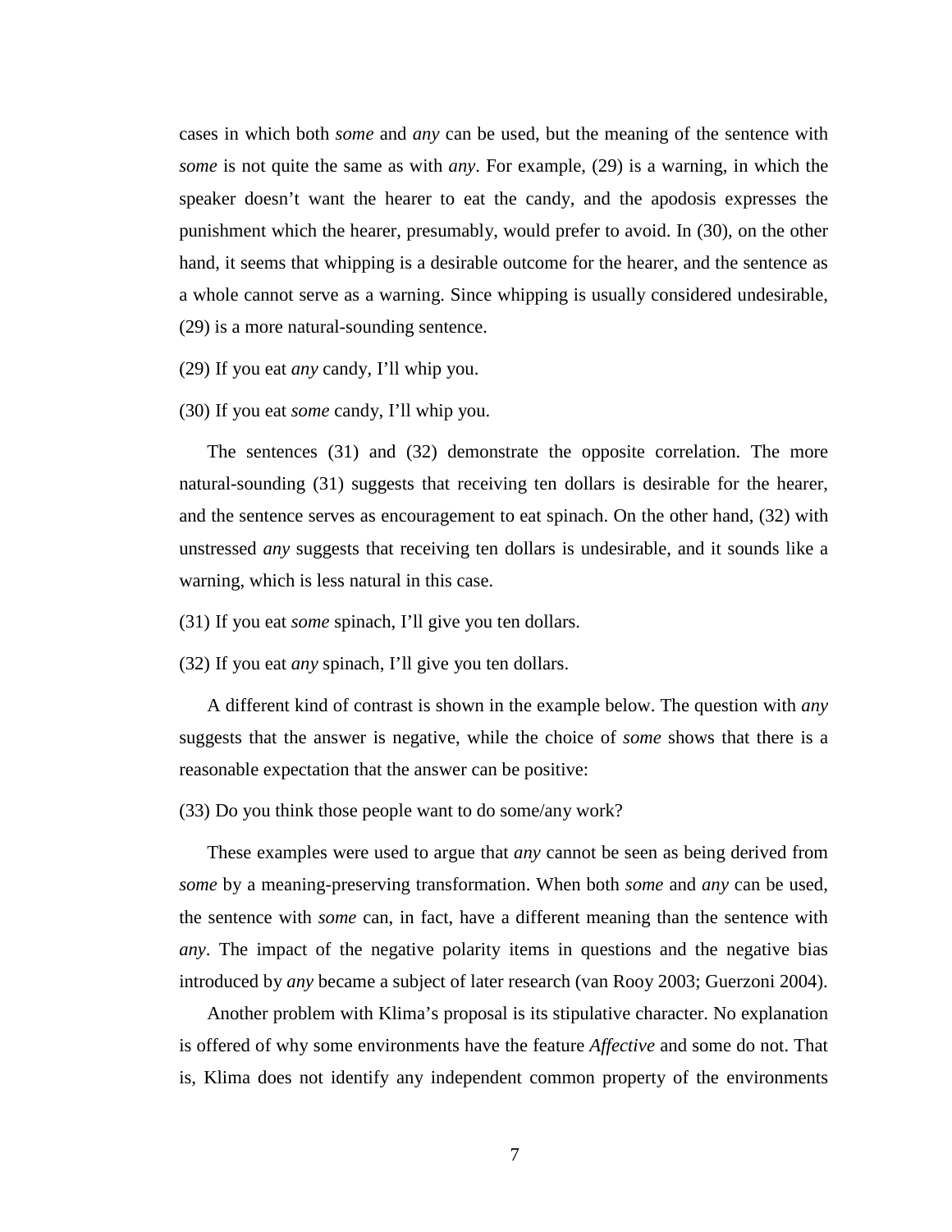cases in which both *some* and *any* can be used, but the meaning of the sentence with *some* is not quite the same as with *any*. For example, (29) is a warning, in which the speaker doesn't want the hearer to eat the candy, and the apodosis expresses the punishment which the hearer, presumably, would prefer to avoid. In (30), on the other hand, it seems that whipping is a desirable outcome for the hearer, and the sentence as a whole cannot serve as a warning. Since whipping is usually considered undesirable, (29) is a more natural-sounding sentence.

(29) If you eat *any* candy, I'll whip you.

(30) If you eat *some* candy, I'll whip you.

The sentences (31) and (32) demonstrate the opposite correlation. The more natural-sounding (31) suggests that receiving ten dollars is desirable for the hearer, and the sentence serves as encouragement to eat spinach. On the other hand, (32) with unstressed *any* suggests that receiving ten dollars is undesirable, and it sounds like a warning, which is less natural in this case.

(31) If you eat *some* spinach, I'll give you ten dollars.

(32) If you eat *any* spinach, I'll give you ten dollars.

A different kind of contrast is shown in the example below. The question with *any* suggests that the answer is negative, while the choice of *some* shows that there is a reasonable expectation that the answer can be positive:

(33) Do you think those people want to do some/any work?

These examples were used to argue that *any* cannot be seen as being derived from *some* by a meaning-preserving transformation. When both *some* and *any* can be used, the sentence with *some* can, in fact, have a different meaning than the sentence with *any*. The impact of the negative polarity items in questions and the negative bias introduced by *any* became a subject of later research (van Rooy 2003; Guerzoni 2004).

Another problem with Klima's proposal is its stipulative character. No explanation is offered of why some environments have the feature *Affective* and some do not. That is, Klima does not identify any independent common property of the environments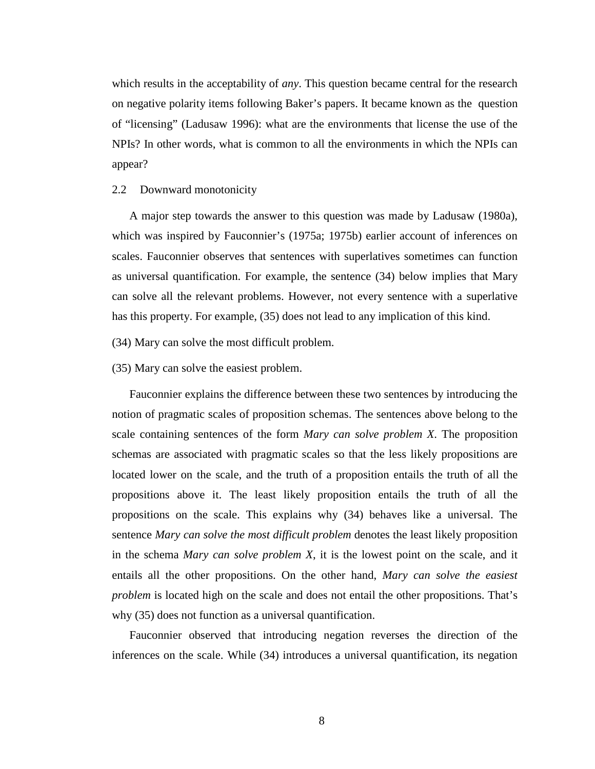which results in the acceptability of *any*. This question became central for the research on negative polarity items following Baker's papers. It became known as the question of "licensing" (Ladusaw 1996): what are the environments that license the use of the NPIs? In other words, what is common to all the environments in which the NPIs can appear?

## 2.2 Downward monotonicity

A major step towards the answer to this question was made by Ladusaw (1980a), which was inspired by Fauconnier's (1975a; 1975b) earlier account of inferences on scales. Fauconnier observes that sentences with superlatives sometimes can function as universal quantification. For example, the sentence (34) below implies that Mary can solve all the relevant problems. However, not every sentence with a superlative has this property. For example, (35) does not lead to any implication of this kind.

(34) Mary can solve the most difficult problem.

(35) Mary can solve the easiest problem.

Fauconnier explains the difference between these two sentences by introducing the notion of pragmatic scales of proposition schemas. The sentences above belong to the scale containing sentences of the form *Mary can solve problem X*. The proposition schemas are associated with pragmatic scales so that the less likely propositions are located lower on the scale, and the truth of a proposition entails the truth of all the propositions above it. The least likely proposition entails the truth of all the propositions on the scale. This explains why (34) behaves like a universal. The sentence *Mary can solve the most difficult problem* denotes the least likely proposition in the schema *Mary can solve problem X*, it is the lowest point on the scale, and it entails all the other propositions. On the other hand, *Mary can solve the easiest problem* is located high on the scale and does not entail the other propositions. That's why (35) does not function as a universal quantification.

Fauconnier observed that introducing negation reverses the direction of the inferences on the scale. While (34) introduces a universal quantification, its negation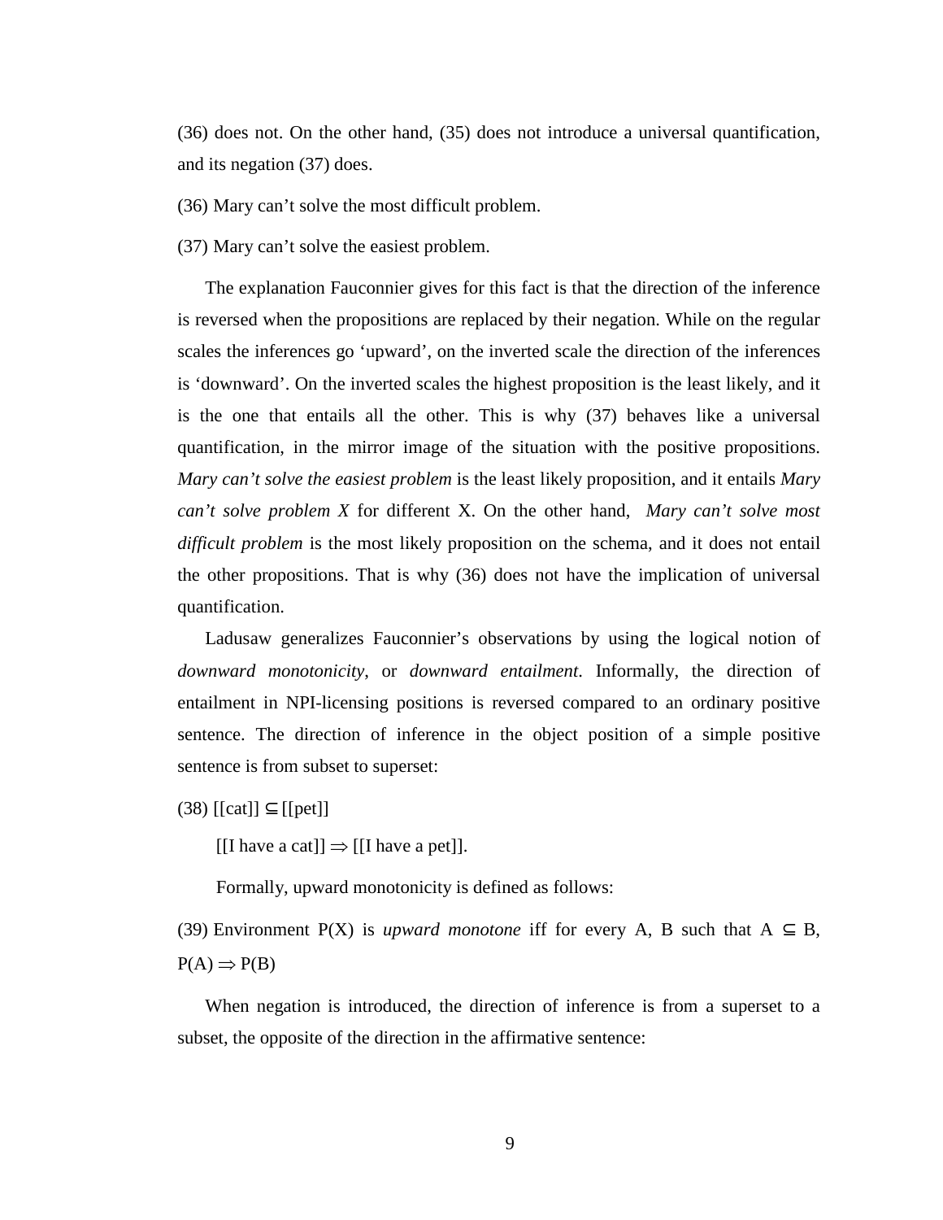(36) does not. On the other hand, (35) does not introduce a universal quantification, and its negation (37) does.

(36) Mary can't solve the most difficult problem.

(37) Mary can't solve the easiest problem.

The explanation Fauconnier gives for this fact is that the direction of the inference is reversed when the propositions are replaced by their negation. While on the regular scales the inferences go 'upward', on the inverted scale the direction of the inferences is 'downward'. On the inverted scales the highest proposition is the least likely, and it is the one that entails all the other. This is why (37) behaves like a universal quantification, in the mirror image of the situation with the positive propositions. *Mary can't solve the easiest problem* is the least likely proposition, and it entails *Mary can't solve problem X* for different X. On the other hand, *Mary can't solve most difficult problem* is the most likely proposition on the schema, and it does not entail the other propositions. That is why (36) does not have the implication of universal quantification.

Ladusaw generalizes Fauconnier's observations by using the logical notion of *downward monotonicity*, or *downward entailment*. Informally, the direction of entailment in NPI-licensing positions is reversed compared to an ordinary positive sentence. The direction of inference in the object position of a simple positive sentence is from subset to superset:

(38) [[cat]] $\subseteq$ [[pet]]

[[I have a cat]] $\Rightarrow$ [[I have a pet]].

Formally, upward monotonicity is defined as follows:

(39) Environment P(X) is *upward monotone* iff for every A, B such that A $\subseteq$ B, P(A) $\Rightarrow$ P(B)

When negation is introduced, the direction of inference is from a superset to a subset, the opposite of the direction in the affirmative sentence: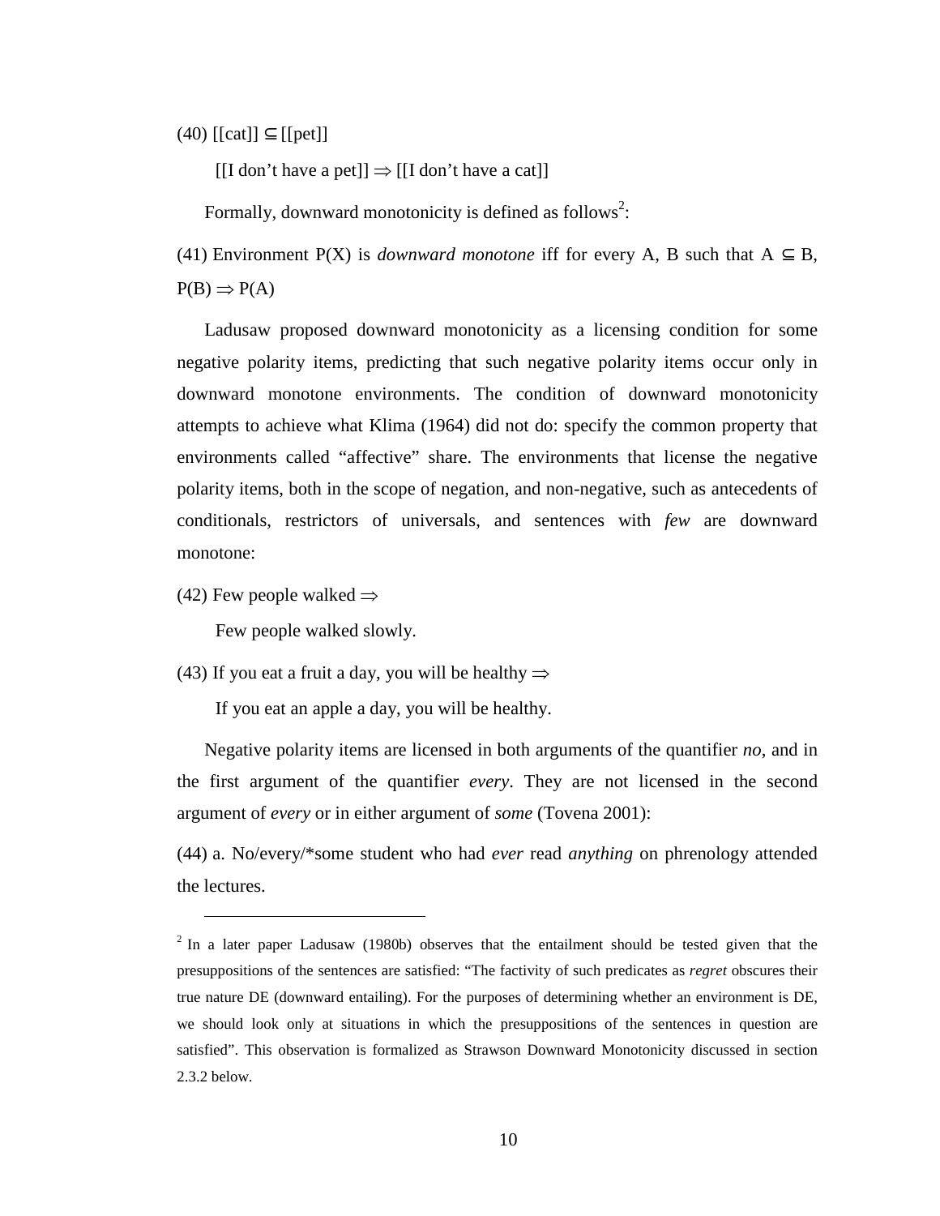(40) [[cat]] $\subseteq$ [[pet]]

[[I don't have a pet]] $\Rightarrow$ [[I don't have a cat]]

Formally, downward monotonicity is defined as follows[2]:

(41) Environment P(X) is *downward monotone* iff for every A, B such that A $\subseteq$ B, P(B) $\Rightarrow$ P(A)

Ladusaw proposed downward monotonicity as a licensing condition for some negative polarity items, predicting that such negative polarity items occur only in downward monotone environments. The condition of downward monotonicity attempts to achieve what Klima (1964) did not do: specify the common property that environments called "affective" share. The environments that license the negative polarity items, both in the scope of negation, and non-negative, such as antecedents of conditionals, restrictors of universals, and sentences with *few* are downward monotone:

(42) Few people walked $\Rightarrow$

Few people walked slowly.

(43) If you eat a fruit a day, you will be healthy $\Rightarrow$

If you eat an apple a day, you will be healthy.

Negative polarity items are licensed in both arguments of the quantifier *no*, and in the first argument of the quantifier *every*. They are not licensed in the second argument of *every* or in either argument of *some* (Tovena 2001):

(44) a. No/every/*some student who had *ever* read *anything* on phrenology attended the lectures.

---

[2] In a later paper Ladusaw (1980b) observes that the entailment should be tested given that the presuppositions of the sentences are satisfied: "The factivity of such predicates as *regret* obscures their true nature DE (downward entailing). For the purposes of determining whether an environment is DE, we should look only at situations in which the presuppositions of the sentences in question are satisfied". This observation is formalized as Strawson Downward Monotonicity discussed in section 2.3.2 below.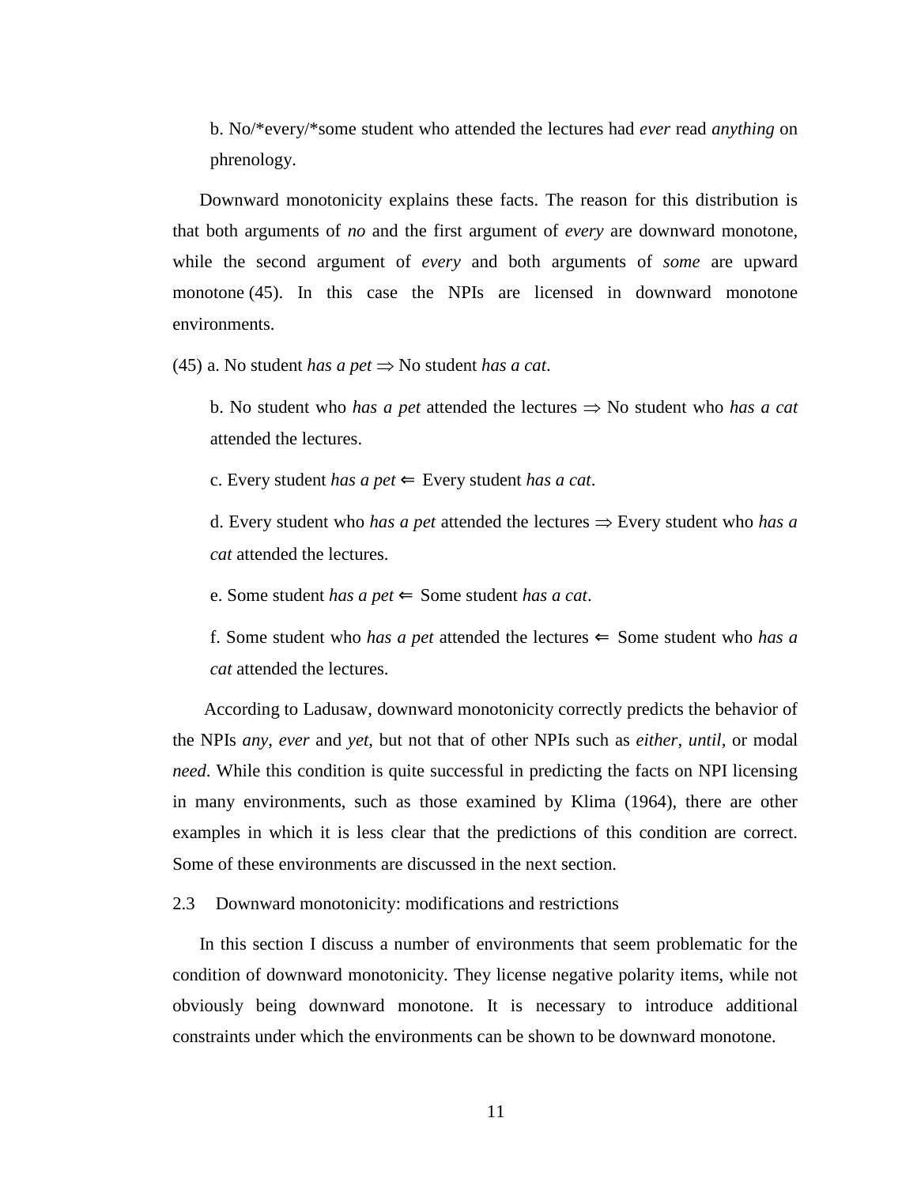b. No/*every/*some student who attended the lectures had *ever* read *anything* on phrenology.

Downward monotonicity explains these facts. The reason for this distribution is that both arguments of *no* and the first argument of *every* are downward monotone, while the second argument of *every* and both arguments of *some* are upward monotone (45). In this case the NPIs are licensed in downward monotone environments.

(45) a. No student *has a pet* $\Rightarrow$ No student *has a cat*.

b. No student who *has a pet* attended the lectures $\Rightarrow$ No student who *has a cat* attended the lectures.

c. Every student *has a pet* $\Leftarrow$ Every student *has a cat*.

d. Every student who *has a pet* attended the lectures $\Rightarrow$ Every student who *has a cat* attended the lectures.

e. Some student *has a pet* $\Leftarrow$ Some student *has a cat*.

f. Some student who *has a pet* attended the lectures $\Leftarrow$ Some student who *has a cat* attended the lectures.

According to Ladusaw, downward monotonicity correctly predicts the behavior of the NPIs *any*, *ever* and *yet*, but not that of other NPIs such as *either*, *until*, or modal *need*. While this condition is quite successful in predicting the facts on NPI licensing in many environments, such as those examined by Klima (1964), there are other examples in which it is less clear that the predictions of this condition are correct. Some of these environments are discussed in the next section.

## 2.3 Downward monotonicity: modifications and restrictions

In this section I discuss a number of environments that seem problematic for the condition of downward monotonicity. They license negative polarity items, while not obviously being downward monotone. It is necessary to introduce additional constraints under which the environments can be shown to be downward monotone.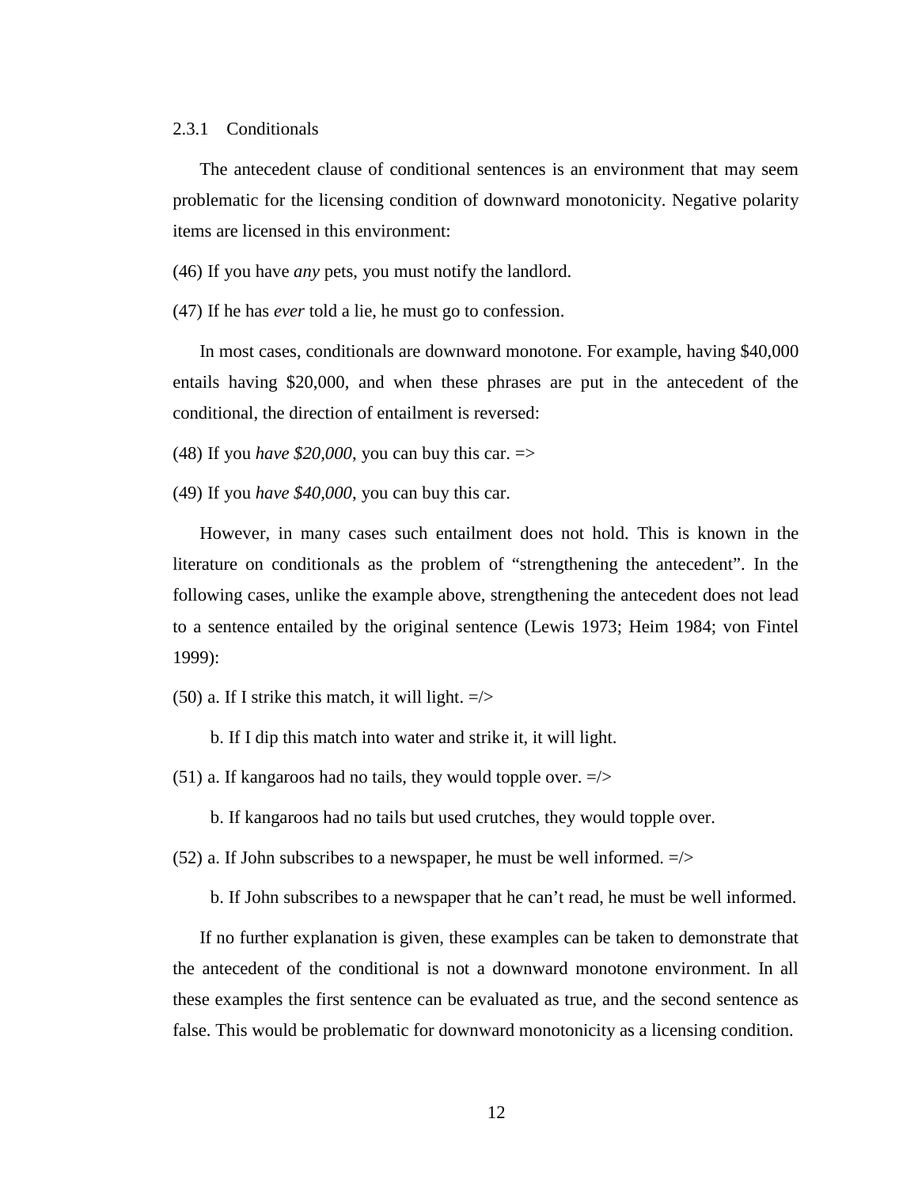### 2.3.1 Conditionals

The antecedent clause of conditional sentences is an environment that may seem problematic for the licensing condition of downward monotonicity. Negative polarity items are licensed in this environment:

(46) If you have *any* pets, you must notify the landlord.

(47) If he has *ever* told a lie, he must go to confession.

In most cases, conditionals are downward monotone. For example, having $40,000 entails having $20,000, and when these phrases are put in the antecedent of the conditional, the direction of entailment is reversed:

(48) If you *have $20,000*, you can buy this car. =>

(49) If you *have $40,000*, you can buy this car.

However, in many cases such entailment does not hold. This is known in the literature on conditionals as the problem of "strengthening the antecedent". In the following cases, unlike the example above, strengthening the antecedent does not lead to a sentence entailed by the original sentence (Lewis 1973; Heim 1984; von Fintel 1999):

(50) a. If I strike this match, it will light. =/>

b. If I dip this match into water and strike it, it will light.

(51) a. If kangaroos had no tails, they would topple over. =/>

b. If kangaroos had no tails but used crutches, they would topple over.

(52) a. If John subscribes to a newspaper, he must be well informed. =/>

b. If John subscribes to a newspaper that he can't read, he must be well informed.

If no further explanation is given, these examples can be taken to demonstrate that the antecedent of the conditional is not a downward monotone environment. In all these examples the first sentence can be evaluated as true, and the second sentence as false. This would be problematic for downward monotonicity as a licensing condition.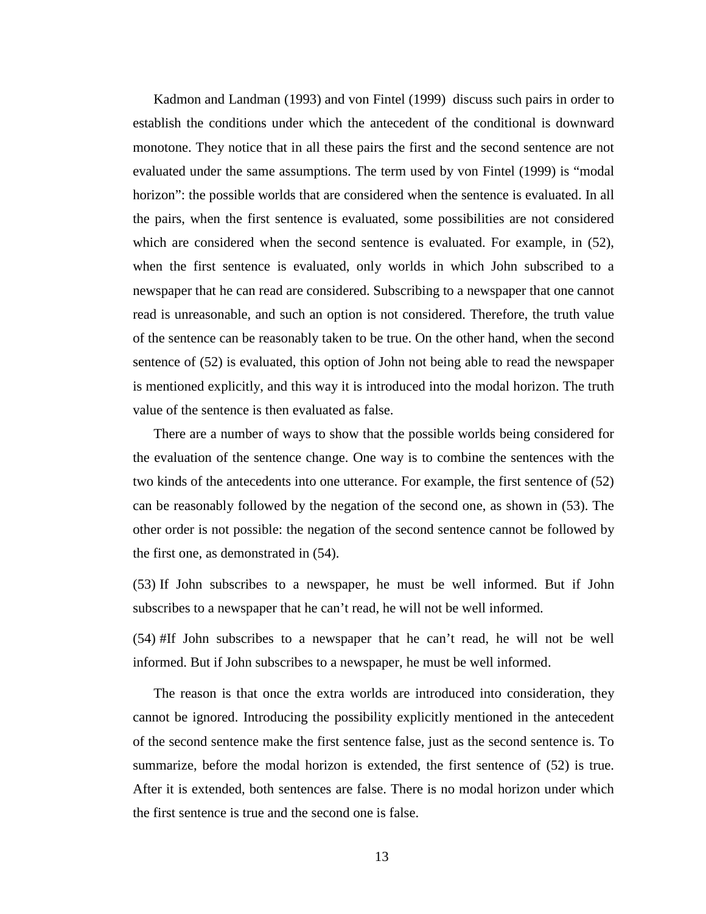Kadmon and Landman (1993) and von Fintel (1999) discuss such pairs in order to establish the conditions under which the antecedent of the conditional is downward monotone. They notice that in all these pairs the first and the second sentence are not evaluated under the same assumptions. The term used by von Fintel (1999) is "modal horizon": the possible worlds that are considered when the sentence is evaluated. In all the pairs, when the first sentence is evaluated, some possibilities are not considered which are considered when the second sentence is evaluated. For example, in (52), when the first sentence is evaluated, only worlds in which John subscribed to a newspaper that he can read are considered. Subscribing to a newspaper that one cannot read is unreasonable, and such an option is not considered. Therefore, the truth value of the sentence can be reasonably taken to be true. On the other hand, when the second sentence of (52) is evaluated, this option of John not being able to read the newspaper is mentioned explicitly, and this way it is introduced into the modal horizon. The truth value of the sentence is then evaluated as false.

There are a number of ways to show that the possible worlds being considered for the evaluation of the sentence change. One way is to combine the sentences with the two kinds of the antecedents into one utterance. For example, the first sentence of (52) can be reasonably followed by the negation of the second one, as shown in (53). The other order is not possible: the negation of the second sentence cannot be followed by the first one, as demonstrated in (54).

(53) If John subscribes to a newspaper, he must be well informed. But if John subscribes to a newspaper that he can't read, he will not be well informed.

(54) #If John subscribes to a newspaper that he can't read, he will not be well informed. But if John subscribes to a newspaper, he must be well informed.

The reason is that once the extra worlds are introduced into consideration, they cannot be ignored. Introducing the possibility explicitly mentioned in the antecedent of the second sentence make the first sentence false, just as the second sentence is. To summarize, before the modal horizon is extended, the first sentence of (52) is true. After it is extended, both sentences are false. There is no modal horizon under which the first sentence is true and the second one is false.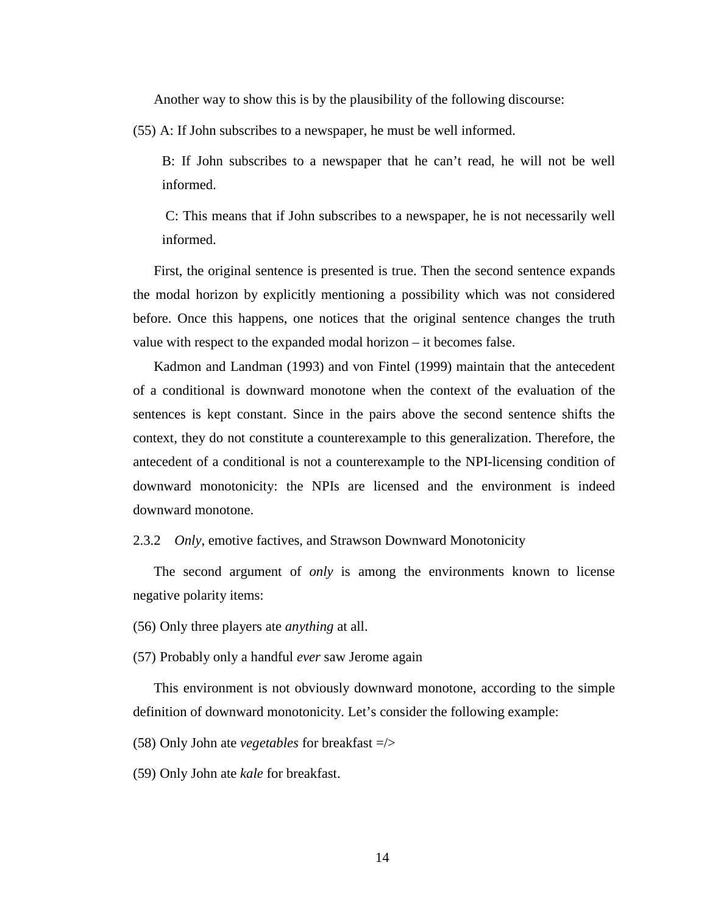Another way to show this is by the plausibility of the following discourse:

(55) A: If John subscribes to a newspaper, he must be well informed.

B: If John subscribes to a newspaper that he can't read, he will not be well informed.

C: This means that if John subscribes to a newspaper, he is not necessarily well informed.

First, the original sentence is presented is true. Then the second sentence expands the modal horizon by explicitly mentioning a possibility which was not considered before. Once this happens, one notices that the original sentence changes the truth value with respect to the expanded modal horizon – it becomes false.

Kadmon and Landman (1993) and von Fintel (1999) maintain that the antecedent of a conditional is downward monotone when the context of the evaluation of the sentences is kept constant. Since in the pairs above the second sentence shifts the context, they do not constitute a counterexample to this generalization. Therefore, the antecedent of a conditional is not a counterexample to the NPI-licensing condition of downward monotonicity: the NPIs are licensed and the environment is indeed downward monotone.

### 2.3.2 *Only*, emotive factives, and Strawson Downward Monotonicity

The second argument of *only* is among the environments known to license negative polarity items:

(56) Only three players ate *anything* at all.

(57) Probably only a handful *ever* saw Jerome again

This environment is not obviously downward monotone, according to the simple definition of downward monotonicity. Let's consider the following example:

(58) Only John ate *vegetables* for breakfast =/>

(59) Only John ate *kale* for breakfast.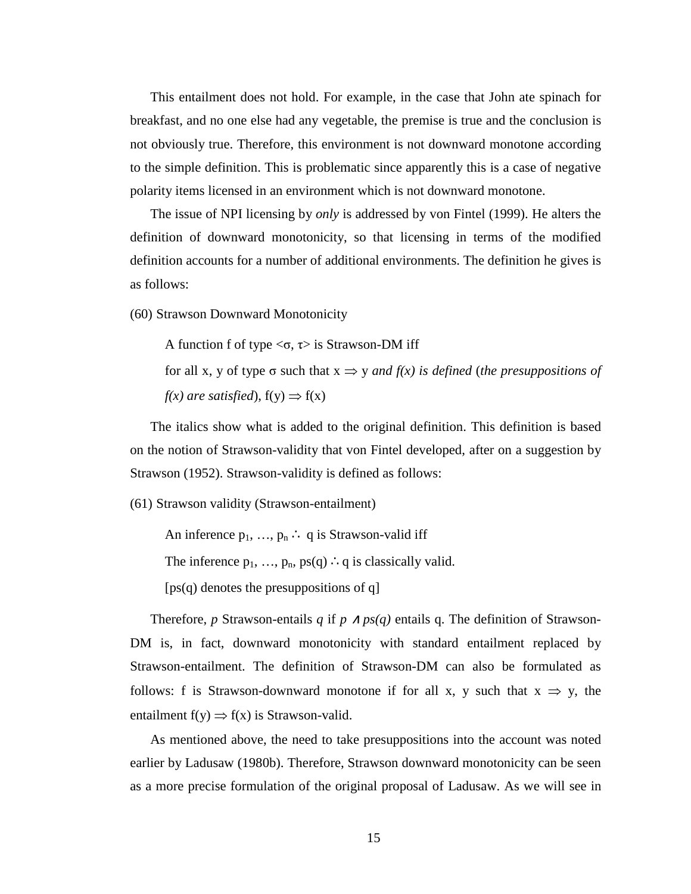This entailment does not hold. For example, in the case that John ate spinach for breakfast, and no one else had any vegetable, the premise is true and the conclusion is not obviously true. Therefore, this environment is not downward monotone according to the simple definition. This is problematic since apparently this is a case of negative polarity items licensed in an environment which is not downward monotone.

The issue of NPI licensing by *only* is addressed by von Fintel (1999). He alters the definition of downward monotonicity, so that licensing in terms of the modified definition accounts for a number of additional environments. The definition he gives is as follows:

(60) Strawson Downward Monotonicity

> A function f of type $<\sigma, \tau>$ is Strawson-DM iff
>
> for all x, y of type $\sigma$ such that $x \Rightarrow y$ *and f(x) is defined* (*the presuppositions of f(x) are satisfied*), $f(y) \Rightarrow f(x)$

The italics show what is added to the original definition. This definition is based on the notion of Strawson-validity that von Fintel developed, after on a suggestion by Strawson (1952). Strawson-validity is defined as follows:

(61) Strawson validity (Strawson-entailment)

> An inference $p_1, \ldots, p_n \therefore q$ is Strawson-valid iff
>
> The inference $p_1, \ldots, p_n, ps(q) \therefore q$ is classically valid.
>
> [ps(q) denotes the presuppositions of q]

Therefore, *p* Strawson-entails *q* if $p \wedge ps(q)$ entails q. The definition of Strawson-DM is, in fact, downward monotonicity with standard entailment replaced by Strawson-entailment. The definition of Strawson-DM can also be formulated as follows: f is Strawson-downward monotone if for all x, y such that $x \Rightarrow y$, the entailment $f(y) \Rightarrow f(x)$ is Strawson-valid.

As mentioned above, the need to take presuppositions into the account was noted earlier by Ladusaw (1980b). Therefore, Strawson downward monotonicity can be seen as a more precise formulation of the original proposal of Ladusaw. As we will see in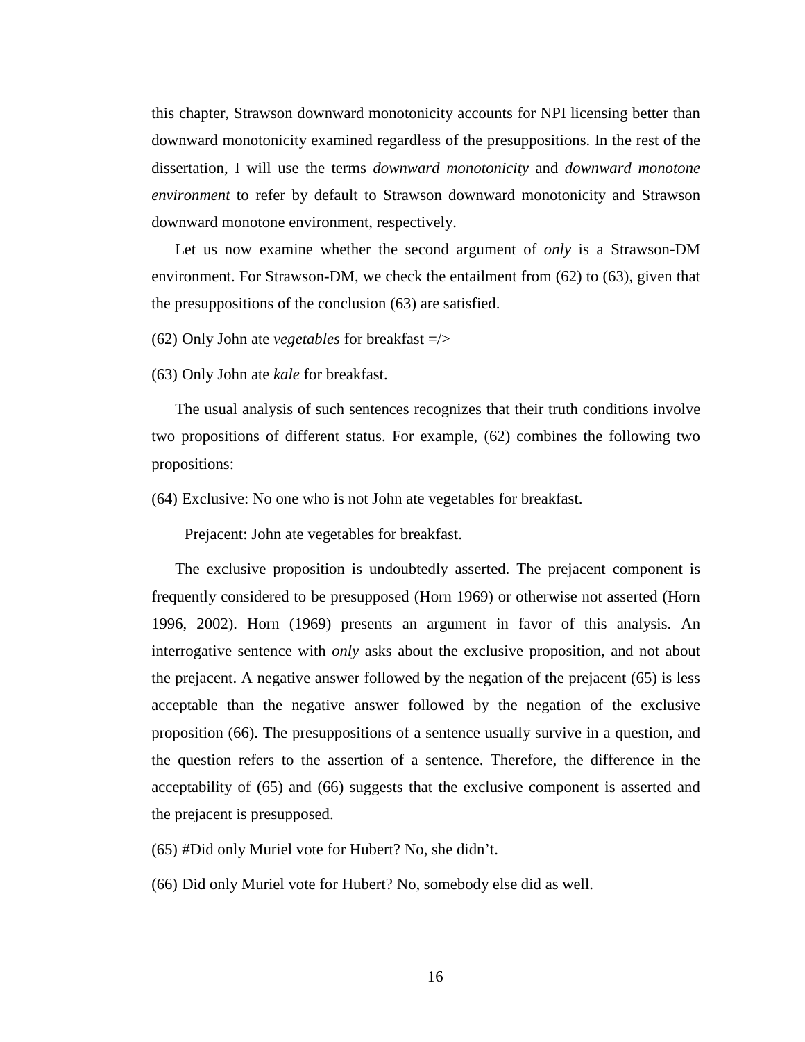this chapter, Strawson downward monotonicity accounts for NPI licensing better than downward monotonicity examined regardless of the presuppositions. In the rest of the dissertation, I will use the terms *downward monotonicity* and *downward monotone environment* to refer by default to Strawson downward monotonicity and Strawson downward monotone environment, respectively.

Let us now examine whether the second argument of *only* is a Strawson-DM environment. For Strawson-DM, we check the entailment from (62) to (63), given that the presuppositions of the conclusion (63) are satisfied.

(62) Only John ate *vegetables* for breakfast =/>

(63) Only John ate *kale* for breakfast.

The usual analysis of such sentences recognizes that their truth conditions involve two propositions of different status. For example, (62) combines the following two propositions:

(64) Exclusive: No one who is not John ate vegetables for breakfast.

Prejacent: John ate vegetables for breakfast.

The exclusive proposition is undoubtedly asserted. The prejacent component is frequently considered to be presupposed (Horn 1969) or otherwise not asserted (Horn 1996, 2002). Horn (1969) presents an argument in favor of this analysis. An interrogative sentence with *only* asks about the exclusive proposition, and not about the prejacent. A negative answer followed by the negation of the prejacent (65) is less acceptable than the negative answer followed by the negation of the exclusive proposition (66). The presuppositions of a sentence usually survive in a question, and the question refers to the assertion of a sentence. Therefore, the difference in the acceptability of (65) and (66) suggests that the exclusive component is asserted and the prejacent is presupposed.

(65) #Did only Muriel vote for Hubert? No, she didn't.

(66) Did only Muriel vote for Hubert? No, somebody else did as well.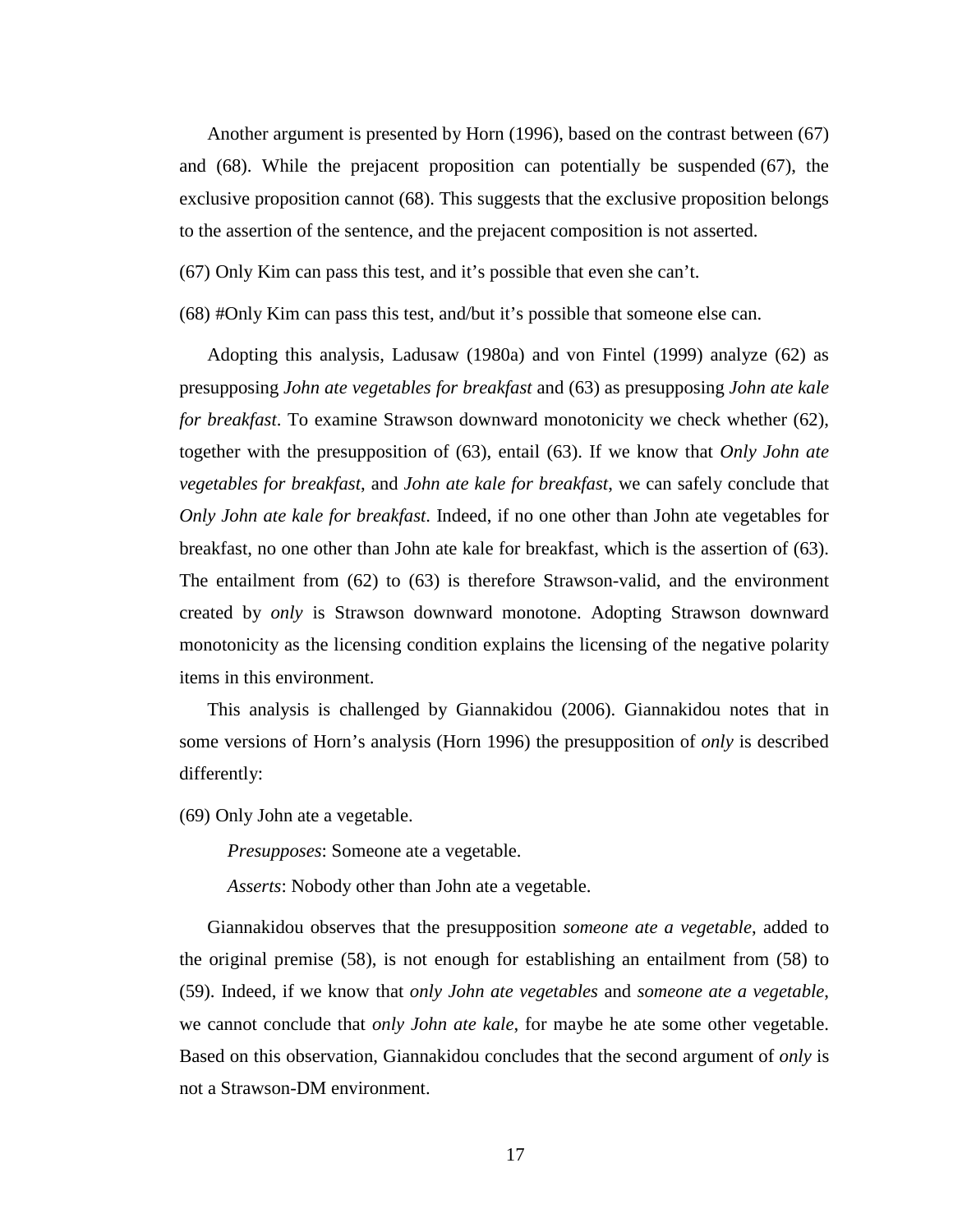Another argument is presented by Horn (1996), based on the contrast between (67) and (68). While the prejacent proposition can potentially be suspended (67), the exclusive proposition cannot (68). This suggests that the exclusive proposition belongs to the assertion of the sentence, and the prejacent composition is not asserted.

(67) Only Kim can pass this test, and it's possible that even she can't.

(68) #Only Kim can pass this test, and/but it's possible that someone else can.

Adopting this analysis, Ladusaw (1980a) and von Fintel (1999) analyze (62) as presupposing *John ate vegetables for breakfast* and (63) as presupposing *John ate kale for breakfast*. To examine Strawson downward monotonicity we check whether (62), together with the presupposition of (63), entail (63). If we know that *Only John ate vegetables for breakfast*, and *John ate kale for breakfast*, we can safely conclude that *Only John ate kale for breakfast*. Indeed, if no one other than John ate vegetables for breakfast, no one other than John ate kale for breakfast, which is the assertion of (63). The entailment from (62) to (63) is therefore Strawson-valid, and the environment created by *only* is Strawson downward monotone. Adopting Strawson downward monotonicity as the licensing condition explains the licensing of the negative polarity items in this environment.

This analysis is challenged by Giannakidou (2006). Giannakidou notes that in some versions of Horn's analysis (Horn 1996) the presupposition of *only* is described differently:

(69) Only John ate a vegetable.

*Presupposes*: Someone ate a vegetable.

*Asserts*: Nobody other than John ate a vegetable.

Giannakidou observes that the presupposition *someone ate a vegetable*, added to the original premise (58), is not enough for establishing an entailment from (58) to (59). Indeed, if we know that *only John ate vegetables* and *someone ate a vegetable*, we cannot conclude that *only John ate kale*, for maybe he ate some other vegetable. Based on this observation, Giannakidou concludes that the second argument of *only* is not a Strawson-DM environment.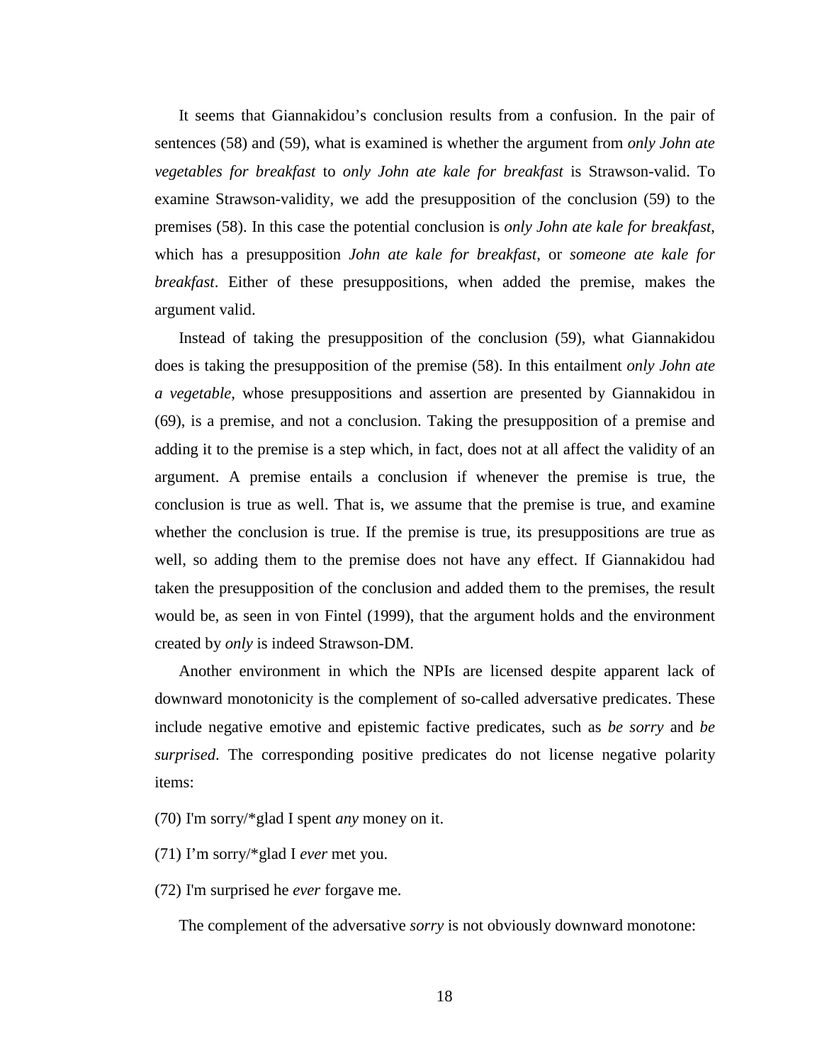It seems that Giannakidou's conclusion results from a confusion. In the pair of sentences (58) and (59), what is examined is whether the argument from *only John ate vegetables for breakfast* to *only John ate kale for breakfast* is Strawson-valid. To examine Strawson-validity, we add the presupposition of the conclusion (59) to the premises (58). In this case the potential conclusion is *only John ate kale for breakfast*, which has a presupposition *John ate kale for breakfast*, or *someone ate kale for breakfast*. Either of these presuppositions, when added the premise, makes the argument valid.

Instead of taking the presupposition of the conclusion (59), what Giannakidou does is taking the presupposition of the premise (58). In this entailment *only John ate a vegetable*, whose presuppositions and assertion are presented by Giannakidou in (69), is a premise, and not a conclusion. Taking the presupposition of a premise and adding it to the premise is a step which, in fact, does not at all affect the validity of an argument. A premise entails a conclusion if whenever the premise is true, the conclusion is true as well. That is, we assume that the premise is true, and examine whether the conclusion is true. If the premise is true, its presuppositions are true as well, so adding them to the premise does not have any effect. If Giannakidou had taken the presupposition of the conclusion and added them to the premises, the result would be, as seen in von Fintel (1999), that the argument holds and the environment created by *only* is indeed Strawson-DM.

Another environment in which the NPIs are licensed despite apparent lack of downward monotonicity is the complement of so-called adversative predicates. These include negative emotive and epistemic factive predicates, such as *be sorry* and *be surprised*. The corresponding positive predicates do not license negative polarity items:

(70) I'm sorry/*glad I spent *any* money on it.

(71) I'm sorry/*glad I *ever* met you.

(72) I'm surprised he *ever* forgave me.

The complement of the adversative *sorry* is not obviously downward monotone: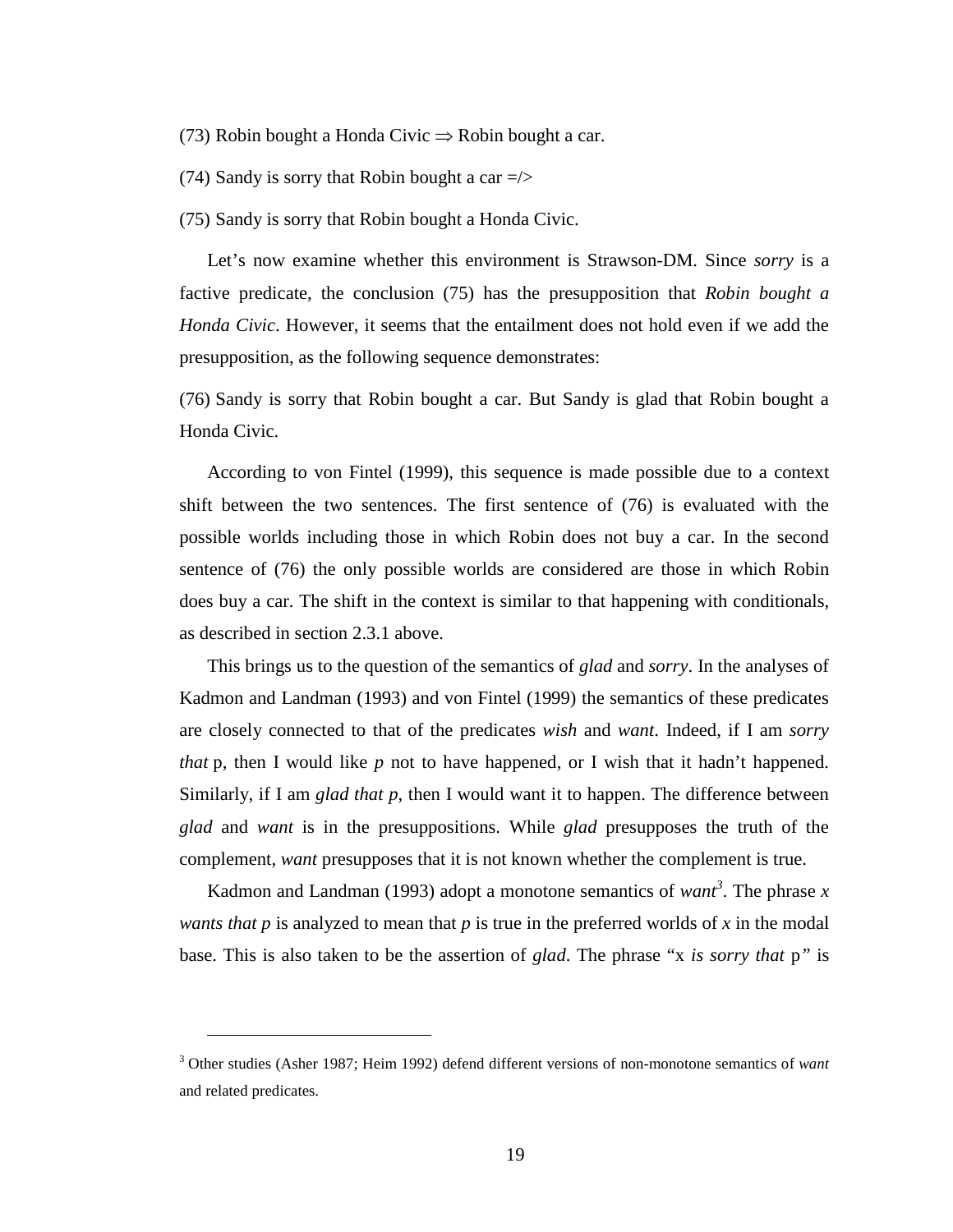(73) Robin bought a Honda Civic $\Rightarrow$ Robin bought a car.

(74) Sandy is sorry that Robin bought a car =/>

(75) Sandy is sorry that Robin bought a Honda Civic.

Let's now examine whether this environment is Strawson-DM. Since *sorry* is a factive predicate, the conclusion (75) has the presupposition that *Robin bought a Honda Civic*. However, it seems that the entailment does not hold even if we add the presupposition, as the following sequence demonstrates:

(76) Sandy is sorry that Robin bought a car. But Sandy is glad that Robin bought a Honda Civic.

According to von Fintel (1999), this sequence is made possible due to a context shift between the two sentences. The first sentence of (76) is evaluated with the possible worlds including those in which Robin does not buy a car. In the second sentence of (76) the only possible worlds are considered are those in which Robin does buy a car. The shift in the context is similar to that happening with conditionals, as described in section 2.3.1 above.

This brings us to the question of the semantics of *glad* and *sorry*. In the analyses of Kadmon and Landman (1993) and von Fintel (1999) the semantics of these predicates are closely connected to that of the predicates *wish* and *want*. Indeed, if I am *sorry that* p, then I would like *p* not to have happened, or I wish that it hadn't happened. Similarly, if I am *glad that p*, then I would want it to happen. The difference between *glad* and *want* is in the presuppositions. While *glad* presupposes the truth of the complement, *want* presupposes that it is not known whether the complement is true.

Kadmon and Landman (1993) adopt a monotone semantics of *want*[3]. The phrase *x wants that p* is analyzed to mean that *p* is true in the preferred worlds of *x* in the modal base. This is also taken to be the assertion of *glad*. The phrase "x *is sorry that* p" is

---

[3] Other studies (Asher 1987; Heim 1992) defend different versions of non-monotone semantics of *want* and related predicates.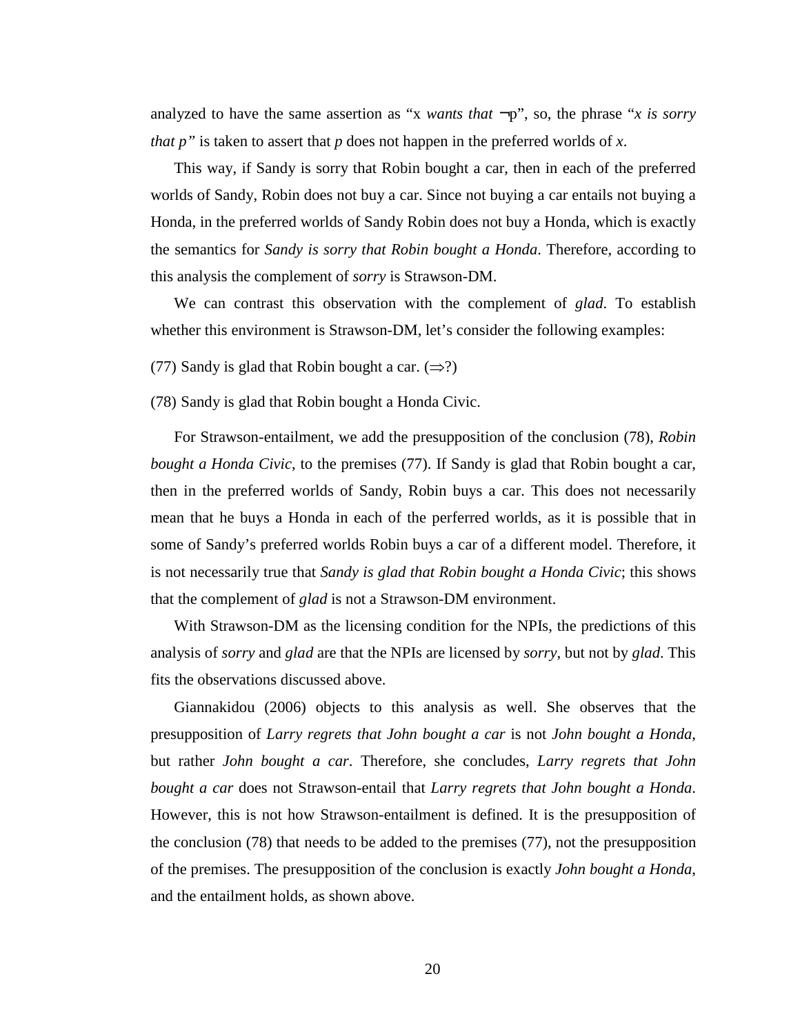analyzed to have the same assertion as "x *wants that* $\neg$p", so, the phrase "*x is sorry that p"* is taken to assert that *p* does not happen in the preferred worlds of *x*.

This way, if Sandy is sorry that Robin bought a car, then in each of the preferred worlds of Sandy, Robin does not buy a car. Since not buying a car entails not buying a Honda, in the preferred worlds of Sandy Robin does not buy a Honda, which is exactly the semantics for *Sandy is sorry that Robin bought a Honda*. Therefore, according to this analysis the complement of *sorry* is Strawson-DM.

We can contrast this observation with the complement of *glad*. To establish whether this environment is Strawson-DM, let's consider the following examples:

(77) Sandy is glad that Robin bought a car. ($\Rightarrow$?)

(78) Sandy is glad that Robin bought a Honda Civic.

For Strawson-entailment, we add the presupposition of the conclusion (78), *Robin bought a Honda Civic*, to the premises (77). If Sandy is glad that Robin bought a car, then in the preferred worlds of Sandy, Robin buys a car. This does not necessarily mean that he buys a Honda in each of the perferred worlds, as it is possible that in some of Sandy's preferred worlds Robin buys a car of a different model. Therefore, it is not necessarily true that *Sandy is glad that Robin bought a Honda Civic*; this shows that the complement of *glad* is not a Strawson-DM environment.

With Strawson-DM as the licensing condition for the NPIs, the predictions of this analysis of *sorry* and *glad* are that the NPIs are licensed by *sorry*, but not by *glad*. This fits the observations discussed above.

Giannakidou (2006) objects to this analysis as well. She observes that the presupposition of *Larry regrets that John bought a car* is not *John bought a Honda,* but rather *John bought a car*. Therefore, she concludes, *Larry regrets that John bought a car* does not Strawson-entail that *Larry regrets that John bought a Honda*. However, this is not how Strawson-entailment is defined. It is the presupposition of the conclusion (78) that needs to be added to the premises (77), not the presupposition of the premises. The presupposition of the conclusion is exactly *John bought a Honda*, and the entailment holds, as shown above.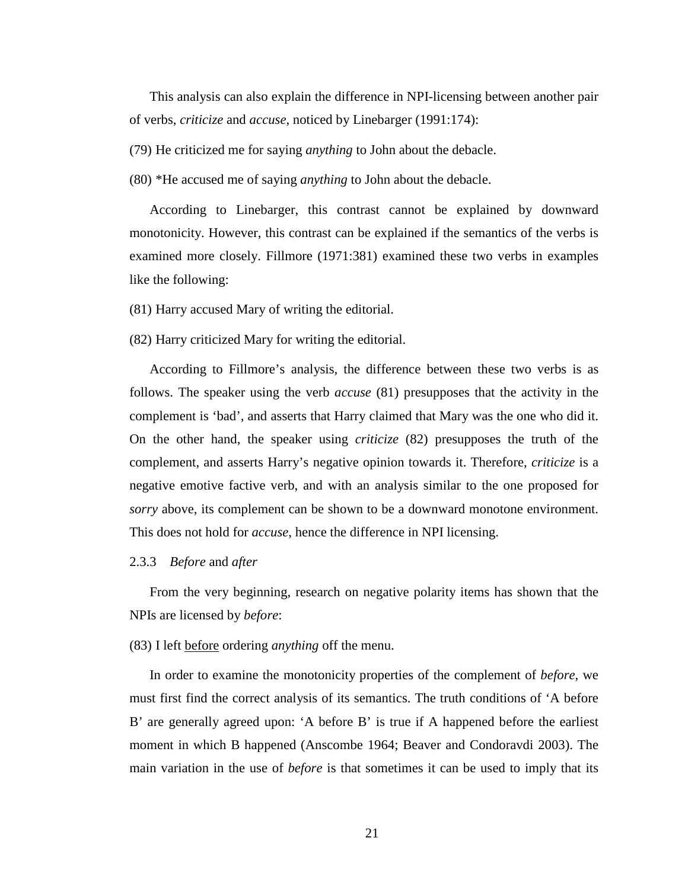This analysis can also explain the difference in NPI-licensing between another pair of verbs, *criticize* and *accuse*, noticed by Linebarger (1991:174):

(79) He criticized me for saying *anything* to John about the debacle.

(80) *He accused me of saying *anything* to John about the debacle.

According to Linebarger, this contrast cannot be explained by downward monotonicity. However, this contrast can be explained if the semantics of the verbs is examined more closely. Fillmore (1971:381) examined these two verbs in examples like the following:

(81) Harry accused Mary of writing the editorial.

(82) Harry criticized Mary for writing the editorial.

According to Fillmore's analysis, the difference between these two verbs is as follows. The speaker using the verb *accuse* (81) presupposes that the activity in the complement is 'bad', and asserts that Harry claimed that Mary was the one who did it. On the other hand, the speaker using *criticize* (82) presupposes the truth of the complement, and asserts Harry's negative opinion towards it. Therefore, *criticize* is a negative emotive factive verb, and with an analysis similar to the one proposed for *sorry* above, its complement can be shown to be a downward monotone environment. This does not hold for *accuse*, hence the difference in NPI licensing.

### 2.3.3 *Before* and *after*

From the very beginning, research on negative polarity items has shown that the NPIs are licensed by *before*:

(83) I left <u>before</u> ordering *anything* off the menu.

In order to examine the monotonicity properties of the complement of *before*, we must first find the correct analysis of its semantics. The truth conditions of 'A before B' are generally agreed upon: 'A before B' is true if A happened before the earliest moment in which B happened (Anscombe 1964; Beaver and Condoravdi 2003). The main variation in the use of *before* is that sometimes it can be used to imply that its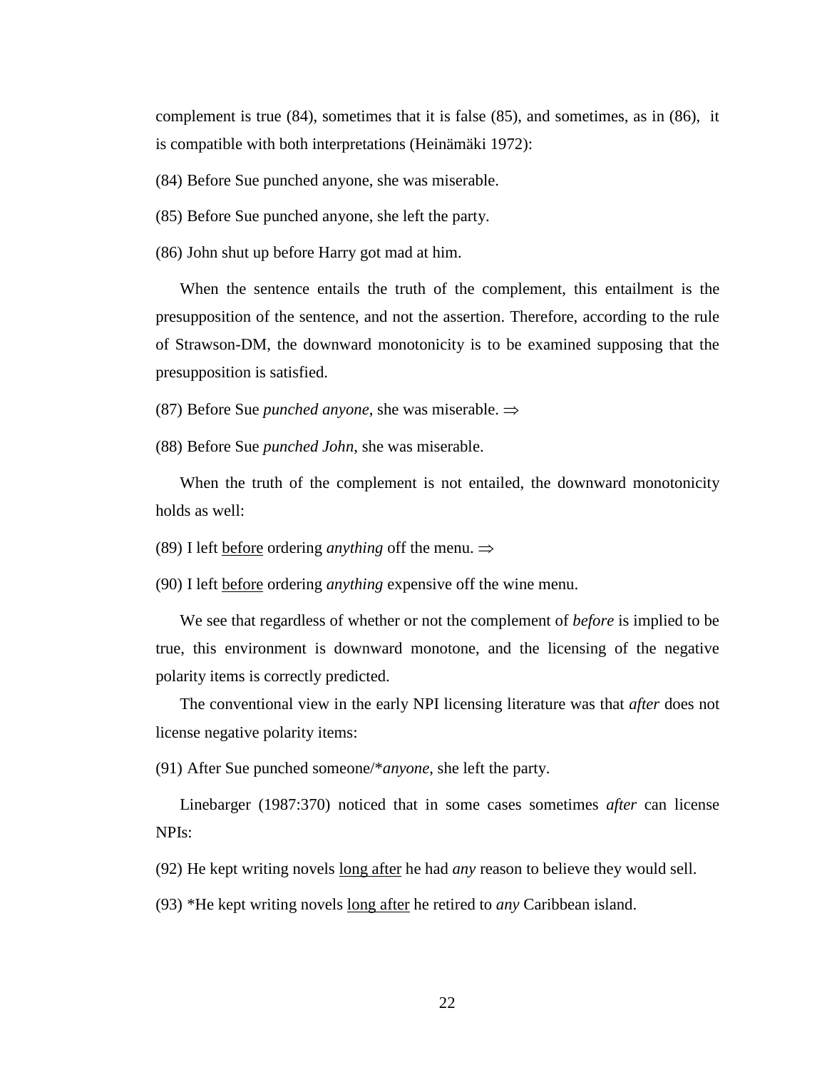complement is true (84), sometimes that it is false (85), and sometimes, as in (86), it is compatible with both interpretations (Heinämäki 1972):

(84) Before Sue punched anyone, she was miserable.

(85) Before Sue punched anyone, she left the party.

(86) John shut up before Harry got mad at him.

When the sentence entails the truth of the complement, this entailment is the presupposition of the sentence, and not the assertion. Therefore, according to the rule of Strawson-DM, the downward monotonicity is to be examined supposing that the presupposition is satisfied.

(87) Before Sue *punched anyone*, she was miserable. $\Rightarrow$

(88) Before Sue *punched John*, she was miserable.

When the truth of the complement is not entailed, the downward monotonicity holds as well:

(89) I left <u>before</u> ordering *anything* off the menu. $\Rightarrow$

(90) I left <u>before</u> ordering *anything* expensive off the wine menu.

We see that regardless of whether or not the complement of *before* is implied to be true, this environment is downward monotone, and the licensing of the negative polarity items is correctly predicted.

The conventional view in the early NPI licensing literature was that *after* does not license negative polarity items:

(91) After Sue punched someone/\**anyone*, she left the party.

Linebarger (1987:370) noticed that in some cases sometimes *after* can license NPIs:

(92) He kept writing novels <u>long after</u> he had *any* reason to believe they would sell.

(93) *He kept writing novels <u>long after</u> he retired to *any* Caribbean island.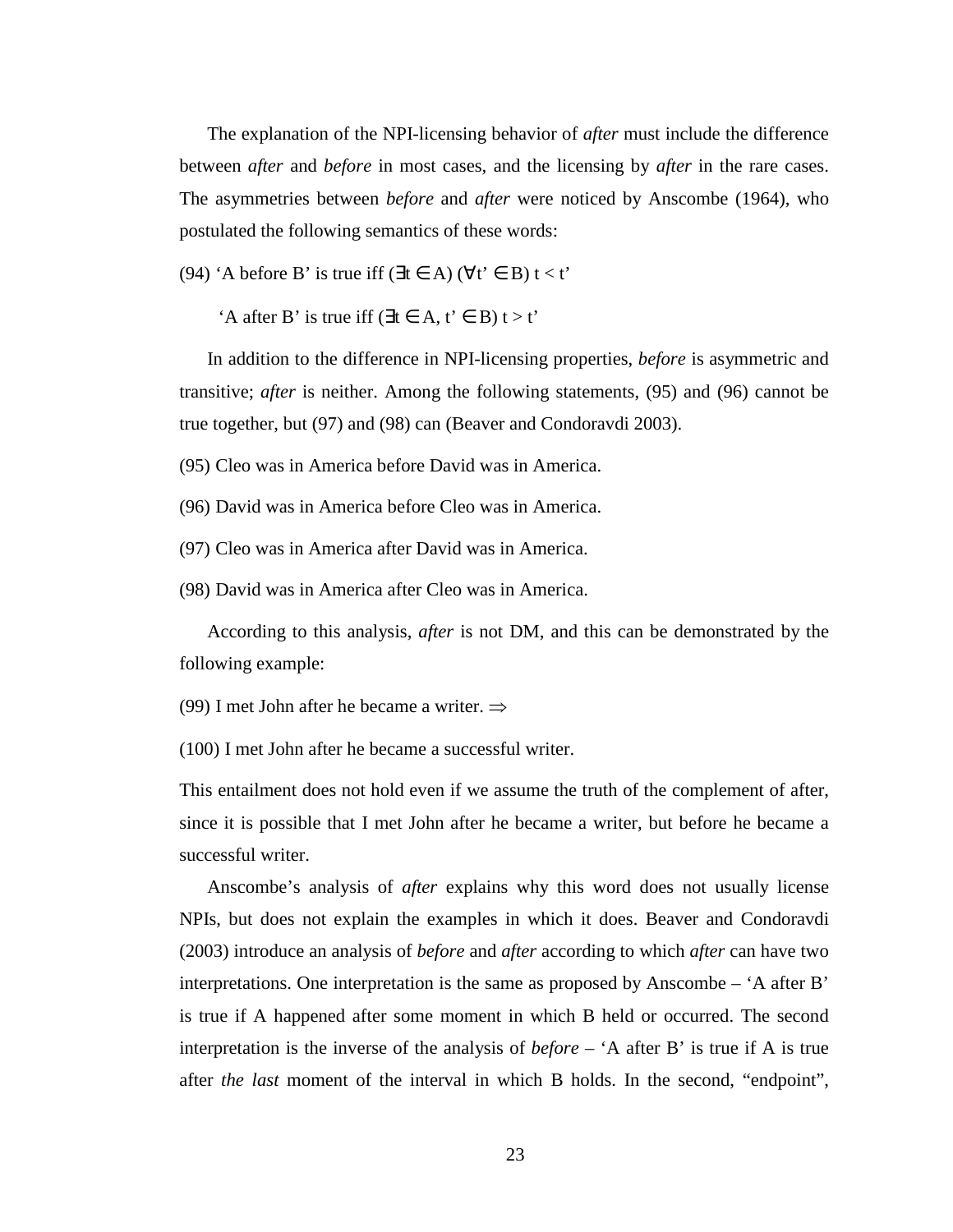The explanation of the NPI-licensing behavior of *after* must include the difference between *after* and *before* in most cases, and the licensing by *after* in the rare cases. The asymmetries between *before* and *after* were noticed by Anscombe (1964), who postulated the following semantics of these words:

(94) 'A before B' is true iff $(\exists t \in A)\ (\forall t' \in B)\ t < t'$

'A after B' is true iff $(\exists t \in A, t' \in B)\ t > t'$

In addition to the difference in NPI-licensing properties, *before* is asymmetric and transitive; *after* is neither. Among the following statements, (95) and (96) cannot be true together, but (97) and (98) can (Beaver and Condoravdi 2003).

(95) Cleo was in America before David was in America.

(96) David was in America before Cleo was in America.

(97) Cleo was in America after David was in America.

(98) David was in America after Cleo was in America.

According to this analysis, *after* is not DM, and this can be demonstrated by the following example:

(99) I met John after he became a writer. $\Rightarrow$

(100) I met John after he became a successful writer.

This entailment does not hold even if we assume the truth of the complement of after, since it is possible that I met John after he became a writer, but before he became a successful writer.

Anscombe's analysis of *after* explains why this word does not usually license NPIs, but does not explain the examples in which it does. Beaver and Condoravdi (2003) introduce an analysis of *before* and *after* according to which *after* can have two interpretations. One interpretation is the same as proposed by Anscombe – 'A after B' is true if A happened after some moment in which B held or occurred. The second interpretation is the inverse of the analysis of *before* – 'A after B' is true if A is true after *the last* moment of the interval in which B holds. In the second, "endpoint",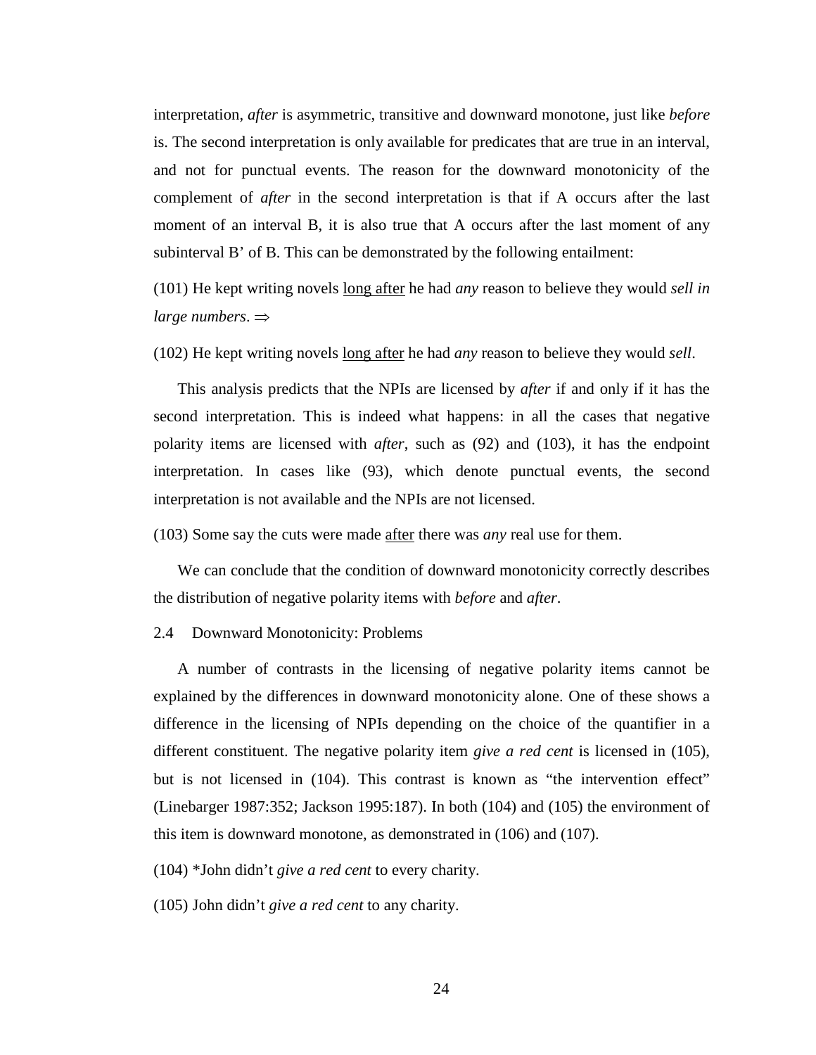interpretation, *after* is asymmetric, transitive and downward monotone, just like *before* is. The second interpretation is only available for predicates that are true in an interval, and not for punctual events. The reason for the downward monotonicity of the complement of *after* in the second interpretation is that if A occurs after the last moment of an interval B, it is also true that A occurs after the last moment of any subinterval B' of B. This can be demonstrated by the following entailment:

(101) He kept writing novels <u>long after</u> he had *any* reason to believe they would *sell in large numbers*. $\Rightarrow$

(102) He kept writing novels <u>long after</u> he had *any* reason to believe they would *sell*.

This analysis predicts that the NPIs are licensed by *after* if and only if it has the second interpretation. This is indeed what happens: in all the cases that negative polarity items are licensed with *after*, such as (92) and (103), it has the endpoint interpretation. In cases like (93), which denote punctual events, the second interpretation is not available and the NPIs are not licensed.

(103) Some say the cuts were made <u>after</u> there was *any* real use for them.

We can conclude that the condition of downward monotonicity correctly describes the distribution of negative polarity items with *before* and *after*.

## 2.4 Downward Monotonicity: Problems

A number of contrasts in the licensing of negative polarity items cannot be explained by the differences in downward monotonicity alone. One of these shows a difference in the licensing of NPIs depending on the choice of the quantifier in a different constituent. The negative polarity item *give a red cent* is licensed in (105), but is not licensed in (104). This contrast is known as "the intervention effect" (Linebarger 1987:352; Jackson 1995:187). In both (104) and (105) the environment of this item is downward monotone, as demonstrated in (106) and (107).

(104) *John didn't *give a red cent* to every charity.

(105) John didn't *give a red cent* to any charity.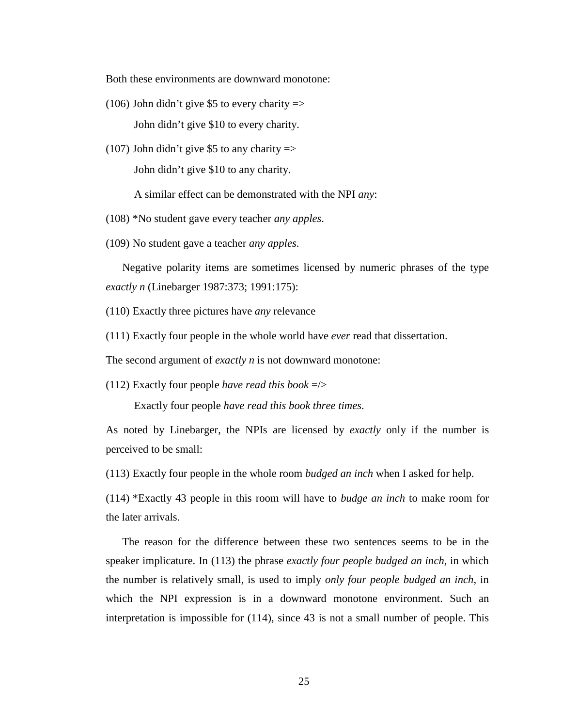Both these environments are downward monotone:

(106) John didn't give $5 to every charity =>

John didn't give $10 to every charity.

(107) John didn't give $5 to any charity =>

John didn't give $10 to any charity.

A similar effect can be demonstrated with the NPI *any*:

(108) *No student gave every teacher *any apples*.

(109) No student gave a teacher *any apples*.

Negative polarity items are sometimes licensed by numeric phrases of the type *exactly n* (Linebarger 1987:373; 1991:175):

(110) Exactly three pictures have *any* relevance

(111) Exactly four people in the whole world have *ever* read that dissertation.

The second argument of *exactly n* is not downward monotone:

(112) Exactly four people *have read this book* =/>

Exactly four people *have read this book three times*.

As noted by Linebarger, the NPIs are licensed by *exactly* only if the number is perceived to be small:

(113) Exactly four people in the whole room *budged an inch* when I asked for help.

(114) *Exactly 43 people in this room will have to *budge an inch* to make room for the later arrivals.

The reason for the difference between these two sentences seems to be in the speaker implicature. In (113) the phrase *exactly four people budged an inch*, in which the number is relatively small, is used to imply *only four people budged an inch*, in which the NPI expression is in a downward monotone environment. Such an interpretation is impossible for (114), since 43 is not a small number of people. This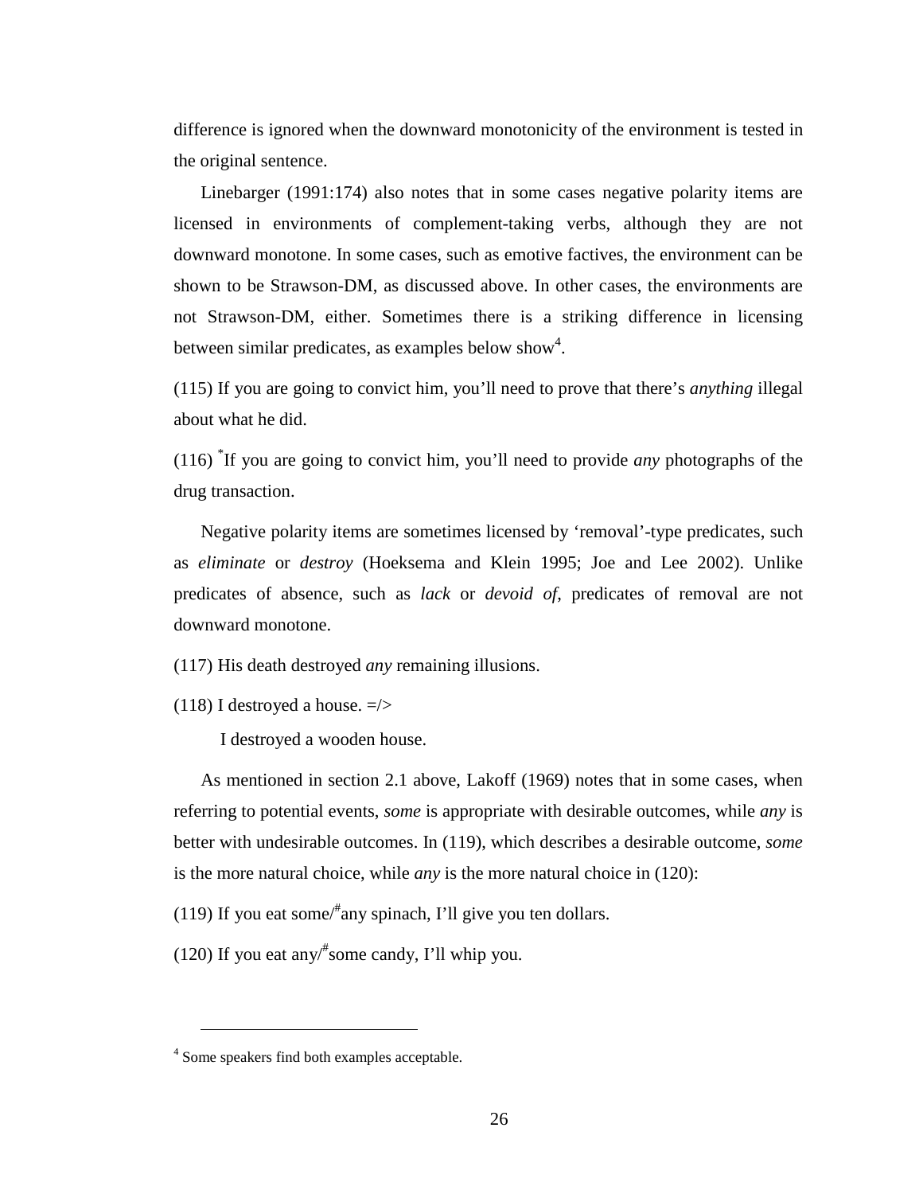difference is ignored when the downward monotonicity of the environment is tested in the original sentence.

Linebarger (1991:174) also notes that in some cases negative polarity items are licensed in environments of complement-taking verbs, although they are not downward monotone. In some cases, such as emotive factives, the environment can be shown to be Strawson-DM, as discussed above. In other cases, the environments are not Strawson-DM, either. Sometimes there is a striking difference in licensing between similar predicates, as examples below show[4].

(115) If you are going to convict him, you'll need to prove that there's *anything* illegal about what he did.

(116) *If you are going to convict him, you'll need to provide *any* photographs of the drug transaction.

Negative polarity items are sometimes licensed by 'removal'-type predicates, such as *eliminate* or *destroy* (Hoeksema and Klein 1995; Joe and Lee 2002). Unlike predicates of absence, such as *lack* or *devoid of*, predicates of removal are not downward monotone.

(117) His death destroyed *any* remaining illusions.

(118) I destroyed a house. =/>

I destroyed a wooden house.

As mentioned in section 2.1 above, Lakoff (1969) notes that in some cases, when referring to potential events, *some* is appropriate with desirable outcomes, while *any* is better with undesirable outcomes. In (119), which describes a desirable outcome, *some* is the more natural choice, while *any* is the more natural choice in (120):

(119) If you eat some/#any spinach, I'll give you ten dollars.

(120) If you eat any/#some candy, I'll whip you.

---

[4] Some speakers find both examples acceptable.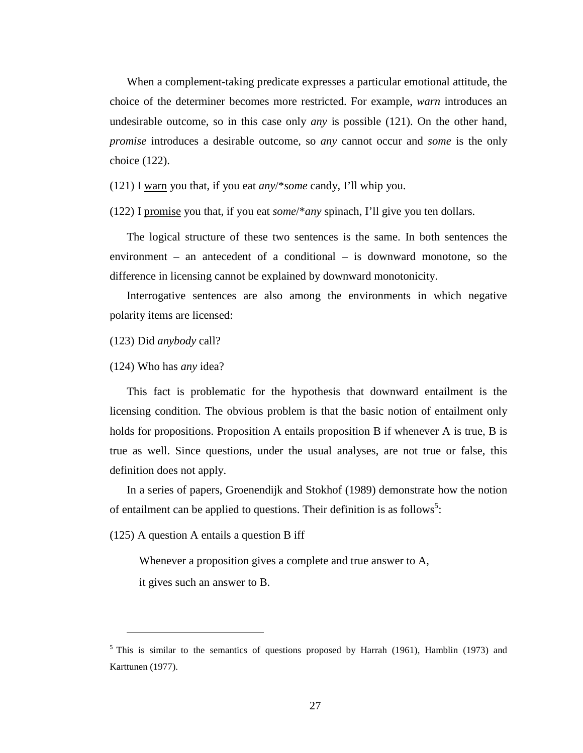When a complement-taking predicate expresses a particular emotional attitude, the choice of the determiner becomes more restricted. For example, *warn* introduces an undesirable outcome, so in this case only *any* is possible (121). On the other hand, *promise* introduces a desirable outcome, so *any* cannot occur and *some* is the only choice (122).

(121) I <u>warn</u> you that, if you eat *any*/\**some* candy, I'll whip you.

(122) I <u>promise</u> you that, if you eat *some*/\**any* spinach, I'll give you ten dollars.

The logical structure of these two sentences is the same. In both sentences the environment – an antecedent of a conditional – is downward monotone, so the difference in licensing cannot be explained by downward monotonicity.

Interrogative sentences are also among the environments in which negative polarity items are licensed:

(123) Did *anybody* call?

(124) Who has *any* idea?

This fact is problematic for the hypothesis that downward entailment is the licensing condition. The obvious problem is that the basic notion of entailment only holds for propositions. Proposition A entails proposition B if whenever A is true, B is true as well. Since questions, under the usual analyses, are not true or false, this definition does not apply.

In a series of papers, Groenendijk and Stokhof (1989) demonstrate how the notion of entailment can be applied to questions. Their definition is as follows[5]:

(125) A question A entails a question B iff

> Whenever a proposition gives a complete and true answer to A,
> it gives such an answer to B.

---

[5] This is similar to the semantics of questions proposed by Harrah (1961), Hamblin (1973) and Karttunen (1977).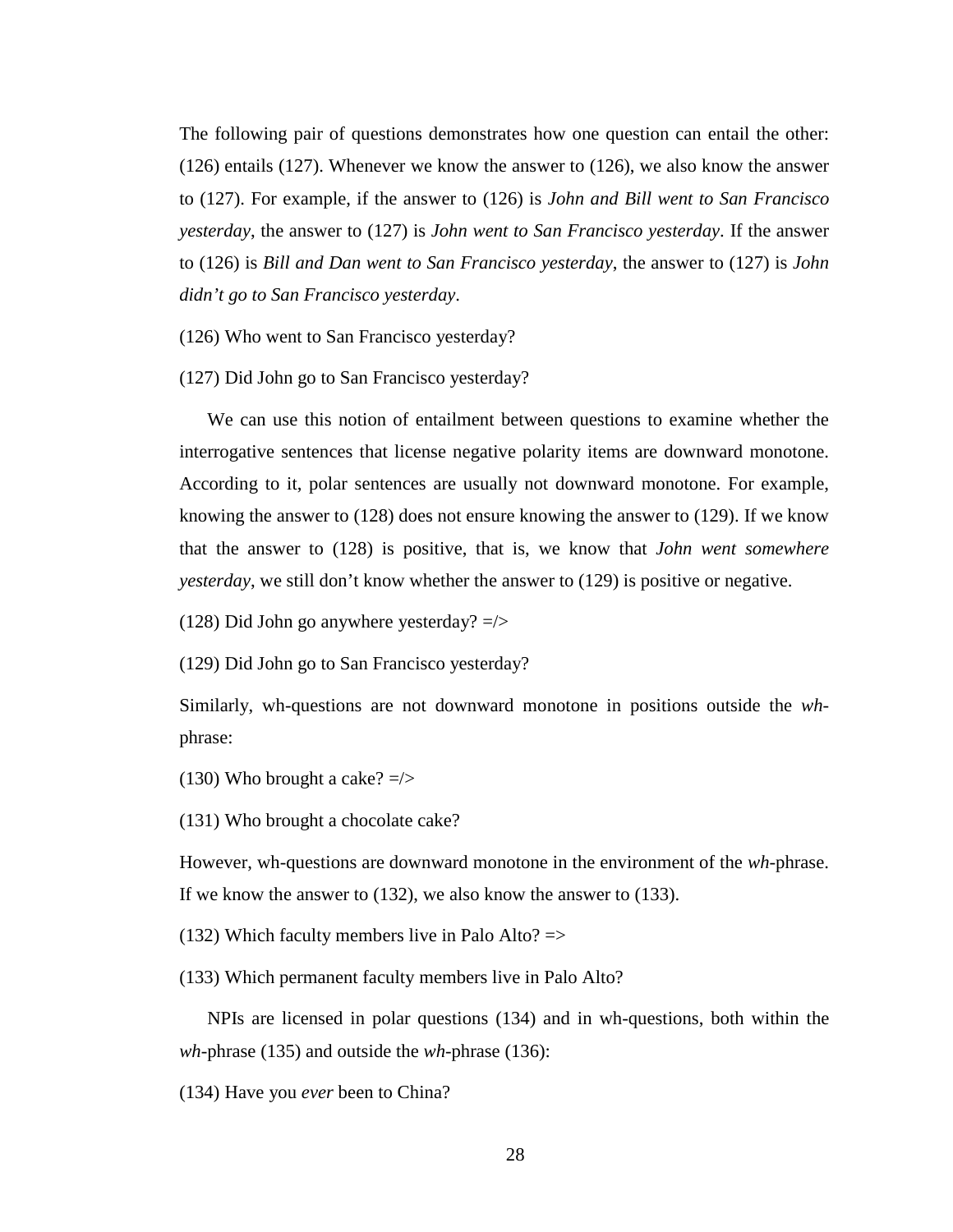The following pair of questions demonstrates how one question can entail the other: (126) entails (127). Whenever we know the answer to (126), we also know the answer to (127). For example, if the answer to (126) is *John and Bill went to San Francisco yesterday*, the answer to (127) is *John went to San Francisco yesterday*. If the answer to (126) is *Bill and Dan went to San Francisco yesterday*, the answer to (127) is *John didn't go to San Francisco yesterday*.

(126) Who went to San Francisco yesterday?

(127) Did John go to San Francisco yesterday?

We can use this notion of entailment between questions to examine whether the interrogative sentences that license negative polarity items are downward monotone. According to it, polar sentences are usually not downward monotone. For example, knowing the answer to (128) does not ensure knowing the answer to (129). If we know that the answer to (128) is positive, that is, we know that *John went somewhere yesterday*, we still don't know whether the answer to (129) is positive or negative.

(128) Did John go anywhere yesterday? =/>

(129) Did John go to San Francisco yesterday?

Similarly, wh-questions are not downward monotone in positions outside the *wh*-phrase:

(130) Who brought a cake? =/>

(131) Who brought a chocolate cake?

However, wh-questions are downward monotone in the environment of the *wh*-phrase. If we know the answer to (132), we also know the answer to (133).

(132) Which faculty members live in Palo Alto? =>

(133) Which permanent faculty members live in Palo Alto?

NPIs are licensed in polar questions (134) and in wh-questions, both within the *wh*-phrase (135) and outside the *wh*-phrase (136):

(134) Have you *ever* been to China?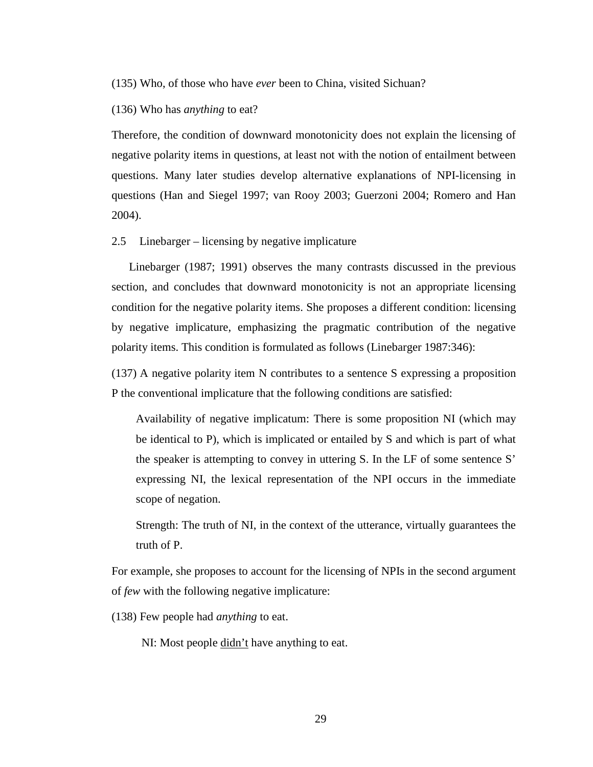(135) Who, of those who have *ever* been to China, visited Sichuan?

(136) Who has *anything* to eat?

Therefore, the condition of downward monotonicity does not explain the licensing of negative polarity items in questions, at least not with the notion of entailment between questions. Many later studies develop alternative explanations of NPI-licensing in questions (Han and Siegel 1997; van Rooy 2003; Guerzoni 2004; Romero and Han 2004).

## 2.5 Linebarger – licensing by negative implicature

Linebarger (1987; 1991) observes the many contrasts discussed in the previous section, and concludes that downward monotonicity is not an appropriate licensing condition for the negative polarity items. She proposes a different condition: licensing by negative implicature, emphasizing the pragmatic contribution of the negative polarity items. This condition is formulated as follows (Linebarger 1987:346):

(137) A negative polarity item N contributes to a sentence S expressing a proposition P the conventional implicature that the following conditions are satisfied:

> Availability of negative implicatum: There is some proposition NI (which may be identical to P), which is implicated or entailed by S and which is part of what the speaker is attempting to convey in uttering S. In the LF of some sentence S' expressing NI, the lexical representation of the NPI occurs in the immediate scope of negation.
>
> Strength: The truth of NI, in the context of the utterance, virtually guarantees the truth of P.

For example, she proposes to account for the licensing of NPIs in the second argument of *few* with the following negative implicature:

(138) Few people had *anything* to eat.

> NI: Most people <u>didn't</u> have anything to eat.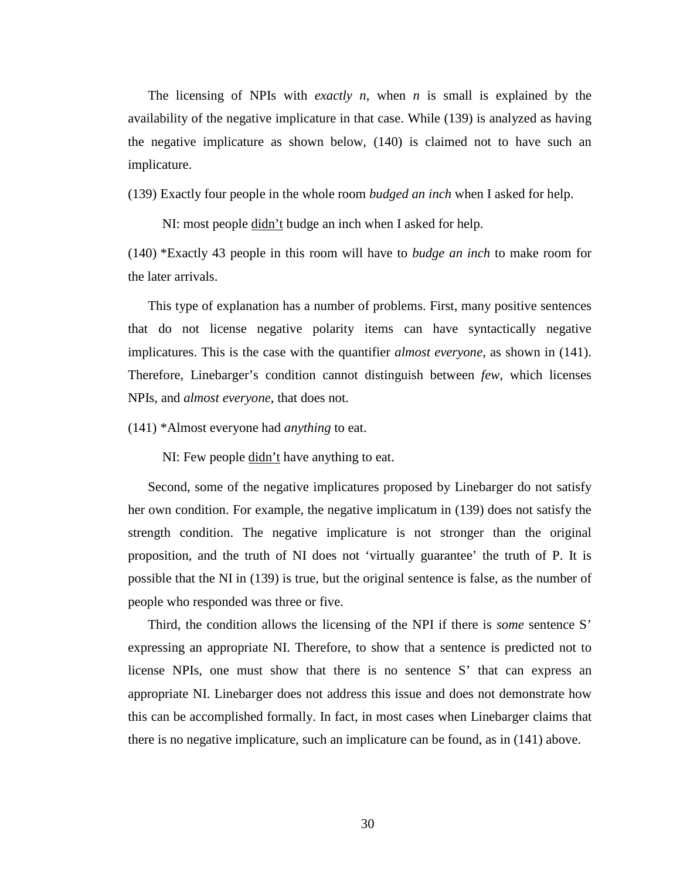The licensing of NPIs with *exactly n*, when *n* is small is explained by the availability of the negative implicature in that case. While (139) is analyzed as having the negative implicature as shown below, (140) is claimed not to have such an implicature.

(139) Exactly four people in the whole room *budged an inch* when I asked for help.

NI: most people <u>didn't</u> budge an inch when I asked for help.

(140) *Exactly 43 people in this room will have to *budge an inch* to make room for the later arrivals.

This type of explanation has a number of problems. First, many positive sentences that do not license negative polarity items can have syntactically negative implicatures. This is the case with the quantifier *almost everyone*, as shown in (141). Therefore, Linebarger's condition cannot distinguish between *few*, which licenses NPIs, and *almost everyone*, that does not.

(141) *Almost everyone had *anything* to eat.

NI: Few people <u>didn't</u> have anything to eat.

Second, some of the negative implicatures proposed by Linebarger do not satisfy her own condition. For example, the negative implicatum in (139) does not satisfy the strength condition. The negative implicature is not stronger than the original proposition, and the truth of NI does not 'virtually guarantee' the truth of P. It is possible that the NI in (139) is true, but the original sentence is false, as the number of people who responded was three or five.

Third, the condition allows the licensing of the NPI if there is *some* sentence S' expressing an appropriate NI. Therefore, to show that a sentence is predicted not to license NPIs, one must show that there is no sentence S' that can express an appropriate NI. Linebarger does not address this issue and does not demonstrate how this can be accomplished formally. In fact, in most cases when Linebarger claims that there is no negative implicature, such an implicature can be found, as in (141) above.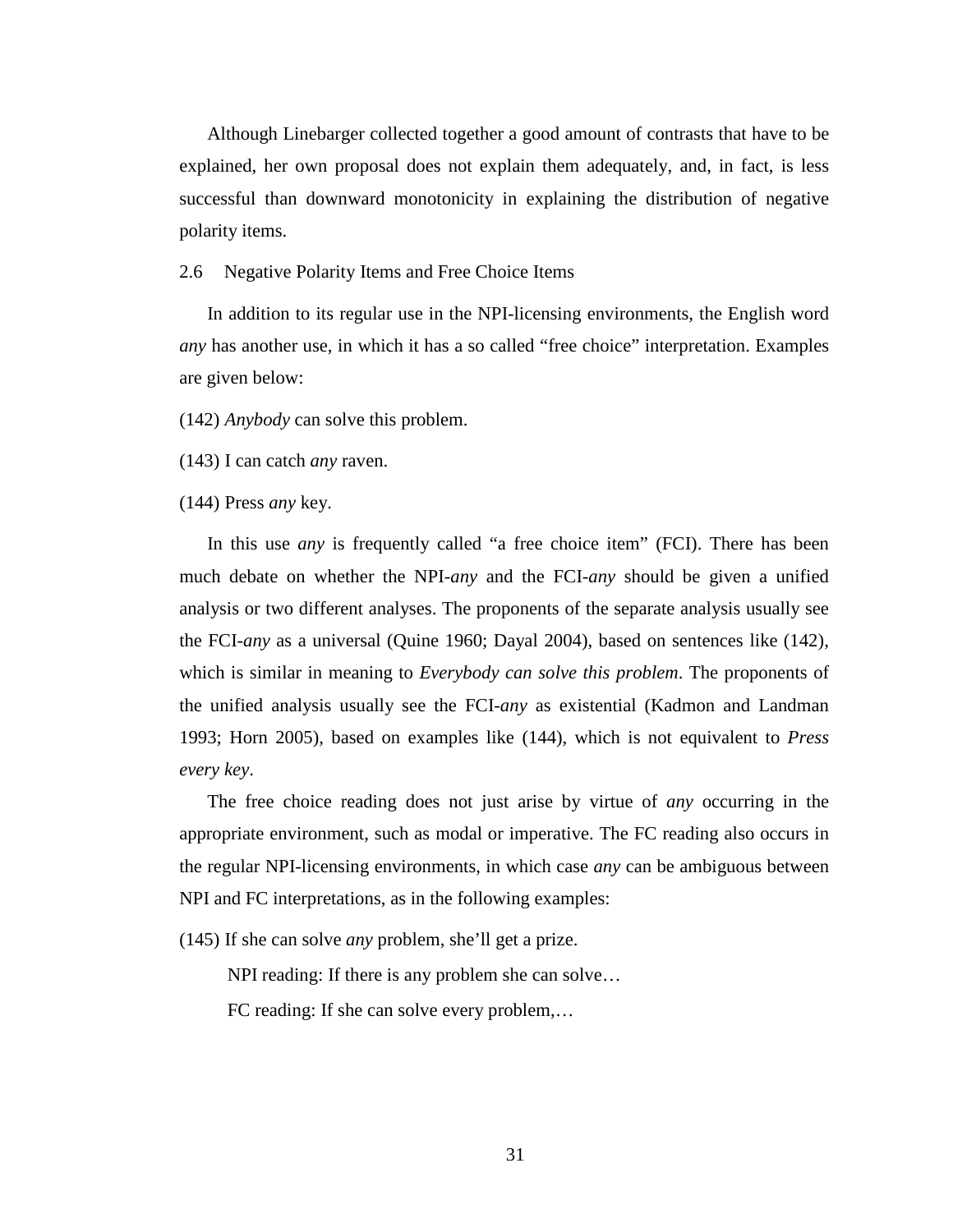Although Linebarger collected together a good amount of contrasts that have to be explained, her own proposal does not explain them adequately, and, in fact, is less successful than downward monotonicity in explaining the distribution of negative polarity items.

## 2.6 Negative Polarity Items and Free Choice Items

In addition to its regular use in the NPI-licensing environments, the English word *any* has another use, in which it has a so called "free choice" interpretation. Examples are given below:

(142) *Anybody* can solve this problem.

(143) I can catch *any* raven.

(144) Press *any* key.

In this use *any* is frequently called "a free choice item" (FCI). There has been much debate on whether the NPI-*any* and the FCI-*any* should be given a unified analysis or two different analyses. The proponents of the separate analysis usually see the FCI-*any* as a universal (Quine 1960; Dayal 2004), based on sentences like (142), which is similar in meaning to *Everybody can solve this problem*. The proponents of the unified analysis usually see the FCI-*any* as existential (Kadmon and Landman 1993; Horn 2005), based on examples like (144), which is not equivalent to *Press every key*.

The free choice reading does not just arise by virtue of *any* occurring in the appropriate environment, such as modal or imperative. The FC reading also occurs in the regular NPI-licensing environments, in which case *any* can be ambiguous between NPI and FC interpretations, as in the following examples:

(145) If she can solve *any* problem, she'll get a prize.

NPI reading: If there is any problem she can solve…

FC reading: If she can solve every problem,…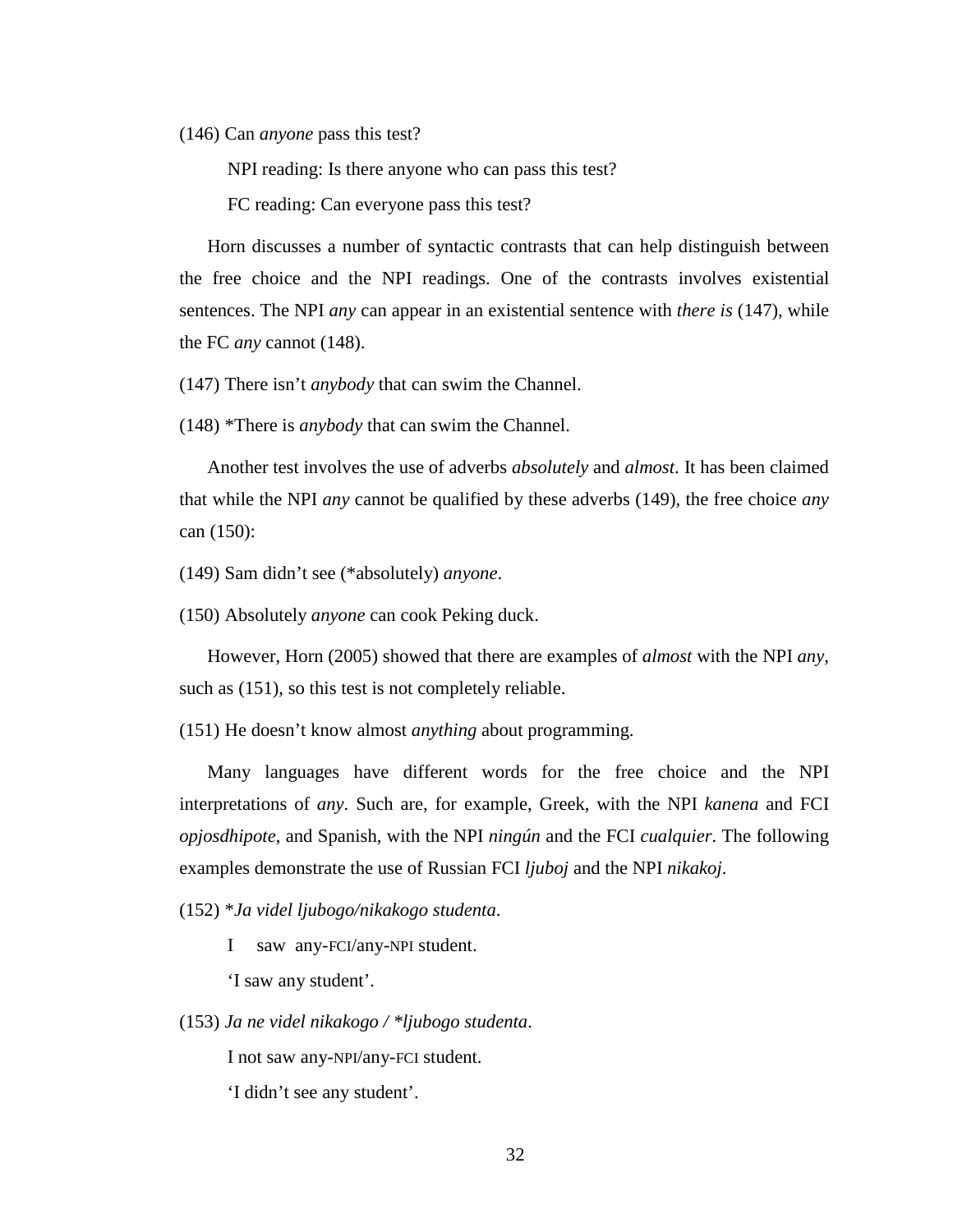(146) Can *anyone* pass this test?

NPI reading: Is there anyone who can pass this test?

FC reading: Can everyone pass this test?

Horn discusses a number of syntactic contrasts that can help distinguish between the free choice and the NPI readings. One of the contrasts involves existential sentences. The NPI *any* can appear in an existential sentence with *there is* (147), while the FC *any* cannot (148).

(147) There isn't *anybody* that can swim the Channel.

(148) *There is *anybody* that can swim the Channel.

Another test involves the use of adverbs *absolutely* and *almost*. It has been claimed that while the NPI *any* cannot be qualified by these adverbs (149), the free choice *any* can (150):

(149) Sam didn't see (*absolutely) *anyone*.

(150) Absolutely *anyone* can cook Peking duck.

However, Horn (2005) showed that there are examples of *almost* with the NPI *any*, such as (151), so this test is not completely reliable.

(151) He doesn't know almost *anything* about programming.

Many languages have different words for the free choice and the NPI interpretations of *any*. Such are, for example, Greek, with the NPI *kanena* and FCI *opjosdhipote*, and Spanish, with the NPI *ningún* and the FCI *cualquier*. The following examples demonstrate the use of Russian FCI *ljuboj* and the NPI *nikakoj*.

(152) **Ja videl ljubogo/nikakogo studenta*.

I saw any-FCI/any-NPI student.

'I saw any student'.

(153) *Ja ne videl nikakogo / *ljubogo studenta*.

I not saw any-NPI/any-FCI student.

'I didn't see any student'.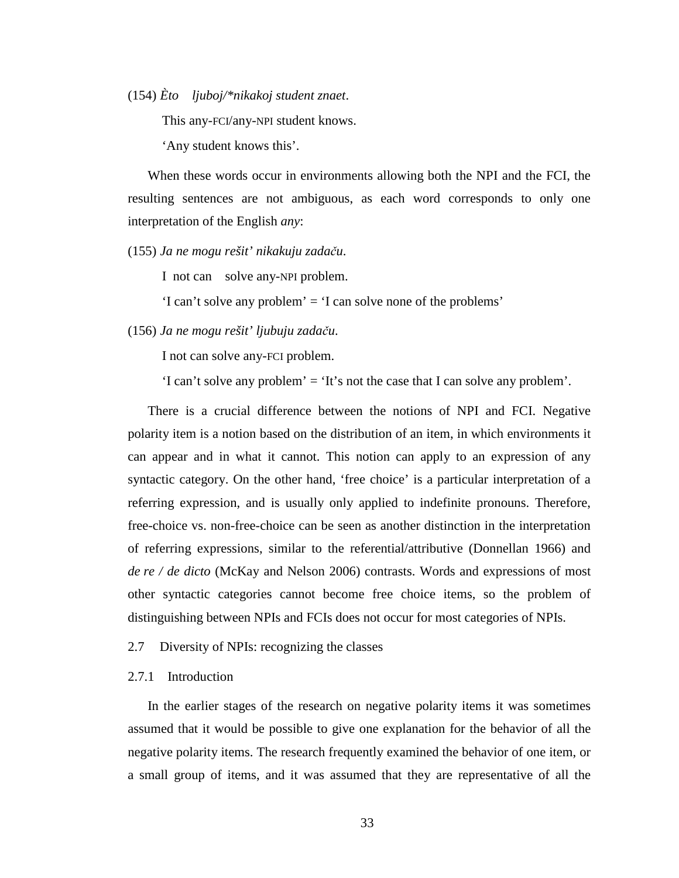(154) *Èto ljuboj/\*nikakoj student znaet*.

This any-FCI/any-NPI student knows.

'Any student knows this'.

When these words occur in environments allowing both the NPI and the FCI, the resulting sentences are not ambiguous, as each word corresponds to only one interpretation of the English *any*:

(155) *Ja ne mogu rešit' nikakuju zadaču.*

I not can solve any-NPI problem.

'I can't solve any problem' = 'I can solve none of the problems'

(156) *Ja ne mogu rešit' ljubuju zadaču.*

I not can solve any-FCI problem.

'I can't solve any problem' = 'It's not the case that I can solve any problem'.

There is a crucial difference between the notions of NPI and FCI. Negative polarity item is a notion based on the distribution of an item, in which environments it can appear and in what it cannot. This notion can apply to an expression of any syntactic category. On the other hand, 'free choice' is a particular interpretation of a referring expression, and is usually only applied to indefinite pronouns. Therefore, free-choice vs. non-free-choice can be seen as another distinction in the interpretation of referring expressions, similar to the referential/attributive (Donnellan 1966) and *de re / de dicto* (McKay and Nelson 2006) contrasts. Words and expressions of most other syntactic categories cannot become free choice items, so the problem of distinguishing between NPIs and FCIs does not occur for most categories of NPIs.

## 2.7 Diversity of NPIs: recognizing the classes

### 2.7.1 Introduction

In the earlier stages of the research on negative polarity items it was sometimes assumed that it would be possible to give one explanation for the behavior of all the negative polarity items. The research frequently examined the behavior of one item, or a small group of items, and it was assumed that they are representative of all the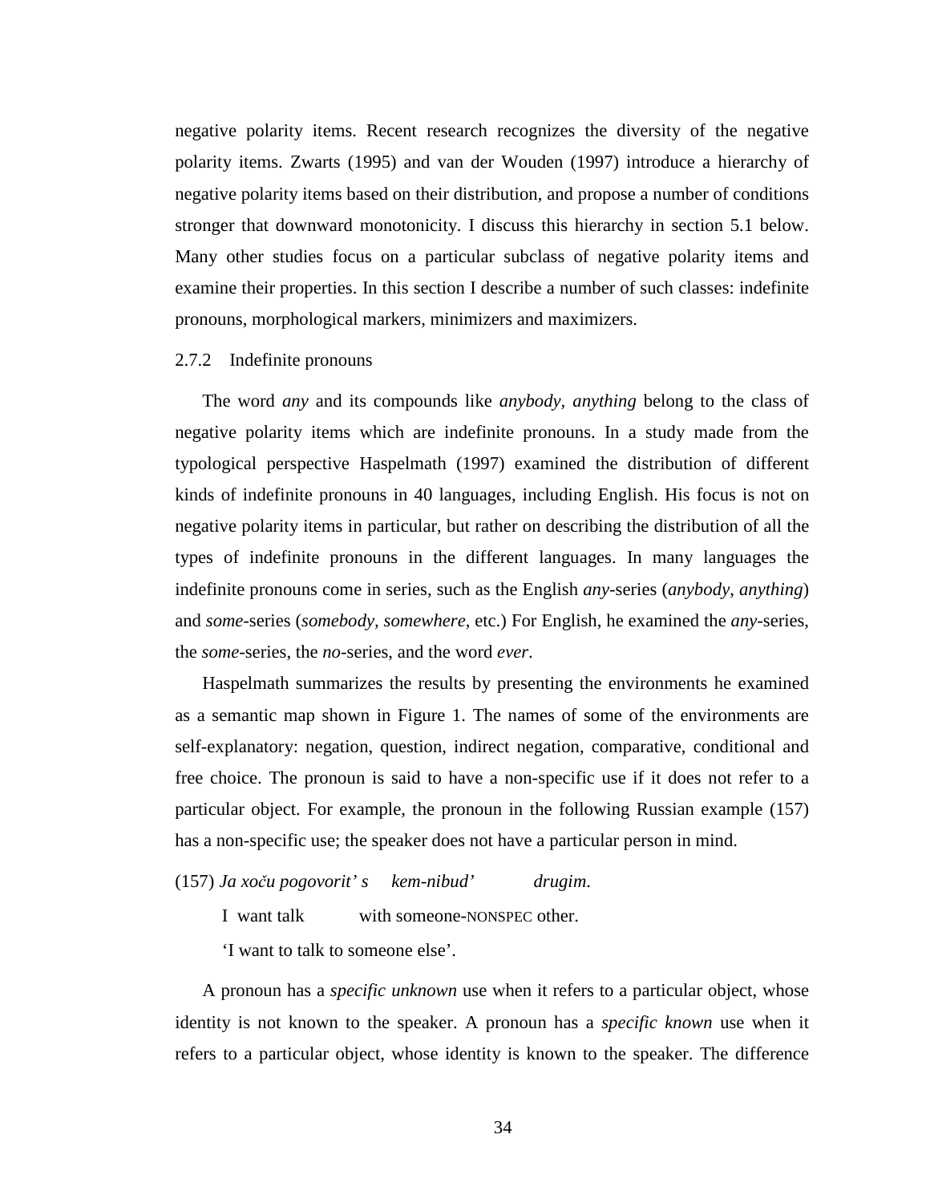negative polarity items. Recent research recognizes the diversity of the negative polarity items. Zwarts (1995) and van der Wouden (1997) introduce a hierarchy of negative polarity items based on their distribution, and propose a number of conditions stronger that downward monotonicity. I discuss this hierarchy in section 5.1 below. Many other studies focus on a particular subclass of negative polarity items and examine their properties. In this section I describe a number of such classes: indefinite pronouns, morphological markers, minimizers and maximizers.

### 2.7.2 Indefinite pronouns

The word *any* and its compounds like *anybody, anything* belong to the class of negative polarity items which are indefinite pronouns. In a study made from the typological perspective Haspelmath (1997) examined the distribution of different kinds of indefinite pronouns in 40 languages, including English. His focus is not on negative polarity items in particular, but rather on describing the distribution of all the types of indefinite pronouns in the different languages. In many languages the indefinite pronouns come in series, such as the English *any*-series (*anybody, anything*) and *some*-series (*somebody, somewhere*, etc.) For English, he examined the *any*-series, the *some*-series, the *no*-series, and the word *ever*.

Haspelmath summarizes the results by presenting the environments he examined as a semantic map shown in Figure 1. The names of some of the environments are self-explanatory: negation, question, indirect negation, comparative, conditional and free choice. The pronoun is said to have a non-specific use if it does not refer to a particular object. For example, the pronoun in the following Russian example (157) has a non-specific use; the speaker does not have a particular person in mind.

(157) *Ja xoču pogovorit' s kem-nibud' drugim.*

I want talk with someone-NONSPEC other.

'I want to talk to someone else'.

A pronoun has a *specific unknown* use when it refers to a particular object, whose identity is not known to the speaker. A pronoun has a *specific known* use when it refers to a particular object, whose identity is known to the speaker. The difference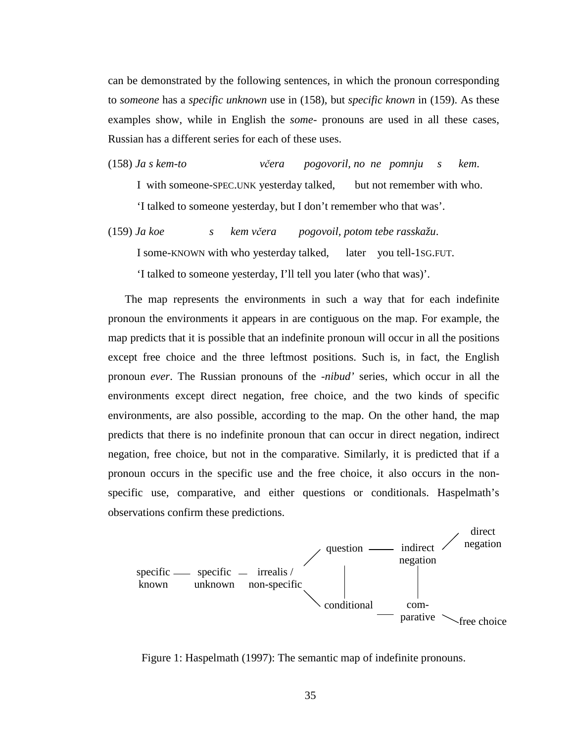can be demonstrated by the following sentences, in which the pronoun corresponding to *someone* has a *specific unknown* use in (158), but *specific known* in (159). As these examples show, while in English the *some-* pronouns are used in all these cases, Russian has a different series for each of these uses.

(158) *Ja s kem-to včera pogovoril, no ne pomnju s kem.*
  I with someone-SPEC.UNK yesterday talked, but not remember with who.
  'I talked to someone yesterday, but I don't remember who that was'.

(159) *Ja koe s kem včera pogovoil, potom tebe rasskažu.*
  I some-KNOWN with who yesterday talked, later you tell-1SG.FUT.
  'I talked to someone yesterday, I'll tell you later (who that was)'.

The map represents the environments in such a way that for each indefinite pronoun the environments it appears in are contiguous on the map. For example, the map predicts that it is possible that an indefinite pronoun will occur in all the positions except free choice and the three leftmost positions. Such is, in fact, the English pronoun *ever*. The Russian pronouns of the *-nibud'* series, which occur in all the environments except direct negation, free choice, and the two kinds of specific environments, are also possible, according to the map. On the other hand, the map predicts that there is no indefinite pronoun that can occur in direct negation, indirect negation, free choice, but not in the comparative. Similarly, it is predicted that if a pronoun occurs in the specific use and the free choice, it also occurs in the non-specific use, comparative, and either questions or conditionals. Haspelmath's observations confirm these predictions.

```
                                                  question ——— indirect   / direct
                                                /              negation     negation
specific —— specific — irrealis /              |                 |
 known      unknown    non-specific            |                 |
                                                \ conditional —— com-
                                                                parative \ free choice
```

Figure 1: Haspelmath (1997): The semantic map of indefinite pronouns.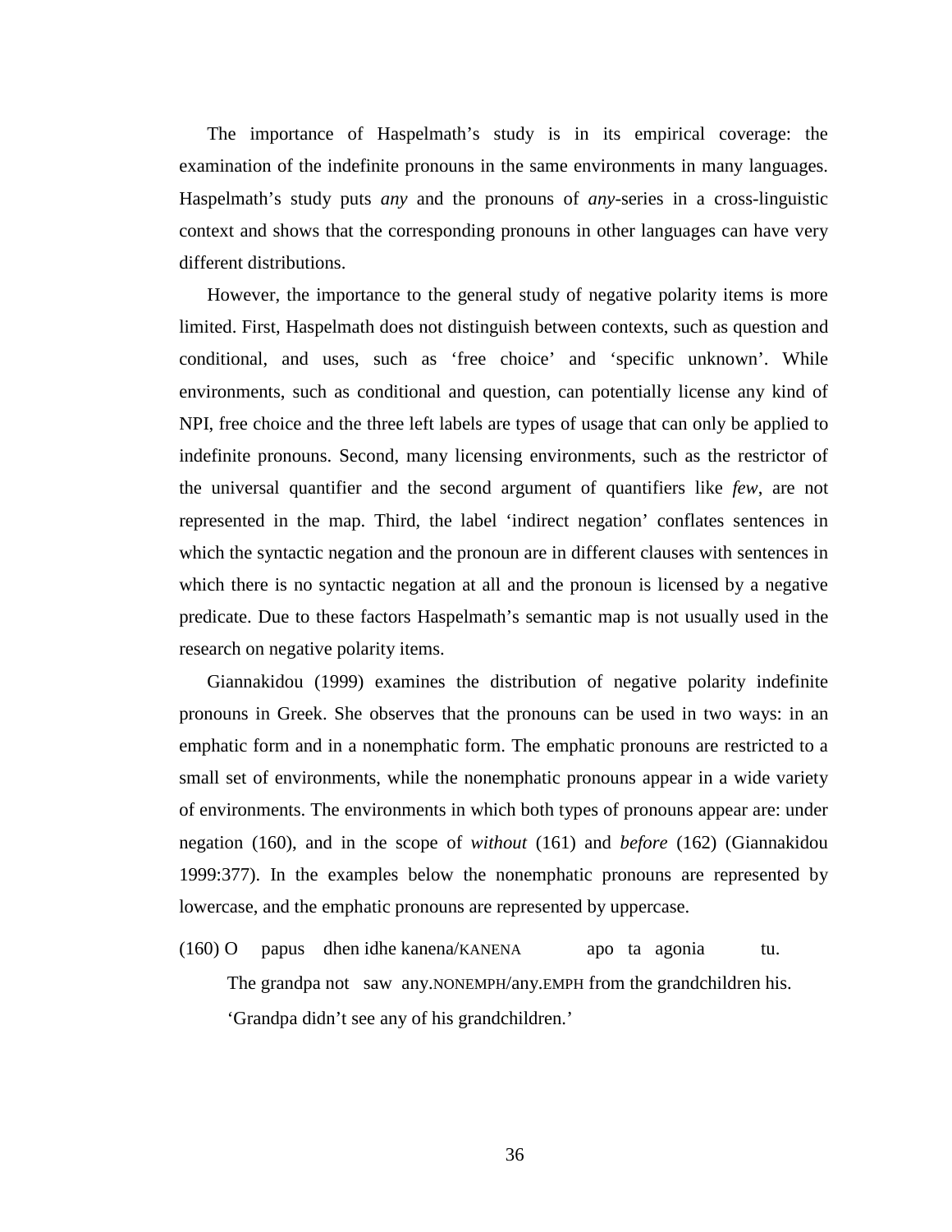The importance of Haspelmath's study is in its empirical coverage: the examination of the indefinite pronouns in the same environments in many languages. Haspelmath's study puts *any* and the pronouns of *any*-series in a cross-linguistic context and shows that the corresponding pronouns in other languages can have very different distributions.

However, the importance to the general study of negative polarity items is more limited. First, Haspelmath does not distinguish between contexts, such as question and conditional, and uses, such as 'free choice' and 'specific unknown'. While environments, such as conditional and question, can potentially license any kind of NPI, free choice and the three left labels are types of usage that can only be applied to indefinite pronouns. Second, many licensing environments, such as the restrictor of the universal quantifier and the second argument of quantifiers like *few*, are not represented in the map. Third, the label 'indirect negation' conflates sentences in which the syntactic negation and the pronoun are in different clauses with sentences in which there is no syntactic negation at all and the pronoun is licensed by a negative predicate. Due to these factors Haspelmath's semantic map is not usually used in the research on negative polarity items.

Giannakidou (1999) examines the distribution of negative polarity indefinite pronouns in Greek. She observes that the pronouns can be used in two ways: in an emphatic form and in a nonemphatic form. The emphatic pronouns are restricted to a small set of environments, while the nonemphatic pronouns appear in a wide variety of environments. The environments in which both types of pronouns appear are: under negation (160), and in the scope of *without* (161) and *before* (162) (Giannakidou 1999:377). In the examples below the nonemphatic pronouns are represented by lowercase, and the emphatic pronouns are represented by uppercase.

(160) O papus dhen idhe kanena/KANENA apo ta agonia tu.
The grandpa not saw any.NONEMPH/any.EMPH from the grandchildren his.
'Grandpa didn't see any of his grandchildren.'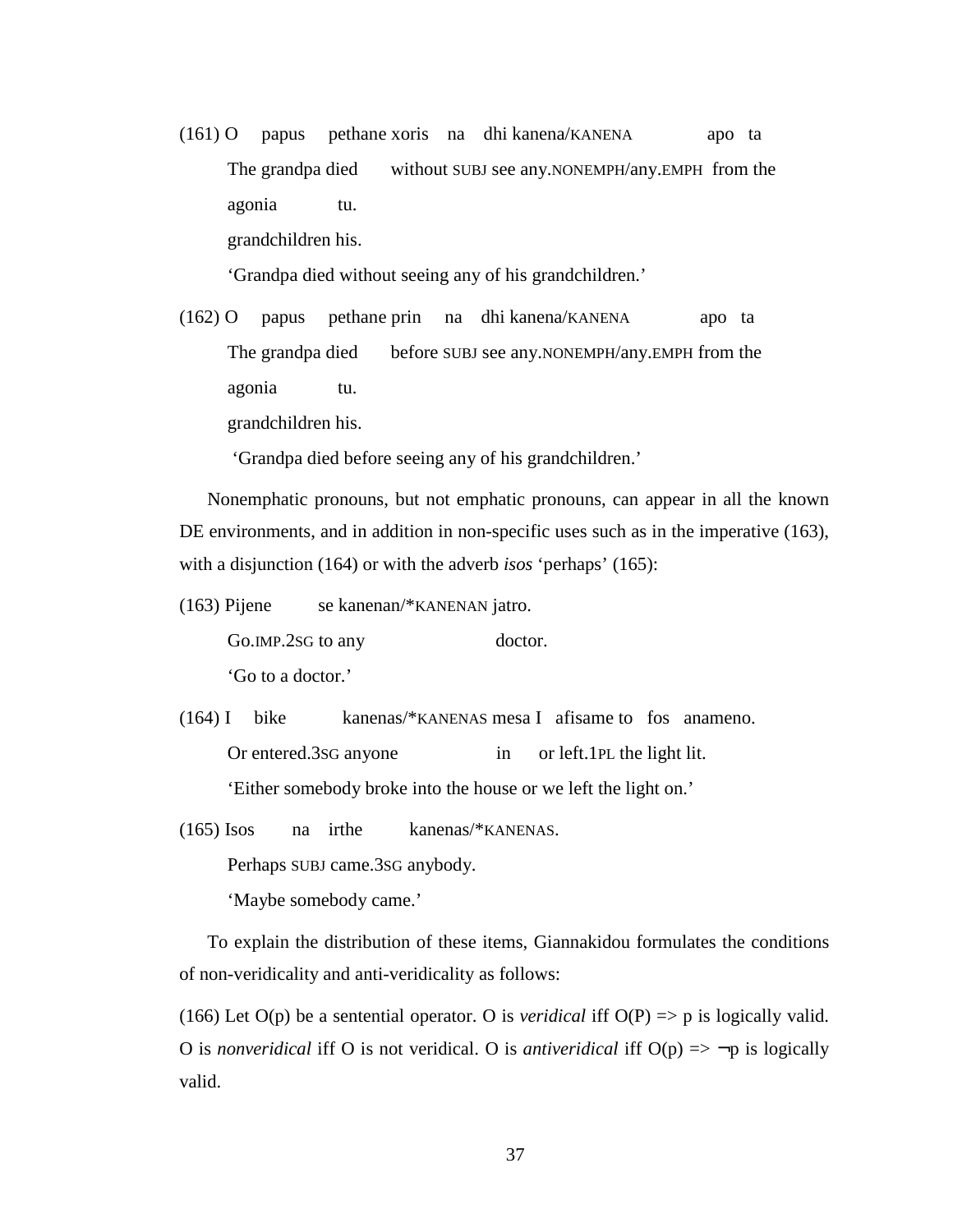(161) O papus pethane xoris na dhi kanena/KANENA apo ta

The grandpa died without SUBJ see any.NONEMPH/any.EMPH from the

agonia tu.

grandchildren his.

'Grandpa died without seeing any of his grandchildren.'

(162) O papus pethane prin na dhi kanena/KANENA apo ta

The grandpa died before SUBJ see any.NONEMPH/any.EMPH from the

agonia tu.

grandchildren his.

'Grandpa died before seeing any of his grandchildren.'

Nonemphatic pronouns, but not emphatic pronouns, can appear in all the known DE environments, and in addition in non-specific uses such as in the imperative (163), with a disjunction (164) or with the adverb *isos* 'perhaps' (165):

(163) Pijene se kanenan/*KANENAN jatro.

Go.IMP.2SG to any doctor.

'Go to a doctor.'

(164) I bike kanenas/*KANENAS mesa I afisame to fos anameno.

Or entered.3SG anyone in or left.1PL the light lit.

'Either somebody broke into the house or we left the light on.'

(165) Isos na irthe kanenas/*KANENAS.

Perhaps SUBJ came.3SG anybody.

'Maybe somebody came.'

To explain the distribution of these items, Giannakidou formulates the conditions of non-veridicality and anti-veridicality as follows:

(166) Let O(p) be a sentential operator. O is *veridical* iff O(P) => p is logically valid. O is *nonveridical* iff O is not veridical. O is *antiveridical* iff O(p) => ¬p is logically valid.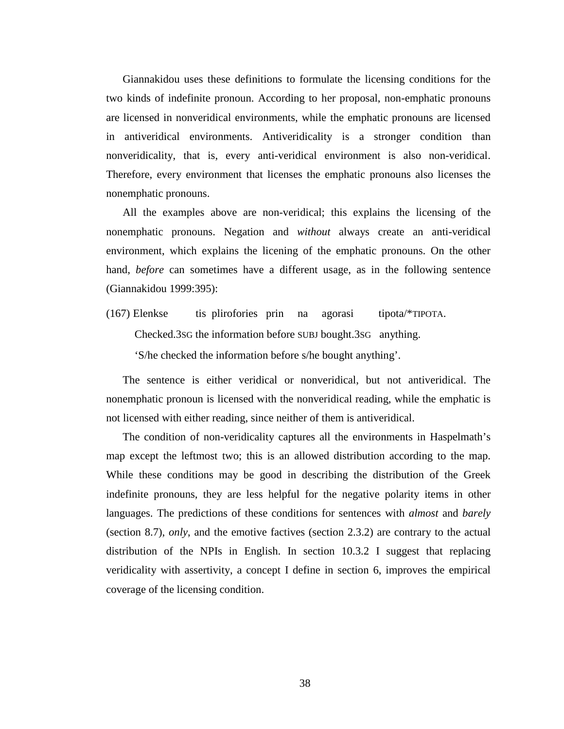Giannakidou uses these definitions to formulate the licensing conditions for the two kinds of indefinite pronoun. According to her proposal, non-emphatic pronouns are licensed in nonveridical environments, while the emphatic pronouns are licensed in antiveridical environments. Antiveridicality is a stronger condition than nonveridicality, that is, every anti-veridical environment is also non-veridical. Therefore, every environment that licenses the emphatic pronouns also licenses the nonemphatic pronouns.

All the examples above are non-veridical; this explains the licensing of the nonemphatic pronouns. Negation and *without* always create an anti-veridical environment, which explains the licening of the emphatic pronouns. On the other hand, *before* can sometimes have a different usage, as in the following sentence (Giannakidou 1999:395):

(167) Elenkse tis plirofories prin na agorasi tipota/*TIPOTA.

Checked.3SG the information before SUBJ bought.3SG anything.

'S/he checked the information before s/he bought anything'.

The sentence is either veridical or nonveridical, but not antiveridical. The nonemphatic pronoun is licensed with the nonveridical reading, while the emphatic is not licensed with either reading, since neither of them is antiveridical.

The condition of non-veridicality captures all the environments in Haspelmath's map except the leftmost two; this is an allowed distribution according to the map. While these conditions may be good in describing the distribution of the Greek indefinite pronouns, they are less helpful for the negative polarity items in other languages. The predictions of these conditions for sentences with *almost* and *barely* (section 8.7), *only*, and the emotive factives (section 2.3.2) are contrary to the actual distribution of the NPIs in English. In section 10.3.2 I suggest that replacing veridicality with assertivity, a concept I define in section 6, improves the empirical coverage of the licensing condition.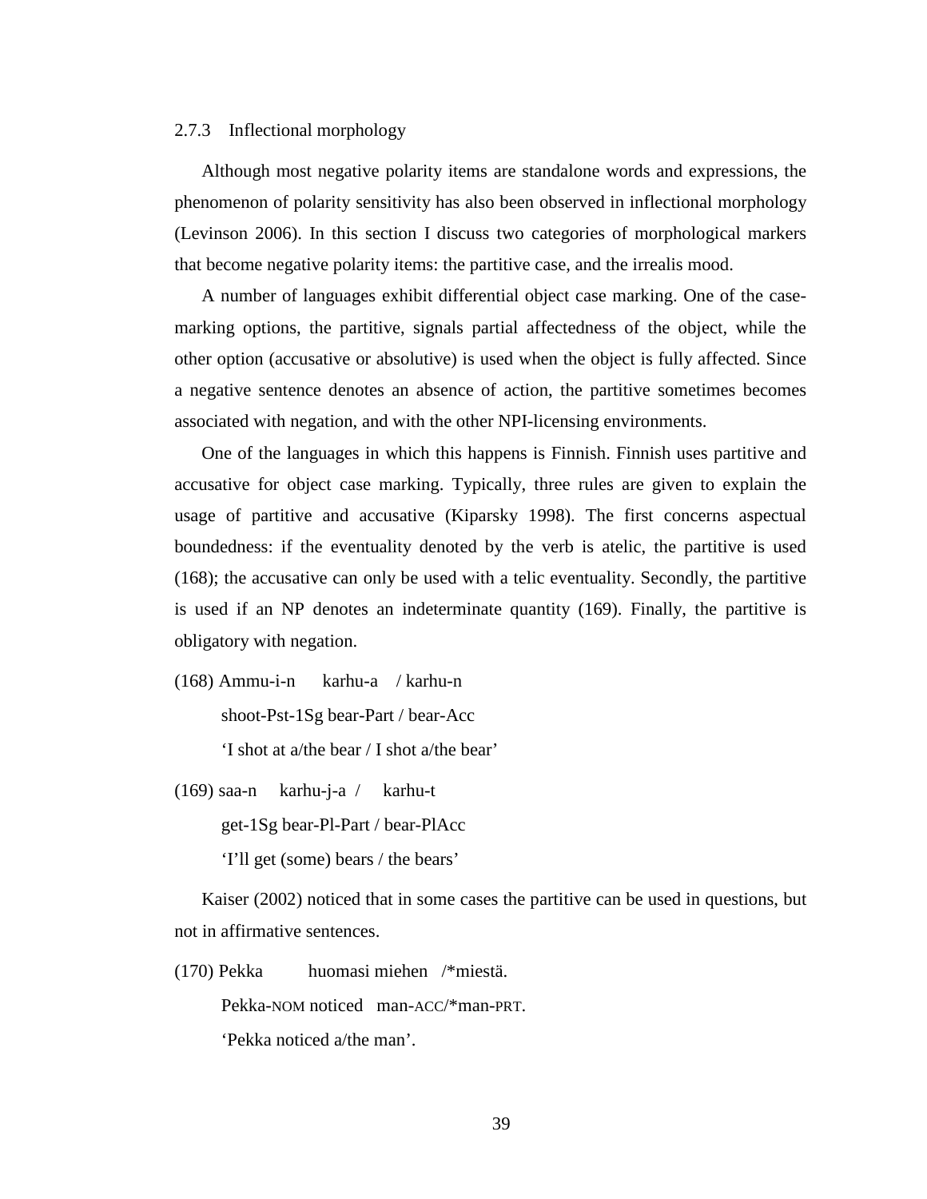### 2.7.3 Inflectional morphology

Although most negative polarity items are standalone words and expressions, the phenomenon of polarity sensitivity has also been observed in inflectional morphology (Levinson 2006). In this section I discuss two categories of morphological markers that become negative polarity items: the partitive case, and the irrealis mood.

A number of languages exhibit differential object case marking. One of the case-marking options, the partitive, signals partial affectedness of the object, while the other option (accusative or absolutive) is used when the object is fully affected. Since a negative sentence denotes an absence of action, the partitive sometimes becomes associated with negation, and with the other NPI-licensing environments.

One of the languages in which this happens is Finnish. Finnish uses partitive and accusative for object case marking. Typically, three rules are given to explain the usage of partitive and accusative (Kiparsky 1998). The first concerns aspectual boundedness: if the eventuality denoted by the verb is atelic, the partitive is used (168); the accusative can only be used with a telic eventuality. Secondly, the partitive is used if an NP denotes an indeterminate quantity (169). Finally, the partitive is obligatory with negation.

(168) Ammu-i-n karhu-a / karhu-n

shoot-Pst-1Sg bear-Part / bear-Acc

'I shot at a/the bear / I shot a/the bear'

(169) saa-n karhu-j-a / karhu-t

get-1Sg bear-Pl-Part / bear-PlAcc

'I'll get (some) bears / the bears'

Kaiser (2002) noticed that in some cases the partitive can be used in questions, but not in affirmative sentences.

(170) Pekka huomasi miehen /*miestä.

Pekka-NOM noticed man-ACC/*man-PRT.

'Pekka noticed a/the man'.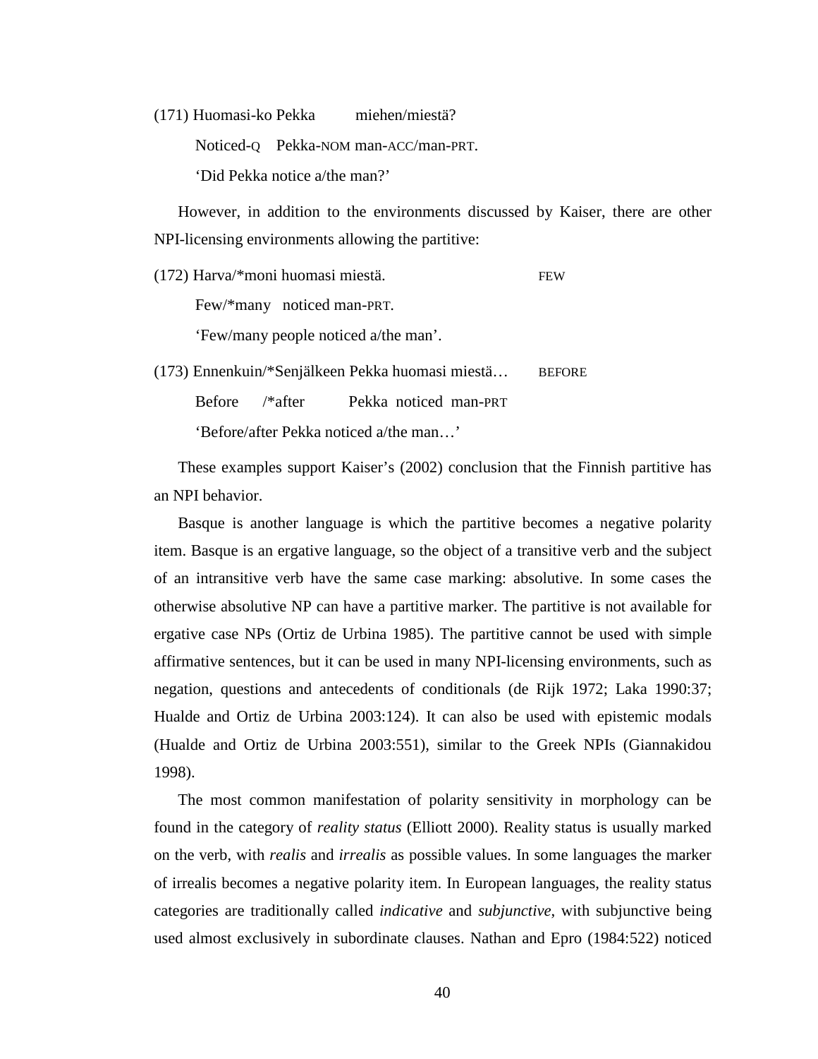(171) Huomasi-ko Pekka miehen/miestä?

Noticed-Q Pekka-NOM man-ACC/man-PRT.

'Did Pekka notice a/the man?'

However, in addition to the environments discussed by Kaiser, there are other NPI-licensing environments allowing the partitive:

(172) Harva/*moni huomasi miestä. FEW

Few/*many noticed man-PRT.

'Few/many people noticed a/the man'.

(173) Ennenkuin/*Senjälkeen Pekka huomasi miestä… BEFORE

Before /*after Pekka noticed man-PRT

'Before/after Pekka noticed a/the man…'

These examples support Kaiser's (2002) conclusion that the Finnish partitive has an NPI behavior.

Basque is another language is which the partitive becomes a negative polarity item. Basque is an ergative language, so the object of a transitive verb and the subject of an intransitive verb have the same case marking: absolutive. In some cases the otherwise absolutive NP can have a partitive marker. The partitive is not available for ergative case NPs (Ortiz de Urbina 1985). The partitive cannot be used with simple affirmative sentences, but it can be used in many NPI-licensing environments, such as negation, questions and antecedents of conditionals (de Rijk 1972; Laka 1990:37; Hualde and Ortiz de Urbina 2003:124). It can also be used with epistemic modals (Hualde and Ortiz de Urbina 2003:551), similar to the Greek NPIs (Giannakidou 1998).

The most common manifestation of polarity sensitivity in morphology can be found in the category of *reality status* (Elliott 2000). Reality status is usually marked on the verb, with *realis* and *irrealis* as possible values. In some languages the marker of irrealis becomes a negative polarity item. In European languages, the reality status categories are traditionally called *indicative* and *subjunctive*, with subjunctive being used almost exclusively in subordinate clauses. Nathan and Epro (1984:522) noticed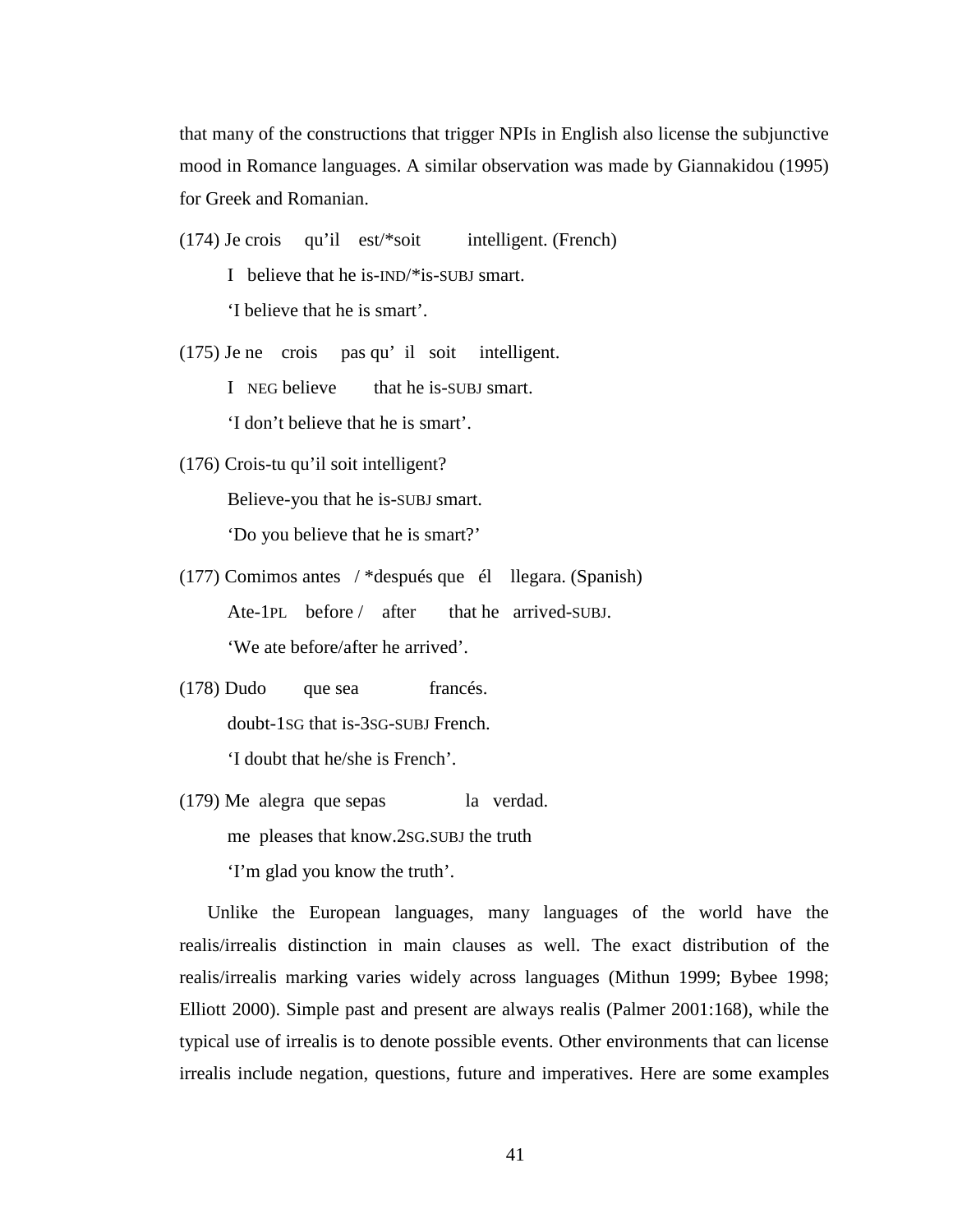that many of the constructions that trigger NPIs in English also license the subjunctive mood in Romance languages. A similar observation was made by Giannakidou (1995) for Greek and Romanian.

(174) Je crois qu'il est/*soit intelligent. (French)

I believe that he is-IND/*is-SUBJ smart.

'I believe that he is smart'.

(175) Je ne crois pas qu' il soit intelligent.

I NEG believe that he is-SUBJ smart.

'I don't believe that he is smart'.

(176) Crois-tu qu'il soit intelligent?

Believe-you that he is-SUBJ smart.

'Do you believe that he is smart?'

(177) Comimos antes / *después que él llegara. (Spanish)

Ate-1PL before / after that he arrived-SUBJ.

'We ate before/after he arrived'.

(178) Dudo que sea francés.

doubt-1SG that is-3SG-SUBJ French.

'I doubt that he/she is French'.

(179) Me alegra que sepas la verdad.

me pleases that know.2SG.SUBJ the truth

'I'm glad you know the truth'.

Unlike the European languages, many languages of the world have the realis/irrealis distinction in main clauses as well. The exact distribution of the realis/irrealis marking varies widely across languages (Mithun 1999; Bybee 1998; Elliott 2000). Simple past and present are always realis (Palmer 2001:168), while the typical use of irrealis is to denote possible events. Other environments that can license irrealis include negation, questions, future and imperatives. Here are some examples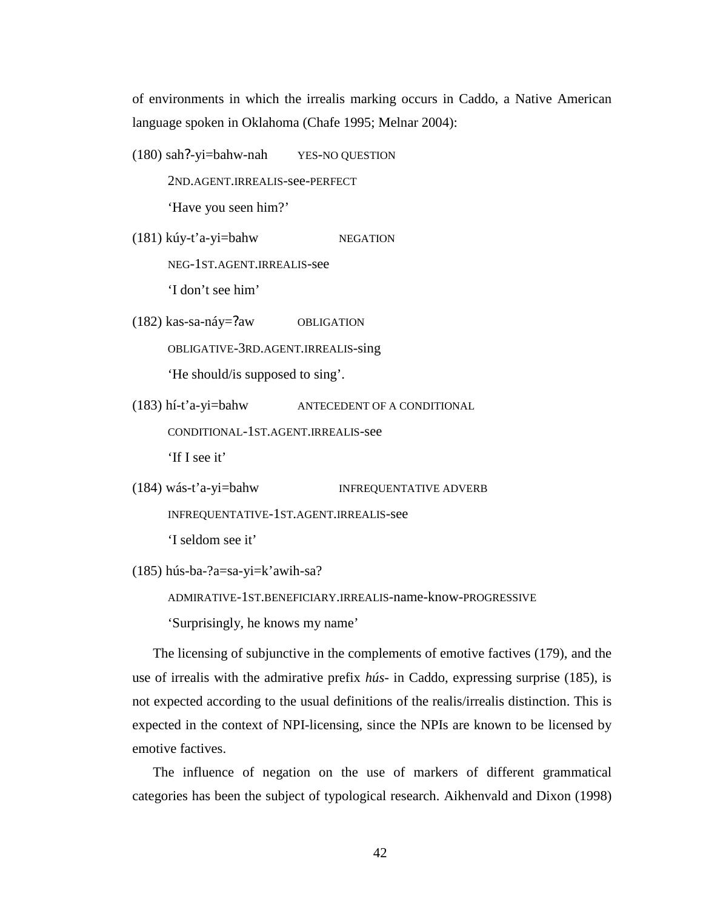of environments in which the irrealis marking occurs in Caddo, a Native American language spoken in Oklahoma (Chafe 1995; Melnar 2004):

(180) sahʔ-yi=bahw-nah YES-NO QUESTION

2ND.AGENT.IRREALIS-see-PERFECT

'Have you seen him?'

(181) kúy-t'a-yi=bahw NEGATION

NEG-1ST.AGENT.IRREALIS-see

'I don't see him'

(182) kas-sa-náy=ʔaw OBLIGATION

OBLIGATIVE-3RD.AGENT.IRREALIS-sing

'He should/is supposed to sing'.

(183) hí-t'a-yi=bahw ANTECEDENT OF A CONDITIONAL

CONDITIONAL-1ST.AGENT.IRREALIS-see

'If I see it'

(184) wás-t'a-yi=bahw INFREQUENTATIVE ADVERB

INFREQUENTATIVE-1ST.AGENT.IRREALIS-see

'I seldom see it'

(185) hús-ba-?a=sa-yi=k'awih-sa?

ADMIRATIVE-1ST.BENEFICIARY.IRREALIS-name-know-PROGRESSIVE

'Surprisingly, he knows my name'

The licensing of subjunctive in the complements of emotive factives (179), and the use of irrealis with the admirative prefix *hús-* in Caddo, expressing surprise (185), is not expected according to the usual definitions of the realis/irrealis distinction. This is expected in the context of NPI-licensing, since the NPIs are known to be licensed by emotive factives.

The influence of negation on the use of markers of different grammatical categories has been the subject of typological research. Aikhenvald and Dixon (1998)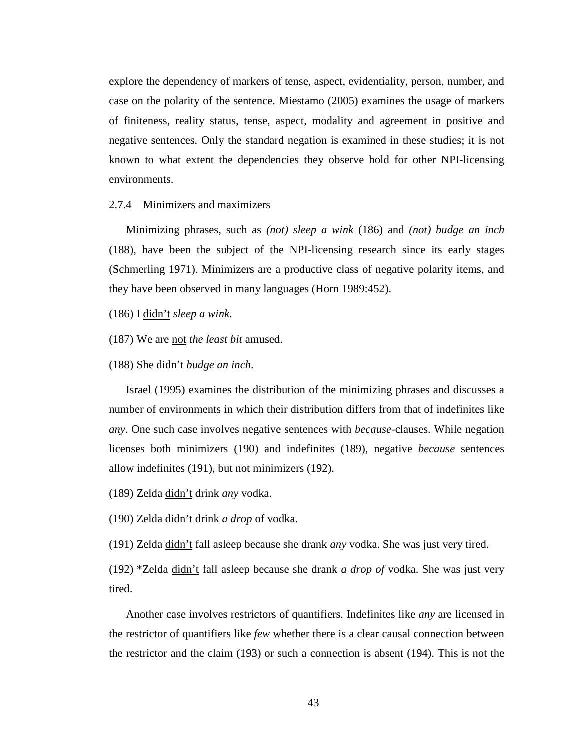explore the dependency of markers of tense, aspect, evidentiality, person, number, and case on the polarity of the sentence. Miestamo (2005) examines the usage of markers of finiteness, reality status, tense, aspect, modality and agreement in positive and negative sentences. Only the standard negation is examined in these studies; it is not known to what extent the dependencies they observe hold for other NPI-licensing environments.

### 2.7.4 Minimizers and maximizers

Minimizing phrases, such as *(not) sleep a wink* (186) and *(not) budge an inch* (188), have been the subject of the NPI-licensing research since its early stages (Schmerling 1971). Minimizers are a productive class of negative polarity items, and they have been observed in many languages (Horn 1989:452).

(186) I <u>didn't</u> *sleep a wink*.

(187) We are <u>not</u> *the least bit* amused.

(188) She <u>didn't</u> *budge an inch*.

Israel (1995) examines the distribution of the minimizing phrases and discusses a number of environments in which their distribution differs from that of indefinites like *any*. One such case involves negative sentences with *because*-clauses. While negation licenses both minimizers (190) and indefinites (189), negative *because* sentences allow indefinites (191), but not minimizers (192).

(189) Zelda <u>didn't</u> drink *any* vodka.

(190) Zelda <u>didn't</u> drink *a drop* of vodka.

(191) Zelda <u>didn't</u> fall asleep because she drank *any* vodka. She was just very tired.

(192) *Zelda <u>didn't</u> fall asleep because she drank *a drop of* vodka. She was just very tired.

Another case involves restrictors of quantifiers. Indefinites like *any* are licensed in the restrictor of quantifiers like *few* whether there is a clear causal connection between the restrictor and the claim (193) or such a connection is absent (194). This is not the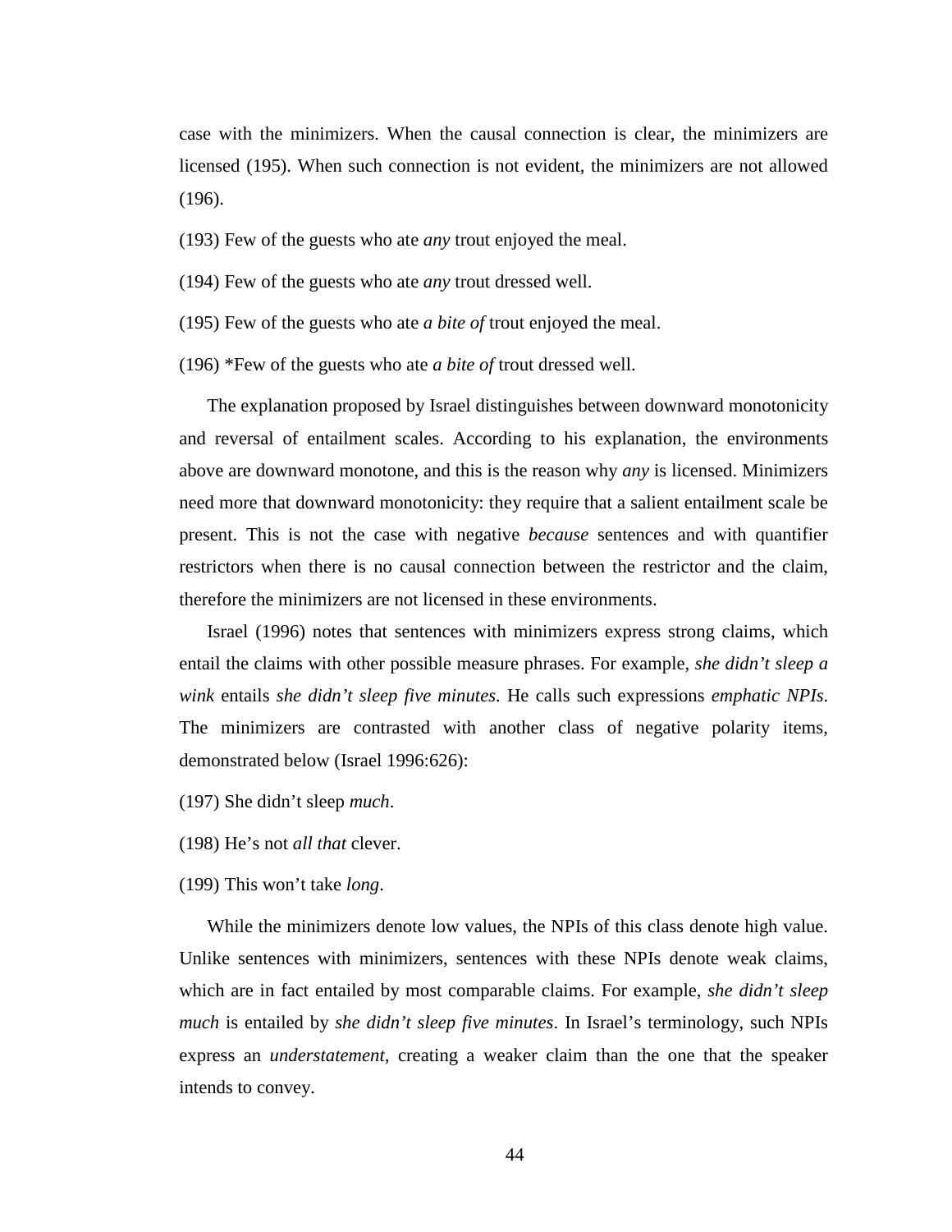case with the minimizers. When the causal connection is clear, the minimizers are licensed (195). When such connection is not evident, the minimizers are not allowed (196).

(193) Few of the guests who ate *any* trout enjoyed the meal.

(194) Few of the guests who ate *any* trout dressed well.

(195) Few of the guests who ate *a bite of* trout enjoyed the meal.

(196) *Few of the guests who ate *a bite of* trout dressed well.

The explanation proposed by Israel distinguishes between downward monotonicity and reversal of entailment scales. According to his explanation, the environments above are downward monotone, and this is the reason why *any* is licensed. Minimizers need more that downward monotonicity: they require that a salient entailment scale be present. This is not the case with negative *because* sentences and with quantifier restrictors when there is no causal connection between the restrictor and the claim, therefore the minimizers are not licensed in these environments.

Israel (1996) notes that sentences with minimizers express strong claims, which entail the claims with other possible measure phrases. For example, *she didn't sleep a wink* entails *she didn't sleep five minutes*. He calls such expressions *emphatic NPIs*. The minimizers are contrasted with another class of negative polarity items, demonstrated below (Israel 1996:626):

(197) She didn't sleep *much*.

(198) He's not *all that* clever.

(199) This won't take *long*.

While the minimizers denote low values, the NPIs of this class denote high value. Unlike sentences with minimizers, sentences with these NPIs denote weak claims, which are in fact entailed by most comparable claims. For example, *she didn't sleep much* is entailed by *she didn't sleep five minutes*. In Israel's terminology, such NPIs express an *understatement*, creating a weaker claim than the one that the speaker intends to convey.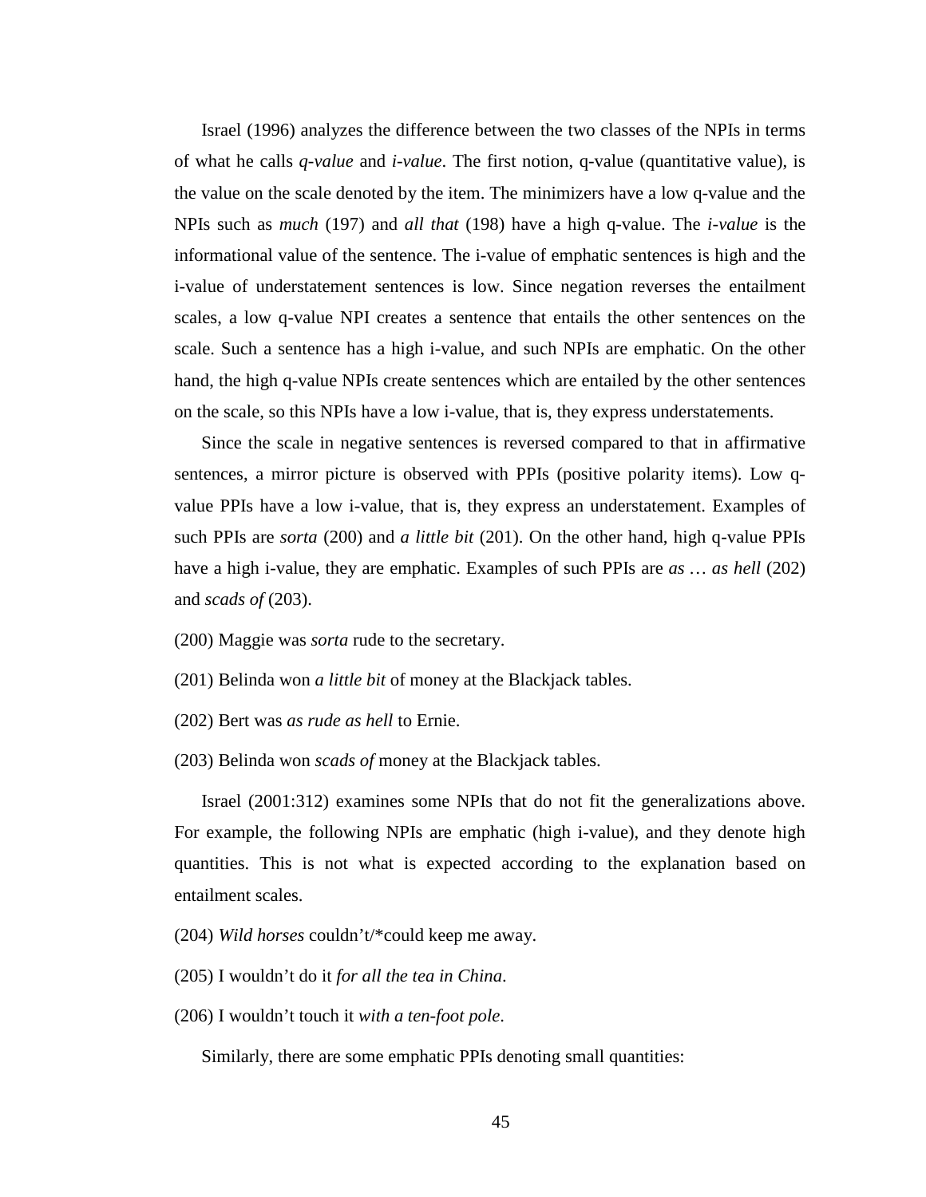Israel (1996) analyzes the difference between the two classes of the NPIs in terms of what he calls *q-value* and *i-value*. The first notion, q-value (quantitative value), is the value on the scale denoted by the item. The minimizers have a low q-value and the NPIs such as *much* (197) and *all that* (198) have a high q-value. The *i-value* is the informational value of the sentence. The i-value of emphatic sentences is high and the i-value of understatement sentences is low. Since negation reverses the entailment scales, a low q-value NPI creates a sentence that entails the other sentences on the scale. Such a sentence has a high i-value, and such NPIs are emphatic. On the other hand, the high q-value NPIs create sentences which are entailed by the other sentences on the scale, so this NPIs have a low i-value, that is, they express understatements.

Since the scale in negative sentences is reversed compared to that in affirmative sentences, a mirror picture is observed with PPIs (positive polarity items). Low q-value PPIs have a low i-value, that is, they express an understatement. Examples of such PPIs are *sorta* (200) and *a little bit* (201). On the other hand, high q-value PPIs have a high i-value, they are emphatic. Examples of such PPIs are *as … as hell* (202) and *scads of* (203).

(200) Maggie was *sorta* rude to the secretary.

(201) Belinda won *a little bit* of money at the Blackjack tables.

(202) Bert was *as rude as hell* to Ernie.

(203) Belinda won *scads of* money at the Blackjack tables.

Israel (2001:312) examines some NPIs that do not fit the generalizations above. For example, the following NPIs are emphatic (high i-value), and they denote high quantities. This is not what is expected according to the explanation based on entailment scales.

(204) *Wild horses* couldn't/*could keep me away.

(205) I wouldn't do it *for all the tea in China*.

(206) I wouldn't touch it *with a ten-foot pole*.

Similarly, there are some emphatic PPIs denoting small quantities: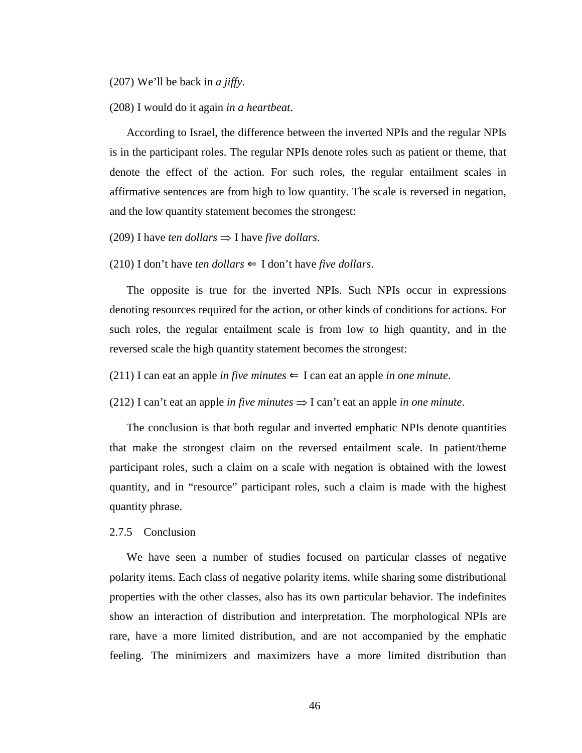(207) We'll be back in *a jiffy*.

(208) I would do it again *in a heartbeat*.

According to Israel, the difference between the inverted NPIs and the regular NPIs is in the participant roles. The regular NPIs denote roles such as patient or theme, that denote the effect of the action. For such roles, the regular entailment scales in affirmative sentences are from high to low quantity. The scale is reversed in negation, and the low quantity statement becomes the strongest:

(209) I have *ten dollars* $\Rightarrow$ I have *five dollars*.

(210) I don't have *ten dollars* $\Leftarrow$ I don't have *five dollars*.

The opposite is true for the inverted NPIs. Such NPIs occur in expressions denoting resources required for the action, or other kinds of conditions for actions. For such roles, the regular entailment scale is from low to high quantity, and in the reversed scale the high quantity statement becomes the strongest:

(211) I can eat an apple *in five minutes* $\Leftarrow$ I can eat an apple *in one minute*.

(212) I can't eat an apple *in five minutes* $\Rightarrow$ I can't eat an apple *in one minute*.

The conclusion is that both regular and inverted emphatic NPIs denote quantities that make the strongest claim on the reversed entailment scale. In patient/theme participant roles, such a claim on a scale with negation is obtained with the lowest quantity, and in "resource" participant roles, such a claim is made with the highest quantity phrase.

### 2.7.5 Conclusion

We have seen a number of studies focused on particular classes of negative polarity items. Each class of negative polarity items, while sharing some distributional properties with the other classes, also has its own particular behavior. The indefinites show an interaction of distribution and interpretation. The morphological NPIs are rare, have a more limited distribution, and are not accompanied by the emphatic feeling. The minimizers and maximizers have a more limited distribution than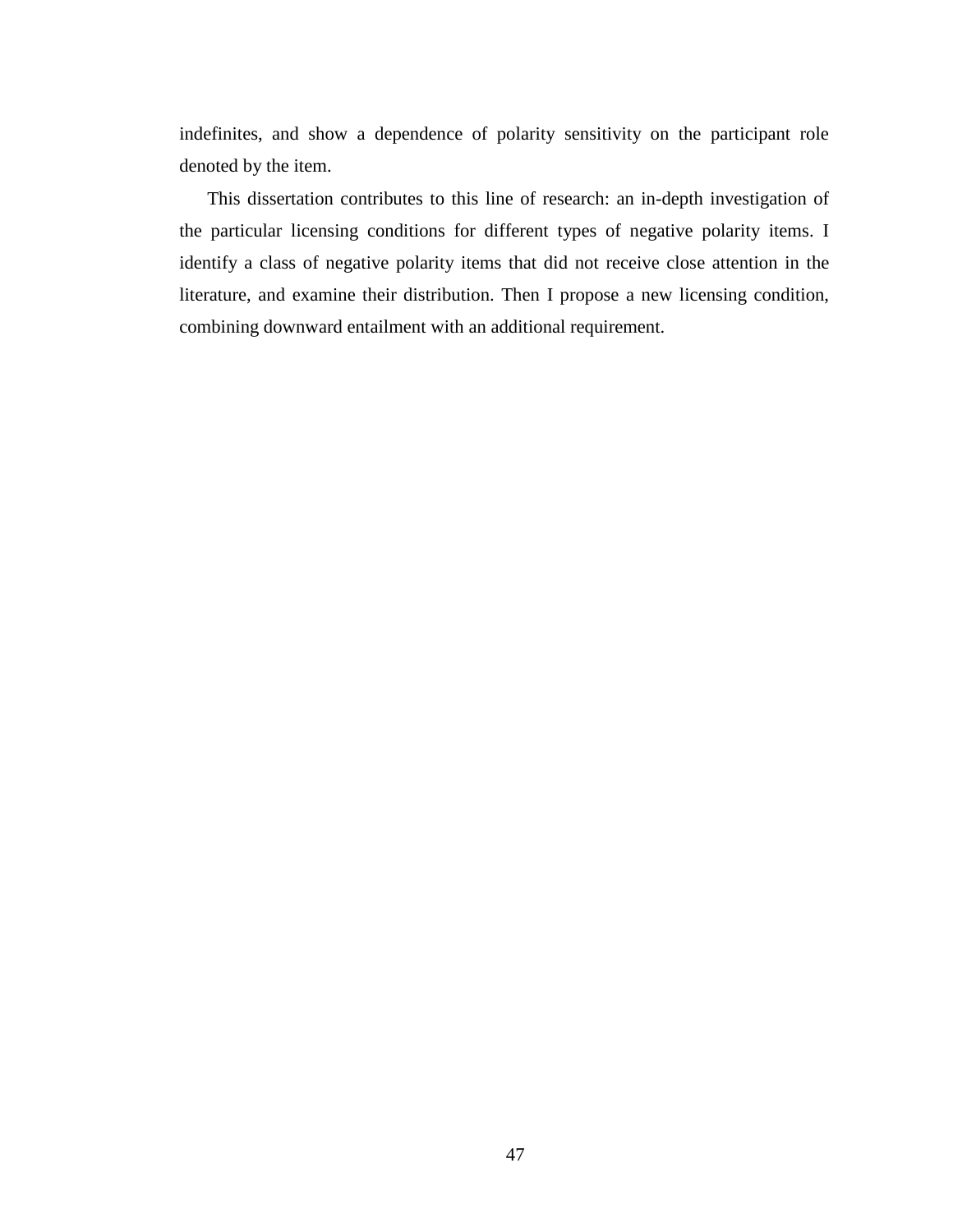indefinites, and show a dependence of polarity sensitivity on the participant role denoted by the item.

This dissertation contributes to this line of research: an in-depth investigation of the particular licensing conditions for different types of negative polarity items. I identify a class of negative polarity items that did not receive close attention in the literature, and examine their distribution. Then I propose a new licensing condition, combining downward entailment with an additional requirement.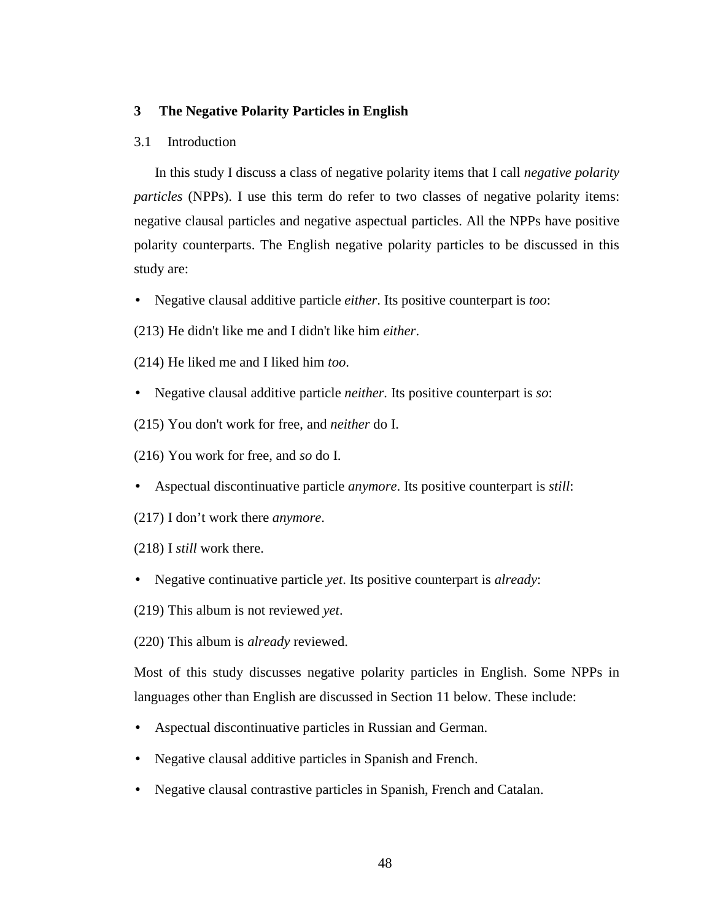# 3 The Negative Polarity Particles in English

## 3.1 Introduction

In this study I discuss a class of negative polarity items that I call *negative polarity particles* (NPPs). I use this term do refer to two classes of negative polarity items: negative clausal particles and negative aspectual particles. All the NPPs have positive polarity counterparts. The English negative polarity particles to be discussed in this study are:

- Negative clausal additive particle *either*. Its positive counterpart is *too*:

(213) He didn't like me and I didn't like him *either*.

(214) He liked me and I liked him *too*.

- Negative clausal additive particle *neither*. Its positive counterpart is *so*:

(215) You don't work for free, and *neither* do I.

(216) You work for free, and *so* do I.

- Aspectual discontinuative particle *anymore*. Its positive counterpart is *still*:

(217) I don't work there *anymore*.

(218) I *still* work there.

- Negative continuative particle *yet*. Its positive counterpart is *already*:

(219) This album is not reviewed *yet*.

(220) This album is *already* reviewed.

Most of this study discusses negative polarity particles in English. Some NPPs in languages other than English are discussed in Section 11 below. These include:

- Aspectual discontinuative particles in Russian and German.
- Negative clausal additive particles in Spanish and French.
- Negative clausal contrastive particles in Spanish, French and Catalan.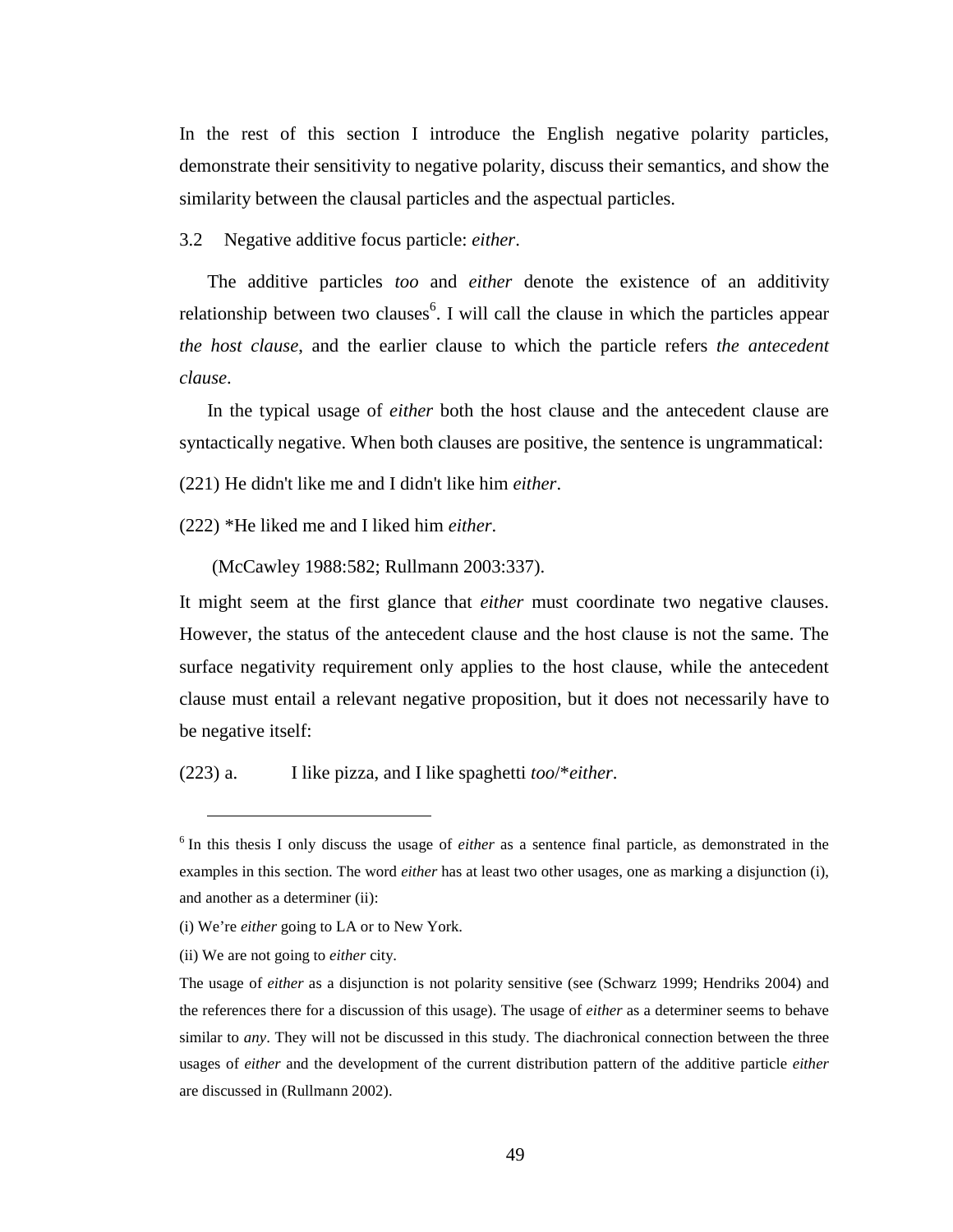In the rest of this section I introduce the English negative polarity particles, demonstrate their sensitivity to negative polarity, discuss their semantics, and show the similarity between the clausal particles and the aspectual particles.

### 3.2 Negative additive focus particle: *either*.

The additive particles *too* and *either* denote the existence of an additivity relationship between two clauses[6]. I will call the clause in which the particles appear *the host clause*, and the earlier clause to which the particle refers *the antecedent clause*.

In the typical usage of *either* both the host clause and the antecedent clause are syntactically negative. When both clauses are positive, the sentence is ungrammatical:

(221) He didn't like me and I didn't like him *either*.

(222) *He liked me and I liked him *either*.

(McCawley 1988:582; Rullmann 2003:337).

It might seem at the first glance that *either* must coordinate two negative clauses. However, the status of the antecedent clause and the host clause is not the same. The surface negativity requirement only applies to the host clause, while the antecedent clause must entail a relevant negative proposition, but it does not necessarily have to be negative itself:

(223) a. I like pizza, and I like spaghetti *too*/**either*.

---

[6] In this thesis I only discuss the usage of *either* as a sentence final particle, as demonstrated in the examples in this section. The word *either* has at least two other usages, one as marking a disjunction (i), and another as a determiner (ii):

(i) We're *either* going to LA or to New York.

(ii) We are not going to *either* city.

The usage of *either* as a disjunction is not polarity sensitive (see (Schwarz 1999; Hendriks 2004) and the references there for a discussion of this usage). The usage of *either* as a determiner seems to behave similar to *any*. They will not be discussed in this study. The diachronical connection between the three usages of *either* and the development of the current distribution pattern of the additive particle *either* are discussed in (Rullmann 2002).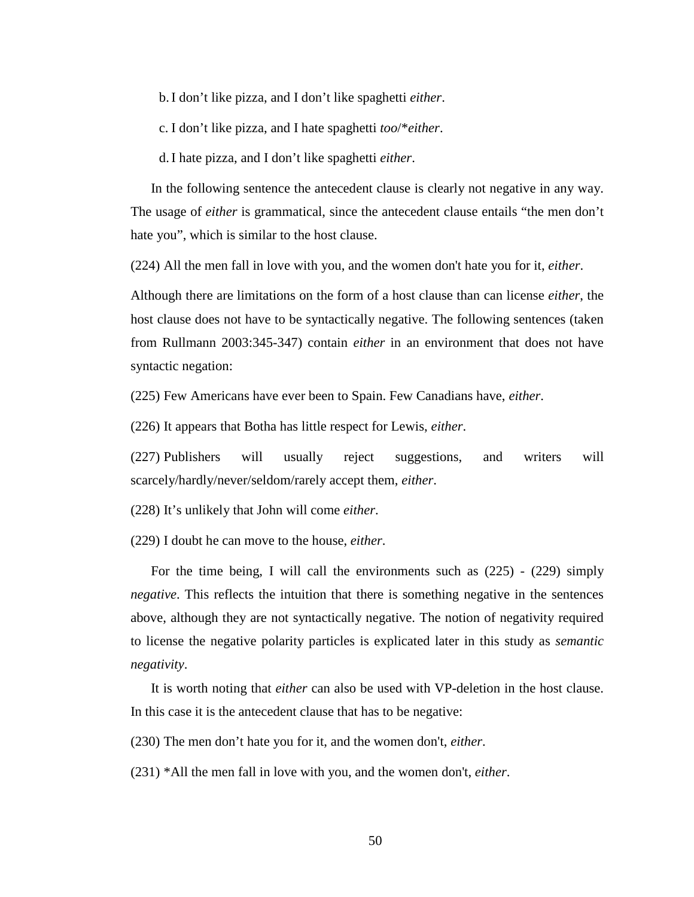b. I don’t like pizza, and I don’t like spaghetti *either*.

c. I don’t like pizza, and I hate spaghetti *too*/\**either*.

d. I hate pizza, and I don’t like spaghetti *either*.

In the following sentence the antecedent clause is clearly not negative in any way. The usage of *either* is grammatical, since the antecedent clause entails “the men don’t hate you”, which is similar to the host clause.

(224) All the men fall in love with you, and the women don't hate you for it, *either*.

Although there are limitations on the form of a host clause than can license *either*, the host clause does not have to be syntactically negative. The following sentences (taken from Rullmann 2003:345-347) contain *either* in an environment that does not have syntactic negation:

(225) Few Americans have ever been to Spain. Few Canadians have, *either*.

(226) It appears that Botha has little respect for Lewis, *either*.

(227) Publishers will usually reject suggestions, and writers will scarcely/hardly/never/seldom/rarely accept them, *either*.

(228) It’s unlikely that John will come *either*.

(229) I doubt he can move to the house, *either*.

For the time being, I will call the environments such as (225) - (229) simply *negative*. This reflects the intuition that there is something negative in the sentences above, although they are not syntactically negative. The notion of negativity required to license the negative polarity particles is explicated later in this study as *semantic negativity*.

It is worth noting that *either* can also be used with VP-deletion in the host clause. In this case it is the antecedent clause that has to be negative:

(230) The men don’t hate you for it, and the women don't, *either*.

(231) *All the men fall in love with you, and the women don't, *either*.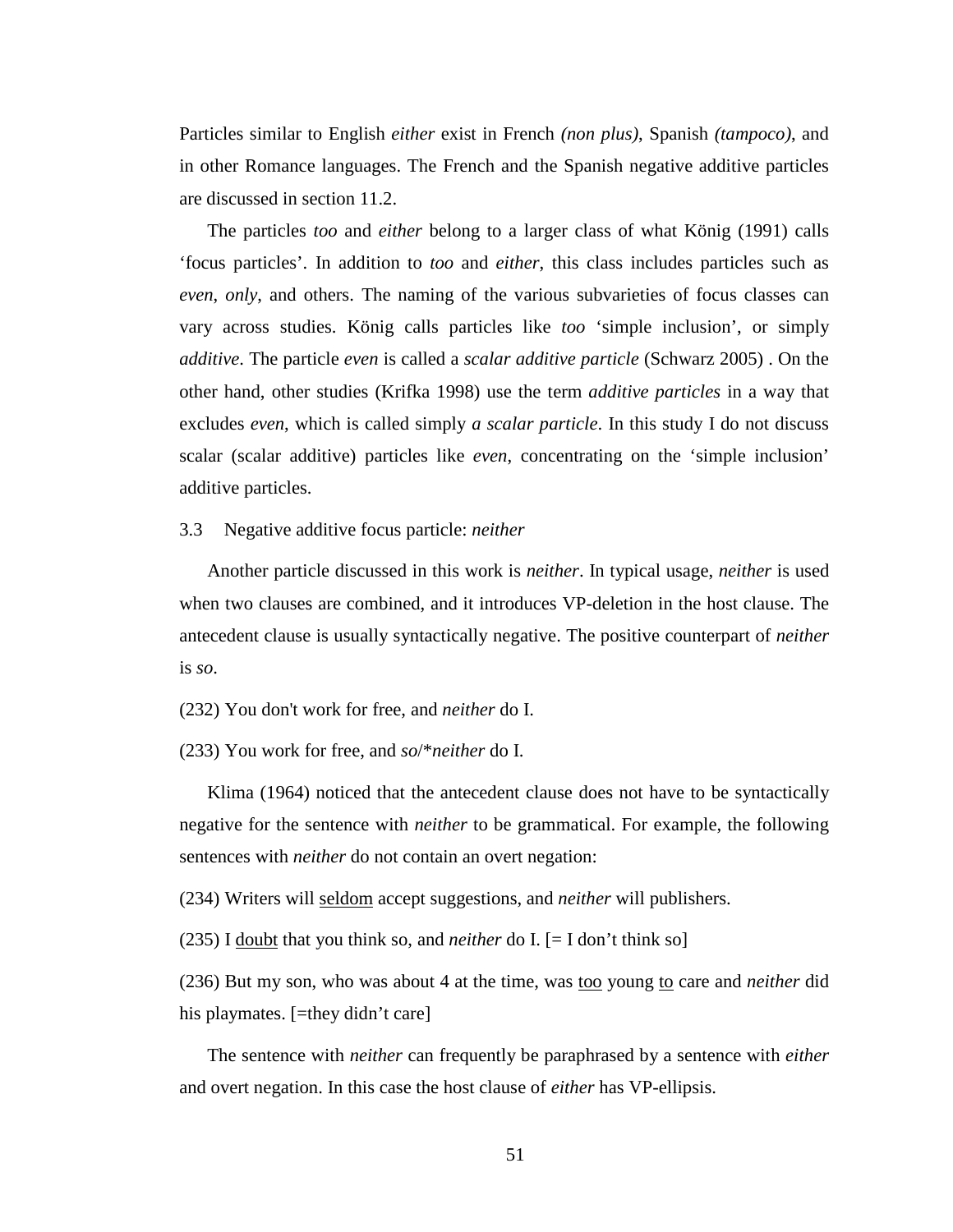Particles similar to English *either* exist in French *(non plus)*, Spanish *(tampoco)*, and in other Romance languages. The French and the Spanish negative additive particles are discussed in section 11.2.

The particles *too* and *either* belong to a larger class of what König (1991) calls 'focus particles'. In addition to *too* and *either*, this class includes particles such as *even*, *only*, and others. The naming of the various subvarieties of focus classes can vary across studies. König calls particles like *too* 'simple inclusion', or simply *additive*. The particle *even* is called a *scalar additive particle* (Schwarz 2005) . On the other hand, other studies (Krifka 1998) use the term *additive particles* in a way that excludes *even*, which is called simply *a scalar particle*. In this study I do not discuss scalar (scalar additive) particles like *even*, concentrating on the 'simple inclusion' additive particles.

### 3.3 Negative additive focus particle: *neither*

Another particle discussed in this work is *neither*. In typical usage, *neither* is used when two clauses are combined, and it introduces VP-deletion in the host clause. The antecedent clause is usually syntactically negative. The positive counterpart of *neither* is *so*.

(232) You don't work for free, and *neither* do I.

(233) You work for free, and *so*/**neither* do I.

Klima (1964) noticed that the antecedent clause does not have to be syntactically negative for the sentence with *neither* to be grammatical. For example, the following sentences with *neither* do not contain an overt negation:

(234) Writers will <u>seldom</u> accept suggestions, and *neither* will publishers.

(235) I <u>doubt</u> that you think so, and *neither* do I. [= I don't think so]

(236) But my son, who was about 4 at the time, was <u>too</u> young <u>to</u> care and *neither* did his playmates. [=they didn't care]

The sentence with *neither* can frequently be paraphrased by a sentence with *either* and overt negation. In this case the host clause of *either* has VP-ellipsis.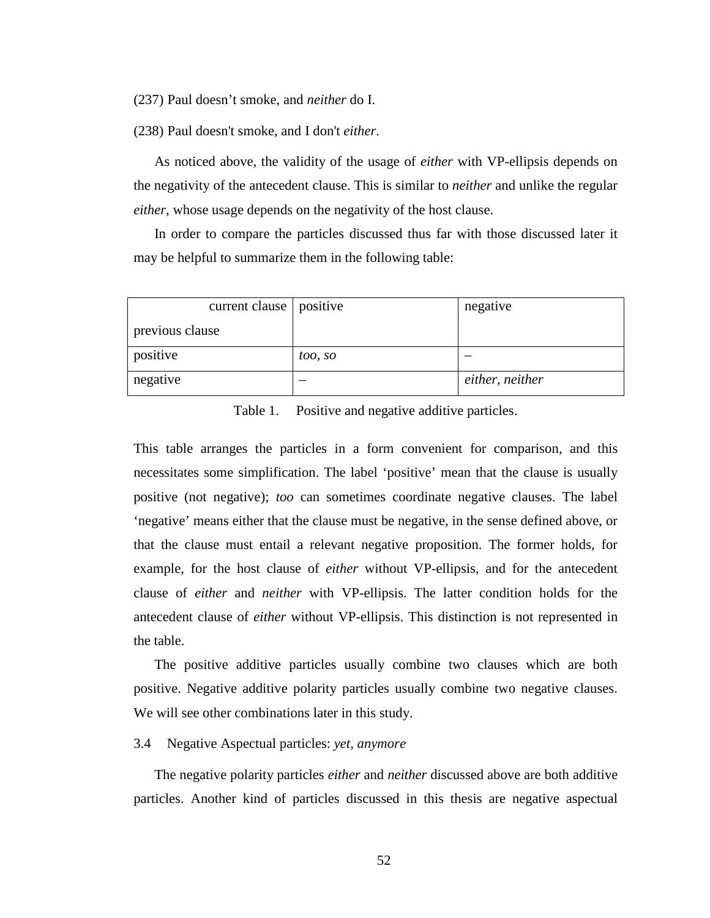(237) Paul doesn’t smoke, and *neither* do I.

(238) Paul doesn't smoke, and I don't *either*.

As noticed above, the validity of the usage of *either* with VP-ellipsis depends on the negativity of the antecedent clause. This is similar to *neither* and unlike the regular *either*, whose usage depends on the negativity of the host clause.

In order to compare the particles discussed thus far with those discussed later it may be helpful to summarize them in the following table:

| current clause / previous clause | positive | negative |
|---|---|---|
| positive | *too*, *so* | – |
| negative | – | *either*, *neither* |

Table 1. Positive and negative additive particles.

This table arranges the particles in a form convenient for comparison, and this necessitates some simplification. The label ‘positive’ mean that the clause is usually positive (not negative); *too* can sometimes coordinate negative clauses. The label ‘negative’ means either that the clause must be negative, in the sense defined above, or that the clause must entail a relevant negative proposition. The former holds, for example, for the host clause of *either* without VP-ellipsis, and for the antecedent clause of *either* and *neither* with VP-ellipsis. The latter condition holds for the antecedent clause of *either* without VP-ellipsis. This distinction is not represented in the table.

The positive additive particles usually combine two clauses which are both positive. Negative additive polarity particles usually combine two negative clauses. We will see other combinations later in this study.

### 3.4 Negative Aspectual particles: *yet*, *anymore*

The negative polarity particles *either* and *neither* discussed above are both additive particles. Another kind of particles discussed in this thesis are negative aspectual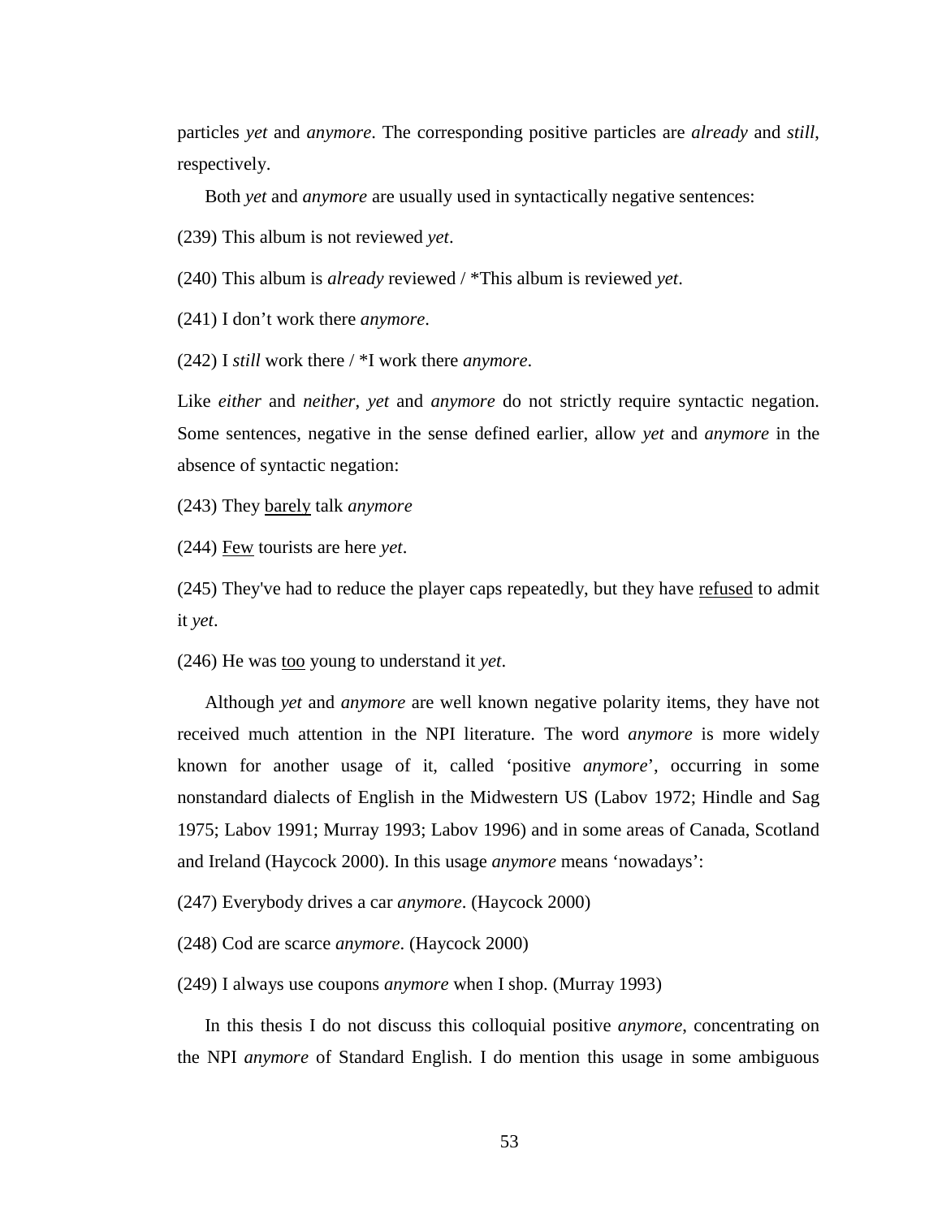particles *yet* and *anymore*. The corresponding positive particles are *already* and *still*, respectively.

Both *yet* and *anymore* are usually used in syntactically negative sentences:

(239) This album is not reviewed *yet*.

(240) This album is *already* reviewed / *This album is reviewed *yet*.

(241) I don't work there *anymore*.

(242) I *still* work there / *I work there *anymore*.

Like *either* and *neither*, *yet* and *anymore* do not strictly require syntactic negation. Some sentences, negative in the sense defined earlier, allow *yet* and *anymore* in the absence of syntactic negation:

(243) They <u>barely</u> talk *anymore*

(244) <u>Few</u> tourists are here *yet*.

(245) They've had to reduce the player caps repeatedly, but they have <u>refused</u> to admit it *yet*.

(246) He was <u>too</u> young to understand it *yet*.

Although *yet* and *anymore* are well known negative polarity items, they have not received much attention in the NPI literature. The word *anymore* is more widely known for another usage of it, called 'positive *anymore*', occurring in some nonstandard dialects of English in the Midwestern US (Labov 1972; Hindle and Sag 1975; Labov 1991; Murray 1993; Labov 1996) and in some areas of Canada, Scotland and Ireland (Haycock 2000). In this usage *anymore* means 'nowadays':

(247) Everybody drives a car *anymore*. (Haycock 2000)

(248) Cod are scarce *anymore*. (Haycock 2000)

(249) I always use coupons *anymore* when I shop. (Murray 1993)

In this thesis I do not discuss this colloquial positive *anymore*, concentrating on the NPI *anymore* of Standard English. I do mention this usage in some ambiguous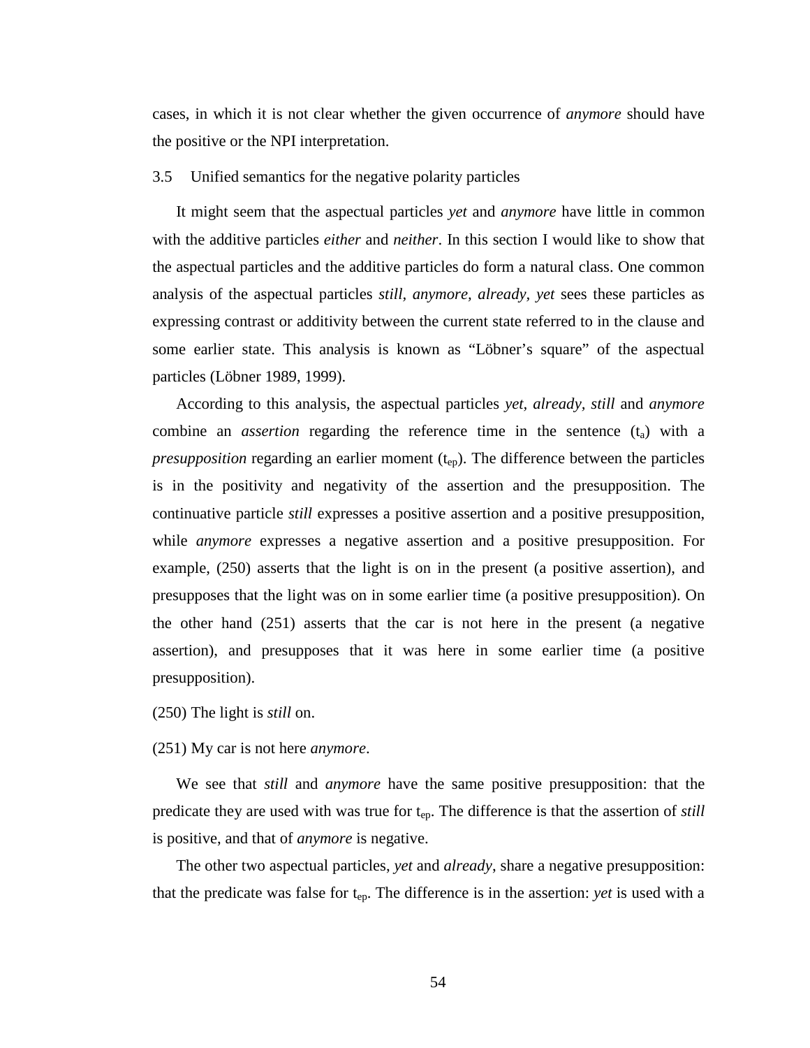cases, in which it is not clear whether the given occurrence of *anymore* should have the positive or the NPI interpretation.

## 3.5 Unified semantics for the negative polarity particles

It might seem that the aspectual particles *yet* and *anymore* have little in common with the additive particles *either* and *neither*. In this section I would like to show that the aspectual particles and the additive particles do form a natural class. One common analysis of the aspectual particles *still, anymore, already, yet* sees these particles as expressing contrast or additivity between the current state referred to in the clause and some earlier state. This analysis is known as "Löbner's square" of the aspectual particles (Löbner 1989, 1999).

According to this analysis, the aspectual particles *yet, already, still* and *anymore* combine an *assertion* regarding the reference time in the sentence ($t_a$) with a *presupposition* regarding an earlier moment ($t_{ep}$). The difference between the particles is in the positivity and negativity of the assertion and the presupposition. The continuative particle *still* expresses a positive assertion and a positive presupposition, while *anymore* expresses a negative assertion and a positive presupposition. For example, (250) asserts that the light is on in the present (a positive assertion), and presupposes that the light was on in some earlier time (a positive presupposition). On the other hand (251) asserts that the car is not here in the present (a negative assertion), and presupposes that it was here in some earlier time (a positive presupposition).

(250) The light is *still* on.

(251) My car is not here *anymore*.

We see that *still* and *anymore* have the same positive presupposition: that the predicate they are used with was true for $t_{ep}$. The difference is that the assertion of *still* is positive, and that of *anymore* is negative.

The other two aspectual particles, *yet* and *already*, share a negative presupposition: that the predicate was false for $t_{ep}$. The difference is in the assertion: *yet* is used with a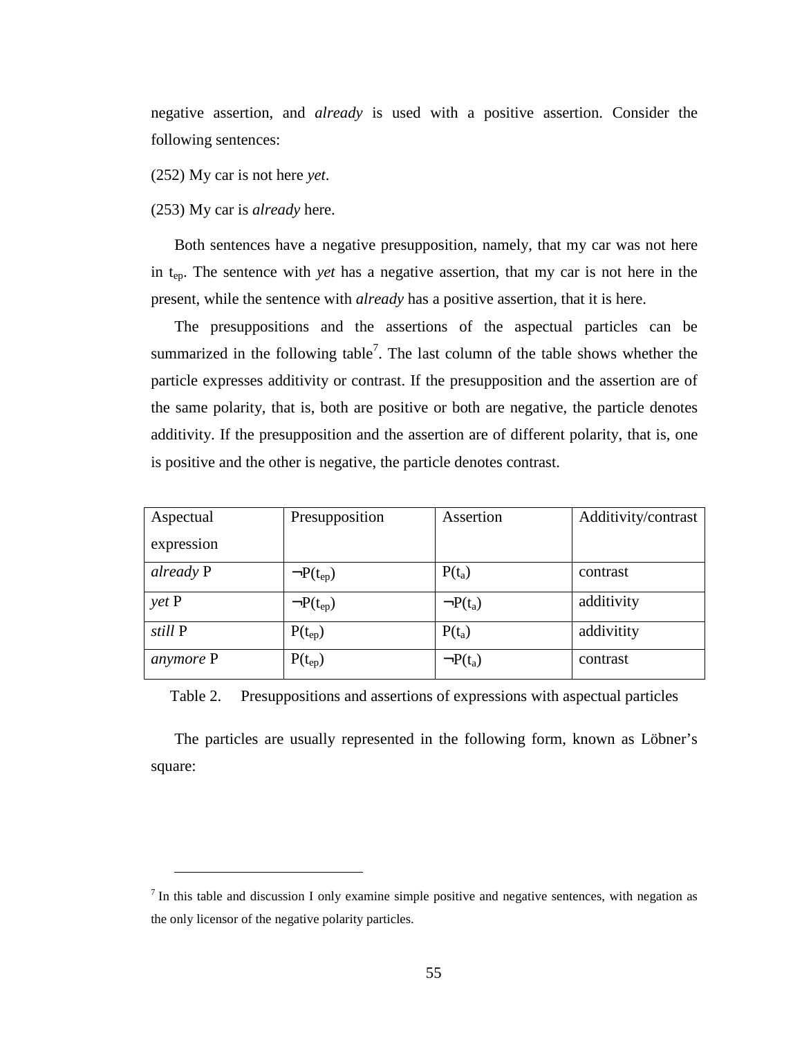negative assertion, and *already* is used with a positive assertion. Consider the following sentences:

(252) My car is not here *yet*.

(253) My car is *already* here.

Both sentences have a negative presupposition, namely, that my car was not here in $t_{ep}$. The sentence with *yet* has a negative assertion, that my car is not here in the present, while the sentence with *already* has a positive assertion, that it is here.

The presuppositions and the assertions of the aspectual particles can be summarized in the following table[7]. The last column of the table shows whether the particle expresses additivity or contrast. If the presupposition and the assertion are of the same polarity, that is, both are positive or both are negative, the particle denotes additivity. If the presupposition and the assertion are of different polarity, that is, one is positive and the other is negative, the particle denotes contrast.

| Aspectual expression | Presupposition | Assertion | Additivity/contrast |
|---|---|---|---|
| *already* P | $\neg P(t_{ep})$ | $P(t_a)$ | contrast |
| *yet* P | $\neg P(t_{ep})$ | $\neg P(t_a)$ | additivity |
| *still* P | $P(t_{ep})$ | $P(t_a)$ | addivitity |
| *anymore* P | $P(t_{ep})$ | $\neg P(t_a)$ | contrast |

Table 2. Presuppositions and assertions of expressions with aspectual particles

The particles are usually represented in the following form, known as Löbner's square:

[7] In this table and discussion I only examine simple positive and negative sentences, with negation as the only licensor of the negative polarity particles.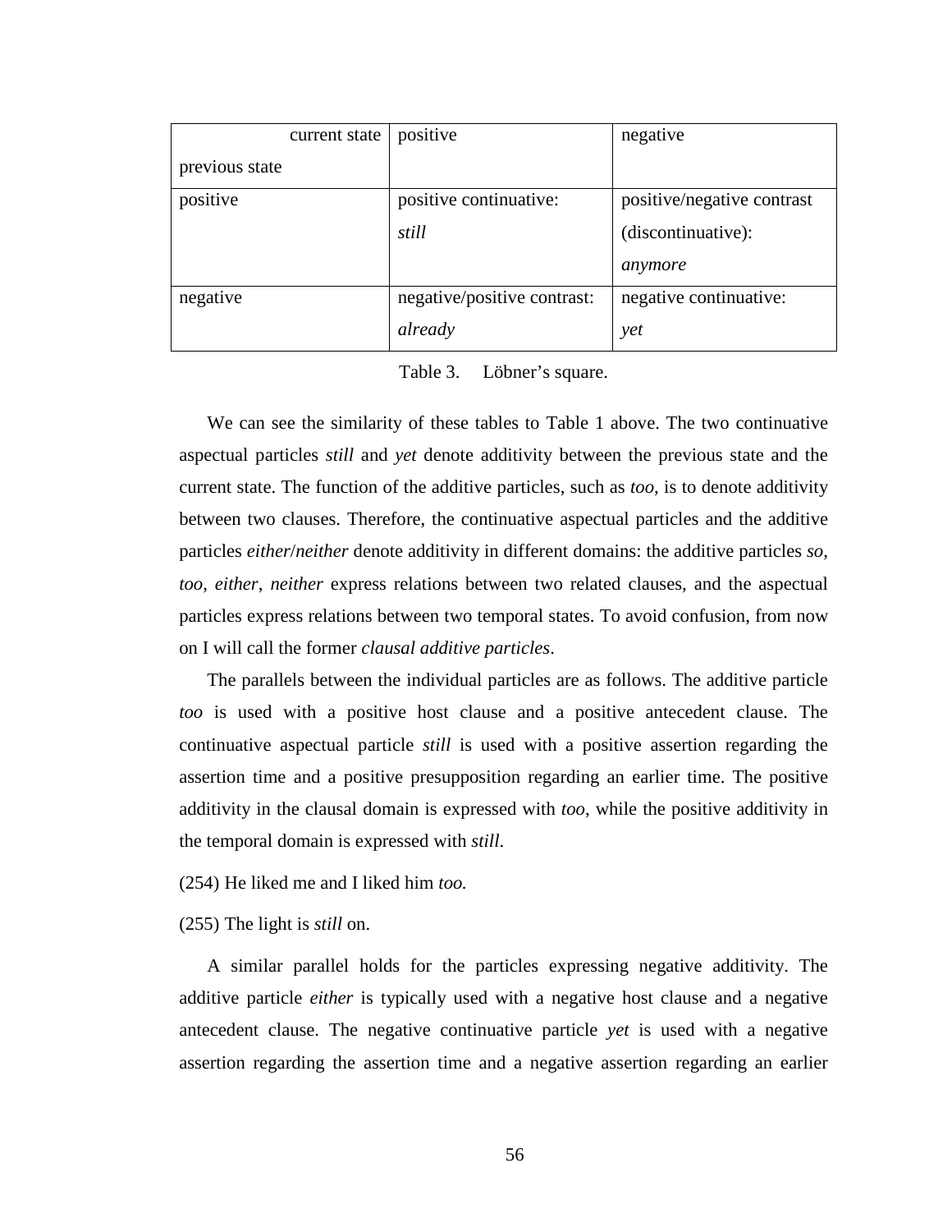| current state / previous state | positive | negative |
|---|---|---|
| positive | positive continuative: *still* | positive/negative contrast (discontinuative): *anymore* |
| negative | negative/positive contrast: *already* | negative continuative: *yet* |

Table 3. Löbner's square.

We can see the similarity of these tables to Table 1 above. The two continuative aspectual particles *still* and *yet* denote additivity between the previous state and the current state. The function of the additive particles, such as *too*, is to denote additivity between two clauses. Therefore, the continuative aspectual particles and the additive particles *either*/*neither* denote additivity in different domains: the additive particles *so*, *too*, *either*, *neither* express relations between two related clauses, and the aspectual particles express relations between two temporal states. To avoid confusion, from now on I will call the former *clausal additive particles*.

The parallels between the individual particles are as follows. The additive particle *too* is used with a positive host clause and a positive antecedent clause. The continuative aspectual particle *still* is used with a positive assertion regarding the assertion time and a positive presupposition regarding an earlier time. The positive additivity in the clausal domain is expressed with *too*, while the positive additivity in the temporal domain is expressed with *still*.

(254) He liked me and I liked him *too.*

(255) The light is *still* on.

A similar parallel holds for the particles expressing negative additivity. The additive particle *either* is typically used with a negative host clause and a negative antecedent clause. The negative continuative particle *yet* is used with a negative assertion regarding the assertion time and a negative assertion regarding an earlier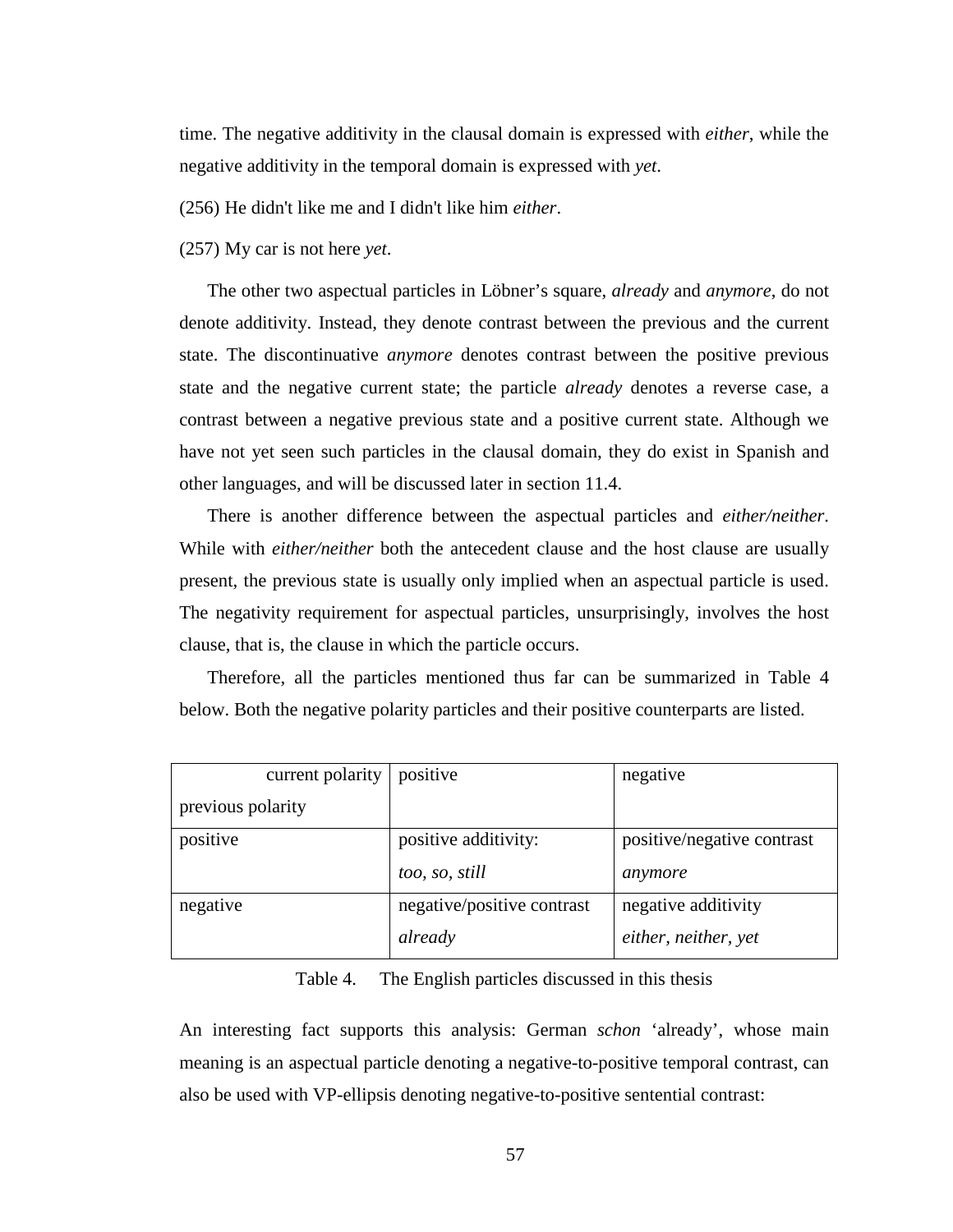time. The negative additivity in the clausal domain is expressed with *either*, while the negative additivity in the temporal domain is expressed with *yet*.

(256) He didn't like me and I didn't like him *either*.

(257) My car is not here *yet*.

The other two aspectual particles in Löbner's square, *already* and *anymore*, do not denote additivity. Instead, they denote contrast between the previous and the current state. The discontinuative *anymore* denotes contrast between the positive previous state and the negative current state; the particle *already* denotes a reverse case, a contrast between a negative previous state and a positive current state. Although we have not yet seen such particles in the clausal domain, they do exist in Spanish and other languages, and will be discussed later in section 11.4.

There is another difference between the aspectual particles and *either/neither*. While with *either/neither* both the antecedent clause and the host clause are usually present, the previous state is usually only implied when an aspectual particle is used. The negativity requirement for aspectual particles, unsurprisingly, involves the host clause, that is, the clause in which the particle occurs.

Therefore, all the particles mentioned thus far can be summarized in Table 4 below. Both the negative polarity particles and their positive counterparts are listed.

| current polarity / previous polarity | positive | negative |
|---|---|---|
| positive | positive additivity: *too, so, still* | positive/negative contrast *anymore* |
| negative | negative/positive contrast *already* | negative additivity *either, neither, yet* |

Table 4. The English particles discussed in this thesis

An interesting fact supports this analysis: German *schon* 'already', whose main meaning is an aspectual particle denoting a negative-to-positive temporal contrast, can also be used with VP-ellipsis denoting negative-to-positive sentential contrast: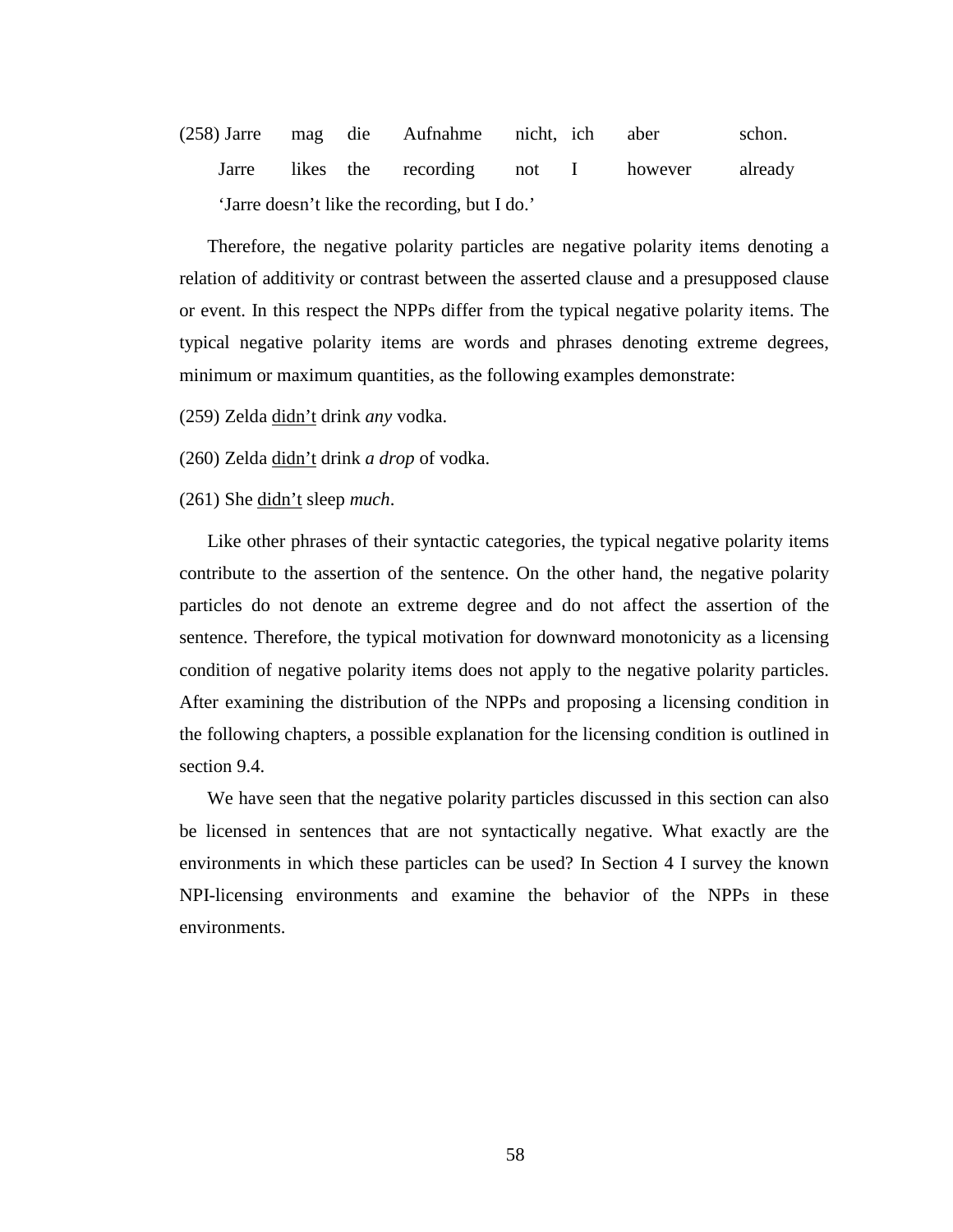(258) Jarre mag die Aufnahme nicht, ich aber schon.
Jarre likes the recording not I however already
'Jarre doesn't like the recording, but I do.'

Therefore, the negative polarity particles are negative polarity items denoting a relation of additivity or contrast between the asserted clause and a presupposed clause or event. In this respect the NPPs differ from the typical negative polarity items. The typical negative polarity items are words and phrases denoting extreme degrees, minimum or maximum quantities, as the following examples demonstrate:

(259) Zelda <u>didn't</u> drink *any* vodka.

(260) Zelda <u>didn't</u> drink *a drop* of vodka.

(261) She <u>didn't</u> sleep *much*.

Like other phrases of their syntactic categories, the typical negative polarity items contribute to the assertion of the sentence. On the other hand, the negative polarity particles do not denote an extreme degree and do not affect the assertion of the sentence. Therefore, the typical motivation for downward monotonicity as a licensing condition of negative polarity items does not apply to the negative polarity particles. After examining the distribution of the NPPs and proposing a licensing condition in the following chapters, a possible explanation for the licensing condition is outlined in section 9.4.

We have seen that the negative polarity particles discussed in this section can also be licensed in sentences that are not syntactically negative. What exactly are the environments in which these particles can be used? In Section 4 I survey the known NPI-licensing environments and examine the behavior of the NPPs in these environments.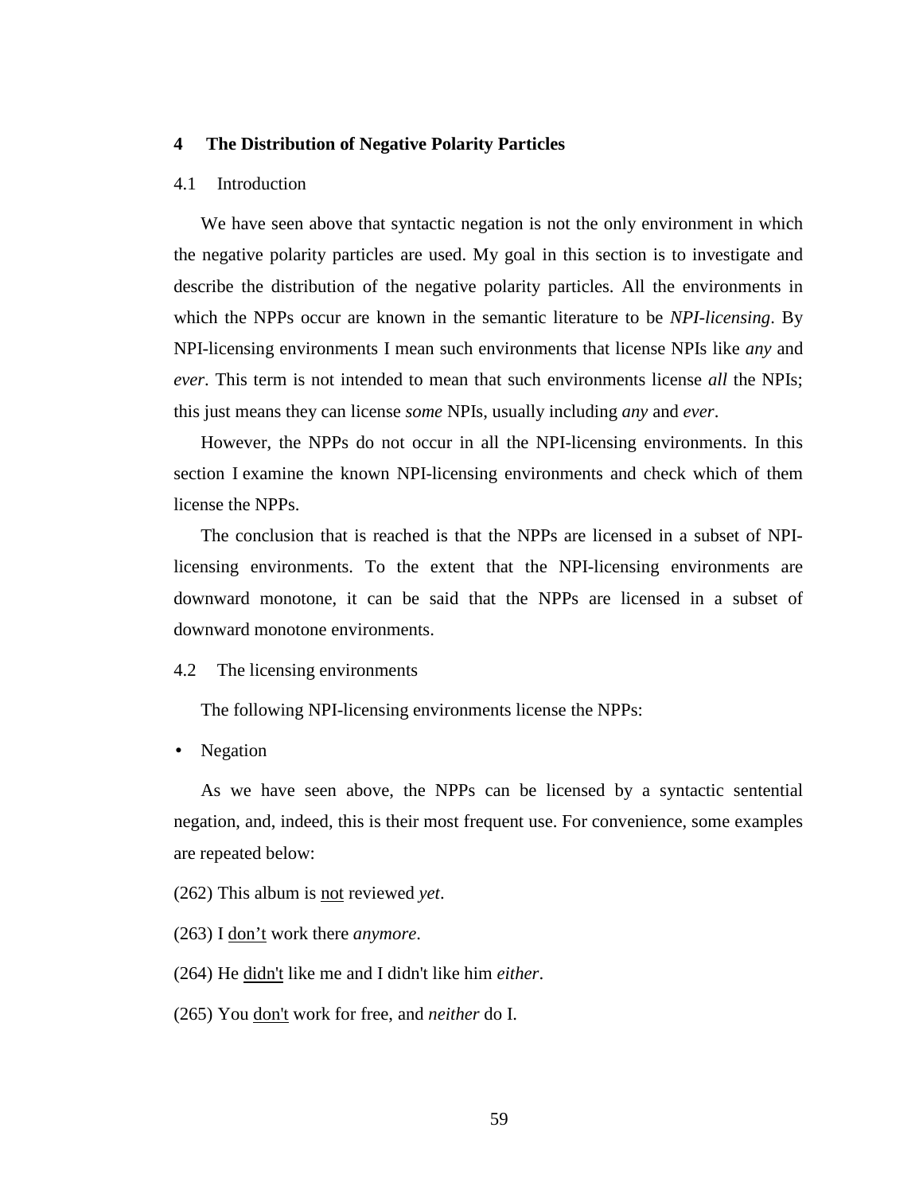# 4 The Distribution of Negative Polarity Particles

## 4.1 Introduction

We have seen above that syntactic negation is not the only environment in which the negative polarity particles are used. My goal in this section is to investigate and describe the distribution of the negative polarity particles. All the environments in which the NPPs occur are known in the semantic literature to be *NPI-licensing*. By NPI-licensing environments I mean such environments that license NPIs like *any* and *ever*. This term is not intended to mean that such environments license *all* the NPIs; this just means they can license *some* NPIs, usually including *any* and *ever*.

However, the NPPs do not occur in all the NPI-licensing environments. In this section I examine the known NPI-licensing environments and check which of them license the NPPs.

The conclusion that is reached is that the NPPs are licensed in a subset of NPI-licensing environments. To the extent that the NPI-licensing environments are downward monotone, it can be said that the NPPs are licensed in a subset of downward monotone environments.

## 4.2 The licensing environments

The following NPI-licensing environments license the NPPs:

- Negation

As we have seen above, the NPPs can be licensed by a syntactic sentential negation, and, indeed, this is their most frequent use. For convenience, some examples are repeated below:

(262) This album is <u>not</u> reviewed *yet*.

(263) I <u>don't</u> work there *anymore*.

(264) He <u>didn't</u> like me and I didn't like him *either*.

(265) You <u>don't</u> work for free, and *neither* do I.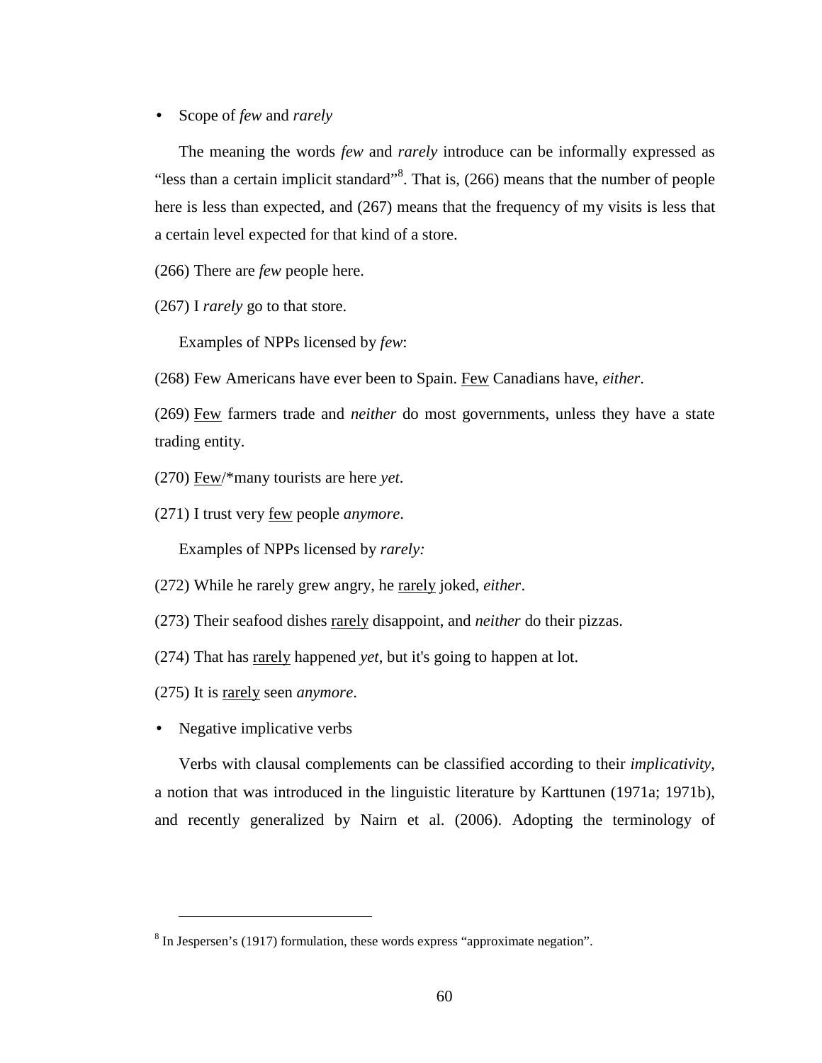- Scope of *few* and *rarely*

The meaning the words *few* and *rarely* introduce can be informally expressed as "less than a certain implicit standard"[8]. That is, (266) means that the number of people here is less than expected, and (267) means that the frequency of my visits is less that a certain level expected for that kind of a store.

(266) There are *few* people here.

(267) I *rarely* go to that store.

Examples of NPPs licensed by *few*:

(268) Few Americans have ever been to Spain. <u>Few</u> Canadians have, *either*.

(269) <u>Few</u> farmers trade and *neither* do most governments, unless they have a state trading entity.

(270) <u>Few</u>/*many tourists are here *yet*.

(271) I trust very <u>few</u> people *anymore*.

Examples of NPPs licensed by *rarely:*

(272) While he rarely grew angry, he <u>rarely</u> joked, *either*.

(273) Their seafood dishes <u>rarely</u> disappoint, and *neither* do their pizzas.

(274) That has <u>rarely</u> happened *yet*, but it's going to happen at lot.

(275) It is <u>rarely</u> seen *anymore*.

- Negative implicative verbs

Verbs with clausal complements can be classified according to their *implicativity*, a notion that was introduced in the linguistic literature by Karttunen (1971a; 1971b), and recently generalized by Nairn et al. (2006). Adopting the terminology of

---

[8] In Jespersen's (1917) formulation, these words express "approximate negation".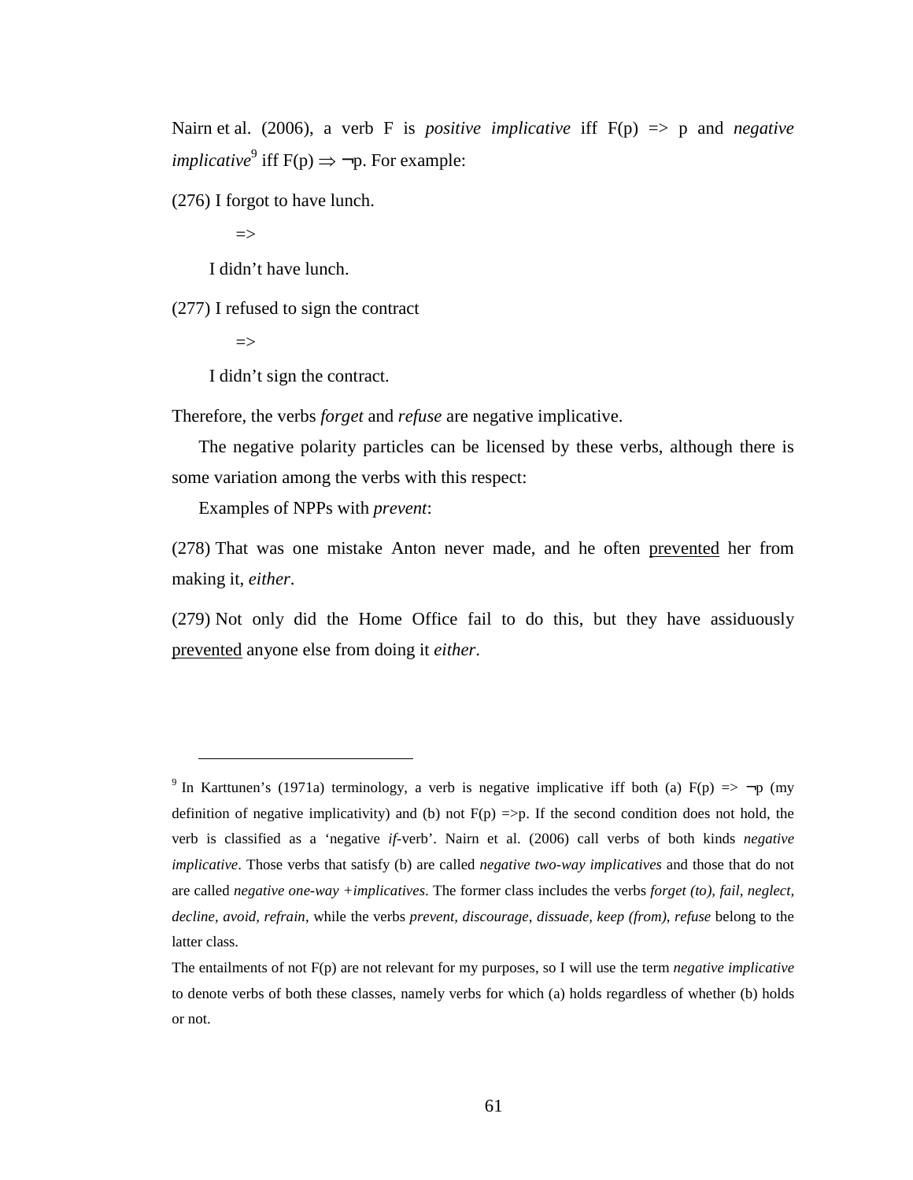Nairn et al. (2006), a verb F is *positive implicative* iff F(p) => p and *negative implicative*[9] iff $F(p) \Rightarrow \neg p$. For example:

(276) I forgot to have lunch.

=>

I didn't have lunch.

(277) I refused to sign the contract

=>

I didn't sign the contract.

Therefore, the verbs *forget* and *refuse* are negative implicative.

The negative polarity particles can be licensed by these verbs, although there is some variation among the verbs with this respect:

Examples of NPPs with *prevent*:

(278) That was one mistake Anton never made, and he often <u>prevented</u> her from making it, *either*.

(279) Not only did the Home Office fail to do this, but they have assiduously <u>prevented</u> anyone else from doing it *either*.

---

[9] In Karttunen's (1971a) terminology, a verb is negative implicative iff both (a) F(p) => ¬p (my definition of negative implicativity) and (b) not F(p) =>p. If the second condition does not hold, the verb is classified as a 'negative *if*-verb'. Nairn et al. (2006) call verbs of both kinds *negative implicative*. Those verbs that satisfy (b) are called *negative two-way implicatives* and those that do not are called *negative one-way +implicatives*. The former class includes the verbs *forget (to), fail, neglect, decline, avoid, refrain*, while the verbs *prevent, discourage, dissuade, keep (from), refuse* belong to the latter class.

The entailments of not F(p) are not relevant for my purposes, so I will use the term *negative implicative* to denote verbs of both these classes, namely verbs for which (a) holds regardless of whether (b) holds or not.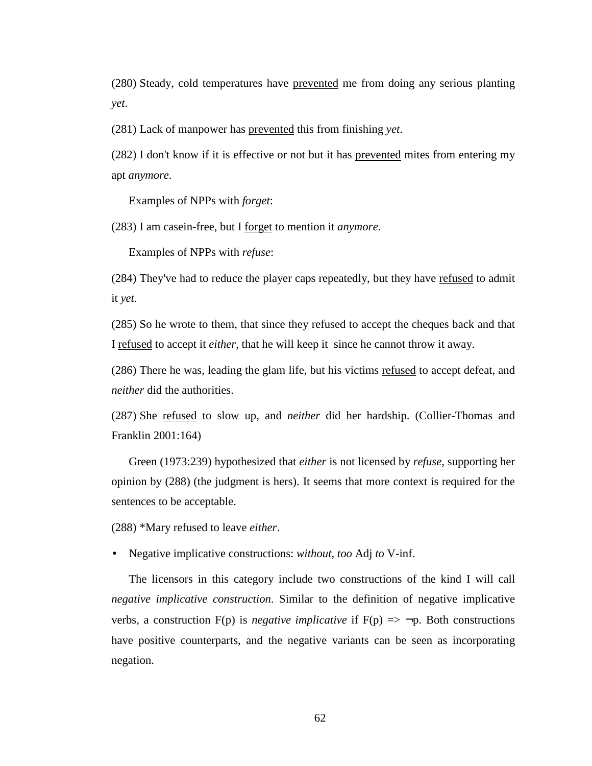(280) Steady, cold temperatures have <u>prevented</u> me from doing any serious planting *yet*.

(281) Lack of manpower has <u>prevented</u> this from finishing *yet*.

(282) I don't know if it is effective or not but it has <u>prevented</u> mites from entering my apt *anymore*.

Examples of NPPs with *forget*:

(283) I am casein-free, but I <u>forget</u> to mention it *anymore*.

Examples of NPPs with *refuse*:

(284) They've had to reduce the player caps repeatedly, but they have <u>refused</u> to admit it *yet*.

(285) So he wrote to them, that since they refused to accept the cheques back and that I <u>refused</u> to accept it *either*, that he will keep it since he cannot throw it away.

(286) There he was, leading the glam life, but his victims <u>refused</u> to accept defeat, and *neither* did the authorities.

(287) She <u>refused</u> to slow up, and *neither* did her hardship. (Collier-Thomas and Franklin 2001:164)

Green (1973:239) hypothesized that *either* is not licensed by *refuse*, supporting her opinion by (288) (the judgment is hers). It seems that more context is required for the sentences to be acceptable.

(288) *Mary refused to leave *either*.

- Negative implicative constructions: *without*, *too* Adj *to* V-inf.

The licensors in this category include two constructions of the kind I will call *negative implicative construction*. Similar to the definition of negative implicative verbs, a construction F(p) is *negative implicative* if $F(p) \Rightarrow \neg p$. Both constructions have positive counterparts, and the negative variants can be seen as incorporating negation.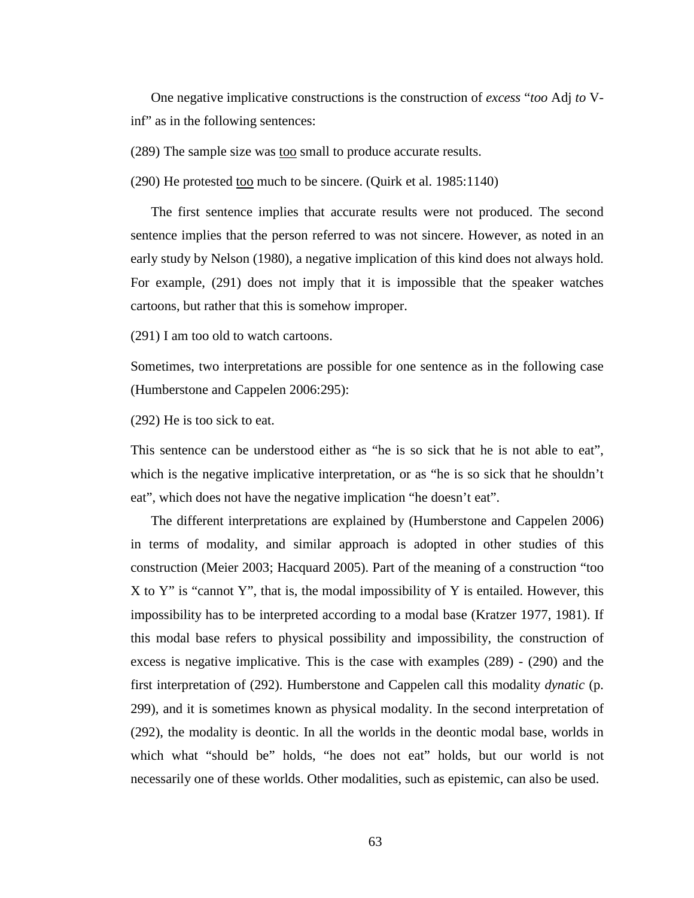One negative implicative constructions is the construction of *excess* "*too* Adj *to* V-inf" as in the following sentences:

(289) The sample size was <u>too</u> small to produce accurate results.

(290) He protested <u>too</u> much to be sincere. (Quirk et al. 1985:1140)

The first sentence implies that accurate results were not produced. The second sentence implies that the person referred to was not sincere. However, as noted in an early study by Nelson (1980), a negative implication of this kind does not always hold. For example, (291) does not imply that it is impossible that the speaker watches cartoons, but rather that this is somehow improper.

(291) I am too old to watch cartoons.

Sometimes, two interpretations are possible for one sentence as in the following case (Humberstone and Cappelen 2006:295):

(292) He is too sick to eat.

This sentence can be understood either as "he is so sick that he is not able to eat", which is the negative implicative interpretation, or as "he is so sick that he shouldn't eat", which does not have the negative implication "he doesn't eat".

The different interpretations are explained by (Humberstone and Cappelen 2006) in terms of modality, and similar approach is adopted in other studies of this construction (Meier 2003; Hacquard 2005). Part of the meaning of a construction "too X to Y" is "cannot Y", that is, the modal impossibility of Y is entailed. However, this impossibility has to be interpreted according to a modal base (Kratzer 1977, 1981). If this modal base refers to physical possibility and impossibility, the construction of excess is negative implicative. This is the case with examples (289) - (290) and the first interpretation of (292). Humberstone and Cappelen call this modality *dynatic* (p. 299), and it is sometimes known as physical modality. In the second interpretation of (292), the modality is deontic. In all the worlds in the deontic modal base, worlds in which what "should be" holds, "he does not eat" holds, but our world is not necessarily one of these worlds. Other modalities, such as epistemic, can also be used.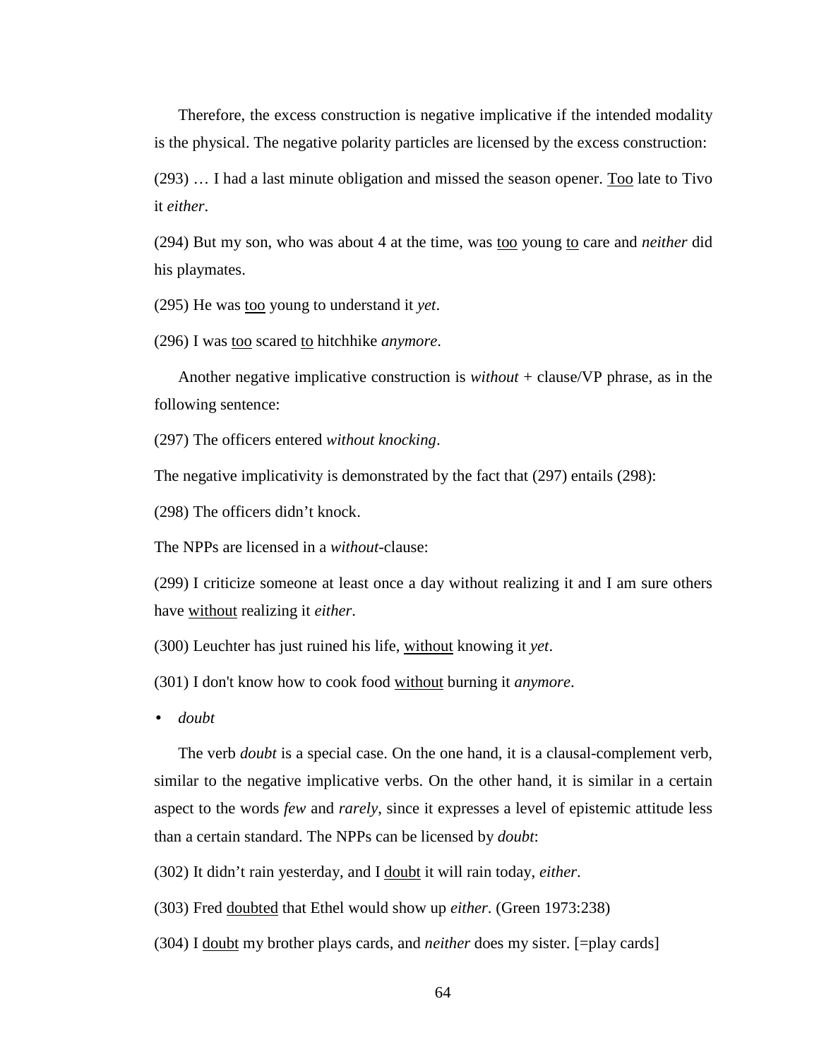Therefore, the excess construction is negative implicative if the intended modality is the physical. The negative polarity particles are licensed by the excess construction:

(293) … I had a last minute obligation and missed the season opener. <u>Too</u> late to Tivo it *either*.

(294) But my son, who was about 4 at the time, was <u>too</u> young <u>to</u> care and *neither* did his playmates.

(295) He was <u>too</u> young to understand it *yet*.

(296) I was <u>too</u> scared <u>to</u> hitchhike *anymore*.

Another negative implicative construction is *without* + clause/VP phrase, as in the following sentence:

(297) The officers entered *without knocking*.

The negative implicativity is demonstrated by the fact that (297) entails (298):

(298) The officers didn't knock.

The NPPs are licensed in a *without*-clause:

(299) I criticize someone at least once a day without realizing it and I am sure others have <u>without</u> realizing it *either*.

(300) Leuchter has just ruined his life, <u>without</u> knowing it *yet*.

(301) I don't know how to cook food <u>without</u> burning it *anymore*.

- *doubt*

The verb *doubt* is a special case. On the one hand, it is a clausal-complement verb, similar to the negative implicative verbs. On the other hand, it is similar in a certain aspect to the words *few* and *rarely*, since it expresses a level of epistemic attitude less than a certain standard. The NPPs can be licensed by *doubt*:

(302) It didn't rain yesterday, and I <u>doubt</u> it will rain today, *either*.

(303) Fred <u>doubted</u> that Ethel would show up *either*. (Green 1973:238)

(304) I <u>doubt</u> my brother plays cards, and *neither* does my sister. [=play cards]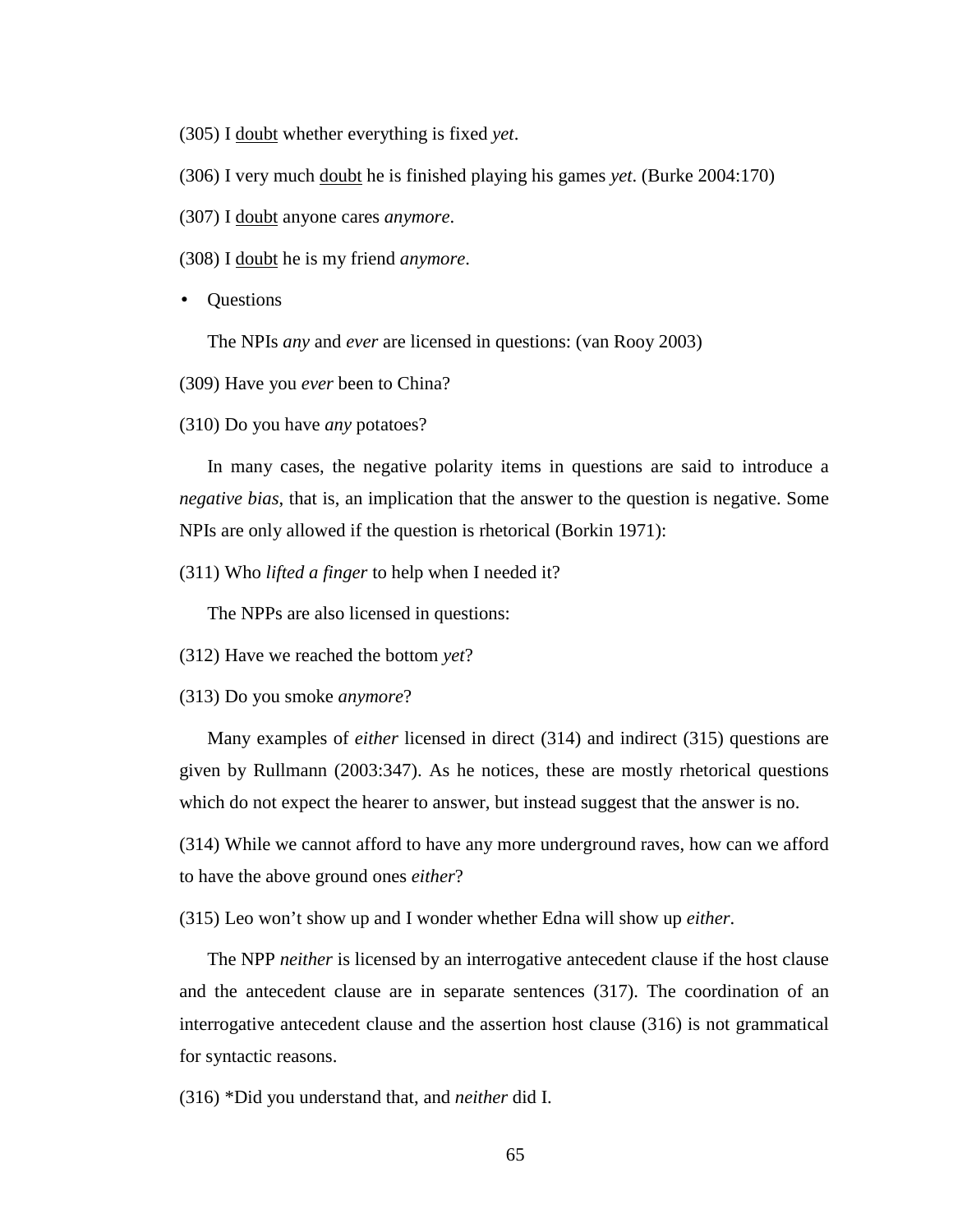(305) I <u>doubt</u> whether everything is fixed *yet*.

(306) I very much <u>doubt</u> he is finished playing his games *yet*. (Burke 2004:170)

(307) I <u>doubt</u> anyone cares *anymore*.

(308) I <u>doubt</u> he is my friend *anymore*.

- Questions

The NPIs *any* and *ever* are licensed in questions: (van Rooy 2003)

(309) Have you *ever* been to China?

(310) Do you have *any* potatoes?

In many cases, the negative polarity items in questions are said to introduce a *negative bias*, that is, an implication that the answer to the question is negative. Some NPIs are only allowed if the question is rhetorical (Borkin 1971):

(311) Who *lifted a finger* to help when I needed it?

The NPPs are also licensed in questions:

(312) Have we reached the bottom *yet*?

(313) Do you smoke *anymore*?

Many examples of *either* licensed in direct (314) and indirect (315) questions are given by Rullmann (2003:347). As he notices, these are mostly rhetorical questions which do not expect the hearer to answer, but instead suggest that the answer is no.

(314) While we cannot afford to have any more underground raves, how can we afford to have the above ground ones *either*?

(315) Leo won't show up and I wonder whether Edna will show up *either*.

The NPP *neither* is licensed by an interrogative antecedent clause if the host clause and the antecedent clause are in separate sentences (317). The coordination of an interrogative antecedent clause and the assertion host clause (316) is not grammatical for syntactic reasons.

(316) *Did you understand that, and *neither* did I.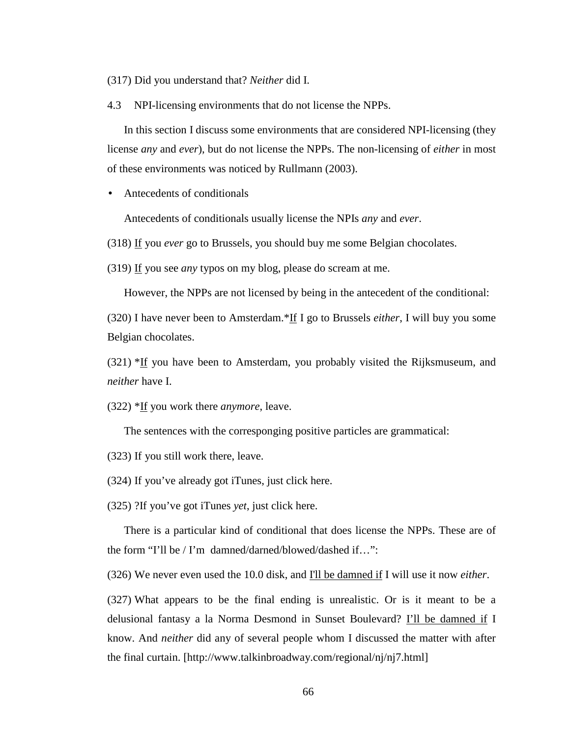(317) Did you understand that? *Neither* did I.

## 4.3 NPI-licensing environments that do not license the NPPs.

In this section I discuss some environments that are considered NPI-licensing (they license *any* and *ever*), but do not license the NPPs. The non-licensing of *either* in most of these environments was noticed by Rullmann (2003).

- Antecedents of conditionals

Antecedents of conditionals usually license the NPIs *any* and *ever*.

(318) <u>If</u> you *ever* go to Brussels, you should buy me some Belgian chocolates.

(319) <u>If</u> you see *any* typos on my blog, please do scream at me.

However, the NPPs are not licensed by being in the antecedent of the conditional:

(320) I have never been to Amsterdam.*<u>If</u> I go to Brussels *either*, I will buy you some Belgian chocolates.

(321) *<u>If</u> you have been to Amsterdam, you probably visited the Rijksmuseum, and *neither* have I.

(322) *<u>If</u> you work there *anymore*, leave.

The sentences with the corresponging positive particles are grammatical:

(323) If you still work there, leave.

(324) If you've already got iTunes, just click here.

(325) ?If you've got iTunes *yet*, just click here.

There is a particular kind of conditional that does license the NPPs. These are of the form "I'll be / I'm damned/darned/blowed/dashed if…":

(326) We never even used the 10.0 disk, and <u>I'll be damned if</u> I will use it now *either*.

(327) What appears to be the final ending is unrealistic. Or is it meant to be a delusional fantasy a la Norma Desmond in Sunset Boulevard? <u>I'll be damned if</u> I know. And *neither* did any of several people whom I discussed the matter with after the final curtain. [http://www.talkinbroadway.com/regional/nj/nj7.html]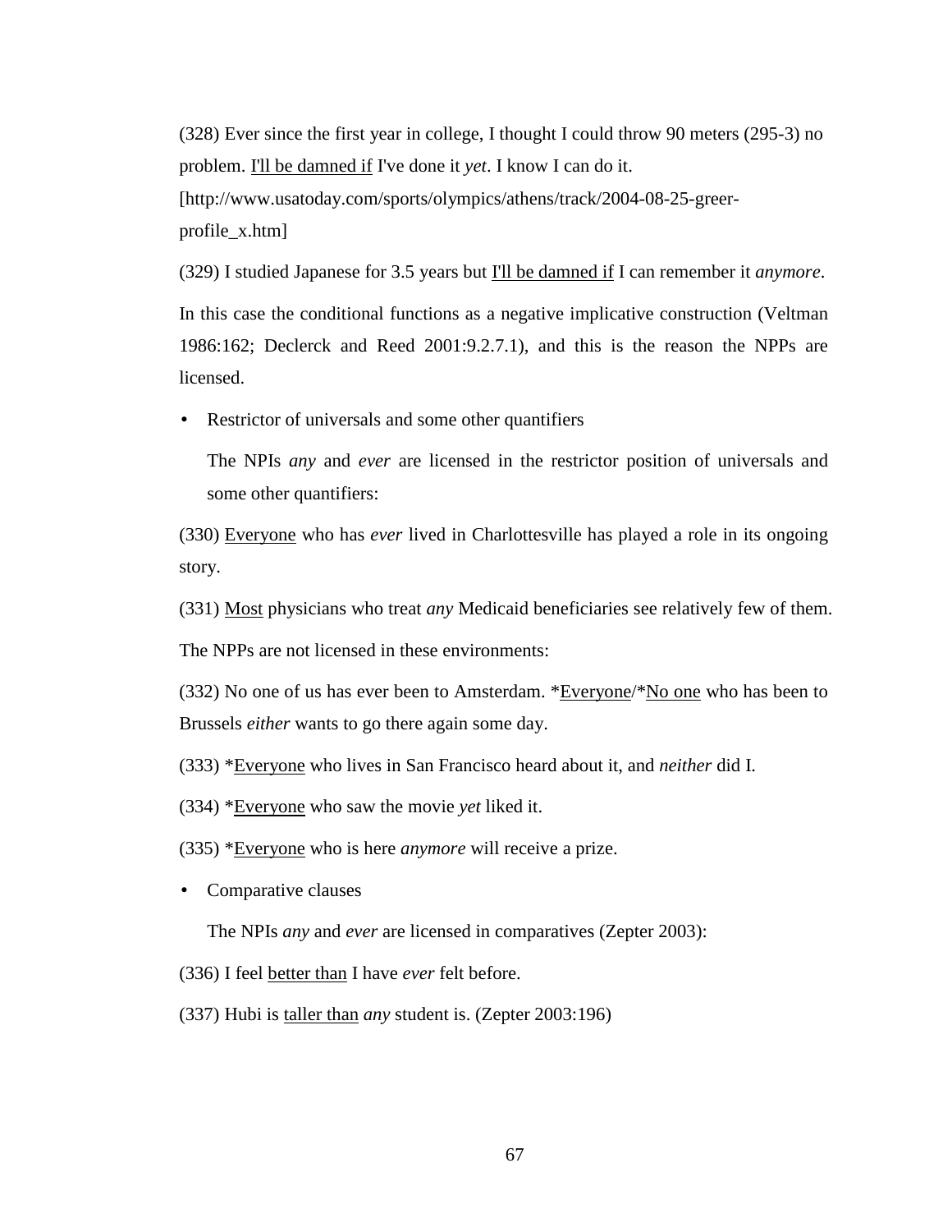(328) Ever since the first year in college, I thought I could throw 90 meters (295-3) no problem. <u>I'll be damned if</u> I've done it *yet*. I know I can do it. [http://www.usatoday.com/sports/olympics/athens/track/2004-08-25-greer-profile_x.htm]

(329) I studied Japanese for 3.5 years but <u>I'll be damned if</u> I can remember it *anymore*.

In this case the conditional functions as a negative implicative construction (Veltman 1986:162; Declerck and Reed 2001:9.2.7.1), and this is the reason the NPPs are licensed.

- Restrictor of universals and some other quantifiers

  The NPIs *any* and *ever* are licensed in the restrictor position of universals and some other quantifiers:

(330) <u>Everyone</u> who has *ever* lived in Charlottesville has played a role in its ongoing story.

(331) <u>Most</u> physicians who treat *any* Medicaid beneficiaries see relatively few of them.

The NPPs are not licensed in these environments:

(332) No one of us has ever been to Amsterdam. *<u>Everyone</u>/*<u>No one</u> who has been to Brussels *either* wants to go there again some day.

(333) *<u>Everyone</u> who lives in San Francisco heard about it, and *neither* did I.

(334) *<u>Everyone</u> who saw the movie *yet* liked it.

(335) *<u>Everyone</u> who is here *anymore* will receive a prize.

- Comparative clauses

  The NPIs *any* and *ever* are licensed in comparatives (Zepter 2003):

(336) I feel <u>better than</u> I have *ever* felt before.

(337) Hubi is <u>taller than</u> *any* student is. (Zepter 2003:196)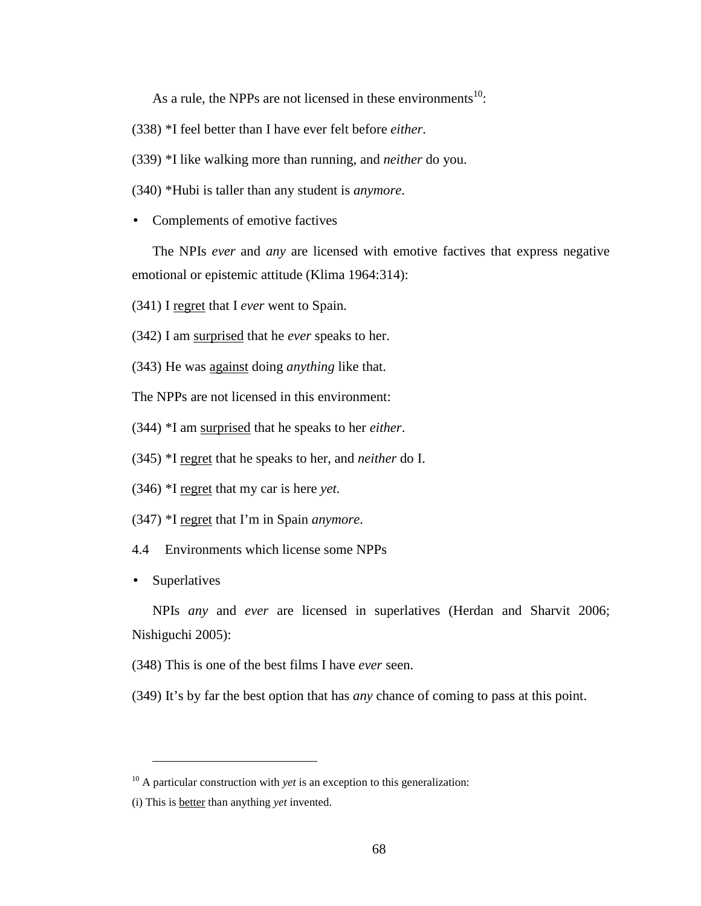As a rule, the NPPs are not licensed in these environments[10]:

(338) *I feel better than I have ever felt before *either*.

(339) *I like walking more than running, and *neither* do you.

(340) *Hubi is taller than any student is *anymore*.

- Complements of emotive factives

The NPIs *ever* and *any* are licensed with emotive factives that express negative emotional or epistemic attitude (Klima 1964:314):

(341) I <u>regret</u> that I *ever* went to Spain.

(342) I am <u>surprised</u> that he *ever* speaks to her.

(343) He was <u>against</u> doing *anything* like that.

The NPPs are not licensed in this environment:

(344) *I am <u>surprised</u> that he speaks to her *either*.

(345) *I <u>regret</u> that he speaks to her, and *neither* do I.

(346) *I <u>regret</u> that my car is here *yet*.

(347) *I <u>regret</u> that I'm in Spain *anymore*.

### 4.4 Environments which license some NPPs

- Superlatives

NPIs *any* and *ever* are licensed in superlatives (Herdan and Sharvit 2006; Nishiguchi 2005):

(348) This is one of the best films I have *ever* seen.

(349) It's by far the best option that has *any* chance of coming to pass at this point.

---

[10] A particular construction with *yet* is an exception to this generalization:

(i) This is <u>better</u> than anything *yet* invented.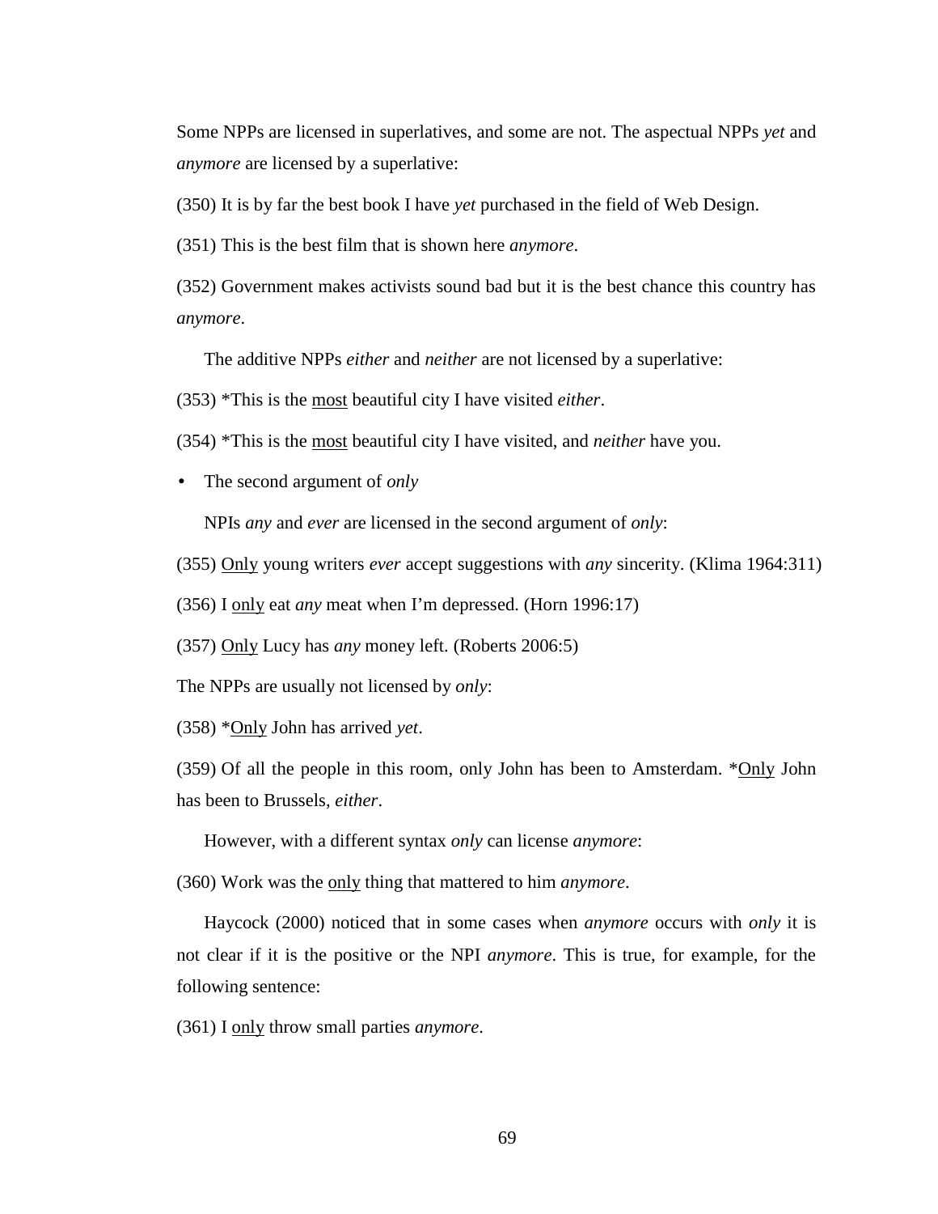Some NPPs are licensed in superlatives, and some are not. The aspectual NPPs *yet* and *anymore* are licensed by a superlative:

(350) It is by far the best book I have *yet* purchased in the field of Web Design.

(351) This is the best film that is shown here *anymore*.

(352) Government makes activists sound bad but it is the best chance this country has *anymore*.

The additive NPPs *either* and *neither* are not licensed by a superlative:

(353) *This is the <u>most</u> beautiful city I have visited *either*.

(354) *This is the <u>most</u> beautiful city I have visited, and *neither* have you.

- The second argument of *only*

NPIs *any* and *ever* are licensed in the second argument of *only*:

(355) <u>Only</u> young writers *ever* accept suggestions with *any* sincerity. (Klima 1964:311)

(356) I <u>only</u> eat *any* meat when I'm depressed. (Horn 1996:17)

(357) <u>Only</u> Lucy has *any* money left. (Roberts 2006:5)

The NPPs are usually not licensed by *only*:

(358) *<u>Only</u> John has arrived *yet*.

(359) Of all the people in this room, only John has been to Amsterdam. *<u>Only</u> John has been to Brussels, *either*.

However, with a different syntax *only* can license *anymore*:

(360) Work was the <u>only</u> thing that mattered to him *anymore*.

Haycock (2000) noticed that in some cases when *anymore* occurs with *only* it is not clear if it is the positive or the NPI *anymore*. This is true, for example, for the following sentence:

(361) I <u>only</u> throw small parties *anymore*.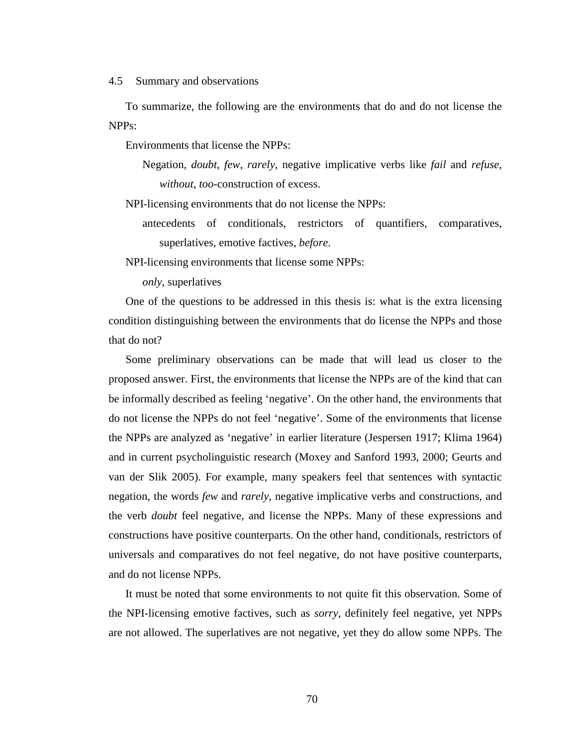## 4.5 Summary and observations

To summarize, the following are the environments that do and do not license the NPPs:

Environments that license the NPPs:

Negation, *doubt*, *few*, *rarely*, negative implicative verbs like *fail* and *refuse*, *without*, *too*-construction of excess.

NPI-licensing environments that do not license the NPPs:

antecedents of conditionals, restrictors of quantifiers, comparatives, superlatives, emotive factives, *before*.

NPI-licensing environments that license some NPPs:

*only*, superlatives

One of the questions to be addressed in this thesis is: what is the extra licensing condition distinguishing between the environments that do license the NPPs and those that do not?

Some preliminary observations can be made that will lead us closer to the proposed answer. First, the environments that license the NPPs are of the kind that can be informally described as feeling 'negative'. On the other hand, the environments that do not license the NPPs do not feel 'negative'. Some of the environments that license the NPPs are analyzed as 'negative' in earlier literature (Jespersen 1917; Klima 1964) and in current psycholinguistic research (Moxey and Sanford 1993, 2000; Geurts and van der Slik 2005). For example, many speakers feel that sentences with syntactic negation, the words *few* and *rarely*, negative implicative verbs and constructions, and the verb *doubt* feel negative, and license the NPPs. Many of these expressions and constructions have positive counterparts. On the other hand, conditionals, restrictors of universals and comparatives do not feel negative, do not have positive counterparts, and do not license NPPs.

It must be noted that some environments to not quite fit this observation. Some of the NPI-licensing emotive factives, such as *sorry*, definitely feel negative, yet NPPs are not allowed. The superlatives are not negative, yet they do allow some NPPs. The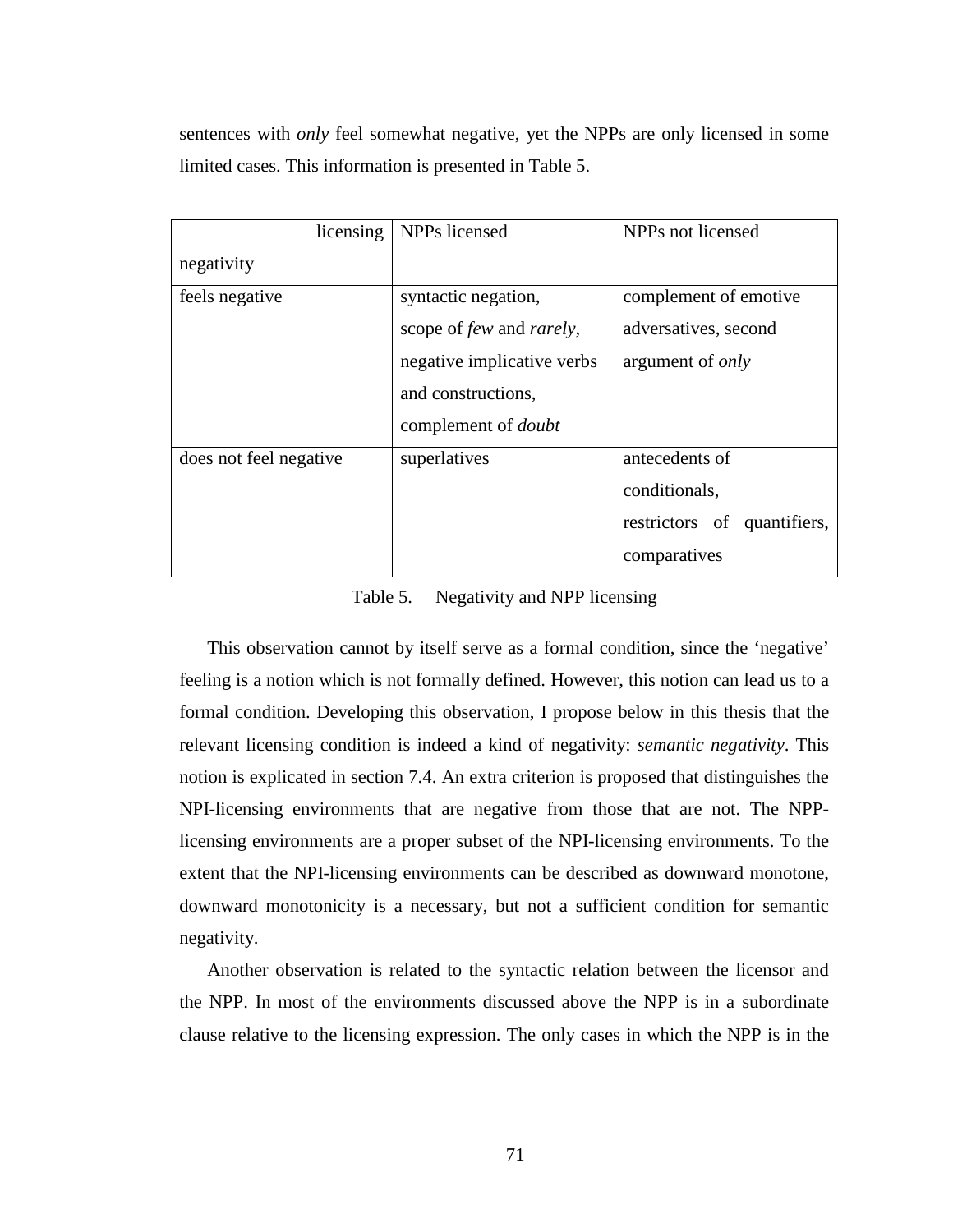sentences with *only* feel somewhat negative, yet the NPPs are only licensed in some limited cases. This information is presented in Table 5.

| licensing negativity | NPPs licensed | NPPs not licensed |
|---|---|---|
| feels negative | syntactic negation, scope of *few* and *rarely*, negative implicative verbs and constructions, complement of *doubt* | complement of emotive adversatives, second argument of *only* |
| does not feel negative | superlatives | antecedents of conditionals, restrictors of quantifiers, comparatives |

Table 5. Negativity and NPP licensing

This observation cannot by itself serve as a formal condition, since the 'negative' feeling is a notion which is not formally defined. However, this notion can lead us to a formal condition. Developing this observation, I propose below in this thesis that the relevant licensing condition is indeed a kind of negativity: *semantic negativity*. This notion is explicated in section 7.4. An extra criterion is proposed that distinguishes the NPI-licensing environments that are negative from those that are not. The NPP-licensing environments are a proper subset of the NPI-licensing environments. To the extent that the NPI-licensing environments can be described as downward monotone, downward monotonicity is a necessary, but not a sufficient condition for semantic negativity.

Another observation is related to the syntactic relation between the licensor and the NPP. In most of the environments discussed above the NPP is in a subordinate clause relative to the licensing expression. The only cases in which the NPP is in the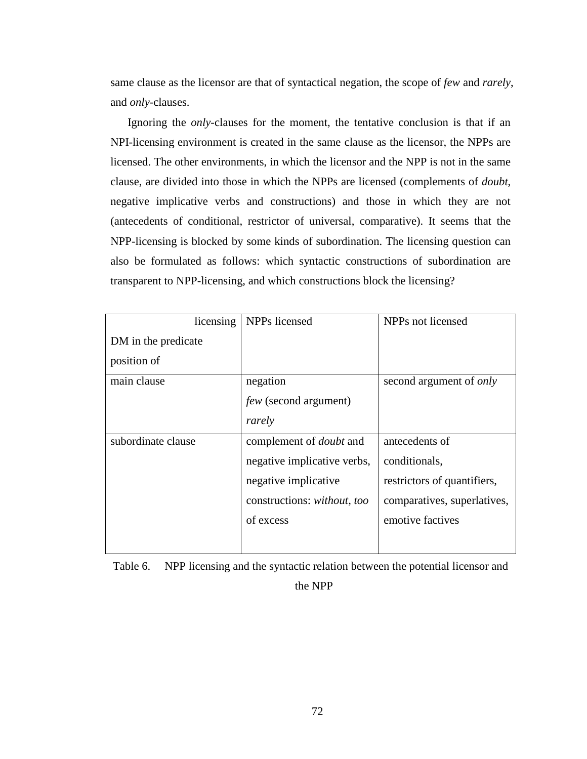same clause as the licensor are that of syntactical negation, the scope of *few* and *rarely*, and *only*-clauses.

Ignoring the *only*-clauses for the moment, the tentative conclusion is that if an NPI-licensing environment is created in the same clause as the licensor, the NPPs are licensed. The other environments, in which the licensor and the NPP is not in the same clause, are divided into those in which the NPPs are licensed (complements of *doubt*, negative implicative verbs and constructions) and those in which they are not (antecedents of conditional, restrictor of universal, comparative). It seems that the NPP-licensing is blocked by some kinds of subordination. The licensing question can also be formulated as follows: which syntactic constructions of subordination are transparent to NPP-licensing, and which constructions block the licensing?

| licensing DM in the predicate position of | NPPs licensed | NPPs not licensed |
|---|---|---|
| main clause | negation<br>*few* (second argument)<br>*rarely* | second argument of *only* |
| subordinate clause | complement of *doubt* and negative implicative verbs, negative implicative constructions: *without*, *too* of excess | antecedents of conditionals,<br>restrictors of quantifiers,<br>comparatives, superlatives,<br>emotive factives |

Table 6. NPP licensing and the syntactic relation between the potential licensor and the NPP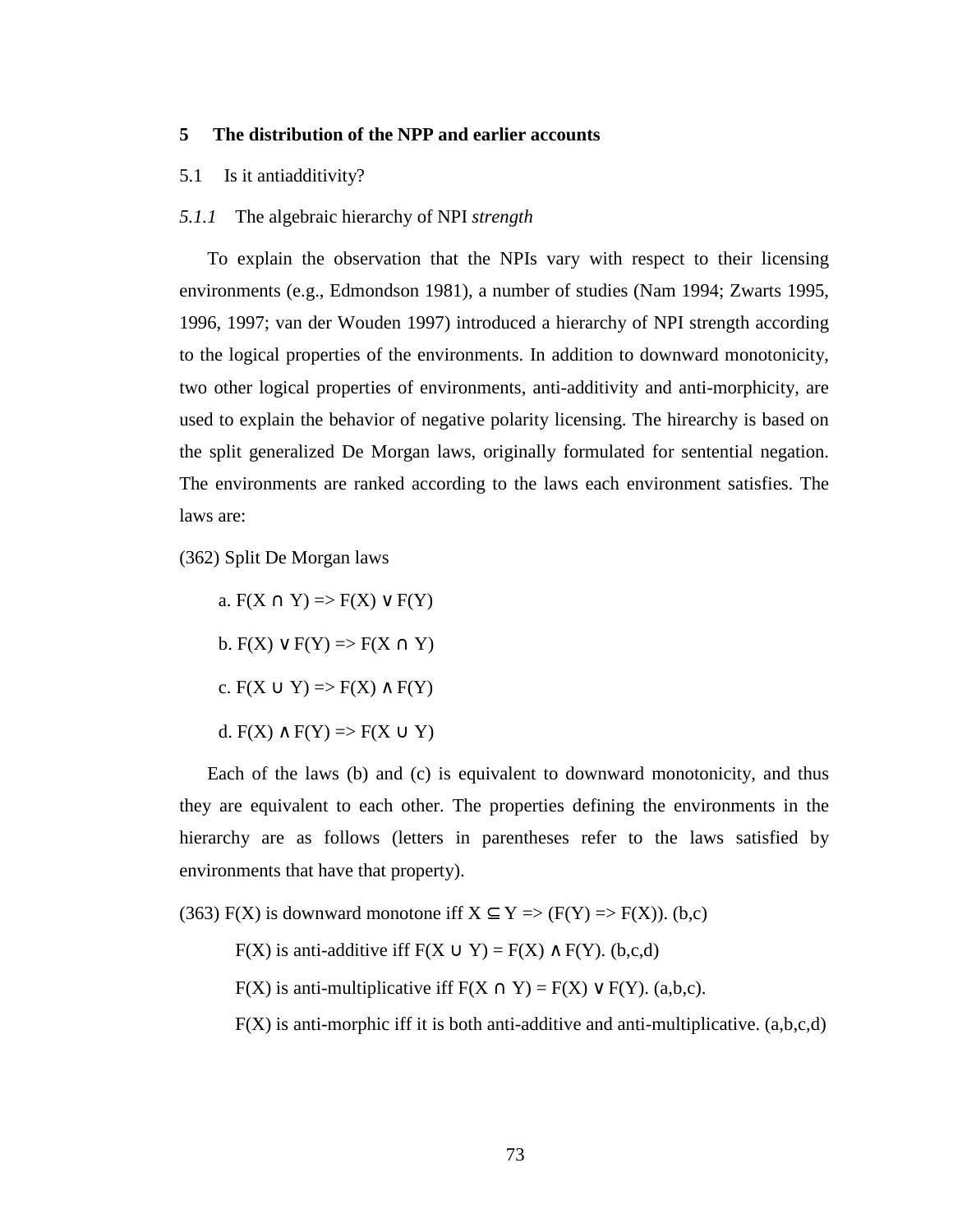## 5 The distribution of the NPP and earlier accounts

### 5.1 Is it antiadditivity?

#### *5.1.1* The algebraic hierarchy of NPI *strength*

To explain the observation that the NPIs vary with respect to their licensing environments (e.g., Edmondson 1981), a number of studies (Nam 1994; Zwarts 1995, 1996, 1997; van der Wouden 1997) introduced a hierarchy of NPI strength according to the logical properties of the environments. In addition to downward monotonicity, two other logical properties of environments, anti-additivity and anti-morphicity, are used to explain the behavior of negative polarity licensing. The hirearchy is based on the split generalized De Morgan laws, originally formulated for sentential negation. The environments are ranked according to the laws each environment satisfies. The laws are:

(362) Split De Morgan laws

a. $F(X \cap Y) \Rightarrow F(X) \vee F(Y)$

b. $F(X) \vee F(Y) \Rightarrow F(X \cap Y)$

c. $F(X \cup Y) \Rightarrow F(X) \wedge F(Y)$

d. $F(X) \wedge F(Y) \Rightarrow F(X \cup Y)$

Each of the laws (b) and (c) is equivalent to downward monotonicity, and thus they are equivalent to each other. The properties defining the environments in the hierarchy are as follows (letters in parentheses refer to the laws satisfied by environments that have that property).

(363) $F(X)$ is downward monotone iff $X \subseteq Y \Rightarrow (F(Y) \Rightarrow F(X))$. (b,c)

$F(X)$ is anti-additive iff $F(X \cup Y) = F(X) \wedge F(Y)$. (b,c,d)

$F(X)$ is anti-multiplicative iff $F(X \cap Y) = F(X) \vee F(Y)$. (a,b,c).

$F(X)$ is anti-morphic iff it is both anti-additive and anti-multiplicative. (a,b,c,d)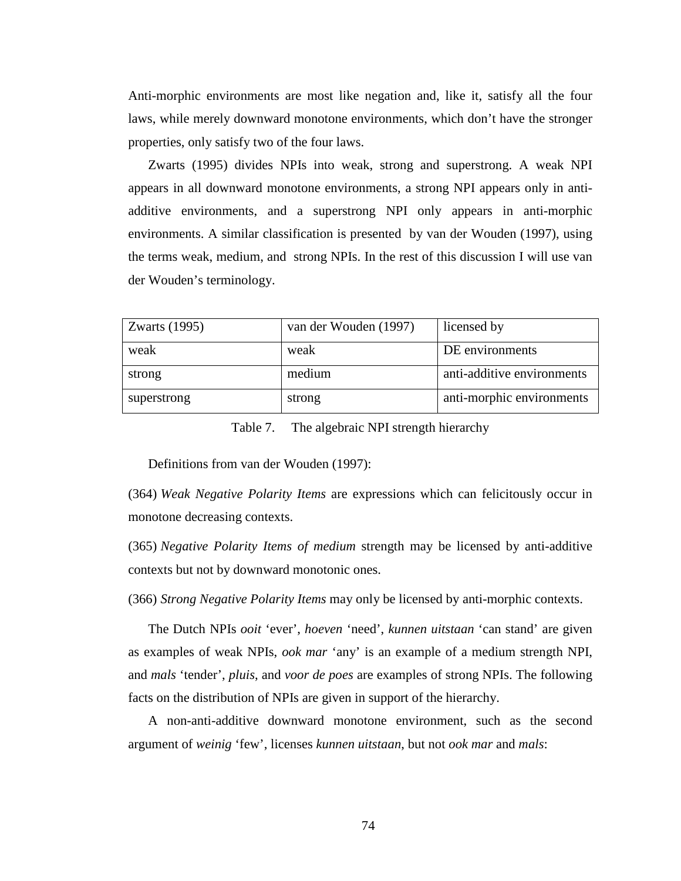Anti-morphic environments are most like negation and, like it, satisfy all the four laws, while merely downward monotone environments, which don't have the stronger properties, only satisfy two of the four laws.

Zwarts (1995) divides NPIs into weak, strong and superstrong. A weak NPI appears in all downward monotone environments, a strong NPI appears only in anti-additive environments, and a superstrong NPI only appears in anti-morphic environments. A similar classification is presented by van der Wouden (1997), using the terms weak, medium, and strong NPIs. In the rest of this discussion I will use van der Wouden's terminology.

| Zwarts (1995) | van der Wouden (1997) | licensed by |
|---|---|---|
| weak | weak | DE environments |
| strong | medium | anti-additive environments |
| superstrong | strong | anti-morphic environments |

Table 7. The algebraic NPI strength hierarchy

Definitions from van der Wouden (1997):

(364) *Weak Negative Polarity Items* are expressions which can felicitously occur in monotone decreasing contexts.

(365) *Negative Polarity Items of medium* strength may be licensed by anti-additive contexts but not by downward monotonic ones.

(366) *Strong Negative Polarity Items* may only be licensed by anti-morphic contexts.

The Dutch NPIs *ooit* 'ever', *hoeven* 'need', *kunnen uitstaan* 'can stand' are given as examples of weak NPIs, *ook mar* 'any' is an example of a medium strength NPI, and *mals* 'tender', *pluis*, and *voor de poes* are examples of strong NPIs. The following facts on the distribution of NPIs are given in support of the hierarchy.

A non-anti-additive downward monotone environment, such as the second argument of *weinig* 'few', licenses *kunnen uitstaan*, but not *ook mar* and *mals*: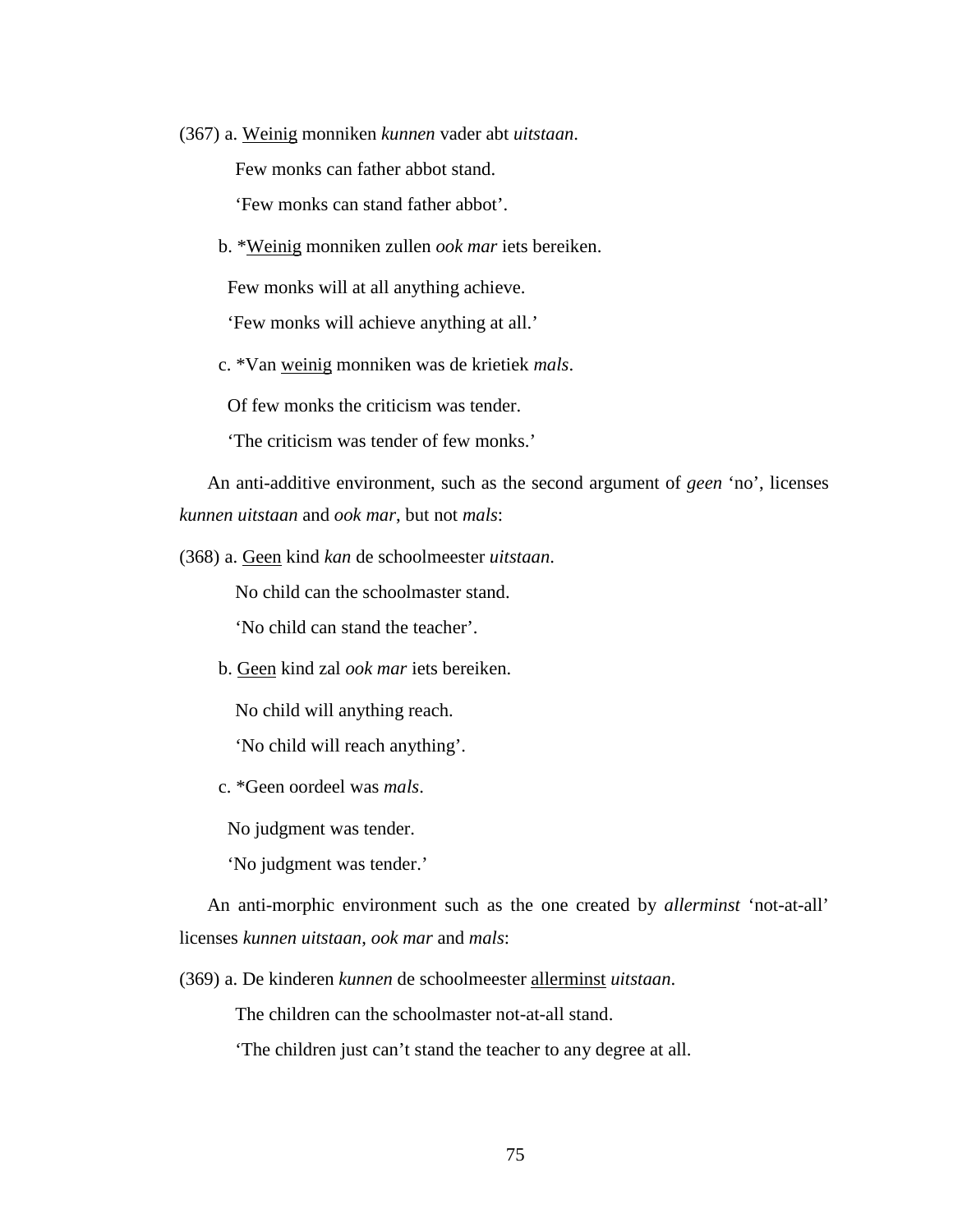(367) a. <u>Weinig</u> monniken *kunnen* vader abt *uitstaan*.

Few monks can father abbot stand.

'Few monks can stand father abbot'.

b. *<u>Weinig</u> monniken zullen *ook mar* iets bereiken.

Few monks will at all anything achieve.

'Few monks will achieve anything at all.'

c. *Van <u>weinig</u> monniken was de krietiek *mals*.

Of few monks the criticism was tender.

'The criticism was tender of few monks.'

An anti-additive environment, such as the second argument of *geen* 'no', licenses *kunnen uitstaan* and *ook mar*, but not *mals*:

(368) a. <u>Geen</u> kind *kan* de schoolmeester *uitstaan*.

No child can the schoolmaster stand.

'No child can stand the teacher'.

b. <u>Geen</u> kind zal *ook mar* iets bereiken.

No child will anything reach.

'No child will reach anything'.

c. *Geen oordeel was *mals*.

No judgment was tender.

'No judgment was tender.'

An anti-morphic environment such as the one created by *allerminst* 'not-at-all' licenses *kunnen uitstaan*, *ook mar* and *mals*:

(369) a. De kinderen *kunnen* de schoolmeester <u>allerminst</u> *uitstaan*.

The children can the schoolmaster not-at-all stand.

'The children just can't stand the teacher to any degree at all.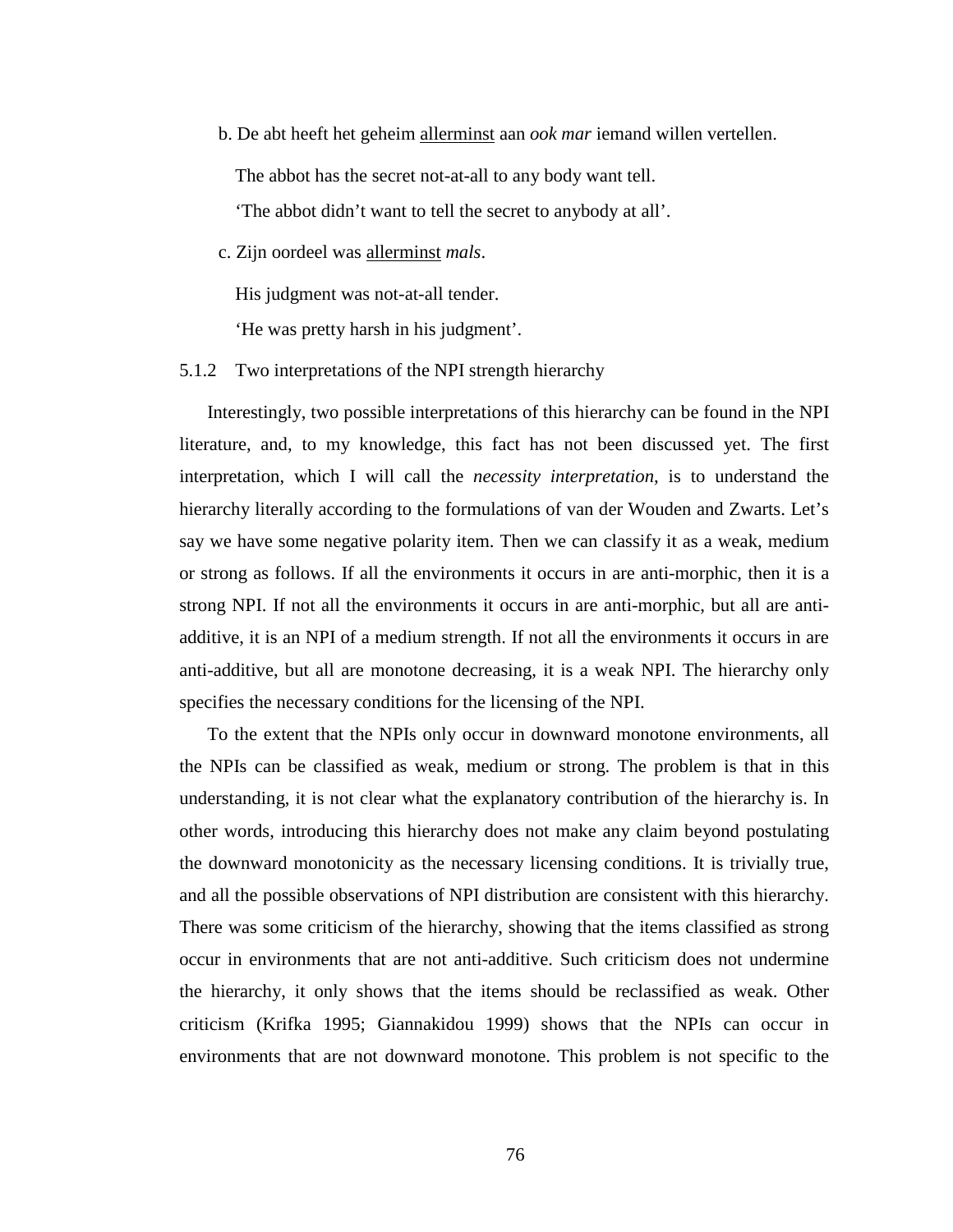b. De abt heeft het geheim <u>allerminst</u> aan *ook mar* iemand willen vertellen.

The abbot has the secret not-at-all to any body want tell.

'The abbot didn't want to tell the secret to anybody at all'.

c. Zijn oordeel was <u>allerminst</u> *mals*.

His judgment was not-at-all tender.

'He was pretty harsh in his judgment'.

### 5.1.2 Two interpretations of the NPI strength hierarchy

Interestingly, two possible interpretations of this hierarchy can be found in the NPI literature, and, to my knowledge, this fact has not been discussed yet. The first interpretation, which I will call the *necessity interpretation*, is to understand the hierarchy literally according to the formulations of van der Wouden and Zwarts. Let's say we have some negative polarity item. Then we can classify it as a weak, medium or strong as follows. If all the environments it occurs in are anti-morphic, then it is a strong NPI. If not all the environments it occurs in are anti-morphic, but all are anti-additive, it is an NPI of a medium strength. If not all the environments it occurs in are anti-additive, but all are monotone decreasing, it is a weak NPI. The hierarchy only specifies the necessary conditions for the licensing of the NPI.

To the extent that the NPIs only occur in downward monotone environments, all the NPIs can be classified as weak, medium or strong. The problem is that in this understanding, it is not clear what the explanatory contribution of the hierarchy is. In other words, introducing this hierarchy does not make any claim beyond postulating the downward monotonicity as the necessary licensing conditions. It is trivially true, and all the possible observations of NPI distribution are consistent with this hierarchy. There was some criticism of the hierarchy, showing that the items classified as strong occur in environments that are not anti-additive. Such criticism does not undermine the hierarchy, it only shows that the items should be reclassified as weak. Other criticism (Krifka 1995; Giannakidou 1999) shows that the NPIs can occur in environments that are not downward monotone. This problem is not specific to the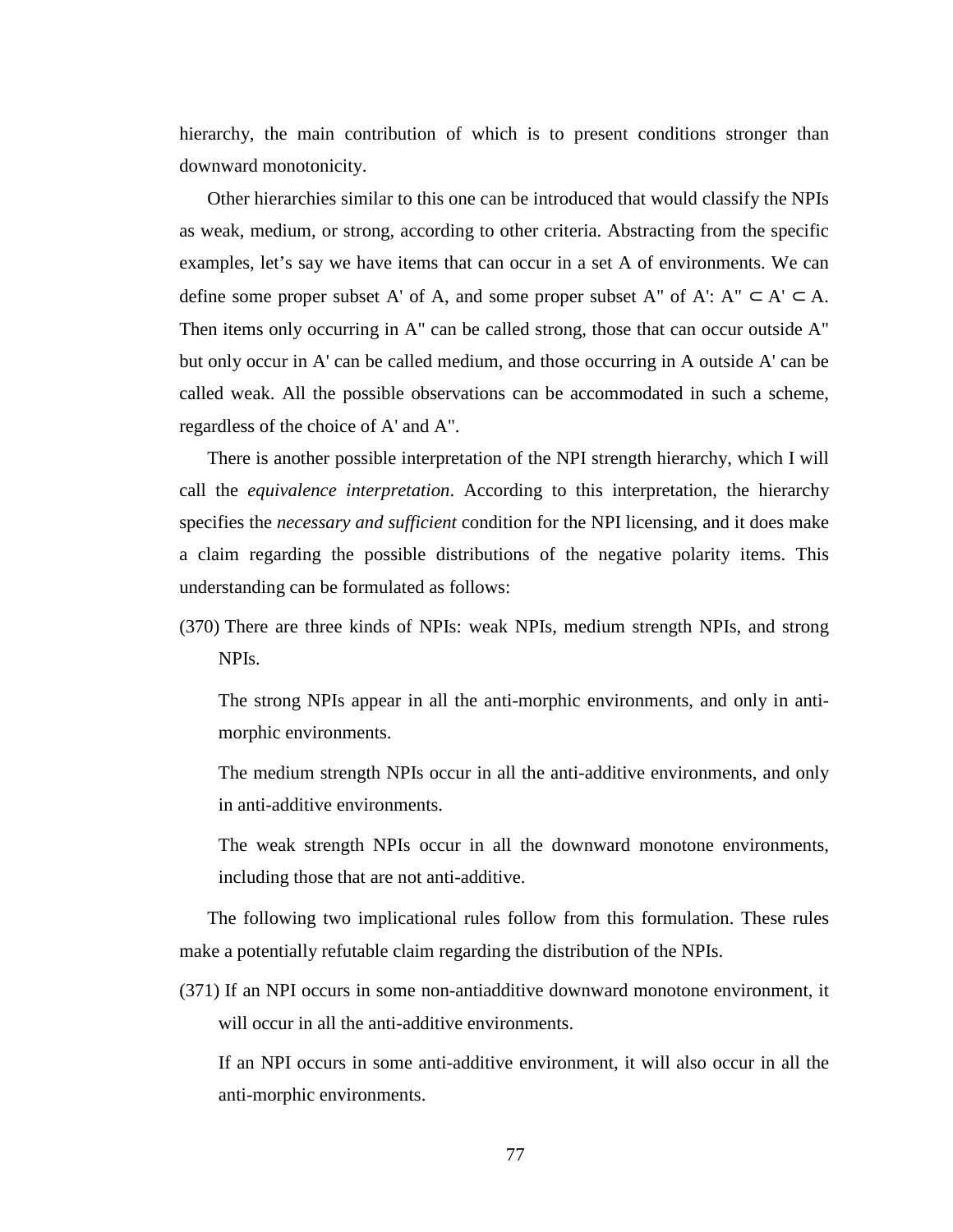hierarchy, the main contribution of which is to present conditions stronger than downward monotonicity.

Other hierarchies similar to this one can be introduced that would classify the NPIs as weak, medium, or strong, according to other criteria. Abstracting from the specific examples, let's say we have items that can occur in a set A of environments. We can define some proper subset A' of A, and some proper subset A" of A': $A'' \subset A' \subset A$. Then items only occurring in A" can be called strong, those that can occur outside A" but only occur in A' can be called medium, and those occurring in A outside A' can be called weak. All the possible observations can be accommodated in such a scheme, regardless of the choice of A' and A".

There is another possible interpretation of the NPI strength hierarchy, which I will call the *equivalence interpretation*. According to this interpretation, the hierarchy specifies the *necessary and sufficient* condition for the NPI licensing, and it does make a claim regarding the possible distributions of the negative polarity items. This understanding can be formulated as follows:

(370) There are three kinds of NPIs: weak NPIs, medium strength NPIs, and strong NPIs.

The strong NPIs appear in all the anti-morphic environments, and only in anti-morphic environments.

The medium strength NPIs occur in all the anti-additive environments, and only in anti-additive environments.

The weak strength NPIs occur in all the downward monotone environments, including those that are not anti-additive.

The following two implicational rules follow from this formulation. These rules make a potentially refutable claim regarding the distribution of the NPIs.

(371) If an NPI occurs in some non-antiadditive downward monotone environment, it will occur in all the anti-additive environments.

If an NPI occurs in some anti-additive environment, it will also occur in all the anti-morphic environments.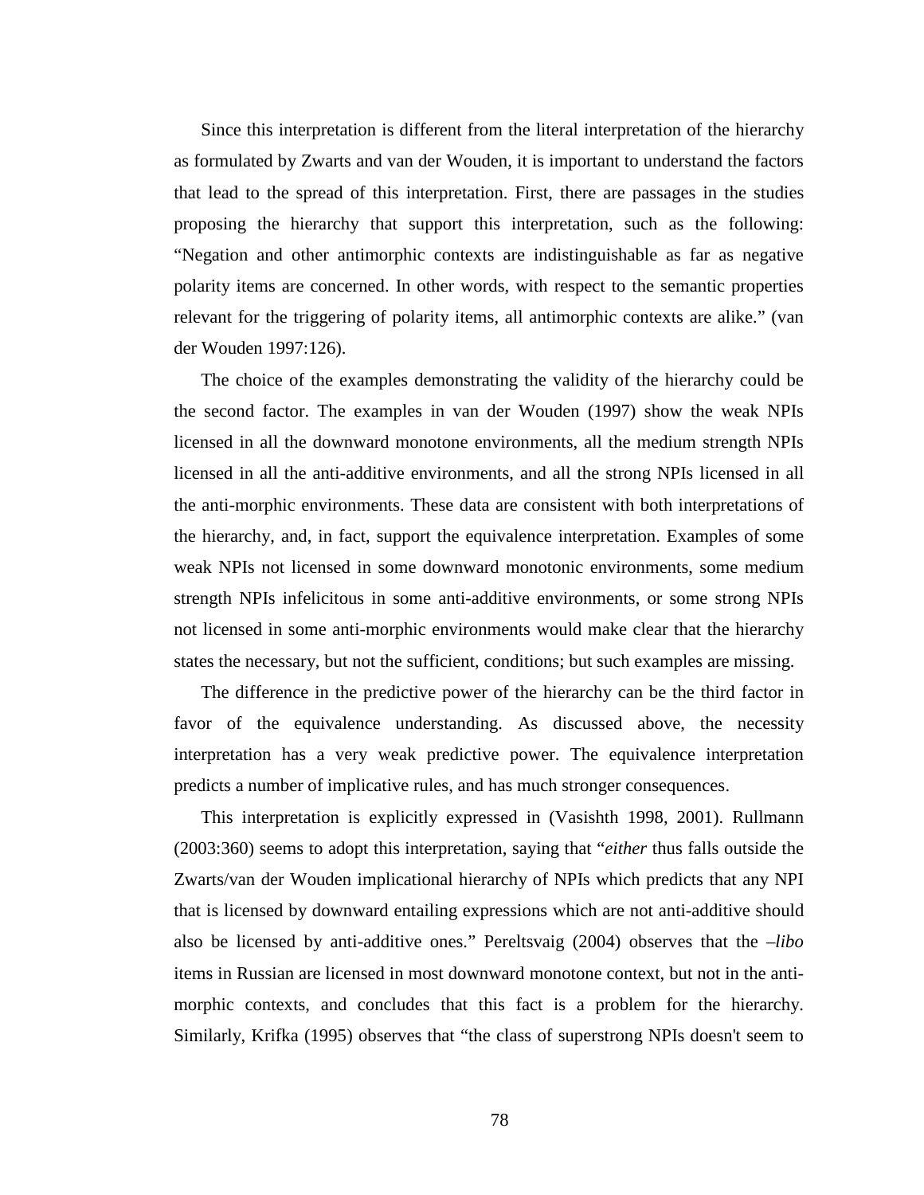Since this interpretation is different from the literal interpretation of the hierarchy as formulated by Zwarts and van der Wouden, it is important to understand the factors that lead to the spread of this interpretation. First, there are passages in the studies proposing the hierarchy that support this interpretation, such as the following: "Negation and other antimorphic contexts are indistinguishable as far as negative polarity items are concerned. In other words, with respect to the semantic properties relevant for the triggering of polarity items, all antimorphic contexts are alike." (van der Wouden 1997:126).

The choice of the examples demonstrating the validity of the hierarchy could be the second factor. The examples in van der Wouden (1997) show the weak NPIs licensed in all the downward monotone environments, all the medium strength NPIs licensed in all the anti-additive environments, and all the strong NPIs licensed in all the anti-morphic environments. These data are consistent with both interpretations of the hierarchy, and, in fact, support the equivalence interpretation. Examples of some weak NPIs not licensed in some downward monotonic environments, some medium strength NPIs infelicitous in some anti-additive environments, or some strong NPIs not licensed in some anti-morphic environments would make clear that the hierarchy states the necessary, but not the sufficient, conditions; but such examples are missing.

The difference in the predictive power of the hierarchy can be the third factor in favor of the equivalence understanding. As discussed above, the necessity interpretation has a very weak predictive power. The equivalence interpretation predicts a number of implicative rules, and has much stronger consequences.

This interpretation is explicitly expressed in (Vasishth 1998, 2001). Rullmann (2003:360) seems to adopt this interpretation, saying that "*either* thus falls outside the Zwarts/van der Wouden implicational hierarchy of NPIs which predicts that any NPI that is licensed by downward entailing expressions which are not anti-additive should also be licensed by anti-additive ones." Pereltsvaig (2004) observes that the *–libo* items in Russian are licensed in most downward monotone context, but not in the anti-morphic contexts, and concludes that this fact is a problem for the hierarchy. Similarly, Krifka (1995) observes that "the class of superstrong NPIs doesn't seem to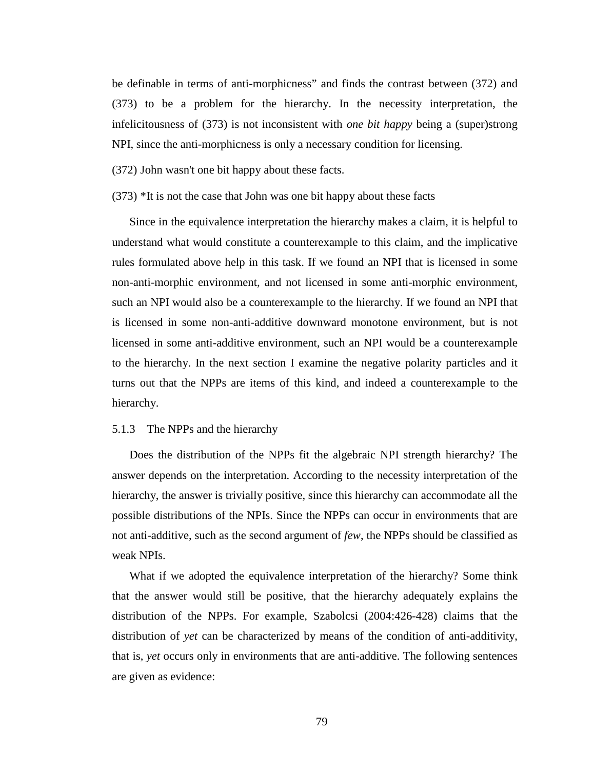be definable in terms of anti-morphicness" and finds the contrast between (372) and (373) to be a problem for the hierarchy. In the necessity interpretation, the infelicitousness of (373) is not inconsistent with *one bit happy* being a (super)strong NPI, since the anti-morphicness is only a necessary condition for licensing.

(372) John wasn't one bit happy about these facts.

(373) *It is not the case that John was one bit happy about these facts

Since in the equivalence interpretation the hierarchy makes a claim, it is helpful to understand what would constitute a counterexample to this claim, and the implicative rules formulated above help in this task. If we found an NPI that is licensed in some non-anti-morphic environment, and not licensed in some anti-morphic environment, such an NPI would also be a counterexample to the hierarchy. If we found an NPI that is licensed in some non-anti-additive downward monotone environment, but is not licensed in some anti-additive environment, such an NPI would be a counterexample to the hierarchy. In the next section I examine the negative polarity particles and it turns out that the NPPs are items of this kind, and indeed a counterexample to the hierarchy.

### 5.1.3 The NPPs and the hierarchy

Does the distribution of the NPPs fit the algebraic NPI strength hierarchy? The answer depends on the interpretation. According to the necessity interpretation of the hierarchy, the answer is trivially positive, since this hierarchy can accommodate all the possible distributions of the NPIs. Since the NPPs can occur in environments that are not anti-additive, such as the second argument of *few*, the NPPs should be classified as weak NPIs.

What if we adopted the equivalence interpretation of the hierarchy? Some think that the answer would still be positive, that the hierarchy adequately explains the distribution of the NPPs. For example, Szabolcsi (2004:426-428) claims that the distribution of *yet* can be characterized by means of the condition of anti-additivity, that is, *yet* occurs only in environments that are anti-additive. The following sentences are given as evidence: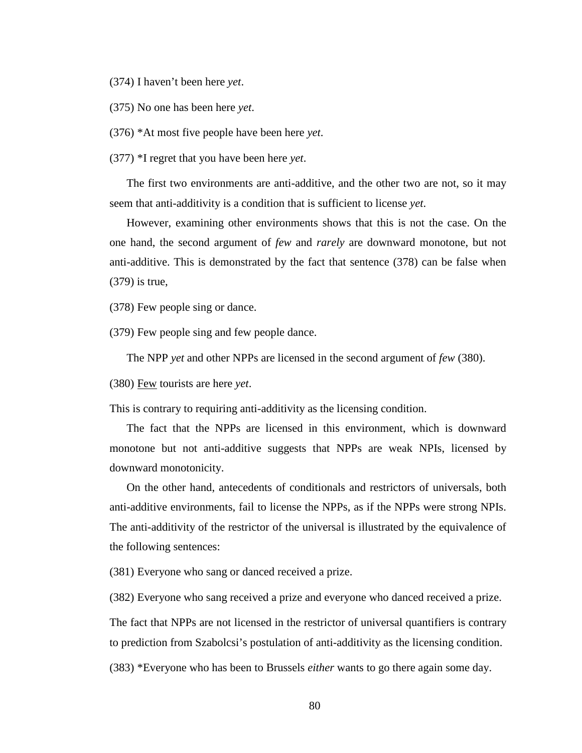(374) I haven't been here *yet*.

(375) No one has been here *yet*.

(376) *At most five people have been here *yet*.

(377) *I regret that you have been here *yet*.

The first two environments are anti-additive, and the other two are not, so it may seem that anti-additivity is a condition that is sufficient to license *yet.*

However, examining other environments shows that this is not the case. On the one hand, the second argument of *few* and *rarely* are downward monotone, but not anti-additive. This is demonstrated by the fact that sentence (378) can be false when (379) is true,

(378) Few people sing or dance.

(379) Few people sing and few people dance.

The NPP *yet* and other NPPs are licensed in the second argument of *few* (380).

(380) <u>Few</u> tourists are here *yet*.

This is contrary to requiring anti-additivity as the licensing condition.

The fact that the NPPs are licensed in this environment, which is downward monotone but not anti-additive suggests that NPPs are weak NPIs, licensed by downward monotonicity.

On the other hand, antecedents of conditionals and restrictors of universals, both anti-additive environments, fail to license the NPPs, as if the NPPs were strong NPIs. The anti-additivity of the restrictor of the universal is illustrated by the equivalence of the following sentences:

(381) Everyone who sang or danced received a prize.

(382) Everyone who sang received a prize and everyone who danced received a prize.

The fact that NPPs are not licensed in the restrictor of universal quantifiers is contrary to prediction from Szabolcsi's postulation of anti-additivity as the licensing condition.

(383) *Everyone who has been to Brussels *either* wants to go there again some day.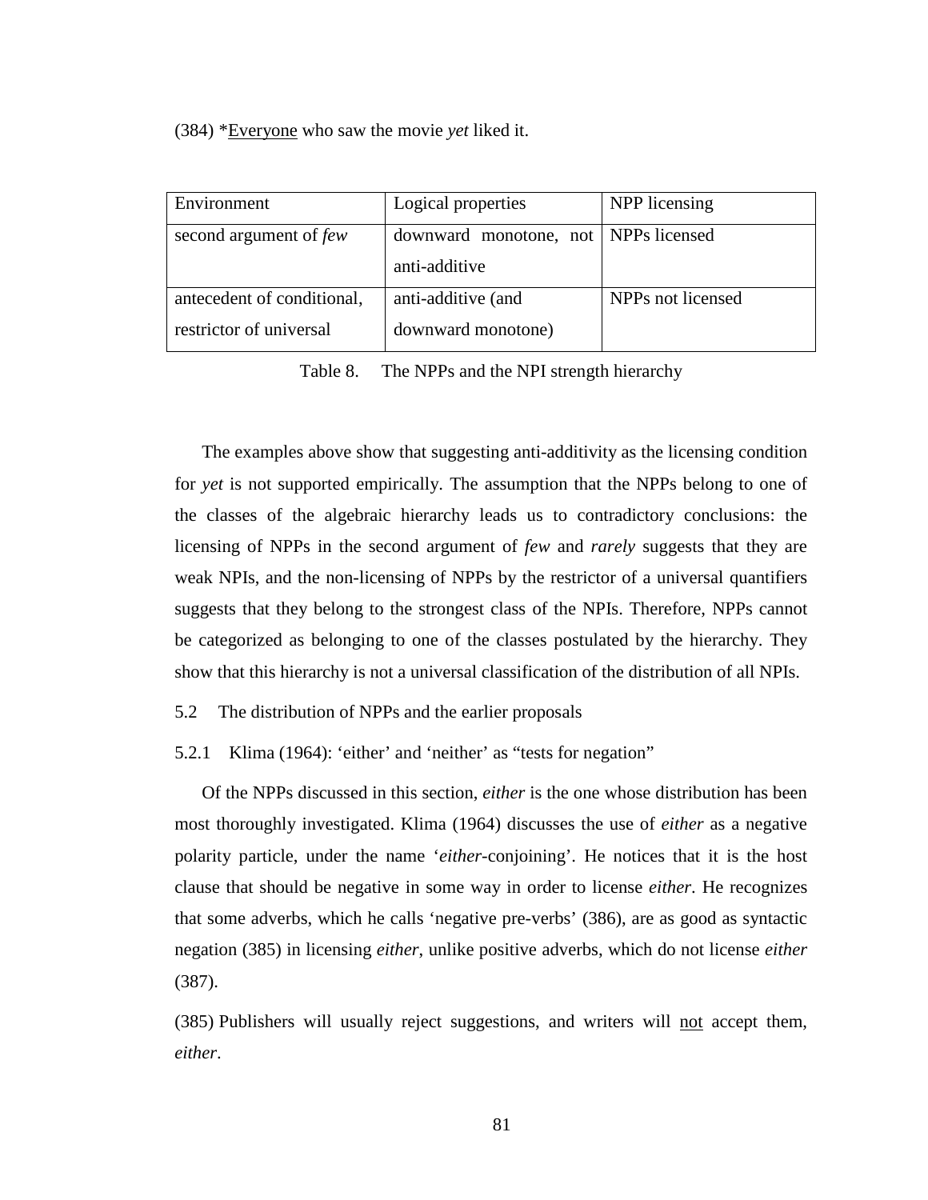(384) *<u>Everyone</u> who saw the movie *yet* liked it.

| Environment | Logical properties | NPP licensing |
|---|---|---|
| second argument of *few* | downward monotone, not anti-additive | NPPs licensed |
| antecedent of conditional, restrictor of universal | anti-additive (and downward monotone) | NPPs not licensed |

Table 8. The NPPs and the NPI strength hierarchy

The examples above show that suggesting anti-additivity as the licensing condition for *yet* is not supported empirically. The assumption that the NPPs belong to one of the classes of the algebraic hierarchy leads us to contradictory conclusions: the licensing of NPPs in the second argument of *few* and *rarely* suggests that they are weak NPIs, and the non-licensing of NPPs by the restrictor of a universal quantifiers suggests that they belong to the strongest class of the NPIs. Therefore, NPPs cannot be categorized as belonging to one of the classes postulated by the hierarchy. They show that this hierarchy is not a universal classification of the distribution of all NPIs.

## 5.2 The distribution of NPPs and the earlier proposals

### 5.2.1 Klima (1964): 'either' and 'neither' as "tests for negation"

Of the NPPs discussed in this section, *either* is the one whose distribution has been most thoroughly investigated. Klima (1964) discusses the use of *either* as a negative polarity particle, under the name '*either*-conjoining'. He notices that it is the host clause that should be negative in some way in order to license *either*. He recognizes that some adverbs, which he calls 'negative pre-verbs' (386), are as good as syntactic negation (385) in licensing *either*, unlike positive adverbs, which do not license *either* (387).

(385) Publishers will usually reject suggestions, and writers will <u>not</u> accept them, *either*.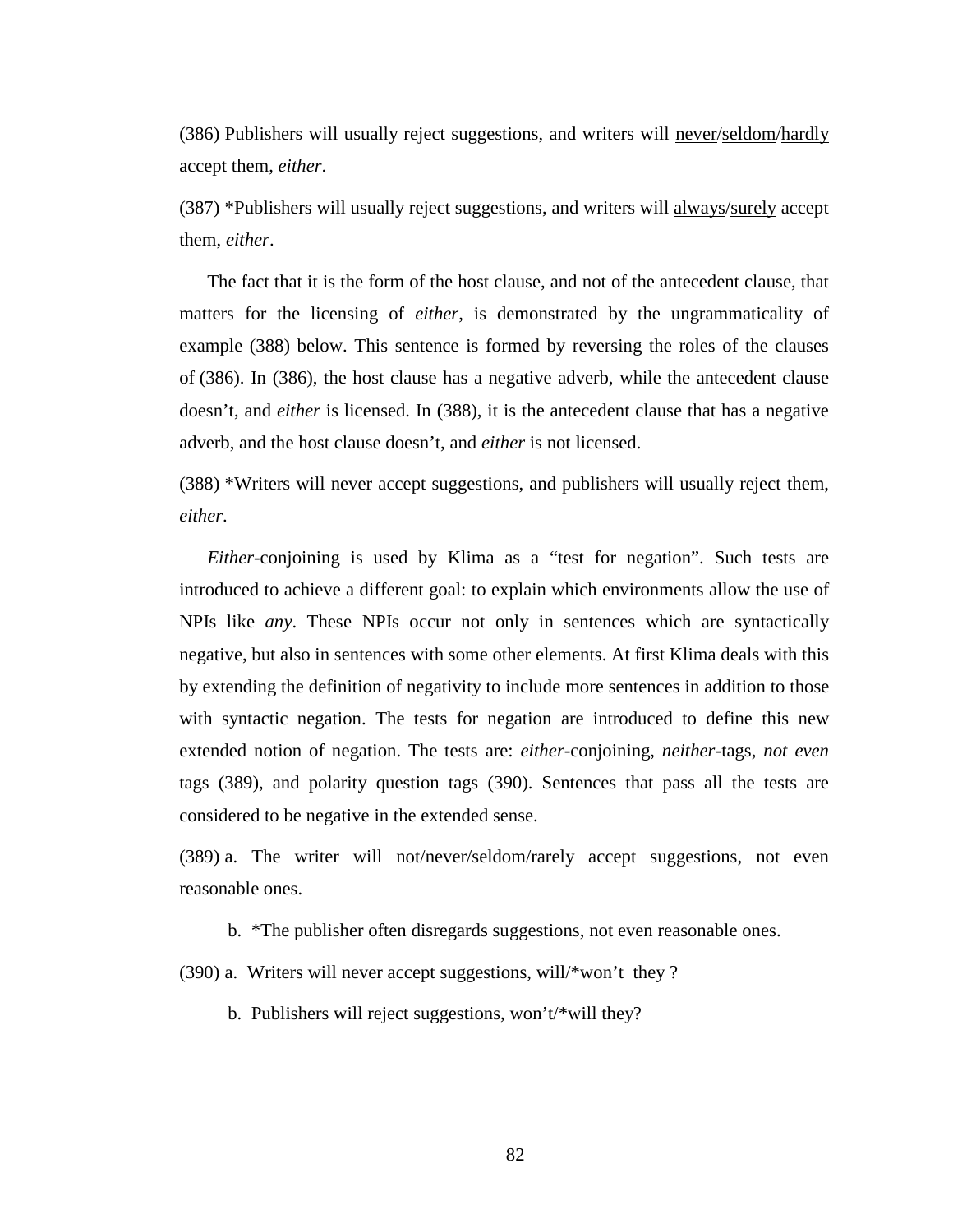(386) Publishers will usually reject suggestions, and writers will <u>never</u>/<u>seldom</u>/<u>hardly</u> accept them, *either*.

(387) *Publishers will usually reject suggestions, and writers will <u>always</u>/<u>surely</u> accept them, *either*.

The fact that it is the form of the host clause, and not of the antecedent clause, that matters for the licensing of *either*, is demonstrated by the ungrammaticality of example (388) below. This sentence is formed by reversing the roles of the clauses of (386). In (386), the host clause has a negative adverb, while the antecedent clause doesn't, and *either* is licensed. In (388), it is the antecedent clause that has a negative adverb, and the host clause doesn't, and *either* is not licensed.

(388) *Writers will never accept suggestions, and publishers will usually reject them, *either*.

*Either*-conjoining is used by Klima as a "test for negation". Such tests are introduced to achieve a different goal: to explain which environments allow the use of NPIs like *any*. These NPIs occur not only in sentences which are syntactically negative, but also in sentences with some other elements. At first Klima deals with this by extending the definition of negativity to include more sentences in addition to those with syntactic negation. The tests for negation are introduced to define this new extended notion of negation. The tests are: *either*-conjoining, *neither*-tags, *not even* tags (389), and polarity question tags (390). Sentences that pass all the tests are considered to be negative in the extended sense.

(389) a. The writer will not/never/seldom/rarely accept suggestions, not even reasonable ones.

b. *The publisher often disregards suggestions, not even reasonable ones.

(390) a. Writers will never accept suggestions, will/*won't they ?

b. Publishers will reject suggestions, won't/*will they?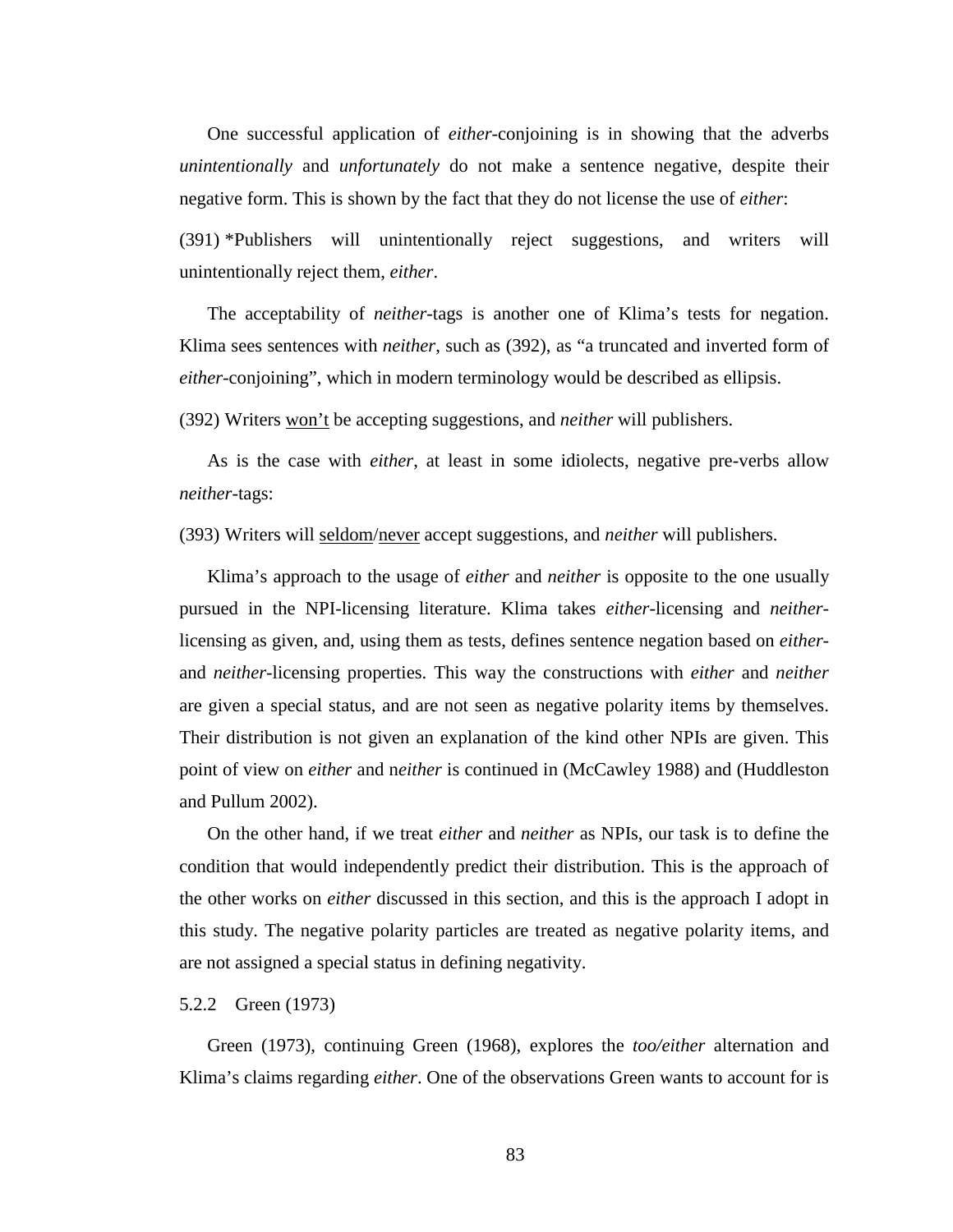One successful application of *either*-conjoining is in showing that the adverbs *unintentionally* and *unfortunately* do not make a sentence negative, despite their negative form. This is shown by the fact that they do not license the use of *either*:

(391) *Publishers will unintentionally reject suggestions, and writers will unintentionally reject them, *either*.

The acceptability of *neither*-tags is another one of Klima's tests for negation. Klima sees sentences with *neither*, such as (392), as "a truncated and inverted form of *either*-conjoining", which in modern terminology would be described as ellipsis.

(392) Writers <u>won't</u> be accepting suggestions, and *neither* will publishers.

As is the case with *either*, at least in some idiolects, negative pre-verbs allow *neither*-tags:

(393) Writers will <u>seldom</u>/<u>never</u> accept suggestions, and *neither* will publishers.

Klima's approach to the usage of *either* and *neither* is opposite to the one usually pursued in the NPI-licensing literature. Klima takes *either*-licensing and *neither*-licensing as given, and, using them as tests, defines sentence negation based on *either*- and *neither*-licensing properties. This way the constructions with *either* and *neither* are given a special status, and are not seen as negative polarity items by themselves. Their distribution is not given an explanation of the kind other NPIs are given. This point of view on *either* and n*either* is continued in (McCawley 1988) and (Huddleston and Pullum 2002).

On the other hand, if we treat *either* and *neither* as NPIs, our task is to define the condition that would independently predict their distribution. This is the approach of the other works on *either* discussed in this section, and this is the approach I adopt in this study. The negative polarity particles are treated as negative polarity items, and are not assigned a special status in defining negativity.

### 5.2.2 Green (1973)

Green (1973), continuing Green (1968), explores the *too/either* alternation and Klima's claims regarding *either*. One of the observations Green wants to account for is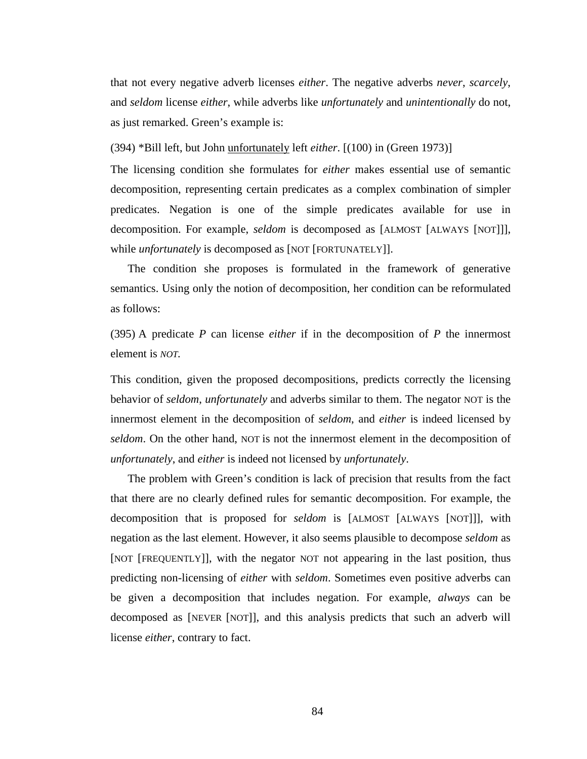that not every negative adverb licenses *either*. The negative adverbs *never*, *scarcely*, and *seldom* license *either*, while adverbs like *unfortunately* and *unintentionally* do not, as just remarked. Green's example is:

(394) *Bill left, but John <u>unfortunately</u> left *either*. [(100) in (Green 1973)]

The licensing condition she formulates for *either* makes essential use of semantic decomposition, representing certain predicates as a complex combination of simpler predicates. Negation is one of the simple predicates available for use in decomposition. For example, *seldom* is decomposed as [ALMOST [ALWAYS [NOT]]], while *unfortunately* is decomposed as [NOT [FORTUNATELY]].

The condition she proposes is formulated in the framework of generative semantics. Using only the notion of decomposition, her condition can be reformulated as follows:

(395) A predicate *P* can license *either* if in the decomposition of *P* the innermost element is *NOT*.

This condition, given the proposed decompositions, predicts correctly the licensing behavior of *seldom*, *unfortunately* and adverbs similar to them. The negator NOT is the innermost element in the decomposition of *seldom*, and *either* is indeed licensed by *seldom*. On the other hand, NOT is not the innermost element in the decomposition of *unfortunately*, and *either* is indeed not licensed by *unfortunately*.

The problem with Green's condition is lack of precision that results from the fact that there are no clearly defined rules for semantic decomposition. For example, the decomposition that is proposed for *seldom* is [ALMOST [ALWAYS [NOT]]], with negation as the last element. However, it also seems plausible to decompose *seldom* as [NOT [FREQUENTLY]], with the negator NOT not appearing in the last position, thus predicting non-licensing of *either* with *seldom*. Sometimes even positive adverbs can be given a decomposition that includes negation. For example, *always* can be decomposed as [NEVER [NOT]], and this analysis predicts that such an adverb will license *either*, contrary to fact.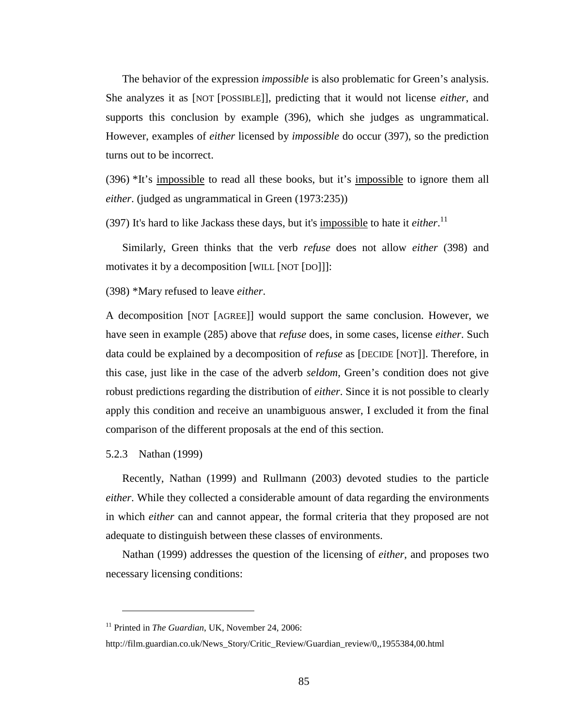The behavior of the expression *impossible* is also problematic for Green's analysis. She analyzes it as [NOT [POSSIBLE]], predicting that it would not license *either*, and supports this conclusion by example (396), which she judges as ungrammatical. However, examples of *either* licensed by *impossible* do occur (397), so the prediction turns out to be incorrect.

(396) *It's impossible to read all these books, but it's impossible to ignore them all *either*. (judged as ungrammatical in Green (1973:235))

(397) It's hard to like Jackass these days, but it's impossible to hate it *either*.[11]

Similarly, Green thinks that the verb *refuse* does not allow *either* (398) and motivates it by a decomposition [WILL [NOT [DO]]]:

(398) *Mary refused to leave *either*.

A decomposition [NOT [AGREE]] would support the same conclusion. However, we have seen in example (285) above that *refuse* does, in some cases, license *either*. Such data could be explained by a decomposition of *refuse* as [DECIDE [NOT]]. Therefore, in this case, just like in the case of the adverb *seldom*, Green's condition does not give robust predictions regarding the distribution of *either*. Since it is not possible to clearly apply this condition and receive an unambiguous answer, I excluded it from the final comparison of the different proposals at the end of this section.

### 5.2.3 Nathan (1999)

Recently, Nathan (1999) and Rullmann (2003) devoted studies to the particle *either*. While they collected a considerable amount of data regarding the environments in which *either* can and cannot appear, the formal criteria that they proposed are not adequate to distinguish between these classes of environments.

Nathan (1999) addresses the question of the licensing of *either*, and proposes two necessary licensing conditions:

---

[11] Printed in *The Guardian*, UK, November 24, 2006:
http://film.guardian.co.uk/News_Story/Critic_Review/Guardian_review/0,,1955384,00.html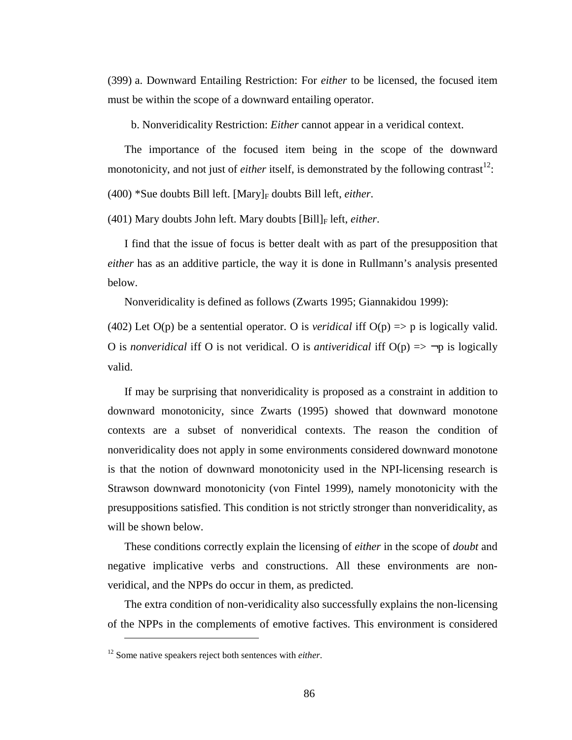(399) a. Downward Entailing Restriction: For *either* to be licensed, the focused item must be within the scope of a downward entailing operator.

b. Nonveridicality Restriction: *Either* cannot appear in a veridical context.

The importance of the focused item being in the scope of the downward monotonicity, and not just of *either* itself, is demonstrated by the following contrast[12]:

(400) *Sue doubts Bill left. $[\text{Mary}]_F$ doubts Bill left, *either*.

(401) Mary doubts John left. Mary doubts $[\text{Bill}]_F$ left, *either*.

I find that the issue of focus is better dealt with as part of the presupposition that *either* has as an additive particle, the way it is done in Rullmann's analysis presented below.

Nonveridicality is defined as follows (Zwarts 1995; Giannakidou 1999):

(402) Let O(p) be a sentential operator. O is *veridical* iff O(p) => p is logically valid. O is *nonveridical* iff O is not veridical. O is *antiveridical* iff O(p) => ¬p is logically valid.

If may be surprising that nonveridicality is proposed as a constraint in addition to downward monotonicity, since Zwarts (1995) showed that downward monotone contexts are a subset of nonveridical contexts. The reason the condition of nonveridicality does not apply in some environments considered downward monotone is that the notion of downward monotonicity used in the NPI-licensing research is Strawson downward monotonicity (von Fintel 1999), namely monotonicity with the presuppositions satisfied. This condition is not strictly stronger than nonveridicality, as will be shown below.

These conditions correctly explain the licensing of *either* in the scope of *doubt* and negative implicative verbs and constructions. All these environments are non-veridical, and the NPPs do occur in them, as predicted.

The extra condition of non-veridicality also successfully explains the non-licensing of the NPPs in the complements of emotive factives. This environment is considered

[12] Some native speakers reject both sentences with *either*.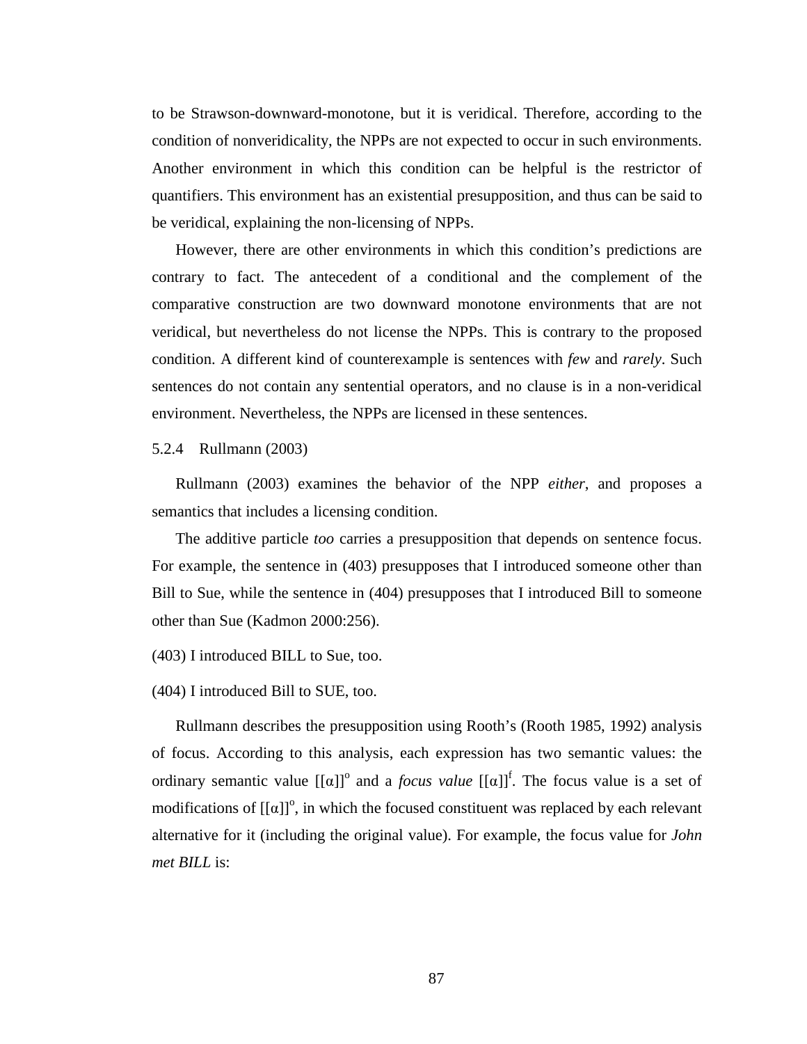to be Strawson-downward-monotone, but it is veridical. Therefore, according to the condition of nonveridicality, the NPPs are not expected to occur in such environments. Another environment in which this condition can be helpful is the restrictor of quantifiers. This environment has an existential presupposition, and thus can be said to be veridical, explaining the non-licensing of NPPs.

However, there are other environments in which this condition's predictions are contrary to fact. The antecedent of a conditional and the complement of the comparative construction are two downward monotone environments that are not veridical, but nevertheless do not license the NPPs. This is contrary to the proposed condition. A different kind of counterexample is sentences with *few* and *rarely*. Such sentences do not contain any sentential operators, and no clause is in a non-veridical environment. Nevertheless, the NPPs are licensed in these sentences.

### 5.2.4 Rullmann (2003)

Rullmann (2003) examines the behavior of the NPP *either*, and proposes a semantics that includes a licensing condition.

The additive particle *too* carries a presupposition that depends on sentence focus. For example, the sentence in (403) presupposes that I introduced someone other than Bill to Sue, while the sentence in (404) presupposes that I introduced Bill to someone other than Sue (Kadmon 2000:256).

(403) I introduced BILL to Sue, too.

(404) I introduced Bill to SUE, too.

Rullmann describes the presupposition using Rooth's (Rooth 1985, 1992) analysis of focus. According to this analysis, each expression has two semantic values: the ordinary semantic value $[[\alpha]]^o$ and a *focus value* $[[\alpha]]^f$. The focus value is a set of modifications of $[[\alpha]]^o$, in which the focused constituent was replaced by each relevant alternative for it (including the original value). For example, the focus value for *John met BILL* is: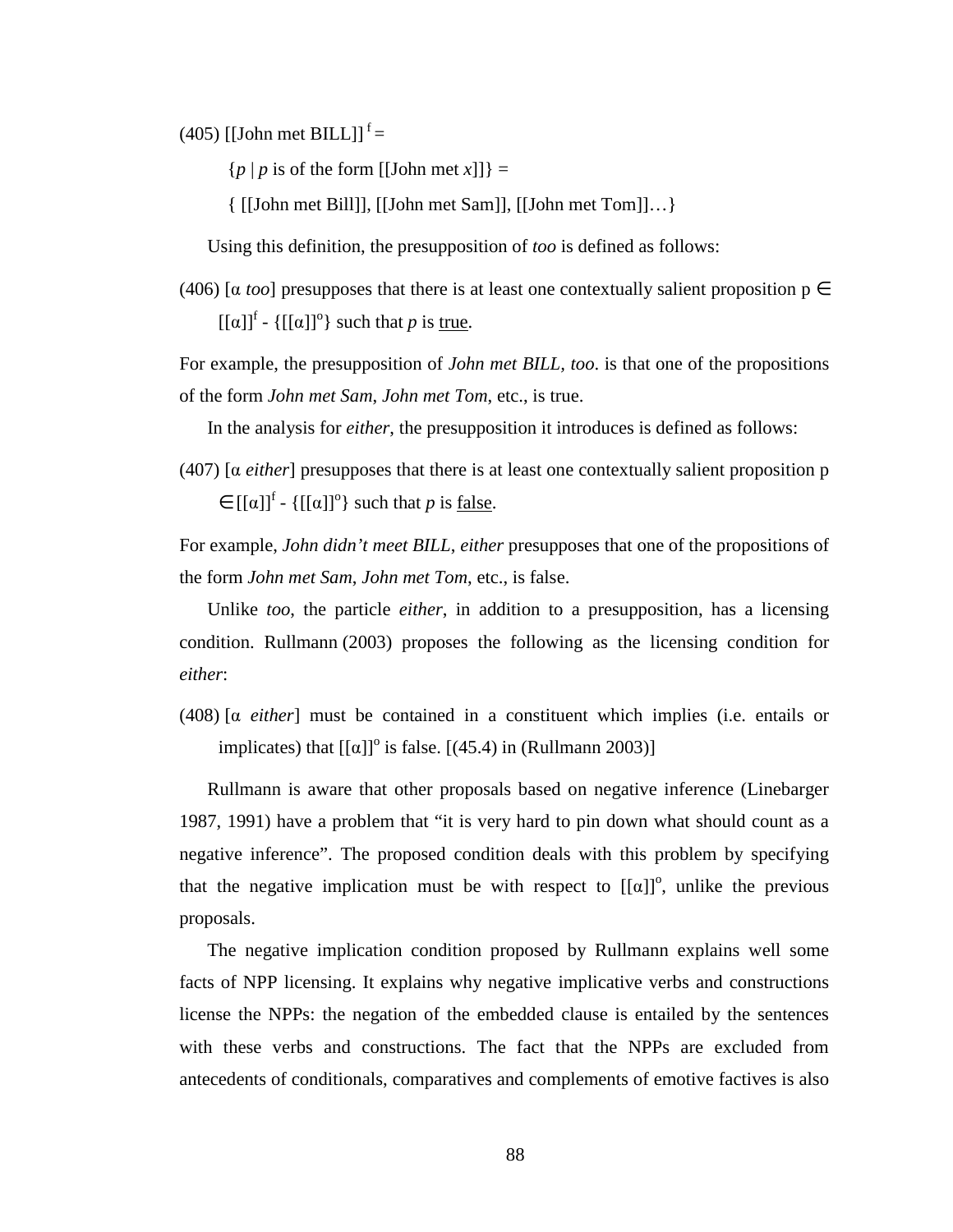(405) [[John met BILL]] $^{f}$ =

{*p* | *p* is of the form [[John met *x*]]} =

{ [[John met Bill]], [[John met Sam]], [[John met Tom]]…}

Using this definition, the presupposition of *too* is defined as follows:

(406) [α *too*] presupposes that there is at least one contextually salient proposition p ∈ [[α]]$^{f}$ - {[[α]]$^{o}$} such that *p* is <u>true</u>.

For example, the presupposition of *John met BILL, too*. is that one of the propositions of the form *John met Sam*, *John met Tom*, etc., is true.

In the analysis for *either*, the presupposition it introduces is defined as follows:

(407) [α *either*] presupposes that there is at least one contextually salient proposition p ∈ [[α]]$^{f}$ - {[[α]]$^{o}$} such that *p* is <u>false</u>.

For example, *John didn't meet BILL, either* presupposes that one of the propositions of the form *John met Sam*, *John met Tom*, etc., is false.

Unlike *too*, the particle *either*, in addition to a presupposition, has a licensing condition. Rullmann (2003) proposes the following as the licensing condition for *either*:

(408) [α *either*] must be contained in a constituent which implies (i.e. entails or implicates) that [[α]]$^{o}$ is false. [(45.4) in (Rullmann 2003)]

Rullmann is aware that other proposals based on negative inference (Linebarger 1987, 1991) have a problem that "it is very hard to pin down what should count as a negative inference". The proposed condition deals with this problem by specifying that the negative implication must be with respect to [[α]]$^{o}$, unlike the previous proposals.

The negative implication condition proposed by Rullmann explains well some facts of NPP licensing. It explains why negative implicative verbs and constructions license the NPPs: the negation of the embedded clause is entailed by the sentences with these verbs and constructions. The fact that the NPPs are excluded from antecedents of conditionals, comparatives and complements of emotive factives is also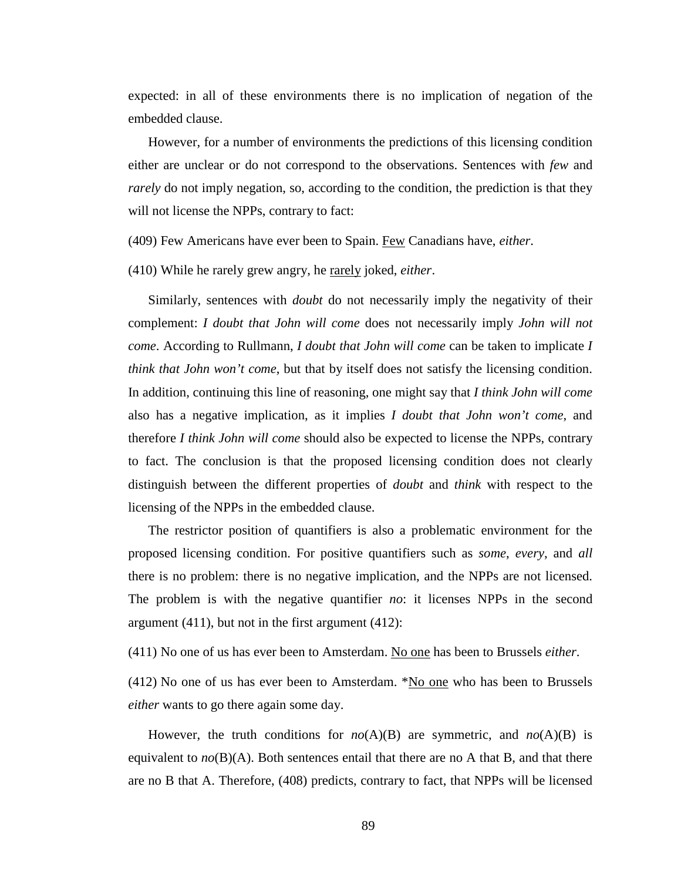expected: in all of these environments there is no implication of negation of the embedded clause.

However, for a number of environments the predictions of this licensing condition either are unclear or do not correspond to the observations. Sentences with *few* and *rarely* do not imply negation, so, according to the condition, the prediction is that they will not license the NPPs, contrary to fact:

(409) Few Americans have ever been to Spain. <u>Few</u> Canadians have, *either*.

(410) While he rarely grew angry, he <u>rarely</u> joked, *either*.

Similarly, sentences with *doubt* do not necessarily imply the negativity of their complement: *I doubt that John will come* does not necessarily imply *John will not come*. According to Rullmann, *I doubt that John will come* can be taken to implicate *I think that John won't come*, but that by itself does not satisfy the licensing condition. In addition, continuing this line of reasoning, one might say that *I think John will come* also has a negative implication, as it implies *I doubt that John won't come*, and therefore *I think John will come* should also be expected to license the NPPs, contrary to fact. The conclusion is that the proposed licensing condition does not clearly distinguish between the different properties of *doubt* and *think* with respect to the licensing of the NPPs in the embedded clause.

The restrictor position of quantifiers is also a problematic environment for the proposed licensing condition. For positive quantifiers such as *some*, *every*, and *all* there is no problem: there is no negative implication, and the NPPs are not licensed. The problem is with the negative quantifier *no*: it licenses NPPs in the second argument (411), but not in the first argument (412):

(411) No one of us has ever been to Amsterdam. <u>No one</u> has been to Brussels *either*.

(412) No one of us has ever been to Amsterdam. *<u>No one</u> who has been to Brussels *either* wants to go there again some day.

However, the truth conditions for *no*(A)(B) are symmetric, and *no*(A)(B) is equivalent to *no*(B)(A). Both sentences entail that there are no A that B, and that there are no B that A. Therefore, (408) predicts, contrary to fact, that NPPs will be licensed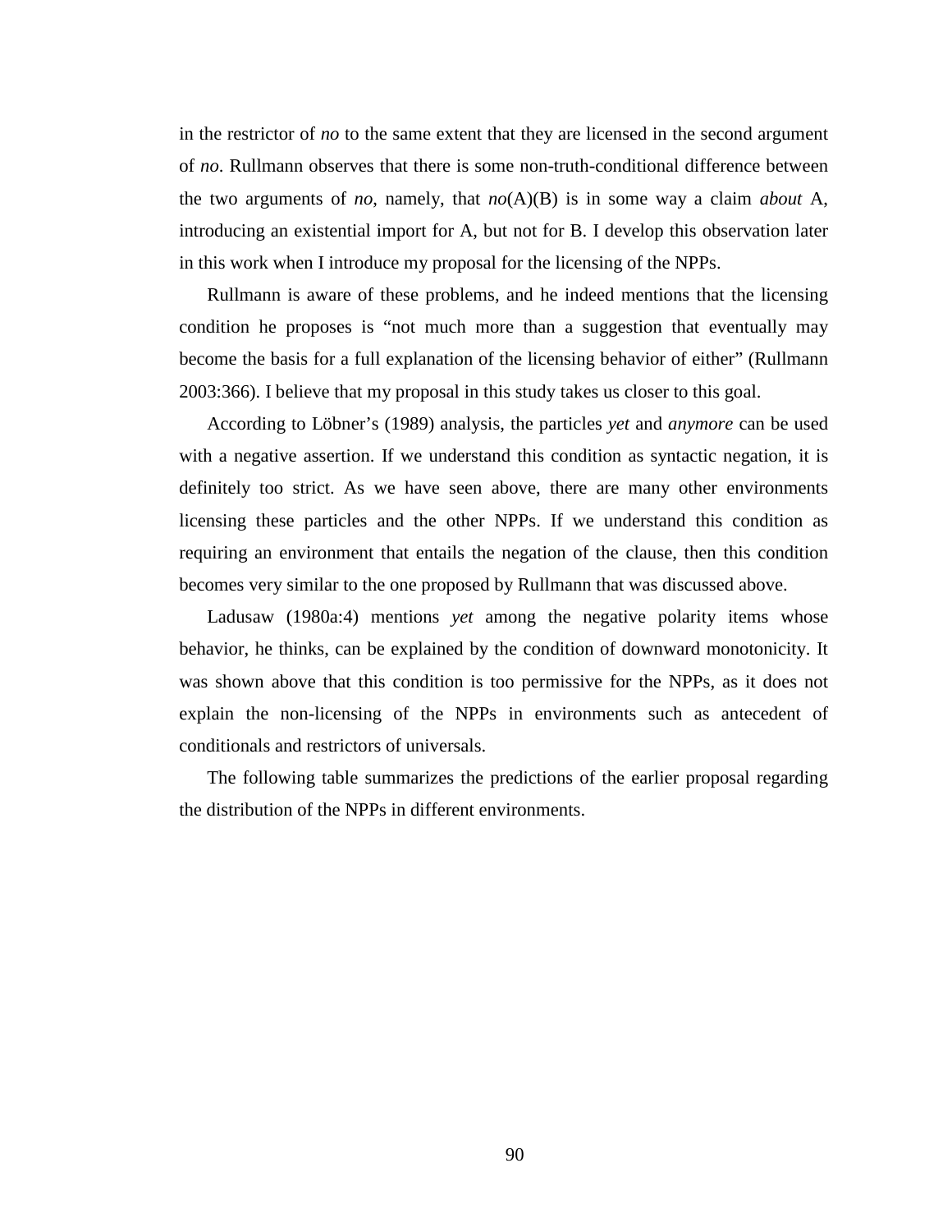in the restrictor of *no* to the same extent that they are licensed in the second argument of *no*. Rullmann observes that there is some non-truth-conditional difference between the two arguments of *no*, namely, that *no*(A)(B) is in some way a claim *about* A, introducing an existential import for A, but not for B. I develop this observation later in this work when I introduce my proposal for the licensing of the NPPs.

Rullmann is aware of these problems, and he indeed mentions that the licensing condition he proposes is "not much more than a suggestion that eventually may become the basis for a full explanation of the licensing behavior of either" (Rullmann 2003:366). I believe that my proposal in this study takes us closer to this goal.

According to Löbner's (1989) analysis, the particles *yet* and *anymore* can be used with a negative assertion. If we understand this condition as syntactic negation, it is definitely too strict. As we have seen above, there are many other environments licensing these particles and the other NPPs. If we understand this condition as requiring an environment that entails the negation of the clause, then this condition becomes very similar to the one proposed by Rullmann that was discussed above.

Ladusaw (1980a:4) mentions *yet* among the negative polarity items whose behavior, he thinks, can be explained by the condition of downward monotonicity. It was shown above that this condition is too permissive for the NPPs, as it does not explain the non-licensing of the NPPs in environments such as antecedent of conditionals and restrictors of universals.

The following table summarizes the predictions of the earlier proposal regarding the distribution of the NPPs in different environments.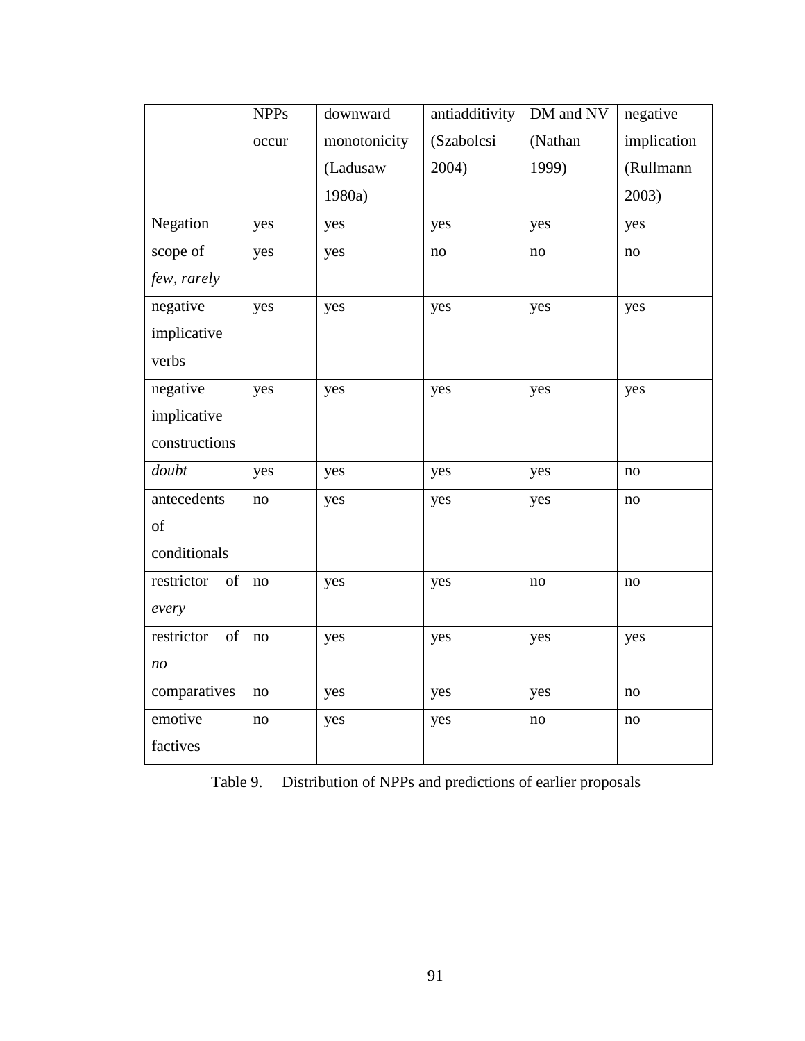| | NPPs occur | downward monotonicity (Ladusaw 1980a) | antiadditivity (Szabolcsi 2004) | DM and NV (Nathan 1999) | negative implication (Rullmann 2003) |
|---|---|---|---|---|---|
| Negation | yes | yes | yes | yes | yes |
| scope of *few*, *rarely* | yes | yes | no | no | no |
| negative implicative verbs | yes | yes | yes | yes | yes |
| negative implicative constructions | yes | yes | yes | yes | yes |
| *doubt* | yes | yes | yes | yes | no |
| antecedents of conditionals | no | yes | yes | yes | no |
| restrictor of *every* | no | yes | yes | no | no |
| restrictor of *no* | no | yes | yes | yes | yes |
| comparatives | no | yes | yes | yes | no |
| emotive factives | no | yes | yes | no | no |

Table 9. Distribution of NPPs and predictions of earlier proposals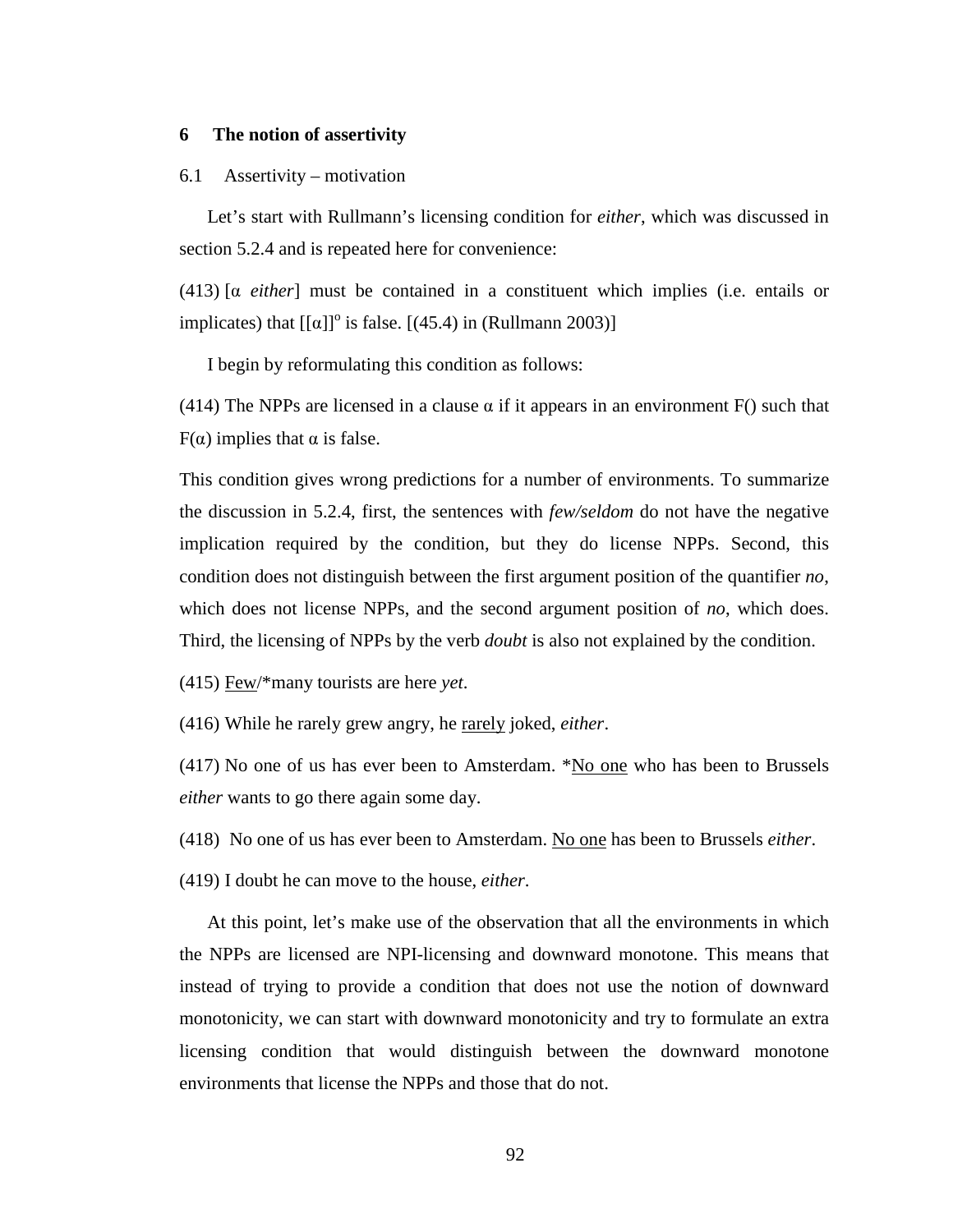## 6 The notion of assertivity

### 6.1 Assertivity – motivation

Let's start with Rullmann's licensing condition for *either*, which was discussed in section 5.2.4 and is repeated here for convenience:

(413) [α *either*] must be contained in a constituent which implies (i.e. entails or implicates) that $[[\alpha]]^o$ is false. [(45.4) in (Rullmann 2003)]

I begin by reformulating this condition as follows:

(414) The NPPs are licensed in a clause α if it appears in an environment F() such that F(α) implies that α is false.

This condition gives wrong predictions for a number of environments. To summarize the discussion in 5.2.4, first, the sentences with *few/seldom* do not have the negative implication required by the condition, but they do license NPPs. Second, this condition does not distinguish between the first argument position of the quantifier *no*, which does not license NPPs, and the second argument position of *no*, which does. Third, the licensing of NPPs by the verb *doubt* is also not explained by the condition.

(415) <u>Few</u>/*many tourists are here *yet*.

(416) While he rarely grew angry, he <u>rarely</u> joked, *either*.

(417) No one of us has ever been to Amsterdam. *<u>No one</u> who has been to Brussels *either* wants to go there again some day.

(418) No one of us has ever been to Amsterdam. <u>No one</u> has been to Brussels *either*.

(419) I doubt he can move to the house, *either*.

At this point, let's make use of the observation that all the environments in which the NPPs are licensed are NPI-licensing and downward monotone. This means that instead of trying to provide a condition that does not use the notion of downward monotonicity, we can start with downward monotonicity and try to formulate an extra licensing condition that would distinguish between the downward monotone environments that license the NPPs and those that do not.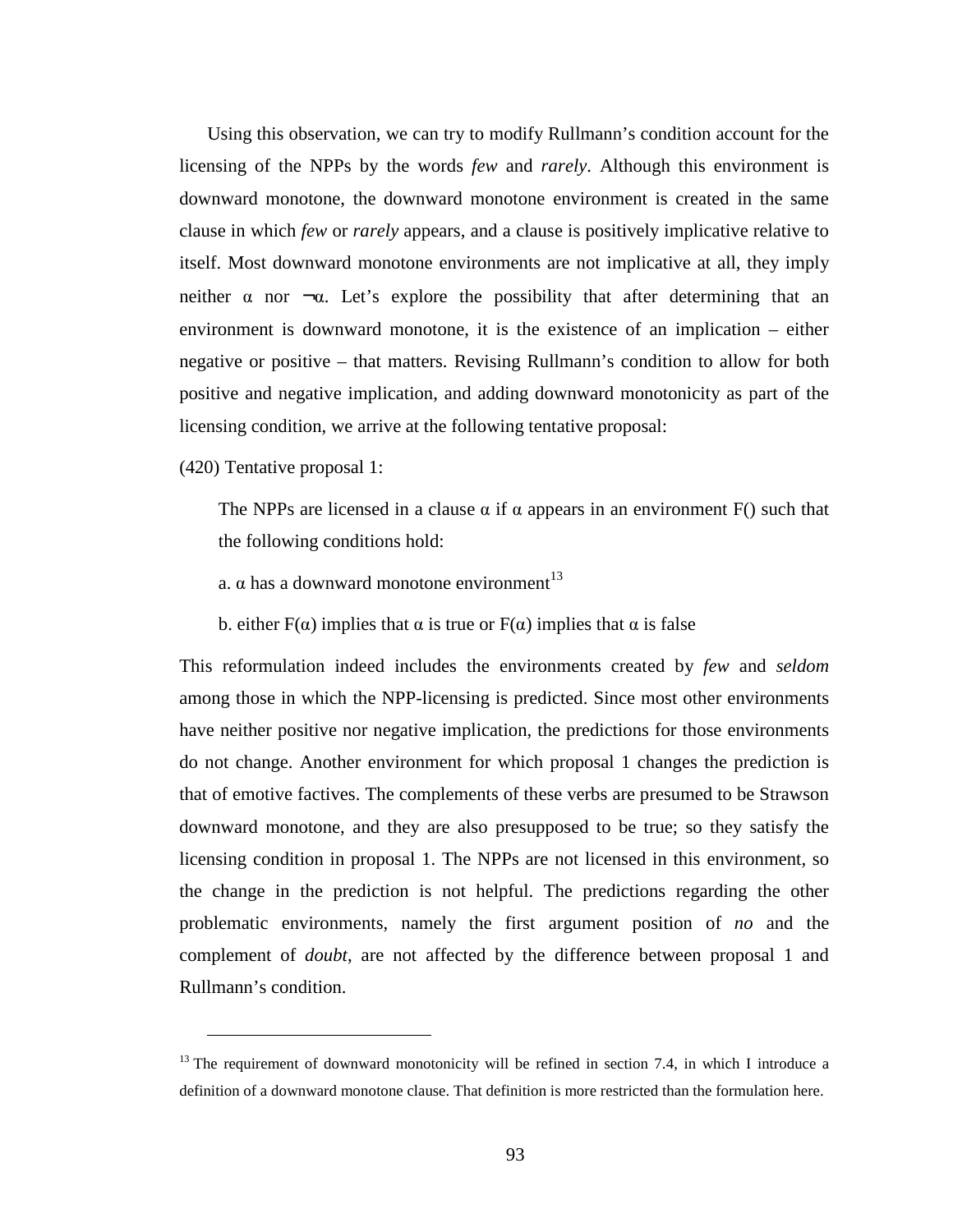Using this observation, we can try to modify Rullmann's condition account for the licensing of the NPPs by the words *few* and *rarely*. Although this environment is downward monotone, the downward monotone environment is created in the same clause in which *few* or *rarely* appears, and a clause is positively implicative relative to itself. Most downward monotone environments are not implicative at all, they imply neither $\alpha$ nor $\neg\alpha$. Let's explore the possibility that after determining that an environment is downward monotone, it is the existence of an implication – either negative or positive – that matters. Revising Rullmann's condition to allow for both positive and negative implication, and adding downward monotonicity as part of the licensing condition, we arrive at the following tentative proposal:

(420) Tentative proposal 1:

> The NPPs are licensed in a clause $\alpha$ if $\alpha$ appears in an environment F() such that the following conditions hold:
>
> a. $\alpha$ has a downward monotone environment[13]
>
> b. either $F(\alpha)$ implies that $\alpha$ is true or $F(\alpha)$ implies that $\alpha$ is false

This reformulation indeed includes the environments created by *few* and *seldom* among those in which the NPP-licensing is predicted. Since most other environments have neither positive nor negative implication, the predictions for those environments do not change. Another environment for which proposal 1 changes the prediction is that of emotive factives. The complements of these verbs are presumed to be Strawson downward monotone, and they are also presupposed to be true; so they satisfy the licensing condition in proposal 1. The NPPs are not licensed in this environment, so the change in the prediction is not helpful. The predictions regarding the other problematic environments, namely the first argument position of *no* and the complement of *doubt*, are not affected by the difference between proposal 1 and Rullmann's condition.

[13] The requirement of downward monotonicity will be refined in section 7.4, in which I introduce a definition of a downward monotone clause. That definition is more restricted than the formulation here.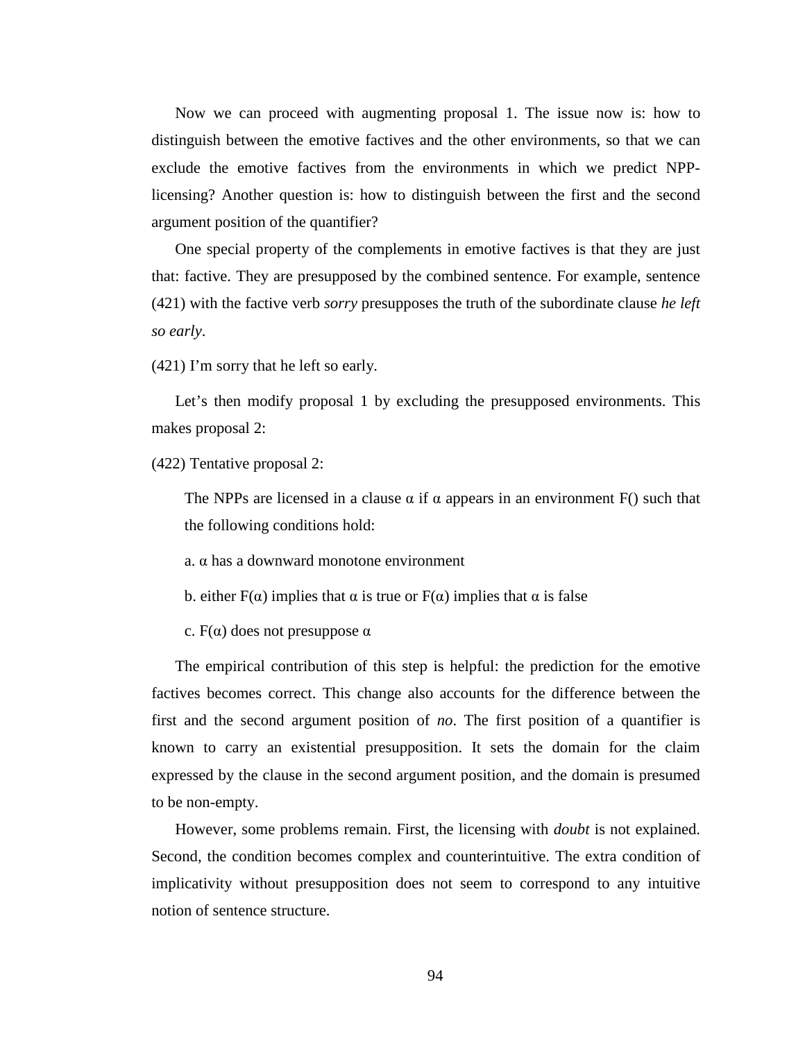Now we can proceed with augmenting proposal 1. The issue now is: how to distinguish between the emotive factives and the other environments, so that we can exclude the emotive factives from the environments in which we predict NPP-licensing? Another question is: how to distinguish between the first and the second argument position of the quantifier?

One special property of the complements in emotive factives is that they are just that: factive. They are presupposed by the combined sentence. For example, sentence (421) with the factive verb *sorry* presupposes the truth of the subordinate clause *he left so early*.

(421) I'm sorry that he left so early.

Let's then modify proposal 1 by excluding the presupposed environments. This makes proposal 2:

(422) Tentative proposal 2:

> The NPPs are licensed in a clause $\alpha$ if $\alpha$ appears in an environment F() such that the following conditions hold:
>
> a. $\alpha$ has a downward monotone environment
>
> b. either F($\alpha$) implies that $\alpha$ is true or F($\alpha$) implies that $\alpha$ is false
>
> c. F($\alpha$) does not presuppose $\alpha$

The empirical contribution of this step is helpful: the prediction for the emotive factives becomes correct. This change also accounts for the difference between the first and the second argument position of *no*. The first position of a quantifier is known to carry an existential presupposition. It sets the domain for the claim expressed by the clause in the second argument position, and the domain is presumed to be non-empty.

However, some problems remain. First, the licensing with *doubt* is not explained. Second, the condition becomes complex and counterintuitive. The extra condition of implicativity without presupposition does not seem to correspond to any intuitive notion of sentence structure.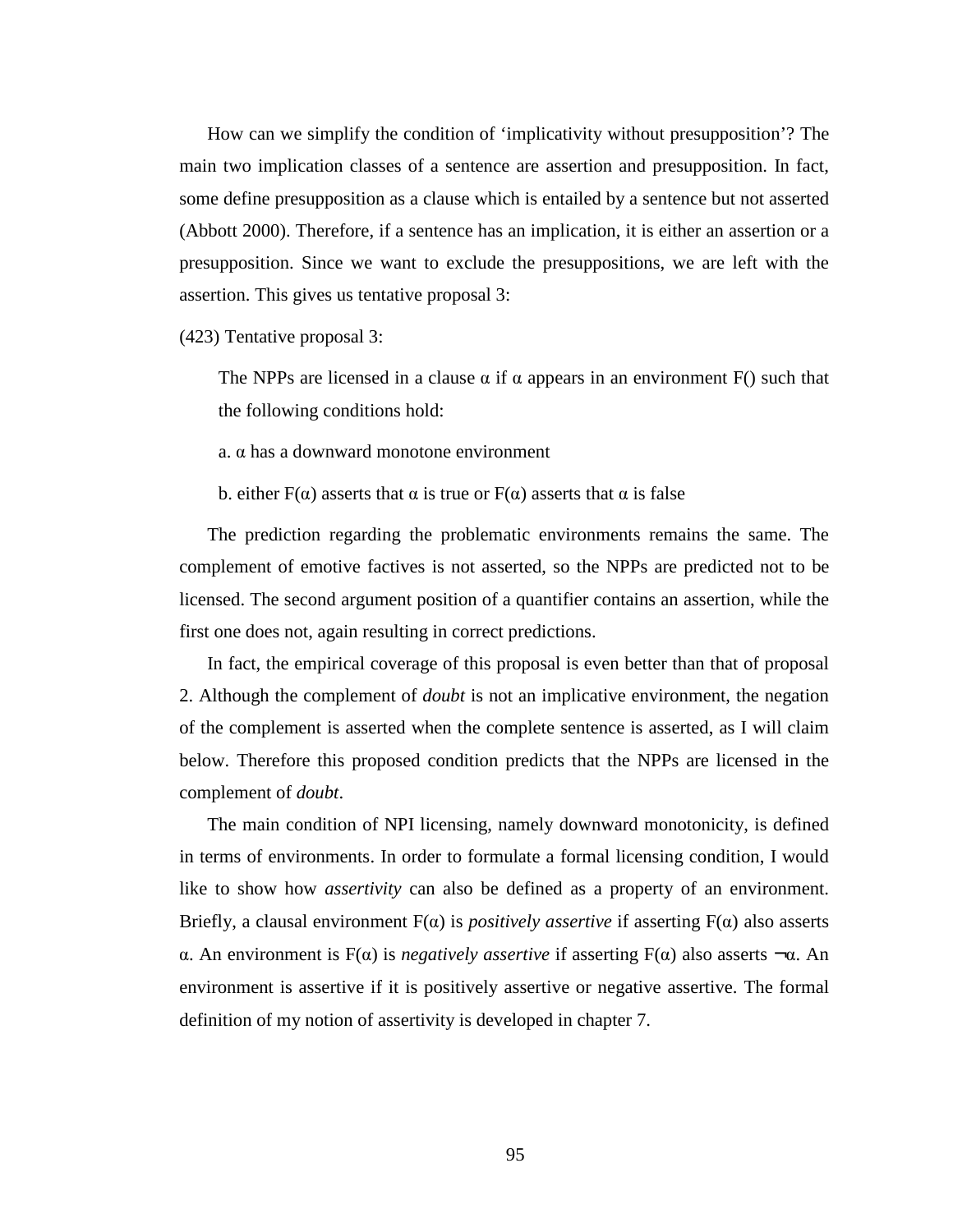How can we simplify the condition of ‘implicativity without presupposition’? The main two implication classes of a sentence are assertion and presupposition. In fact, some define presupposition as a clause which is entailed by a sentence but not asserted (Abbott 2000). Therefore, if a sentence has an implication, it is either an assertion or a presupposition. Since we want to exclude the presuppositions, we are left with the assertion. This gives us tentative proposal 3:

(423) Tentative proposal 3:

> The NPPs are licensed in a clause $\alpha$ if $\alpha$ appears in an environment F() such that the following conditions hold:
>
> a. $\alpha$ has a downward monotone environment
>
> b. either $F(\alpha)$ asserts that $\alpha$ is true or $F(\alpha)$ asserts that $\alpha$ is false

The prediction regarding the problematic environments remains the same. The complement of emotive factives is not asserted, so the NPPs are predicted not to be licensed. The second argument position of a quantifier contains an assertion, while the first one does not, again resulting in correct predictions.

In fact, the empirical coverage of this proposal is even better than that of proposal 2. Although the complement of *doubt* is not an implicative environment, the negation of the complement is asserted when the complete sentence is asserted, as I will claim below. Therefore this proposed condition predicts that the NPPs are licensed in the complement of *doubt*.

The main condition of NPI licensing, namely downward monotonicity, is defined in terms of environments. In order to formulate a formal licensing condition, I would like to show how *assertivity* can also be defined as a property of an environment. Briefly, a clausal environment $F(\alpha)$ is *positively assertive* if asserting $F(\alpha)$ also asserts $\alpha$. An environment is $F(\alpha)$ is *negatively assertive* if asserting $F(\alpha)$ also asserts $\neg\alpha$. An environment is assertive if it is positively assertive or negative assertive. The formal definition of my notion of assertivity is developed in chapter 7.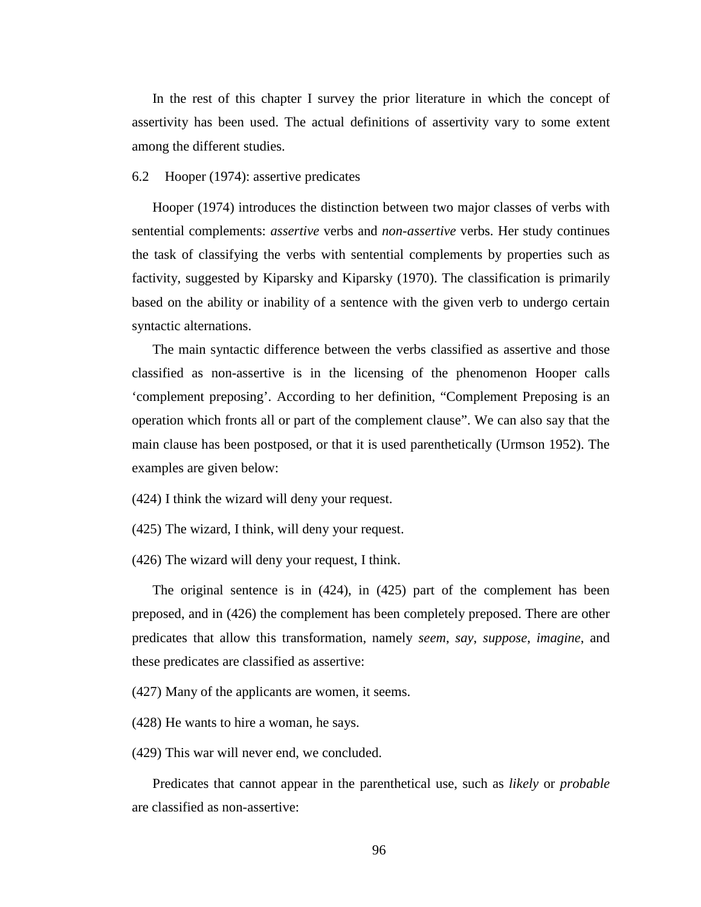In the rest of this chapter I survey the prior literature in which the concept of assertivity has been used. The actual definitions of assertivity vary to some extent among the different studies.

## 6.2 Hooper (1974): assertive predicates

Hooper (1974) introduces the distinction between two major classes of verbs with sentential complements: *assertive* verbs and *non-assertive* verbs. Her study continues the task of classifying the verbs with sentential complements by properties such as factivity, suggested by Kiparsky and Kiparsky (1970). The classification is primarily based on the ability or inability of a sentence with the given verb to undergo certain syntactic alternations.

The main syntactic difference between the verbs classified as assertive and those classified as non-assertive is in the licensing of the phenomenon Hooper calls 'complement preposing'. According to her definition, "Complement Preposing is an operation which fronts all or part of the complement clause". We can also say that the main clause has been postposed, or that it is used parenthetically (Urmson 1952). The examples are given below:

(424) I think the wizard will deny your request.

(425) The wizard, I think, will deny your request.

(426) The wizard will deny your request, I think.

The original sentence is in (424), in (425) part of the complement has been preposed, and in (426) the complement has been completely preposed. There are other predicates that allow this transformation, namely *seem*, *say*, *suppose*, *imagine*, and these predicates are classified as assertive:

(427) Many of the applicants are women, it seems.

(428) He wants to hire a woman, he says.

(429) This war will never end, we concluded.

Predicates that cannot appear in the parenthetical use, such as *likely* or *probable* are classified as non-assertive: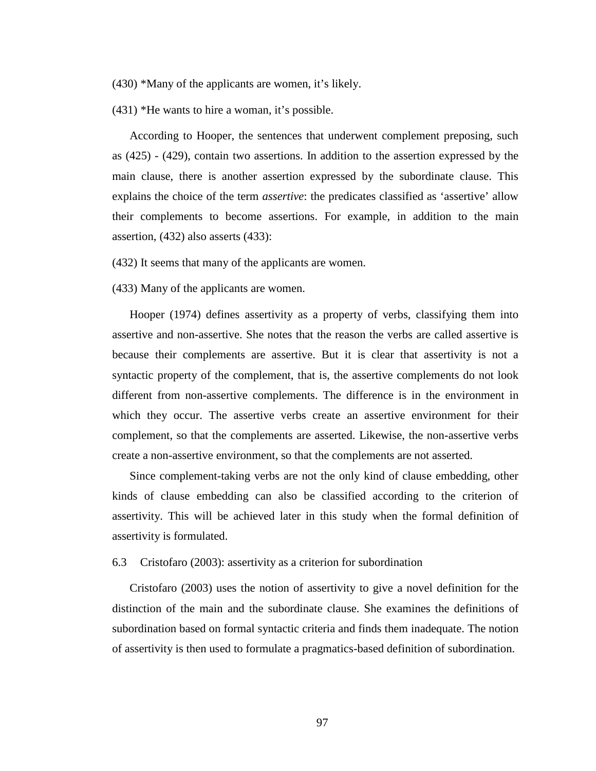(430) *Many of the applicants are women, it's likely.

(431) *He wants to hire a woman, it's possible.

According to Hooper, the sentences that underwent complement preposing, such as (425) - (429), contain two assertions. In addition to the assertion expressed by the main clause, there is another assertion expressed by the subordinate clause. This explains the choice of the term *assertive*: the predicates classified as 'assertive' allow their complements to become assertions. For example, in addition to the main assertion, (432) also asserts (433):

(432) It seems that many of the applicants are women.

(433) Many of the applicants are women.

Hooper (1974) defines assertivity as a property of verbs, classifying them into assertive and non-assertive. She notes that the reason the verbs are called assertive is because their complements are assertive. But it is clear that assertivity is not a syntactic property of the complement, that is, the assertive complements do not look different from non-assertive complements. The difference is in the environment in which they occur. The assertive verbs create an assertive environment for their complement, so that the complements are asserted. Likewise, the non-assertive verbs create a non-assertive environment, so that the complements are not asserted.

Since complement-taking verbs are not the only kind of clause embedding, other kinds of clause embedding can also be classified according to the criterion of assertivity. This will be achieved later in this study when the formal definition of assertivity is formulated.

## 6.3 Cristofaro (2003): assertivity as a criterion for subordination

Cristofaro (2003) uses the notion of assertivity to give a novel definition for the distinction of the main and the subordinate clause. She examines the definitions of subordination based on formal syntactic criteria and finds them inadequate. The notion of assertivity is then used to formulate a pragmatics-based definition of subordination.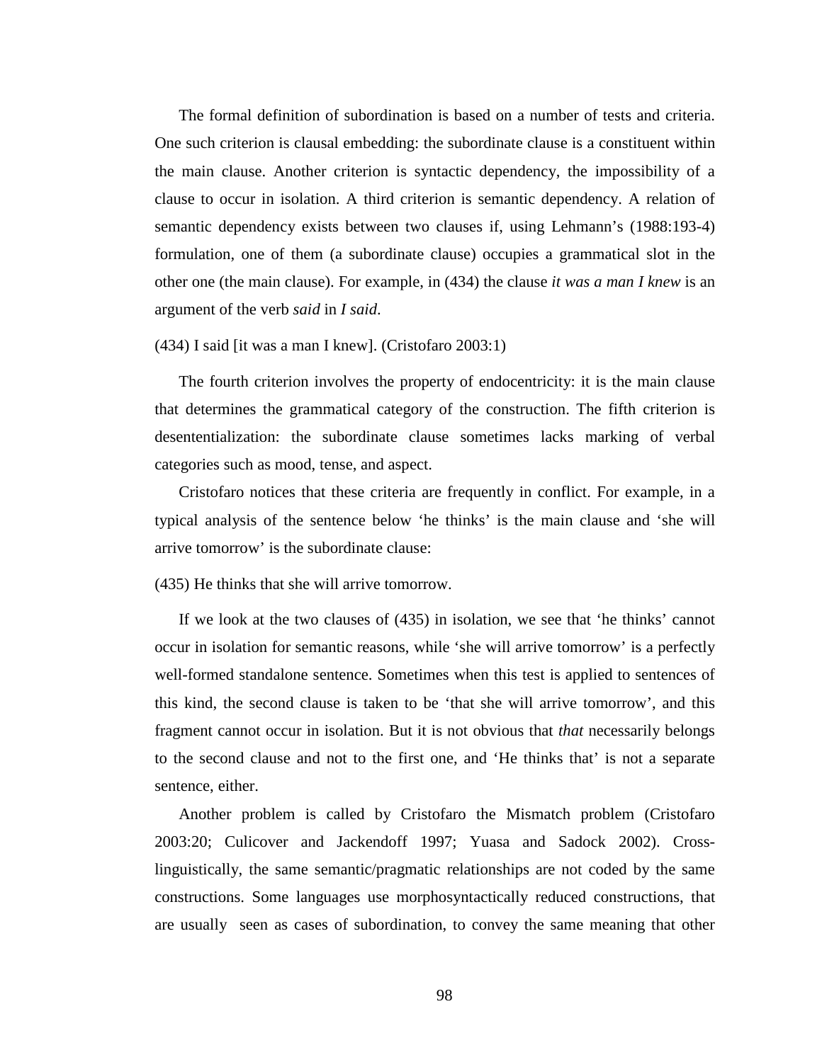The formal definition of subordination is based on a number of tests and criteria. One such criterion is clausal embedding: the subordinate clause is a constituent within the main clause. Another criterion is syntactic dependency, the impossibility of a clause to occur in isolation. A third criterion is semantic dependency. A relation of semantic dependency exists between two clauses if, using Lehmann's (1988:193-4) formulation, one of them (a subordinate clause) occupies a grammatical slot in the other one (the main clause). For example, in (434) the clause *it was a man I knew* is an argument of the verb *said* in *I said*.

(434) I said [it was a man I knew]. (Cristofaro 2003:1)

The fourth criterion involves the property of endocentricity: it is the main clause that determines the grammatical category of the construction. The fifth criterion is desententialization: the subordinate clause sometimes lacks marking of verbal categories such as mood, tense, and aspect.

Cristofaro notices that these criteria are frequently in conflict. For example, in a typical analysis of the sentence below 'he thinks' is the main clause and 'she will arrive tomorrow' is the subordinate clause:

(435) He thinks that she will arrive tomorrow.

If we look at the two clauses of (435) in isolation, we see that 'he thinks' cannot occur in isolation for semantic reasons, while 'she will arrive tomorrow' is a perfectly well-formed standalone sentence. Sometimes when this test is applied to sentences of this kind, the second clause is taken to be 'that she will arrive tomorrow', and this fragment cannot occur in isolation. But it is not obvious that *that* necessarily belongs to the second clause and not to the first one, and 'He thinks that' is not a separate sentence, either.

Another problem is called by Cristofaro the Mismatch problem (Cristofaro 2003:20; Culicover and Jackendoff 1997; Yuasa and Sadock 2002). Cross-linguistically, the same semantic/pragmatic relationships are not coded by the same constructions. Some languages use morphosyntactically reduced constructions, that are usually seen as cases of subordination, to convey the same meaning that other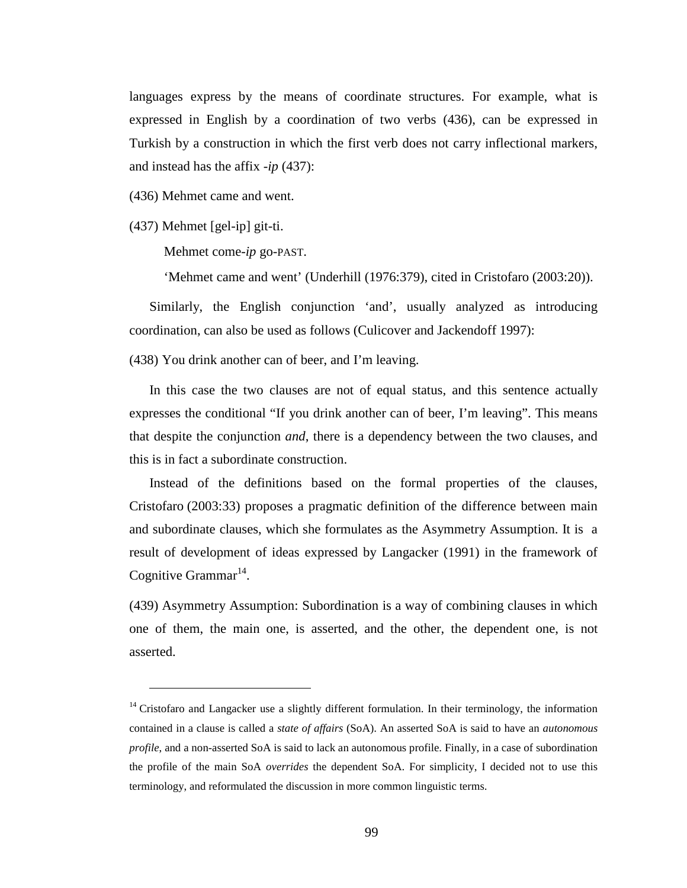languages express by the means of coordinate structures. For example, what is expressed in English by a coordination of two verbs (436), can be expressed in Turkish by a construction in which the first verb does not carry inflectional markers, and instead has the affix *-ip* (437):

(436) Mehmet came and went.

(437) Mehmet [gel-ip] git-ti.

Mehmet come-*ip* go-PAST.

'Mehmet came and went' (Underhill (1976:379), cited in Cristofaro (2003:20)).

Similarly, the English conjunction 'and', usually analyzed as introducing coordination, can also be used as follows (Culicover and Jackendoff 1997):

(438) You drink another can of beer, and I'm leaving.

In this case the two clauses are not of equal status, and this sentence actually expresses the conditional "If you drink another can of beer, I'm leaving". This means that despite the conjunction *and*, there is a dependency between the two clauses, and this is in fact a subordinate construction.

Instead of the definitions based on the formal properties of the clauses, Cristofaro (2003:33) proposes a pragmatic definition of the difference between main and subordinate clauses, which she formulates as the Asymmetry Assumption. It is a result of development of ideas expressed by Langacker (1991) in the framework of Cognitive Grammar[14].

(439) Asymmetry Assumption: Subordination is a way of combining clauses in which one of them, the main one, is asserted, and the other, the dependent one, is not asserted.

---

[14] Cristofaro and Langacker use a slightly different formulation. In their terminology, the information contained in a clause is called a *state of affairs* (SoA). An asserted SoA is said to have an *autonomous profile*, and a non-asserted SoA is said to lack an autonomous profile. Finally, in a case of subordination the profile of the main SoA *overrides* the dependent SoA. For simplicity, I decided not to use this terminology, and reformulated the discussion in more common linguistic terms.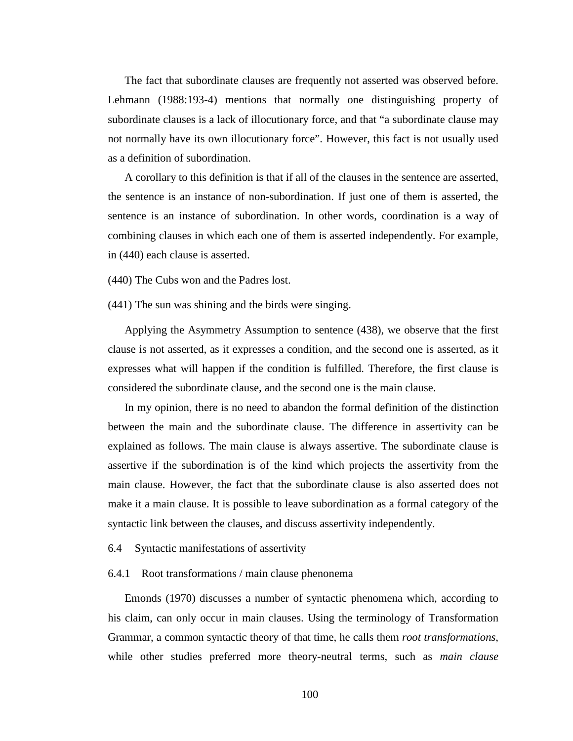The fact that subordinate clauses are frequently not asserted was observed before. Lehmann (1988:193-4) mentions that normally one distinguishing property of subordinate clauses is a lack of illocutionary force, and that "a subordinate clause may not normally have its own illocutionary force". However, this fact is not usually used as a definition of subordination.

A corollary to this definition is that if all of the clauses in the sentence are asserted, the sentence is an instance of non-subordination. If just one of them is asserted, the sentence is an instance of subordination. In other words, coordination is a way of combining clauses in which each one of them is asserted independently. For example, in (440) each clause is asserted.

(440) The Cubs won and the Padres lost.

(441) The sun was shining and the birds were singing.

Applying the Asymmetry Assumption to sentence (438), we observe that the first clause is not asserted, as it expresses a condition, and the second one is asserted, as it expresses what will happen if the condition is fulfilled. Therefore, the first clause is considered the subordinate clause, and the second one is the main clause.

In my opinion, there is no need to abandon the formal definition of the distinction between the main and the subordinate clause. The difference in assertivity can be explained as follows. The main clause is always assertive. The subordinate clause is assertive if the subordination is of the kind which projects the assertivity from the main clause. However, the fact that the subordinate clause is also asserted does not make it a main clause. It is possible to leave subordination as a formal category of the syntactic link between the clauses, and discuss assertivity independently.

## 6.4 Syntactic manifestations of assertivity

### 6.4.1 Root transformations / main clause phenonema

Emonds (1970) discusses a number of syntactic phenomena which, according to his claim, can only occur in main clauses. Using the terminology of Transformation Grammar, a common syntactic theory of that time, he calls them *root transformations*, while other studies preferred more theory-neutral terms, such as *main clause*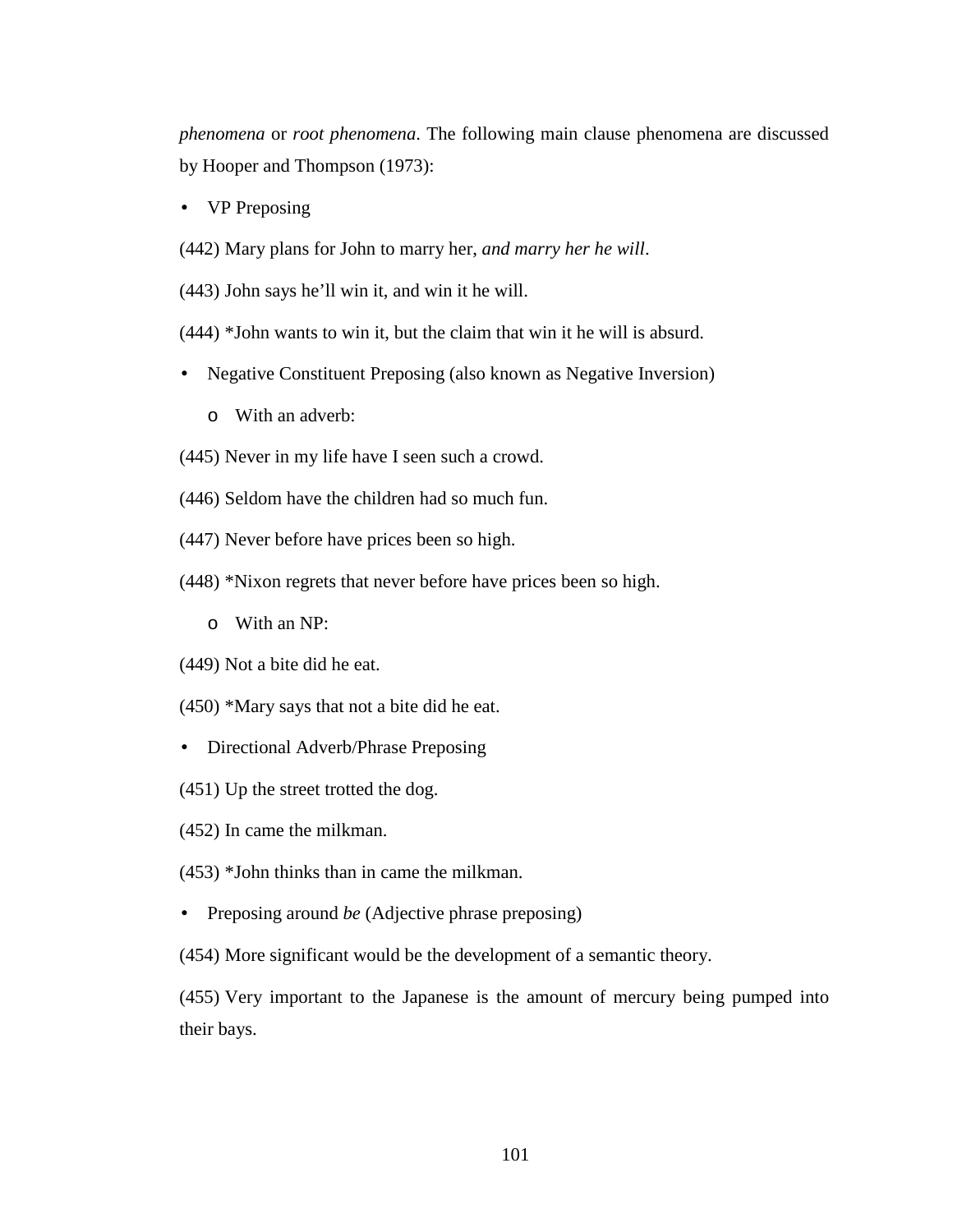*phenomena* or *root phenomena*. The following main clause phenomena are discussed by Hooper and Thompson (1973):

- VP Preposing

(442) Mary plans for John to marry her, *and marry her he will*.

(443) John says he'll win it, and win it he will.

(444) *John wants to win it, but the claim that win it he will is absurd.

- Negative Constituent Preposing (also known as Negative Inversion)
    - With an adverb:

(445) Never in my life have I seen such a crowd.

(446) Seldom have the children had so much fun.

(447) Never before have prices been so high.

(448) *Nixon regrets that never before have prices been so high.

- 
    - With an NP:

(449) Not a bite did he eat.

(450) *Mary says that not a bite did he eat.

- Directional Adverb/Phrase Preposing

(451) Up the street trotted the dog.

(452) In came the milkman.

(453) *John thinks than in came the milkman.

- Preposing around *be* (Adjective phrase preposing)

(454) More significant would be the development of a semantic theory.

(455) Very important to the Japanese is the amount of mercury being pumped into their bays.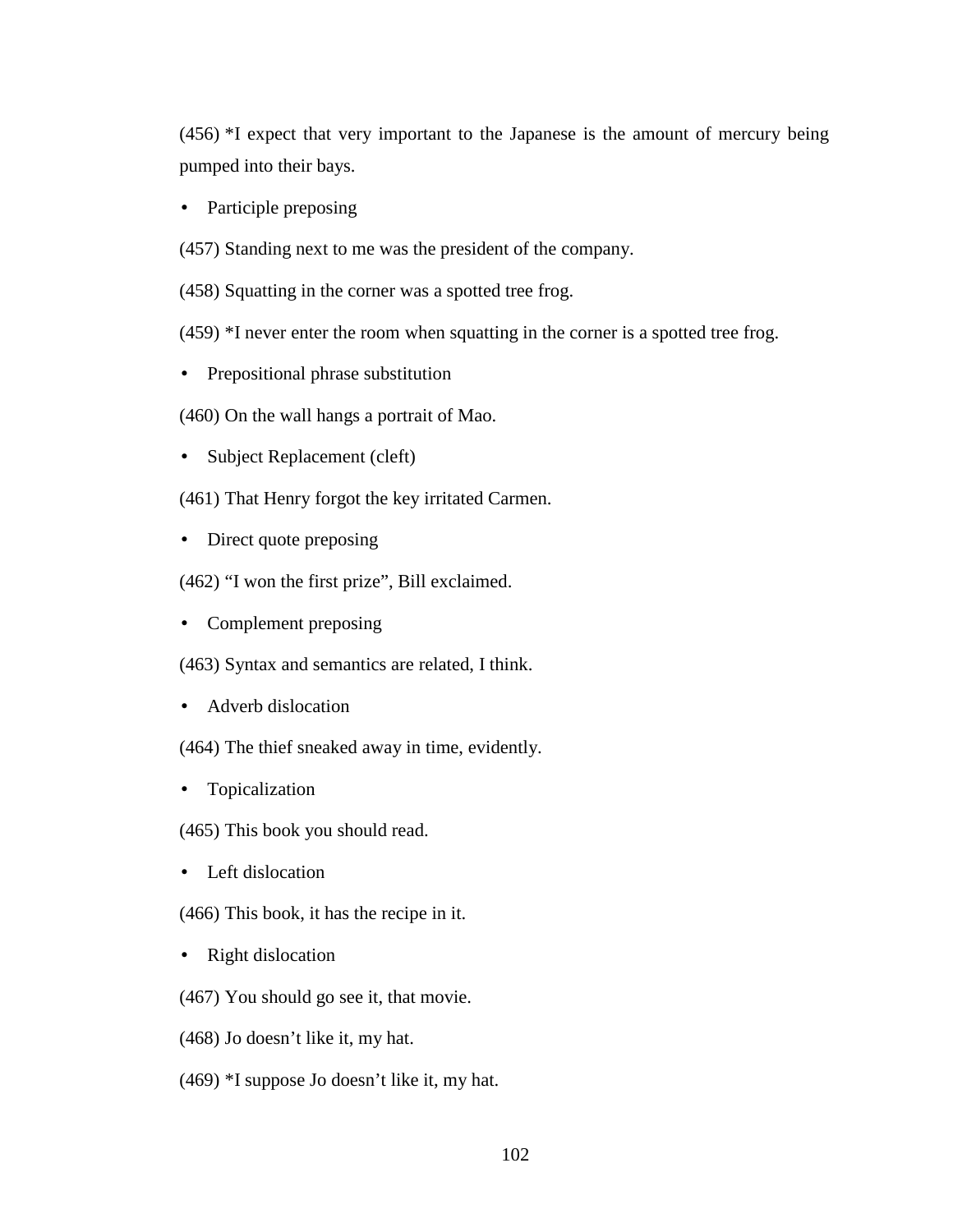(456) *I expect that very important to the Japanese is the amount of mercury being pumped into their bays.

- Participle preposing

(457) Standing next to me was the president of the company.

(458) Squatting in the corner was a spotted tree frog.

(459) *I never enter the room when squatting in the corner is a spotted tree frog.

- Prepositional phrase substitution

(460) On the wall hangs a portrait of Mao.

- Subject Replacement (cleft)

(461) That Henry forgot the key irritated Carmen.

- Direct quote preposing

(462) “I won the first prize”, Bill exclaimed.

- Complement preposing

(463) Syntax and semantics are related, I think.

- Adverb dislocation

(464) The thief sneaked away in time, evidently.

- Topicalization

(465) This book you should read.

- Left dislocation

(466) This book, it has the recipe in it.

- Right dislocation

(467) You should go see it, that movie.

(468) Jo doesn’t like it, my hat.

(469) *I suppose Jo doesn’t like it, my hat.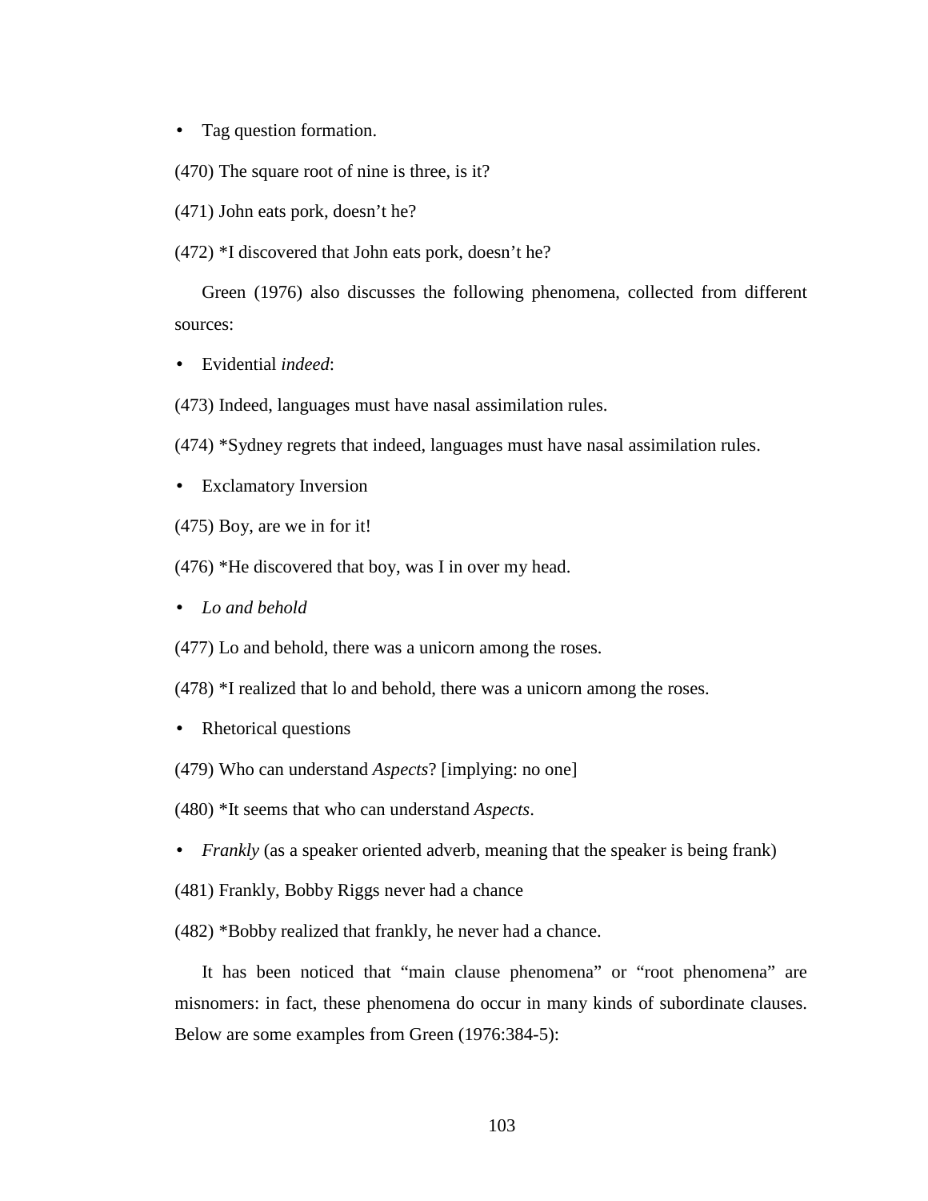- Tag question formation.

(470) The square root of nine is three, is it?

(471) John eats pork, doesn't he?

(472) *I discovered that John eats pork, doesn't he?

Green (1976) also discusses the following phenomena, collected from different sources:

- Evidential *indeed*:

(473) Indeed, languages must have nasal assimilation rules.

(474) *Sydney regrets that indeed, languages must have nasal assimilation rules.

- Exclamatory Inversion

(475) Boy, are we in for it!

(476) *He discovered that boy, was I in over my head.

- *Lo and behold*

(477) Lo and behold, there was a unicorn among the roses.

(478) *I realized that lo and behold, there was a unicorn among the roses.

- Rhetorical questions

(479) Who can understand *Aspects*? [implying: no one]

(480) *It seems that who can understand *Aspects*.

- *Frankly* (as a speaker oriented adverb, meaning that the speaker is being frank)

(481) Frankly, Bobby Riggs never had a chance

(482) *Bobby realized that frankly, he never had a chance.

It has been noticed that "main clause phenomena" or "root phenomena" are misnomers: in fact, these phenomena do occur in many kinds of subordinate clauses. Below are some examples from Green (1976:384-5):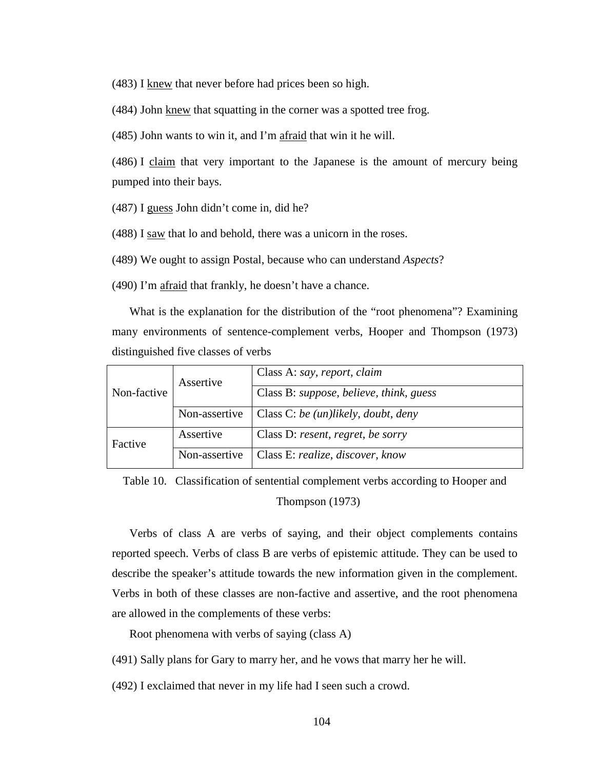(483) I <u>knew</u> that never before had prices been so high.

(484) John <u>knew</u> that squatting in the corner was a spotted tree frog.

(485) John wants to win it, and I'm <u>afraid</u> that win it he will.

(486) I <u>claim</u> that very important to the Japanese is the amount of mercury being pumped into their bays.

(487) I <u>guess</u> John didn't come in, did he?

(488) I <u>saw</u> that lo and behold, there was a unicorn in the roses.

(489) We ought to assign Postal, because who can understand *Aspects*?

(490) I'm <u>afraid</u> that frankly, he doesn't have a chance.

What is the explanation for the distribution of the "root phenomena"? Examining many environments of sentence-complement verbs, Hooper and Thompson (1973) distinguished five classes of verbs

| | | |
|---|---|---|
| Non-factive | Assertive | Class A: *say*, *report*, *claim* |
| | | Class B: *suppose*, *believe*, *think*, *guess* |
| | Non-assertive | Class C: *be (un)likely*, *doubt*, *deny* |
| Factive | Assertive | Class D: *resent*, *regret*, *be sorry* |
| | Non-assertive | Class E: *realize*, *discover*, *know* |

Table 10. Classification of sentential complement verbs according to Hooper and Thompson (1973)

Verbs of class A are verbs of saying, and their object complements contains reported speech. Verbs of class B are verbs of epistemic attitude. They can be used to describe the speaker's attitude towards the new information given in the complement. Verbs in both of these classes are non-factive and assertive, and the root phenomena are allowed in the complements of these verbs:

Root phenomena with verbs of saying (class A)

(491) Sally plans for Gary to marry her, and he vows that marry her he will.

(492) I exclaimed that never in my life had I seen such a crowd.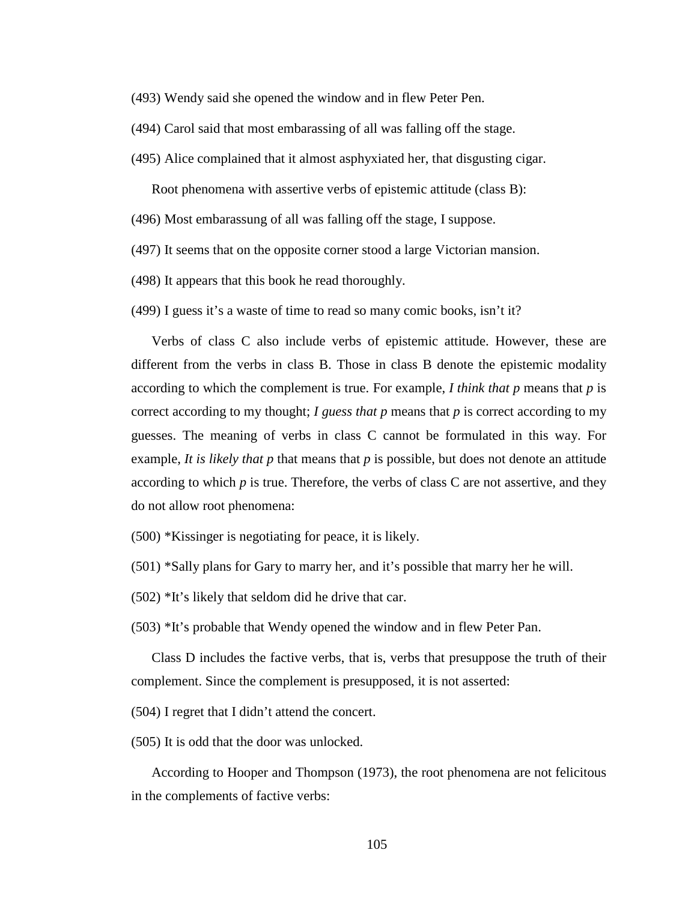(493) Wendy said she opened the window and in flew Peter Pen.

(494) Carol said that most embarassing of all was falling off the stage.

(495) Alice complained that it almost asphyxiated her, that disgusting cigar.

Root phenomena with assertive verbs of epistemic attitude (class B):

(496) Most embarassung of all was falling off the stage, I suppose.

(497) It seems that on the opposite corner stood a large Victorian mansion.

(498) It appears that this book he read thoroughly.

(499) I guess it's a waste of time to read so many comic books, isn't it?

Verbs of class C also include verbs of epistemic attitude. However, these are different from the verbs in class B. Those in class B denote the epistemic modality according to which the complement is true. For example, *I think that p* means that *p* is correct according to my thought; *I guess that p* means that *p* is correct according to my guesses. The meaning of verbs in class C cannot be formulated in this way. For example, *It is likely that p* that means that *p* is possible, but does not denote an attitude according to which *p* is true. Therefore, the verbs of class C are not assertive, and they do not allow root phenomena:

(500) *Kissinger is negotiating for peace, it is likely.

(501) *Sally plans for Gary to marry her, and it's possible that marry her he will.

(502) *It's likely that seldom did he drive that car.

(503) *It's probable that Wendy opened the window and in flew Peter Pan.

Class D includes the factive verbs, that is, verbs that presuppose the truth of their complement. Since the complement is presupposed, it is not asserted:

(504) I regret that I didn't attend the concert.

(505) It is odd that the door was unlocked.

According to Hooper and Thompson (1973), the root phenomena are not felicitous in the complements of factive verbs: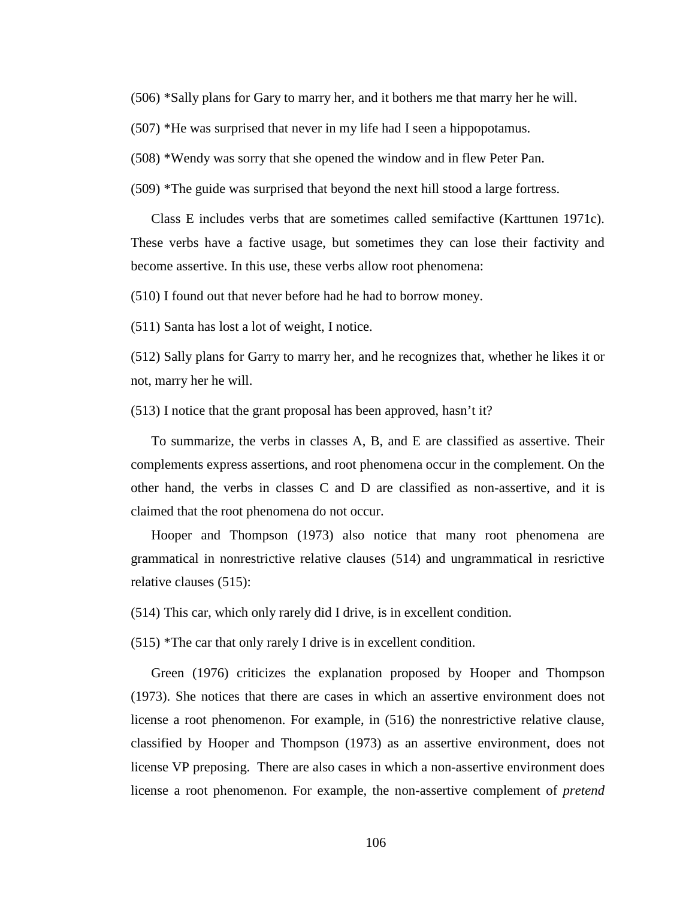(506) *Sally plans for Gary to marry her, and it bothers me that marry her he will.

(507) *He was surprised that never in my life had I seen a hippopotamus.

(508) *Wendy was sorry that she opened the window and in flew Peter Pan.

(509) *The guide was surprised that beyond the next hill stood a large fortress.

Class E includes verbs that are sometimes called semifactive (Karttunen 1971c). These verbs have a factive usage, but sometimes they can lose their factivity and become assertive. In this use, these verbs allow root phenomena:

(510) I found out that never before had he had to borrow money.

(511) Santa has lost a lot of weight, I notice.

(512) Sally plans for Garry to marry her, and he recognizes that, whether he likes it or not, marry her he will.

(513) I notice that the grant proposal has been approved, hasn't it?

To summarize, the verbs in classes A, B, and E are classified as assertive. Their complements express assertions, and root phenomena occur in the complement. On the other hand, the verbs in classes C and D are classified as non-assertive, and it is claimed that the root phenomena do not occur.

Hooper and Thompson (1973) also notice that many root phenomena are grammatical in nonrestrictive relative clauses (514) and ungrammatical in resrictive relative clauses (515):

(514) This car, which only rarely did I drive, is in excellent condition.

(515) *The car that only rarely I drive is in excellent condition.

Green (1976) criticizes the explanation proposed by Hooper and Thompson (1973). She notices that there are cases in which an assertive environment does not license a root phenomenon. For example, in (516) the nonrestrictive relative clause, classified by Hooper and Thompson (1973) as an assertive environment, does not license VP preposing. There are also cases in which a non-assertive environment does license a root phenomenon. For example, the non-assertive complement of *pretend*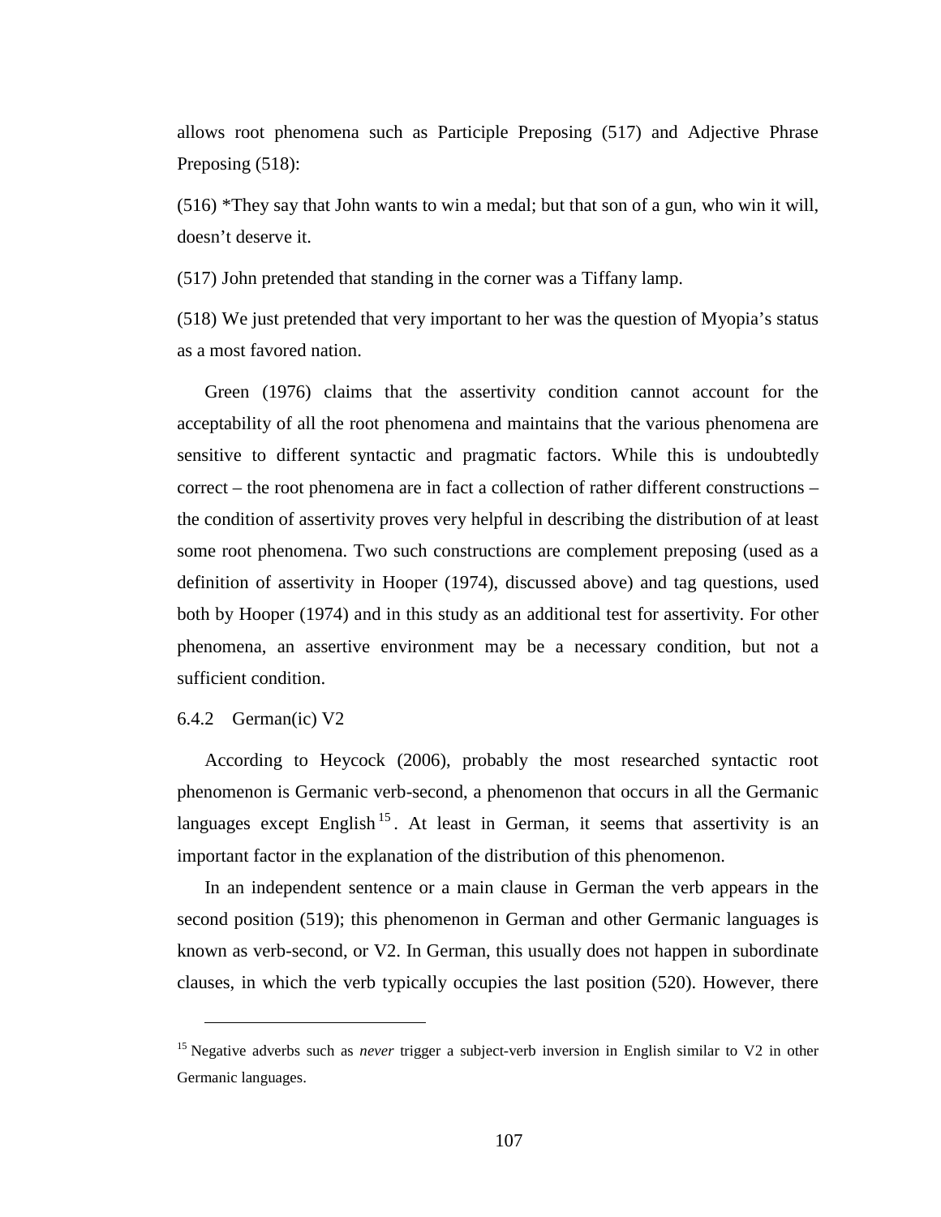allows root phenomena such as Participle Preposing (517) and Adjective Phrase Preposing (518):

(516) *They say that John wants to win a medal; but that son of a gun, who win it will, doesn't deserve it.

(517) John pretended that standing in the corner was a Tiffany lamp.

(518) We just pretended that very important to her was the question of Myopia's status as a most favored nation.

Green (1976) claims that the assertivity condition cannot account for the acceptability of all the root phenomena and maintains that the various phenomena are sensitive to different syntactic and pragmatic factors. While this is undoubtedly correct – the root phenomena are in fact a collection of rather different constructions – the condition of assertivity proves very helpful in describing the distribution of at least some root phenomena. Two such constructions are complement preposing (used as a definition of assertivity in Hooper (1974), discussed above) and tag questions, used both by Hooper (1974) and in this study as an additional test for assertivity. For other phenomena, an assertive environment may be a necessary condition, but not a sufficient condition.

### 6.4.2 German(ic) V2

According to Heycock (2006), probably the most researched syntactic root phenomenon is Germanic verb-second, a phenomenon that occurs in all the Germanic languages except English[15]. At least in German, it seems that assertivity is an important factor in the explanation of the distribution of this phenomenon.

In an independent sentence or a main clause in German the verb appears in the second position (519); this phenomenon in German and other Germanic languages is known as verb-second, or V2. In German, this usually does not happen in subordinate clauses, in which the verb typically occupies the last position (520). However, there

---

[15] Negative adverbs such as *never* trigger a subject-verb inversion in English similar to V2 in other Germanic languages.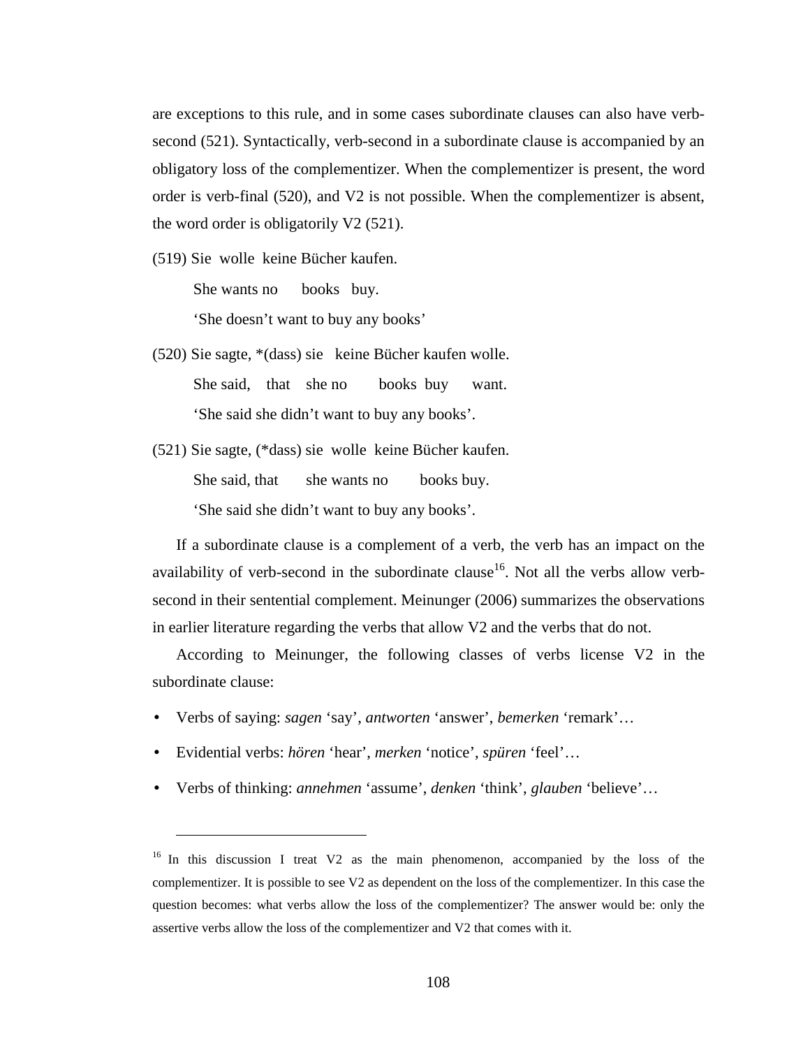are exceptions to this rule, and in some cases subordinate clauses can also have verb-second (521). Syntactically, verb-second in a subordinate clause is accompanied by an obligatory loss of the complementizer. When the complementizer is present, the word order is verb-final (520), and V2 is not possible. When the complementizer is absent, the word order is obligatorily V2 (521).

(519) Sie wolle keine Bücher kaufen.

She wants no books buy.

'She doesn't want to buy any books'

(520) Sie sagte, *(dass) sie keine Bücher kaufen wolle.

She said, that she no books buy want.

'She said she didn't want to buy any books'.

(521) Sie sagte, (*dass) sie wolle keine Bücher kaufen.

She said, that she wants no books buy.

'She said she didn't want to buy any books'.

If a subordinate clause is a complement of a verb, the verb has an impact on the availability of verb-second in the subordinate clause[16]. Not all the verbs allow verb-second in their sentential complement. Meinunger (2006) summarizes the observations in earlier literature regarding the verbs that allow V2 and the verbs that do not.

According to Meinunger, the following classes of verbs license V2 in the subordinate clause:

- Verbs of saying: *sagen* 'say', *antworten* 'answer', *bemerken* 'remark'…
- Evidential verbs: *hören* 'hear', *merken* 'notice', *spüren* 'feel'…
- Verbs of thinking: *annehmen* 'assume', *denken* 'think', *glauben* 'believe'…

---

[16] In this discussion I treat V2 as the main phenomenon, accompanied by the loss of the complementizer. It is possible to see V2 as dependent on the loss of the complementizer. In this case the question becomes: what verbs allow the loss of the complementizer? The answer would be: only the assertive verbs allow the loss of the complementizer and V2 that comes with it.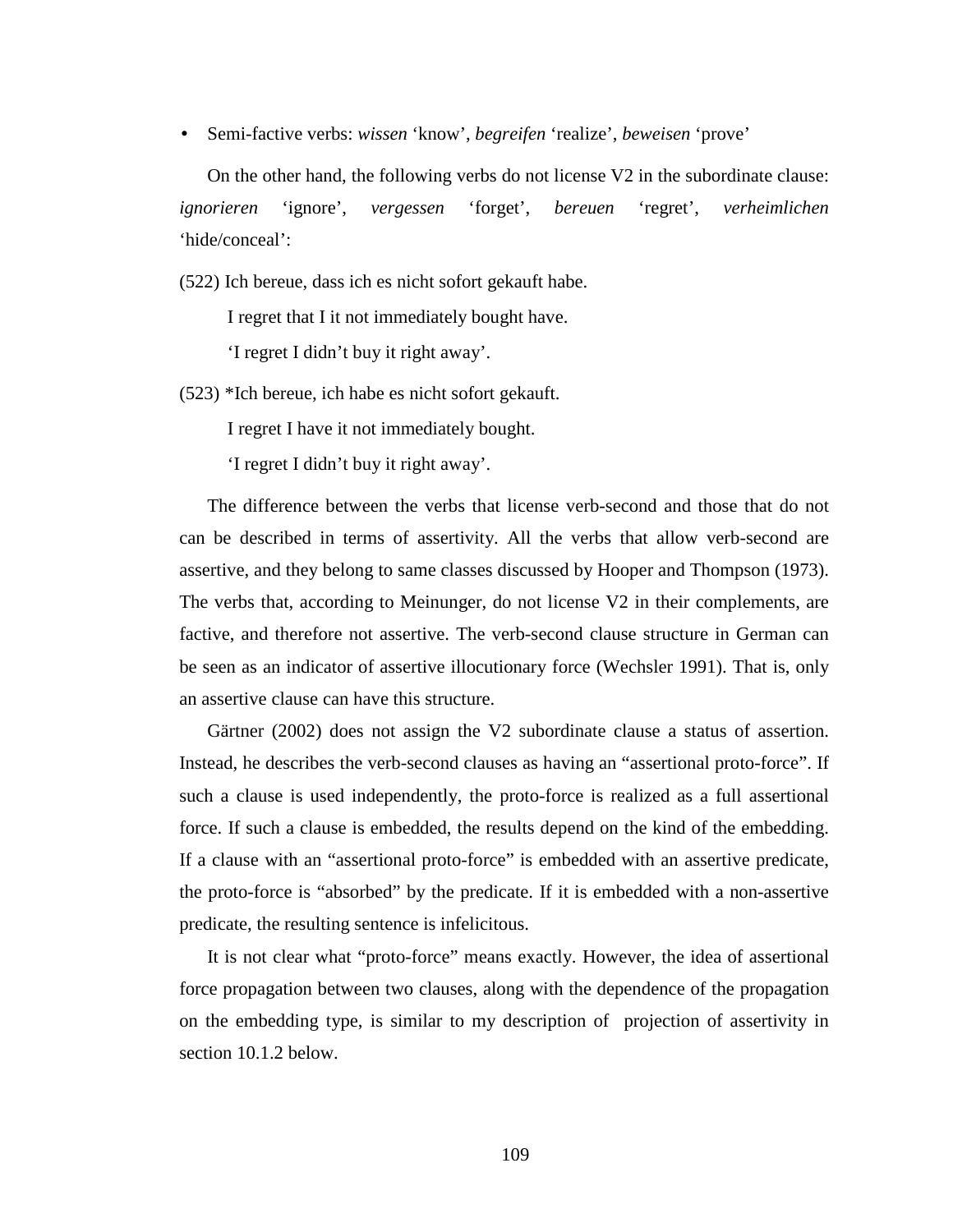- Semi-factive verbs: *wissen* 'know', *begreifen* 'realize', *beweisen* 'prove'

On the other hand, the following verbs do not license V2 in the subordinate clause: *ignorieren* 'ignore', *vergessen* 'forget', *bereuen* 'regret', *verheimlichen* 'hide/conceal':

(522) Ich bereue, dass ich es nicht sofort gekauft habe.

I regret that I it not immediately bought have.

'I regret I didn't buy it right away'.

(523) *Ich bereue, ich habe es nicht sofort gekauft.

I regret I have it not immediately bought.

'I regret I didn't buy it right away'.

The difference between the verbs that license verb-second and those that do not can be described in terms of assertivity. All the verbs that allow verb-second are assertive, and they belong to same classes discussed by Hooper and Thompson (1973). The verbs that, according to Meinunger, do not license V2 in their complements, are factive, and therefore not assertive. The verb-second clause structure in German can be seen as an indicator of assertive illocutionary force (Wechsler 1991). That is, only an assertive clause can have this structure.

Gärtner (2002) does not assign the V2 subordinate clause a status of assertion. Instead, he describes the verb-second clauses as having an "assertional proto-force". If such a clause is used independently, the proto-force is realized as a full assertional force. If such a clause is embedded, the results depend on the kind of the embedding. If a clause with an "assertional proto-force" is embedded with an assertive predicate, the proto-force is "absorbed" by the predicate. If it is embedded with a non-assertive predicate, the resulting sentence is infelicitous.

It is not clear what "proto-force" means exactly. However, the idea of assertional force propagation between two clauses, along with the dependence of the propagation on the embedding type, is similar to my description of projection of assertivity in section 10.1.2 below.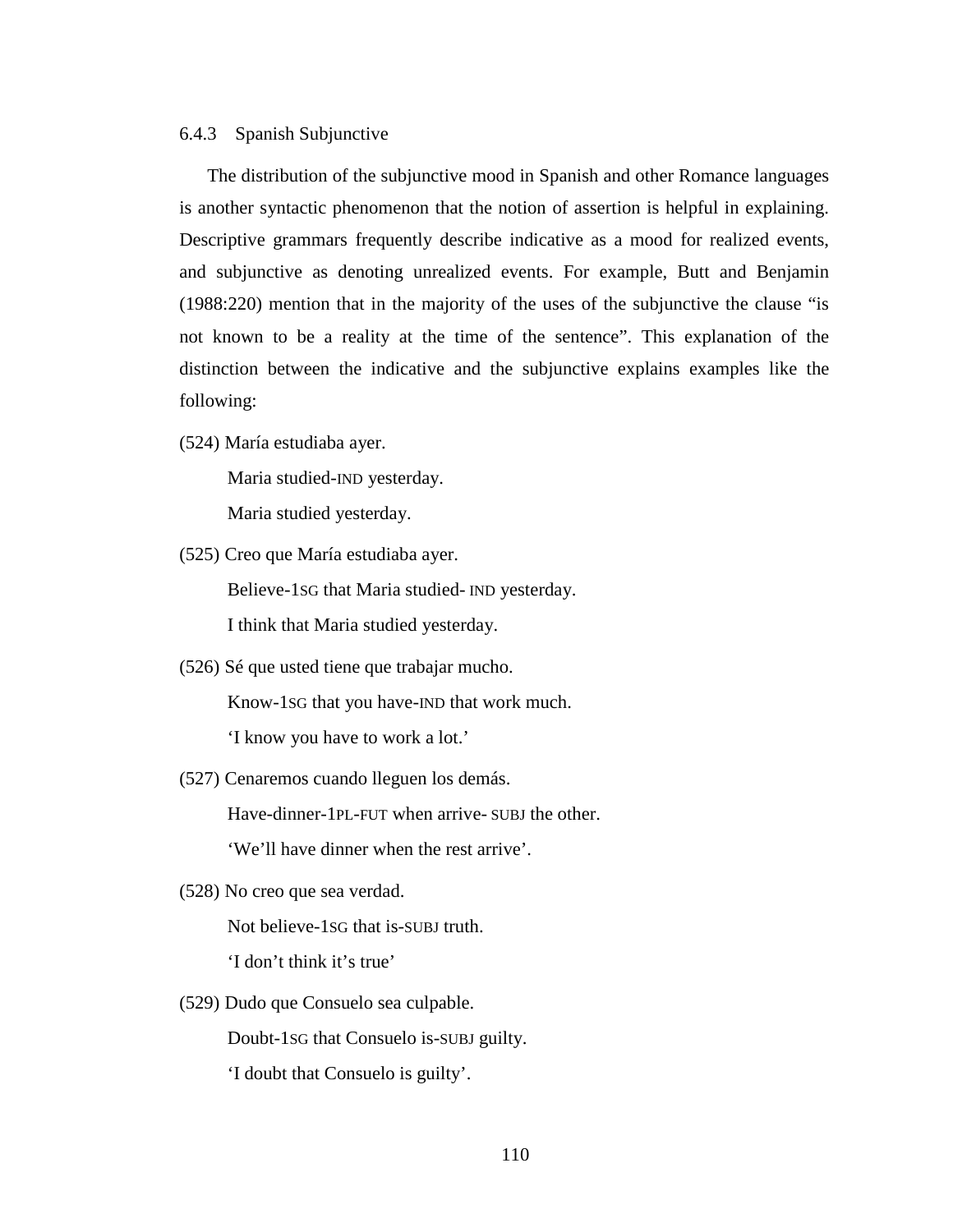### 6.4.3 Spanish Subjunctive

The distribution of the subjunctive mood in Spanish and other Romance languages is another syntactic phenomenon that the notion of assertion is helpful in explaining. Descriptive grammars frequently describe indicative as a mood for realized events, and subjunctive as denoting unrealized events. For example, Butt and Benjamin (1988:220) mention that in the majority of the uses of the subjunctive the clause "is not known to be a reality at the time of the sentence". This explanation of the distinction between the indicative and the subjunctive explains examples like the following:

(524) María estudiaba ayer.

Maria studied-IND yesterday.

Maria studied yesterday.

(525) Creo que María estudiaba ayer.

Believe-1SG that Maria studied- IND yesterday.

I think that Maria studied yesterday.

(526) Sé que usted tiene que trabajar mucho.

Know-1SG that you have-IND that work much.

'I know you have to work a lot.'

(527) Cenaremos cuando lleguen los demás.

Have-dinner-1PL-FUT when arrive- SUBJ the other.

'We'll have dinner when the rest arrive'.

(528) No creo que sea verdad.

Not believe-1SG that is-SUBJ truth.

'I don't think it's true'

(529) Dudo que Consuelo sea culpable.

Doubt-1SG that Consuelo is-SUBJ guilty.

'I doubt that Consuelo is guilty'.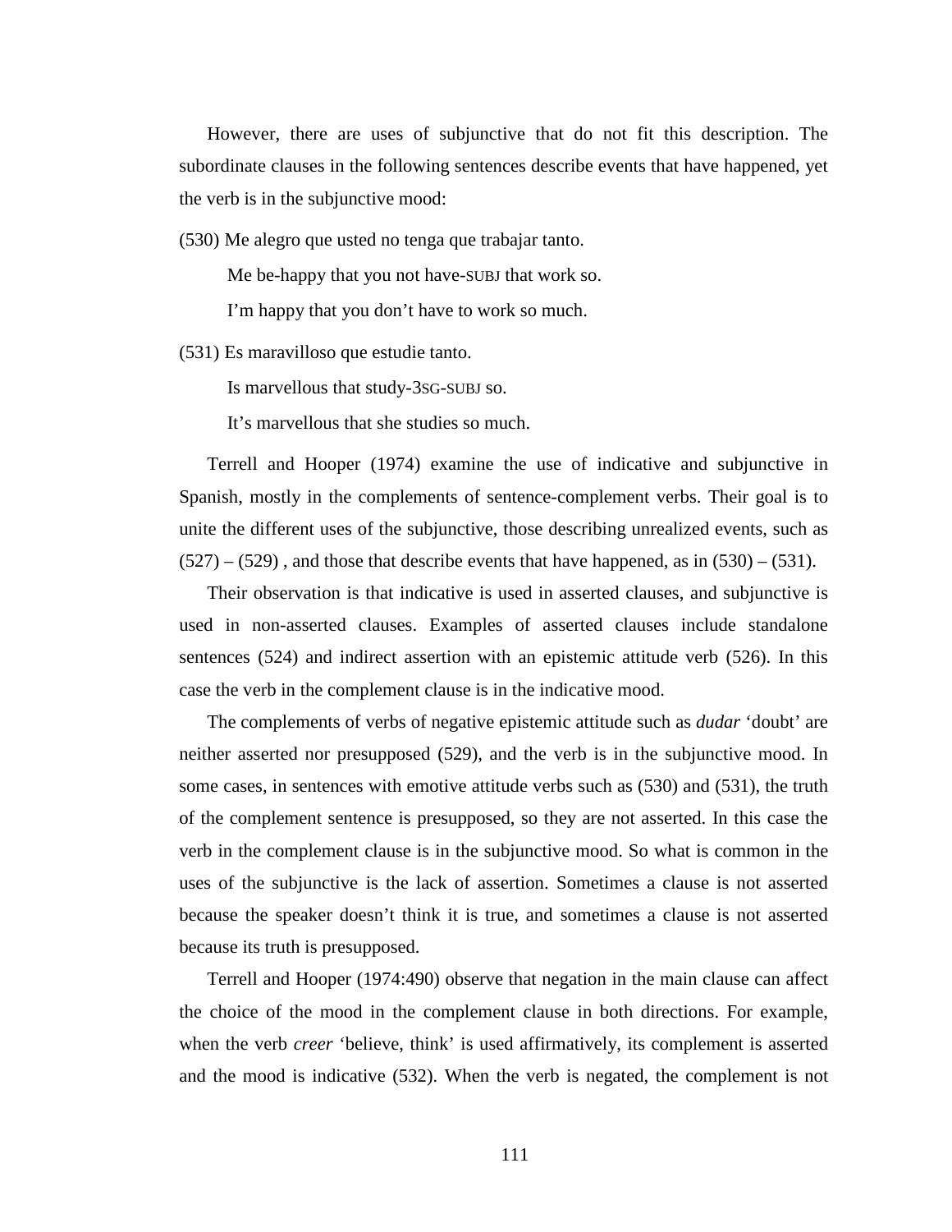However, there are uses of subjunctive that do not fit this description. The subordinate clauses in the following sentences describe events that have happened, yet the verb is in the subjunctive mood:

(530) Me alegro que usted no tenga que trabajar tanto.

Me be-happy that you not have-SUBJ that work so.

I'm happy that you don't have to work so much.

(531) Es maravilloso que estudie tanto.

Is marvellous that study-3SG-SUBJ so.

It's marvellous that she studies so much.

Terrell and Hooper (1974) examine the use of indicative and subjunctive in Spanish, mostly in the complements of sentence-complement verbs. Their goal is to unite the different uses of the subjunctive, those describing unrealized events, such as (527) – (529) , and those that describe events that have happened, as in (530) – (531).

Their observation is that indicative is used in asserted clauses, and subjunctive is used in non-asserted clauses. Examples of asserted clauses include standalone sentences (524) and indirect assertion with an epistemic attitude verb (526). In this case the verb in the complement clause is in the indicative mood.

The complements of verbs of negative epistemic attitude such as *dudar* 'doubt' are neither asserted nor presupposed (529), and the verb is in the subjunctive mood. In some cases, in sentences with emotive attitude verbs such as (530) and (531), the truth of the complement sentence is presupposed, so they are not asserted. In this case the verb in the complement clause is in the subjunctive mood. So what is common in the uses of the subjunctive is the lack of assertion. Sometimes a clause is not asserted because the speaker doesn't think it is true, and sometimes a clause is not asserted because its truth is presupposed.

Terrell and Hooper (1974:490) observe that negation in the main clause can affect the choice of the mood in the complement clause in both directions. For example, when the verb *creer* 'believe, think' is used affirmatively, its complement is asserted and the mood is indicative (532). When the verb is negated, the complement is not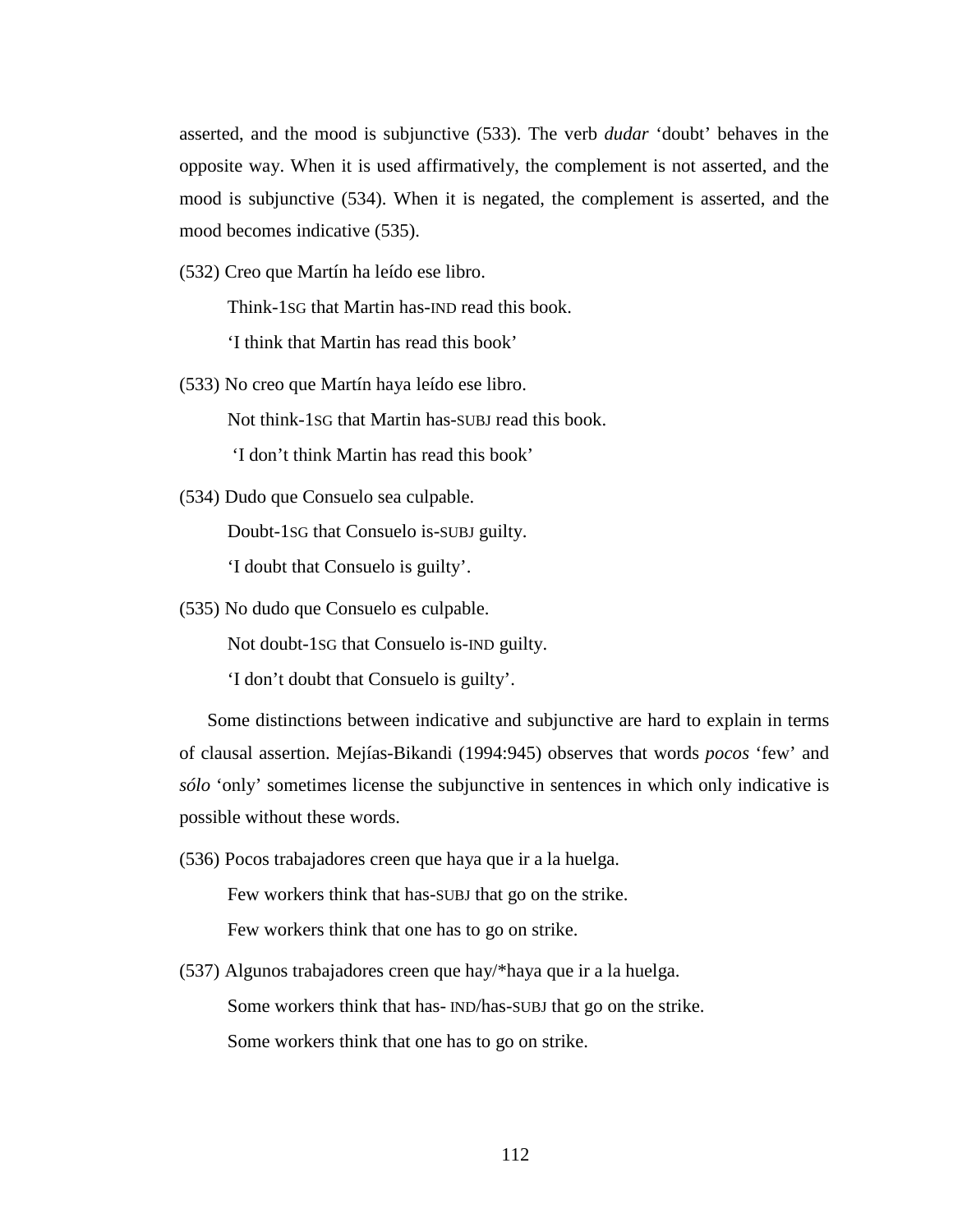asserted, and the mood is subjunctive (533). The verb *dudar* 'doubt' behaves in the opposite way. When it is used affirmatively, the complement is not asserted, and the mood is subjunctive (534). When it is negated, the complement is asserted, and the mood becomes indicative (535).

(532) Creo que Martín ha leído ese libro.

Think-1SG that Martin has-IND read this book.

'I think that Martin has read this book'

(533) No creo que Martín haya leído ese libro.

Not think-1SG that Martin has-SUBJ read this book.

'I don't think Martin has read this book'

(534) Dudo que Consuelo sea culpable.

Doubt-1SG that Consuelo is-SUBJ guilty.

'I doubt that Consuelo is guilty'.

(535) No dudo que Consuelo es culpable.

Not doubt-1SG that Consuelo is-IND guilty.

'I don't doubt that Consuelo is guilty'.

Some distinctions between indicative and subjunctive are hard to explain in terms of clausal assertion. Mejías-Bikandi (1994:945) observes that words *pocos* 'few' and *sólo* 'only' sometimes license the subjunctive in sentences in which only indicative is possible without these words.

(536) Pocos trabajadores creen que haya que ir a la huelga.

Few workers think that has-SUBJ that go on the strike.

Few workers think that one has to go on strike.

(537) Algunos trabajadores creen que hay/*haya que ir a la huelga.

Some workers think that has- IND/has-SUBJ that go on the strike.

Some workers think that one has to go on strike.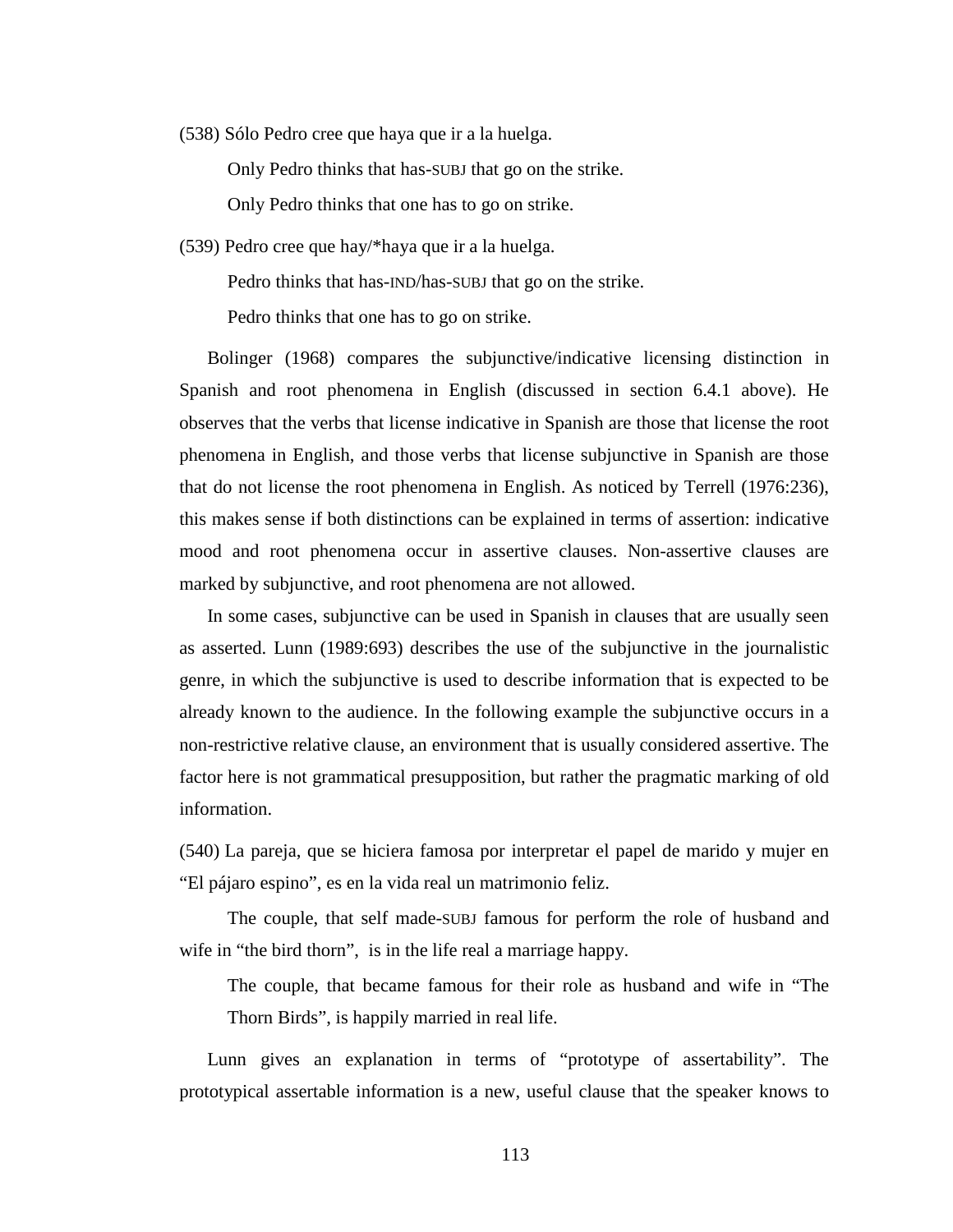(538) Sólo Pedro cree que haya que ir a la huelga.

Only Pedro thinks that has-SUBJ that go on the strike.

Only Pedro thinks that one has to go on strike.

(539) Pedro cree que hay/*haya que ir a la huelga.

Pedro thinks that has-IND/has-SUBJ that go on the strike.

Pedro thinks that one has to go on strike.

Bolinger (1968) compares the subjunctive/indicative licensing distinction in Spanish and root phenomena in English (discussed in section 6.4.1 above). He observes that the verbs that license indicative in Spanish are those that license the root phenomena in English, and those verbs that license subjunctive in Spanish are those that do not license the root phenomena in English. As noticed by Terrell (1976:236), this makes sense if both distinctions can be explained in terms of assertion: indicative mood and root phenomena occur in assertive clauses. Non-assertive clauses are marked by subjunctive, and root phenomena are not allowed.

In some cases, subjunctive can be used in Spanish in clauses that are usually seen as asserted. Lunn (1989:693) describes the use of the subjunctive in the journalistic genre, in which the subjunctive is used to describe information that is expected to be already known to the audience. In the following example the subjunctive occurs in a non-restrictive relative clause, an environment that is usually considered assertive. The factor here is not grammatical presupposition, but rather the pragmatic marking of old information.

(540) La pareja, que se hiciera famosa por interpretar el papel de marido y mujer en "El pájaro espino", es en la vida real un matrimonio feliz.

The couple, that self made-SUBJ famous for perform the role of husband and wife in "the bird thorn", is in the life real a marriage happy.

The couple, that became famous for their role as husband and wife in "The Thorn Birds", is happily married in real life.

Lunn gives an explanation in terms of "prototype of assertability". The prototypical assertable information is a new, useful clause that the speaker knows to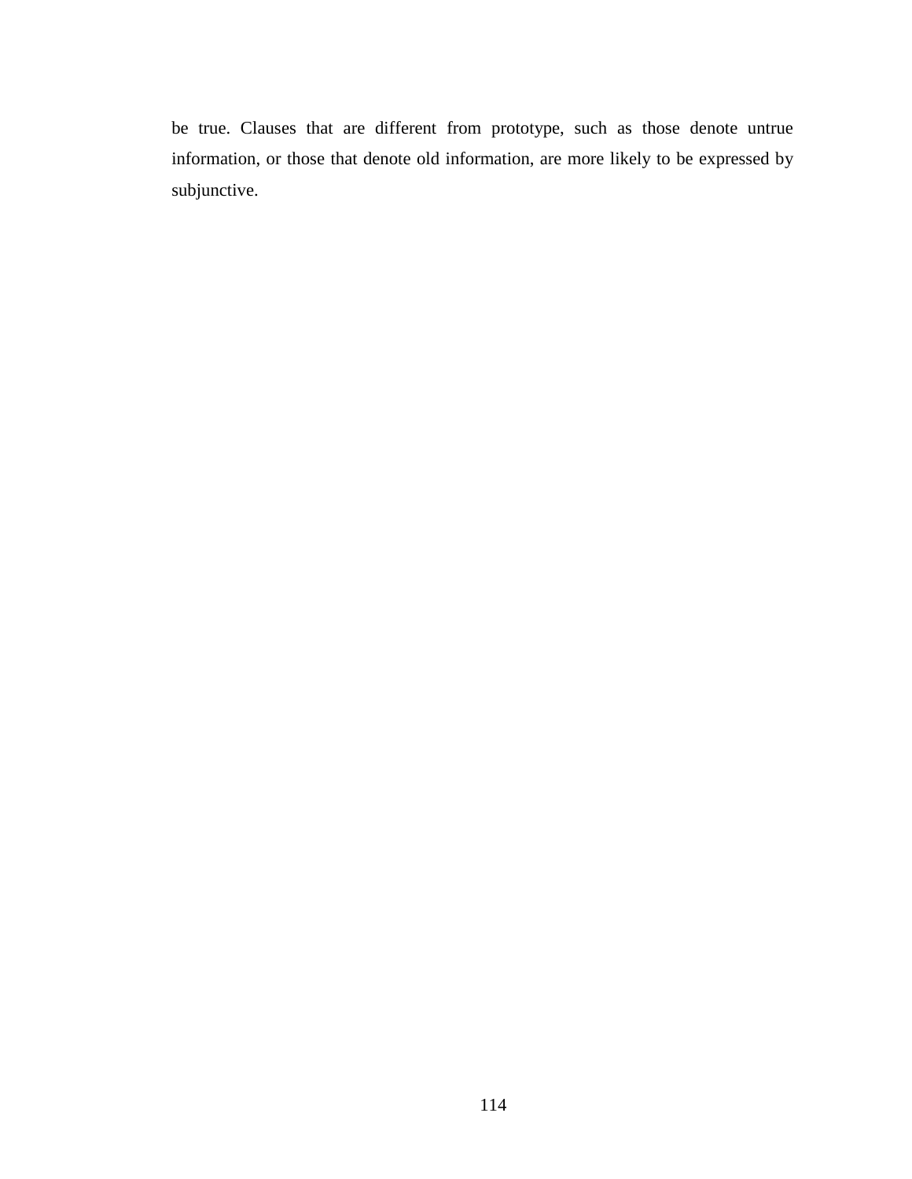be true. Clauses that are different from prototype, such as those denote untrue information, or those that denote old information, are more likely to be expressed by subjunctive.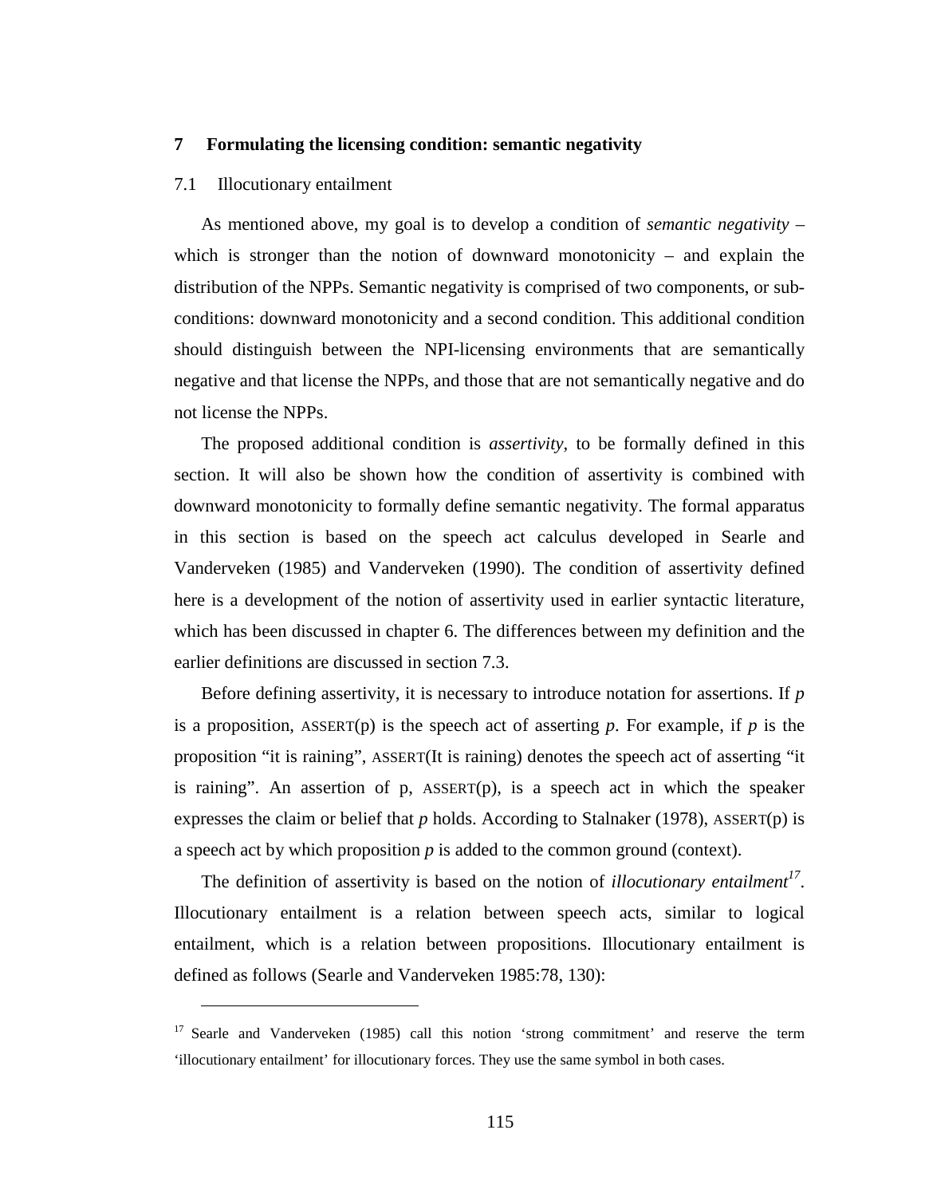# 7 Formulating the licensing condition: semantic negativity

## 7.1 Illocutionary entailment

As mentioned above, my goal is to develop a condition of *semantic negativity* – which is stronger than the notion of downward monotonicity – and explain the distribution of the NPPs. Semantic negativity is comprised of two components, or sub-conditions: downward monotonicity and a second condition. This additional condition should distinguish between the NPI-licensing environments that are semantically negative and that license the NPPs, and those that are not semantically negative and do not license the NPPs.

The proposed additional condition is *assertivity*, to be formally defined in this section. It will also be shown how the condition of assertivity is combined with downward monotonicity to formally define semantic negativity. The formal apparatus in this section is based on the speech act calculus developed in Searle and Vanderveken (1985) and Vanderveken (1990). The condition of assertivity defined here is a development of the notion of assertivity used in earlier syntactic literature, which has been discussed in chapter 6. The differences between my definition and the earlier definitions are discussed in section 7.3.

Before defining assertivity, it is necessary to introduce notation for assertions. If *p* is a proposition, ASSERT(p) is the speech act of asserting *p*. For example, if *p* is the proposition "it is raining", ASSERT(It is raining) denotes the speech act of asserting "it is raining". An assertion of p, ASSERT(p), is a speech act in which the speaker expresses the claim or belief that *p* holds. According to Stalnaker (1978), ASSERT(p) is a speech act by which proposition *p* is added to the common ground (context).

The definition of assertivity is based on the notion of *illocutionary entailment*[17]. Illocutionary entailment is a relation between speech acts, similar to logical entailment, which is a relation between propositions. Illocutionary entailment is defined as follows (Searle and Vanderveken 1985:78, 130):

---

[17] Searle and Vanderveken (1985) call this notion 'strong commitment' and reserve the term 'illocutionary entailment' for illocutionary forces. They use the same symbol in both cases.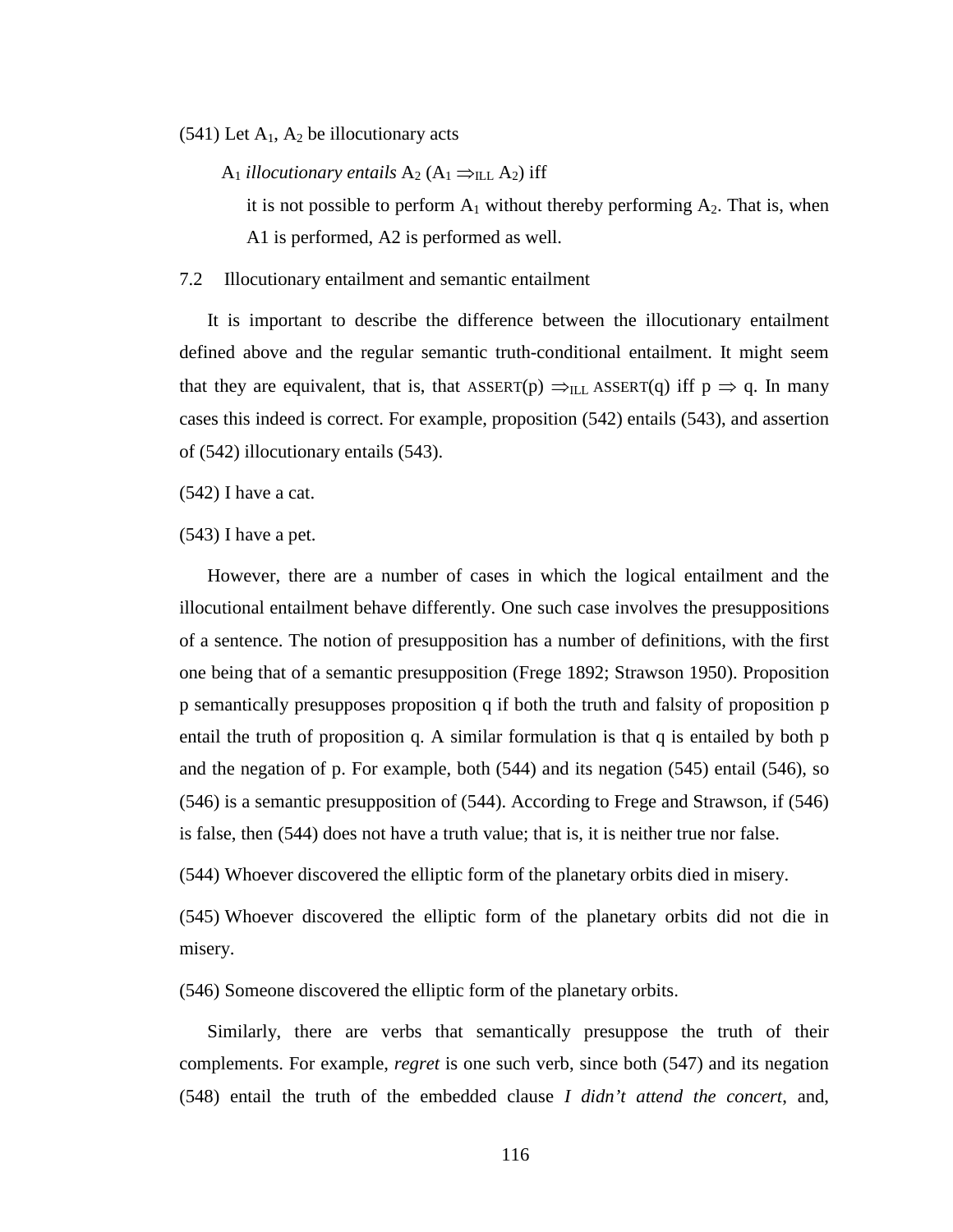(541) Let $A_1$, $A_2$ be illocutionary acts

$A_1$ *illocutionary entails* $A_2$ ($A_1 \Rightarrow_{ILL} A_2$) iff

it is not possible to perform $A_1$ without thereby performing $A_2$. That is, when A1 is performed, A2 is performed as well.

### 7.2 Illocutionary entailment and semantic entailment

It is important to describe the difference between the illocutionary entailment defined above and the regular semantic truth-conditional entailment. It might seem that they are equivalent, that is, that $\text{ASSERT}(p) \Rightarrow_{ILL} \text{ASSERT}(q)$ iff $p \Rightarrow q$. In many cases this indeed is correct. For example, proposition (542) entails (543), and assertion of (542) illocutionary entails (543).

(542) I have a cat.

(543) I have a pet.

However, there are a number of cases in which the logical entailment and the illocutional entailment behave differently. One such case involves the presuppositions of a sentence. The notion of presupposition has a number of definitions, with the first one being that of a semantic presupposition (Frege 1892; Strawson 1950). Proposition p semantically presupposes proposition q if both the truth and falsity of proposition p entail the truth of proposition q. A similar formulation is that q is entailed by both p and the negation of p. For example, both (544) and its negation (545) entail (546), so (546) is a semantic presupposition of (544). According to Frege and Strawson, if (546) is false, then (544) does not have a truth value; that is, it is neither true nor false.

(544) Whoever discovered the elliptic form of the planetary orbits died in misery.

(545) Whoever discovered the elliptic form of the planetary orbits did not die in misery.

(546) Someone discovered the elliptic form of the planetary orbits.

Similarly, there are verbs that semantically presuppose the truth of their complements. For example, *regret* is one such verb, since both (547) and its negation (548) entail the truth of the embedded clause *I didn't attend the concert*, and,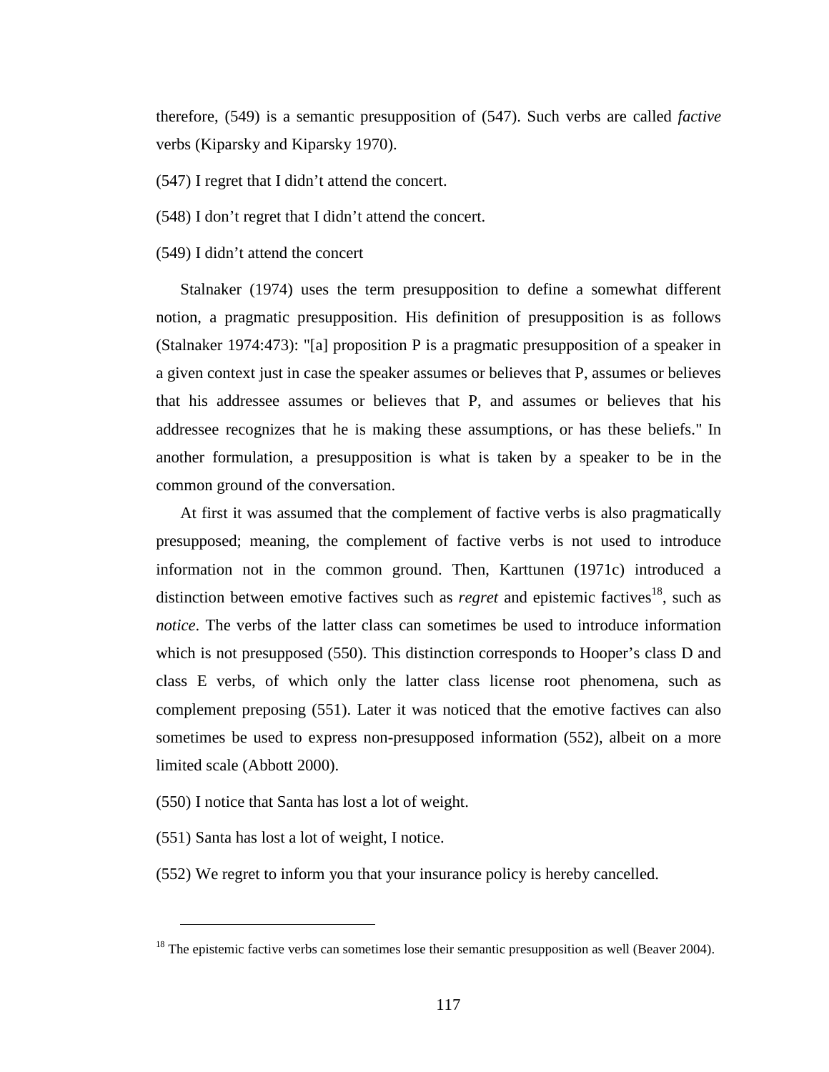therefore, (549) is a semantic presupposition of (547). Such verbs are called *factive* verbs (Kiparsky and Kiparsky 1970).

(547) I regret that I didn't attend the concert.

(548) I don't regret that I didn't attend the concert.

(549) I didn't attend the concert

Stalnaker (1974) uses the term presupposition to define a somewhat different notion, a pragmatic presupposition. His definition of presupposition is as follows (Stalnaker 1974:473): "[a] proposition P is a pragmatic presupposition of a speaker in a given context just in case the speaker assumes or believes that P, assumes or believes that his addressee assumes or believes that P, and assumes or believes that his addressee recognizes that he is making these assumptions, or has these beliefs." In another formulation, a presupposition is what is taken by a speaker to be in the common ground of the conversation.

At first it was assumed that the complement of factive verbs is also pragmatically presupposed; meaning, the complement of factive verbs is not used to introduce information not in the common ground. Then, Karttunen (1971c) introduced a distinction between emotive factives such as *regret* and epistemic factives[18], such as *notice*. The verbs of the latter class can sometimes be used to introduce information which is not presupposed (550). This distinction corresponds to Hooper's class D and class E verbs, of which only the latter class license root phenomena, such as complement preposing (551). Later it was noticed that the emotive factives can also sometimes be used to express non-presupposed information (552), albeit on a more limited scale (Abbott 2000).

(550) I notice that Santa has lost a lot of weight.

(551) Santa has lost a lot of weight, I notice.

(552) We regret to inform you that your insurance policy is hereby cancelled.

---

[18] The epistemic factive verbs can sometimes lose their semantic presupposition as well (Beaver 2004).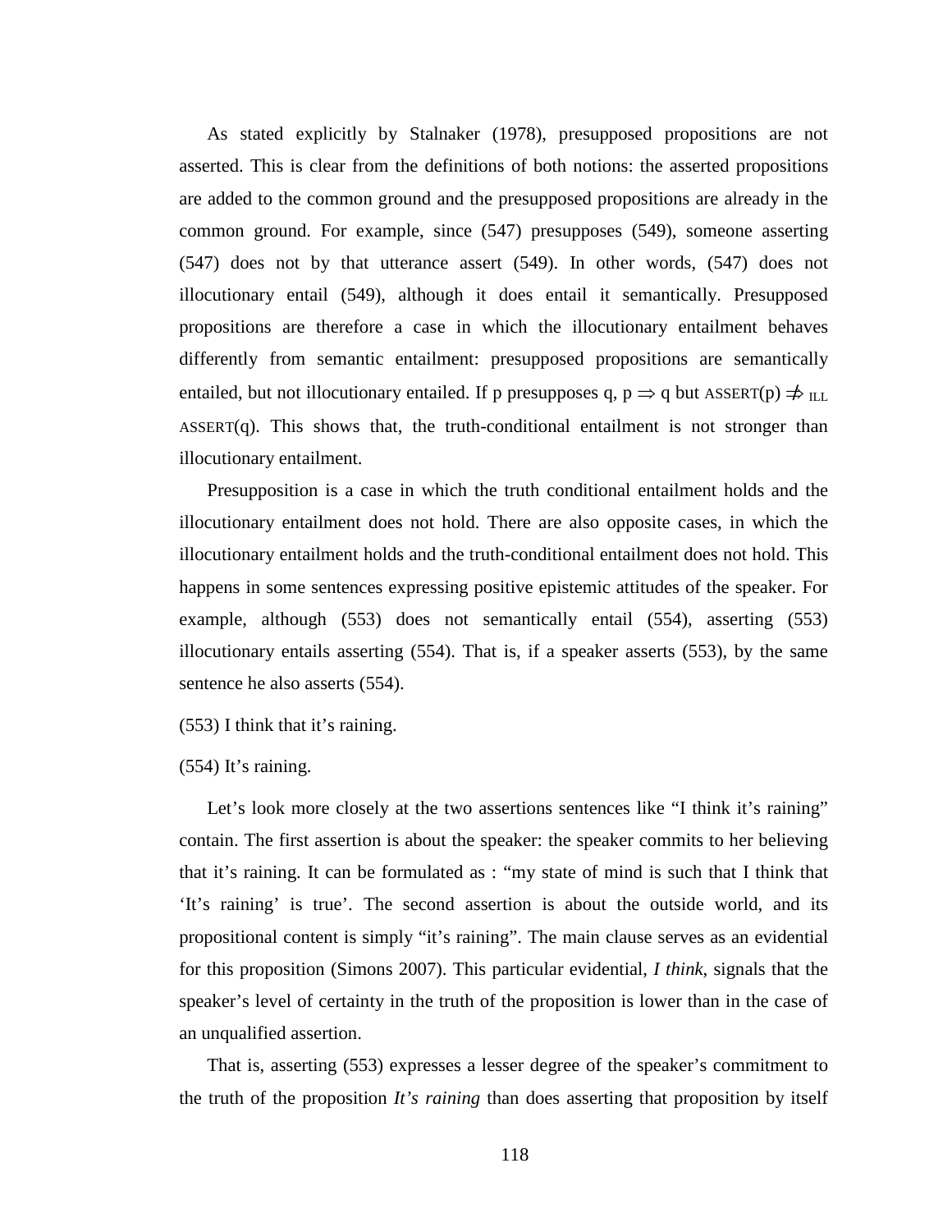As stated explicitly by Stalnaker (1978), presupposed propositions are not asserted. This is clear from the definitions of both notions: the asserted propositions are added to the common ground and the presupposed propositions are already in the common ground. For example, since (547) presupposes (549), someone asserting (547) does not by that utterance assert (549). In other words, (547) does not illocutionary entail (549), although it does entail it semantically. Presupposed propositions are therefore a case in which the illocutionary entailment behaves differently from semantic entailment: presupposed propositions are semantically entailed, but not illocutionary entailed. If p presupposes q, $p \Rightarrow q$ but $\text{ASSERT}(p) \not\Rightarrow_{\text{ILL}} \text{ASSERT}(q)$. This shows that, the truth-conditional entailment is not stronger than illocutionary entailment.

Presupposition is a case in which the truth conditional entailment holds and the illocutionary entailment does not hold. There are also opposite cases, in which the illocutionary entailment holds and the truth-conditional entailment does not hold. This happens in some sentences expressing positive epistemic attitudes of the speaker. For example, although (553) does not semantically entail (554), asserting (553) illocutionary entails asserting (554). That is, if a speaker asserts (553), by the same sentence he also asserts (554).

(553) I think that it's raining.

(554) It's raining.

Let's look more closely at the two assertions sentences like "I think it's raining" contain. The first assertion is about the speaker: the speaker commits to her believing that it's raining. It can be formulated as : "my state of mind is such that I think that 'It's raining' is true'. The second assertion is about the outside world, and its propositional content is simply "it's raining". The main clause serves as an evidential for this proposition (Simons 2007). This particular evidential, *I think*, signals that the speaker's level of certainty in the truth of the proposition is lower than in the case of an unqualified assertion.

That is, asserting (553) expresses a lesser degree of the speaker's commitment to the truth of the proposition *It's raining* than does asserting that proposition by itself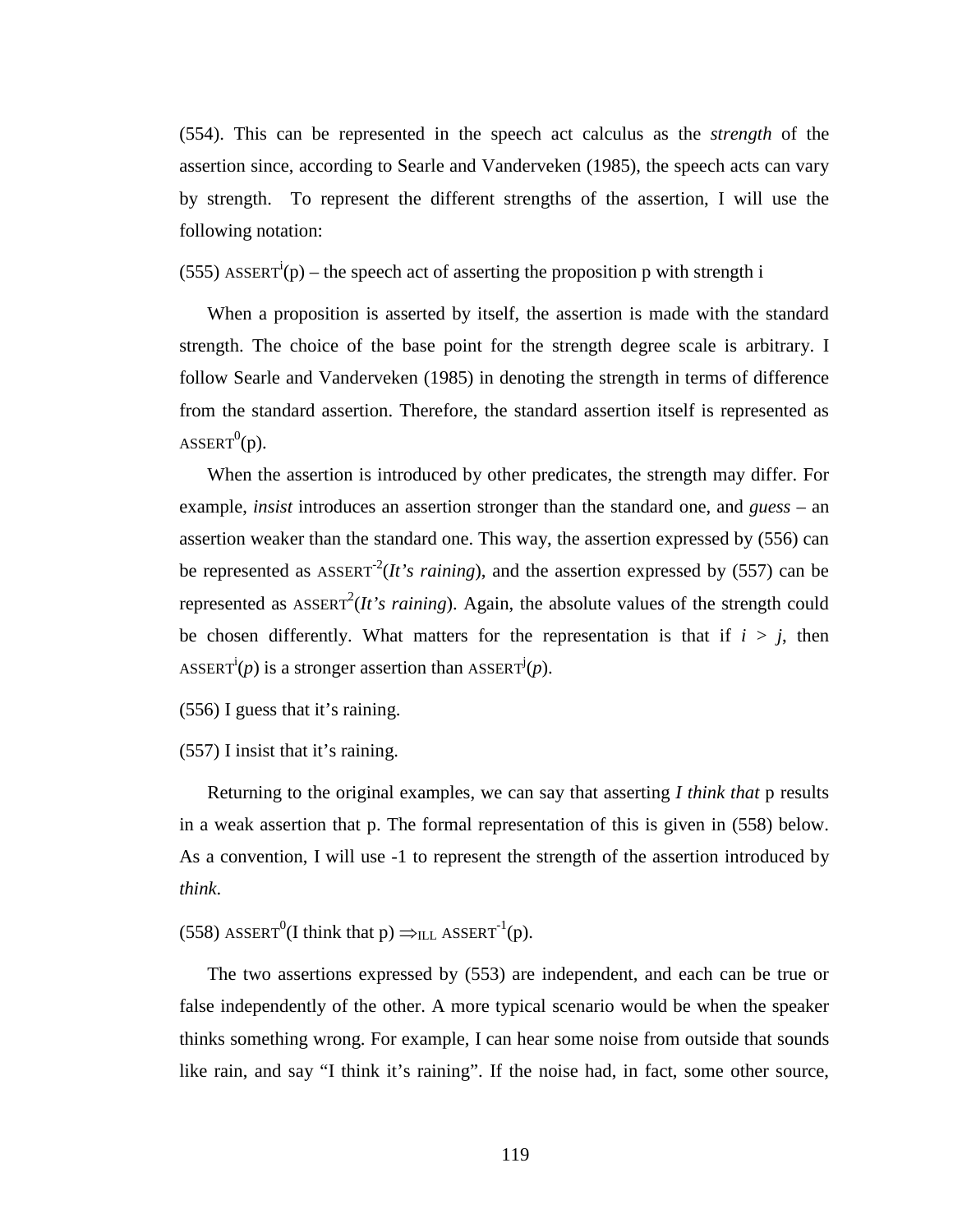(554). This can be represented in the speech act calculus as the *strength* of the assertion since, according to Searle and Vanderveken (1985), the speech acts can vary by strength. To represent the different strengths of the assertion, I will use the following notation:

(555) $\text{ASSERT}^i(p)$ – the speech act of asserting the proposition p with strength i

When a proposition is asserted by itself, the assertion is made with the standard strength. The choice of the base point for the strength degree scale is arbitrary. I follow Searle and Vanderveken (1985) in denoting the strength in terms of difference from the standard assertion. Therefore, the standard assertion itself is represented as $\text{ASSERT}^0(p)$.

When the assertion is introduced by other predicates, the strength may differ. For example, *insist* introduces an assertion stronger than the standard one, and *guess* – an assertion weaker than the standard one. This way, the assertion expressed by (556) can be represented as $\text{ASSERT}^{-2}$(*It's raining*), and the assertion expressed by (557) can be represented as $\text{ASSERT}^2$(*It's raining*). Again, the absolute values of the strength could be chosen differently. What matters for the representation is that if $i > j$, then $\text{ASSERT}^i(p)$ is a stronger assertion than $\text{ASSERT}^j(p)$.

(556) I guess that it's raining.

(557) I insist that it's raining.

Returning to the original examples, we can say that asserting *I think that* p results in a weak assertion that p. The formal representation of this is given in (558) below. As a convention, I will use -1 to represent the strength of the assertion introduced by *think*.

(558) $\text{ASSERT}^0(\text{I think that p}) \Rightarrow_{\text{ILL}} \text{ASSERT}^{-1}(p)$.

The two assertions expressed by (553) are independent, and each can be true or false independently of the other. A more typical scenario would be when the speaker thinks something wrong. For example, I can hear some noise from outside that sounds like rain, and say "I think it's raining". If the noise had, in fact, some other source,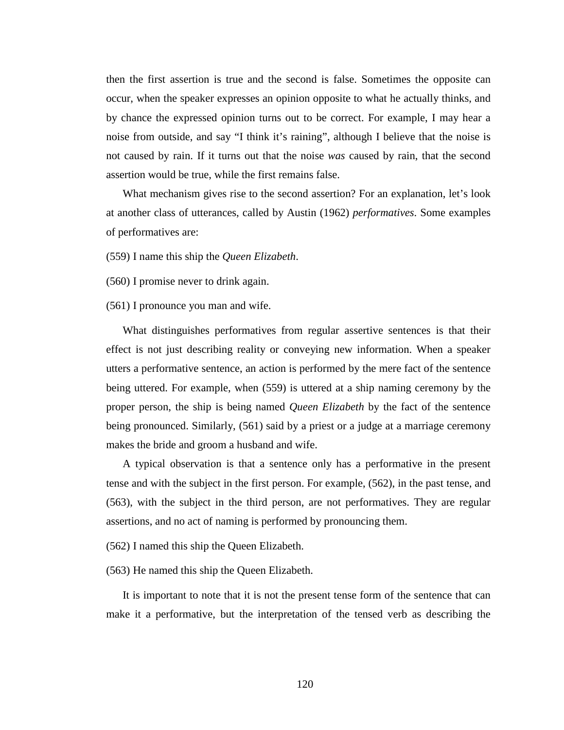then the first assertion is true and the second is false. Sometimes the opposite can occur, when the speaker expresses an opinion opposite to what he actually thinks, and by chance the expressed opinion turns out to be correct. For example, I may hear a noise from outside, and say "I think it's raining", although I believe that the noise is not caused by rain. If it turns out that the noise *was* caused by rain, that the second assertion would be true, while the first remains false.

What mechanism gives rise to the second assertion? For an explanation, let's look at another class of utterances, called by Austin (1962) *performatives*. Some examples of performatives are:

(559) I name this ship the *Queen Elizabeth*.

(560) I promise never to drink again.

(561) I pronounce you man and wife.

What distinguishes performatives from regular assertive sentences is that their effect is not just describing reality or conveying new information. When a speaker utters a performative sentence, an action is performed by the mere fact of the sentence being uttered. For example, when (559) is uttered at a ship naming ceremony by the proper person, the ship is being named *Queen Elizabeth* by the fact of the sentence being pronounced. Similarly, (561) said by a priest or a judge at a marriage ceremony makes the bride and groom a husband and wife.

A typical observation is that a sentence only has a performative in the present tense and with the subject in the first person. For example, (562), in the past tense, and (563), with the subject in the third person, are not performatives. They are regular assertions, and no act of naming is performed by pronouncing them.

(562) I named this ship the Queen Elizabeth.

(563) He named this ship the Queen Elizabeth.

It is important to note that it is not the present tense form of the sentence that can make it a performative, but the interpretation of the tensed verb as describing the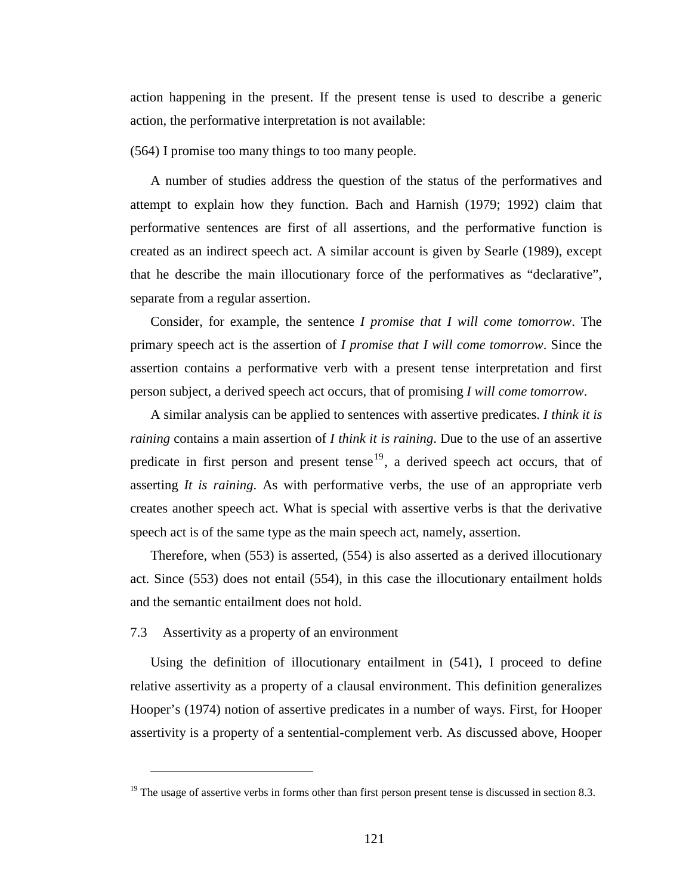action happening in the present. If the present tense is used to describe a generic action, the performative interpretation is not available:

(564) I promise too many things to too many people.

A number of studies address the question of the status of the performatives and attempt to explain how they function. Bach and Harnish (1979; 1992) claim that performative sentences are first of all assertions, and the performative function is created as an indirect speech act. A similar account is given by Searle (1989), except that he describe the main illocutionary force of the performatives as "declarative", separate from a regular assertion.

Consider, for example, the sentence *I promise that I will come tomorrow*. The primary speech act is the assertion of *I promise that I will come tomorrow*. Since the assertion contains a performative verb with a present tense interpretation and first person subject, a derived speech act occurs, that of promising *I will come tomorrow*.

A similar analysis can be applied to sentences with assertive predicates. *I think it is raining* contains a main assertion of *I think it is raining*. Due to the use of an assertive predicate in first person and present tense[19], a derived speech act occurs, that of asserting *It is raining*. As with performative verbs, the use of an appropriate verb creates another speech act. What is special with assertive verbs is that the derivative speech act is of the same type as the main speech act, namely, assertion.

Therefore, when (553) is asserted, (554) is also asserted as a derived illocutionary act. Since (553) does not entail (554), in this case the illocutionary entailment holds and the semantic entailment does not hold.

### 7.3 Assertivity as a property of an environment

Using the definition of illocutionary entailment in (541), I proceed to define relative assertivity as a property of a clausal environment. This definition generalizes Hooper's (1974) notion of assertive predicates in a number of ways. First, for Hooper assertivity is a property of a sentential-complement verb. As discussed above, Hooper

---

[19] The usage of assertive verbs in forms other than first person present tense is discussed in section 8.3.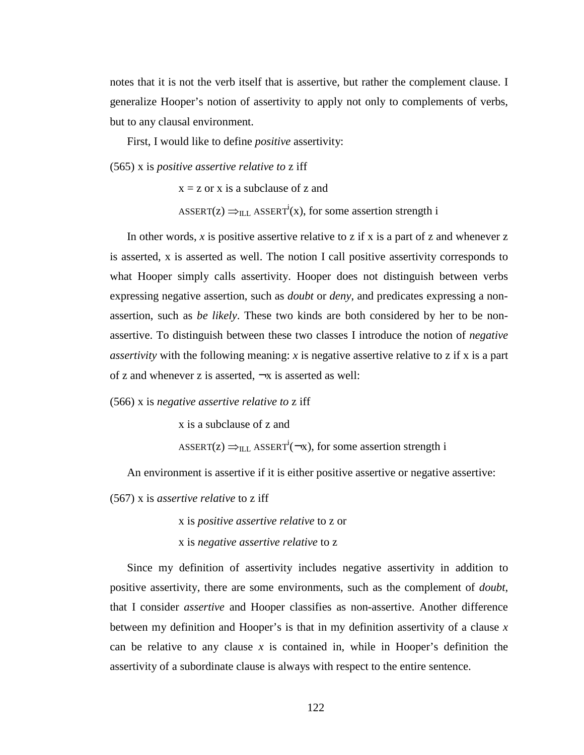notes that it is not the verb itself that is assertive, but rather the complement clause. I generalize Hooper's notion of assertivity to apply not only to complements of verbs, but to any clausal environment.

First, I would like to define *positive* assertivity:

(565) x is *positive assertive relative to* z iff

x = z or x is a subclause of z and

$\text{ASSERT}(z) \Rightarrow_{\text{ILL}} \text{ASSERT}^{i}(x)$, for some assertion strength i

In other words, *x* is positive assertive relative to z if x is a part of z and whenever z is asserted, x is asserted as well. The notion I call positive assertivity corresponds to what Hooper simply calls assertivity. Hooper does not distinguish between verbs expressing negative assertion, such as *doubt* or *deny*, and predicates expressing a non-assertion, such as *be likely*. These two kinds are both considered by her to be non-assertive. To distinguish between these two classes I introduce the notion of *negative assertivity* with the following meaning: *x* is negative assertive relative to z if x is a part of z and whenever z is asserted, $\neg$x is asserted as well:

(566) x is *negative assertive relative to* z iff

x is a subclause of z and

$\text{ASSERT}(z) \Rightarrow_{\text{ILL}} \text{ASSERT}^{i}(\neg x)$, for some assertion strength i

An environment is assertive if it is either positive assertive or negative assertive:

(567) x is *assertive relative* to z iff

x is *positive assertive relative* to z or

x is *negative assertive relative* to z

Since my definition of assertivity includes negative assertivity in addition to positive assertivity, there are some environments, such as the complement of *doubt*, that I consider *assertive* and Hooper classifies as non-assertive. Another difference between my definition and Hooper's is that in my definition assertivity of a clause *x* can be relative to any clause *x* is contained in, while in Hooper's definition the assertivity of a subordinate clause is always with respect to the entire sentence.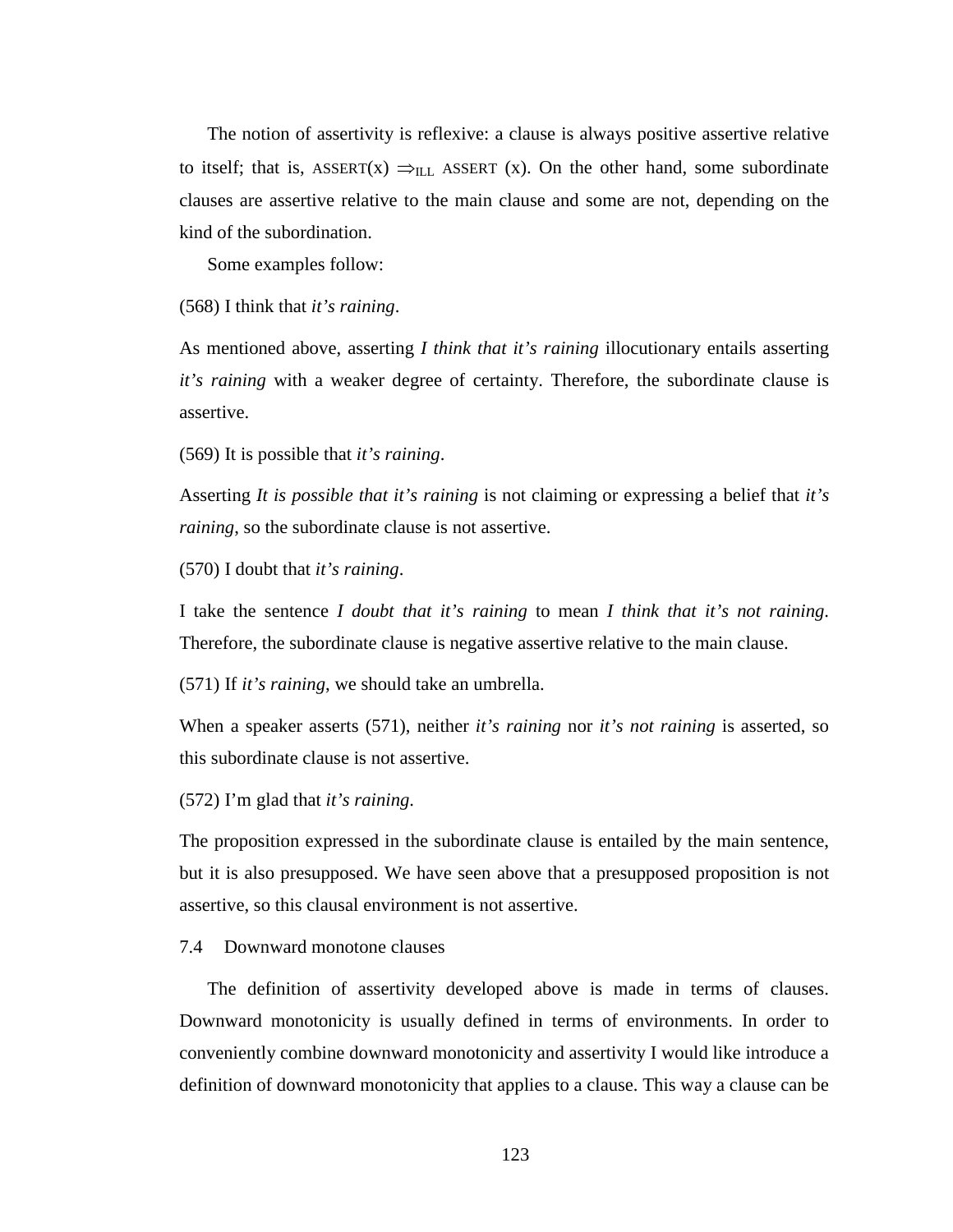The notion of assertivity is reflexive: a clause is always positive assertive relative to itself; that is, ASSERT(x) $\Rightarrow_{ILL}$ ASSERT (x). On the other hand, some subordinate clauses are assertive relative to the main clause and some are not, depending on the kind of the subordination.

Some examples follow:

(568) I think that *it's raining*.

As mentioned above, asserting *I think that it's raining* illocutionary entails asserting *it's raining* with a weaker degree of certainty. Therefore, the subordinate clause is assertive.

(569) It is possible that *it's raining*.

Asserting *It is possible that it's raining* is not claiming or expressing a belief that *it's raining*, so the subordinate clause is not assertive.

(570) I doubt that *it's raining*.

I take the sentence *I doubt that it's raining* to mean *I think that it's not raining*. Therefore, the subordinate clause is negative assertive relative to the main clause.

(571) If *it's raining*, we should take an umbrella.

When a speaker asserts (571), neither *it's raining* nor *it's not raining* is asserted, so this subordinate clause is not assertive.

(572) I'm glad that *it's raining*.

The proposition expressed in the subordinate clause is entailed by the main sentence, but it is also presupposed. We have seen above that a presupposed proposition is not assertive, so this clausal environment is not assertive.

## 7.4 Downward monotone clauses

The definition of assertivity developed above is made in terms of clauses. Downward monotonicity is usually defined in terms of environments. In order to conveniently combine downward monotonicity and assertivity I would like introduce a definition of downward monotonicity that applies to a clause. This way a clause can be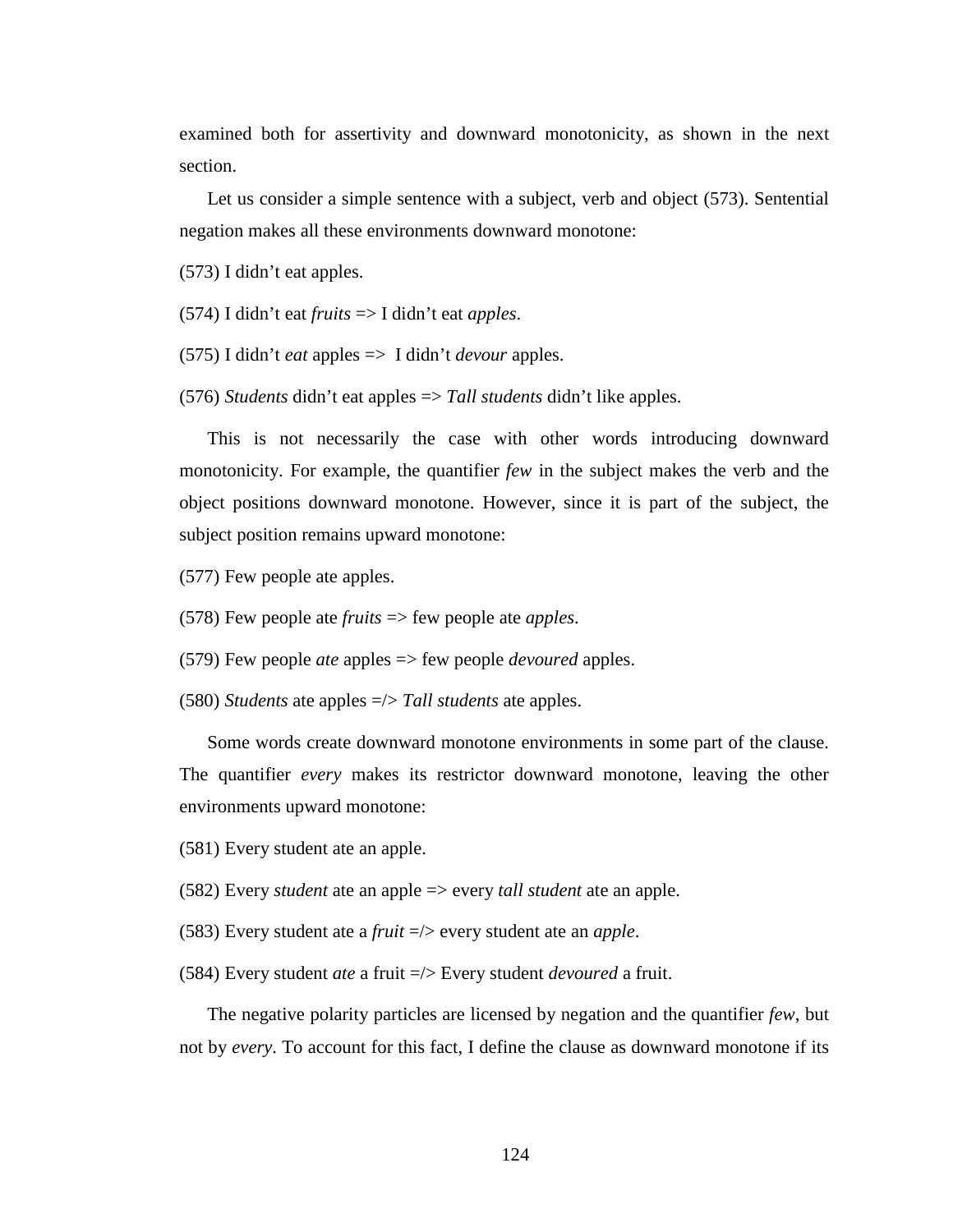examined both for assertivity and downward monotonicity, as shown in the next section.

Let us consider a simple sentence with a subject, verb and object (573). Sentential negation makes all these environments downward monotone:

(573) I didn't eat apples.

(574) I didn't eat *fruits* => I didn't eat *apples*.

(575) I didn't *eat* apples => I didn't *devour* apples.

(576) *Students* didn't eat apples => *Tall students* didn't like apples.

This is not necessarily the case with other words introducing downward monotonicity. For example, the quantifier *few* in the subject makes the verb and the object positions downward monotone. However, since it is part of the subject, the subject position remains upward monotone:

(577) Few people ate apples.

(578) Few people ate *fruits* => few people ate *apples*.

(579) Few people *ate* apples => few people *devoured* apples.

(580) *Students* ate apples =/> *Tall students* ate apples.

Some words create downward monotone environments in some part of the clause. The quantifier *every* makes its restrictor downward monotone, leaving the other environments upward monotone:

(581) Every student ate an apple.

(582) Every *student* ate an apple => every *tall student* ate an apple.

(583) Every student ate a *fruit* =/> every student ate an *apple*.

(584) Every student *ate* a fruit =/> Every student *devoured* a fruit.

The negative polarity particles are licensed by negation and the quantifier *few*, but not by *every*. To account for this fact, I define the clause as downward monotone if its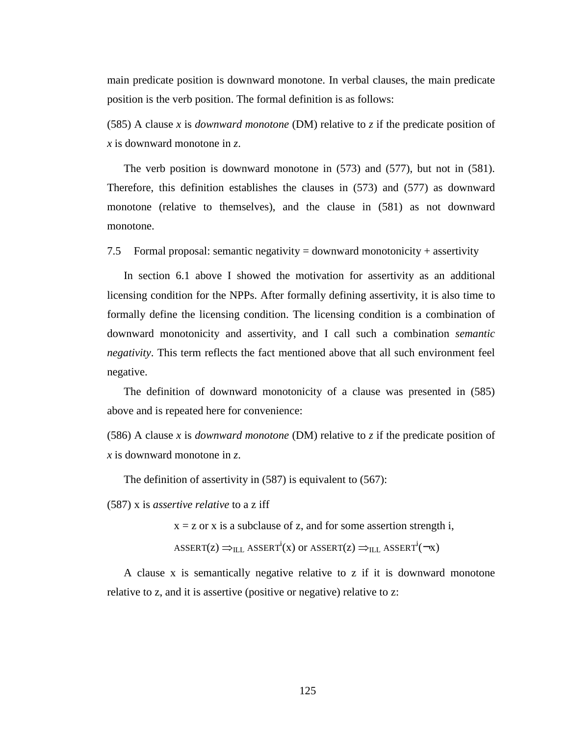main predicate position is downward monotone. In verbal clauses, the main predicate position is the verb position. The formal definition is as follows:

(585) A clause *x* is *downward monotone* (DM) relative to *z* if the predicate position of *x* is downward monotone in *z*.

The verb position is downward monotone in (573) and (577), but not in (581). Therefore, this definition establishes the clauses in (573) and (577) as downward monotone (relative to themselves), and the clause in (581) as not downward monotone.

## 7.5 Formal proposal: semantic negativity = downward monotonicity + assertivity

In section 6.1 above I showed the motivation for assertivity as an additional licensing condition for the NPPs. After formally defining assertivity, it is also time to formally define the licensing condition. The licensing condition is a combination of downward monotonicity and assertivity, and I call such a combination *semantic negativity*. This term reflects the fact mentioned above that all such environment feel negative.

The definition of downward monotonicity of a clause was presented in (585) above and is repeated here for convenience:

(586) A clause *x* is *downward monotone* (DM) relative to *z* if the predicate position of *x* is downward monotone in *z*.

The definition of assertivity in (587) is equivalent to (567):

(587) x is *assertive relative* to a z iff

x = z or x is a subclause of z, and for some assertion strength i,

$\text{ASSERT}(z) \Rightarrow_{ILL} \text{ASSERT}^{i}(x)$ or $\text{ASSERT}(z) \Rightarrow_{ILL} \text{ASSERT}^{i}(\neg x)$

A clause x is semantically negative relative to z if it is downward monotone relative to z, and it is assertive (positive or negative) relative to z: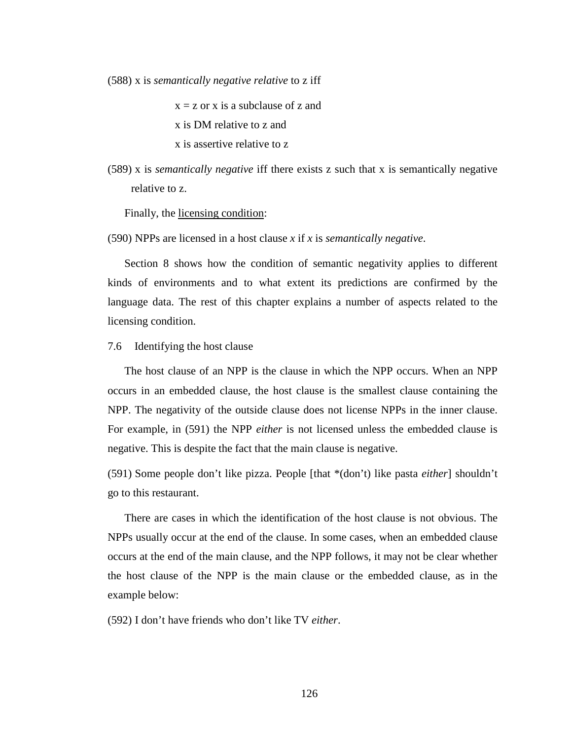(588) x is *semantically negative relative* to z iff

> x = z or x is a subclause of z and
> x is DM relative to z and
> x is assertive relative to z

(589) x is *semantically negative* iff there exists z such that x is semantically negative relative to z.

Finally, the <u>licensing condition</u>:

(590) NPPs are licensed in a host clause *x* if *x* is *semantically negative*.

Section 8 shows how the condition of semantic negativity applies to different kinds of environments and to what extent its predictions are confirmed by the language data. The rest of this chapter explains a number of aspects related to the licensing condition.

## 7.6 Identifying the host clause

The host clause of an NPP is the clause in which the NPP occurs. When an NPP occurs in an embedded clause, the host clause is the smallest clause containing the NPP. The negativity of the outside clause does not license NPPs in the inner clause. For example, in (591) the NPP *either* is not licensed unless the embedded clause is negative. This is despite the fact that the main clause is negative.

(591) Some people don't like pizza. People [that *(don't) like pasta *either*] shouldn't go to this restaurant.

There are cases in which the identification of the host clause is not obvious. The NPPs usually occur at the end of the clause. In some cases, when an embedded clause occurs at the end of the main clause, and the NPP follows, it may not be clear whether the host clause of the NPP is the main clause or the embedded clause, as in the example below:

(592) I don't have friends who don't like TV *either*.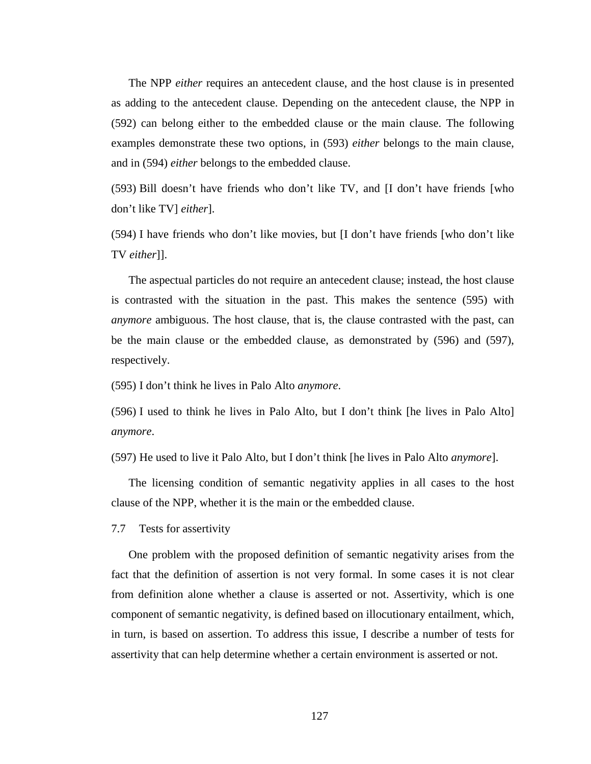The NPP *either* requires an antecedent clause, and the host clause is in presented as adding to the antecedent clause. Depending on the antecedent clause, the NPP in (592) can belong either to the embedded clause or the main clause. The following examples demonstrate these two options, in (593) *either* belongs to the main clause, and in (594) *either* belongs to the embedded clause.

(593) Bill doesn't have friends who don't like TV, and [I don't have friends [who don't like TV] *either*].

(594) I have friends who don't like movies, but [I don't have friends [who don't like TV *either*]].

The aspectual particles do not require an antecedent clause; instead, the host clause is contrasted with the situation in the past. This makes the sentence (595) with *anymore* ambiguous. The host clause, that is, the clause contrasted with the past, can be the main clause or the embedded clause, as demonstrated by (596) and (597), respectively.

(595) I don't think he lives in Palo Alto *anymore*.

(596) I used to think he lives in Palo Alto, but I don't think [he lives in Palo Alto] *anymore*.

(597) He used to live it Palo Alto, but I don't think [he lives in Palo Alto *anymore*].

The licensing condition of semantic negativity applies in all cases to the host clause of the NPP, whether it is the main or the embedded clause.

## 7.7 Tests for assertivity

One problem with the proposed definition of semantic negativity arises from the fact that the definition of assertion is not very formal. In some cases it is not clear from definition alone whether a clause is asserted or not. Assertivity, which is one component of semantic negativity, is defined based on illocutionary entailment, which, in turn, is based on assertion. To address this issue, I describe a number of tests for assertivity that can help determine whether a certain environment is asserted or not.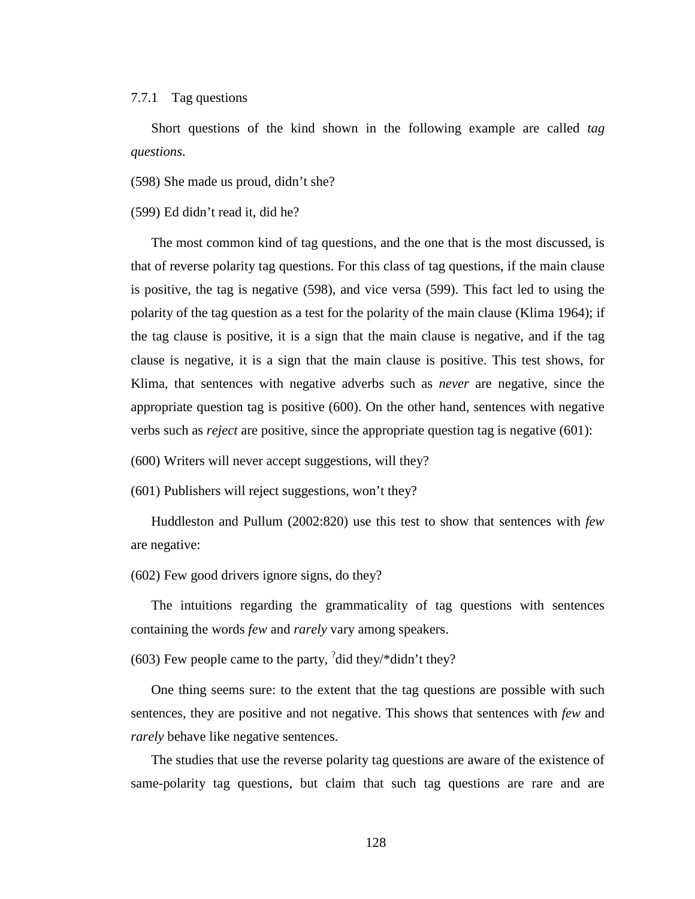### 7.7.1 Tag questions

Short questions of the kind shown in the following example are called *tag questions*.

(598) She made us proud, didn't she?

(599) Ed didn't read it, did he?

The most common kind of tag questions, and the one that is the most discussed, is that of reverse polarity tag questions. For this class of tag questions, if the main clause is positive, the tag is negative (598), and vice versa (599). This fact led to using the polarity of the tag question as a test for the polarity of the main clause (Klima 1964); if the tag clause is positive, it is a sign that the main clause is negative, and if the tag clause is negative, it is a sign that the main clause is positive. This test shows, for Klima, that sentences with negative adverbs such as *never* are negative, since the appropriate question tag is positive (600). On the other hand, sentences with negative verbs such as *reject* are positive, since the appropriate question tag is negative (601):

(600) Writers will never accept suggestions, will they?

(601) Publishers will reject suggestions, won't they?

Huddleston and Pullum (2002:820) use this test to show that sentences with *few* are negative:

(602) Few good drivers ignore signs, do they?

The intuitions regarding the grammaticality of tag questions with sentences containing the words *few* and *rarely* vary among speakers.

(603) Few people came to the party, $^{?}$did they/*didn't they?

One thing seems sure: to the extent that the tag questions are possible with such sentences, they are positive and not negative. This shows that sentences with *few* and *rarely* behave like negative sentences.

The studies that use the reverse polarity tag questions are aware of the existence of same-polarity tag questions, but claim that such tag questions are rare and are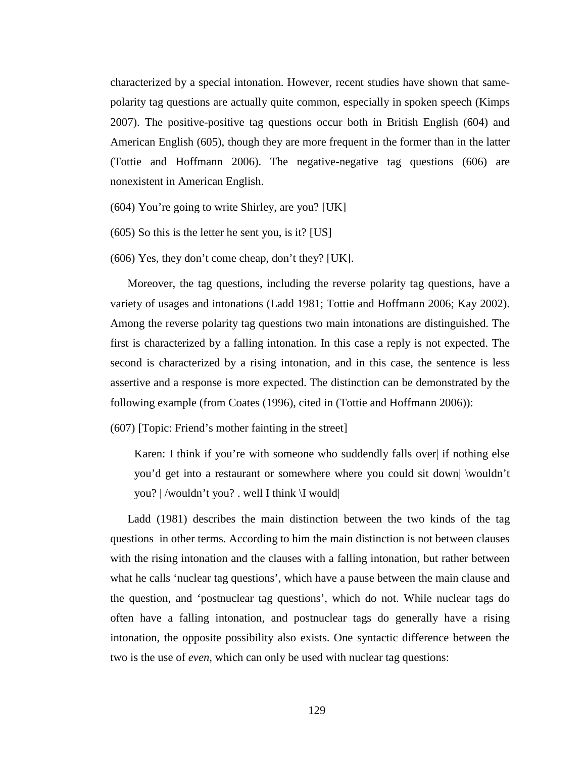characterized by a special intonation. However, recent studies have shown that same-polarity tag questions are actually quite common, especially in spoken speech (Kimps 2007). The positive-positive tag questions occur both in British English (604) and American English (605), though they are more frequent in the former than in the latter (Tottie and Hoffmann 2006). The negative-negative tag questions (606) are nonexistent in American English.

(604) You're going to write Shirley, are you? [UK]

(605) So this is the letter he sent you, is it? [US]

(606) Yes, they don't come cheap, don't they? [UK].

Moreover, the tag questions, including the reverse polarity tag questions, have a variety of usages and intonations (Ladd 1981; Tottie and Hoffmann 2006; Kay 2002). Among the reverse polarity tag questions two main intonations are distinguished. The first is characterized by a falling intonation. In this case a reply is not expected. The second is characterized by a rising intonation, and in this case, the sentence is less assertive and a response is more expected. The distinction can be demonstrated by the following example (from Coates (1996), cited in (Tottie and Hoffmann 2006)):

(607) [Topic: Friend's mother fainting in the street]

> Karen: I think if you're with someone who suddendly falls over| if nothing else you'd get into a restaurant or somewhere where you could sit down| \wouldn't you? | /wouldn't you? . well I think \I would|

Ladd (1981) describes the main distinction between the two kinds of the tag questions in other terms. According to him the main distinction is not between clauses with the rising intonation and the clauses with a falling intonation, but rather between what he calls 'nuclear tag questions', which have a pause between the main clause and the question, and 'postnuclear tag questions', which do not. While nuclear tags do often have a falling intonation, and postnuclear tags do generally have a rising intonation, the opposite possibility also exists. One syntactic difference between the two is the use of *even*, which can only be used with nuclear tag questions: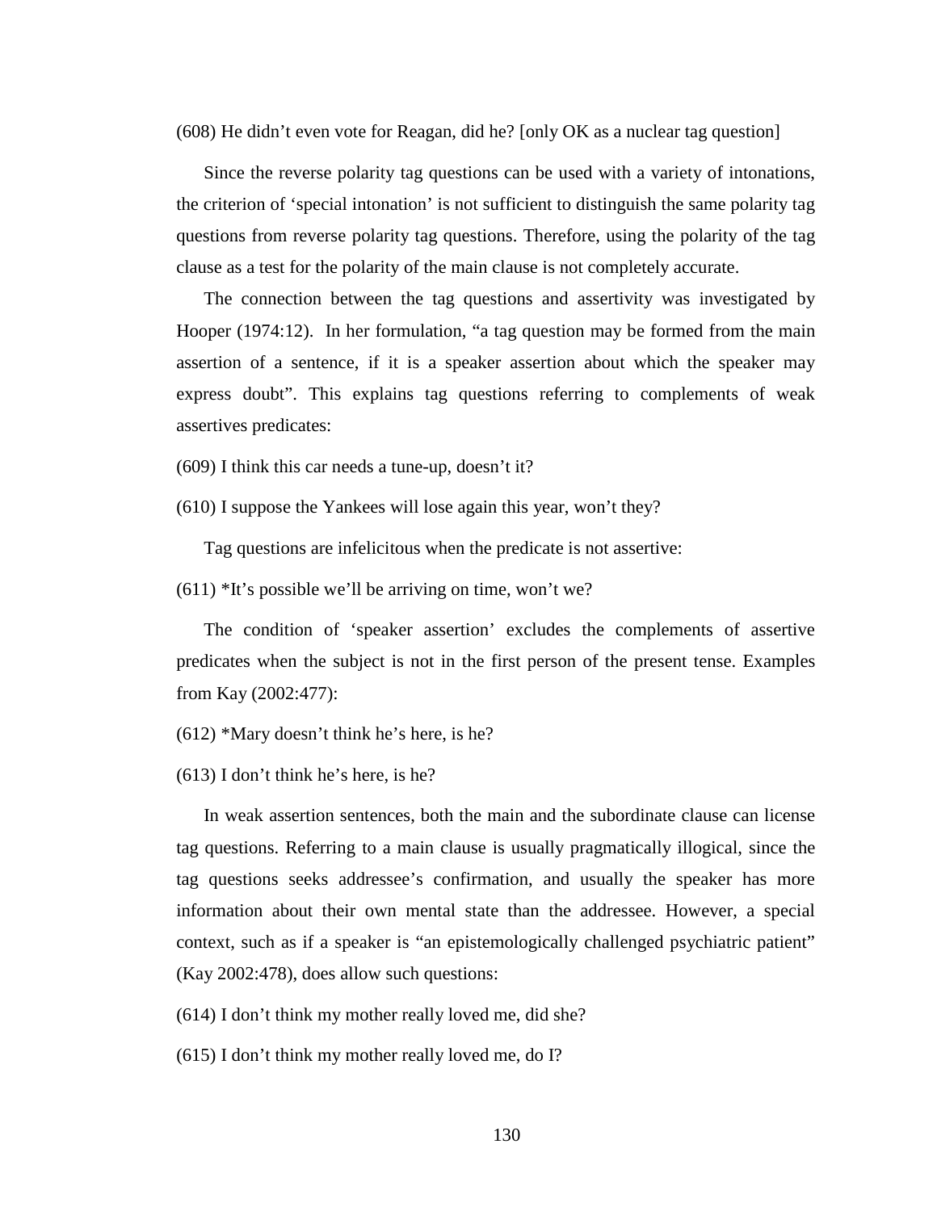(608) He didn't even vote for Reagan, did he? [only OK as a nuclear tag question]

Since the reverse polarity tag questions can be used with a variety of intonations, the criterion of 'special intonation' is not sufficient to distinguish the same polarity tag questions from reverse polarity tag questions. Therefore, using the polarity of the tag clause as a test for the polarity of the main clause is not completely accurate.

The connection between the tag questions and assertivity was investigated by Hooper (1974:12). In her formulation, "a tag question may be formed from the main assertion of a sentence, if it is a speaker assertion about which the speaker may express doubt". This explains tag questions referring to complements of weak assertives predicates:

(609) I think this car needs a tune-up, doesn't it?

(610) I suppose the Yankees will lose again this year, won't they?

Tag questions are infelicitous when the predicate is not assertive:

(611) *It's possible we'll be arriving on time, won't we?

The condition of 'speaker assertion' excludes the complements of assertive predicates when the subject is not in the first person of the present tense. Examples from Kay (2002:477):

(612) *Mary doesn't think he's here, is he?

(613) I don't think he's here, is he?

In weak assertion sentences, both the main and the subordinate clause can license tag questions. Referring to a main clause is usually pragmatically illogical, since the tag questions seeks addressee's confirmation, and usually the speaker has more information about their own mental state than the addressee. However, a special context, such as if a speaker is "an epistemologically challenged psychiatric patient" (Kay 2002:478), does allow such questions:

(614) I don't think my mother really loved me, did she?

(615) I don't think my mother really loved me, do I?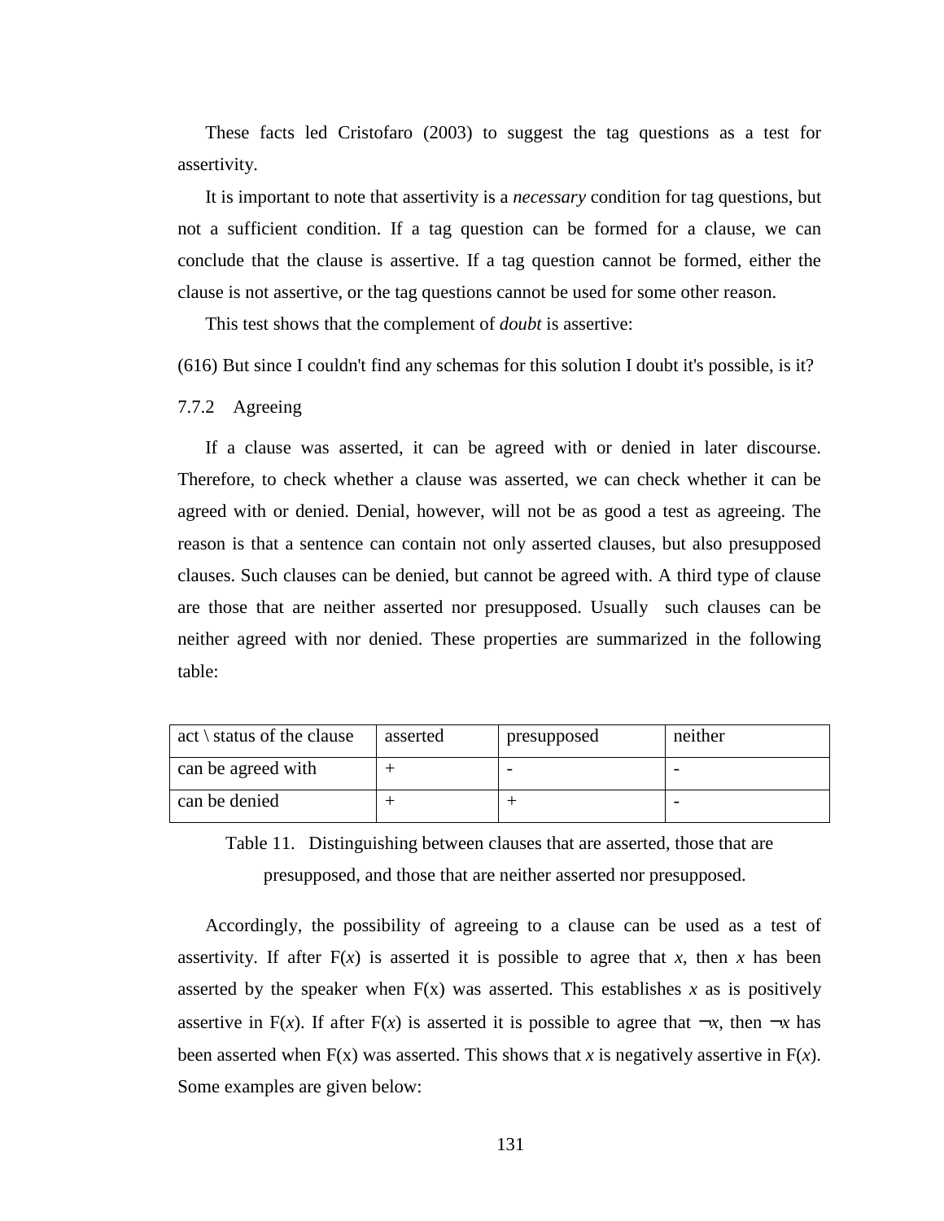These facts led Cristofaro (2003) to suggest the tag questions as a test for assertivity.

It is important to note that assertivity is a *necessary* condition for tag questions, but not a sufficient condition. If a tag question can be formed for a clause, we can conclude that the clause is assertive. If a tag question cannot be formed, either the clause is not assertive, or the tag questions cannot be used for some other reason.

This test shows that the complement of *doubt* is assertive:

(616) But since I couldn't find any schemas for this solution I doubt it's possible, is it?

### 7.7.2 Agreeing

If a clause was asserted, it can be agreed with or denied in later discourse. Therefore, to check whether a clause was asserted, we can check whether it can be agreed with or denied. Denial, however, will not be as good a test as agreeing. The reason is that a sentence can contain not only asserted clauses, but also presupposed clauses. Such clauses can be denied, but cannot be agreed with. A third type of clause are those that are neither asserted nor presupposed. Usually such clauses can be neither agreed with nor denied. These properties are summarized in the following table:

| act \ status of the clause | asserted | presupposed | neither |
|---|---|---|---|
| can be agreed with | + | - | - |
| can be denied | + | + | - |

Table 11. Distinguishing between clauses that are asserted, those that are presupposed, and those that are neither asserted nor presupposed.

Accordingly, the possibility of agreeing to a clause can be used as a test of assertivity. If after $F(x)$ is asserted it is possible to agree that $x$, then $x$ has been asserted by the speaker when $F(x)$ was asserted. This establishes $x$ as is positively assertive in $F(x)$. If after $F(x)$ is asserted it is possible to agree that $\neg x$, then $\neg x$ has been asserted when $F(x)$ was asserted. This shows that $x$ is negatively assertive in $F(x)$. Some examples are given below: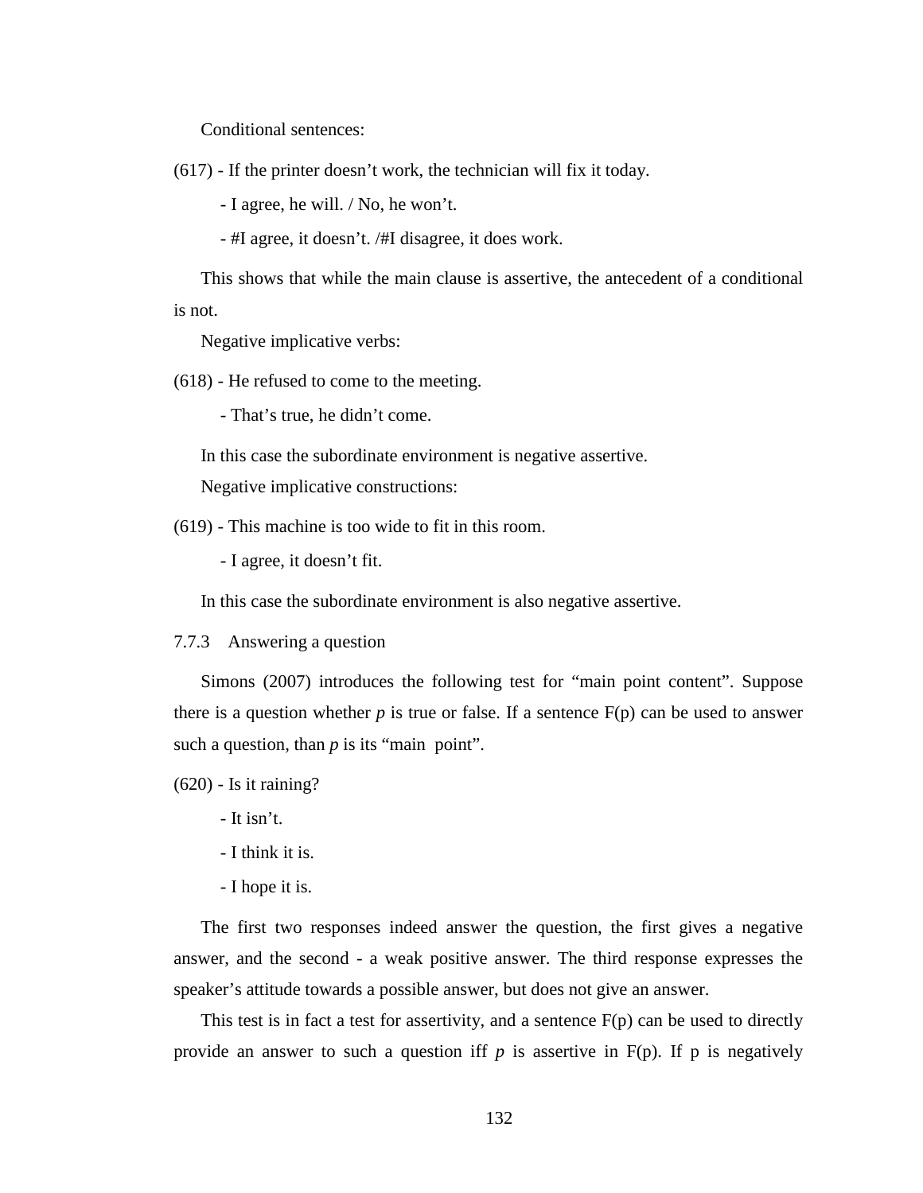Conditional sentences:

(617) - If the printer doesn't work, the technician will fix it today.

- I agree, he will. / No, he won't.

- #I agree, it doesn't. /#I disagree, it does work.

This shows that while the main clause is assertive, the antecedent of a conditional is not.

Negative implicative verbs:

(618) - He refused to come to the meeting.

- That's true, he didn't come.

In this case the subordinate environment is negative assertive.

Negative implicative constructions:

(619) - This machine is too wide to fit in this room.

- I agree, it doesn't fit.

In this case the subordinate environment is also negative assertive.

### 7.7.3 Answering a question

Simons (2007) introduces the following test for "main point content". Suppose there is a question whether *p* is true or false. If a sentence F(p) can be used to answer such a question, than *p* is its "main point".

(620) - Is it raining?

- It isn't.

- I think it is.

- I hope it is.

The first two responses indeed answer the question, the first gives a negative answer, and the second - a weak positive answer. The third response expresses the speaker's attitude towards a possible answer, but does not give an answer.

This test is in fact a test for assertivity, and a sentence F(p) can be used to directly provide an answer to such a question iff *p* is assertive in F(p). If p is negatively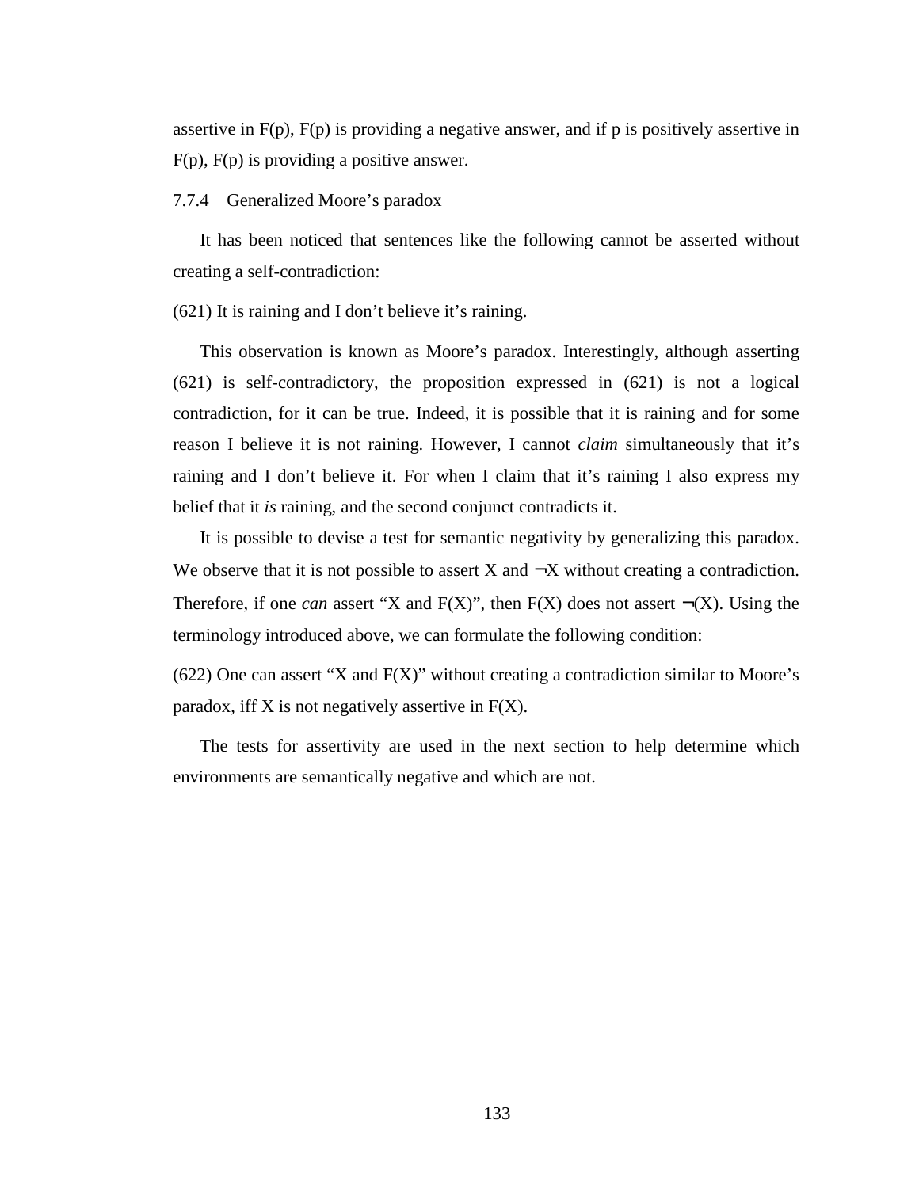assertive in F(p), F(p) is providing a negative answer, and if p is positively assertive in F(p), F(p) is providing a positive answer.

### 7.7.4 Generalized Moore's paradox

It has been noticed that sentences like the following cannot be asserted without creating a self-contradiction:

(621) It is raining and I don't believe it's raining.

This observation is known as Moore's paradox. Interestingly, although asserting (621) is self-contradictory, the proposition expressed in (621) is not a logical contradiction, for it can be true. Indeed, it is possible that it is raining and for some reason I believe it is not raining. However, I cannot *claim* simultaneously that it's raining and I don't believe it. For when I claim that it's raining I also express my belief that it *is* raining, and the second conjunct contradicts it.

It is possible to devise a test for semantic negativity by generalizing this paradox. We observe that it is not possible to assert X and ¬X without creating a contradiction. Therefore, if one *can* assert "X and F(X)", then F(X) does not assert ¬(X). Using the terminology introduced above, we can formulate the following condition:

(622) One can assert "X and F(X)" without creating a contradiction similar to Moore's paradox, iff X is not negatively assertive in F(X).

The tests for assertivity are used in the next section to help determine which environments are semantically negative and which are not.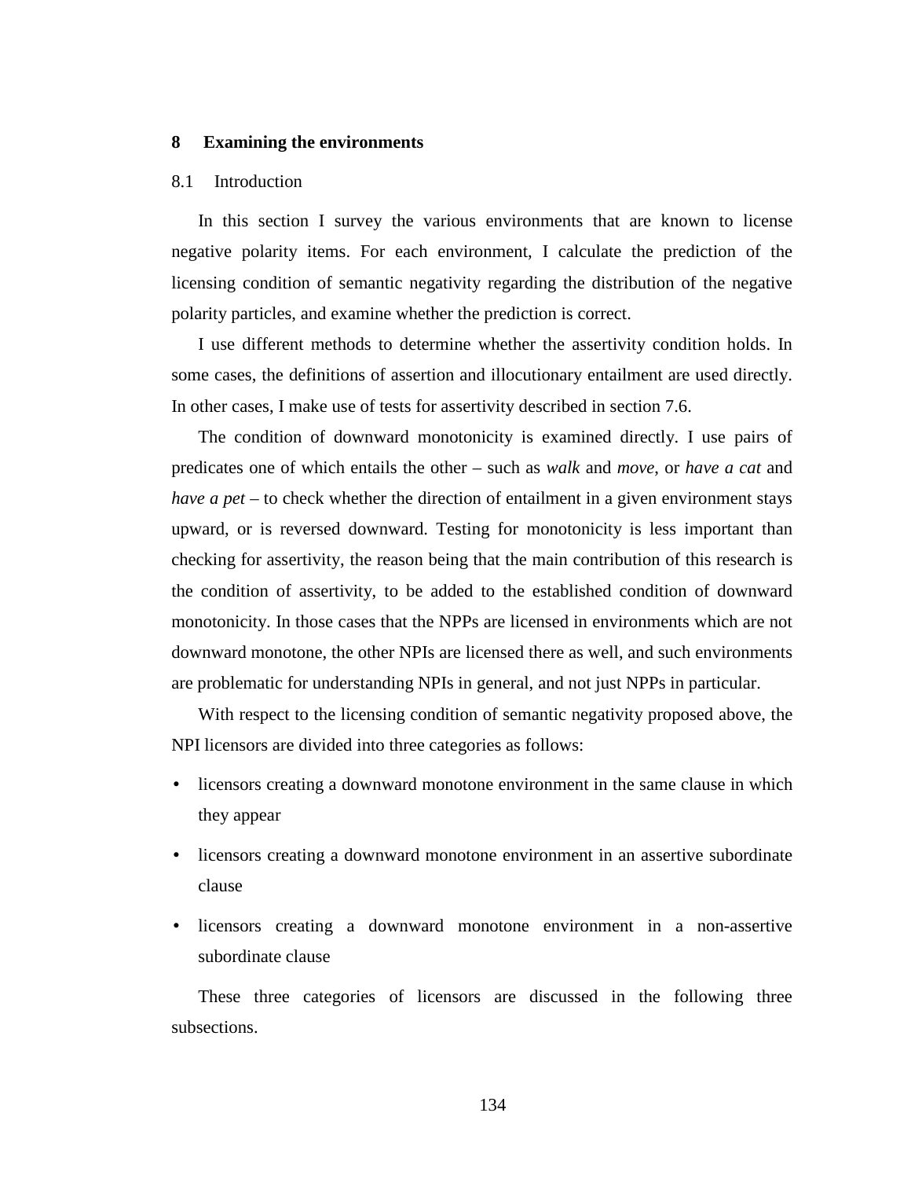# 8 Examining the environments

## 8.1 Introduction

In this section I survey the various environments that are known to license negative polarity items. For each environment, I calculate the prediction of the licensing condition of semantic negativity regarding the distribution of the negative polarity particles, and examine whether the prediction is correct.

I use different methods to determine whether the assertivity condition holds. In some cases, the definitions of assertion and illocutionary entailment are used directly. In other cases, I make use of tests for assertivity described in section 7.6.

The condition of downward monotonicity is examined directly. I use pairs of predicates one of which entails the other – such as *walk* and *move*, or *have a cat* and *have a pet* – to check whether the direction of entailment in a given environment stays upward, or is reversed downward. Testing for monotonicity is less important than checking for assertivity, the reason being that the main contribution of this research is the condition of assertivity, to be added to the established condition of downward monotonicity. In those cases that the NPPs are licensed in environments which are not downward monotone, the other NPIs are licensed there as well, and such environments are problematic for understanding NPIs in general, and not just NPPs in particular.

With respect to the licensing condition of semantic negativity proposed above, the NPI licensors are divided into three categories as follows:

- licensors creating a downward monotone environment in the same clause in which they appear
- licensors creating a downward monotone environment in an assertive subordinate clause
- licensors creating a downward monotone environment in a non-assertive subordinate clause

These three categories of licensors are discussed in the following three subsections.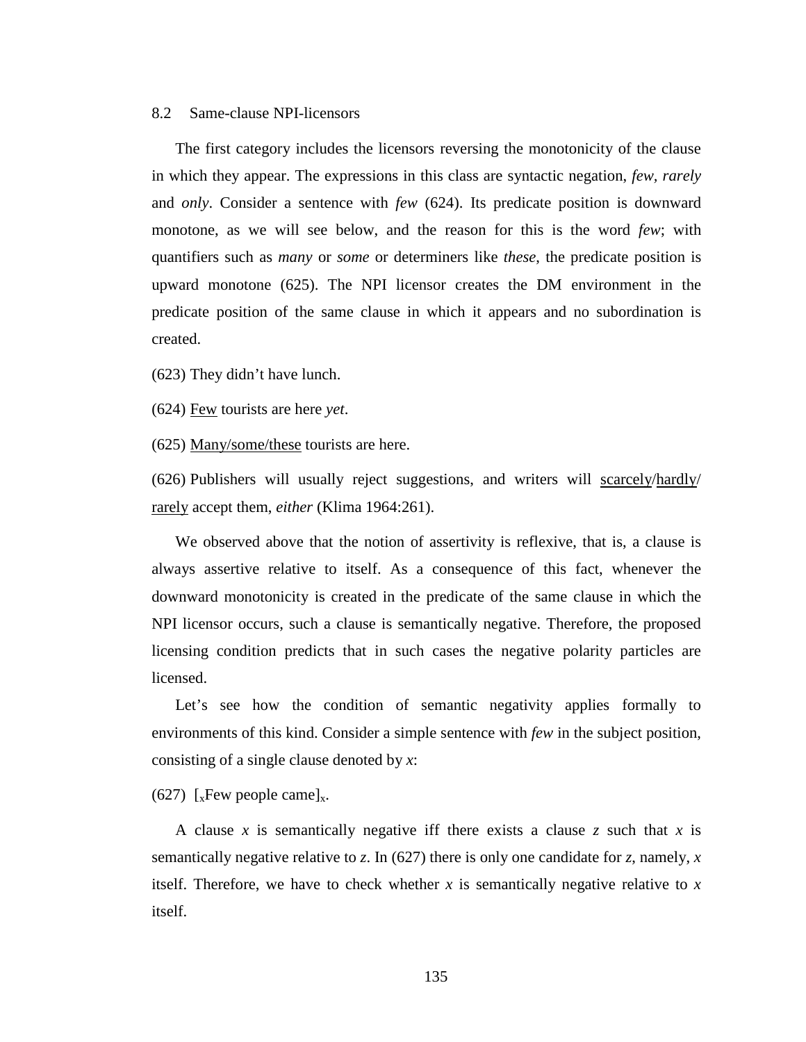## 8.2 Same-clause NPI-licensors

The first category includes the licensors reversing the monotonicity of the clause in which they appear. The expressions in this class are syntactic negation, *few*, *rarely* and *only*. Consider a sentence with *few* (624). Its predicate position is downward monotone, as we will see below, and the reason for this is the word *few*; with quantifiers such as *many* or *some* or determiners like *these*, the predicate position is upward monotone (625). The NPI licensor creates the DM environment in the predicate position of the same clause in which it appears and no subordination is created.

(623) They didn't have lunch.

(624) <u>Few</u> tourists are here *yet*.

(625) <u>Many/some/these</u> tourists are here.

(626) Publishers will usually reject suggestions, and writers will <u>scarcely</u>/<u>hardly</u>/<u>rarely</u> accept them, *either* (Klima 1964:261).

We observed above that the notion of assertivity is reflexive, that is, a clause is always assertive relative to itself. As a consequence of this fact, whenever the downward monotonicity is created in the predicate of the same clause in which the NPI licensor occurs, such a clause is semantically negative. Therefore, the proposed licensing condition predicts that in such cases the negative polarity particles are licensed.

Let's see how the condition of semantic negativity applies formally to environments of this kind. Consider a simple sentence with *few* in the subject position, consisting of a single clause denoted by *x*:

(627) $[_x$Few people came$]_x$.

A clause *x* is semantically negative iff there exists a clause *z* such that *x* is semantically negative relative to *z*. In (627) there is only one candidate for *z*, namely, *x* itself. Therefore, we have to check whether *x* is semantically negative relative to *x* itself.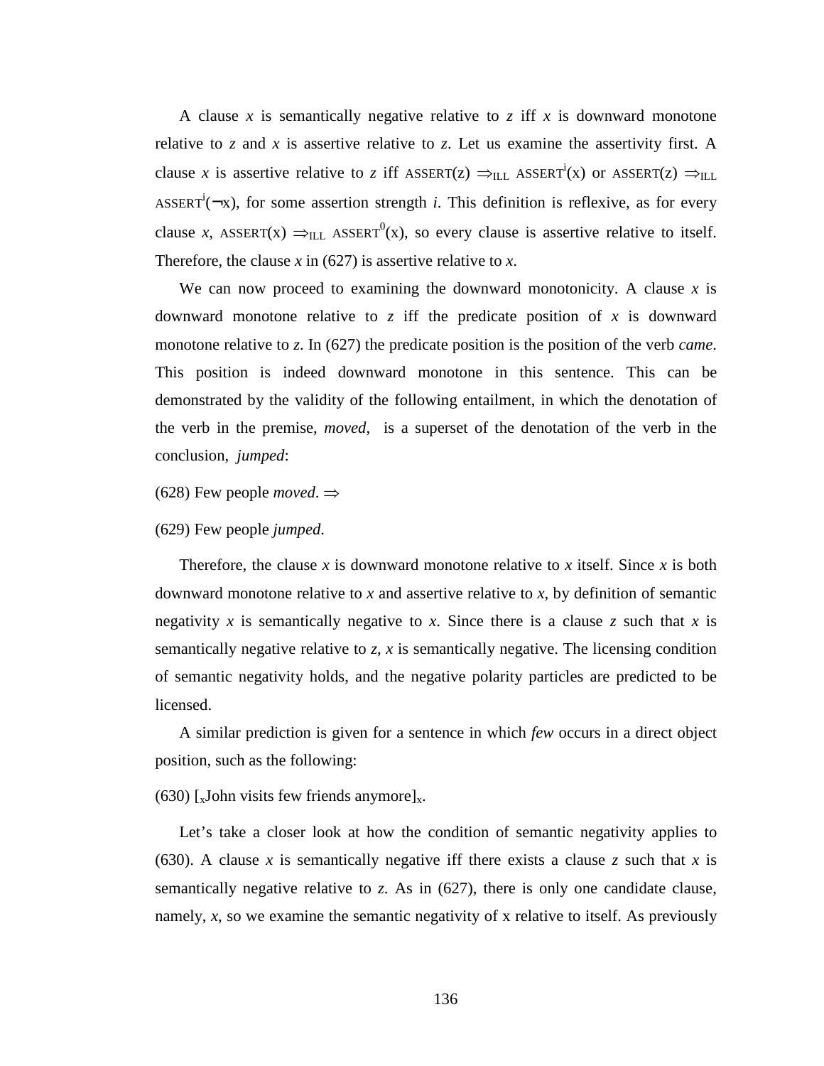A clause *x* is semantically negative relative to *z* iff *x* is downward monotone relative to *z* and *x* is assertive relative to *z*. Let us examine the assertivity first. A clause *x* is assertive relative to *z* iff $\text{ASSERT}(z) \Rightarrow_{ILL} \text{ASSERT}^i(x)$ or $\text{ASSERT}(z) \Rightarrow_{ILL} \text{ASSERT}^i(\neg x)$, for some assertion strength *i*. This definition is reflexive, as for every clause *x*, $\text{ASSERT}(x) \Rightarrow_{ILL} \text{ASSERT}^0(x)$, so every clause is assertive relative to itself. Therefore, the clause *x* in (627) is assertive relative to *x*.

We can now proceed to examining the downward monotonicity. A clause *x* is downward monotone relative to *z* iff the predicate position of *x* is downward monotone relative to *z*. In (627) the predicate position is the position of the verb *came*. This position is indeed downward monotone in this sentence. This can be demonstrated by the validity of the following entailment, in which the denotation of the verb in the premise, *moved*, is a superset of the denotation of the verb in the conclusion, *jumped*:

(628) Few people *moved*. $\Rightarrow$

(629) Few people *jumped*.

Therefore, the clause *x* is downward monotone relative to *x* itself. Since *x* is both downward monotone relative to *x* and assertive relative to *x*, by definition of semantic negativity *x* is semantically negative to *x*. Since there is a clause *z* such that *x* is semantically negative relative to *z*, *x* is semantically negative. The licensing condition of semantic negativity holds, and the negative polarity particles are predicted to be licensed.

A similar prediction is given for a sentence in which *few* occurs in a direct object position, such as the following:

(630) $[_x$John visits few friends anymore$]_x$.

Let's take a closer look at how the condition of semantic negativity applies to (630). A clause *x* is semantically negative iff there exists a clause *z* such that *x* is semantically negative relative to *z*. As in (627), there is only one candidate clause, namely, *x*, so we examine the semantic negativity of x relative to itself. As previously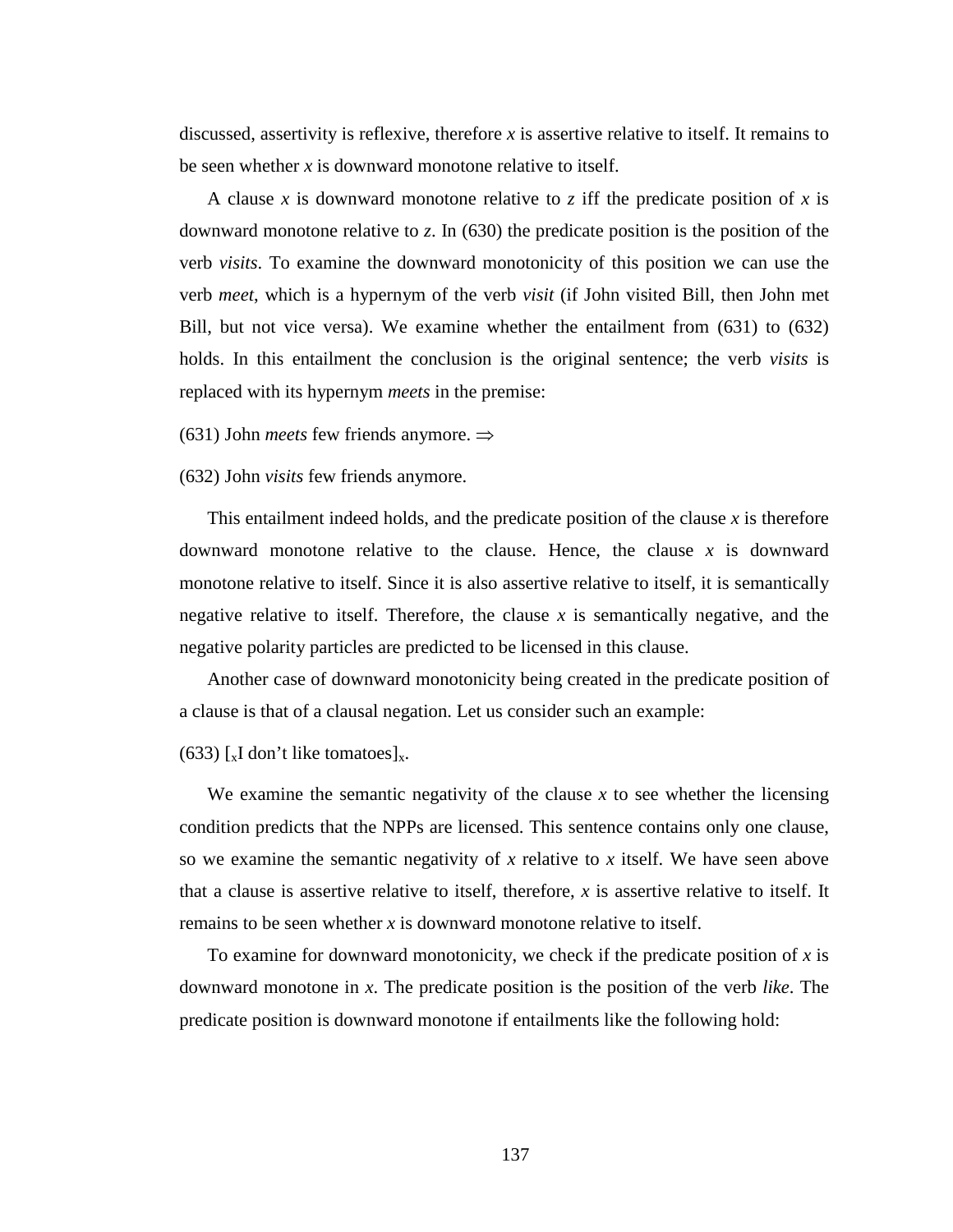discussed, assertivity is reflexive, therefore *x* is assertive relative to itself. It remains to be seen whether *x* is downward monotone relative to itself.

A clause *x* is downward monotone relative to *z* iff the predicate position of *x* is downward monotone relative to *z*. In (630) the predicate position is the position of the verb *visits*. To examine the downward monotonicity of this position we can use the verb *meet*, which is a hypernym of the verb *visit* (if John visited Bill, then John met Bill, but not vice versa). We examine whether the entailment from (631) to (632) holds. In this entailment the conclusion is the original sentence; the verb *visits* is replaced with its hypernym *meets* in the premise:

(631) John *meets* few friends anymore. $\Rightarrow$

(632) John *visits* few friends anymore.

This entailment indeed holds, and the predicate position of the clause *x* is therefore downward monotone relative to the clause. Hence, the clause *x* is downward monotone relative to itself. Since it is also assertive relative to itself, it is semantically negative relative to itself. Therefore, the clause *x* is semantically negative, and the negative polarity particles are predicted to be licensed in this clause.

Another case of downward monotonicity being created in the predicate position of a clause is that of a clausal negation. Let us consider such an example:

(633) $[_x$I don't like tomatoes$]_x$.

We examine the semantic negativity of the clause *x* to see whether the licensing condition predicts that the NPPs are licensed. This sentence contains only one clause, so we examine the semantic negativity of *x* relative to *x* itself. We have seen above that a clause is assertive relative to itself, therefore, *x* is assertive relative to itself. It remains to be seen whether *x* is downward monotone relative to itself.

To examine for downward monotonicity, we check if the predicate position of *x* is downward monotone in *x*. The predicate position is the position of the verb *like*. The predicate position is downward monotone if entailments like the following hold: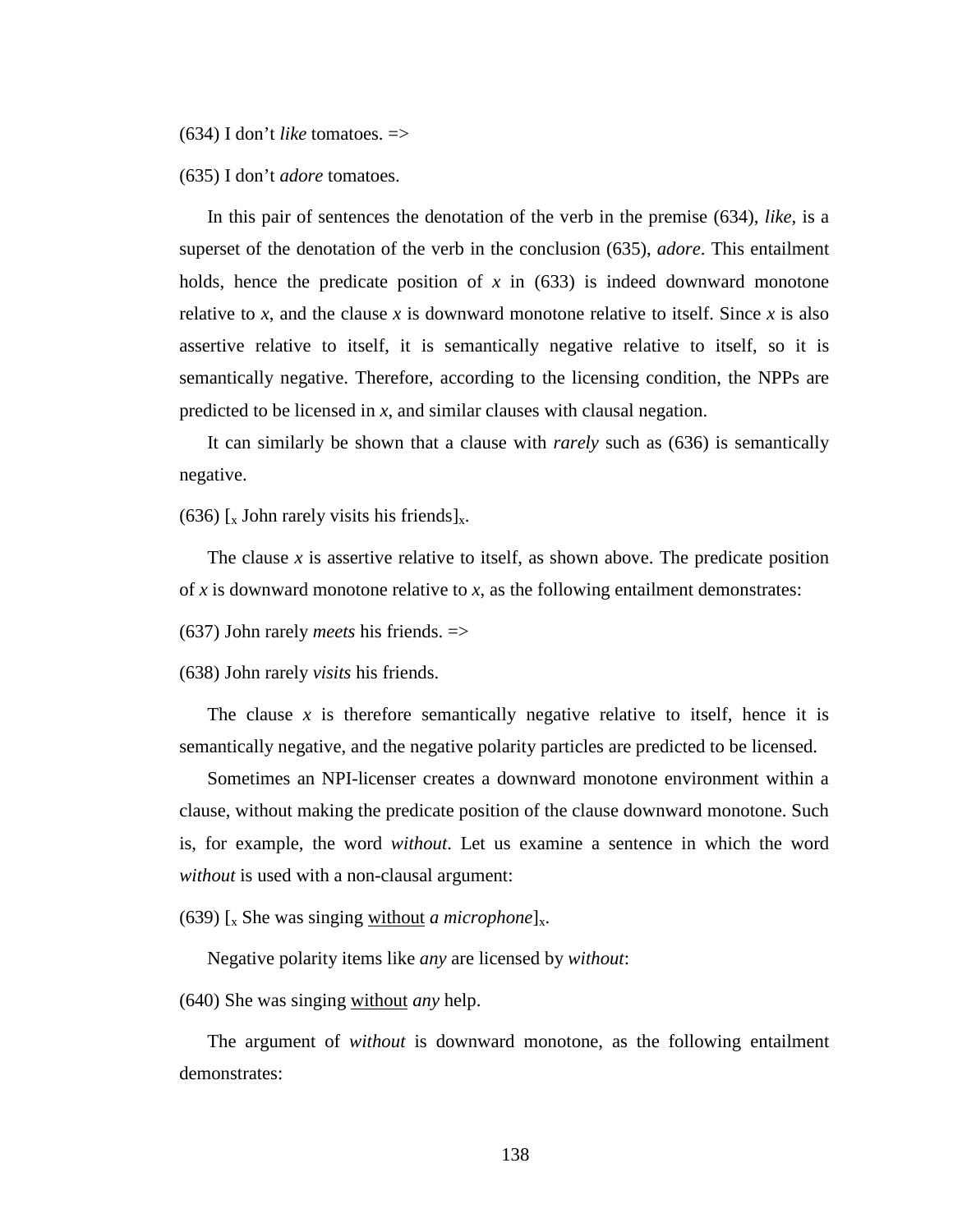(634) I don't *like* tomatoes. =>

(635) I don't *adore* tomatoes.

In this pair of sentences the denotation of the verb in the premise (634), *like*, is a superset of the denotation of the verb in the conclusion (635), *adore*. This entailment holds, hence the predicate position of *x* in (633) is indeed downward monotone relative to *x*, and the clause *x* is downward monotone relative to itself. Since *x* is also assertive relative to itself, it is semantically negative relative to itself, so it is semantically negative. Therefore, according to the licensing condition, the NPPs are predicted to be licensed in *x*, and similar clauses with clausal negation.

It can similarly be shown that a clause with *rarely* such as (636) is semantically negative.

(636) $[_x$ John rarely visits his friends$]_x$.

The clause *x* is assertive relative to itself, as shown above. The predicate position of *x* is downward monotone relative to *x*, as the following entailment demonstrates:

(637) John rarely *meets* his friends. =>

(638) John rarely *visits* his friends.

The clause *x* is therefore semantically negative relative to itself, hence it is semantically negative, and the negative polarity particles are predicted to be licensed.

Sometimes an NPI-licenser creates a downward monotone environment within a clause, without making the predicate position of the clause downward monotone. Such is, for example, the word *without*. Let us examine a sentence in which the word *without* is used with a non-clausal argument:

(639) $[_x$ She was singing <u>without</u> *a microphone*$]_x$.

Negative polarity items like *any* are licensed by *without*:

(640) She was singing <u>without</u> *any* help.

The argument of *without* is downward monotone, as the following entailment demonstrates: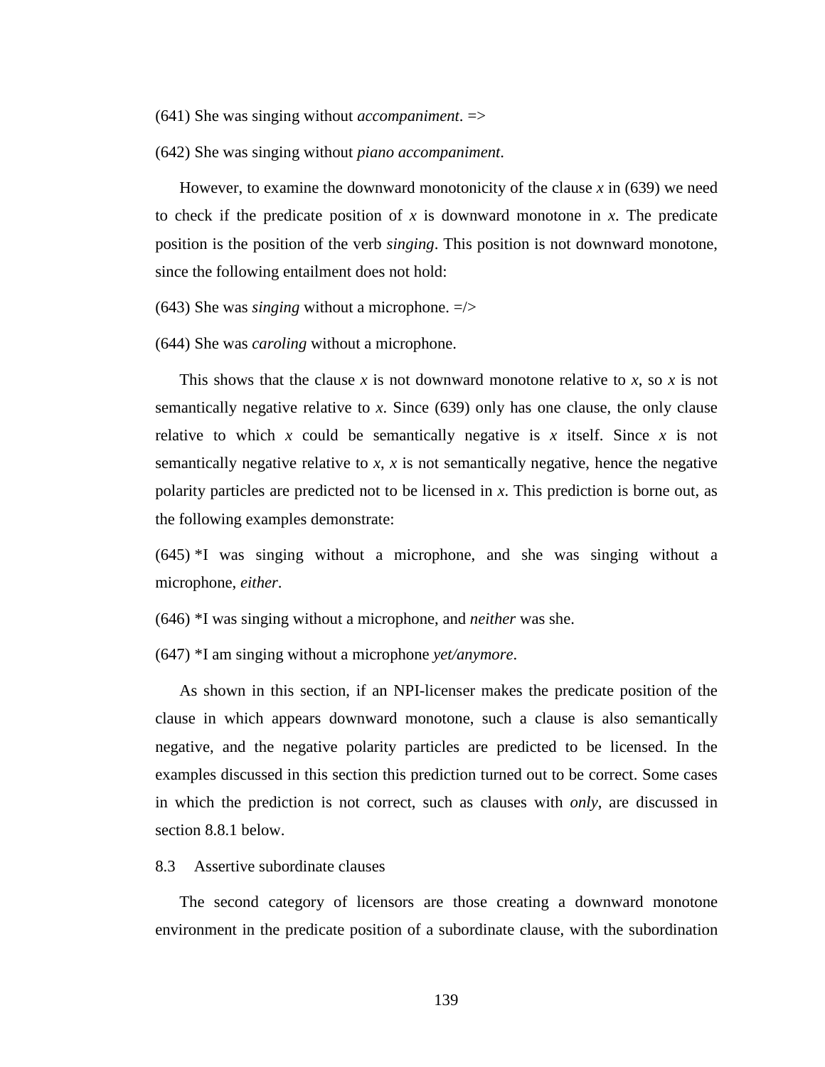(641) She was singing without *accompaniment*. =>

(642) She was singing without *piano accompaniment*.

However, to examine the downward monotonicity of the clause *x* in (639) we need to check if the predicate position of *x* is downward monotone in *x*. The predicate position is the position of the verb *singing*. This position is not downward monotone, since the following entailment does not hold:

(643) She was *singing* without a microphone. =/>

(644) She was *caroling* without a microphone.

This shows that the clause *x* is not downward monotone relative to *x*, so *x* is not semantically negative relative to *x*. Since (639) only has one clause, the only clause relative to which *x* could be semantically negative is *x* itself. Since *x* is not semantically negative relative to *x*, *x* is not semantically negative, hence the negative polarity particles are predicted not to be licensed in *x*. This prediction is borne out, as the following examples demonstrate:

(645) *I was singing without a microphone, and she was singing without a microphone, *either*.

(646) *I was singing without a microphone, and *neither* was she.

(647) *I am singing without a microphone *yet/anymore*.

As shown in this section, if an NPI-licenser makes the predicate position of the clause in which appears downward monotone, such a clause is also semantically negative, and the negative polarity particles are predicted to be licensed. In the examples discussed in this section this prediction turned out to be correct. Some cases in which the prediction is not correct, such as clauses with *only*, are discussed in section 8.8.1 below.

## 8.3 Assertive subordinate clauses

The second category of licensors are those creating a downward monotone environment in the predicate position of a subordinate clause, with the subordination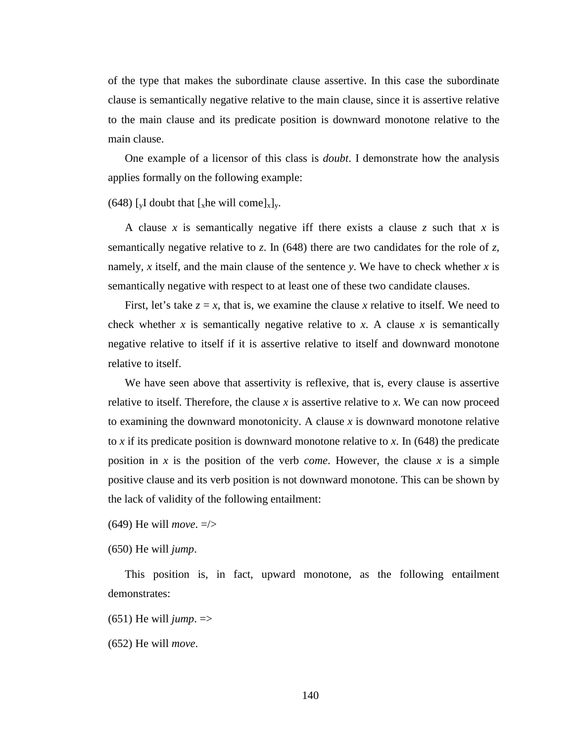of the type that makes the subordinate clause assertive. In this case the subordinate clause is semantically negative relative to the main clause, since it is assertive relative to the main clause and its predicate position is downward monotone relative to the main clause.

One example of a licensor of this class is *doubt*. I demonstrate how the analysis applies formally on the following example:

(648) $[_y$I doubt that $[_x$he will come$]_x]_y$.

A clause *x* is semantically negative iff there exists a clause *z* such that *x* is semantically negative relative to *z*. In (648) there are two candidates for the role of *z*, namely, *x* itself, and the main clause of the sentence *y*. We have to check whether *x* is semantically negative with respect to at least one of these two candidate clauses.

First, let's take $z = x$, that is, we examine the clause *x* relative to itself. We need to check whether *x* is semantically negative relative to *x*. A clause *x* is semantically negative relative to itself if it is assertive relative to itself and downward monotone relative to itself.

We have seen above that assertivity is reflexive, that is, every clause is assertive relative to itself. Therefore, the clause *x* is assertive relative to *x*. We can now proceed to examining the downward monotonicity. A clause *x* is downward monotone relative to *x* if its predicate position is downward monotone relative to *x*. In (648) the predicate position in *x* is the position of the verb *come*. However, the clause *x* is a simple positive clause and its verb position is not downward monotone. This can be shown by the lack of validity of the following entailment:

(649) He will *move*. =/>

(650) He will *jump*.

This position is, in fact, upward monotone, as the following entailment demonstrates:

(651) He will *jump*. =>

(652) He will *move*.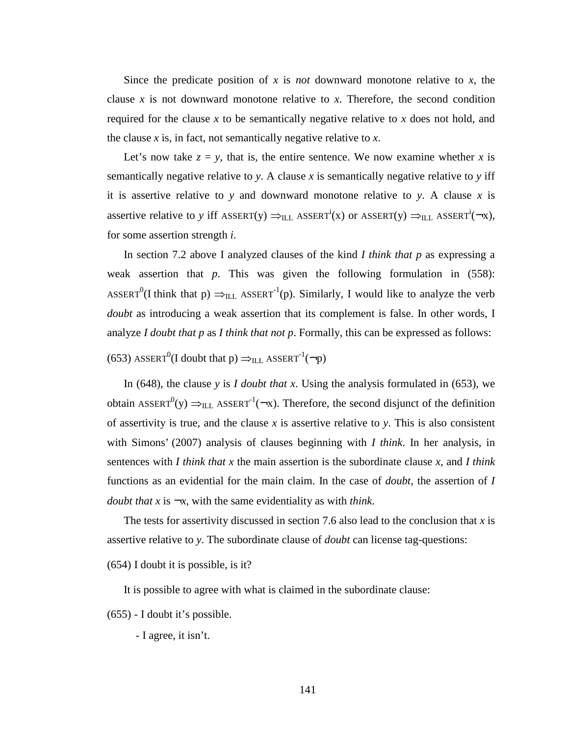Since the predicate position of *x* is *not* downward monotone relative to *x*, the clause *x* is not downward monotone relative to *x*. Therefore, the second condition required for the clause *x* to be semantically negative relative to *x* does not hold, and the clause *x* is, in fact, not semantically negative relative to *x*.

Let's now take *z* = *y*, that is, the entire sentence. We now examine whether *x* is semantically negative relative to *y*. A clause *x* is semantically negative relative to *y* iff it is assertive relative to *y* and downward monotone relative to *y*. A clause *x* is assertive relative to *y* iff $\text{ASSERT}(y) \Rightarrow_{ILL} \text{ASSERT}^{i}(x)$ or $\text{ASSERT}(y) \Rightarrow_{ILL} \text{ASSERT}^{i}(\neg x)$, for some assertion strength *i*.

In section 7.2 above I analyzed clauses of the kind *I think that p* as expressing a weak assertion that *p*. This was given the following formulation in (558): $\text{ASSERT}^{0}(\text{I think that p}) \Rightarrow_{ILL} \text{ASSERT}^{-1}(p)$. Similarly, I would like to analyze the verb *doubt* as introducing a weak assertion that its complement is false. In other words, I analyze *I doubt that p* as *I think that not p*. Formally, this can be expressed as follows:

(653) $\text{ASSERT}^{0}(\text{I doubt that p}) \Rightarrow_{ILL} \text{ASSERT}^{-1}(\neg p)$

In (648), the clause *y* is *I doubt that x*. Using the analysis formulated in (653), we obtain $\text{ASSERT}^{0}(y) \Rightarrow_{ILL} \text{ASSERT}^{-1}(\neg x)$. Therefore, the second disjunct of the definition of assertivity is true, and the clause *x* is assertive relative to *y*. This is also consistent with Simons' (2007) analysis of clauses beginning with *I think*. In her analysis, in sentences with *I think that x* the main assertion is the subordinate clause *x*, and *I think* functions as an evidential for the main claim. In the case of *doubt*, the assertion of *I doubt that x* is $\neg x$, with the same evidentiality as with *think*.

The tests for assertivity discussed in section 7.6 also lead to the conclusion that *x* is assertive relative to *y*. The subordinate clause of *doubt* can license tag-questions:

(654) I doubt it is possible, is it?

It is possible to agree with what is claimed in the subordinate clause:

(655) - I doubt it's possible.

- I agree, it isn't.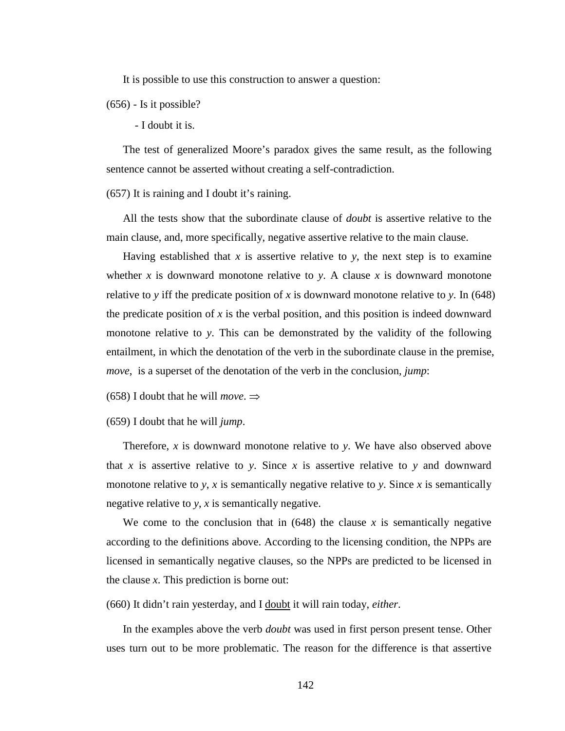It is possible to use this construction to answer a question:

(656) - Is it possible?

- I doubt it is.

The test of generalized Moore's paradox gives the same result, as the following sentence cannot be asserted without creating a self-contradiction.

(657) It is raining and I doubt it's raining.

All the tests show that the subordinate clause of *doubt* is assertive relative to the main clause, and, more specifically, negative assertive relative to the main clause.

Having established that *x* is assertive relative to *y*, the next step is to examine whether *x* is downward monotone relative to *y*. A clause *x* is downward monotone relative to *y* iff the predicate position of *x* is downward monotone relative to *y*. In (648) the predicate position of *x* is the verbal position, and this position is indeed downward monotone relative to *y*. This can be demonstrated by the validity of the following entailment, in which the denotation of the verb in the subordinate clause in the premise, *move*, is a superset of the denotation of the verb in the conclusion, *jump*:

(658) I doubt that he will *move*. $\Rightarrow$

(659) I doubt that he will *jump*.

Therefore, *x* is downward monotone relative to *y*. We have also observed above that *x* is assertive relative to *y*. Since *x* is assertive relative to *y* and downward monotone relative to *y*, *x* is semantically negative relative to *y*. Since *x* is semantically negative relative to *y*, *x* is semantically negative.

We come to the conclusion that in (648) the clause *x* is semantically negative according to the definitions above. According to the licensing condition, the NPPs are licensed in semantically negative clauses, so the NPPs are predicted to be licensed in the clause *x*. This prediction is borne out:

(660) It didn't rain yesterday, and I <u>doubt</u> it will rain today, *either*.

In the examples above the verb *doubt* was used in first person present tense. Other uses turn out to be more problematic. The reason for the difference is that assertive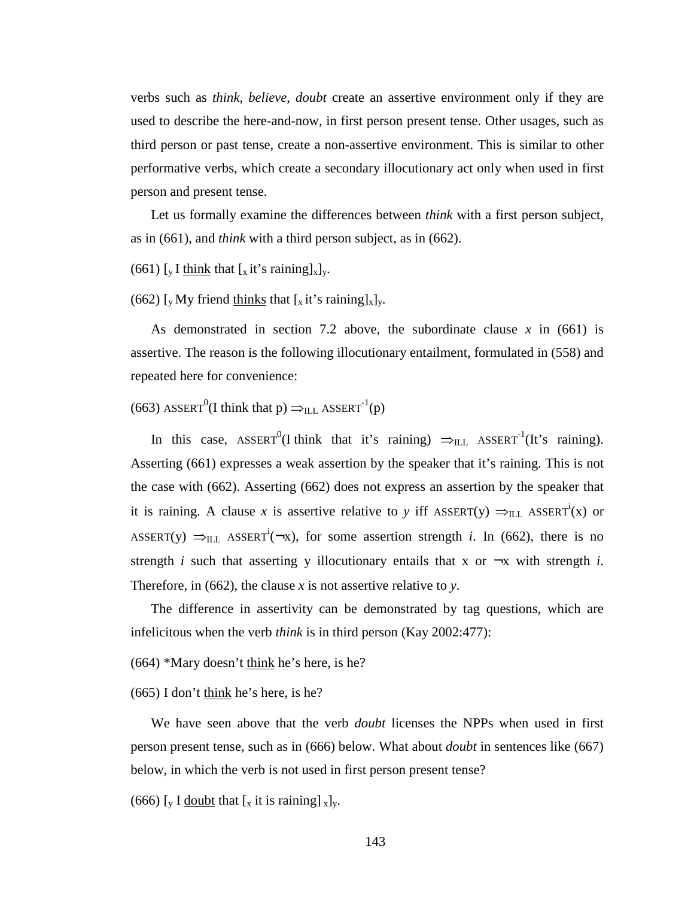verbs such as *think*, *believe*, *doubt* create an assertive environment only if they are used to describe the here-and-now, in first person present tense. Other usages, such as third person or past tense, create a non-assertive environment. This is similar to other performative verbs, which create a secondary illocutionary act only when used in first person and present tense.

Let us formally examine the differences between *think* with a first person subject, as in (661), and *think* with a third person subject, as in (662).

(661) $[_y$ I <u>think</u> that $[_x$ it's raining$]_x]_y$.

(662) $[_y$ My friend <u>thinks</u> that $[_x$ it's raining$]_x]_y$.

As demonstrated in section 7.2 above, the subordinate clause *x* in (661) is assertive. The reason is the following illocutionary entailment, formulated in (558) and repeated here for convenience:

(663) $\text{ASSERT}^0$(I think that p) $\Rightarrow_{\text{ILL}}$ $\text{ASSERT}^{-1}$(p)

In this case, $\text{ASSERT}^0$(I think that it's raining) $\Rightarrow_{\text{ILL}}$ $\text{ASSERT}^{-1}$(It's raining). Asserting (661) expresses a weak assertion by the speaker that it's raining. This is not the case with (662). Asserting (662) does not express an assertion by the speaker that it is raining. A clause *x* is assertive relative to *y* iff $\text{ASSERT}(y) \Rightarrow_{\text{ILL}} \text{ASSERT}^i(x)$ or $\text{ASSERT}(y) \Rightarrow_{\text{ILL}} \text{ASSERT}^i(\neg x)$, for some assertion strength *i*. In (662), there is no strength *i* such that asserting y illocutionary entails that x or $\neg$x with strength *i*. Therefore, in (662), the clause *x* is not assertive relative to *y*.

The difference in assertivity can be demonstrated by tag questions, which are infelicitous when the verb *think* is in third person (Kay 2002:477):

(664) *Mary doesn't <u>think</u> he's here, is he?

(665) I don't <u>think</u> he's here, is he?

We have seen above that the verb *doubt* licenses the NPPs when used in first person present tense, such as in (666) below. What about *doubt* in sentences like (667) below, in which the verb is not used in first person present tense?

(666) $[_y$ I <u>doubt</u> that $[_x$ it is raining$]_x]_y$.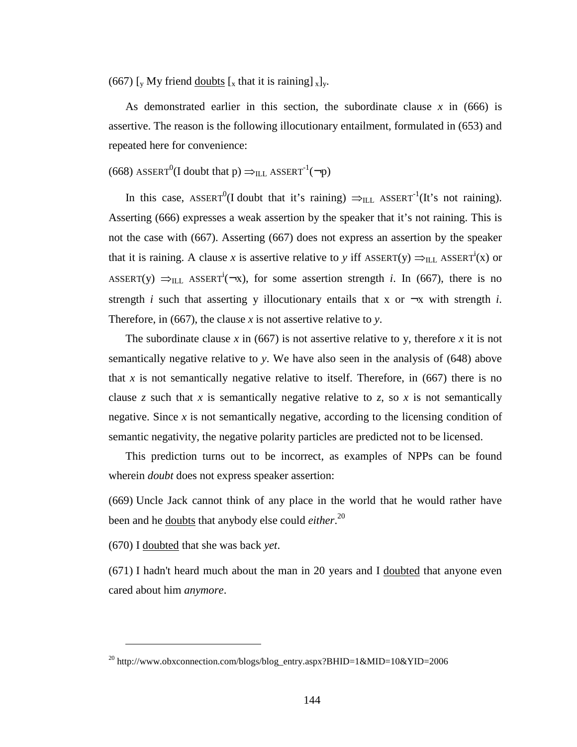(667) $[_y$ My friend doubts $[_x$ that it is raining$]_x]_y$.

As demonstrated earlier in this section, the subordinate clause *x* in (666) is assertive. The reason is the following illocutionary entailment, formulated in (653) and repeated here for convenience:

(668) $\text{ASSERT}^0$(I doubt that p) $\Rightarrow_{\text{ILL}}$ $\text{ASSERT}^{-1}(\neg p)$

In this case, $\text{ASSERT}^0$(I doubt that it's raining) $\Rightarrow_{\text{ILL}}$ $\text{ASSERT}^{-1}$(It's not raining). Asserting (666) expresses a weak assertion by the speaker that it's not raining. This is not the case with (667). Asserting (667) does not express an assertion by the speaker that it is raining. A clause *x* is assertive relative to *y* iff $\text{ASSERT}(y) \Rightarrow_{\text{ILL}} \text{ASSERT}^i(x)$ or $\text{ASSERT}(y) \Rightarrow_{\text{ILL}} \text{ASSERT}^i(\neg x)$, for some assertion strength *i*. In (667), there is no strength *i* such that asserting y illocutionary entails that x or $\neg$x with strength *i*. Therefore, in (667), the clause *x* is not assertive relative to *y*.

The subordinate clause *x* in (667) is not assertive relative to y, therefore *x* it is not semantically negative relative to *y*. We have also seen in the analysis of (648) above that *x* is not semantically negative relative to itself. Therefore, in (667) there is no clause *z* such that *x* is semantically negative relative to *z*, so *x* is not semantically negative. Since *x* is not semantically negative, according to the licensing condition of semantic negativity, the negative polarity particles are predicted not to be licensed.

This prediction turns out to be incorrect, as examples of NPPs can be found wherein *doubt* does not express speaker assertion:

(669) Uncle Jack cannot think of any place in the world that he would rather have been and he doubts that anybody else could *either*.[20]

(670) I doubted that she was back *yet*.

(671) I hadn't heard much about the man in 20 years and I doubted that anyone even cared about him *anymore*.

[20] http://www.obxconnection.com/blogs/blog_entry.aspx?BHID=1&MID=10&YID=2006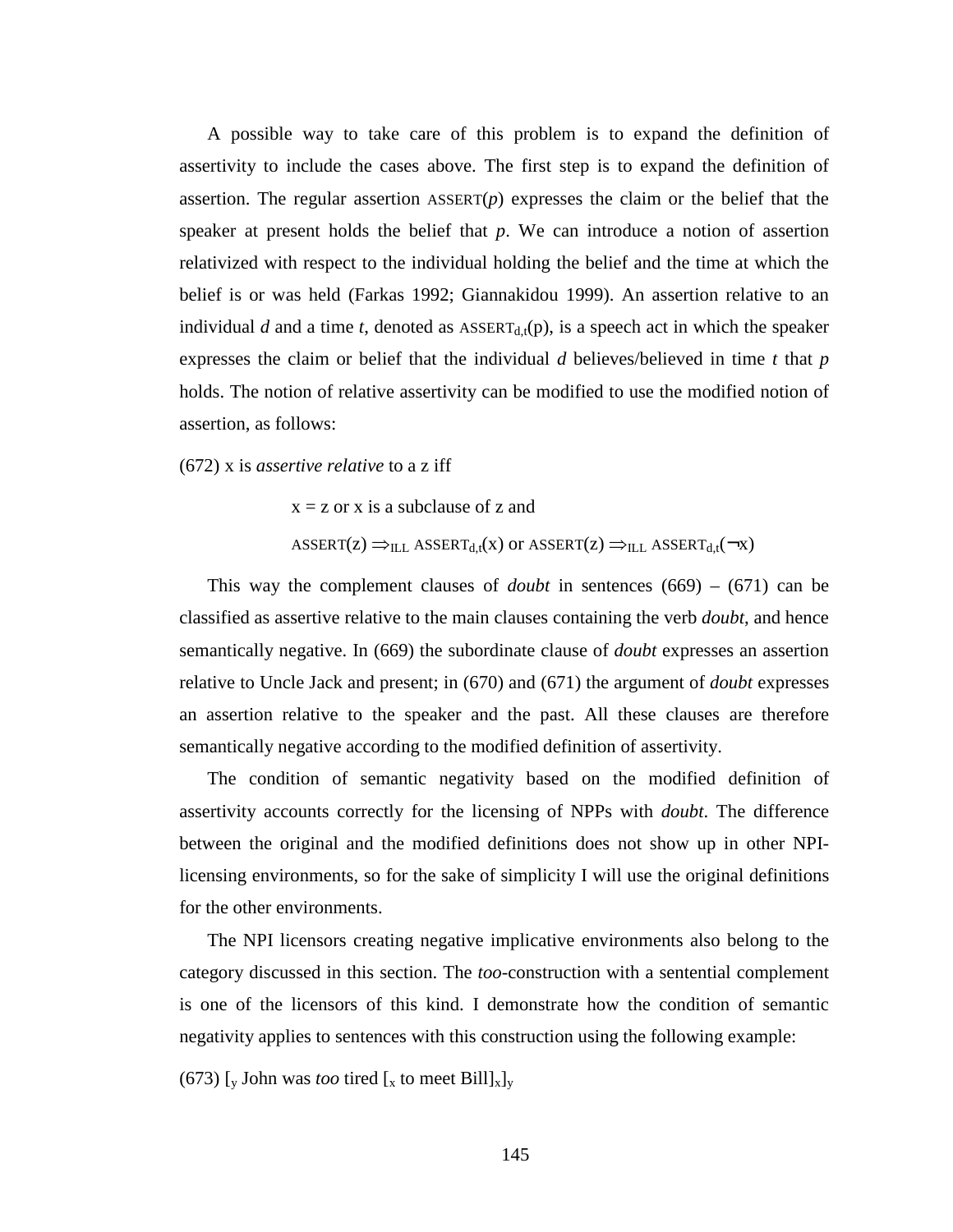A possible way to take care of this problem is to expand the definition of assertivity to include the cases above. The first step is to expand the definition of assertion. The regular assertion ASSERT(*p*) expresses the claim or the belief that the speaker at present holds the belief that *p*. We can introduce a notion of assertion relativized with respect to the individual holding the belief and the time at which the belief is or was held (Farkas 1992; Giannakidou 1999). An assertion relative to an individual *d* and a time *t*, denoted as $\text{ASSERT}_{d,t}(p)$, is a speech act in which the speaker expresses the claim or belief that the individual *d* believes/believed in time *t* that *p* holds. The notion of relative assertivity can be modified to use the modified notion of assertion, as follows:

(672) x is *assertive relative* to a z iff

$$x = z \text{ or } x \text{ is a subclause of } z \text{ and}$$

$$\text{ASSERT}(z) \Rightarrow_{ILL} \text{ASSERT}_{d,t}(x) \text{ or } \text{ASSERT}(z) \Rightarrow_{ILL} \text{ASSERT}_{d,t}(\neg x)$$

This way the complement clauses of *doubt* in sentences (669) – (671) can be classified as assertive relative to the main clauses containing the verb *doubt*, and hence semantically negative. In (669) the subordinate clause of *doubt* expresses an assertion relative to Uncle Jack and present; in (670) and (671) the argument of *doubt* expresses an assertion relative to the speaker and the past. All these clauses are therefore semantically negative according to the modified definition of assertivity.

The condition of semantic negativity based on the modified definition of assertivity accounts correctly for the licensing of NPPs with *doubt*. The difference between the original and the modified definitions does not show up in other NPI-licensing environments, so for the sake of simplicity I will use the original definitions for the other environments.

The NPI licensors creating negative implicative environments also belong to the category discussed in this section. The *too*-construction with a sentential complement is one of the licensors of this kind. I demonstrate how the condition of semantic negativity applies to sentences with this construction using the following example:

(673) $[_y$ John was *too* tired $[_x$ to meet Bill$]_x]_y$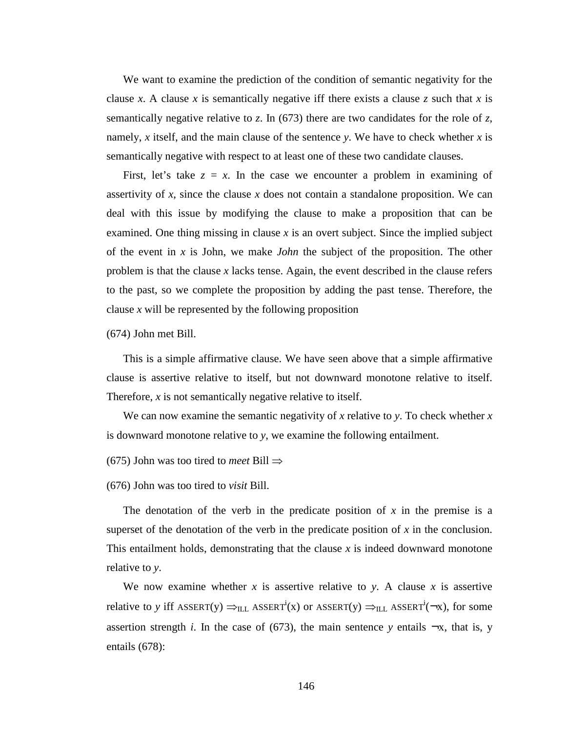We want to examine the prediction of the condition of semantic negativity for the clause *x*. A clause *x* is semantically negative iff there exists a clause *z* such that *x* is semantically negative relative to *z*. In (673) there are two candidates for the role of *z*, namely, *x* itself, and the main clause of the sentence *y*. We have to check whether *x* is semantically negative with respect to at least one of these two candidate clauses.

First, let's take *z* = *x*. In the case we encounter a problem in examining of assertivity of *x*, since the clause *x* does not contain a standalone proposition. We can deal with this issue by modifying the clause to make a proposition that can be examined. One thing missing in clause *x* is an overt subject. Since the implied subject of the event in *x* is John, we make *John* the subject of the proposition. The other problem is that the clause *x* lacks tense. Again, the event described in the clause refers to the past, so we complete the proposition by adding the past tense. Therefore, the clause *x* will be represented by the following proposition

(674) John met Bill.

This is a simple affirmative clause. We have seen above that a simple affirmative clause is assertive relative to itself, but not downward monotone relative to itself. Therefore, *x* is not semantically negative relative to itself.

We can now examine the semantic negativity of *x* relative to *y*. To check whether *x* is downward monotone relative to *y*, we examine the following entailment.

(675) John was too tired to *meet* Bill $\Rightarrow$

(676) John was too tired to *visit* Bill.

The denotation of the verb in the predicate position of *x* in the premise is a superset of the denotation of the verb in the predicate position of *x* in the conclusion. This entailment holds, demonstrating that the clause *x* is indeed downward monotone relative to *y*.

We now examine whether *x* is assertive relative to *y*. A clause *x* is assertive relative to *y* iff $\text{ASSERT}(y) \Rightarrow_{ILL} \text{ASSERT}^i(x)$ or $\text{ASSERT}(y) \Rightarrow_{ILL} \text{ASSERT}^i(\neg x)$, for some assertion strength *i*. In the case of (673), the main sentence *y* entails $\neg x$, that is, y entails (678):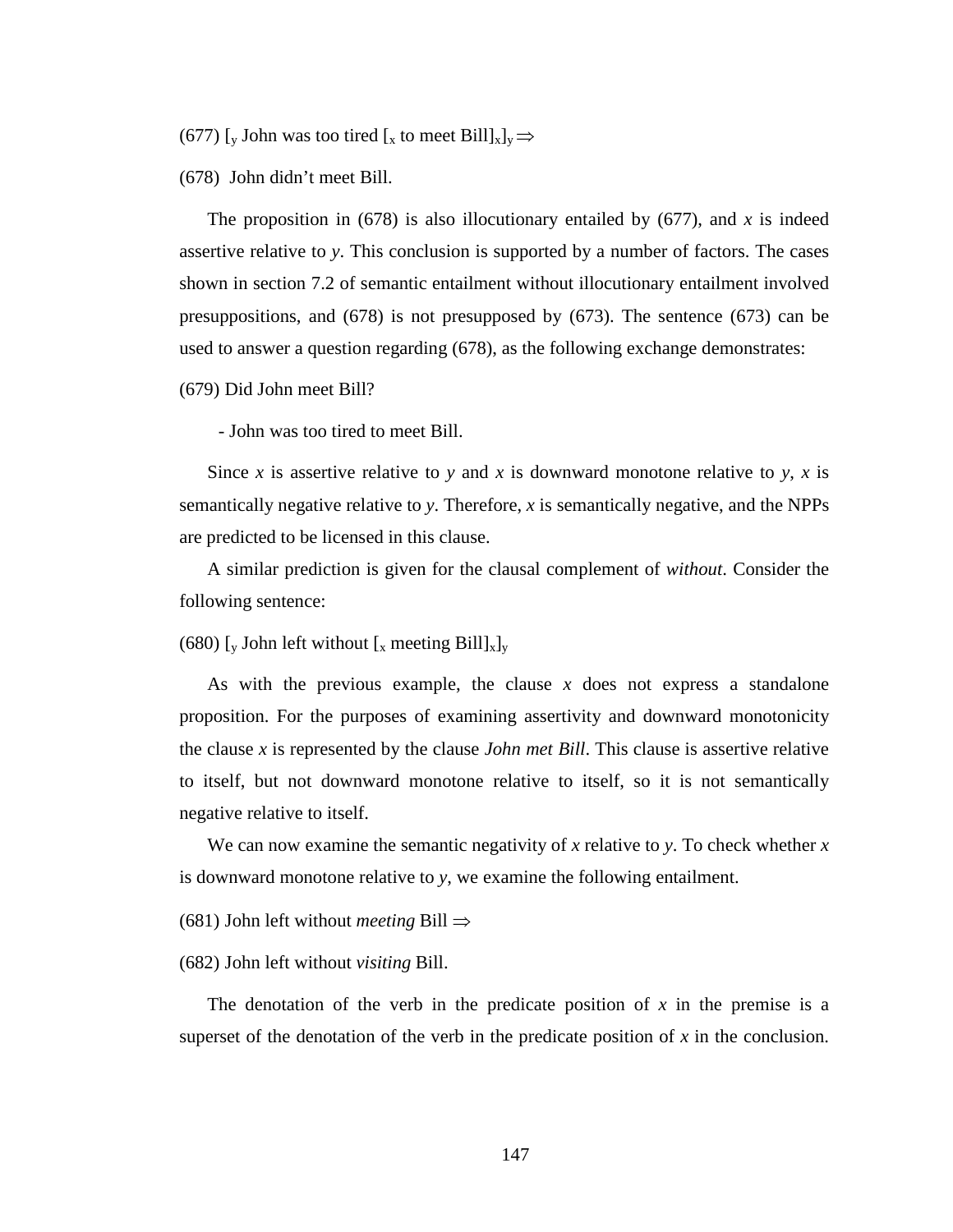(677) [$_y$ John was too tired [$_x$ to meet Bill]$_x$]$_y$ $\Rightarrow$

(678) John didn't meet Bill.

The proposition in (678) is also illocutionary entailed by (677), and *x* is indeed assertive relative to *y*. This conclusion is supported by a number of factors. The cases shown in section 7.2 of semantic entailment without illocutionary entailment involved presuppositions, and (678) is not presupposed by (673). The sentence (673) can be used to answer a question regarding (678), as the following exchange demonstrates:

(679) Did John meet Bill?

- John was too tired to meet Bill.

Since *x* is assertive relative to *y* and *x* is downward monotone relative to *y*, *x* is semantically negative relative to *y*. Therefore, *x* is semantically negative, and the NPPs are predicted to be licensed in this clause.

A similar prediction is given for the clausal complement of *without*. Consider the following sentence:

(680) [$_y$ John left without [$_x$ meeting Bill]$_x$]$_y$

As with the previous example, the clause *x* does not express a standalone proposition. For the purposes of examining assertivity and downward monotonicity the clause *x* is represented by the clause *John met Bill*. This clause is assertive relative to itself, but not downward monotone relative to itself, so it is not semantically negative relative to itself.

We can now examine the semantic negativity of *x* relative to *y*. To check whether *x* is downward monotone relative to *y*, we examine the following entailment.

(681) John left without *meeting* Bill $\Rightarrow$

(682) John left without *visiting* Bill.

The denotation of the verb in the predicate position of *x* in the premise is a superset of the denotation of the verb in the predicate position of *x* in the conclusion.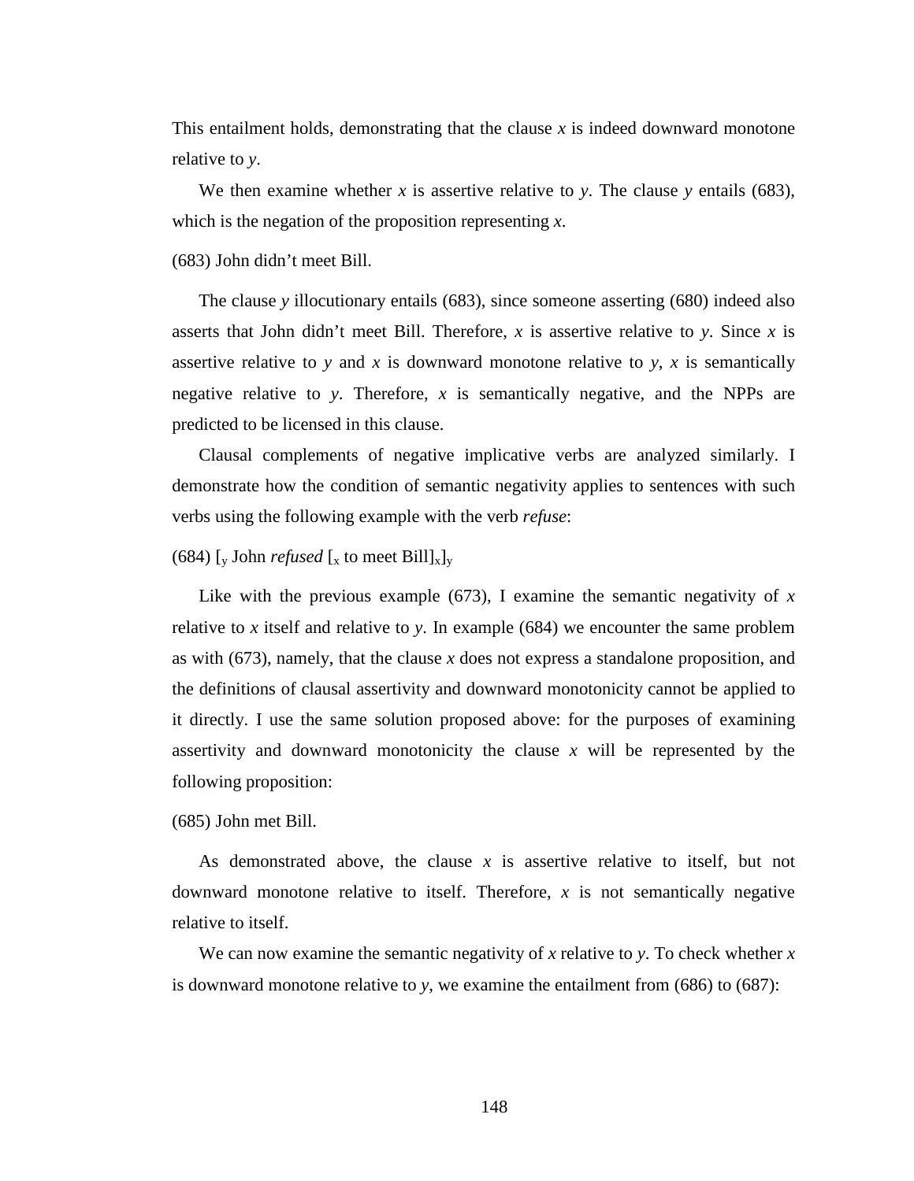This entailment holds, demonstrating that the clause *x* is indeed downward monotone relative to *y*.

We then examine whether *x* is assertive relative to *y*. The clause *y* entails (683), which is the negation of the proposition representing *x*.

(683) John didn't meet Bill.

The clause *y* illocutionary entails (683), since someone asserting (680) indeed also asserts that John didn't meet Bill. Therefore, *x* is assertive relative to *y*. Since *x* is assertive relative to *y* and *x* is downward monotone relative to *y*, *x* is semantically negative relative to *y*. Therefore, *x* is semantically negative, and the NPPs are predicted to be licensed in this clause.

Clausal complements of negative implicative verbs are analyzed similarly. I demonstrate how the condition of semantic negativity applies to sentences with such verbs using the following example with the verb *refuse*:

(684) $[_y$ John *refused* $[_x$ to meet Bill$]_x]_y$

Like with the previous example (673), I examine the semantic negativity of *x* relative to *x* itself and relative to *y*. In example (684) we encounter the same problem as with (673), namely, that the clause *x* does not express a standalone proposition, and the definitions of clausal assertivity and downward monotonicity cannot be applied to it directly. I use the same solution proposed above: for the purposes of examining assertivity and downward monotonicity the clause *x* will be represented by the following proposition:

(685) John met Bill.

As demonstrated above, the clause *x* is assertive relative to itself, but not downward monotone relative to itself. Therefore, *x* is not semantically negative relative to itself.

We can now examine the semantic negativity of *x* relative to *y*. To check whether *x* is downward monotone relative to *y*, we examine the entailment from (686) to (687):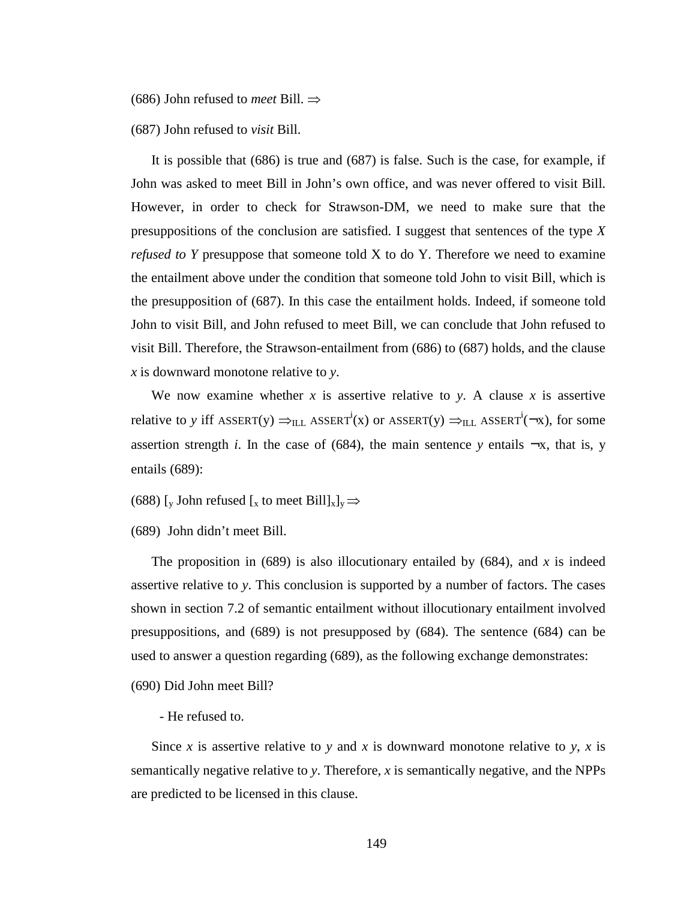(686) John refused to *meet* Bill. $\Rightarrow$

(687) John refused to *visit* Bill.

It is possible that (686) is true and (687) is false. Such is the case, for example, if John was asked to meet Bill in John's own office, and was never offered to visit Bill. However, in order to check for Strawson-DM, we need to make sure that the presuppositions of the conclusion are satisfied. I suggest that sentences of the type *X refused to Y* presuppose that someone told X to do Y. Therefore we need to examine the entailment above under the condition that someone told John to visit Bill, which is the presupposition of (687). In this case the entailment holds. Indeed, if someone told John to visit Bill, and John refused to meet Bill, we can conclude that John refused to visit Bill. Therefore, the Strawson-entailment from (686) to (687) holds, and the clause $x$ is downward monotone relative to $y$.

We now examine whether $x$ is assertive relative to $y$. A clause $x$ is assertive relative to $y$ iff $\text{ASSERT}(y) \Rightarrow_{ILL} \text{ASSERT}^{i}(x)$ or $\text{ASSERT}(y) \Rightarrow_{ILL} \text{ASSERT}^{i}(\neg x)$, for some assertion strength $i$. In the case of (684), the main sentence $y$ entails $\neg x$, that is, y entails (689):

(688) $[_y$ John refused $[_x$ to meet Bill$]_x]_y \Rightarrow$

(689) John didn't meet Bill.

The proposition in (689) is also illocutionary entailed by (684), and $x$ is indeed assertive relative to $y$. This conclusion is supported by a number of factors. The cases shown in section 7.2 of semantic entailment without illocutionary entailment involved presuppositions, and (689) is not presupposed by (684). The sentence (684) can be used to answer a question regarding (689), as the following exchange demonstrates:

(690) Did John meet Bill?

- He refused to.

Since $x$ is assertive relative to $y$ and $x$ is downward monotone relative to $y$, $x$ is semantically negative relative to $y$. Therefore, $x$ is semantically negative, and the NPPs are predicted to be licensed in this clause.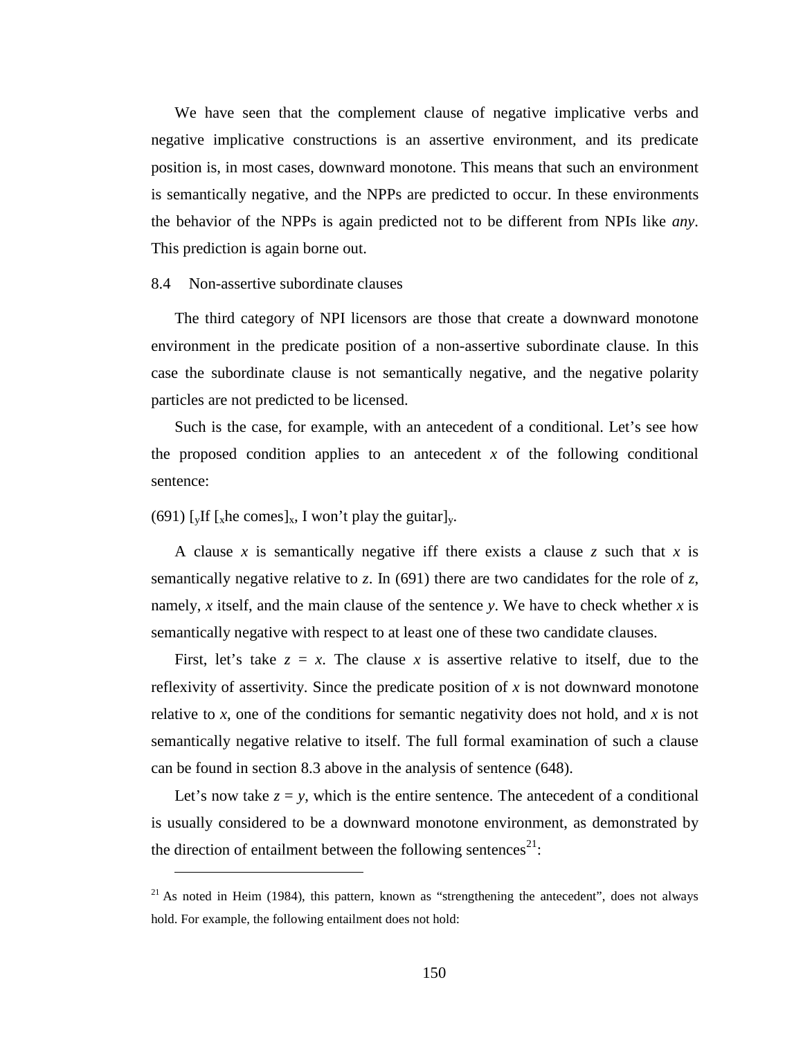We have seen that the complement clause of negative implicative verbs and negative implicative constructions is an assertive environment, and its predicate position is, in most cases, downward monotone. This means that such an environment is semantically negative, and the NPPs are predicted to occur. In these environments the behavior of the NPPs is again predicted not to be different from NPIs like *any*. This prediction is again borne out.

### 8.4 Non-assertive subordinate clauses

The third category of NPI licensors are those that create a downward monotone environment in the predicate position of a non-assertive subordinate clause. In this case the subordinate clause is not semantically negative, and the negative polarity particles are not predicted to be licensed.

Such is the case, for example, with an antecedent of a conditional. Let's see how the proposed condition applies to an antecedent *x* of the following conditional sentence:

(691) $[_y$If $[_x$he comes$]_x$, I won't play the guitar$]_y$.

A clause *x* is semantically negative iff there exists a clause *z* such that *x* is semantically negative relative to *z*. In (691) there are two candidates for the role of *z*, namely, *x* itself, and the main clause of the sentence *y*. We have to check whether *x* is semantically negative with respect to at least one of these two candidate clauses.

First, let's take $z = x$. The clause *x* is assertive relative to itself, due to the reflexivity of assertivity. Since the predicate position of *x* is not downward monotone relative to *x*, one of the conditions for semantic negativity does not hold, and *x* is not semantically negative relative to itself. The full formal examination of such a clause can be found in section 8.3 above in the analysis of sentence (648).

Let's now take $z = y$, which is the entire sentence. The antecedent of a conditional is usually considered to be a downward monotone environment, as demonstrated by the direction of entailment between the following sentences[21]:

---

[21] As noted in Heim (1984), this pattern, known as "strengthening the antecedent", does not always hold. For example, the following entailment does not hold: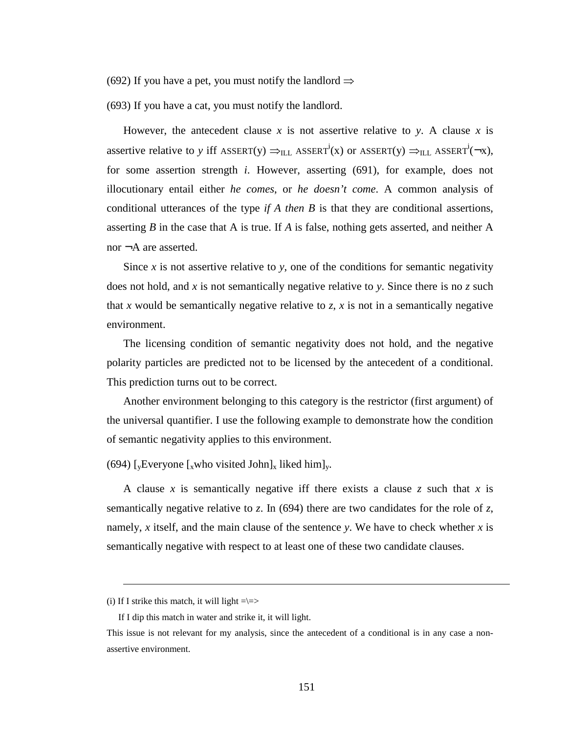(692) If you have a pet, you must notify the landlord $\Rightarrow$

(693) If you have a cat, you must notify the landlord.

However, the antecedent clause *x* is not assertive relative to *y*. A clause *x* is assertive relative to *y* iff $\text{ASSERT}(y) \Rightarrow_{ILL} \text{ASSERT}^i(x)$ or $\text{ASSERT}(y) \Rightarrow_{ILL} \text{ASSERT}^i(\neg x)$, for some assertion strength *i*. However, asserting (691), for example, does not illocutionary entail either *he comes*, or *he doesn't come*. A common analysis of conditional utterances of the type *if A then B* is that they are conditional assertions, asserting *B* in the case that A is true. If *A* is false, nothing gets asserted, and neither A nor $\neg$A are asserted.

Since *x* is not assertive relative to *y*, one of the conditions for semantic negativity does not hold, and *x* is not semantically negative relative to *y*. Since there is no *z* such that *x* would be semantically negative relative to *z*, *x* is not in a semantically negative environment.

The licensing condition of semantic negativity does not hold, and the negative polarity particles are predicted not to be licensed by the antecedent of a conditional. This prediction turns out to be correct.

Another environment belonging to this category is the restrictor (first argument) of the universal quantifier. I use the following example to demonstrate how the condition of semantic negativity applies to this environment.

(694) $[_y$Everyone $[_x$who visited John$]_x$ liked him$]_y$.

A clause *x* is semantically negative iff there exists a clause *z* such that *x* is semantically negative relative to *z*. In (694) there are two candidates for the role of *z*, namely, *x* itself, and the main clause of the sentence *y*. We have to check whether *x* is semantically negative with respect to at least one of these two candidate clauses.

---

(i) If I strike this match, it will light =\=>

If I dip this match in water and strike it, it will light.

This issue is not relevant for my analysis, since the antecedent of a conditional is in any case a non-assertive environment.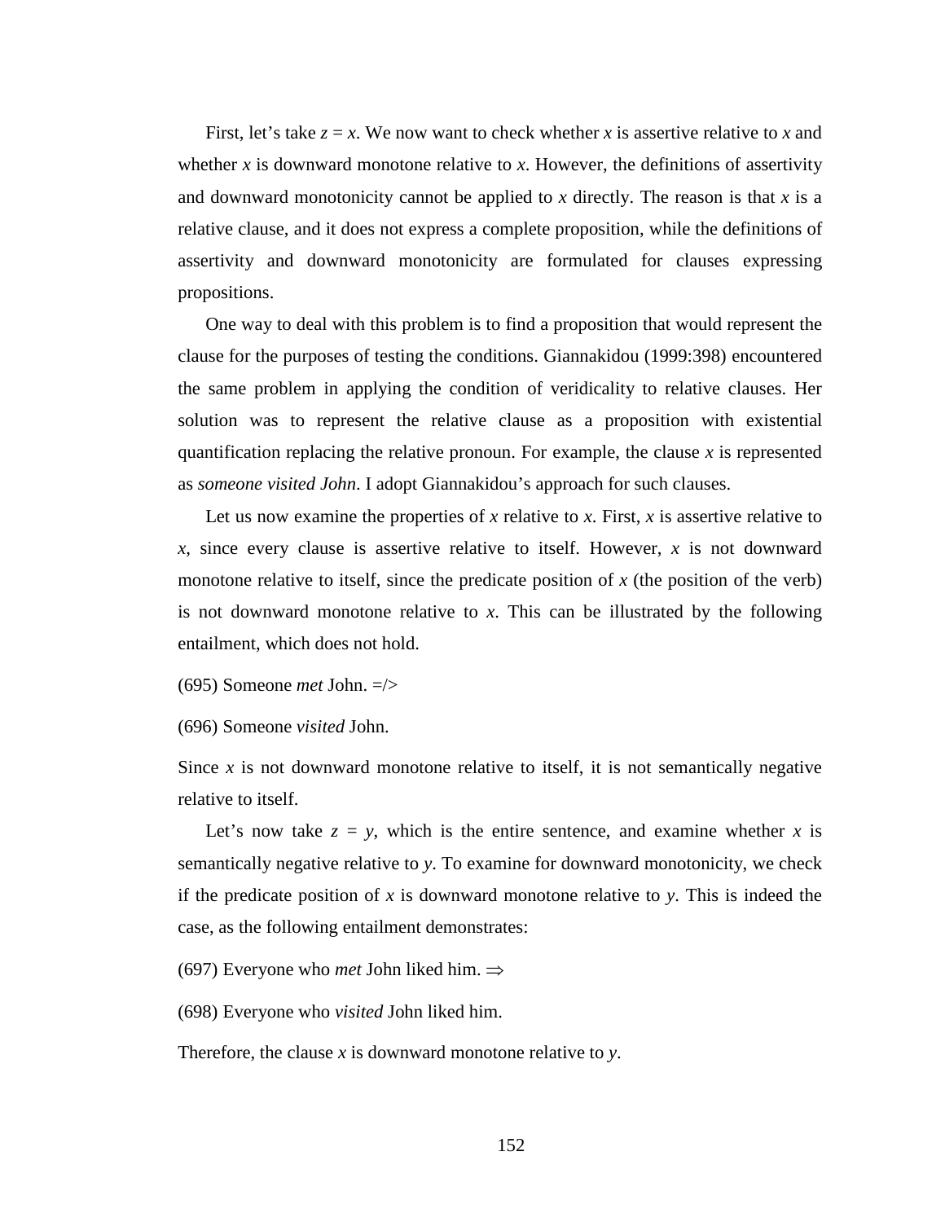First, let's take *z* = *x*. We now want to check whether *x* is assertive relative to *x* and whether *x* is downward monotone relative to *x*. However, the definitions of assertivity and downward monotonicity cannot be applied to *x* directly. The reason is that *x* is a relative clause, and it does not express a complete proposition, while the definitions of assertivity and downward monotonicity are formulated for clauses expressing propositions.

One way to deal with this problem is to find a proposition that would represent the clause for the purposes of testing the conditions. Giannakidou (1999:398) encountered the same problem in applying the condition of veridicality to relative clauses. Her solution was to represent the relative clause as a proposition with existential quantification replacing the relative pronoun. For example, the clause *x* is represented as *someone visited John*. I adopt Giannakidou's approach for such clauses.

Let us now examine the properties of *x* relative to *x*. First, *x* is assertive relative to *x*, since every clause is assertive relative to itself. However, *x* is not downward monotone relative to itself, since the predicate position of *x* (the position of the verb) is not downward monotone relative to *x*. This can be illustrated by the following entailment, which does not hold.

(695) Someone *met* John. =/>

(696) Someone *visited* John.

Since *x* is not downward monotone relative to itself, it is not semantically negative relative to itself.

Let's now take *z* = *y*, which is the entire sentence, and examine whether *x* is semantically negative relative to *y*. To examine for downward monotonicity, we check if the predicate position of *x* is downward monotone relative to *y*. This is indeed the case, as the following entailment demonstrates:

(697) Everyone who *met* John liked him. $\Rightarrow$

(698) Everyone who *visited* John liked him.

Therefore, the clause *x* is downward monotone relative to *y*.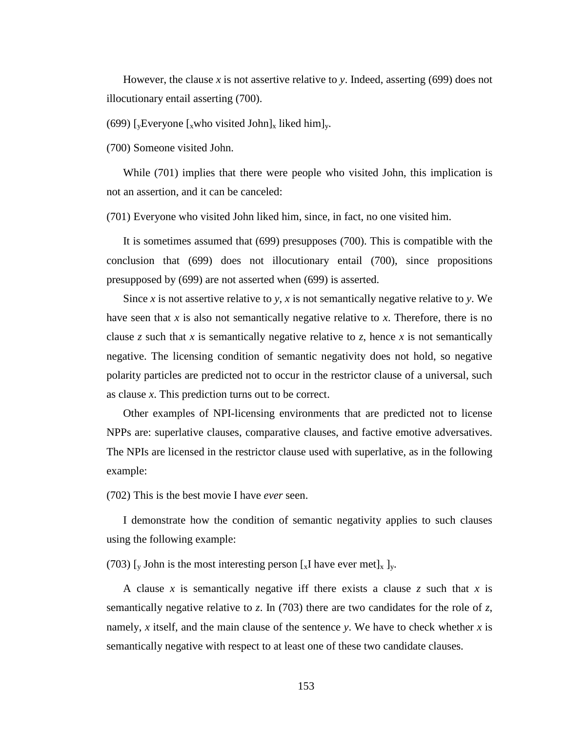However, the clause *x* is not assertive relative to *y*. Indeed, asserting (699) does not illocutionary entail asserting (700).

(699) [$_y$Everyone [$_x$who visited John]$_x$ liked him]$_y$.

(700) Someone visited John.

While (701) implies that there were people who visited John, this implication is not an assertion, and it can be canceled:

(701) Everyone who visited John liked him, since, in fact, no one visited him.

It is sometimes assumed that (699) presupposes (700). This is compatible with the conclusion that (699) does not illocutionary entail (700), since propositions presupposed by (699) are not asserted when (699) is asserted.

Since *x* is not assertive relative to *y*, *x* is not semantically negative relative to *y*. We have seen that *x* is also not semantically negative relative to *x*. Therefore, there is no clause *z* such that *x* is semantically negative relative to *z*, hence *x* is not semantically negative. The licensing condition of semantic negativity does not hold, so negative polarity particles are predicted not to occur in the restrictor clause of a universal, such as clause *x*. This prediction turns out to be correct.

Other examples of NPI-licensing environments that are predicted not to license NPPs are: superlative clauses, comparative clauses, and factive emotive adversatives. The NPIs are licensed in the restrictor clause used with superlative, as in the following example:

(702) This is the best movie I have *ever* seen.

I demonstrate how the condition of semantic negativity applies to such clauses using the following example:

(703) [$_y$ John is the most interesting person [$_x$I have ever met]$_x$ ]$_y$.

A clause *x* is semantically negative iff there exists a clause *z* such that *x* is semantically negative relative to *z*. In (703) there are two candidates for the role of *z*, namely, *x* itself, and the main clause of the sentence *y*. We have to check whether *x* is semantically negative with respect to at least one of these two candidate clauses.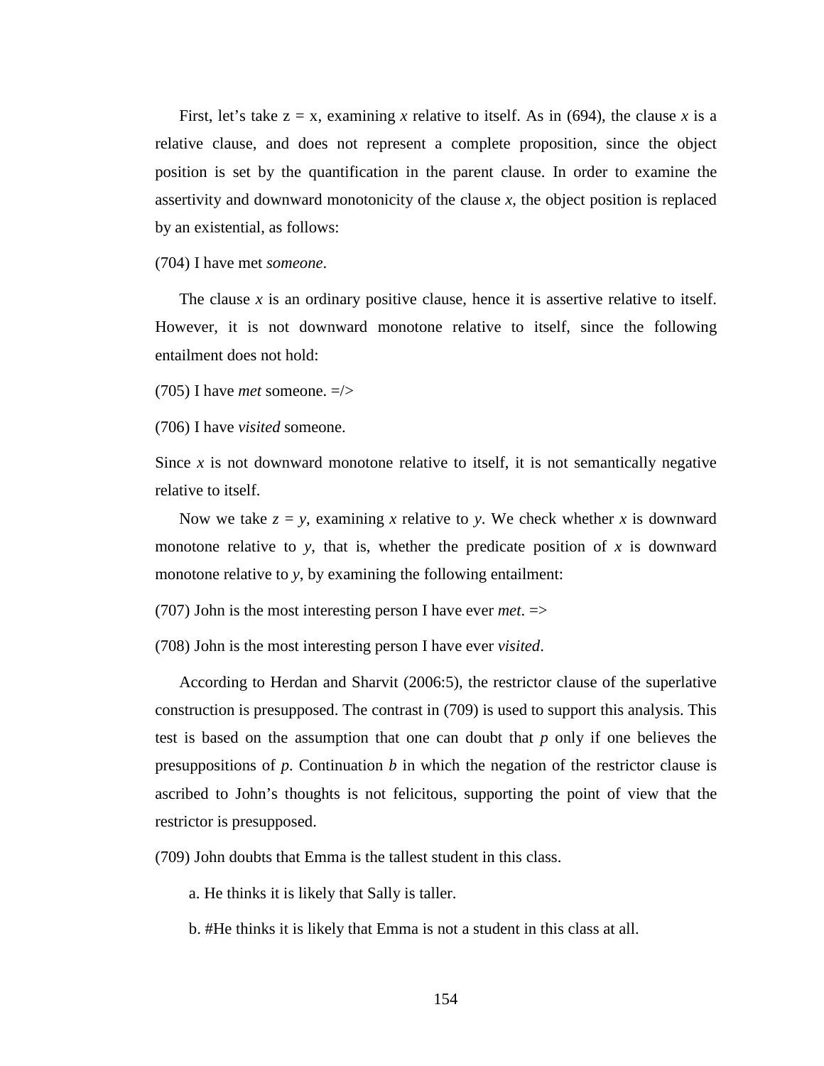First, let's take z = x, examining *x* relative to itself. As in (694), the clause *x* is a relative clause, and does not represent a complete proposition, since the object position is set by the quantification in the parent clause. In order to examine the assertivity and downward monotonicity of the clause *x*, the object position is replaced by an existential, as follows:

(704) I have met *someone*.

The clause *x* is an ordinary positive clause, hence it is assertive relative to itself. However, it is not downward monotone relative to itself, since the following entailment does not hold:

(705) I have *met* someone. =/>

(706) I have *visited* someone.

Since *x* is not downward monotone relative to itself, it is not semantically negative relative to itself.

Now we take *z* = *y*, examining *x* relative to *y*. We check whether *x* is downward monotone relative to *y*, that is, whether the predicate position of *x* is downward monotone relative to *y*, by examining the following entailment:

(707) John is the most interesting person I have ever *met*. =>

(708) John is the most interesting person I have ever *visited*.

According to Herdan and Sharvit (2006:5), the restrictor clause of the superlative construction is presupposed. The contrast in (709) is used to support this analysis. This test is based on the assumption that one can doubt that *p* only if one believes the presuppositions of *p*. Continuation *b* in which the negation of the restrictor clause is ascribed to John's thoughts is not felicitous, supporting the point of view that the restrictor is presupposed.

(709) John doubts that Emma is the tallest student in this class.

a. He thinks it is likely that Sally is taller.

b. #He thinks it is likely that Emma is not a student in this class at all.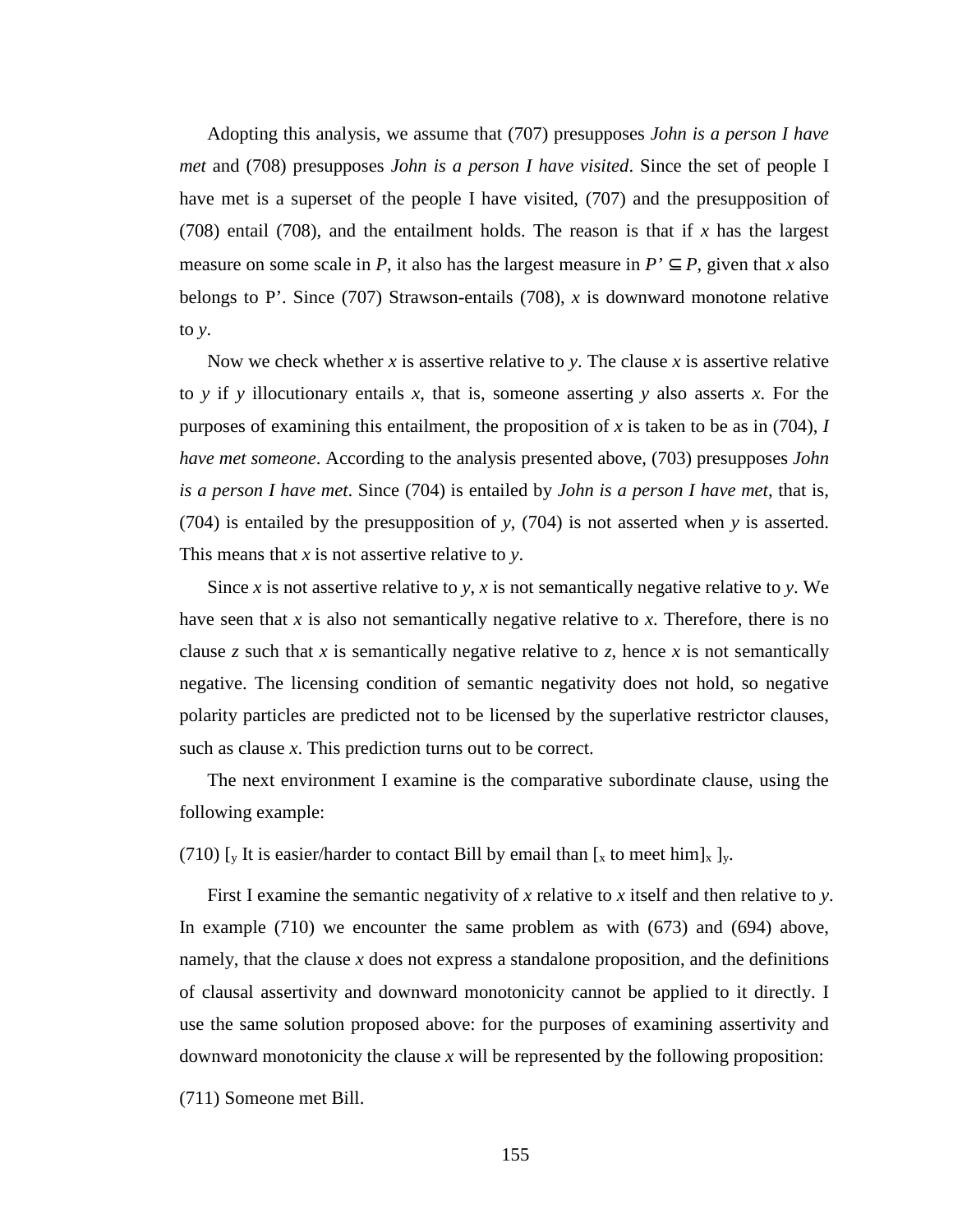Adopting this analysis, we assume that (707) presupposes *John is a person I have met* and (708) presupposes *John is a person I have visited*. Since the set of people I have met is a superset of the people I have visited, (707) and the presupposition of (708) entail (708), and the entailment holds. The reason is that if *x* has the largest measure on some scale in *P*, it also has the largest measure in $P' \subseteq P$, given that *x* also belongs to P'. Since (707) Strawson-entails (708), *x* is downward monotone relative to *y*.

Now we check whether *x* is assertive relative to *y*. The clause *x* is assertive relative to *y* if *y* illocutionary entails *x*, that is, someone asserting *y* also asserts *x*. For the purposes of examining this entailment, the proposition of *x* is taken to be as in (704), *I have met someone*. According to the analysis presented above, (703) presupposes *John is a person I have met*. Since (704) is entailed by *John is a person I have met*, that is, (704) is entailed by the presupposition of *y*, (704) is not asserted when *y* is asserted. This means that *x* is not assertive relative to *y*.

Since *x* is not assertive relative to *y*, *x* is not semantically negative relative to *y*. We have seen that *x* is also not semantically negative relative to *x*. Therefore, there is no clause *z* such that *x* is semantically negative relative to *z*, hence *x* is not semantically negative. The licensing condition of semantic negativity does not hold, so negative polarity particles are predicted not to be licensed by the superlative restrictor clauses, such as clause *x*. This prediction turns out to be correct.

The next environment I examine is the comparative subordinate clause, using the following example:

(710) [$_y$ It is easier/harder to contact Bill by email than [$_x$ to meet him]$_x$ ]$_y$.

First I examine the semantic negativity of *x* relative to *x* itself and then relative to *y*. In example (710) we encounter the same problem as with (673) and (694) above, namely, that the clause *x* does not express a standalone proposition, and the definitions of clausal assertivity and downward monotonicity cannot be applied to it directly. I use the same solution proposed above: for the purposes of examining assertivity and downward monotonicity the clause *x* will be represented by the following proposition:

(711) Someone met Bill.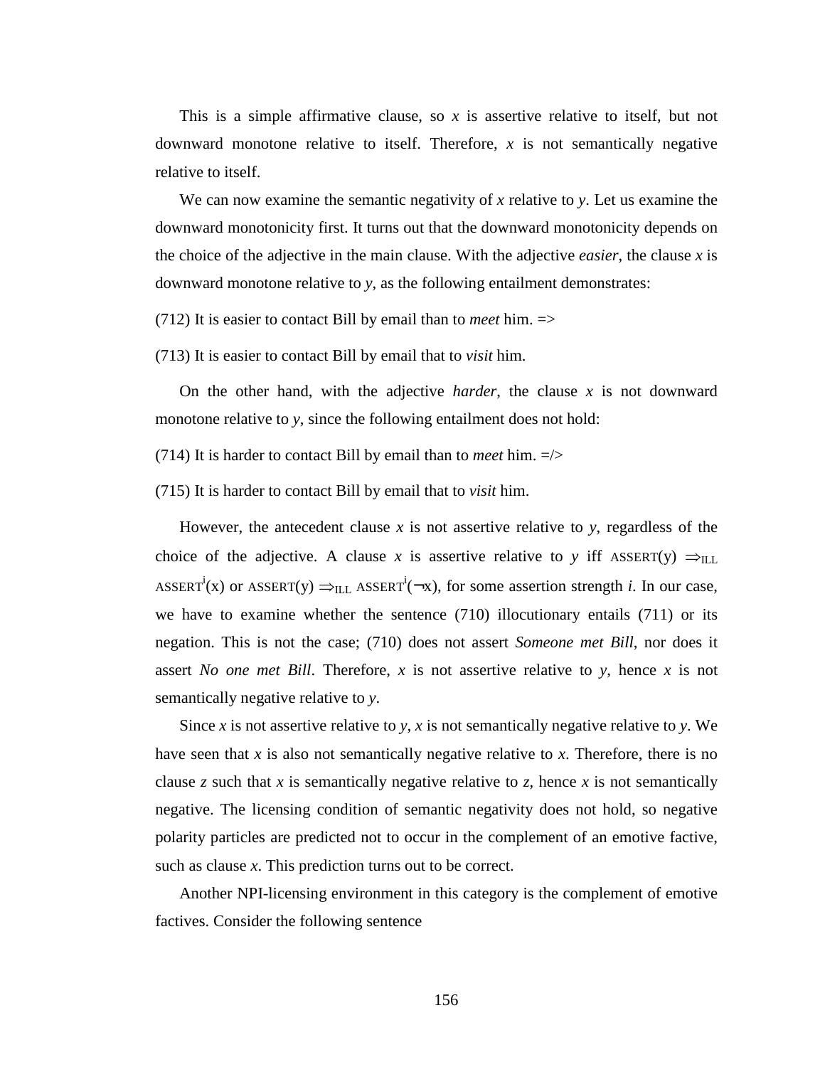This is a simple affirmative clause, so *x* is assertive relative to itself, but not downward monotone relative to itself. Therefore, *x* is not semantically negative relative to itself.

We can now examine the semantic negativity of *x* relative to *y*. Let us examine the downward monotonicity first. It turns out that the downward monotonicity depends on the choice of the adjective in the main clause. With the adjective *easier*, the clause *x* is downward monotone relative to *y*, as the following entailment demonstrates:

(712) It is easier to contact Bill by email than to *meet* him. =>

(713) It is easier to contact Bill by email that to *visit* him.

On the other hand, with the adjective *harder*, the clause *x* is not downward monotone relative to *y*, since the following entailment does not hold:

(714) It is harder to contact Bill by email than to *meet* him. =/>

(715) It is harder to contact Bill by email that to *visit* him.

However, the antecedent clause *x* is not assertive relative to *y*, regardless of the choice of the adjective. A clause *x* is assertive relative to *y* iff ASSERT(y) $\Rightarrow_{ILL}$ ASSERT$^{i}$(x) or ASSERT(y) $\Rightarrow_{ILL}$ ASSERT$^{i}$($\neg$x), for some assertion strength *i*. In our case, we have to examine whether the sentence (710) illocutionary entails (711) or its negation. This is not the case; (710) does not assert *Someone met Bill*, nor does it assert *No one met Bill*. Therefore, *x* is not assertive relative to *y*, hence *x* is not semantically negative relative to *y*.

Since *x* is not assertive relative to *y*, *x* is not semantically negative relative to *y*. We have seen that *x* is also not semantically negative relative to *x*. Therefore, there is no clause *z* such that *x* is semantically negative relative to *z*, hence *x* is not semantically negative. The licensing condition of semantic negativity does not hold, so negative polarity particles are predicted not to occur in the complement of an emotive factive, such as clause *x*. This prediction turns out to be correct.

Another NPI-licensing environment in this category is the complement of emotive factives. Consider the following sentence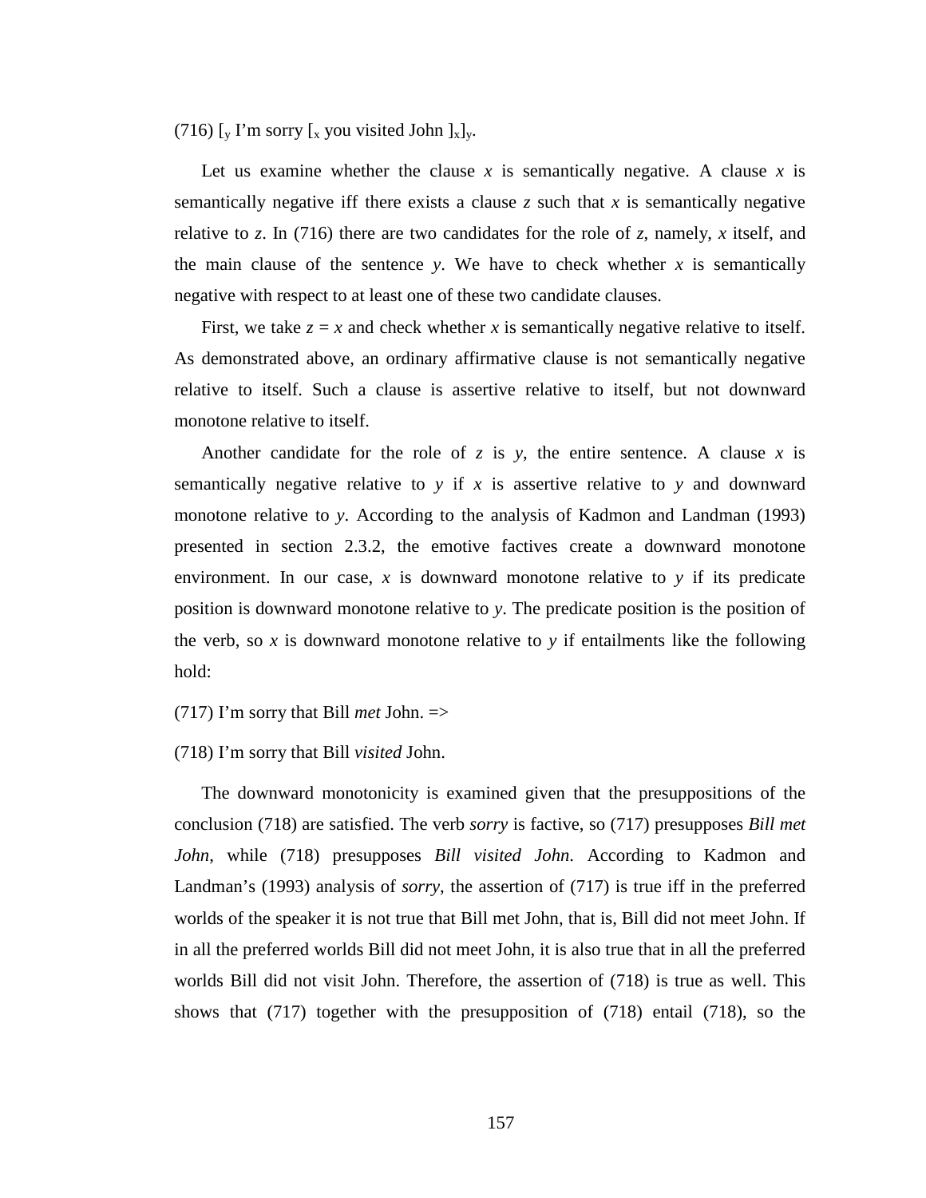(716) $[_y$ I'm sorry $[_x$ you visited John $]_x]_y$.

Let us examine whether the clause *x* is semantically negative. A clause *x* is semantically negative iff there exists a clause *z* such that *x* is semantically negative relative to *z*. In (716) there are two candidates for the role of *z*, namely, *x* itself, and the main clause of the sentence *y*. We have to check whether *x* is semantically negative with respect to at least one of these two candidate clauses.

First, we take *z* = *x* and check whether *x* is semantically negative relative to itself. As demonstrated above, an ordinary affirmative clause is not semantically negative relative to itself. Such a clause is assertive relative to itself, but not downward monotone relative to itself.

Another candidate for the role of *z* is *y*, the entire sentence. A clause *x* is semantically negative relative to *y* if *x* is assertive relative to *y* and downward monotone relative to *y*. According to the analysis of Kadmon and Landman (1993) presented in section 2.3.2, the emotive factives create a downward monotone environment. In our case, *x* is downward monotone relative to *y* if its predicate position is downward monotone relative to *y*. The predicate position is the position of the verb, so *x* is downward monotone relative to *y* if entailments like the following hold:

(717) I'm sorry that Bill *met* John. =>

(718) I'm sorry that Bill *visited* John.

The downward monotonicity is examined given that the presuppositions of the conclusion (718) are satisfied. The verb *sorry* is factive, so (717) presupposes *Bill met John*, while (718) presupposes *Bill visited John*. According to Kadmon and Landman's (1993) analysis of *sorry*, the assertion of (717) is true iff in the preferred worlds of the speaker it is not true that Bill met John, that is, Bill did not meet John. If in all the preferred worlds Bill did not meet John, it is also true that in all the preferred worlds Bill did not visit John. Therefore, the assertion of (718) is true as well. This shows that (717) together with the presupposition of (718) entail (718), so the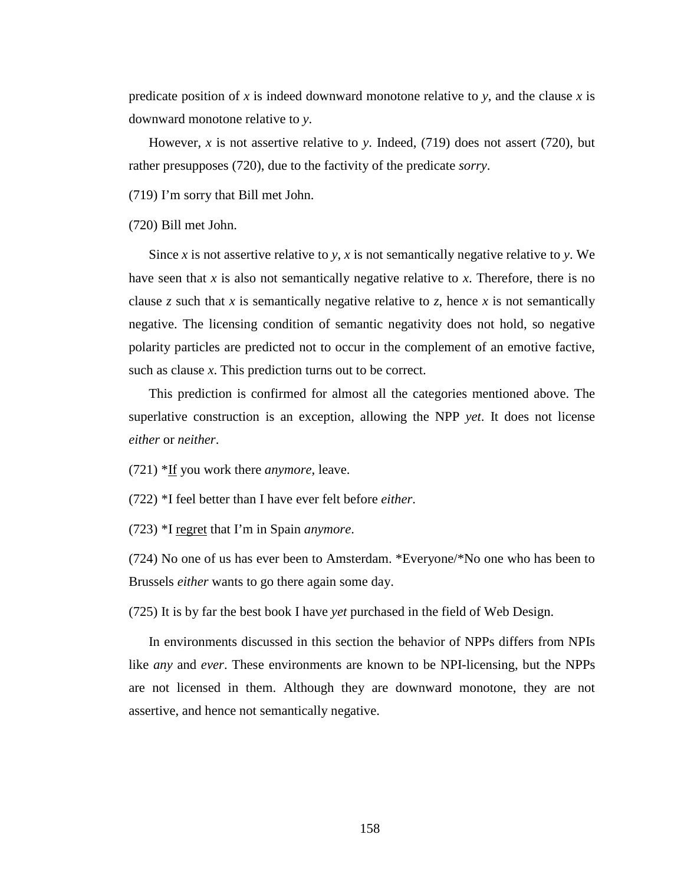predicate position of *x* is indeed downward monotone relative to *y*, and the clause *x* is downward monotone relative to *y*.

However, *x* is not assertive relative to *y*. Indeed, (719) does not assert (720), but rather presupposes (720), due to the factivity of the predicate *sorry*.

(719) I'm sorry that Bill met John.

(720) Bill met John.

Since *x* is not assertive relative to *y*, *x* is not semantically negative relative to *y*. We have seen that *x* is also not semantically negative relative to *x*. Therefore, there is no clause *z* such that *x* is semantically negative relative to *z*, hence *x* is not semantically negative. The licensing condition of semantic negativity does not hold, so negative polarity particles are predicted not to occur in the complement of an emotive factive, such as clause *x*. This prediction turns out to be correct.

This prediction is confirmed for almost all the categories mentioned above. The superlative construction is an exception, allowing the NPP *yet*. It does not license *either* or *neither*.

(721) *<u>If</u> you work there *anymore*, leave.

(722) *I feel better than I have ever felt before *either*.

(723) *I <u>regret</u> that I'm in Spain *anymore*.

(724) No one of us has ever been to Amsterdam. *Everyone/*No one who has been to Brussels *either* wants to go there again some day.

(725) It is by far the best book I have *yet* purchased in the field of Web Design.

In environments discussed in this section the behavior of NPPs differs from NPIs like *any* and *ever*. These environments are known to be NPI-licensing, but the NPPs are not licensed in them. Although they are downward monotone, they are not assertive, and hence not semantically negative.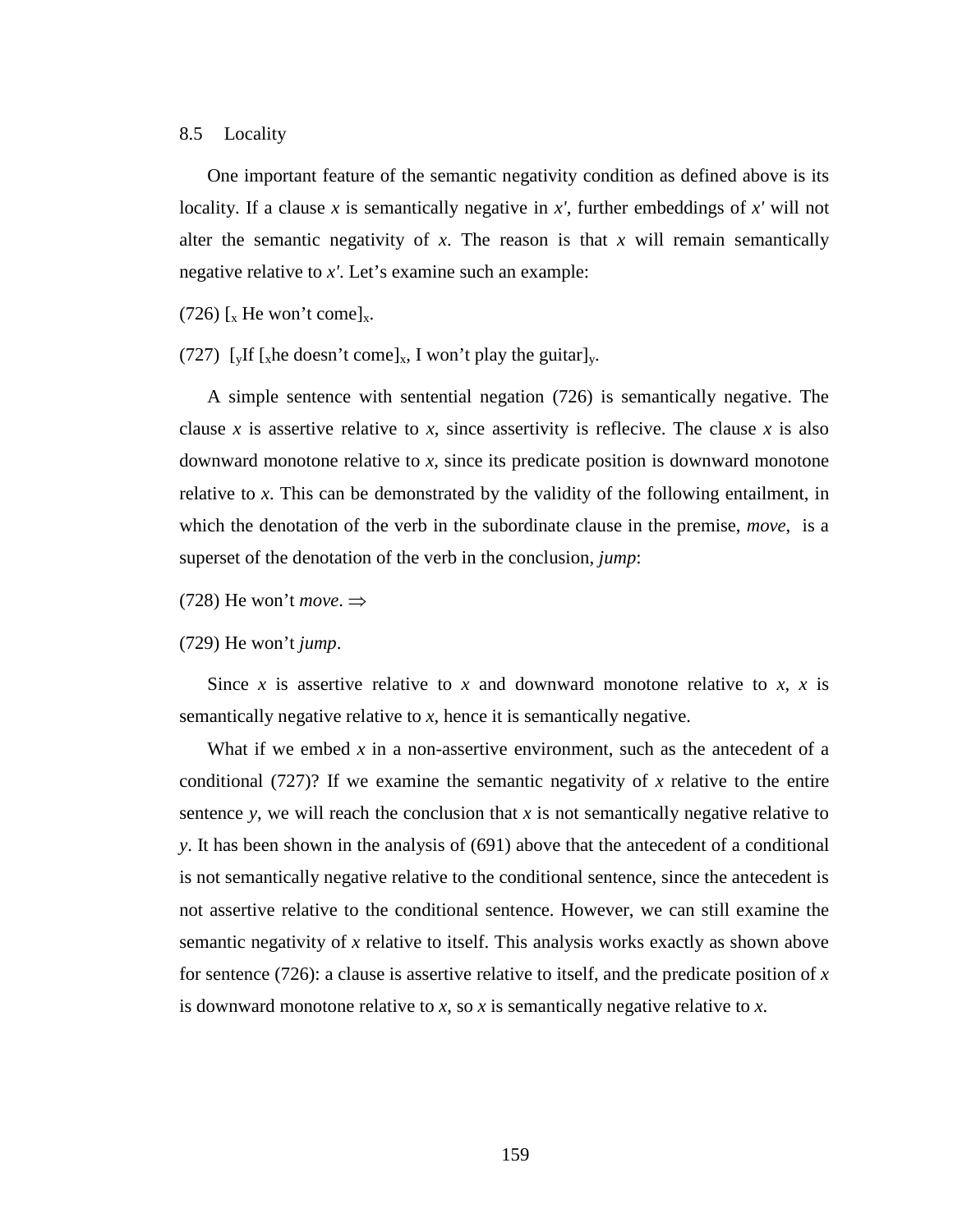## 8.5 Locality

One important feature of the semantic negativity condition as defined above is its locality. If a clause *x* is semantically negative in *x′*, further embeddings of *x′* will not alter the semantic negativity of *x*. The reason is that *x* will remain semantically negative relative to *x′*. Let's examine such an example:

(726) $[_x$ He won't come$]_x$.

(727) $[_y$If $[_x$he doesn't come$]_x$, I won't play the guitar$]_y$.

A simple sentence with sentential negation (726) is semantically negative. The clause *x* is assertive relative to *x*, since assertivity is reflecive. The clause *x* is also downward monotone relative to *x*, since its predicate position is downward monotone relative to *x*. This can be demonstrated by the validity of the following entailment, in which the denotation of the verb in the subordinate clause in the premise, *move*, is a superset of the denotation of the verb in the conclusion, *jump*:

(728) He won't *move*. $\Rightarrow$

(729) He won't *jump*.

Since *x* is assertive relative to *x* and downward monotone relative to *x*, *x* is semantically negative relative to *x*, hence it is semantically negative.

What if we embed *x* in a non-assertive environment, such as the antecedent of a conditional (727)? If we examine the semantic negativity of *x* relative to the entire sentence *y*, we will reach the conclusion that *x* is not semantically negative relative to *y*. It has been shown in the analysis of (691) above that the antecedent of a conditional is not semantically negative relative to the conditional sentence, since the antecedent is not assertive relative to the conditional sentence. However, we can still examine the semantic negativity of *x* relative to itself. This analysis works exactly as shown above for sentence (726): a clause is assertive relative to itself, and the predicate position of *x* is downward monotone relative to *x*, so *x* is semantically negative relative to *x*.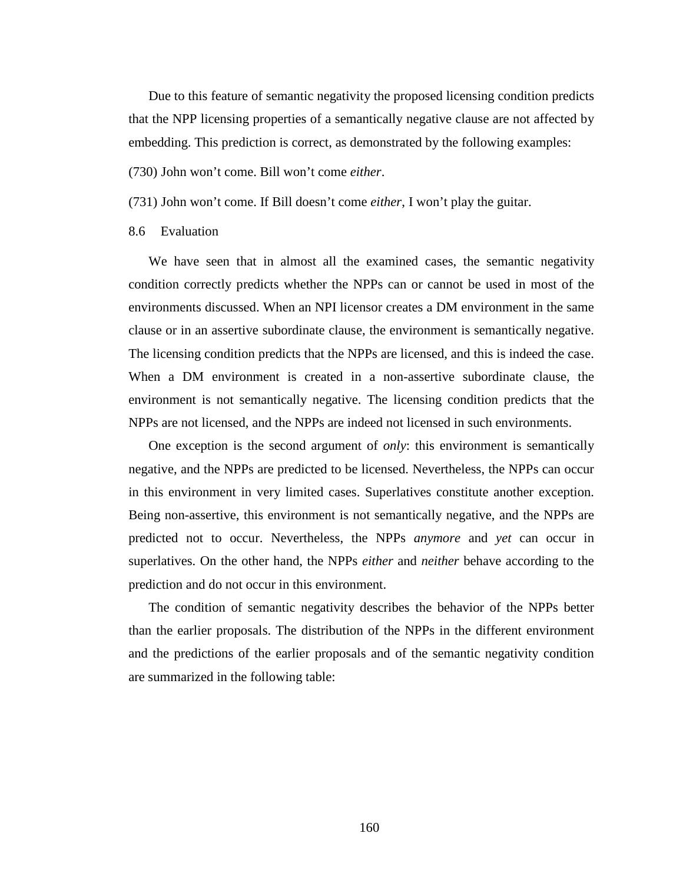Due to this feature of semantic negativity the proposed licensing condition predicts that the NPP licensing properties of a semantically negative clause are not affected by embedding. This prediction is correct, as demonstrated by the following examples:

(730) John won't come. Bill won't come *either*.

(731) John won't come. If Bill doesn't come *either*, I won't play the guitar.

## 8.6 Evaluation

We have seen that in almost all the examined cases, the semantic negativity condition correctly predicts whether the NPPs can or cannot be used in most of the environments discussed. When an NPI licensor creates a DM environment in the same clause or in an assertive subordinate clause, the environment is semantically negative. The licensing condition predicts that the NPPs are licensed, and this is indeed the case. When a DM environment is created in a non-assertive subordinate clause, the environment is not semantically negative. The licensing condition predicts that the NPPs are not licensed, and the NPPs are indeed not licensed in such environments.

One exception is the second argument of *only*: this environment is semantically negative, and the NPPs are predicted to be licensed. Nevertheless, the NPPs can occur in this environment in very limited cases. Superlatives constitute another exception. Being non-assertive, this environment is not semantically negative, and the NPPs are predicted not to occur. Nevertheless, the NPPs *anymore* and *yet* can occur in superlatives. On the other hand, the NPPs *either* and *neither* behave according to the prediction and do not occur in this environment.

The condition of semantic negativity describes the behavior of the NPPs better than the earlier proposals. The distribution of the NPPs in the different environment and the predictions of the earlier proposals and of the semantic negativity condition are summarized in the following table: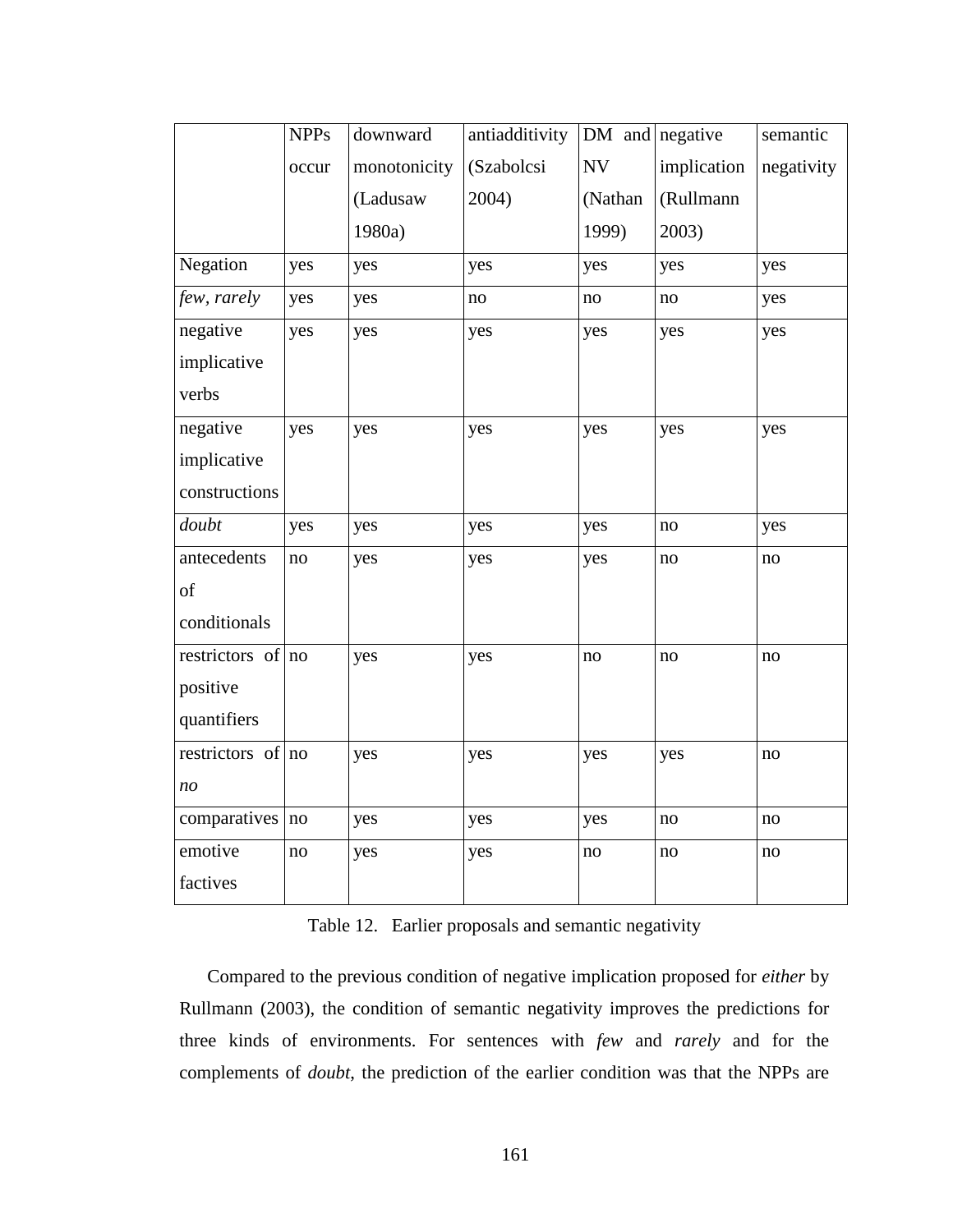| | NPPs occur | downward monotonicity (Ladusaw 1980a) | antiadditivity (Szabolcsi 2004) | DM and NV (Nathan 1999) | negative implication (Rullmann 2003) | semantic negativity |
|---|---|---|---|---|---|---|
| Negation | yes | yes | yes | yes | yes | yes |
| *few*, *rarely* | yes | yes | no | no | no | yes |
| negative implicative verbs | yes | yes | yes | yes | yes | yes |
| negative implicative constructions | yes | yes | yes | yes | yes | yes |
| *doubt* | yes | yes | yes | yes | no | yes |
| antecedents of conditionals | no | yes | yes | yes | no | no |
| restrictors of positive quantifiers | no | yes | yes | no | no | no |
| restrictors of *no* | no | yes | yes | yes | yes | no |
| comparatives | no | yes | yes | yes | no | no |
| emotive factives | no | yes | yes | no | no | no |

Table 12. Earlier proposals and semantic negativity

Compared to the previous condition of negative implication proposed for *either* by Rullmann (2003), the condition of semantic negativity improves the predictions for three kinds of environments. For sentences with *few* and *rarely* and for the complements of *doubt*, the prediction of the earlier condition was that the NPPs are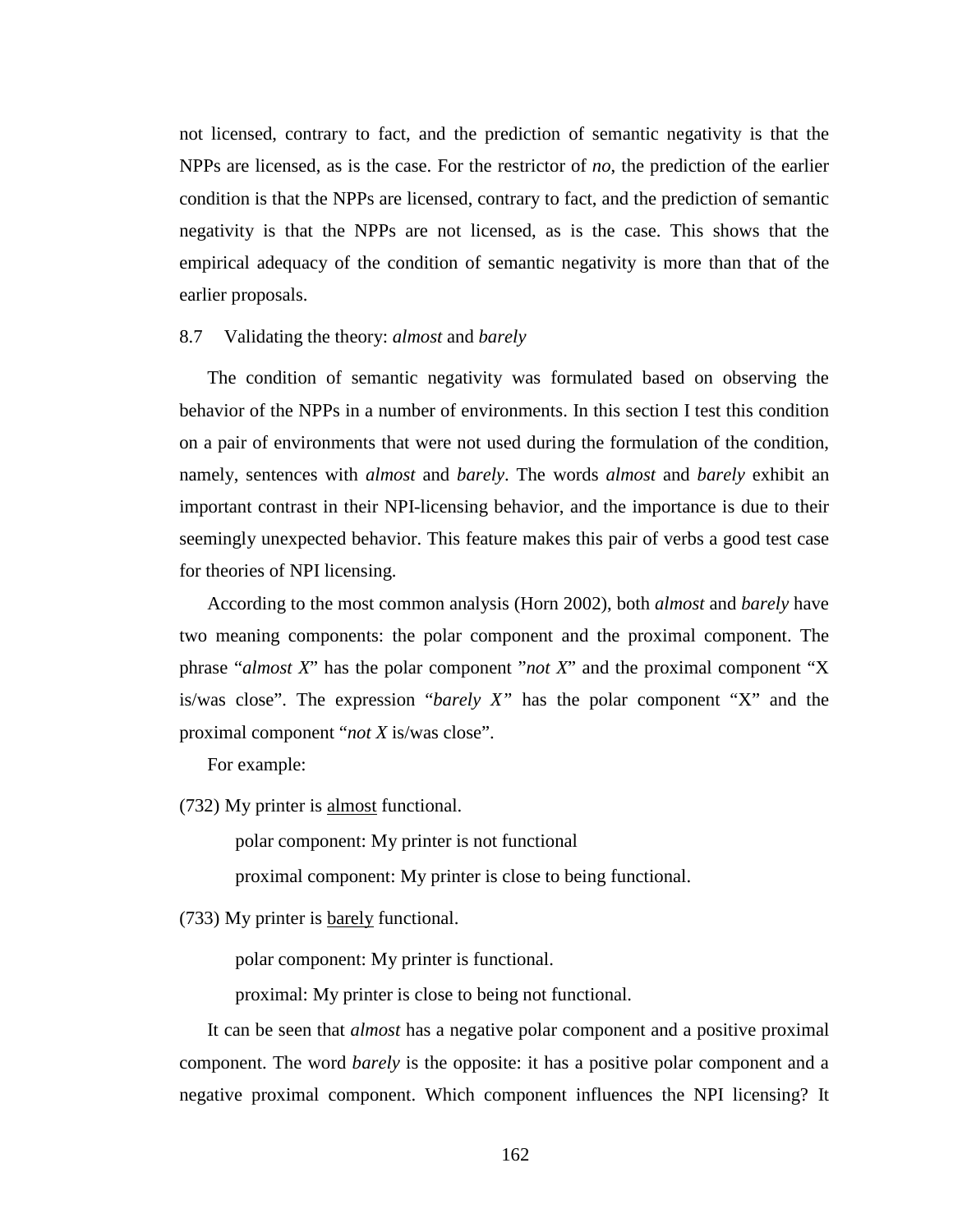not licensed, contrary to fact, and the prediction of semantic negativity is that the NPPs are licensed, as is the case. For the restrictor of *no*, the prediction of the earlier condition is that the NPPs are licensed, contrary to fact, and the prediction of semantic negativity is that the NPPs are not licensed, as is the case. This shows that the empirical adequacy of the condition of semantic negativity is more than that of the earlier proposals.

## 8.7 Validating the theory: *almost* and *barely*

The condition of semantic negativity was formulated based on observing the behavior of the NPPs in a number of environments. In this section I test this condition on a pair of environments that were not used during the formulation of the condition, namely, sentences with *almost* and *barely*. The words *almost* and *barely* exhibit an important contrast in their NPI-licensing behavior, and the importance is due to their seemingly unexpected behavior. This feature makes this pair of verbs a good test case for theories of NPI licensing.

According to the most common analysis (Horn 2002), both *almost* and *barely* have two meaning components: the polar component and the proximal component. The phrase "*almost X*" has the polar component "*not X*" and the proximal component "X is/was close". The expression "*barely X"* has the polar component "X" and the proximal component "*not X* is/was close".

For example:

(732) My printer is <u>almost</u> functional.

> polar component: My printer is not functional
>
> proximal component: My printer is close to being functional.

(733) My printer is <u>barely</u> functional.

> polar component: My printer is functional.
>
> proximal: My printer is close to being not functional.

It can be seen that *almost* has a negative polar component and a positive proximal component. The word *barely* is the opposite: it has a positive polar component and a negative proximal component. Which component influences the NPI licensing? It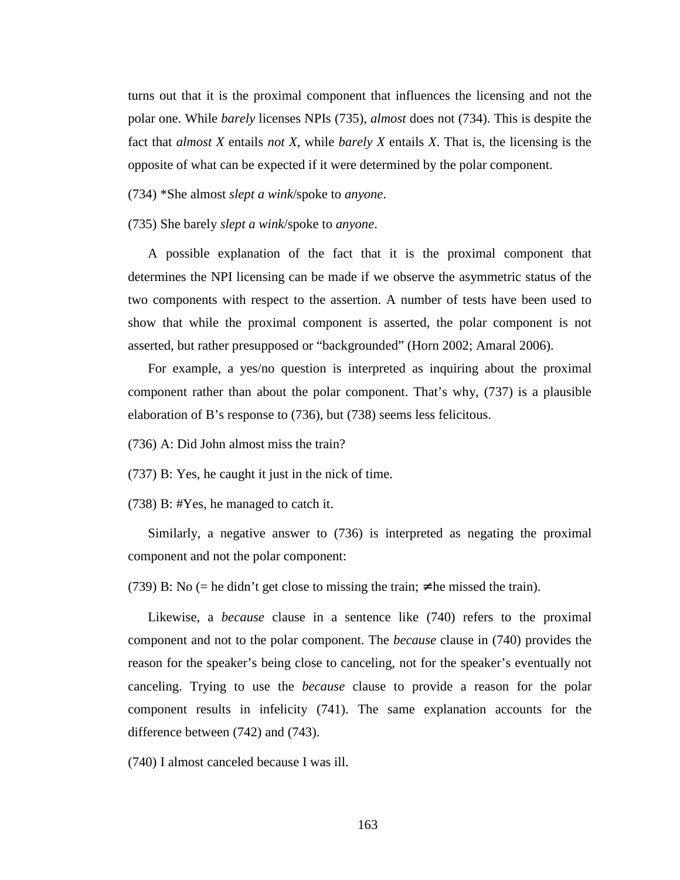turns out that it is the proximal component that influences the licensing and not the polar one. While *barely* licenses NPIs (735), *almost* does not (734). This is despite the fact that *almost X* entails *not X*, while *barely X* entails *X*. That is, the licensing is the opposite of what can be expected if it were determined by the polar component.

(734) *She almost *slept a wink*/spoke to *anyone*.

(735) She barely *slept a wink*/spoke to *anyone*.

A possible explanation of the fact that it is the proximal component that determines the NPI licensing can be made if we observe the asymmetric status of the two components with respect to the assertion. A number of tests have been used to show that while the proximal component is asserted, the polar component is not asserted, but rather presupposed or "backgrounded" (Horn 2002; Amaral 2006).

For example, a yes/no question is interpreted as inquiring about the proximal component rather than about the polar component. That's why, (737) is a plausible elaboration of B's response to (736), but (738) seems less felicitous.

(736) A: Did John almost miss the train?

(737) B: Yes, he caught it just in the nick of time.

(738) B: #Yes, he managed to catch it.

Similarly, a negative answer to (736) is interpreted as negating the proximal component and not the polar component:

(739) B: No (= he didn't get close to missing the train; ≠ he missed the train).

Likewise, a *because* clause in a sentence like (740) refers to the proximal component and not to the polar component. The *because* clause in (740) provides the reason for the speaker's being close to canceling, not for the speaker's eventually not canceling. Trying to use the *because* clause to provide a reason for the polar component results in infelicity (741). The same explanation accounts for the difference between (742) and (743).

(740) I almost canceled because I was ill.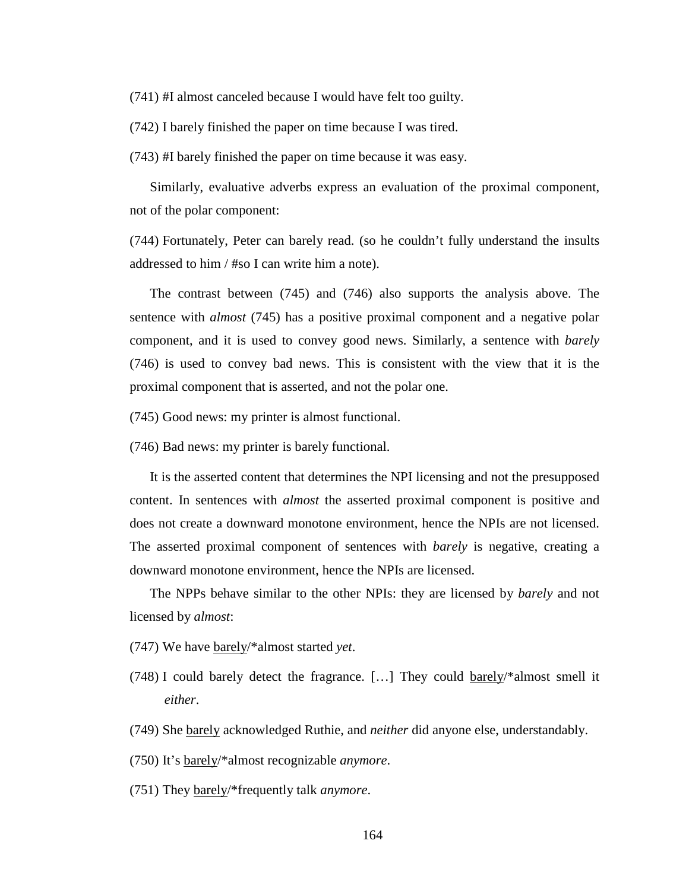(741) #I almost canceled because I would have felt too guilty.

(742) I barely finished the paper on time because I was tired.

(743) #I barely finished the paper on time because it was easy.

Similarly, evaluative adverbs express an evaluation of the proximal component, not of the polar component:

(744) Fortunately, Peter can barely read. (so he couldn't fully understand the insults addressed to him / #so I can write him a note).

The contrast between (745) and (746) also supports the analysis above. The sentence with *almost* (745) has a positive proximal component and a negative polar component, and it is used to convey good news. Similarly, a sentence with *barely* (746) is used to convey bad news. This is consistent with the view that it is the proximal component that is asserted, and not the polar one.

(745) Good news: my printer is almost functional.

(746) Bad news: my printer is barely functional.

It is the asserted content that determines the NPI licensing and not the presupposed content. In sentences with *almost* the asserted proximal component is positive and does not create a downward monotone environment, hence the NPIs are not licensed. The asserted proximal component of sentences with *barely* is negative, creating a downward monotone environment, hence the NPIs are licensed.

The NPPs behave similar to the other NPIs: they are licensed by *barely* and not licensed by *almost*:

(747) We have <u>barely</u>/*almost started *yet*.

(748) I could barely detect the fragrance. […] They could <u>barely</u>/*almost smell it *either*.

(749) She <u>barely</u> acknowledged Ruthie, and *neither* did anyone else, understandably.

(750) It's <u>barely</u>/*almost recognizable *anymore*.

(751) They <u>barely</u>/*frequently talk *anymore*.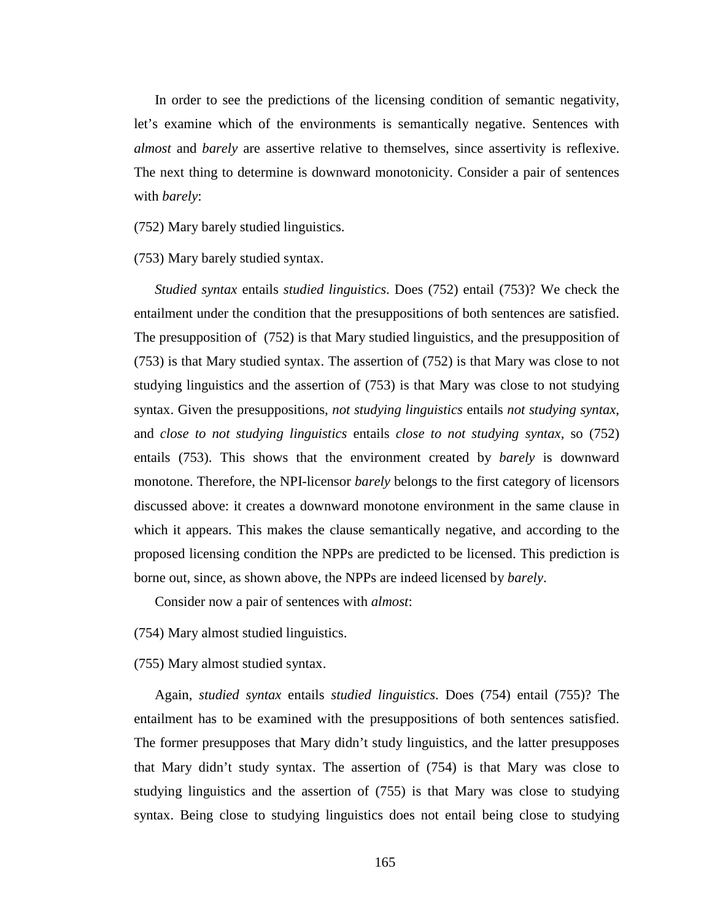In order to see the predictions of the licensing condition of semantic negativity, let's examine which of the environments is semantically negative. Sentences with *almost* and *barely* are assertive relative to themselves, since assertivity is reflexive. The next thing to determine is downward monotonicity. Consider a pair of sentences with *barely*:

(752) Mary barely studied linguistics.

(753) Mary barely studied syntax.

*Studied syntax* entails *studied linguistics*. Does (752) entail (753)? We check the entailment under the condition that the presuppositions of both sentences are satisfied. The presupposition of (752) is that Mary studied linguistics, and the presupposition of (753) is that Mary studied syntax. The assertion of (752) is that Mary was close to not studying linguistics and the assertion of (753) is that Mary was close to not studying syntax. Given the presuppositions, *not studying linguistics* entails *not studying syntax*, and *close to not studying linguistics* entails *close to not studying syntax*, so (752) entails (753). This shows that the environment created by *barely* is downward monotone. Therefore, the NPI-licensor *barely* belongs to the first category of licensors discussed above: it creates a downward monotone environment in the same clause in which it appears. This makes the clause semantically negative, and according to the proposed licensing condition the NPPs are predicted to be licensed. This prediction is borne out, since, as shown above, the NPPs are indeed licensed by *barely*.

Consider now a pair of sentences with *almost*:

(754) Mary almost studied linguistics.

(755) Mary almost studied syntax.

Again, *studied syntax* entails *studied linguistics*. Does (754) entail (755)? The entailment has to be examined with the presuppositions of both sentences satisfied. The former presupposes that Mary didn't study linguistics, and the latter presupposes that Mary didn't study syntax. The assertion of (754) is that Mary was close to studying linguistics and the assertion of (755) is that Mary was close to studying syntax. Being close to studying linguistics does not entail being close to studying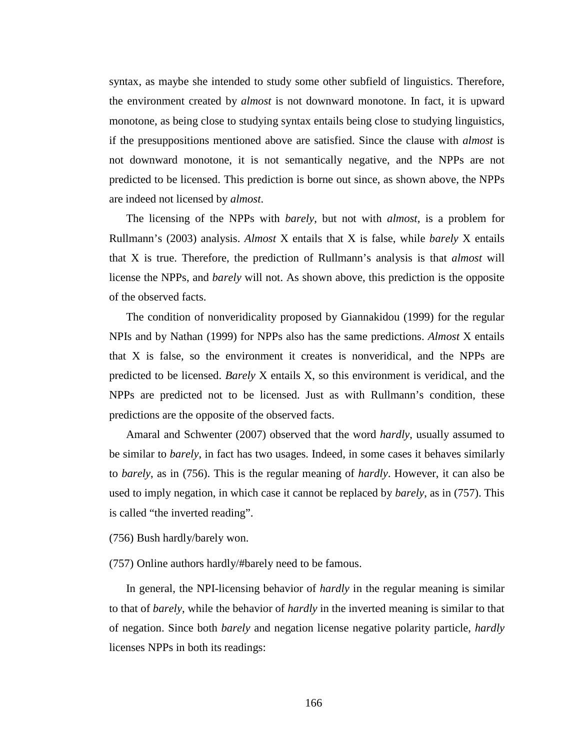syntax, as maybe she intended to study some other subfield of linguistics. Therefore, the environment created by *almost* is not downward monotone. In fact, it is upward monotone, as being close to studying syntax entails being close to studying linguistics, if the presuppositions mentioned above are satisfied. Since the clause with *almost* is not downward monotone, it is not semantically negative, and the NPPs are not predicted to be licensed. This prediction is borne out since, as shown above, the NPPs are indeed not licensed by *almost*.

The licensing of the NPPs with *barely*, but not with *almost*, is a problem for Rullmann's (2003) analysis. *Almost* X entails that X is false, while *barely* X entails that X is true. Therefore, the prediction of Rullmann's analysis is that *almost* will license the NPPs, and *barely* will not. As shown above, this prediction is the opposite of the observed facts.

The condition of nonveridicality proposed by Giannakidou (1999) for the regular NPIs and by Nathan (1999) for NPPs also has the same predictions. *Almost* X entails that X is false, so the environment it creates is nonveridical, and the NPPs are predicted to be licensed. *Barely* X entails X, so this environment is veridical, and the NPPs are predicted not to be licensed. Just as with Rullmann's condition, these predictions are the opposite of the observed facts.

Amaral and Schwenter (2007) observed that the word *hardly*, usually assumed to be similar to *barely*, in fact has two usages. Indeed, in some cases it behaves similarly to *barely*, as in (756). This is the regular meaning of *hardly*. However, it can also be used to imply negation, in which case it cannot be replaced by *barely*, as in (757). This is called "the inverted reading".

(756) Bush hardly/barely won.

(757) Online authors hardly/#barely need to be famous.

In general, the NPI-licensing behavior of *hardly* in the regular meaning is similar to that of *barely*, while the behavior of *hardly* in the inverted meaning is similar to that of negation. Since both *barely* and negation license negative polarity particle, *hardly* licenses NPPs in both its readings: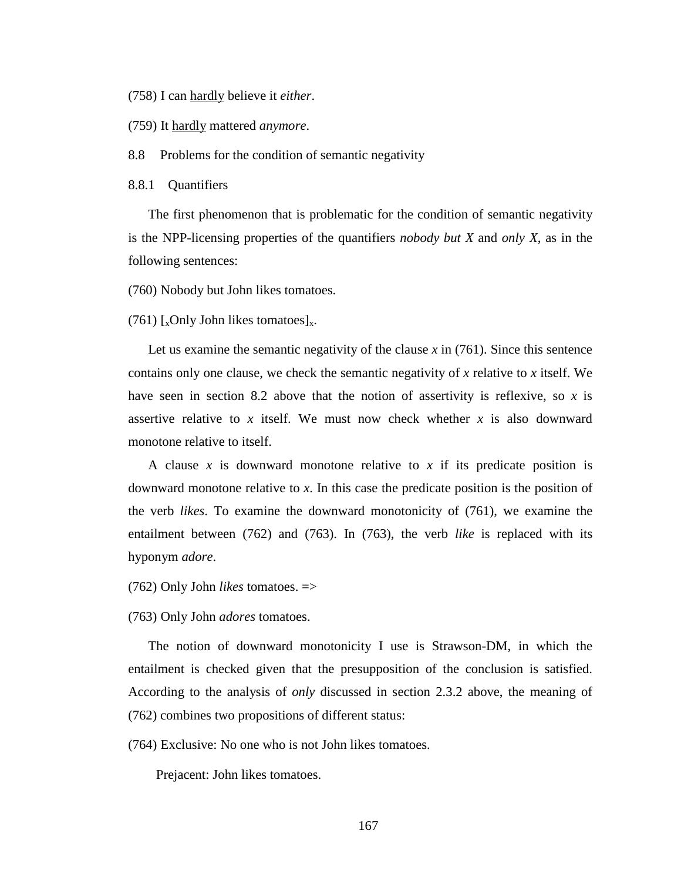(758) I can <u>hardly</u> believe it *either*.

(759) It <u>hardly</u> mattered *anymore*.

## 8.8 Problems for the condition of semantic negativity

### 8.8.1 Quantifiers

The first phenomenon that is problematic for the condition of semantic negativity is the NPP-licensing properties of the quantifiers *nobody but X* and *only X*, as in the following sentences:

(760) Nobody but John likes tomatoes.

(761) $[_x$Only John likes tomatoes$]_x$.

Let us examine the semantic negativity of the clause $x$ in (761). Since this sentence contains only one clause, we check the semantic negativity of $x$ relative to $x$ itself. We have seen in section 8.2 above that the notion of assertivity is reflexive, so $x$ is assertive relative to $x$ itself. We must now check whether $x$ is also downward monotone relative to itself.

A clause $x$ is downward monotone relative to $x$ if its predicate position is downward monotone relative to $x$. In this case the predicate position is the position of the verb *likes*. To examine the downward monotonicity of (761), we examine the entailment between (762) and (763). In (763), the verb *like* is replaced with its hyponym *adore*.

(762) Only John *likes* tomatoes. =>

(763) Only John *adores* tomatoes.

The notion of downward monotonicity I use is Strawson-DM, in which the entailment is checked given that the presupposition of the conclusion is satisfied. According to the analysis of *only* discussed in section 2.3.2 above, the meaning of (762) combines two propositions of different status:

(764) Exclusive: No one who is not John likes tomatoes.

Prejacent: John likes tomatoes.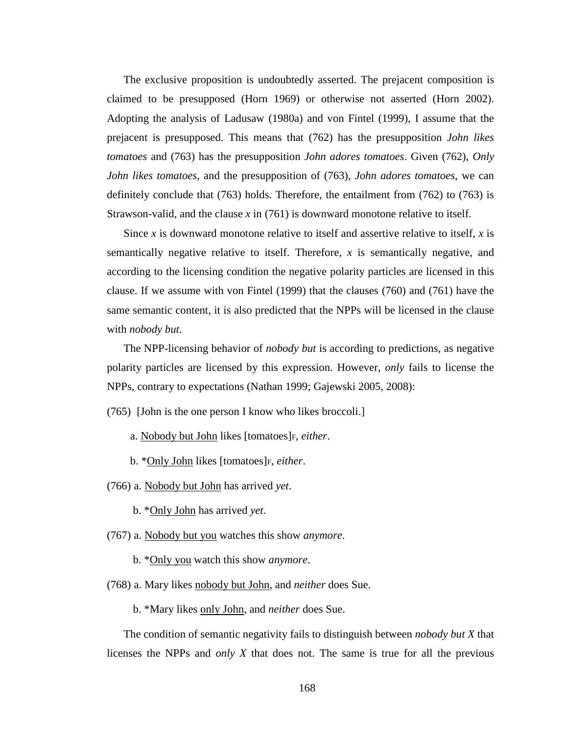The exclusive proposition is undoubtedly asserted. The prejacent composition is claimed to be presupposed (Horn 1969) or otherwise not asserted (Horn 2002). Adopting the analysis of Ladusaw (1980a) and von Fintel (1999), I assume that the prejacent is presupposed. This means that (762) has the presupposition *John likes tomatoes* and (763) has the presupposition *John adores tomatoes*. Given (762), *Only John likes tomatoes,* and the presupposition of (763), *John adores tomatoes*, we can definitely conclude that (763) holds. Therefore, the entailment from (762) to (763) is Strawson-valid, and the clause $x$ in (761) is downward monotone relative to itself.

Since $x$ is downward monotone relative to itself and assertive relative to itself, $x$ is semantically negative relative to itself. Therefore, $x$ is semantically negative, and according to the licensing condition the negative polarity particles are licensed in this clause. If we assume with von Fintel (1999) that the clauses (760) and (761) have the same semantic content, it is also predicted that the NPPs will be licensed in the clause with *nobody but*.

The NPP-licensing behavior of *nobody but* is according to predictions, as negative polarity particles are licensed by this expression. However, *only* fails to license the NPPs, contrary to expectations (Nathan 1999; Gajewski 2005, 2008):

(765) [John is the one person I know who likes broccoli.]

a. <u>Nobody but John</u> likes [tomatoes]$_F$, *either*.

b. *<u>Only John</u> likes [tomatoes]$_F$, *either*.

(766) a. <u>Nobody but John</u> has arrived *yet*.

b. *<u>Only John</u> has arrived *yet*.

(767) a. <u>Nobody but you</u> watches this show *anymore*.

b. *<u>Only you</u> watch this show *anymore*.

(768) a. Mary likes <u>nobody but John</u>, and *neither* does Sue.

b. *Mary likes <u>only John</u>, and *neither* does Sue.

The condition of semantic negativity fails to distinguish between *nobody but X* that licenses the NPPs and *only X* that does not. The same is true for all the previous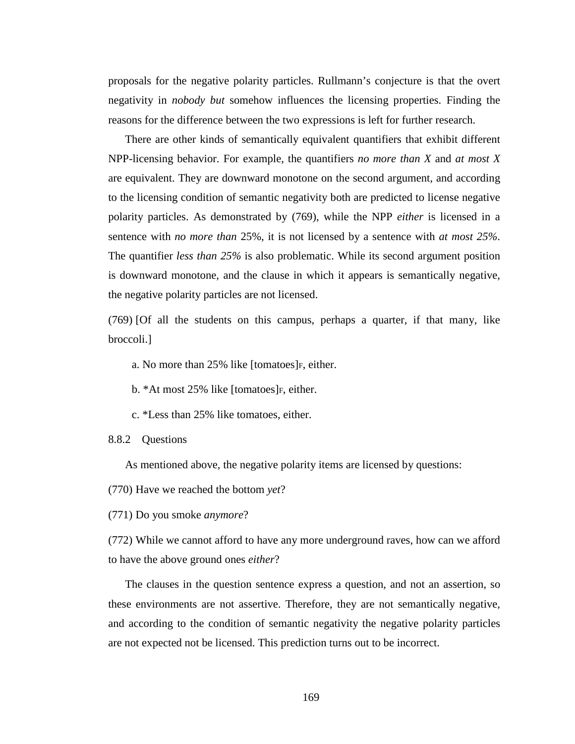proposals for the negative polarity particles. Rullmann's conjecture is that the overt negativity in *nobody but* somehow influences the licensing properties. Finding the reasons for the difference between the two expressions is left for further research.

There are other kinds of semantically equivalent quantifiers that exhibit different NPP-licensing behavior. For example, the quantifiers *no more than X* and *at most X* are equivalent. They are downward monotone on the second argument, and according to the licensing condition of semantic negativity both are predicted to license negative polarity particles. As demonstrated by (769), while the NPP *either* is licensed in a sentence with *no more than* 25%, it is not licensed by a sentence with *at most 25%*. The quantifier *less than 25%* is also problematic. While its second argument position is downward monotone, and the clause in which it appears is semantically negative, the negative polarity particles are not licensed.

(769) [Of all the students on this campus, perhaps a quarter, if that many, like broccoli.]

a. No more than 25% like [tomatoes]$_F$, either.

b. *At most 25% like [tomatoes]$_F$, either.

c. *Less than 25% like tomatoes, either.

### 8.8.2 Questions

As mentioned above, the negative polarity items are licensed by questions:

(770) Have we reached the bottom *yet*?

(771) Do you smoke *anymore*?

(772) While we cannot afford to have any more underground raves, how can we afford to have the above ground ones *either*?

The clauses in the question sentence express a question, and not an assertion, so these environments are not assertive. Therefore, they are not semantically negative, and according to the condition of semantic negativity the negative polarity particles are not expected not be licensed. This prediction turns out to be incorrect.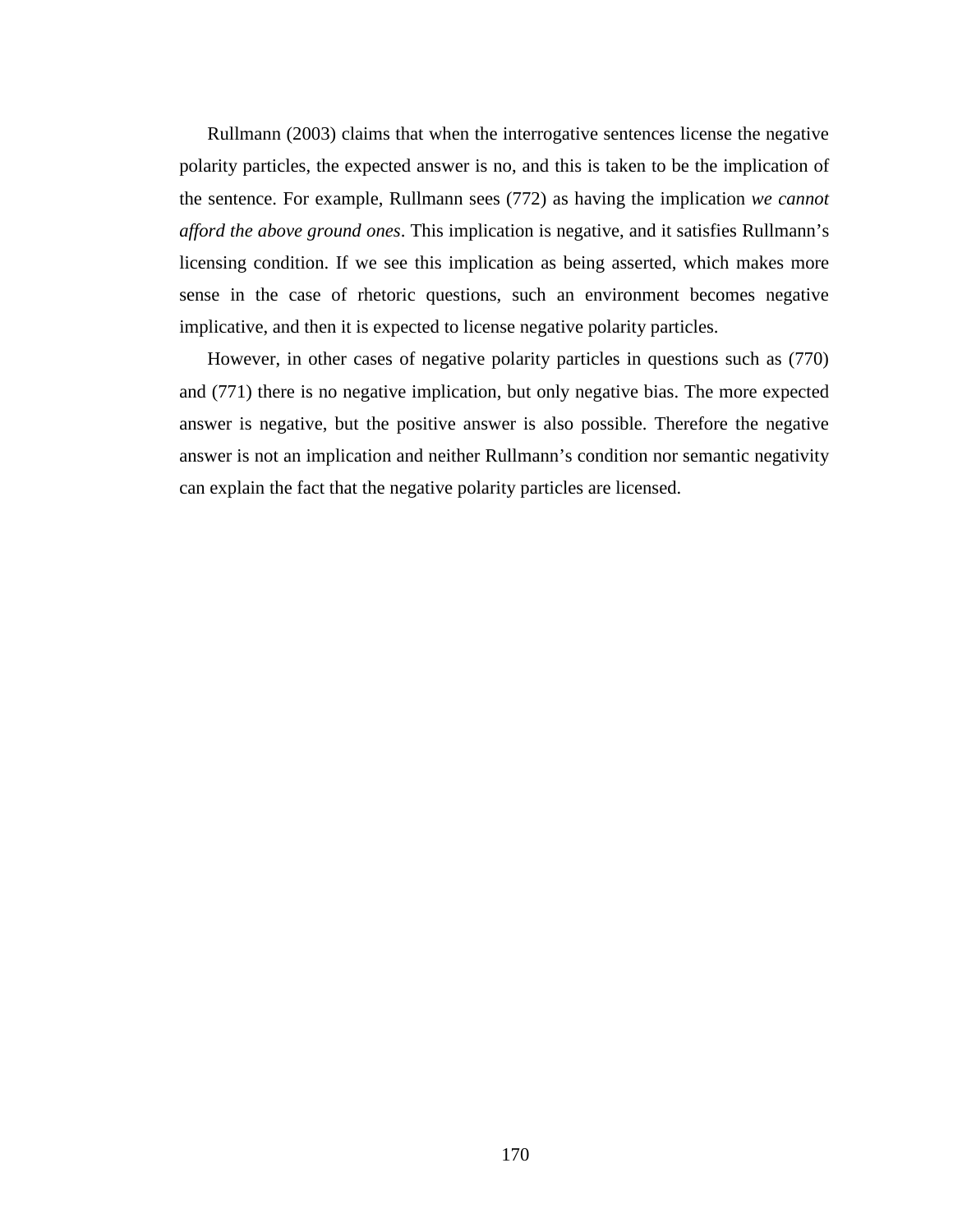Rullmann (2003) claims that when the interrogative sentences license the negative polarity particles, the expected answer is no, and this is taken to be the implication of the sentence. For example, Rullmann sees (772) as having the implication *we cannot afford the above ground ones*. This implication is negative, and it satisfies Rullmann's licensing condition. If we see this implication as being asserted, which makes more sense in the case of rhetoric questions, such an environment becomes negative implicative, and then it is expected to license negative polarity particles.

However, in other cases of negative polarity particles in questions such as (770) and (771) there is no negative implication, but only negative bias. The more expected answer is negative, but the positive answer is also possible. Therefore the negative answer is not an implication and neither Rullmann's condition nor semantic negativity can explain the fact that the negative polarity particles are licensed.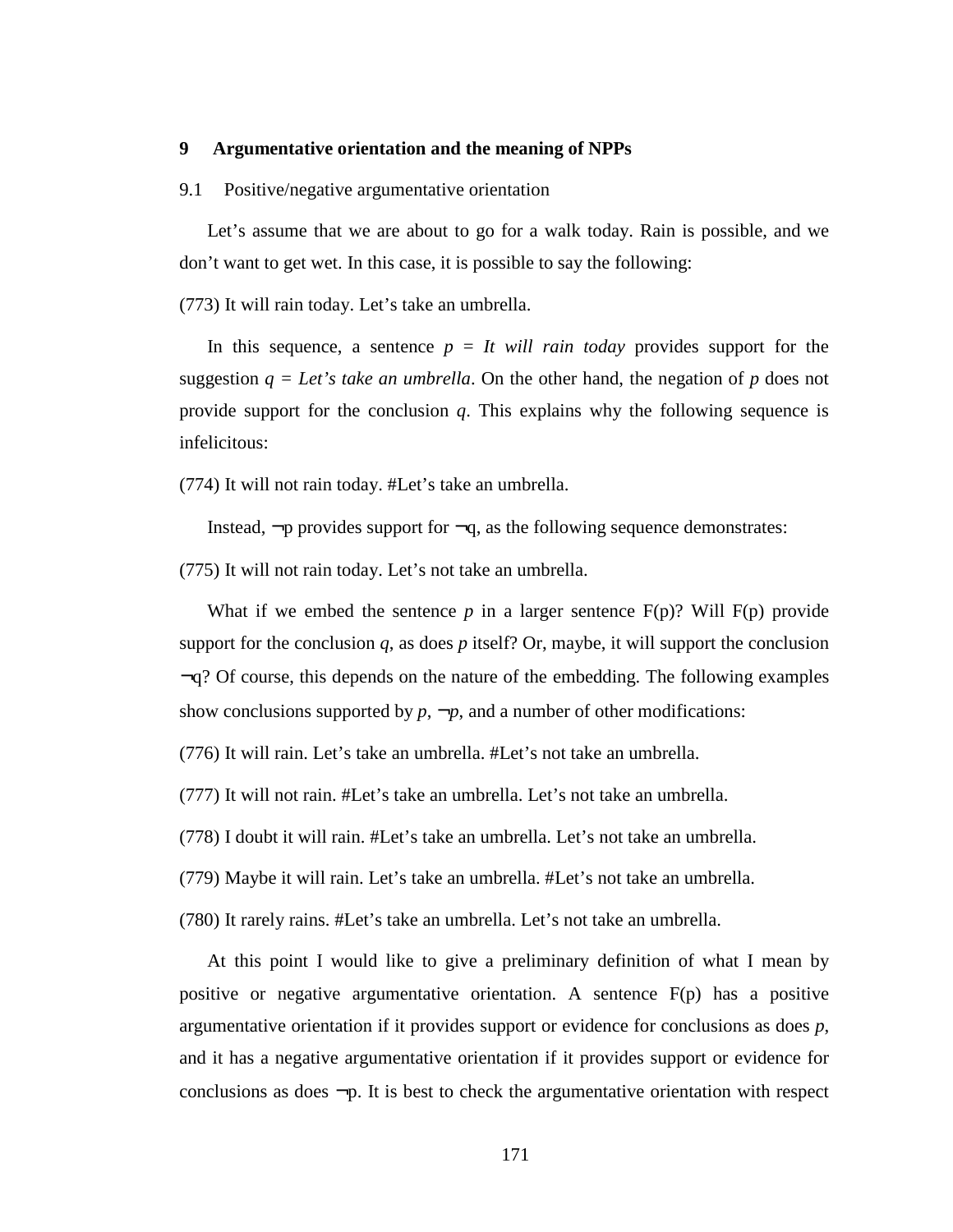## 9 Argumentative orientation and the meaning of NPPs

### 9.1 Positive/negative argumentative orientation

Let's assume that we are about to go for a walk today. Rain is possible, and we don't want to get wet. In this case, it is possible to say the following:

(773) It will rain today. Let's take an umbrella.

In this sequence, a sentence $p$ = *It will rain today* provides support for the suggestion $q$ = *Let's take an umbrella*. On the other hand, the negation of $p$ does not provide support for the conclusion $q$. This explains why the following sequence is infelicitous:

(774) It will not rain today. #Let's take an umbrella.

Instead, $\neg p$ provides support for $\neg q$, as the following sequence demonstrates:

(775) It will not rain today. Let's not take an umbrella.

What if we embed the sentence $p$ in a larger sentence F(p)? Will F(p) provide support for the conclusion $q$, as does $p$ itself? Or, maybe, it will support the conclusion $\neg q$? Of course, this depends on the nature of the embedding. The following examples show conclusions supported by $p$, $\neg p$, and a number of other modifications:

(776) It will rain. Let's take an umbrella. #Let's not take an umbrella.

(777) It will not rain. #Let's take an umbrella. Let's not take an umbrella.

(778) I doubt it will rain. #Let's take an umbrella. Let's not take an umbrella.

(779) Maybe it will rain. Let's take an umbrella. #Let's not take an umbrella.

(780) It rarely rains. #Let's take an umbrella. Let's not take an umbrella.

At this point I would like to give a preliminary definition of what I mean by positive or negative argumentative orientation. A sentence F(p) has a positive argumentative orientation if it provides support or evidence for conclusions as does $p$, and it has a negative argumentative orientation if it provides support or evidence for conclusions as does $\neg p$. It is best to check the argumentative orientation with respect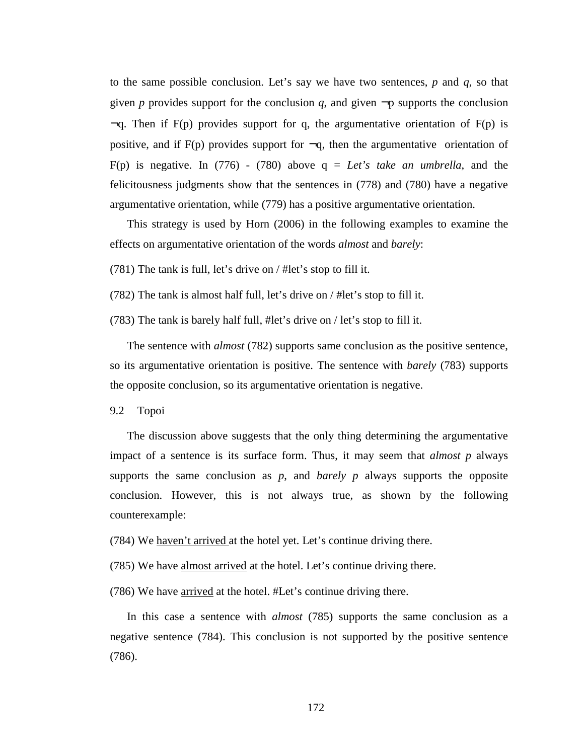to the same possible conclusion. Let's say we have two sentences, *p* and *q*, so that given *p* provides support for the conclusion *q*, and given $\neg$p supports the conclusion $\neg$q. Then if F(p) provides support for q, the argumentative orientation of F(p) is positive, and if F(p) provides support for $\neg$q, then the argumentative orientation of F(p) is negative. In (776) - (780) above q = *Let's take an umbrella*, and the felicitousness judgments show that the sentences in (778) and (780) have a negative argumentative orientation, while (779) has a positive argumentative orientation.

This strategy is used by Horn (2006) in the following examples to examine the effects on argumentative orientation of the words *almost* and *barely*:

(781) The tank is full, let's drive on / #let's stop to fill it.

(782) The tank is almost half full, let's drive on / #let's stop to fill it.

(783) The tank is barely half full, #let's drive on / let's stop to fill it.

The sentence with *almost* (782) supports same conclusion as the positive sentence, so its argumentative orientation is positive. The sentence with *barely* (783) supports the opposite conclusion, so its argumentative orientation is negative.

## 9.2 Topoi

The discussion above suggests that the only thing determining the argumentative impact of a sentence is its surface form. Thus, it may seem that *almost p* always supports the same conclusion as *p*, and *barely p* always supports the opposite conclusion. However, this is not always true, as shown by the following counterexample:

(784) We <u>haven't arrived</u> at the hotel yet. Let's continue driving there.

(785) We have <u>almost arrived</u> at the hotel. Let's continue driving there.

(786) We have <u>arrived</u> at the hotel. #Let's continue driving there.

In this case a sentence with *almost* (785) supports the same conclusion as a negative sentence (784). This conclusion is not supported by the positive sentence (786).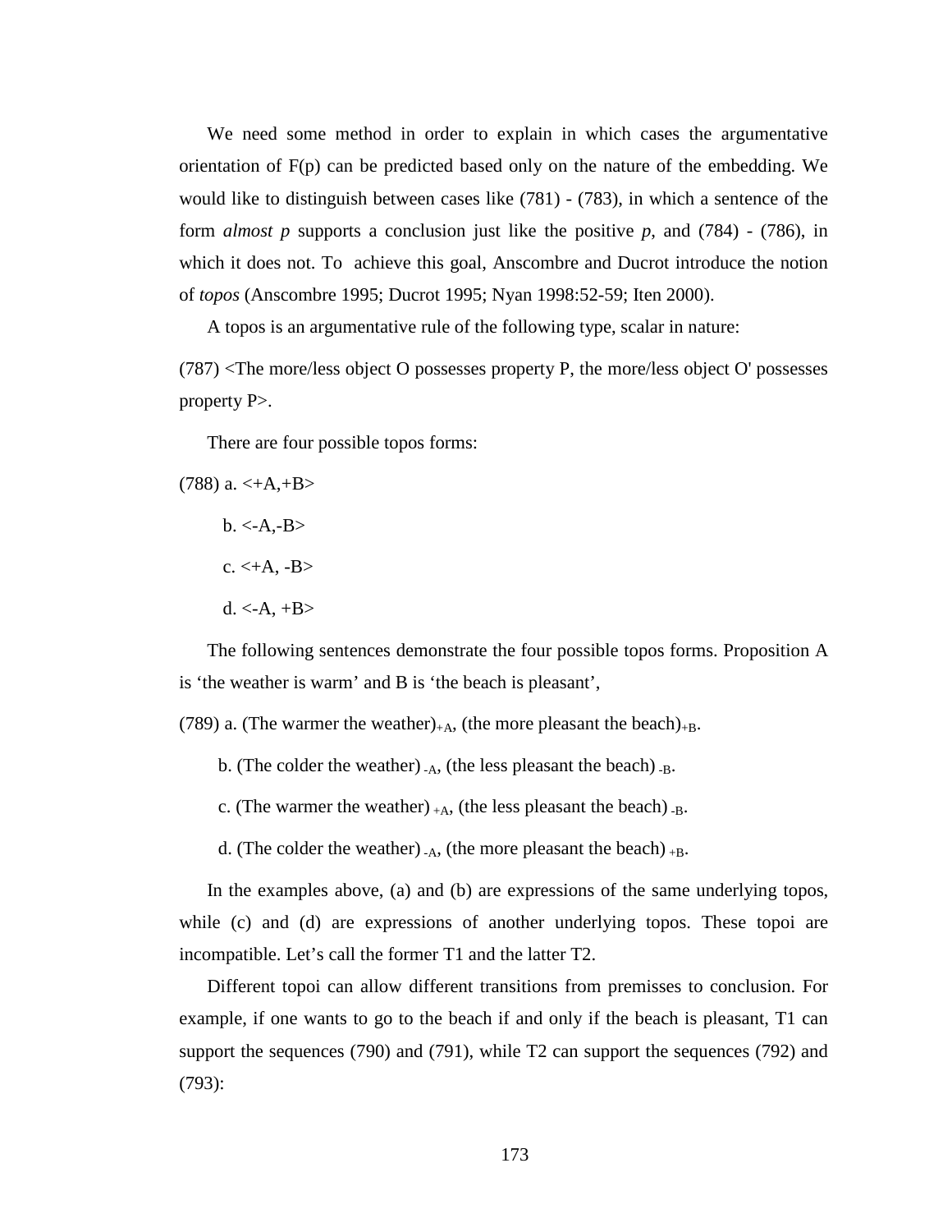We need some method in order to explain in which cases the argumentative orientation of F(p) can be predicted based only on the nature of the embedding. We would like to distinguish between cases like (781) - (783), in which a sentence of the form *almost p* supports a conclusion just like the positive *p*, and (784) - (786), in which it does not. To achieve this goal, Anscombre and Ducrot introduce the notion of *topos* (Anscombre 1995; Ducrot 1995; Nyan 1998:52-59; Iten 2000).

A topos is an argumentative rule of the following type, scalar in nature:

(787) <The more/less object O possesses property P, the more/less object O' possesses property P>.

There are four possible topos forms:

(788) a. <+A,+B>

b. <-A,-B>

c. <+A, -B>

d. <-A, +B>

The following sentences demonstrate the four possible topos forms. Proposition A is 'the weather is warm' and B is 'the beach is pleasant',

(789) a. (The warmer the weather)$_{+A}$, (the more pleasant the beach)$_{+B}$.

b. (The colder the weather)$_{-A}$, (the less pleasant the beach)$_{-B}$.

c. (The warmer the weather)$_{+A}$, (the less pleasant the beach)$_{-B}$.

d. (The colder the weather)$_{-A}$, (the more pleasant the beach)$_{+B}$.

In the examples above, (a) and (b) are expressions of the same underlying topos, while (c) and (d) are expressions of another underlying topos. These topoi are incompatible. Let's call the former T1 and the latter T2.

Different topoi can allow different transitions from premisses to conclusion. For example, if one wants to go to the beach if and only if the beach is pleasant, T1 can support the sequences (790) and (791), while T2 can support the sequences (792) and (793):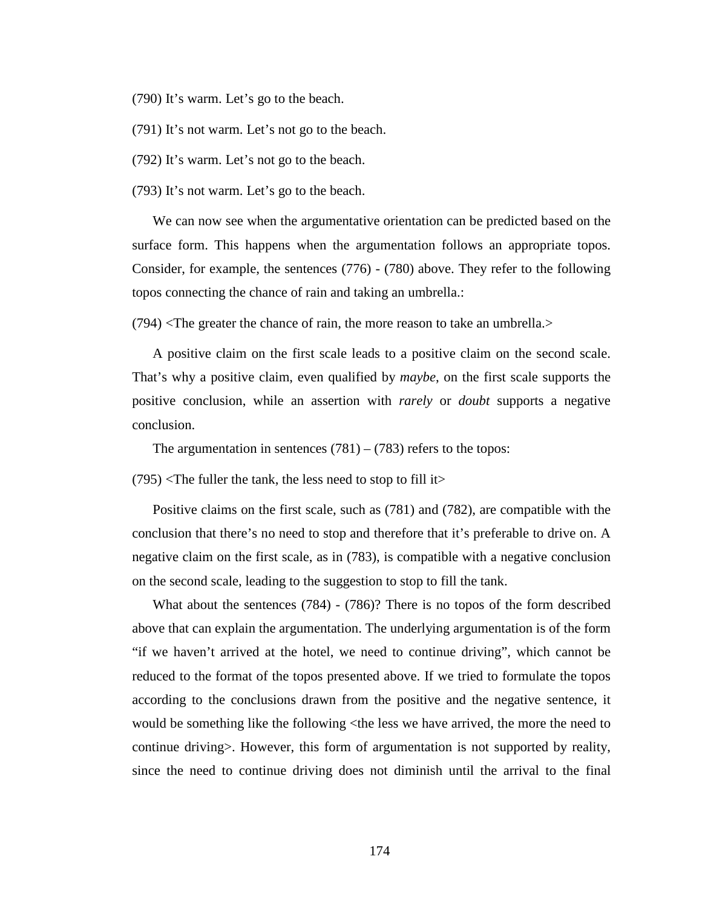(790) It's warm. Let's go to the beach.

(791) It's not warm. Let's not go to the beach.

(792) It's warm. Let's not go to the beach.

(793) It's not warm. Let's go to the beach.

We can now see when the argumentative orientation can be predicted based on the surface form. This happens when the argumentation follows an appropriate topos. Consider, for example, the sentences (776) - (780) above. They refer to the following topos connecting the chance of rain and taking an umbrella.:

(794) <The greater the chance of rain, the more reason to take an umbrella.>

A positive claim on the first scale leads to a positive claim on the second scale. That's why a positive claim, even qualified by *maybe*, on the first scale supports the positive conclusion, while an assertion with *rarely* or *doubt* supports a negative conclusion.

The argumentation in sentences (781) – (783) refers to the topos:

(795) <The fuller the tank, the less need to stop to fill it>

Positive claims on the first scale, such as (781) and (782), are compatible with the conclusion that there's no need to stop and therefore that it's preferable to drive on. A negative claim on the first scale, as in (783), is compatible with a negative conclusion on the second scale, leading to the suggestion to stop to fill the tank.

What about the sentences (784) - (786)? There is no topos of the form described above that can explain the argumentation. The underlying argumentation is of the form "if we haven't arrived at the hotel, we need to continue driving", which cannot be reduced to the format of the topos presented above. If we tried to formulate the topos according to the conclusions drawn from the positive and the negative sentence, it would be something like the following <the less we have arrived, the more the need to continue driving>. However, this form of argumentation is not supported by reality, since the need to continue driving does not diminish until the arrival to the final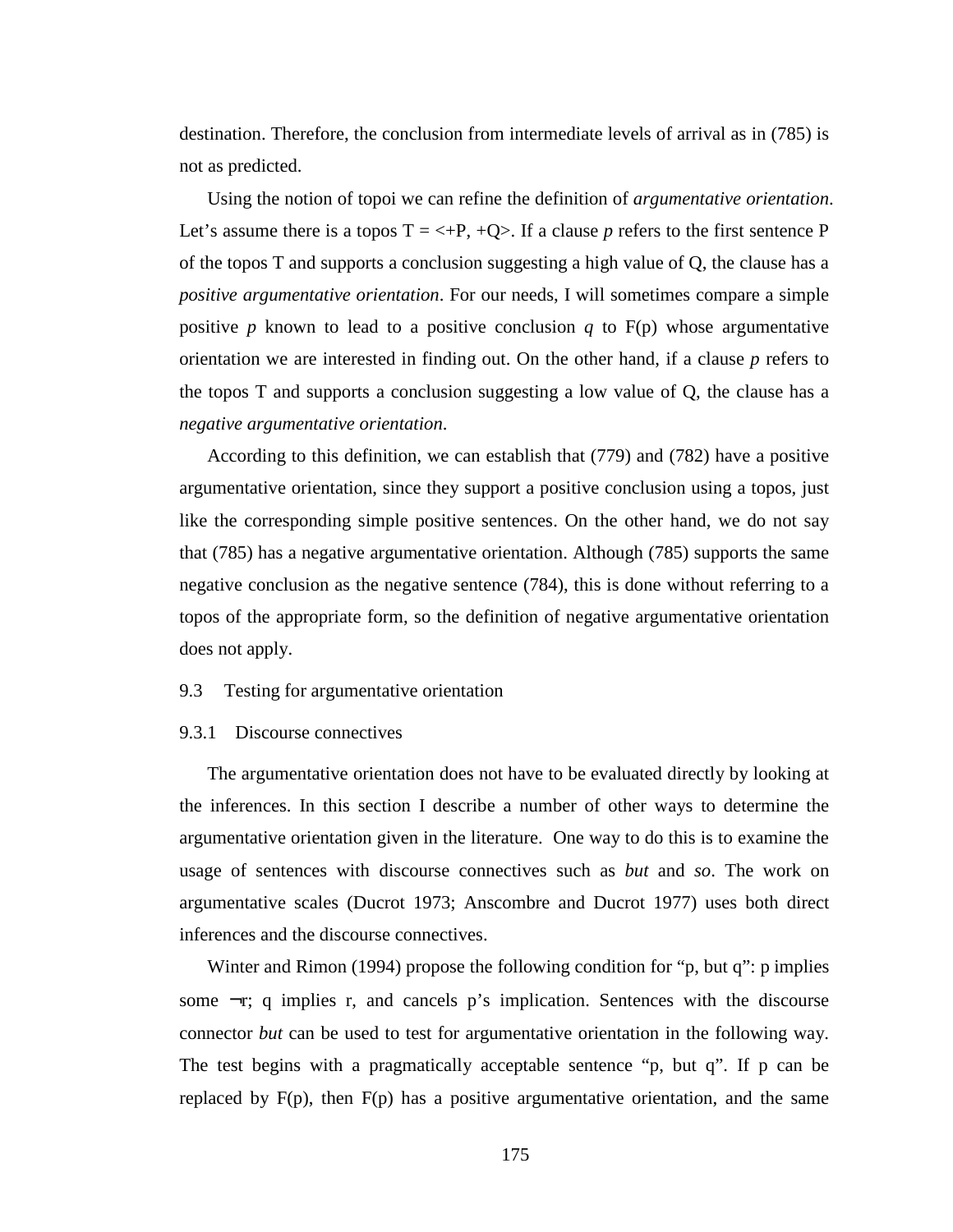destination. Therefore, the conclusion from intermediate levels of arrival as in (785) is not as predicted.

Using the notion of topoi we can refine the definition of *argumentative orientation*. Let's assume there is a topos T = <+P, +Q>. If a clause *p* refers to the first sentence P of the topos T and supports a conclusion suggesting a high value of Q, the clause has a *positive argumentative orientation*. For our needs, I will sometimes compare a simple positive *p* known to lead to a positive conclusion *q* to F(p) whose argumentative orientation we are interested in finding out. On the other hand, if a clause *p* refers to the topos T and supports a conclusion suggesting a low value of Q, the clause has a *negative argumentative orientation*.

According to this definition, we can establish that (779) and (782) have a positive argumentative orientation, since they support a positive conclusion using a topos, just like the corresponding simple positive sentences. On the other hand, we do not say that (785) has a negative argumentative orientation. Although (785) supports the same negative conclusion as the negative sentence (784), this is done without referring to a topos of the appropriate form, so the definition of negative argumentative orientation does not apply.

## 9.3 Testing for argumentative orientation

### 9.3.1 Discourse connectives

The argumentative orientation does not have to be evaluated directly by looking at the inferences. In this section I describe a number of other ways to determine the argumentative orientation given in the literature. One way to do this is to examine the usage of sentences with discourse connectives such as *but* and *so*. The work on argumentative scales (Ducrot 1973; Anscombre and Ducrot 1977) uses both direct inferences and the discourse connectives.

Winter and Rimon (1994) propose the following condition for "p, but q": p implies some ¬r; q implies r, and cancels p's implication. Sentences with the discourse connector *but* can be used to test for argumentative orientation in the following way. The test begins with a pragmatically acceptable sentence "p, but q". If p can be replaced by F(p), then F(p) has a positive argumentative orientation, and the same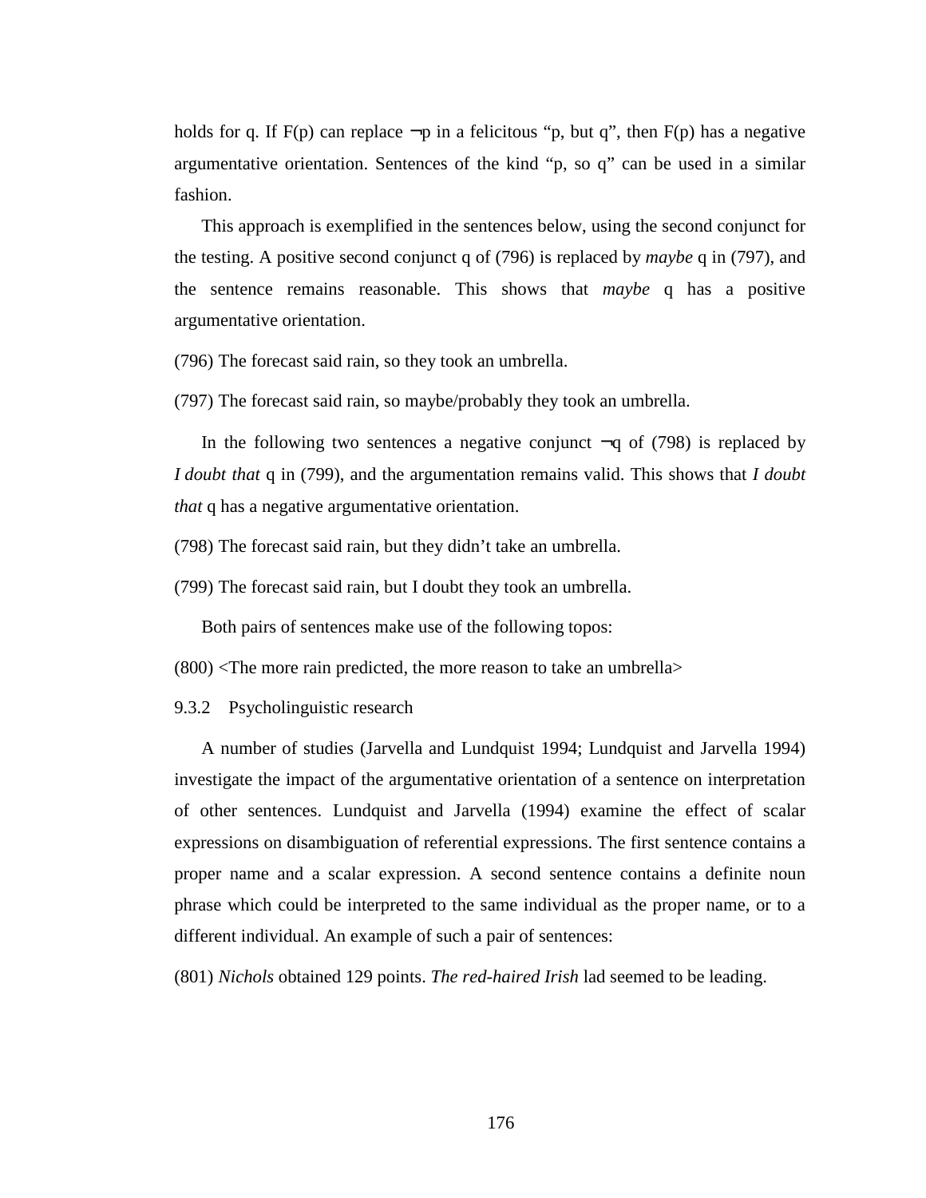holds for q. If F(p) can replace ¬p in a felicitous "p, but q", then F(p) has a negative argumentative orientation. Sentences of the kind "p, so q" can be used in a similar fashion.

This approach is exemplified in the sentences below, using the second conjunct for the testing. A positive second conjunct q of (796) is replaced by *maybe* q in (797), and the sentence remains reasonable. This shows that *maybe* q has a positive argumentative orientation.

(796) The forecast said rain, so they took an umbrella.

(797) The forecast said rain, so maybe/probably they took an umbrella.

In the following two sentences a negative conjunct ¬q of (798) is replaced by *I doubt that* q in (799), and the argumentation remains valid. This shows that *I doubt that* q has a negative argumentative orientation.

(798) The forecast said rain, but they didn't take an umbrella.

(799) The forecast said rain, but I doubt they took an umbrella.

Both pairs of sentences make use of the following topos:

(800) <The more rain predicted, the more reason to take an umbrella>

### 9.3.2 Psycholinguistic research

A number of studies (Jarvella and Lundquist 1994; Lundquist and Jarvella 1994) investigate the impact of the argumentative orientation of a sentence on interpretation of other sentences. Lundquist and Jarvella (1994) examine the effect of scalar expressions on disambiguation of referential expressions. The first sentence contains a proper name and a scalar expression. A second sentence contains a definite noun phrase which could be interpreted to the same individual as the proper name, or to a different individual. An example of such a pair of sentences:

(801) *Nichols* obtained 129 points. *The red-haired Irish* lad seemed to be leading.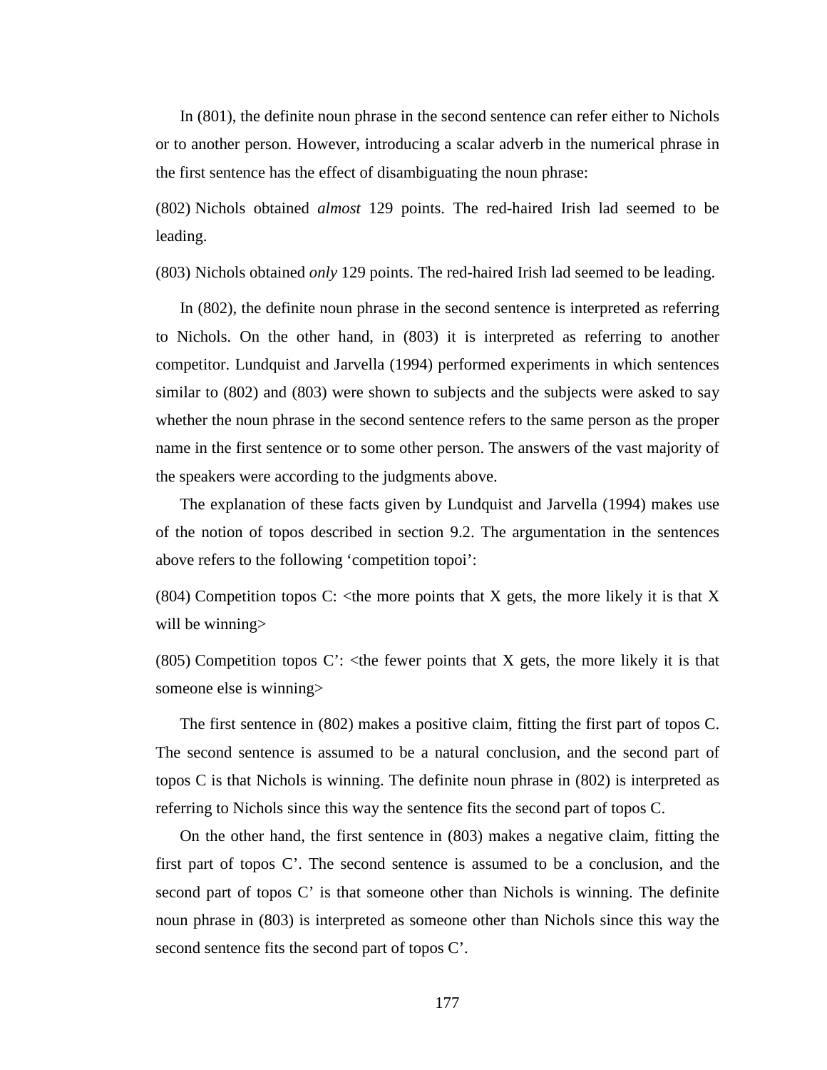In (801), the definite noun phrase in the second sentence can refer either to Nichols or to another person. However, introducing a scalar adverb in the numerical phrase in the first sentence has the effect of disambiguating the noun phrase:

(802) Nichols obtained *almost* 129 points. The red-haired Irish lad seemed to be leading.

(803) Nichols obtained *only* 129 points. The red-haired Irish lad seemed to be leading.

In (802), the definite noun phrase in the second sentence is interpreted as referring to Nichols. On the other hand, in (803) it is interpreted as referring to another competitor. Lundquist and Jarvella (1994) performed experiments in which sentences similar to (802) and (803) were shown to subjects and the subjects were asked to say whether the noun phrase in the second sentence refers to the same person as the proper name in the first sentence or to some other person. The answers of the vast majority of the speakers were according to the judgments above.

The explanation of these facts given by Lundquist and Jarvella (1994) makes use of the notion of topos described in section 9.2. The argumentation in the sentences above refers to the following 'competition topoi':

(804) Competition topos C: <the more points that X gets, the more likely it is that X will be winning>

(805) Competition topos C': <the fewer points that X gets, the more likely it is that someone else is winning>

The first sentence in (802) makes a positive claim, fitting the first part of topos C. The second sentence is assumed to be a natural conclusion, and the second part of topos C is that Nichols is winning. The definite noun phrase in (802) is interpreted as referring to Nichols since this way the sentence fits the second part of topos C.

On the other hand, the first sentence in (803) makes a negative claim, fitting the first part of topos C'. The second sentence is assumed to be a conclusion, and the second part of topos C' is that someone other than Nichols is winning. The definite noun phrase in (803) is interpreted as someone other than Nichols since this way the second sentence fits the second part of topos C'.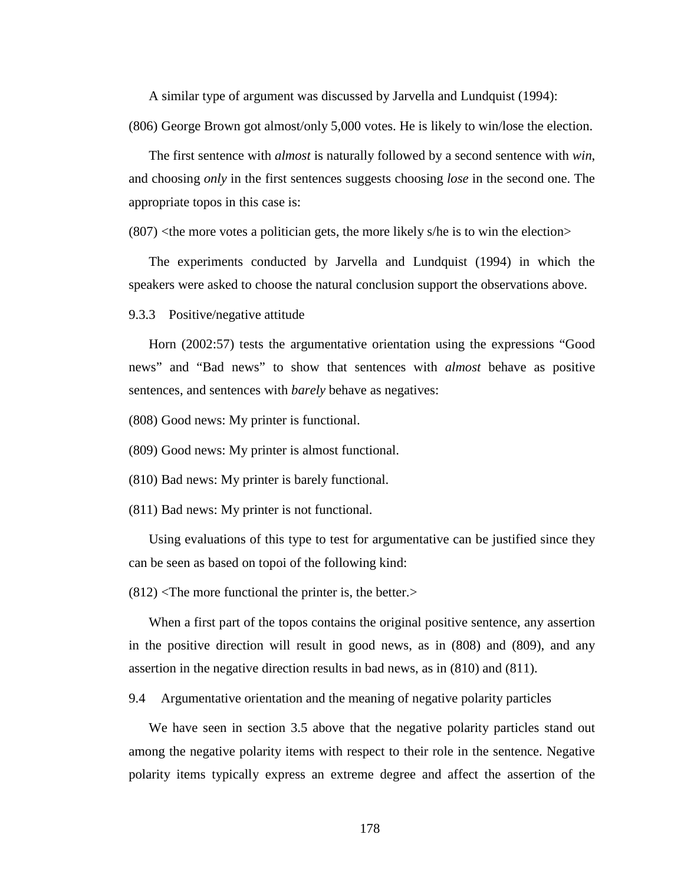A similar type of argument was discussed by Jarvella and Lundquist (1994):

(806) George Brown got almost/only 5,000 votes. He is likely to win/lose the election.

The first sentence with *almost* is naturally followed by a second sentence with *win*, and choosing *only* in the first sentences suggests choosing *lose* in the second one. The appropriate topos in this case is:

(807) <the more votes a politician gets, the more likely s/he is to win the election>

The experiments conducted by Jarvella and Lundquist (1994) in which the speakers were asked to choose the natural conclusion support the observations above.

### 9.3.3 Positive/negative attitude

Horn (2002:57) tests the argumentative orientation using the expressions "Good news" and "Bad news" to show that sentences with *almost* behave as positive sentences, and sentences with *barely* behave as negatives:

(808) Good news: My printer is functional.

(809) Good news: My printer is almost functional.

(810) Bad news: My printer is barely functional.

(811) Bad news: My printer is not functional.

Using evaluations of this type to test for argumentative can be justified since they can be seen as based on topoi of the following kind:

(812) <The more functional the printer is, the better.>

When a first part of the topos contains the original positive sentence, any assertion in the positive direction will result in good news, as in (808) and (809), and any assertion in the negative direction results in bad news, as in (810) and (811).

## 9.4 Argumentative orientation and the meaning of negative polarity particles

We have seen in section 3.5 above that the negative polarity particles stand out among the negative polarity items with respect to their role in the sentence. Negative polarity items typically express an extreme degree and affect the assertion of the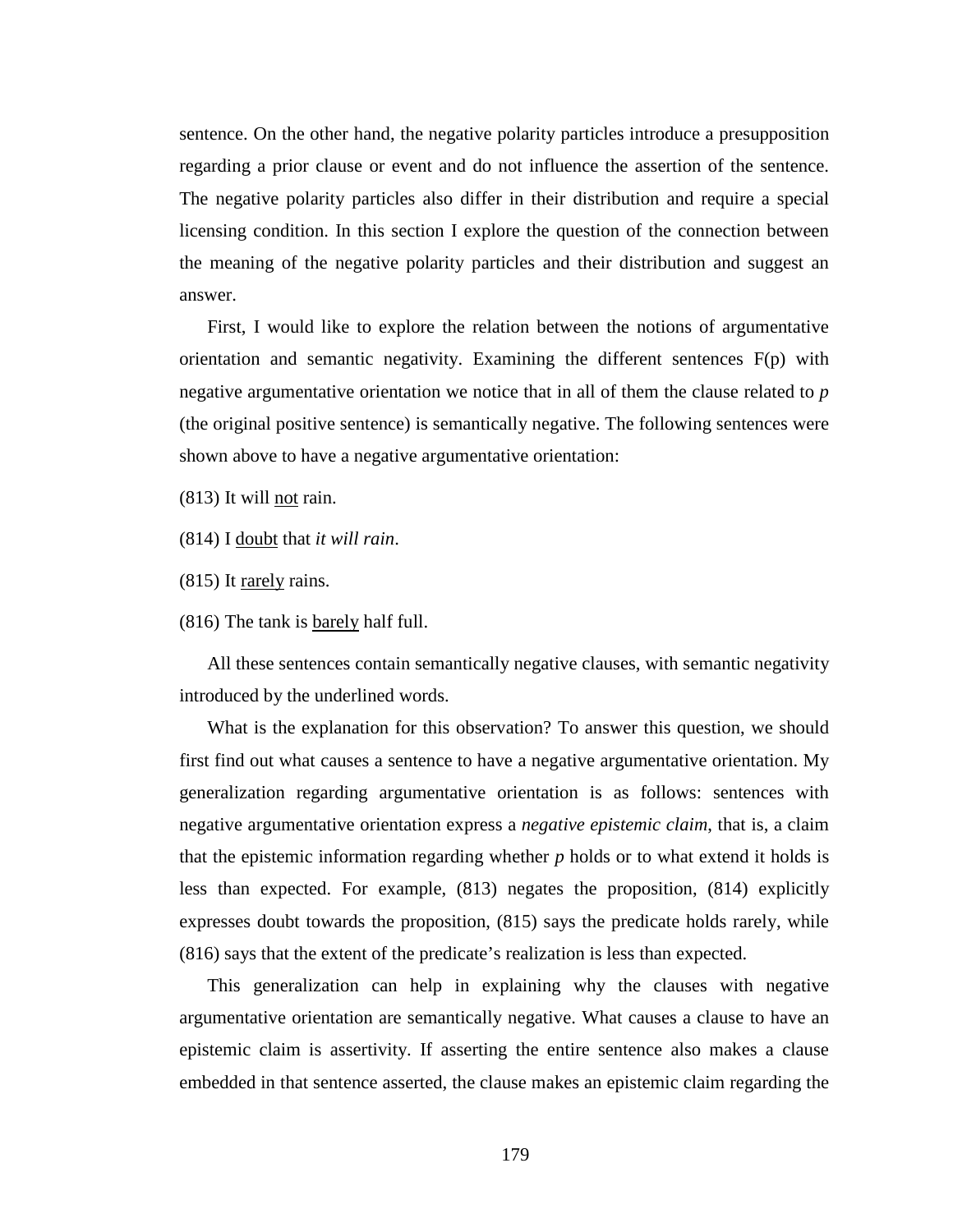sentence. On the other hand, the negative polarity particles introduce a presupposition regarding a prior clause or event and do not influence the assertion of the sentence. The negative polarity particles also differ in their distribution and require a special licensing condition. In this section I explore the question of the connection between the meaning of the negative polarity particles and their distribution and suggest an answer.

First, I would like to explore the relation between the notions of argumentative orientation and semantic negativity. Examining the different sentences F(p) with negative argumentative orientation we notice that in all of them the clause related to *p* (the original positive sentence) is semantically negative. The following sentences were shown above to have a negative argumentative orientation:

(813) It will <u>not</u> rain.

(814) I <u>doubt</u> that *it will rain*.

(815) It <u>rarely</u> rains.

(816) The tank is <u>barely</u> half full.

All these sentences contain semantically negative clauses, with semantic negativity introduced by the underlined words.

What is the explanation for this observation? To answer this question, we should first find out what causes a sentence to have a negative argumentative orientation. My generalization regarding argumentative orientation is as follows: sentences with negative argumentative orientation express a *negative epistemic claim*, that is, a claim that the epistemic information regarding whether *p* holds or to what extend it holds is less than expected. For example, (813) negates the proposition, (814) explicitly expresses doubt towards the proposition, (815) says the predicate holds rarely, while (816) says that the extent of the predicate's realization is less than expected.

This generalization can help in explaining why the clauses with negative argumentative orientation are semantically negative. What causes a clause to have an epistemic claim is assertivity. If asserting the entire sentence also makes a clause embedded in that sentence asserted, the clause makes an epistemic claim regarding the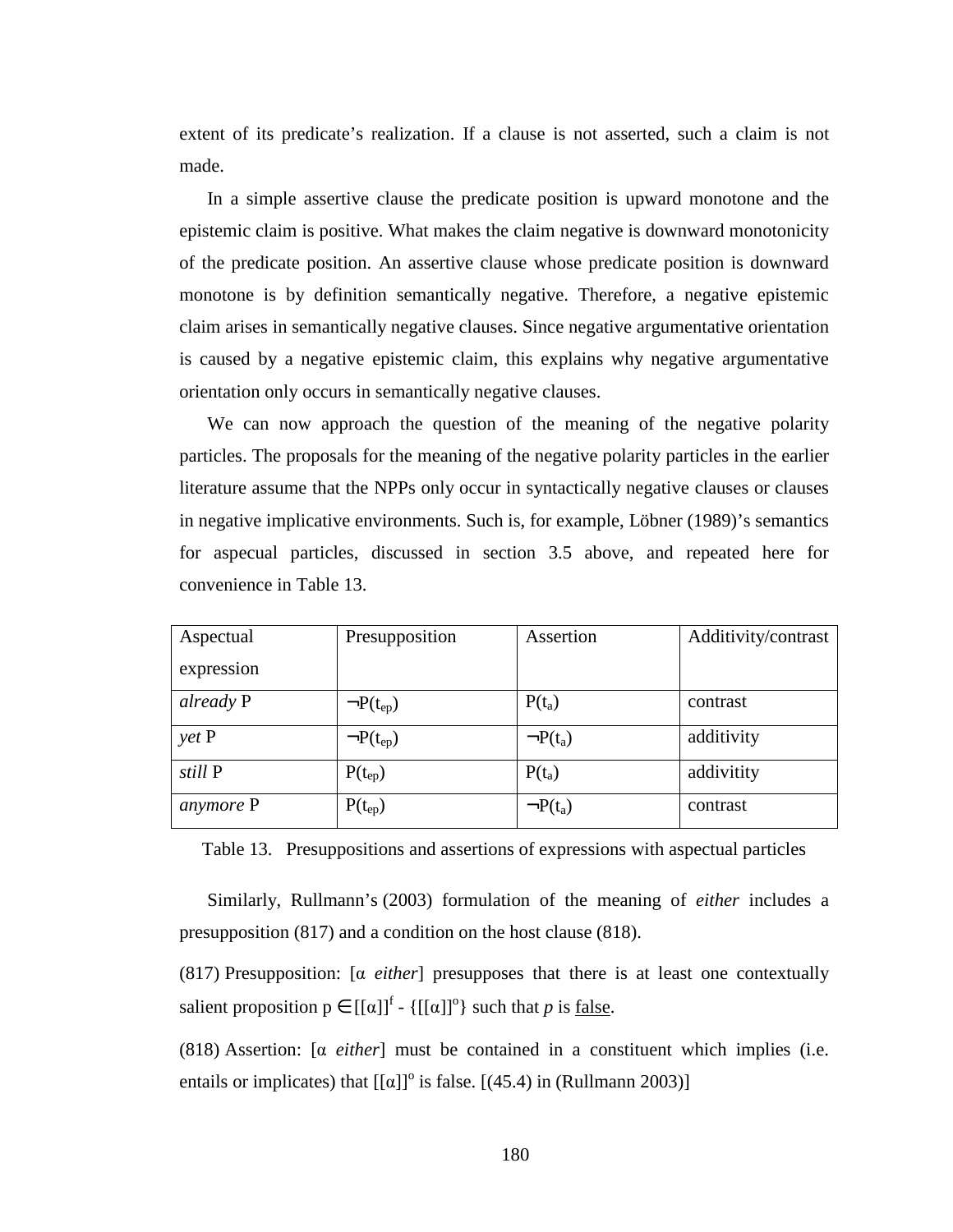extent of its predicate's realization. If a clause is not asserted, such a claim is not made.

In a simple assertive clause the predicate position is upward monotone and the epistemic claim is positive. What makes the claim negative is downward monotonicity of the predicate position. An assertive clause whose predicate position is downward monotone is by definition semantically negative. Therefore, a negative epistemic claim arises in semantically negative clauses. Since negative argumentative orientation is caused by a negative epistemic claim, this explains why negative argumentative orientation only occurs in semantically negative clauses.

We can now approach the question of the meaning of the negative polarity particles. The proposals for the meaning of the negative polarity particles in the earlier literature assume that the NPPs only occur in syntactically negative clauses or clauses in negative implicative environments. Such is, for example, Löbner (1989)'s semantics for aspecual particles, discussed in section 3.5 above, and repeated here for convenience in Table 13.

| Aspectual expression | Presupposition | Assertion | Additivity/contrast |
|---|---|---|---|
| *already* P | $\neg P(t_{ep})$ | $P(t_a)$ | contrast |
| *yet* P | $\neg P(t_{ep})$ | $\neg P(t_a)$ | additivity |
| *still* P | $P(t_{ep})$ | $P(t_a)$ | addivitity |
| *anymore* P | $P(t_{ep})$ | $\neg P(t_a)$ | contrast |

Table 13. Presuppositions and assertions of expressions with aspectual particles

Similarly, Rullmann's (2003) formulation of the meaning of *either* includes a presupposition (817) and a condition on the host clause (818).

(817) Presupposition: [α *either*] presupposes that there is at least one contextually salient proposition $p \in [[\alpha]]^f - \{[[\alpha]]^o\}$ such that *p* is <u>false</u>.

(818) Assertion: [α *either*] must be contained in a constituent which implies (i.e. entails or implicates) that $[[\alpha]]^o$ is false. [(45.4) in (Rullmann 2003)]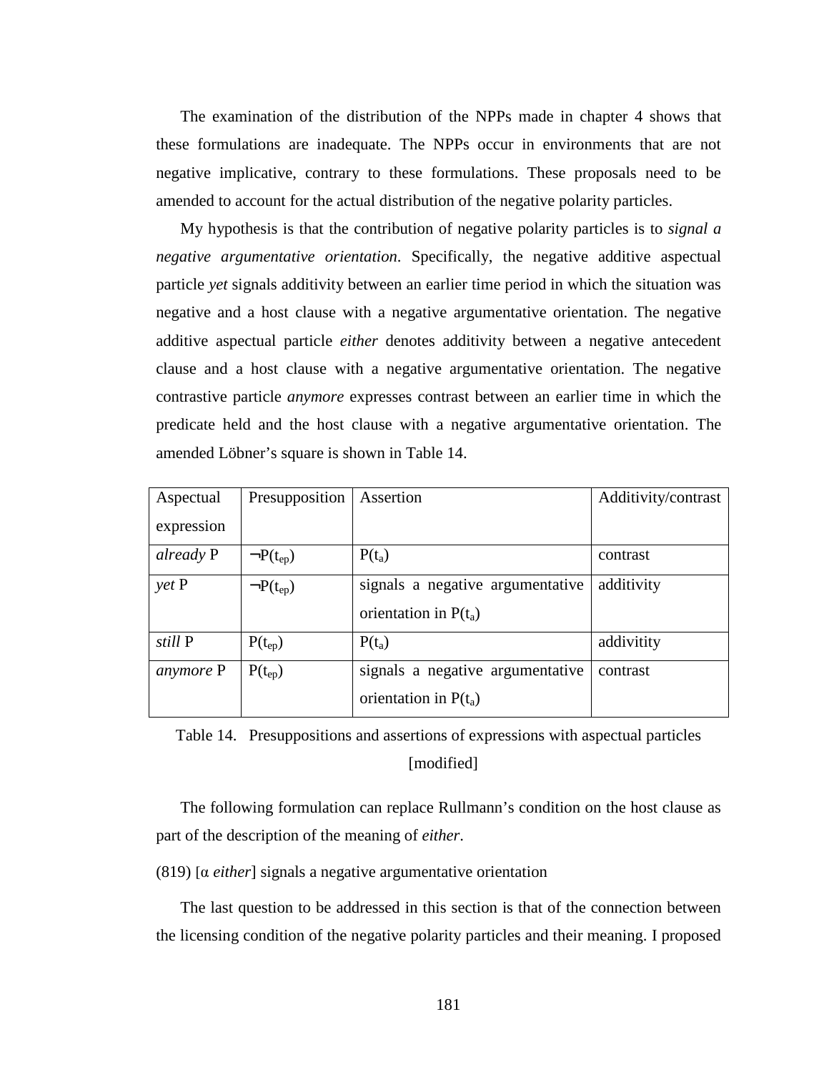The examination of the distribution of the NPPs made in chapter 4 shows that these formulations are inadequate. The NPPs occur in environments that are not negative implicative, contrary to these formulations. These proposals need to be amended to account for the actual distribution of the negative polarity particles.

My hypothesis is that the contribution of negative polarity particles is to *signal a negative argumentative orientation*. Specifically, the negative additive aspectual particle *yet* signals additivity between an earlier time period in which the situation was negative and a host clause with a negative argumentative orientation. The negative additive aspectual particle *either* denotes additivity between a negative antecedent clause and a host clause with a negative argumentative orientation. The negative contrastive particle *anymore* expresses contrast between an earlier time in which the predicate held and the host clause with a negative argumentative orientation. The amended Löbner's square is shown in Table 14.

| Aspectual expression | Presupposition | Assertion | Additivity/contrast |
|---|---|---|---|
| *already* P | $\neg P(t_{ep})$ | $P(t_a)$ | contrast |
| *yet* P | $\neg P(t_{ep})$ | signals a negative argumentative orientation in $P(t_a)$ | additivity |
| *still* P | $P(t_{ep})$ | $P(t_a)$ | addivitity |
| *anymore* P | $P(t_{ep})$ | signals a negative argumentative orientation in $P(t_a)$ | contrast |

Table 14. Presuppositions and assertions of expressions with aspectual particles [modified]

The following formulation can replace Rullmann's condition on the host clause as part of the description of the meaning of *either*.

(819) [α *either*] signals a negative argumentative orientation

The last question to be addressed in this section is that of the connection between the licensing condition of the negative polarity particles and their meaning. I proposed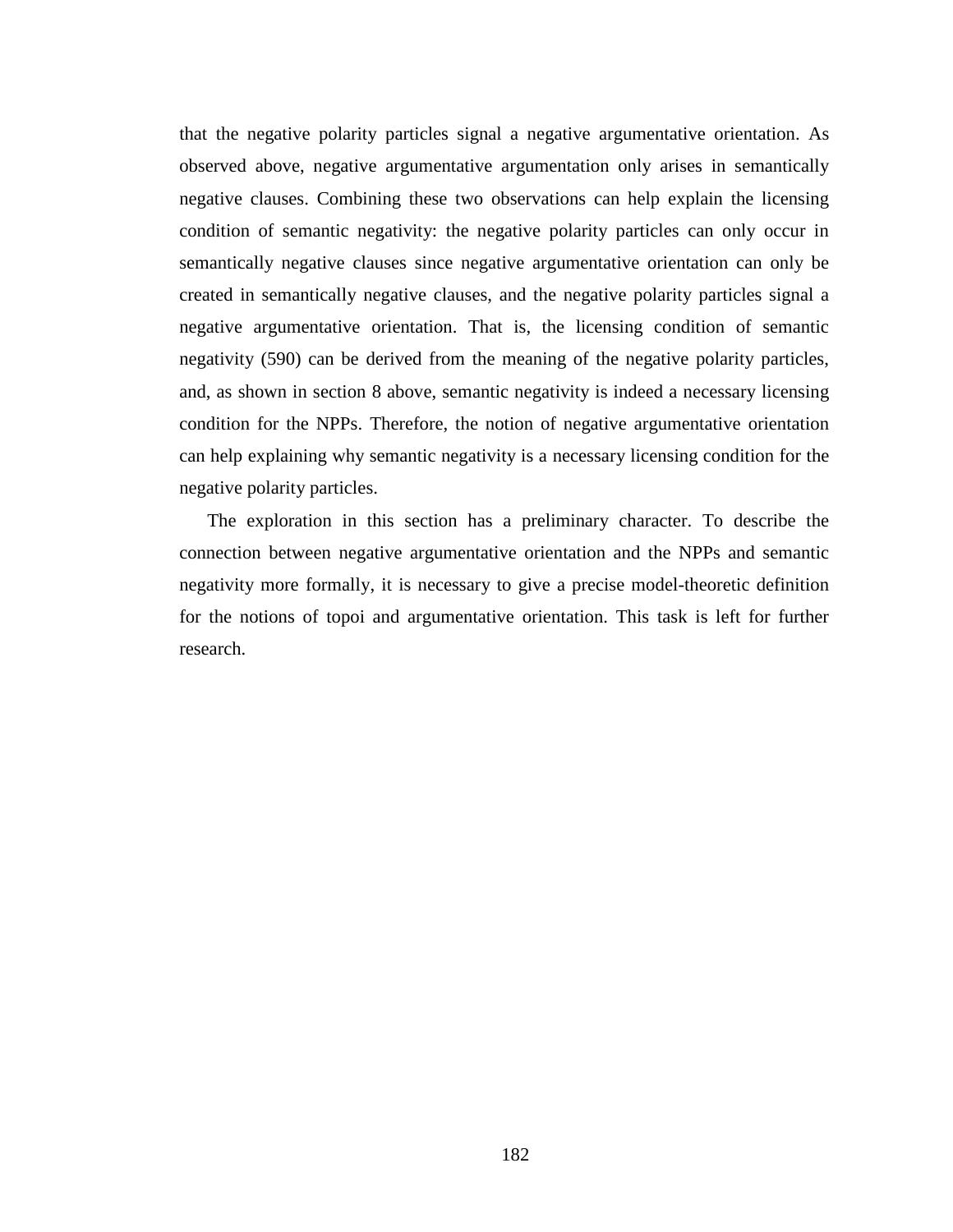that the negative polarity particles signal a negative argumentative orientation. As observed above, negative argumentative argumentation only arises in semantically negative clauses. Combining these two observations can help explain the licensing condition of semantic negativity: the negative polarity particles can only occur in semantically negative clauses since negative argumentative orientation can only be created in semantically negative clauses, and the negative polarity particles signal a negative argumentative orientation. That is, the licensing condition of semantic negativity (590) can be derived from the meaning of the negative polarity particles, and, as shown in section 8 above, semantic negativity is indeed a necessary licensing condition for the NPPs. Therefore, the notion of negative argumentative orientation can help explaining why semantic negativity is a necessary licensing condition for the negative polarity particles.

The exploration in this section has a preliminary character. To describe the connection between negative argumentative orientation and the NPPs and semantic negativity more formally, it is necessary to give a precise model-theoretic definition for the notions of topoi and argumentative orientation. This task is left for further research.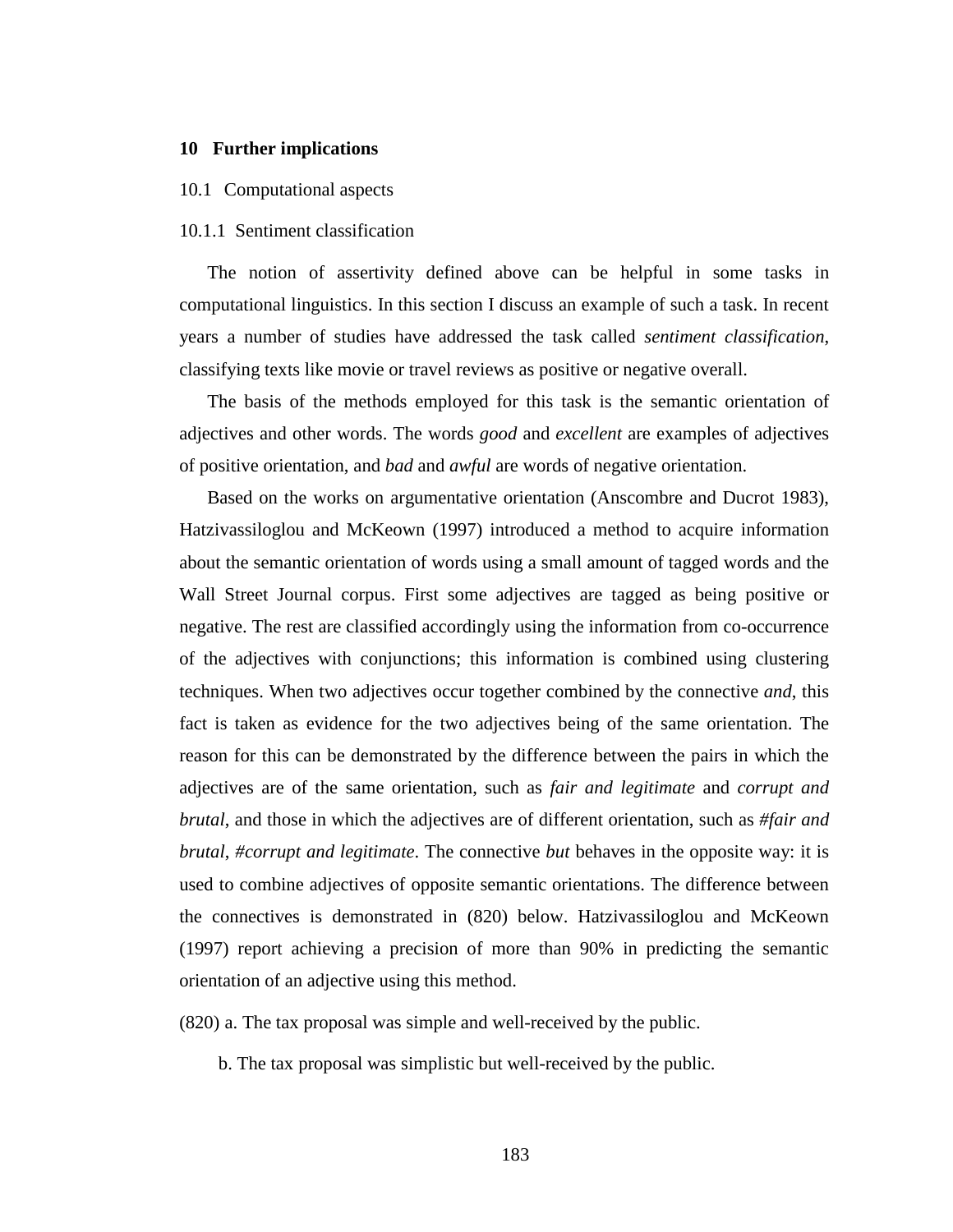# 10 Further implications

## 10.1 Computational aspects

### 10.1.1 Sentiment classification

The notion of assertivity defined above can be helpful in some tasks in computational linguistics. In this section I discuss an example of such a task. In recent years a number of studies have addressed the task called *sentiment classification*, classifying texts like movie or travel reviews as positive or negative overall.

The basis of the methods employed for this task is the semantic orientation of adjectives and other words. The words *good* and *excellent* are examples of adjectives of positive orientation, and *bad* and *awful* are words of negative orientation.

Based on the works on argumentative orientation (Anscombre and Ducrot 1983), Hatzivassiloglou and McKeown (1997) introduced a method to acquire information about the semantic orientation of words using a small amount of tagged words and the Wall Street Journal corpus. First some adjectives are tagged as being positive or negative. The rest are classified accordingly using the information from co-occurrence of the adjectives with conjunctions; this information is combined using clustering techniques. When two adjectives occur together combined by the connective *and*, this fact is taken as evidence for the two adjectives being of the same orientation. The reason for this can be demonstrated by the difference between the pairs in which the adjectives are of the same orientation, such as *fair and legitimate* and *corrupt and brutal*, and those in which the adjectives are of different orientation, such as *#fair and brutal*, *#corrupt and legitimate*. The connective *but* behaves in the opposite way: it is used to combine adjectives of opposite semantic orientations. The difference between the connectives is demonstrated in (820) below. Hatzivassiloglou and McKeown (1997) report achieving a precision of more than 90% in predicting the semantic orientation of an adjective using this method.

(820) a. The tax proposal was simple and well-received by the public.

b. The tax proposal was simplistic but well-received by the public.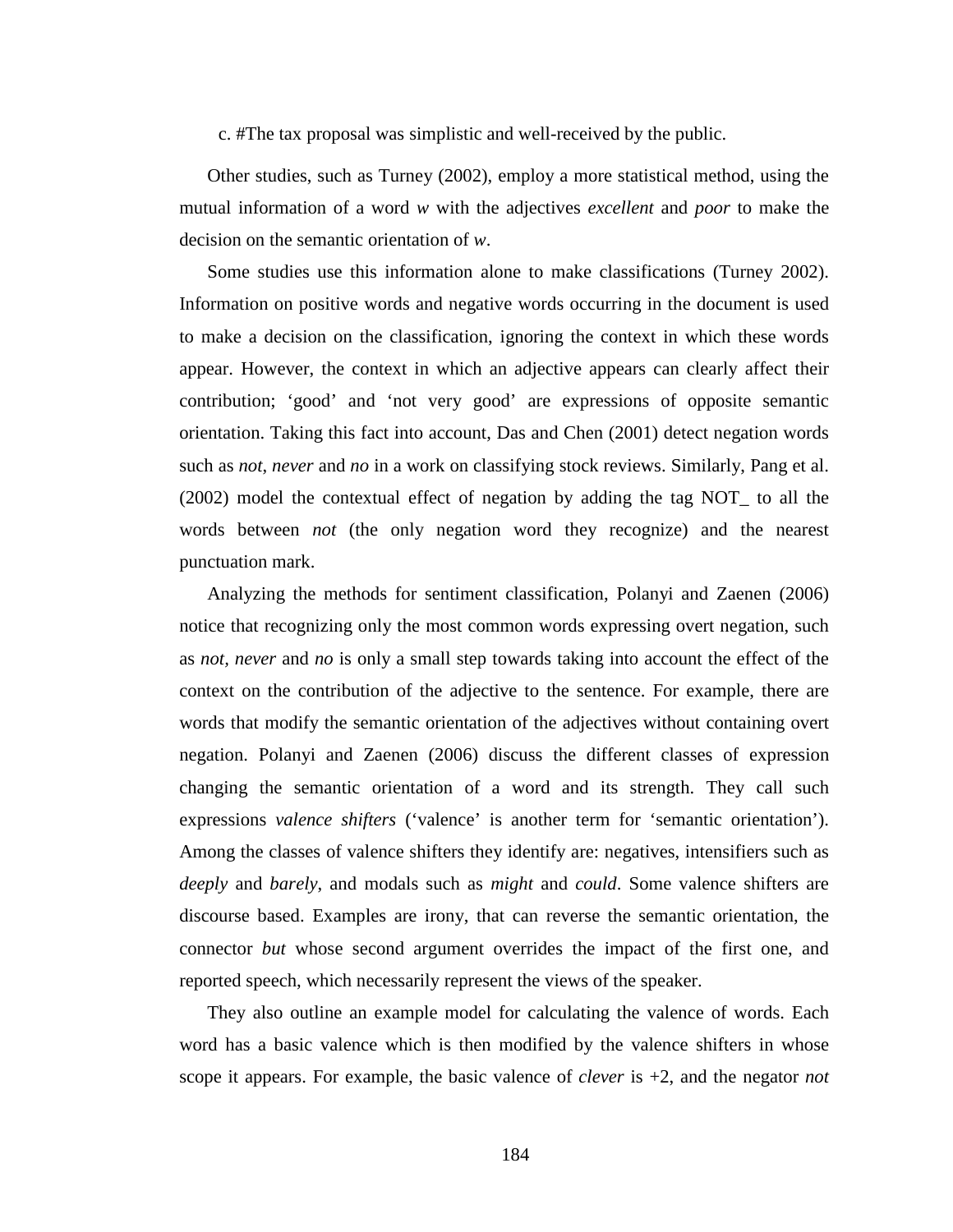c. #The tax proposal was simplistic and well-received by the public.

Other studies, such as Turney (2002), employ a more statistical method, using the mutual information of a word *w* with the adjectives *excellent* and *poor* to make the decision on the semantic orientation of *w*.

Some studies use this information alone to make classifications (Turney 2002). Information on positive words and negative words occurring in the document is used to make a decision on the classification, ignoring the context in which these words appear. However, the context in which an adjective appears can clearly affect their contribution; 'good' and 'not very good' are expressions of opposite semantic orientation. Taking this fact into account, Das and Chen (2001) detect negation words such as *not*, *never* and *no* in a work on classifying stock reviews. Similarly, Pang et al. (2002) model the contextual effect of negation by adding the tag NOT_ to all the words between *not* (the only negation word they recognize) and the nearest punctuation mark.

Analyzing the methods for sentiment classification, Polanyi and Zaenen (2006) notice that recognizing only the most common words expressing overt negation, such as *not*, *never* and *no* is only a small step towards taking into account the effect of the context on the contribution of the adjective to the sentence. For example, there are words that modify the semantic orientation of the adjectives without containing overt negation. Polanyi and Zaenen (2006) discuss the different classes of expression changing the semantic orientation of a word and its strength. They call such expressions *valence shifters* ('valence' is another term for 'semantic orientation'). Among the classes of valence shifters they identify are: negatives, intensifiers such as *deeply* and *barely*, and modals such as *might* and *could*. Some valence shifters are discourse based. Examples are irony, that can reverse the semantic orientation, the connector *but* whose second argument overrides the impact of the first one, and reported speech, which necessarily represent the views of the speaker.

They also outline an example model for calculating the valence of words. Each word has a basic valence which is then modified by the valence shifters in whose scope it appears. For example, the basic valence of *clever* is +2, and the negator *not*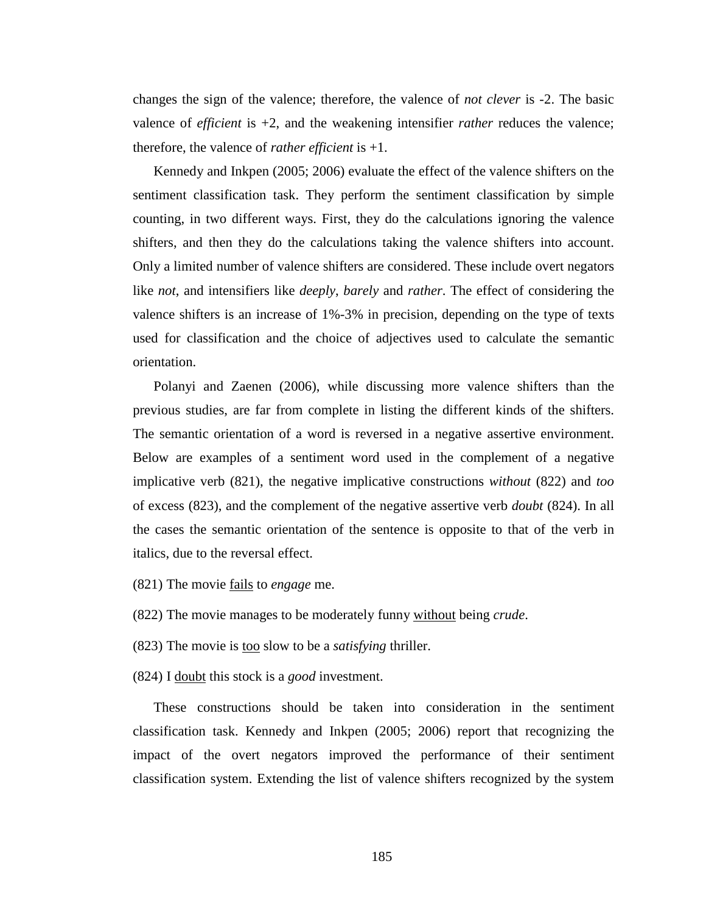changes the sign of the valence; therefore, the valence of *not clever* is -2. The basic valence of *efficient* is +2, and the weakening intensifier *rather* reduces the valence; therefore, the valence of *rather efficient* is +1.

Kennedy and Inkpen (2005; 2006) evaluate the effect of the valence shifters on the sentiment classification task. They perform the sentiment classification by simple counting, in two different ways. First, they do the calculations ignoring the valence shifters, and then they do the calculations taking the valence shifters into account. Only a limited number of valence shifters are considered. These include overt negators like *not*, and intensifiers like *deeply*, *barely* and *rather*. The effect of considering the valence shifters is an increase of 1%-3% in precision, depending on the type of texts used for classification and the choice of adjectives used to calculate the semantic orientation.

Polanyi and Zaenen (2006), while discussing more valence shifters than the previous studies, are far from complete in listing the different kinds of the shifters. The semantic orientation of a word is reversed in a negative assertive environment. Below are examples of a sentiment word used in the complement of a negative implicative verb (821), the negative implicative constructions *without* (822) and *too* of excess (823), and the complement of the negative assertive verb *doubt* (824). In all the cases the semantic orientation of the sentence is opposite to that of the verb in italics, due to the reversal effect.

(821) The movie <u>fails</u> to *engage* me.

(822) The movie manages to be moderately funny <u>without</u> being *crude*.

(823) The movie is <u>too</u> slow to be a *satisfying* thriller.

(824) I <u>doubt</u> this stock is a *good* investment.

These constructions should be taken into consideration in the sentiment classification task. Kennedy and Inkpen (2005; 2006) report that recognizing the impact of the overt negators improved the performance of their sentiment classification system. Extending the list of valence shifters recognized by the system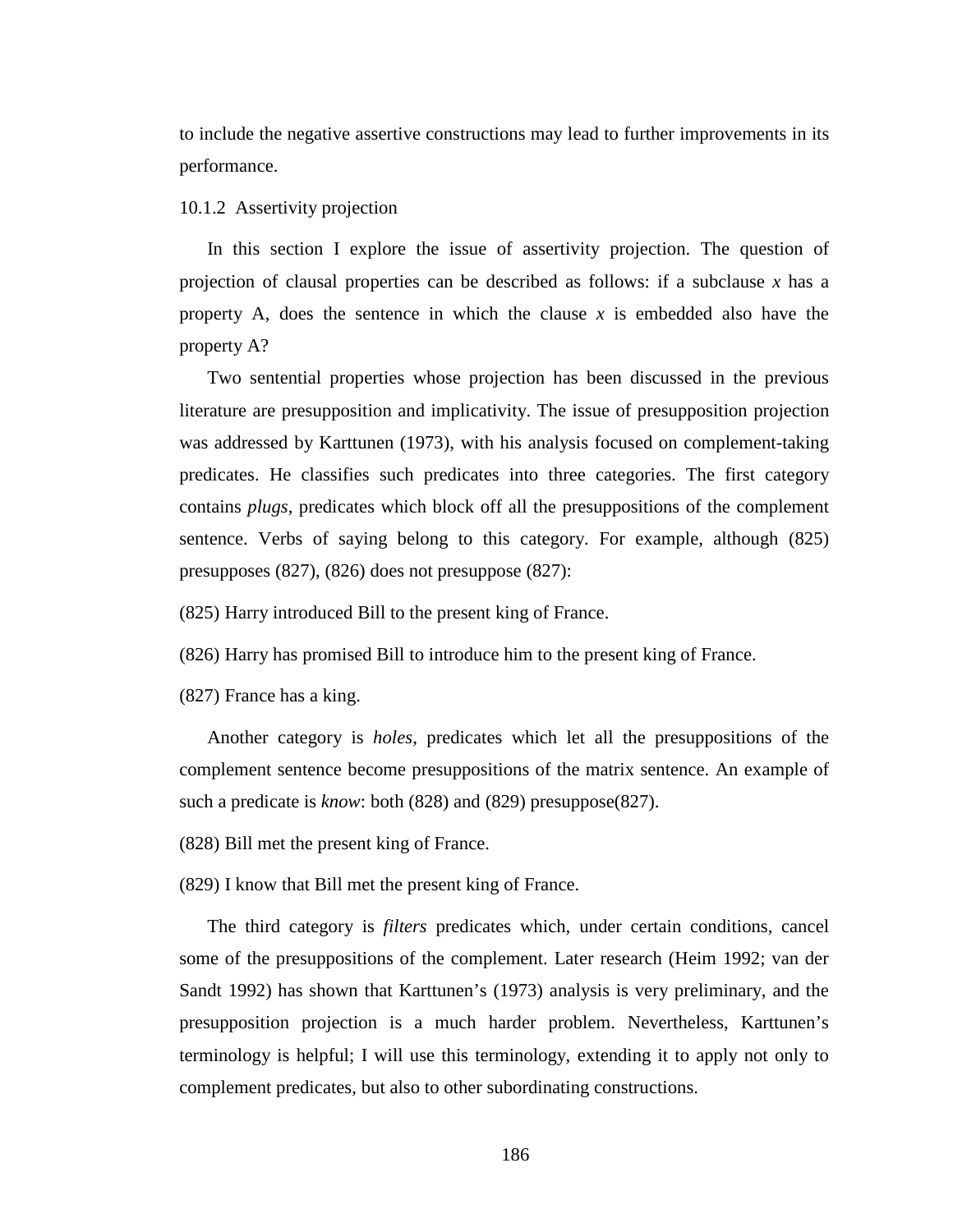to include the negative assertive constructions may lead to further improvements in its performance.

### 10.1.2 Assertivity projection

In this section I explore the issue of assertivity projection. The question of projection of clausal properties can be described as follows: if a subclause *x* has a property A, does the sentence in which the clause *x* is embedded also have the property A?

Two sentential properties whose projection has been discussed in the previous literature are presupposition and implicativity. The issue of presupposition projection was addressed by Karttunen (1973), with his analysis focused on complement-taking predicates. He classifies such predicates into three categories. The first category contains *plugs*, predicates which block off all the presuppositions of the complement sentence. Verbs of saying belong to this category. For example, although (825) presupposes (827), (826) does not presuppose (827):

(825) Harry introduced Bill to the present king of France.

(826) Harry has promised Bill to introduce him to the present king of France.

(827) France has a king.

Another category is *holes*, predicates which let all the presuppositions of the complement sentence become presuppositions of the matrix sentence. An example of such a predicate is *know*: both (828) and (829) presuppose(827).

(828) Bill met the present king of France.

(829) I know that Bill met the present king of France.

The third category is *filters* predicates which, under certain conditions, cancel some of the presuppositions of the complement. Later research (Heim 1992; van der Sandt 1992) has shown that Karttunen's (1973) analysis is very preliminary, and the presupposition projection is a much harder problem. Nevertheless, Karttunen's terminology is helpful; I will use this terminology, extending it to apply not only to complement predicates, but also to other subordinating constructions.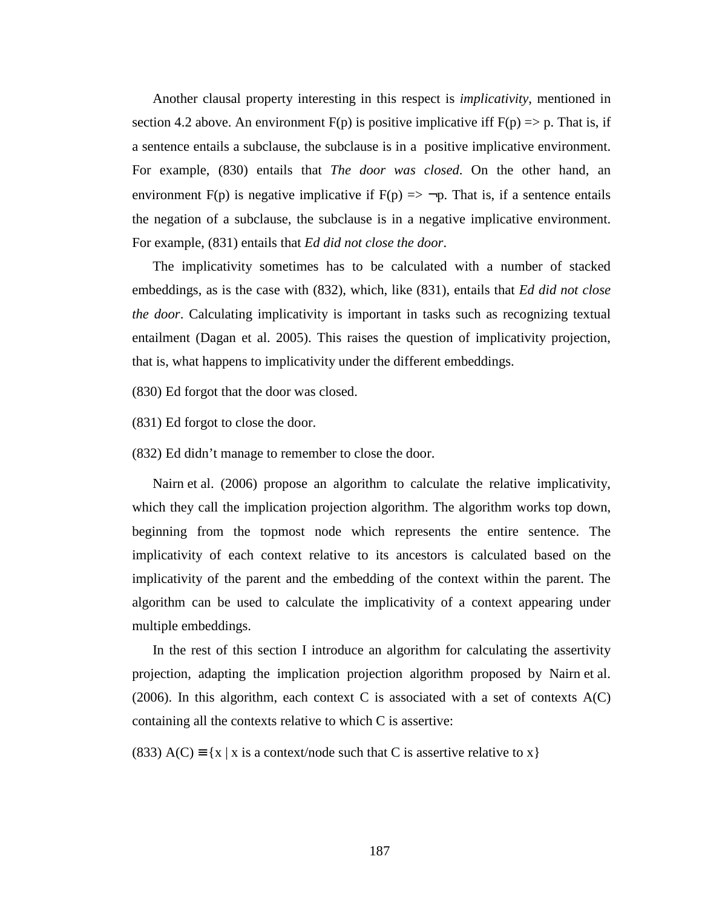Another clausal property interesting in this respect is *implicativity*, mentioned in section 4.2 above. An environment F(p) is positive implicative iff F(p) => p. That is, if a sentence entails a subclause, the subclause is in a positive implicative environment. For example, (830) entails that *The door was closed*. On the other hand, an environment F(p) is negative implicative if F(p) => ¬p. That is, if a sentence entails the negation of a subclause, the subclause is in a negative implicative environment. For example, (831) entails that *Ed did not close the door*.

The implicativity sometimes has to be calculated with a number of stacked embeddings, as is the case with (832), which, like (831), entails that *Ed did not close the door*. Calculating implicativity is important in tasks such as recognizing textual entailment (Dagan et al. 2005). This raises the question of implicativity projection, that is, what happens to implicativity under the different embeddings.

(830) Ed forgot that the door was closed.

(831) Ed forgot to close the door.

(832) Ed didn't manage to remember to close the door.

Nairn et al. (2006) propose an algorithm to calculate the relative implicativity, which they call the implication projection algorithm. The algorithm works top down, beginning from the topmost node which represents the entire sentence. The implicativity of each context relative to its ancestors is calculated based on the implicativity of the parent and the embedding of the context within the parent. The algorithm can be used to calculate the implicativity of a context appearing under multiple embeddings.

In the rest of this section I introduce an algorithm for calculating the assertivity projection, adapting the implication projection algorithm proposed by Nairn et al. (2006). In this algorithm, each context C is associated with a set of contexts A(C) containing all the contexts relative to which C is assertive:

(833) A(C) ≡ {x | x is a context/node such that C is assertive relative to x}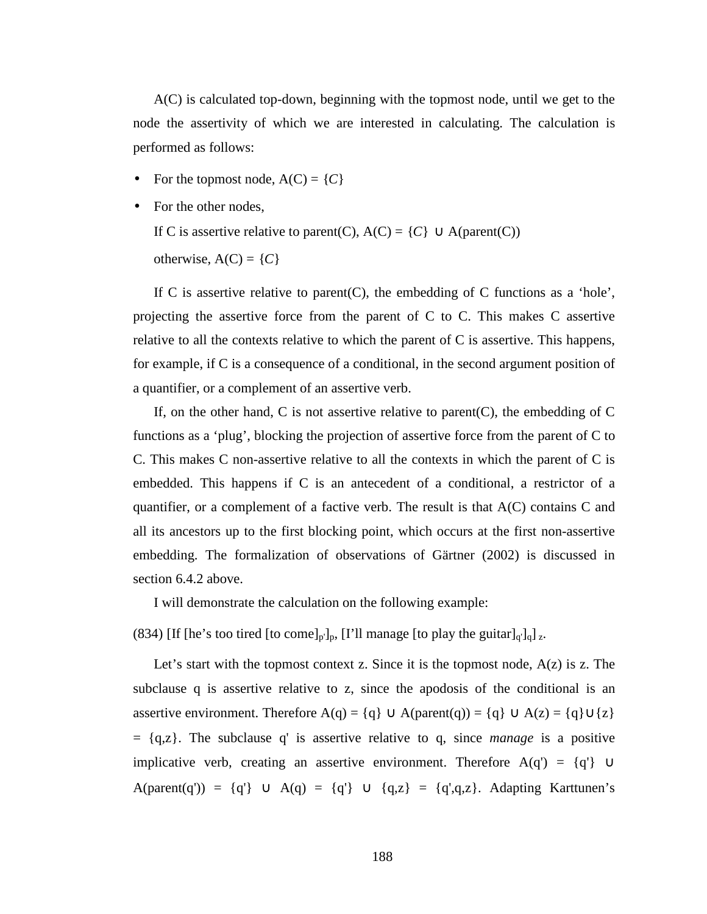A(C) is calculated top-down, beginning with the topmost node, until we get to the node the assertivity of which we are interested in calculating. The calculation is performed as follows:

- For the topmost node, A(C) = {*C*}
- For the other nodes,
  If C is assertive relative to parent(C), A(C) = {*C*} ∪ A(parent(C))
  otherwise, A(C) = {*C*}

If C is assertive relative to parent(C), the embedding of C functions as a 'hole', projecting the assertive force from the parent of C to C. This makes C assertive relative to all the contexts relative to which the parent of C is assertive. This happens, for example, if C is a consequence of a conditional, in the second argument position of a quantifier, or a complement of an assertive verb.

If, on the other hand, C is not assertive relative to parent(C), the embedding of C functions as a 'plug', blocking the projection of assertive force from the parent of C to C. This makes C non-assertive relative to all the contexts in which the parent of C is embedded. This happens if C is an antecedent of a conditional, a restrictor of a quantifier, or a complement of a factive verb. The result is that A(C) contains C and all its ancestors up to the first blocking point, which occurs at the first non-assertive embedding. The formalization of observations of Gärtner (2002) is discussed in section 6.4.2 above.

I will demonstrate the calculation on the following example:

(834) [If [he's too tired [to come]$_{p'}$]$_{p}$, [I'll manage [to play the guitar]$_{q'}$]$_{q}$]$_{z}$.

Let's start with the topmost context z. Since it is the topmost node, A(z) is z. The subclause q is assertive relative to z, since the apodosis of the conditional is an assertive environment. Therefore A(q) = {q} ∪ A(parent(q)) = {q} ∪ A(z) = {q}∪{z} = {q,z}. The subclause q' is assertive relative to q, since *manage* is a positive implicative verb, creating an assertive environment. Therefore A(q') = {q'} ∪ A(parent(q')) = {q'} ∪ A(q) = {q'} ∪ {q,z} = {q',q,z}. Adapting Karttunen's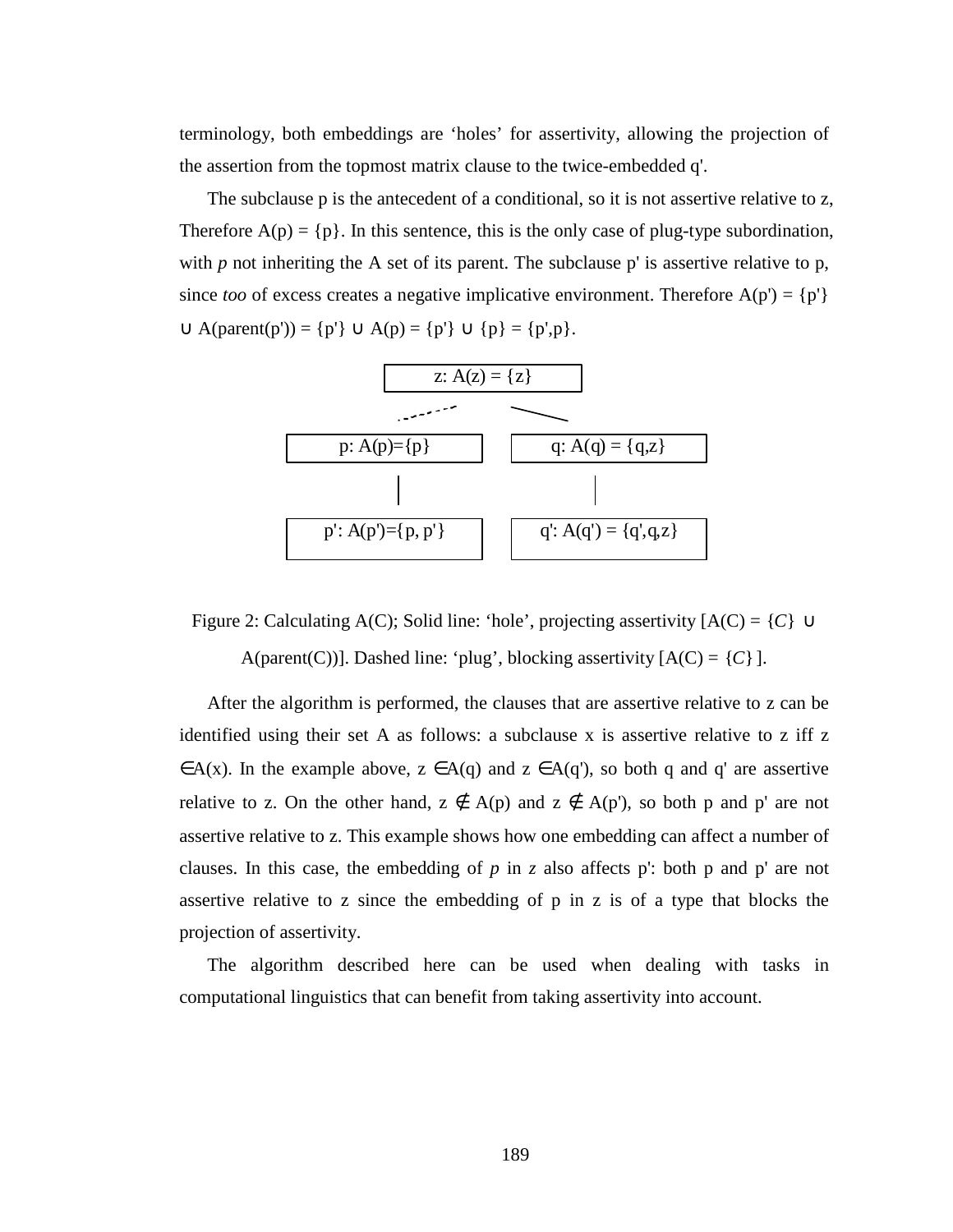terminology, both embeddings are 'holes' for assertivity, allowing the projection of the assertion from the topmost matrix clause to the twice-embedded q'.

The subclause p is the antecedent of a conditional, so it is not assertive relative to z, Therefore A(p) = {p}. In this sentence, this is the only case of plug-type subordination, with *p* not inheriting the A set of its parent. The subclause p' is assertive relative to p, since *too* of excess creates a negative implicative environment. Therefore A(p') = {p'} ∪ A(parent(p')) = {p'} ∪ A(p) = {p'} ∪ {p} = {p',p}.

| | z: A(z) = {z} | |
|---|---|---|
| p: A(p)={p} | | q: A(q) = {q,z} |
| p': A(p')={p, p'} | | q': A(q') = {q',q,z} |

Figure 2: Calculating A(C); Solid line: 'hole', projecting assertivity [A(C) = {*C*} ∪ A(parent(C))]. Dashed line: 'plug', blocking assertivity [A(C) = {*C*} ].

After the algorithm is performed, the clauses that are assertive relative to z can be identified using their set A as follows: a subclause x is assertive relative to z iff z ∈A(x). In the example above, z ∈A(q) and z ∈A(q'), so both q and q' are assertive relative to z. On the other hand, z ∉ A(p) and z ∉ A(p'), so both p and p' are not assertive relative to z. This example shows how one embedding can affect a number of clauses. In this case, the embedding of *p* in *z* also affects p': both p and p' are not assertive relative to z since the embedding of p in z is of a type that blocks the projection of assertivity.

The algorithm described here can be used when dealing with tasks in computational linguistics that can benefit from taking assertivity into account.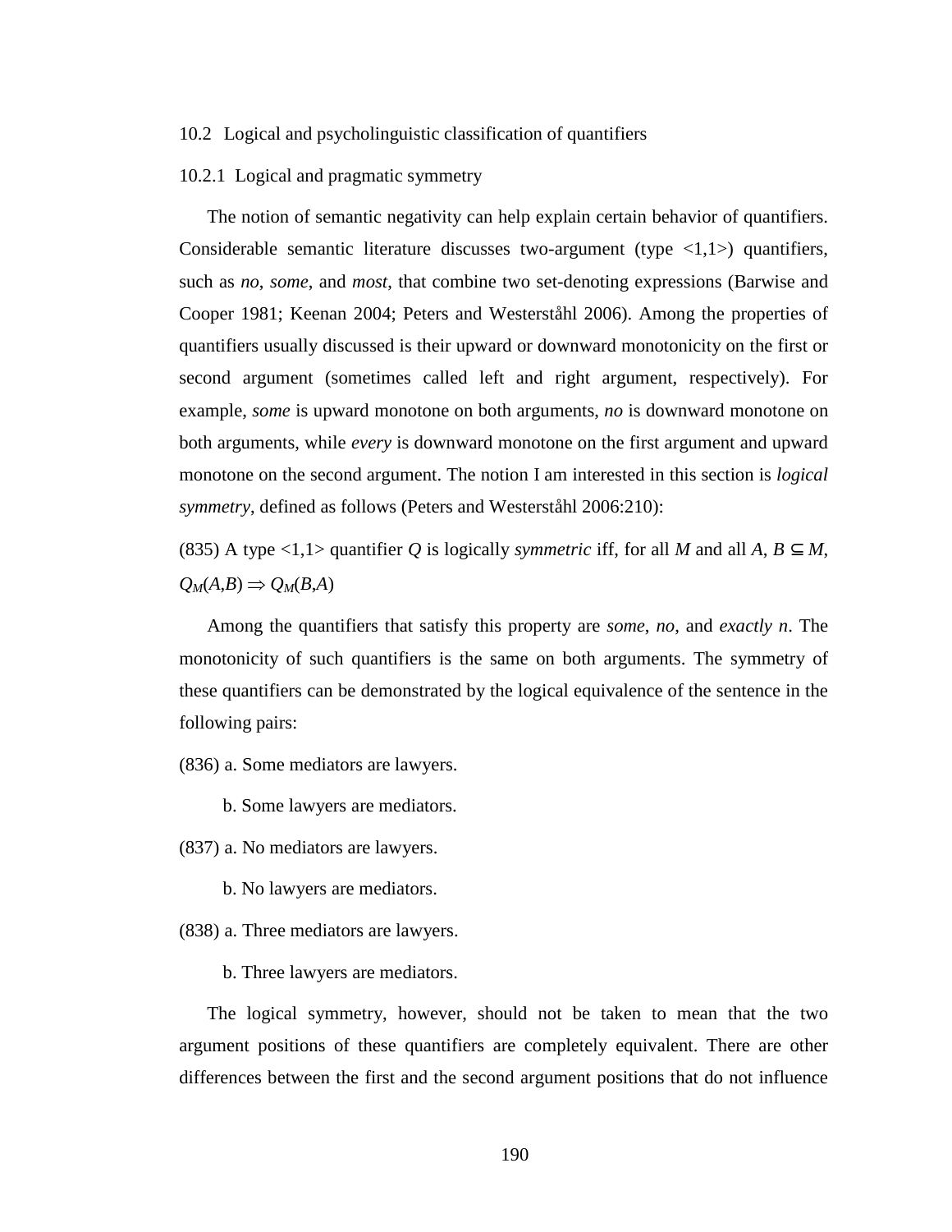### 10.2 Logical and psycholinguistic classification of quantifiers

#### 10.2.1 Logical and pragmatic symmetry

The notion of semantic negativity can help explain certain behavior of quantifiers. Considerable semantic literature discusses two-argument (type <1,1>) quantifiers, such as *no*, *some*, and *most*, that combine two set-denoting expressions (Barwise and Cooper 1981; Keenan 2004; Peters and Westerståhl 2006). Among the properties of quantifiers usually discussed is their upward or downward monotonicity on the first or second argument (sometimes called left and right argument, respectively). For example, *some* is upward monotone on both arguments, *no* is downward monotone on both arguments, while *every* is downward monotone on the first argument and upward monotone on the second argument. The notion I am interested in this section is *logical symmetry*, defined as follows (Peters and Westerståhl 2006:210):

(835) A type <1,1> quantifier $Q$ is logically *symmetric* iff, for all $M$ and all $A$, $B \subseteq M$, $Q_M(A,B) \Rightarrow Q_M(B,A)$

Among the quantifiers that satisfy this property are *some*, *no*, and *exactly n*. The monotonicity of such quantifiers is the same on both arguments. The symmetry of these quantifiers can be demonstrated by the logical equivalence of the sentence in the following pairs:

(836) a. Some mediators are lawyers.

b. Some lawyers are mediators.

(837) a. No mediators are lawyers.

b. No lawyers are mediators.

(838) a. Three mediators are lawyers.

b. Three lawyers are mediators.

The logical symmetry, however, should not be taken to mean that the two argument positions of these quantifiers are completely equivalent. There are other differences between the first and the second argument positions that do not influence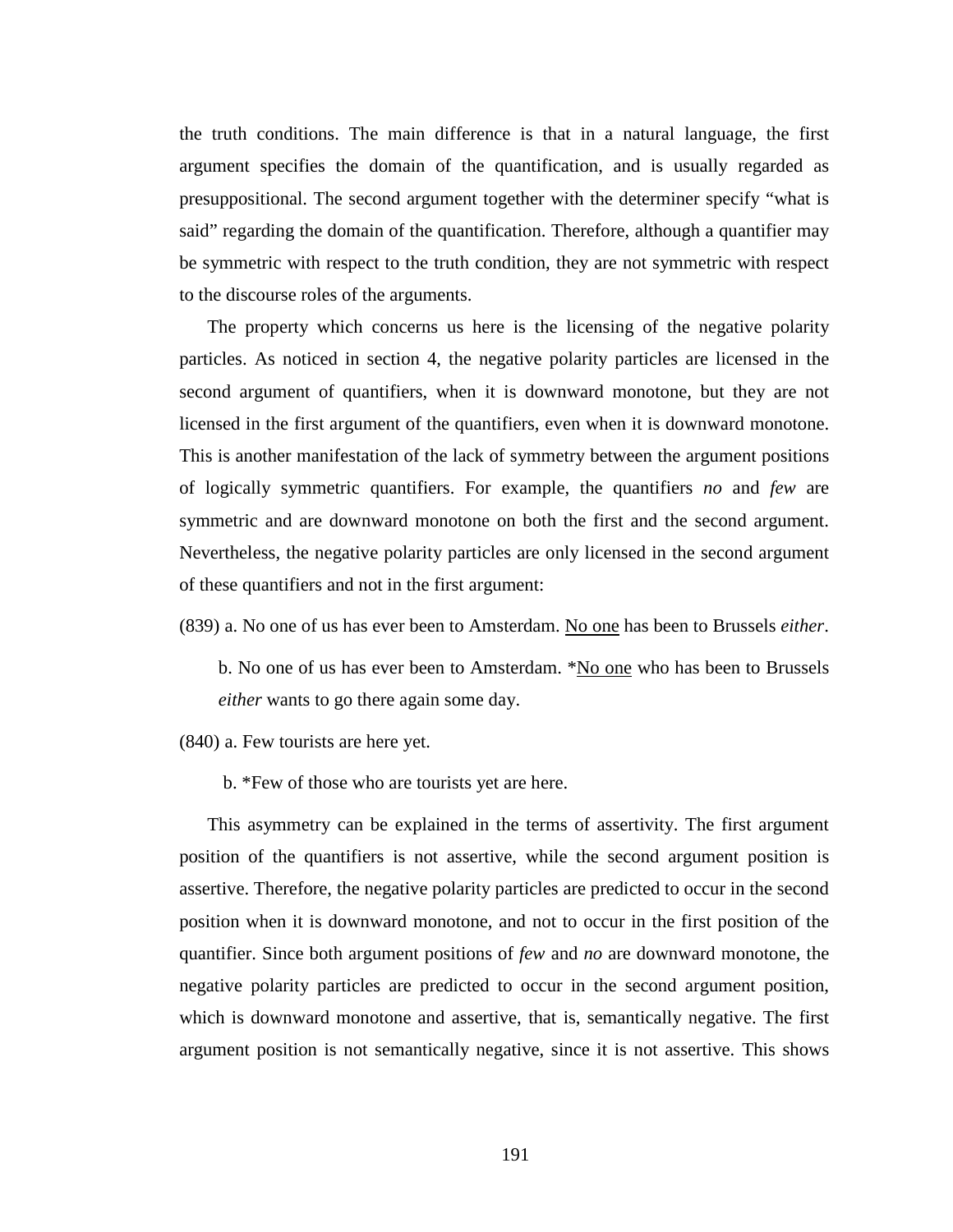the truth conditions. The main difference is that in a natural language, the first argument specifies the domain of the quantification, and is usually regarded as presuppositional. The second argument together with the determiner specify "what is said" regarding the domain of the quantification. Therefore, although a quantifier may be symmetric with respect to the truth condition, they are not symmetric with respect to the discourse roles of the arguments.

The property which concerns us here is the licensing of the negative polarity particles. As noticed in section 4, the negative polarity particles are licensed in the second argument of quantifiers, when it is downward monotone, but they are not licensed in the first argument of the quantifiers, even when it is downward monotone. This is another manifestation of the lack of symmetry between the argument positions of logically symmetric quantifiers. For example, the quantifiers *no* and *few* are symmetric and are downward monotone on both the first and the second argument. Nevertheless, the negative polarity particles are only licensed in the second argument of these quantifiers and not in the first argument:

(839) a. No one of us has ever been to Amsterdam. <u>No one</u> has been to Brussels *either*.

b. No one of us has ever been to Amsterdam. *<u>No one</u> who has been to Brussels *either* wants to go there again some day.

(840) a. Few tourists are here yet.

b. *Few of those who are tourists yet are here.

This asymmetry can be explained in the terms of assertivity. The first argument position of the quantifiers is not assertive, while the second argument position is assertive. Therefore, the negative polarity particles are predicted to occur in the second position when it is downward monotone, and not to occur in the first position of the quantifier. Since both argument positions of *few* and *no* are downward monotone, the negative polarity particles are predicted to occur in the second argument position, which is downward monotone and assertive, that is, semantically negative. The first argument position is not semantically negative, since it is not assertive. This shows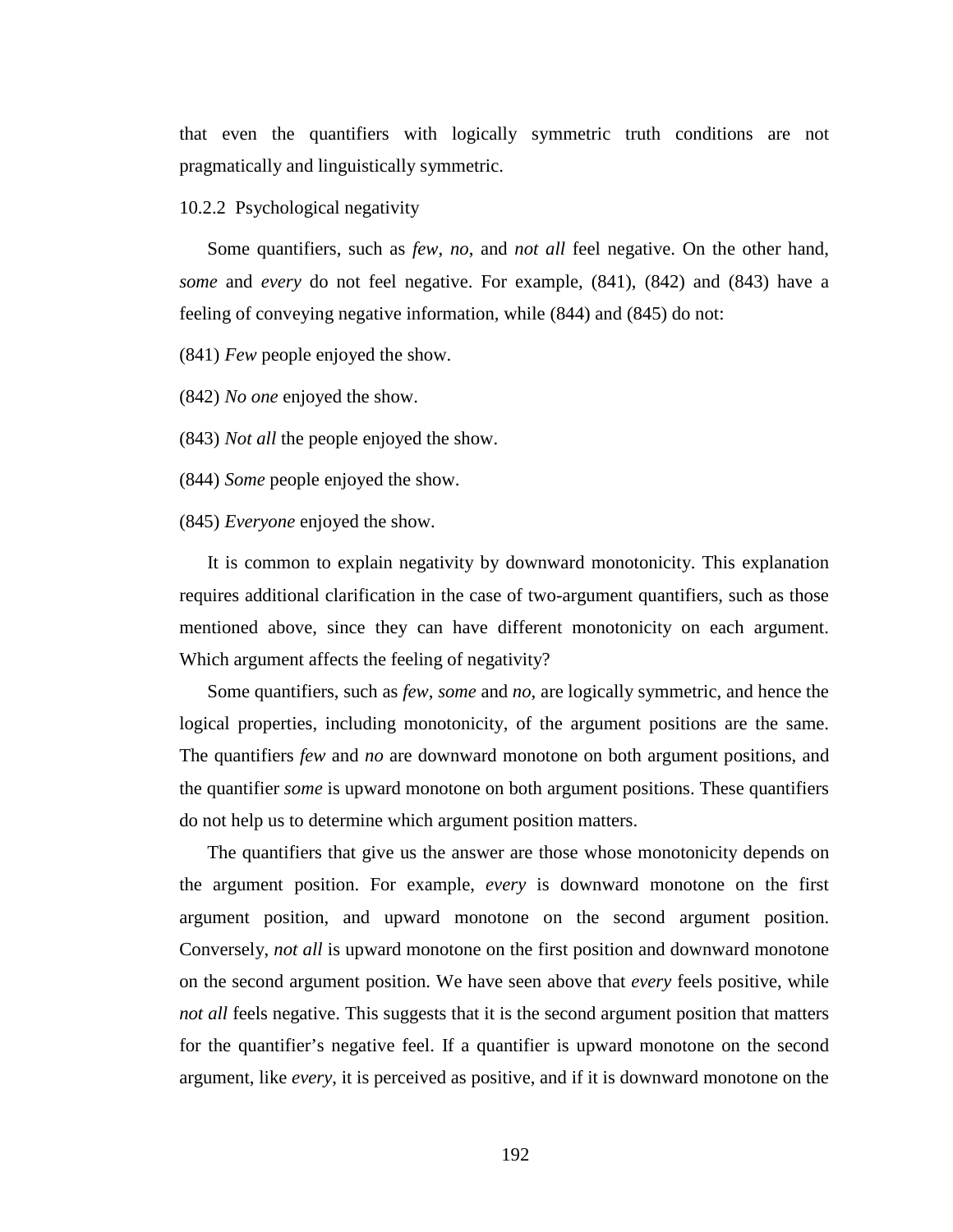that even the quantifiers with logically symmetric truth conditions are not pragmatically and linguistically symmetric.

### 10.2.2 Psychological negativity

Some quantifiers, such as *few*, *no*, and *not all* feel negative. On the other hand, *some* and *every* do not feel negative. For example, (841), (842) and (843) have a feeling of conveying negative information, while (844) and (845) do not:

(841) *Few* people enjoyed the show.

(842) *No one* enjoyed the show.

(843) *Not all* the people enjoyed the show.

(844) *Some* people enjoyed the show.

(845) *Everyone* enjoyed the show.

It is common to explain negativity by downward monotonicity. This explanation requires additional clarification in the case of two-argument quantifiers, such as those mentioned above, since they can have different monotonicity on each argument. Which argument affects the feeling of negativity?

Some quantifiers, such as *few*, *some* and *no*, are logically symmetric, and hence the logical properties, including monotonicity, of the argument positions are the same. The quantifiers *few* and *no* are downward monotone on both argument positions, and the quantifier *some* is upward monotone on both argument positions. These quantifiers do not help us to determine which argument position matters.

The quantifiers that give us the answer are those whose monotonicity depends on the argument position. For example, *every* is downward monotone on the first argument position, and upward monotone on the second argument position. Conversely, *not all* is upward monotone on the first position and downward monotone on the second argument position. We have seen above that *every* feels positive, while *not all* feels negative. This suggests that it is the second argument position that matters for the quantifier's negative feel. If a quantifier is upward monotone on the second argument, like *every*, it is perceived as positive, and if it is downward monotone on the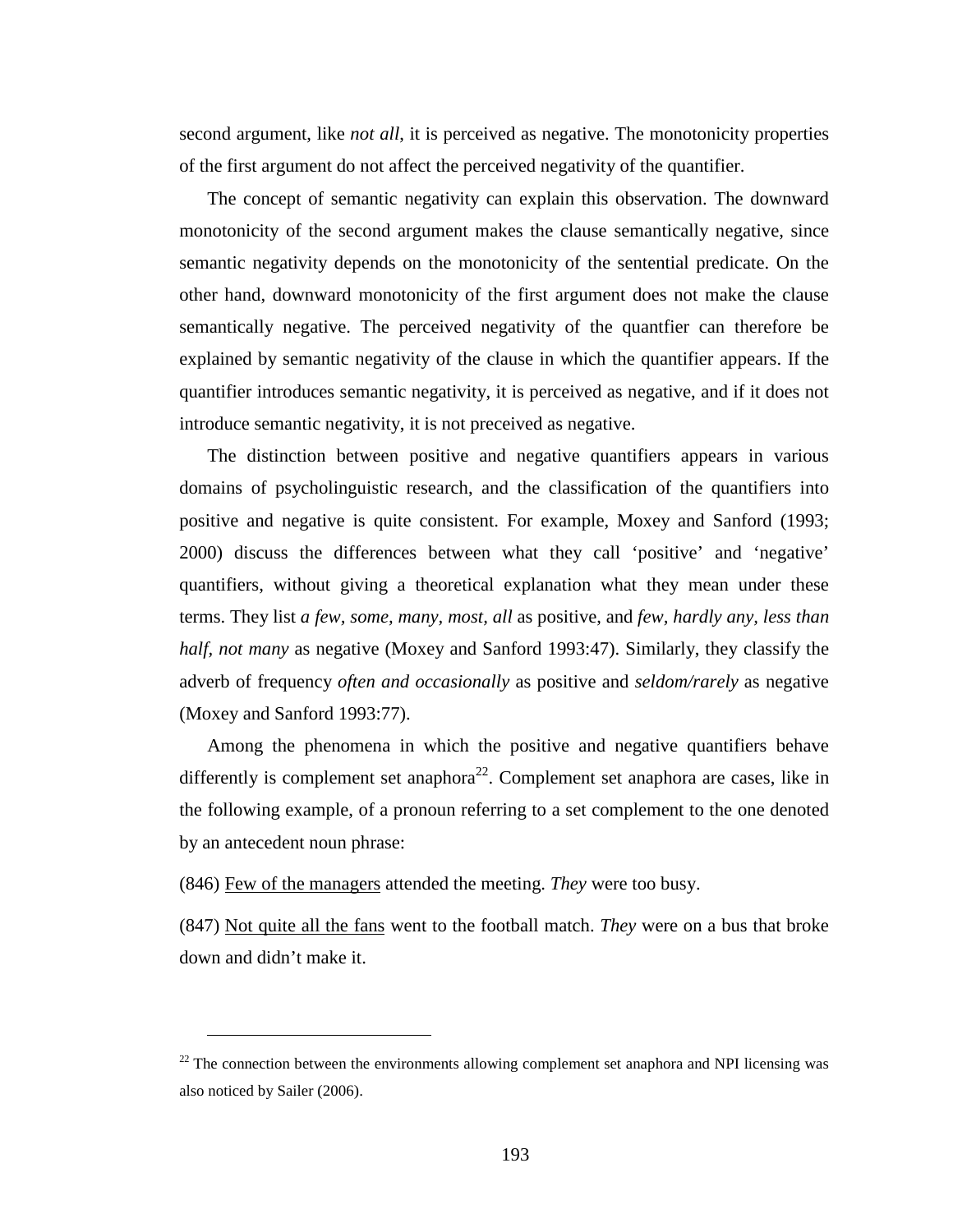second argument, like *not all*, it is perceived as negative. The monotonicity properties of the first argument do not affect the perceived negativity of the quantifier.

The concept of semantic negativity can explain this observation. The downward monotonicity of the second argument makes the clause semantically negative, since semantic negativity depends on the monotonicity of the sentential predicate. On the other hand, downward monotonicity of the first argument does not make the clause semantically negative. The perceived negativity of the quantfier can therefore be explained by semantic negativity of the clause in which the quantifier appears. If the quantifier introduces semantic negativity, it is perceived as negative, and if it does not introduce semantic negativity, it is not preceived as negative.

The distinction between positive and negative quantifiers appears in various domains of psycholinguistic research, and the classification of the quantifiers into positive and negative is quite consistent. For example, Moxey and Sanford (1993; 2000) discuss the differences between what they call 'positive' and 'negative' quantifiers, without giving a theoretical explanation what they mean under these terms. They list *a few, some, many, most, all* as positive, and *few, hardly any, less than half, not many* as negative (Moxey and Sanford 1993:47). Similarly, they classify the adverb of frequency *often and occasionally* as positive and *seldom/rarely* as negative (Moxey and Sanford 1993:77).

Among the phenomena in which the positive and negative quantifiers behave differently is complement set anaphora[22]. Complement set anaphora are cases, like in the following example, of a pronoun referring to a set complement to the one denoted by an antecedent noun phrase:

(846) <u>Few of the managers</u> attended the meeting. *They* were too busy.

(847) <u>Not quite all the fans</u> went to the football match. *They* were on a bus that broke down and didn't make it.

[22] The connection between the environments allowing complement set anaphora and NPI licensing was also noticed by Sailer (2006).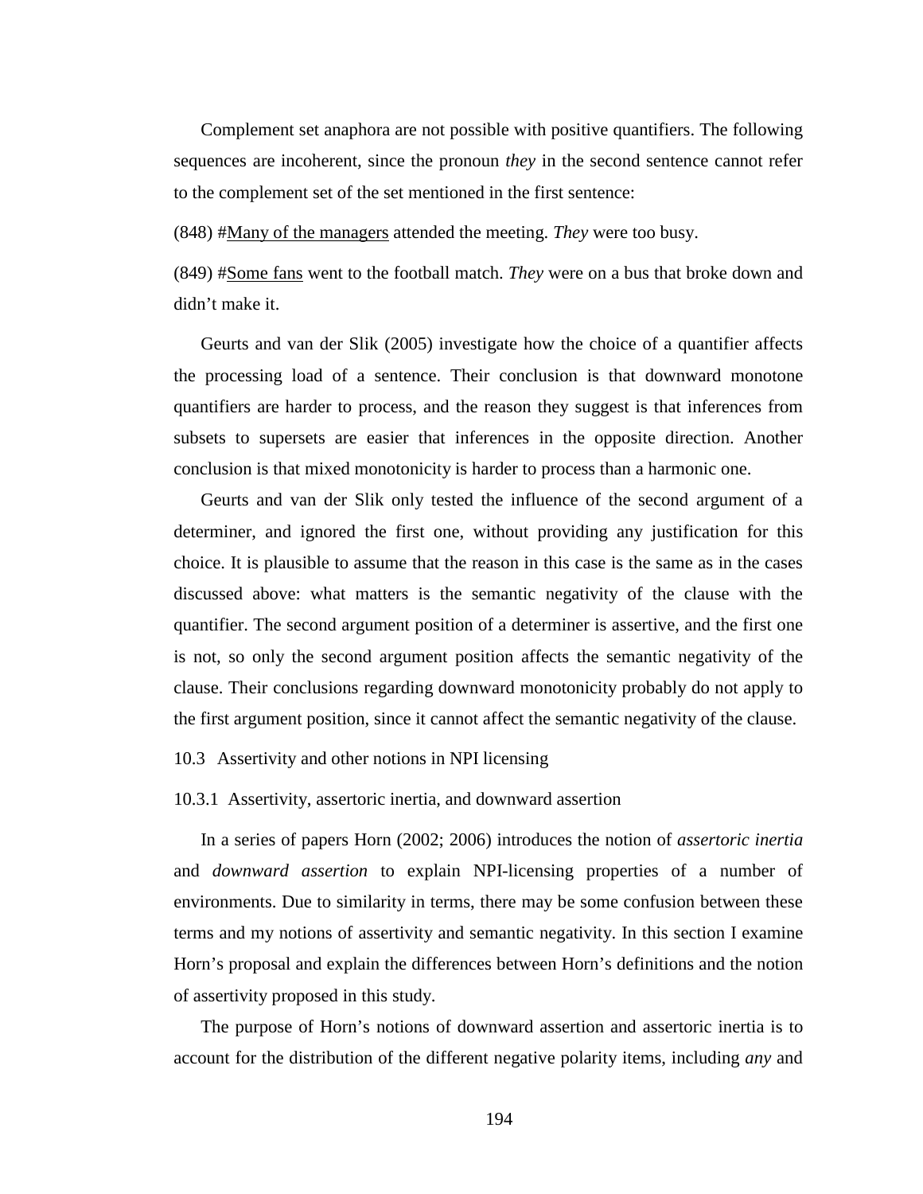Complement set anaphora are not possible with positive quantifiers. The following sequences are incoherent, since the pronoun *they* in the second sentence cannot refer to the complement set of the set mentioned in the first sentence:

(848) #<u>Many of the managers</u> attended the meeting. *They* were too busy.

(849) #<u>Some fans</u> went to the football match. *They* were on a bus that broke down and didn't make it.

Geurts and van der Slik (2005) investigate how the choice of a quantifier affects the processing load of a sentence. Their conclusion is that downward monotone quantifiers are harder to process, and the reason they suggest is that inferences from subsets to supersets are easier that inferences in the opposite direction. Another conclusion is that mixed monotonicity is harder to process than a harmonic one.

Geurts and van der Slik only tested the influence of the second argument of a determiner, and ignored the first one, without providing any justification for this choice. It is plausible to assume that the reason in this case is the same as in the cases discussed above: what matters is the semantic negativity of the clause with the quantifier. The second argument position of a determiner is assertive, and the first one is not, so only the second argument position affects the semantic negativity of the clause. Their conclusions regarding downward monotonicity probably do not apply to the first argument position, since it cannot affect the semantic negativity of the clause.

## 10.3 Assertivity and other notions in NPI licensing

### 10.3.1 Assertivity, assertoric inertia, and downward assertion

In a series of papers Horn (2002; 2006) introduces the notion of *assertoric inertia* and *downward assertion* to explain NPI-licensing properties of a number of environments. Due to similarity in terms, there may be some confusion between these terms and my notions of assertivity and semantic negativity. In this section I examine Horn's proposal and explain the differences between Horn's definitions and the notion of assertivity proposed in this study.

The purpose of Horn's notions of downward assertion and assertoric inertia is to account for the distribution of the different negative polarity items, including *any* and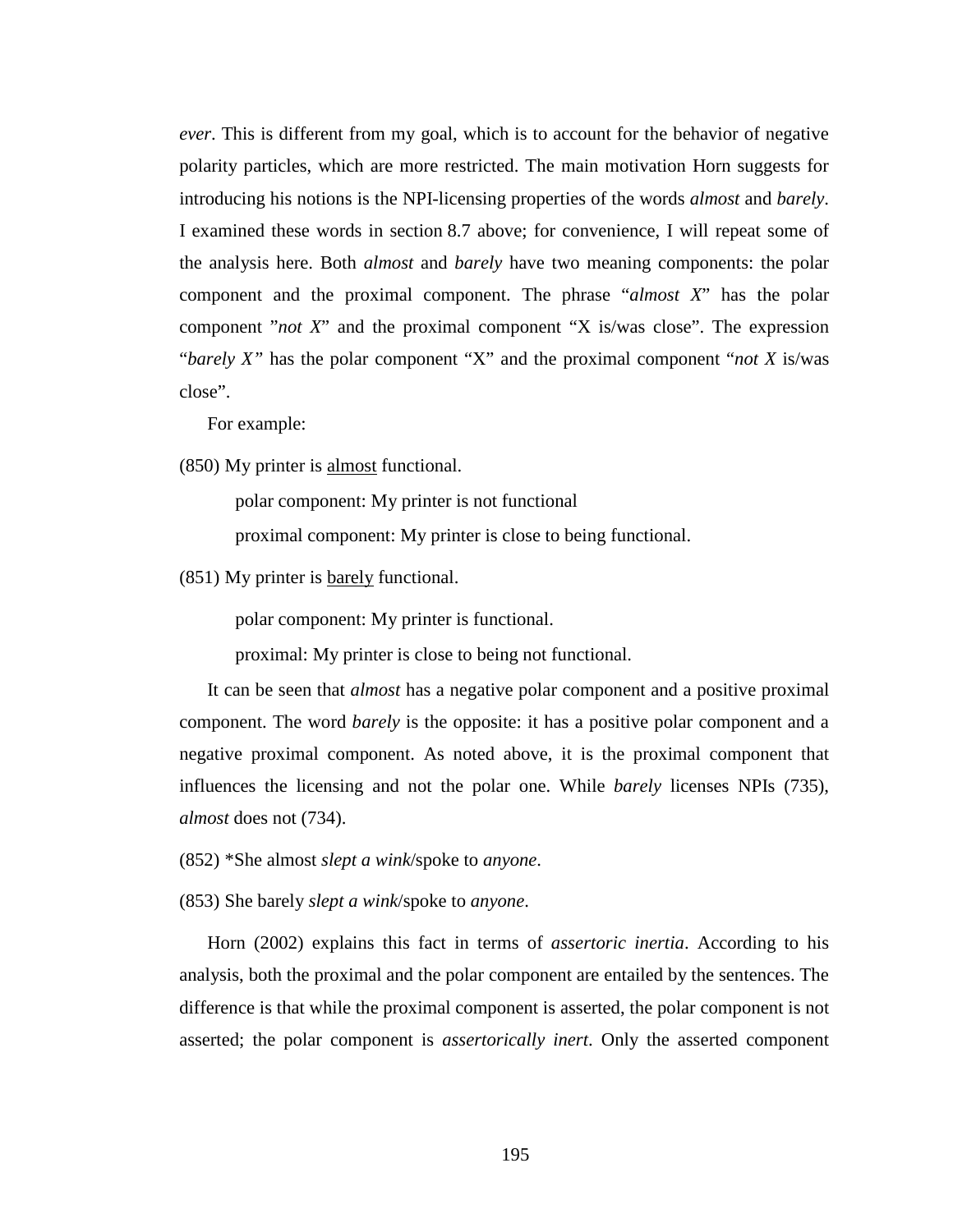*ever*. This is different from my goal, which is to account for the behavior of negative polarity particles, which are more restricted. The main motivation Horn suggests for introducing his notions is the NPI-licensing properties of the words *almost* and *barely*. I examined these words in section 8.7 above; for convenience, I will repeat some of the analysis here. Both *almost* and *barely* have two meaning components: the polar component and the proximal component. The phrase "*almost X*" has the polar component "*not X*" and the proximal component "X is/was close". The expression "*barely X"* has the polar component "X" and the proximal component "*not X* is/was close".

For example:

(850) My printer is <u>almost</u> functional.

> polar component: My printer is not functional
>
> proximal component: My printer is close to being functional.

(851) My printer is <u>barely</u> functional.

> polar component: My printer is functional.
>
> proximal: My printer is close to being not functional.

It can be seen that *almost* has a negative polar component and a positive proximal component. The word *barely* is the opposite: it has a positive polar component and a negative proximal component. As noted above, it is the proximal component that influences the licensing and not the polar one. While *barely* licenses NPIs (735), *almost* does not (734).

(852) *She almost *slept a wink*/spoke to *anyone*.

(853) She barely *slept a wink*/spoke to *anyone*.

Horn (2002) explains this fact in terms of *assertoric inertia*. According to his analysis, both the proximal and the polar component are entailed by the sentences. The difference is that while the proximal component is asserted, the polar component is not asserted; the polar component is *assertorically inert*. Only the asserted component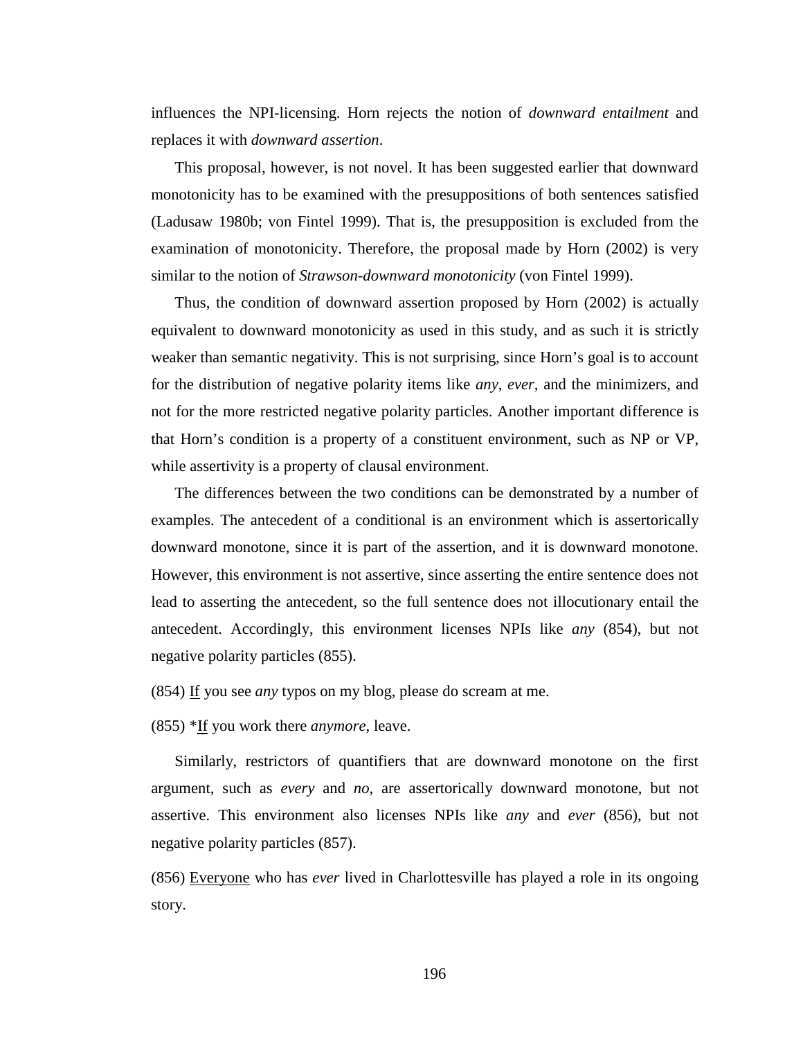influences the NPI-licensing. Horn rejects the notion of *downward entailment* and replaces it with *downward assertion*.

This proposal, however, is not novel. It has been suggested earlier that downward monotonicity has to be examined with the presuppositions of both sentences satisfied (Ladusaw 1980b; von Fintel 1999). That is, the presupposition is excluded from the examination of monotonicity. Therefore, the proposal made by Horn (2002) is very similar to the notion of *Strawson-downward monotonicity* (von Fintel 1999).

Thus, the condition of downward assertion proposed by Horn (2002) is actually equivalent to downward monotonicity as used in this study, and as such it is strictly weaker than semantic negativity. This is not surprising, since Horn's goal is to account for the distribution of negative polarity items like *any*, *ever*, and the minimizers, and not for the more restricted negative polarity particles. Another important difference is that Horn's condition is a property of a constituent environment, such as NP or VP, while assertivity is a property of clausal environment.

The differences between the two conditions can be demonstrated by a number of examples. The antecedent of a conditional is an environment which is assertorically downward monotone, since it is part of the assertion, and it is downward monotone. However, this environment is not assertive, since asserting the entire sentence does not lead to asserting the antecedent, so the full sentence does not illocutionary entail the antecedent. Accordingly, this environment licenses NPIs like *any* (854), but not negative polarity particles (855).

(854) <u>If</u> you see *any* typos on my blog, please do scream at me.

(855) *<u>If</u> you work there *anymore*, leave.

Similarly, restrictors of quantifiers that are downward monotone on the first argument, such as *every* and *no*, are assertorically downward monotone, but not assertive. This environment also licenses NPIs like *any* and *ever* (856), but not negative polarity particles (857).

(856) <u>Everyone</u> who has *ever* lived in Charlottesville has played a role in its ongoing story.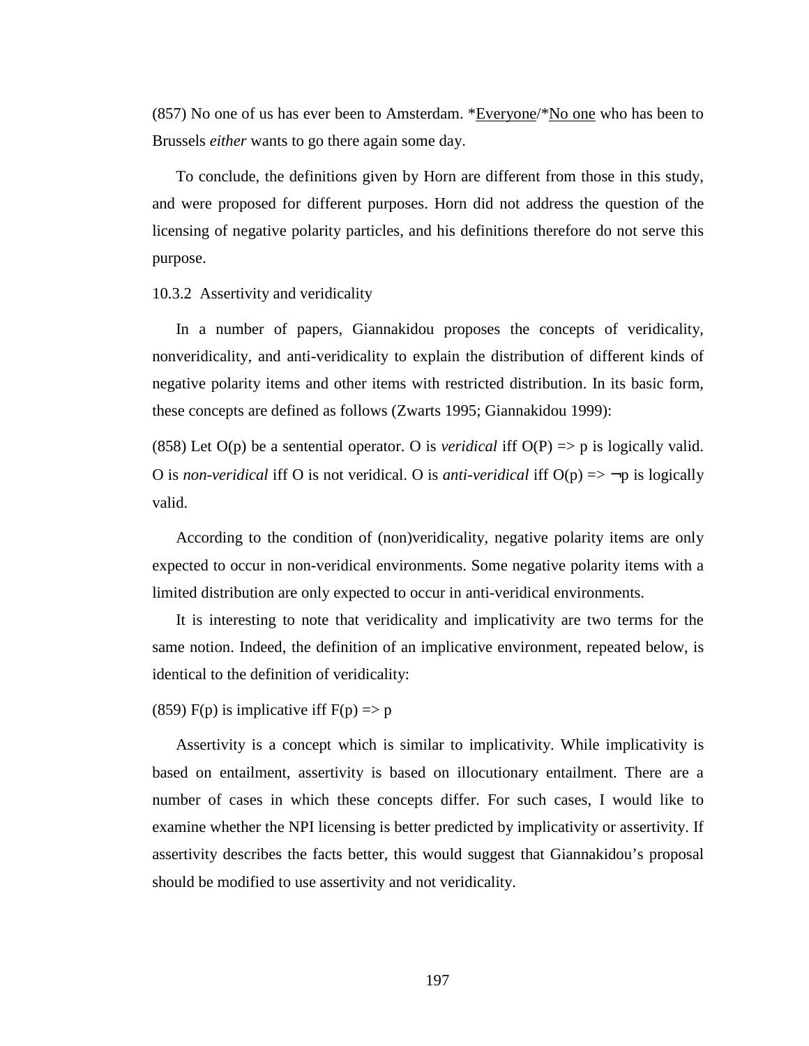(857) No one of us has ever been to Amsterdam. *<u>Everyone</u>/*<u>No one</u> who has been to Brussels *either* wants to go there again some day.

To conclude, the definitions given by Horn are different from those in this study, and were proposed for different purposes. Horn did not address the question of the licensing of negative polarity particles, and his definitions therefore do not serve this purpose.

### 10.3.2 Assertivity and veridicality

In a number of papers, Giannakidou proposes the concepts of veridicality, nonveridicality, and anti-veridicality to explain the distribution of different kinds of negative polarity items and other items with restricted distribution. In its basic form, these concepts are defined as follows (Zwarts 1995; Giannakidou 1999):

(858) Let O(p) be a sentential operator. O is *veridical* iff O(P) => p is logically valid. O is *non-veridical* iff O is not veridical. O is *anti-veridical* iff O(p) => ¬p is logically valid.

According to the condition of (non)veridicality, negative polarity items are only expected to occur in non-veridical environments. Some negative polarity items with a limited distribution are only expected to occur in anti-veridical environments.

It is interesting to note that veridicality and implicativity are two terms for the same notion. Indeed, the definition of an implicative environment, repeated below, is identical to the definition of veridicality:

(859) F(p) is implicative iff F(p) => p

Assertivity is a concept which is similar to implicativity. While implicativity is based on entailment, assertivity is based on illocutionary entailment. There are a number of cases in which these concepts differ. For such cases, I would like to examine whether the NPI licensing is better predicted by implicativity or assertivity. If assertivity describes the facts better, this would suggest that Giannakidou's proposal should be modified to use assertivity and not veridicality.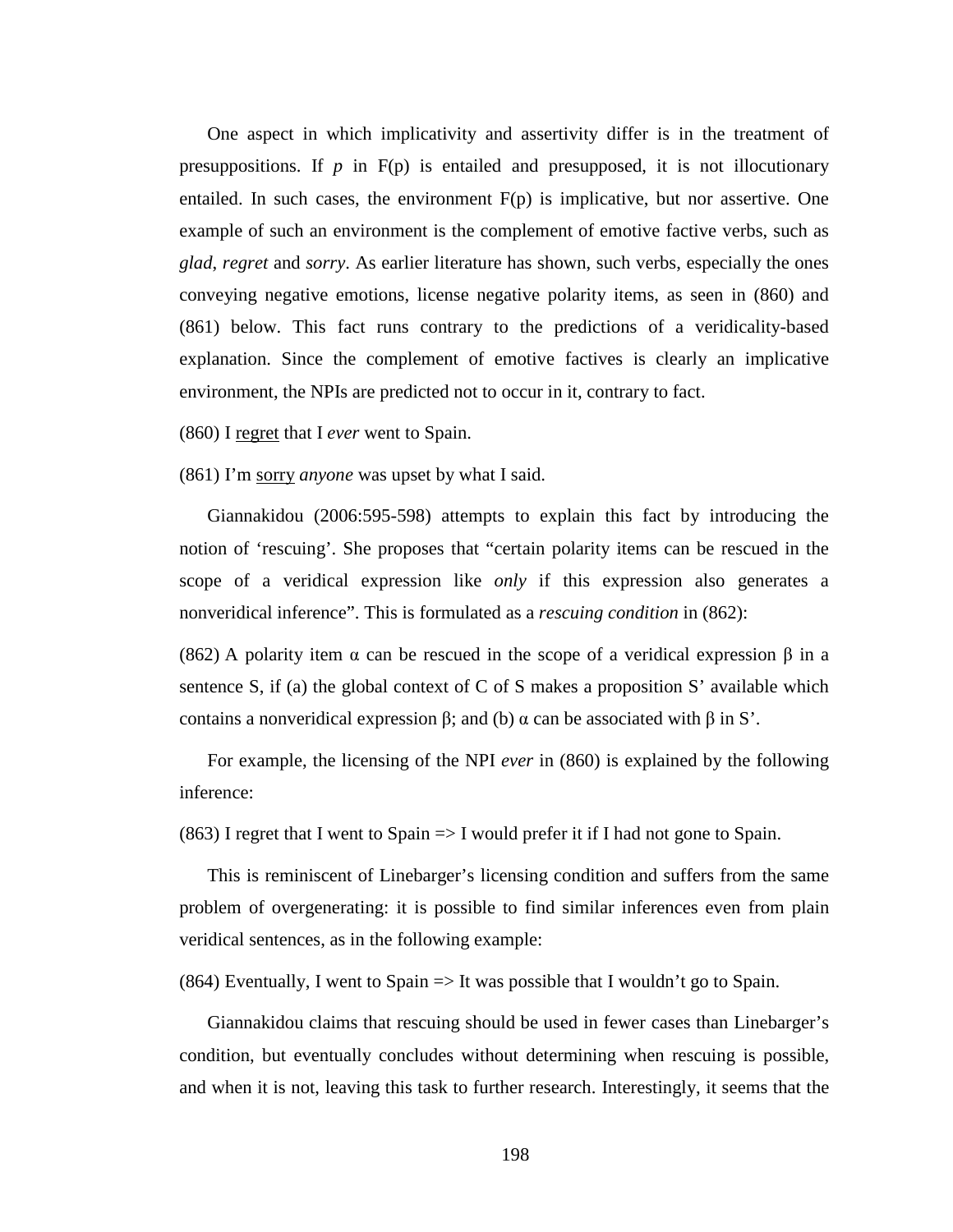One aspect in which implicativity and assertivity differ is in the treatment of presuppositions. If *p* in F(p) is entailed and presupposed, it is not illocutionary entailed. In such cases, the environment F(p) is implicative, but nor assertive. One example of such an environment is the complement of emotive factive verbs, such as *glad*, *regret* and *sorry*. As earlier literature has shown, such verbs, especially the ones conveying negative emotions, license negative polarity items, as seen in (860) and (861) below. This fact runs contrary to the predictions of a veridicality-based explanation. Since the complement of emotive factives is clearly an implicative environment, the NPIs are predicted not to occur in it, contrary to fact.

(860) I <u>regret</u> that I *ever* went to Spain.

(861) I'm <u>sorry</u> *anyone* was upset by what I said.

Giannakidou (2006:595-598) attempts to explain this fact by introducing the notion of 'rescuing'. She proposes that "certain polarity items can be rescued in the scope of a veridical expression like *only* if this expression also generates a nonveridical inference". This is formulated as a *rescuing condition* in (862):

(862) A polarity item α can be rescued in the scope of a veridical expression β in a sentence S, if (a) the global context of C of S makes a proposition S' available which contains a nonveridical expression β; and (b) α can be associated with β in S'.

For example, the licensing of the NPI *ever* in (860) is explained by the following inference:

(863) I regret that I went to Spain => I would prefer it if I had not gone to Spain.

This is reminiscent of Linebarger's licensing condition and suffers from the same problem of overgenerating: it is possible to find similar inferences even from plain veridical sentences, as in the following example:

(864) Eventually, I went to Spain => It was possible that I wouldn't go to Spain.

Giannakidou claims that rescuing should be used in fewer cases than Linebarger's condition, but eventually concludes without determining when rescuing is possible, and when it is not, leaving this task to further research. Interestingly, it seems that the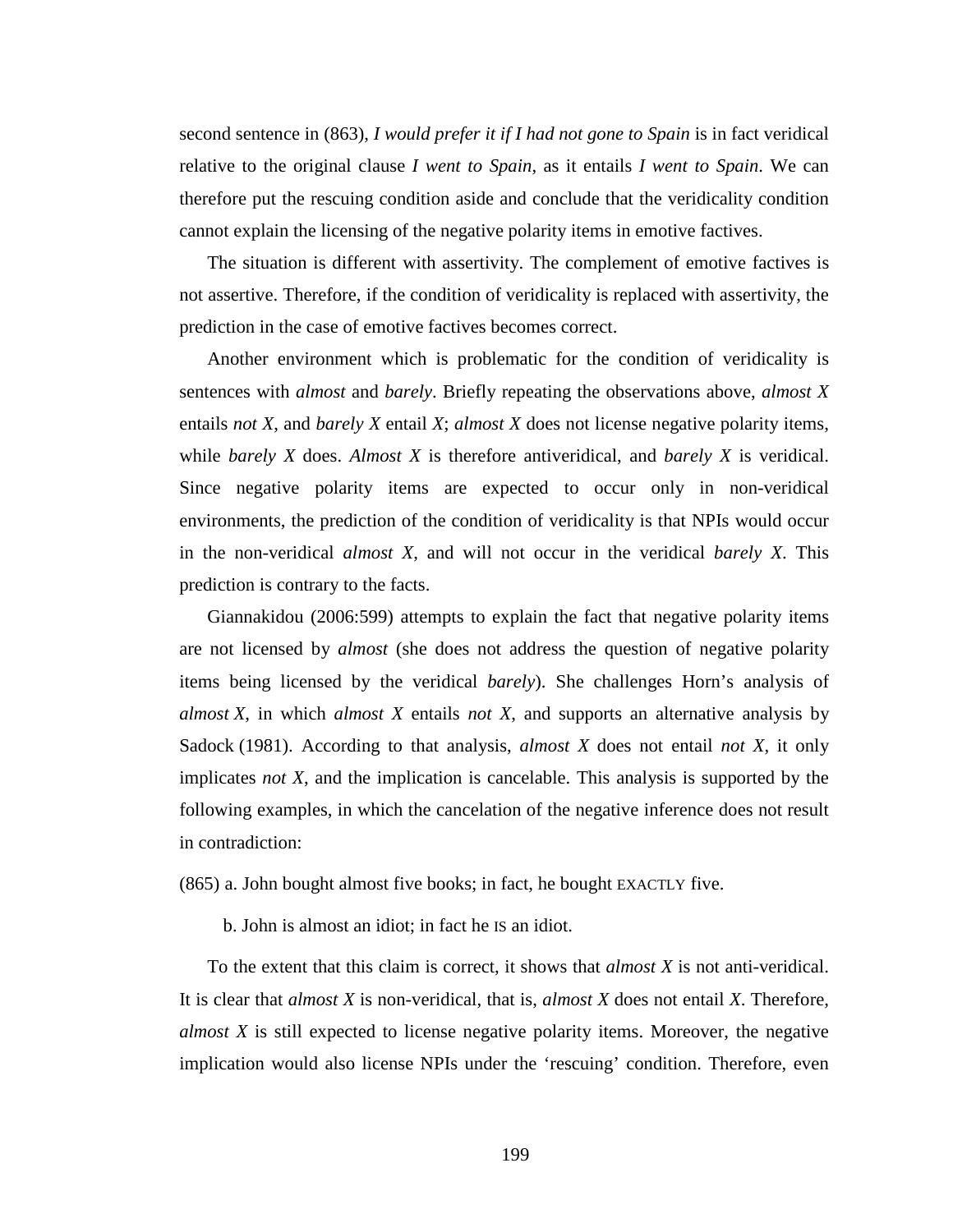second sentence in (863), *I would prefer it if I had not gone to Spain* is in fact veridical relative to the original clause *I went to Spain*, as it entails *I went to Spain*. We can therefore put the rescuing condition aside and conclude that the veridicality condition cannot explain the licensing of the negative polarity items in emotive factives.

The situation is different with assertivity. The complement of emotive factives is not assertive. Therefore, if the condition of veridicality is replaced with assertivity, the prediction in the case of emotive factives becomes correct.

Another environment which is problematic for the condition of veridicality is sentences with *almost* and *barely*. Briefly repeating the observations above, *almost X* entails *not X*, and *barely X* entail *X*; *almost X* does not license negative polarity items, while *barely X* does. *Almost X* is therefore antiveridical, and *barely X* is veridical. Since negative polarity items are expected to occur only in non-veridical environments, the prediction of the condition of veridicality is that NPIs would occur in the non-veridical *almost X*, and will not occur in the veridical *barely X*. This prediction is contrary to the facts.

Giannakidou (2006:599) attempts to explain the fact that negative polarity items are not licensed by *almost* (she does not address the question of negative polarity items being licensed by the veridical *barely*). She challenges Horn's analysis of *almost X*, in which *almost X* entails *not X*, and supports an alternative analysis by Sadock (1981). According to that analysis, *almost X* does not entail *not X*, it only implicates *not X*, and the implication is cancelable. This analysis is supported by the following examples, in which the cancelation of the negative inference does not result in contradiction:

(865) a. John bought almost five books; in fact, he bought EXACTLY five.

b. John is almost an idiot; in fact he IS an idiot.

To the extent that this claim is correct, it shows that *almost X* is not anti-veridical. It is clear that *almost X* is non-veridical, that is, *almost X* does not entail *X*. Therefore, *almost X* is still expected to license negative polarity items. Moreover, the negative implication would also license NPIs under the 'rescuing' condition. Therefore, even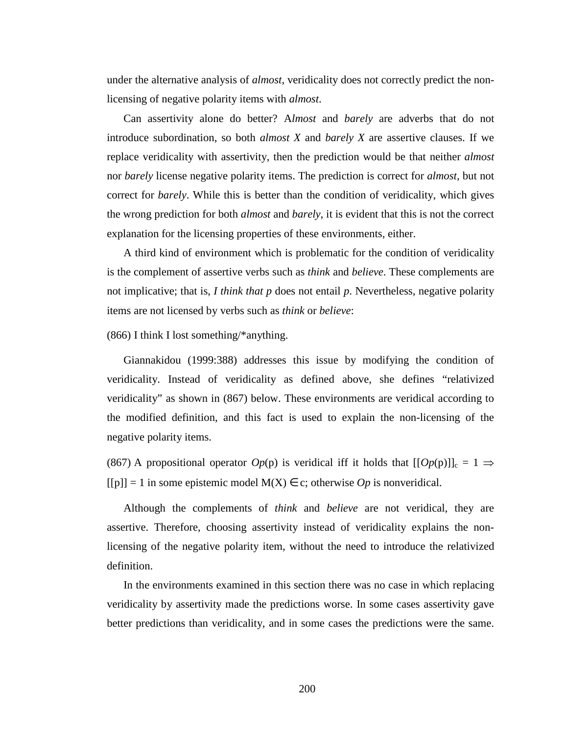under the alternative analysis of *almost*, veridicality does not correctly predict the non-licensing of negative polarity items with *almost*.

Can assertivity alone do better? A*lmost* and *barely* are adverbs that do not introduce subordination, so both *almost X* and *barely X* are assertive clauses. If we replace veridicality with assertivity, then the prediction would be that neither *almost* nor *barely* license negative polarity items. The prediction is correct for *almost*, but not correct for *barely*. While this is better than the condition of veridicality, which gives the wrong prediction for both *almost* and *barely*, it is evident that this is not the correct explanation for the licensing properties of these environments, either.

A third kind of environment which is problematic for the condition of veridicality is the complement of assertive verbs such as *think* and *believe*. These complements are not implicative; that is, *I think that p* does not entail *p*. Nevertheless, negative polarity items are not licensed by verbs such as *think* or *believe*:

(866) I think I lost something/*anything.

Giannakidou (1999:388) addresses this issue by modifying the condition of veridicality. Instead of veridicality as defined above, she defines "relativized veridicality" as shown in (867) below. These environments are veridical according to the modified definition, and this fact is used to explain the non-licensing of the negative polarity items.

(867) A propositional operator *Op*(p) is veridical iff it holds that $[[Op(\text{p})]]_c = 1 \Rightarrow [[\text{p}]] = 1$ in some epistemic model $M(X) \in c$; otherwise *Op* is nonveridical.

Although the complements of *think* and *believe* are not veridical, they are assertive. Therefore, choosing assertivity instead of veridicality explains the non-licensing of the negative polarity item, without the need to introduce the relativized definition.

In the environments examined in this section there was no case in which replacing veridicality by assertivity made the predictions worse. In some cases assertivity gave better predictions than veridicality, and in some cases the predictions were the same.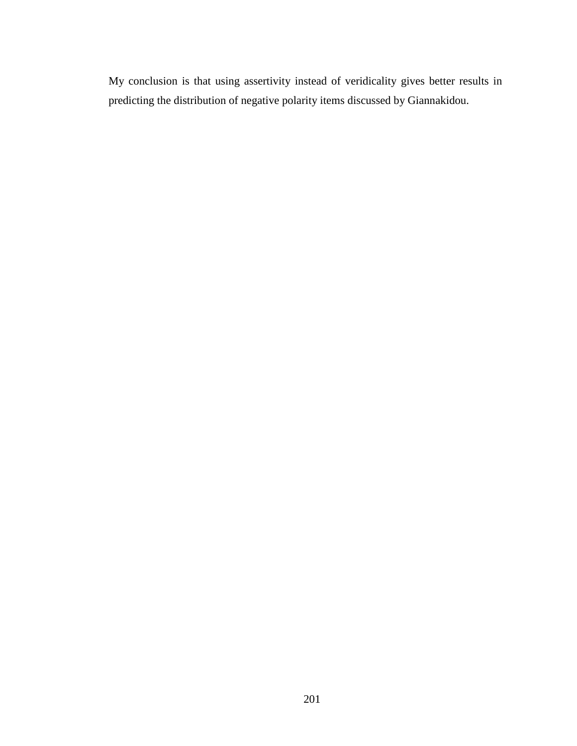My conclusion is that using assertivity instead of veridicality gives better results in predicting the distribution of negative polarity items discussed by Giannakidou.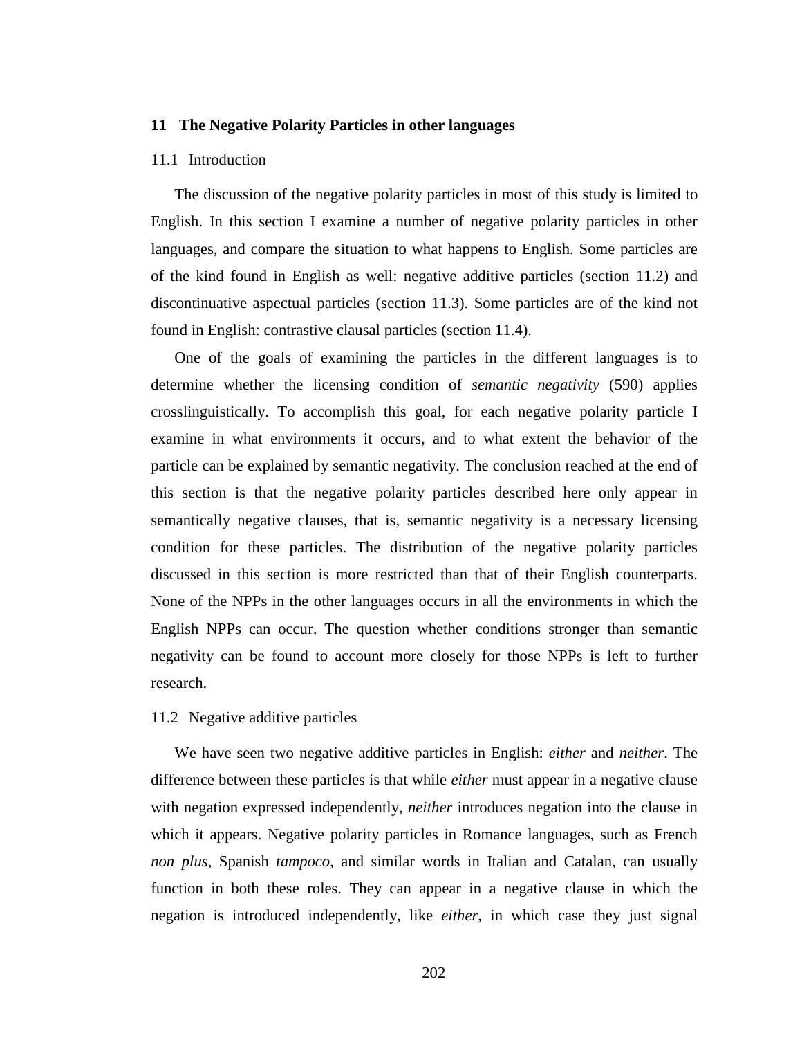# 11 The Negative Polarity Particles in other languages

## 11.1 Introduction

The discussion of the negative polarity particles in most of this study is limited to English. In this section I examine a number of negative polarity particles in other languages, and compare the situation to what happens to English. Some particles are of the kind found in English as well: negative additive particles (section 11.2) and discontinuative aspectual particles (section 11.3). Some particles are of the kind not found in English: contrastive clausal particles (section 11.4).

One of the goals of examining the particles in the different languages is to determine whether the licensing condition of *semantic negativity* (590) applies crosslinguistically. To accomplish this goal, for each negative polarity particle I examine in what environments it occurs, and to what extent the behavior of the particle can be explained by semantic negativity. The conclusion reached at the end of this section is that the negative polarity particles described here only appear in semantically negative clauses, that is, semantic negativity is a necessary licensing condition for these particles. The distribution of the negative polarity particles discussed in this section is more restricted than that of their English counterparts. None of the NPPs in the other languages occurs in all the environments in which the English NPPs can occur. The question whether conditions stronger than semantic negativity can be found to account more closely for those NPPs is left to further research.

## 11.2 Negative additive particles

We have seen two negative additive particles in English: *either* and *neither*. The difference between these particles is that while *either* must appear in a negative clause with negation expressed independently, *neither* introduces negation into the clause in which it appears. Negative polarity particles in Romance languages, such as French *non plus*, Spanish *tampoco*, and similar words in Italian and Catalan, can usually function in both these roles. They can appear in a negative clause in which the negation is introduced independently, like *either*, in which case they just signal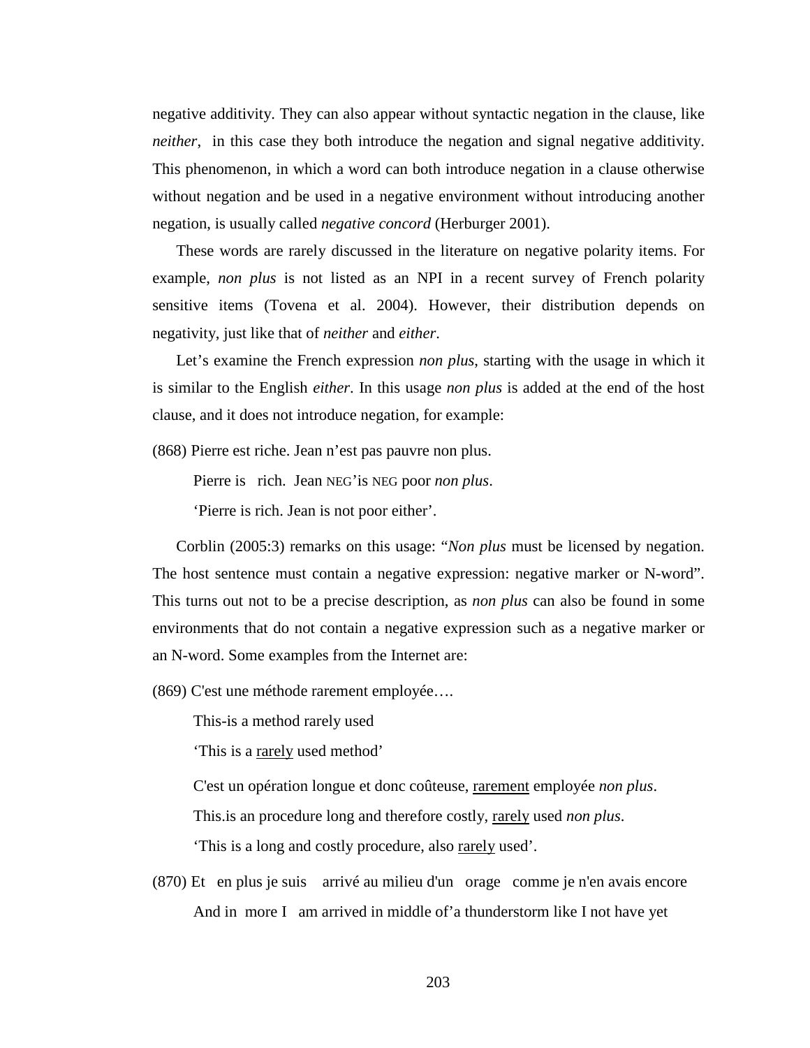negative additivity. They can also appear without syntactic negation in the clause, like *neither*, in this case they both introduce the negation and signal negative additivity. This phenomenon, in which a word can both introduce negation in a clause otherwise without negation and be used in a negative environment without introducing another negation, is usually called *negative concord* (Herburger 2001).

These words are rarely discussed in the literature on negative polarity items. For example, *non plus* is not listed as an NPI in a recent survey of French polarity sensitive items (Tovena et al. 2004). However, their distribution depends on negativity, just like that of *neither* and *either*.

Let's examine the French expression *non plus*, starting with the usage in which it is similar to the English *either*. In this usage *non plus* is added at the end of the host clause, and it does not introduce negation, for example:

(868) Pierre est riche. Jean n'est pas pauvre non plus.

Pierre is rich. Jean NEG'is NEG poor *non plus*.

'Pierre is rich. Jean is not poor either'.

Corblin (2005:3) remarks on this usage: "*Non plus* must be licensed by negation. The host sentence must contain a negative expression: negative marker or N-word". This turns out not to be a precise description, as *non plus* can also be found in some environments that do not contain a negative expression such as a negative marker or an N-word. Some examples from the Internet are:

(869) C'est une méthode rarement employée….

This-is a method rarely used

'This is a <u>rarely</u> used method'

C'est un opération longue et donc coûteuse, <u>rarement</u> employée *non plus*.

This.is an procedure long and therefore costly, <u>rarely</u> used *non plus*.

'This is a long and costly procedure, also <u>rarely</u> used'.

(870) Et en plus je suis arrivé au milieu d'un orage comme je n'en avais encore

And in more I am arrived in middle of'a thunderstorm like I not have yet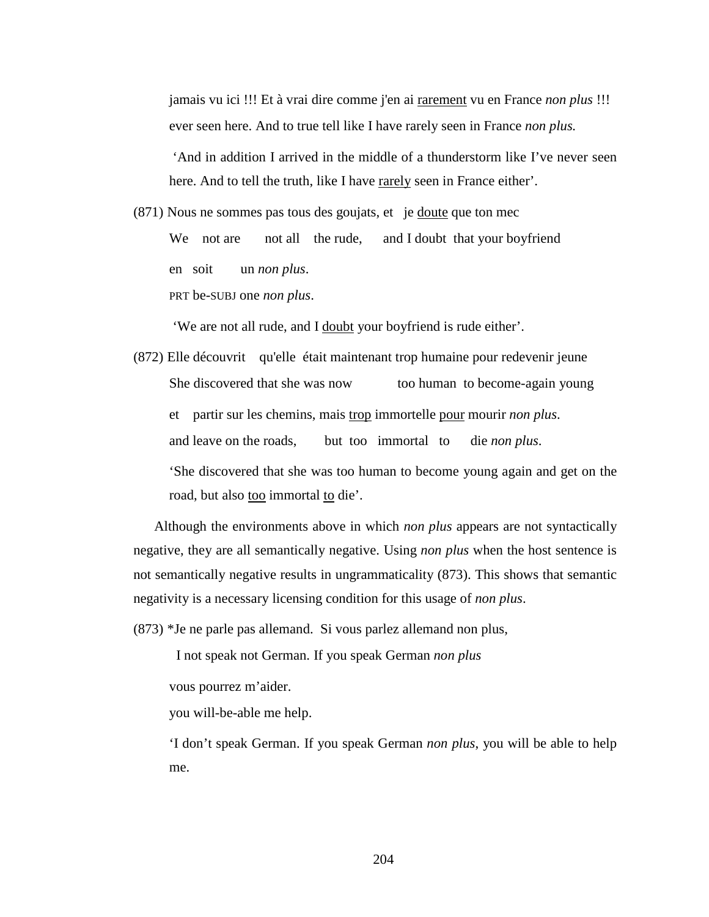jamais vu ici !!! Et à vrai dire comme j'en ai <u>rarement</u> vu en France *non plus* !!!

ever seen here. And to true tell like I have rarely seen in France *non plus.*

'And in addition I arrived in the middle of a thunderstorm like I've never seen here. And to tell the truth, like I have <u>rarely</u> seen in France either'.

(871) Nous ne sommes pas tous des goujats, et je <u>doute</u> que ton mec

We not are not all the rude, and I doubt that your boyfriend

en soit un *non plus*.

PRT be-SUBJ one *non plus*.

'We are not all rude, and I <u>doubt</u> your boyfriend is rude either'.

(872) Elle découvrit qu'elle était maintenant trop humaine pour redevenir jeune

She discovered that she was now too human to become-again young

et partir sur les chemins, mais <u>trop</u> immortelle <u>pour</u> mourir *non plus*.

and leave on the roads, but too immortal to die *non plus*.

'She discovered that she was too human to become young again and get on the road, but also <u>too</u> immortal <u>to</u> die'.

Although the environments above in which *non plus* appears are not syntactically negative, they are all semantically negative. Using *non plus* when the host sentence is not semantically negative results in ungrammaticality (873). This shows that semantic negativity is a necessary licensing condition for this usage of *non plus*.

(873) *Je ne parle pas allemand. Si vous parlez allemand non plus,

I not speak not German. If you speak German *non plus*

vous pourrez m'aider.

you will-be-able me help.

'I don't speak German. If you speak German *non plus*, you will be able to help me.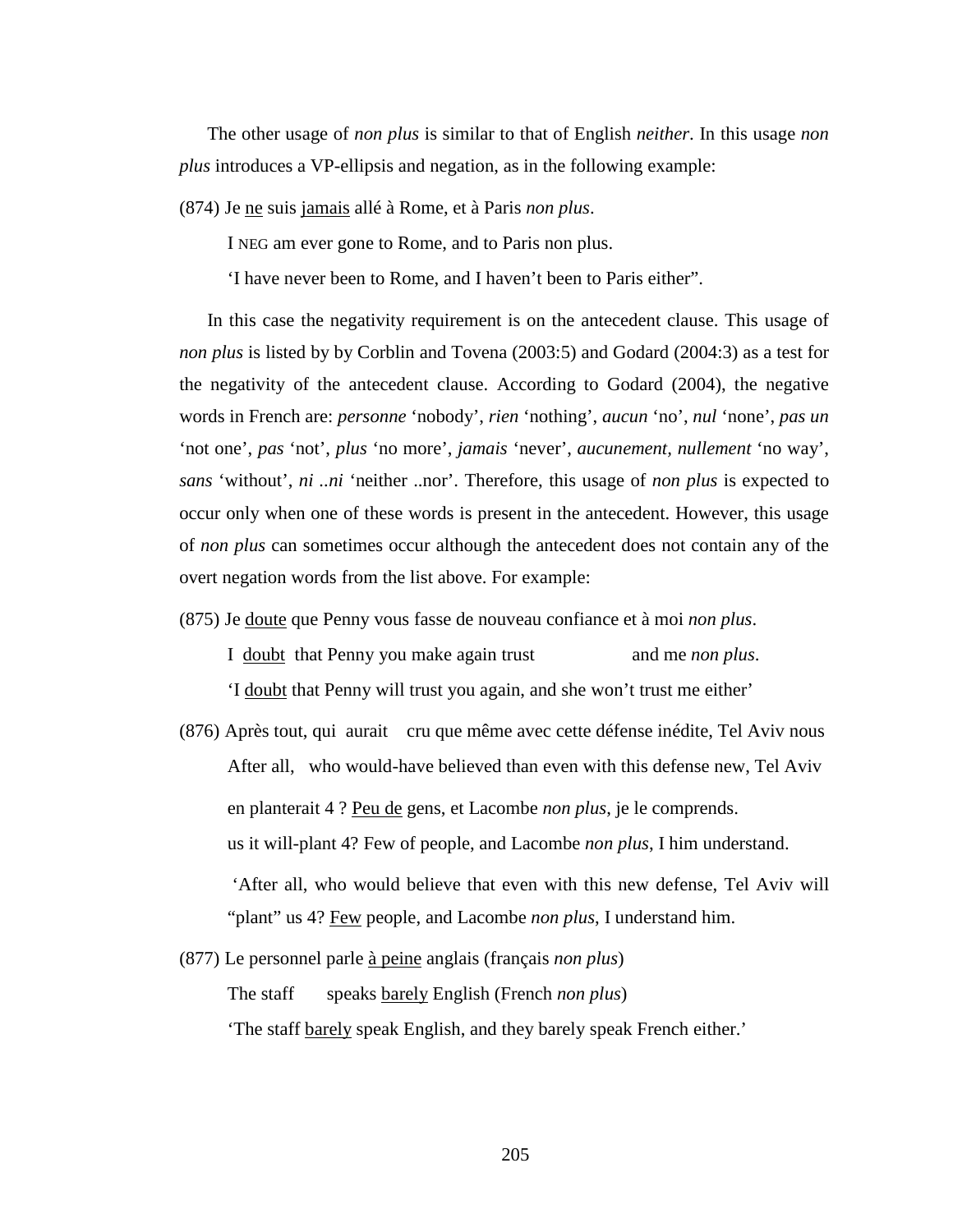The other usage of *non plus* is similar to that of English *neither*. In this usage *non plus* introduces a VP-ellipsis and negation, as in the following example:

(874) Je ne suis jamais allé à Rome, et à Paris *non plus*.

I NEG am ever gone to Rome, and to Paris non plus.

'I have never been to Rome, and I haven't been to Paris either".

In this case the negativity requirement is on the antecedent clause. This usage of *non plus* is listed by by Corblin and Tovena (2003:5) and Godard (2004:3) as a test for the negativity of the antecedent clause. According to Godard (2004), the negative words in French are: *personne* 'nobody', *rien* 'nothing', *aucun* 'no', *nul* 'none', *pas un* 'not one', *pas* 'not', *plus* 'no more', *jamais* 'never', *aucunement, nullement* 'no way', *sans* 'without', *ni ..ni* 'neither ..nor'. Therefore, this usage of *non plus* is expected to occur only when one of these words is present in the antecedent. However, this usage of *non plus* can sometimes occur although the antecedent does not contain any of the overt negation words from the list above. For example:

(875) Je doute que Penny vous fasse de nouveau confiance et à moi *non plus*.

I doubt that Penny you make again trust and me *non plus*.

'I doubt that Penny will trust you again, and she won't trust me either'

(876) Après tout, qui aurait cru que même avec cette défense inédite, Tel Aviv nous

After all, who would-have believed than even with this defense new, Tel Aviv

en planterait 4 ? Peu de gens, et Lacombe *non plus*, je le comprends.

us it will-plant 4? Few of people, and Lacombe *non plus*, I him understand.

'After all, who would believe that even with this new defense, Tel Aviv will "plant" us 4? Few people, and Lacombe *non plus*, I understand him.

(877) Le personnel parle à peine anglais (français *non plus*)

The staff speaks barely English (French *non plus*)

'The staff barely speak English, and they barely speak French either.'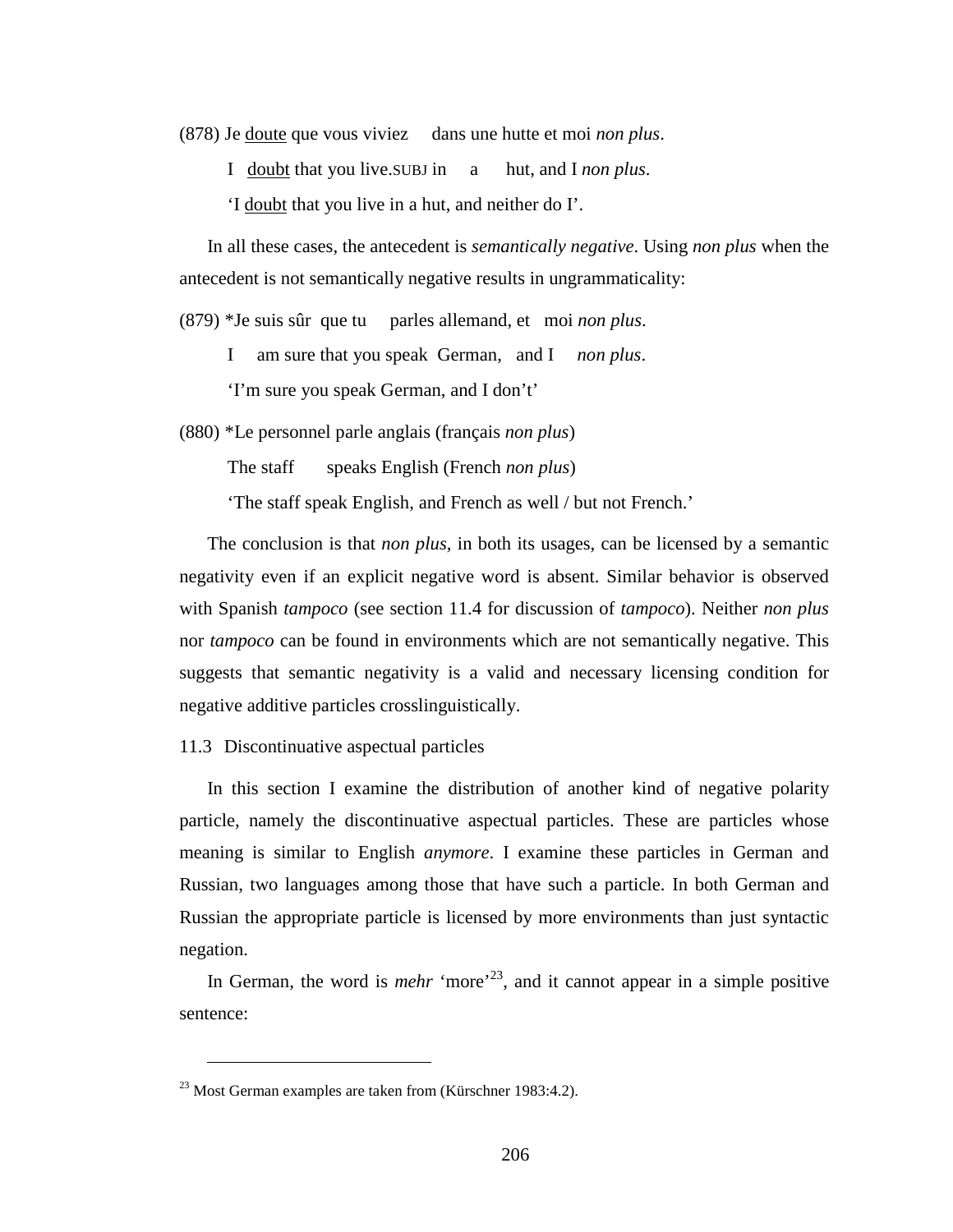(878) Je <u>doute</u> que vous viviez dans une hutte et moi *non plus*.

I <u>doubt</u> that you live.SUBJ in a hut, and I *non plus*.

'I <u>doubt</u> that you live in a hut, and neither do I'.

In all these cases, the antecedent is *semantically negative*. Using *non plus* when the antecedent is not semantically negative results in ungrammaticality:

(879) *Je suis sûr que tu parles allemand, et moi *non plus*.

I am sure that you speak German, and I *non plus*.

'I'm sure you speak German, and I don't'

(880) *Le personnel parle anglais (français *non plus*)

The staff speaks English (French *non plus*)

'The staff speak English, and French as well / but not French.'

The conclusion is that *non plus*, in both its usages, can be licensed by a semantic negativity even if an explicit negative word is absent. Similar behavior is observed with Spanish *tampoco* (see section 11.4 for discussion of *tampoco*). Neither *non plus* nor *tampoco* can be found in environments which are not semantically negative. This suggests that semantic negativity is a valid and necessary licensing condition for negative additive particles crosslinguistically.

### 11.3 Discontinuative aspectual particles

In this section I examine the distribution of another kind of negative polarity particle, namely the discontinuative aspectual particles. These are particles whose meaning is similar to English *anymore*. I examine these particles in German and Russian, two languages among those that have such a particle. In both German and Russian the appropriate particle is licensed by more environments than just syntactic negation.

In German, the word is *mehr* 'more'[23], and it cannot appear in a simple positive sentence:

---

[23] Most German examples are taken from (Kürschner 1983:4.2).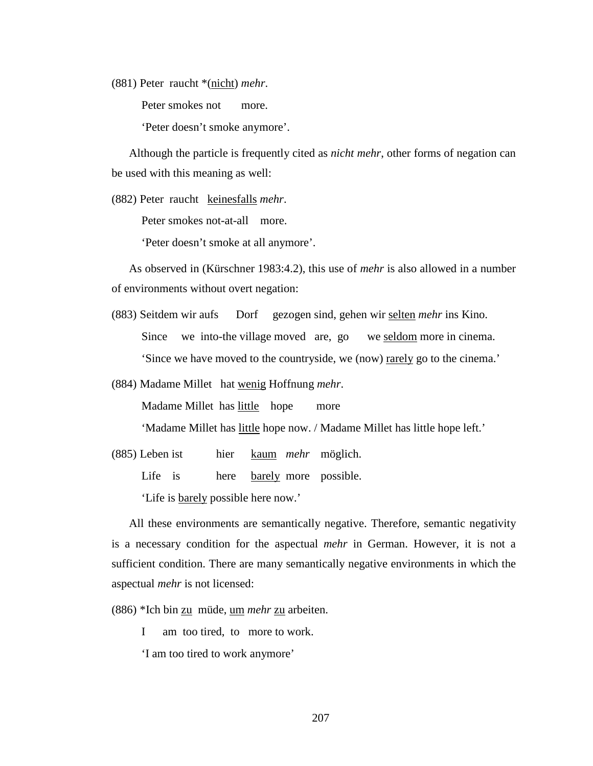(881) Peter raucht *(<u>nicht</u>) *mehr*.

Peter smokes not more.

'Peter doesn't smoke anymore'.

Although the particle is frequently cited as *nicht mehr*, other forms of negation can be used with this meaning as well:

(882) Peter raucht <u>keinesfalls</u> *mehr*.

Peter smokes not-at-all more.

'Peter doesn't smoke at all anymore'.

As observed in (Kürschner 1983:4.2), this use of *mehr* is also allowed in a number of environments without overt negation:

(883) Seitdem wir aufs Dorf gezogen sind, gehen wir <u>selten</u> *mehr* ins Kino.

Since we into-the village moved are, go we <u>seldom</u> more in cinema.

'Since we have moved to the countryside, we (now) <u>rarely</u> go to the cinema.'

(884) Madame Millet hat <u>wenig</u> Hoffnung *mehr*.

Madame Millet has <u>little</u> hope more

'Madame Millet has <u>little</u> hope now. / Madame Millet has little hope left.'

(885) Leben ist hier <u>kaum</u> *mehr* möglich.

Life is here <u>barely</u> more possible.

'Life is <u>barely</u> possible here now.'

All these environments are semantically negative. Therefore, semantic negativity is a necessary condition for the aspectual *mehr* in German. However, it is not a sufficient condition. There are many semantically negative environments in which the aspectual *mehr* is not licensed:

(886) *Ich bin <u>zu</u> müde, <u>um</u> *mehr* <u>zu</u> arbeiten.

I am too tired, to more to work.

'I am too tired to work anymore'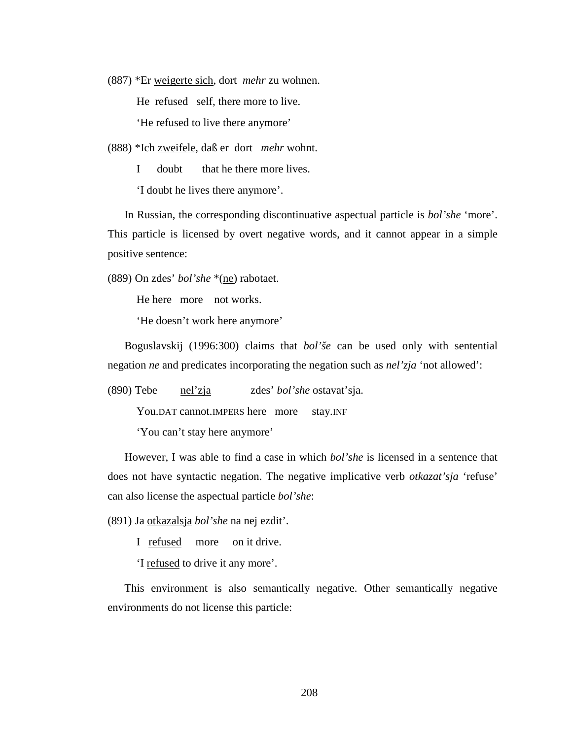(887) *Er <u>weigerte sich</u>, dort *mehr* zu wohnen.

He refused self, there more to live.

'He refused to live there anymore'

(888) *Ich <u>zweifele</u>, daß er dort *mehr* wohnt.

I doubt that he there more lives.

'I doubt he lives there anymore'.

In Russian, the corresponding discontinuative aspectual particle is *bol'she* 'more'. This particle is licensed by overt negative words, and it cannot appear in a simple positive sentence:

(889) On zdes' *bol'she* *(<u>ne</u>) rabotaet.

He here more not works.

'He doesn't work here anymore'

Boguslavskij (1996:300) claims that *bol'še* can be used only with sentential negation *ne* and predicates incorporating the negation such as *nel'zja* 'not allowed':

(890) Tebe <u>nel'zja</u> zdes' *bol'she* ostavat'sja.

You.DAT cannot.IMPERS here more stay.INF

'You can't stay here anymore'

However, I was able to find a case in which *bol'she* is licensed in a sentence that does not have syntactic negation. The negative implicative verb *otkazat'sja* 'refuse' can also license the aspectual particle *bol'she*:

(891) Ja <u>otkazalsja</u> *bol'she* na nej ezdit'.

I <u>refused</u> more on it drive.

'I <u>refused</u> to drive it any more'.

This environment is also semantically negative. Other semantically negative environments do not license this particle: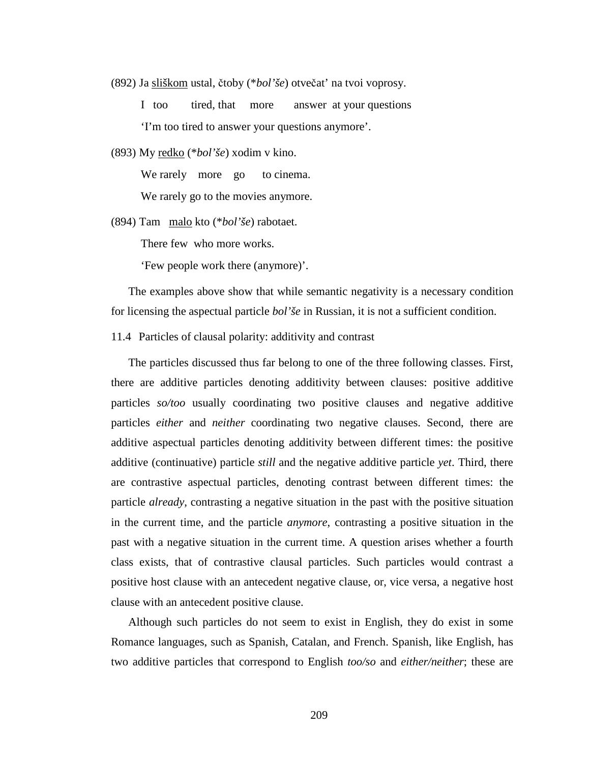(892) Ja sliškom ustal, čtoby (**bol'še*) otvečat' na tvoi voprosy.

I too tired, that more answer at your questions

'I'm too tired to answer your questions anymore'.

(893) My redko (**bol'še*) xodim v kino.

We rarely more go to cinema.

We rarely go to the movies anymore.

(894) Tam malo kto (**bol'še*) rabotaet.

There few who more works.

'Few people work there (anymore)'.

The examples above show that while semantic negativity is a necessary condition for licensing the aspectual particle *bol'še* in Russian, it is not a sufficient condition.

### 11.4 Particles of clausal polarity: additivity and contrast

The particles discussed thus far belong to one of the three following classes. First, there are additive particles denoting additivity between clauses: positive additive particles *so/too* usually coordinating two positive clauses and negative additive particles *either* and *neither* coordinating two negative clauses. Second, there are additive aspectual particles denoting additivity between different times: the positive additive (continuative) particle *still* and the negative additive particle *yet*. Third, there are contrastive aspectual particles, denoting contrast between different times: the particle *already*, contrasting a negative situation in the past with the positive situation in the current time, and the particle *anymore*, contrasting a positive situation in the past with a negative situation in the current time. A question arises whether a fourth class exists, that of contrastive clausal particles. Such particles would contrast a positive host clause with an antecedent negative clause, or, vice versa, a negative host clause with an antecedent positive clause.

Although such particles do not seem to exist in English, they do exist in some Romance languages, such as Spanish, Catalan, and French. Spanish, like English, has two additive particles that correspond to English *too/so* and *either/neither*; these are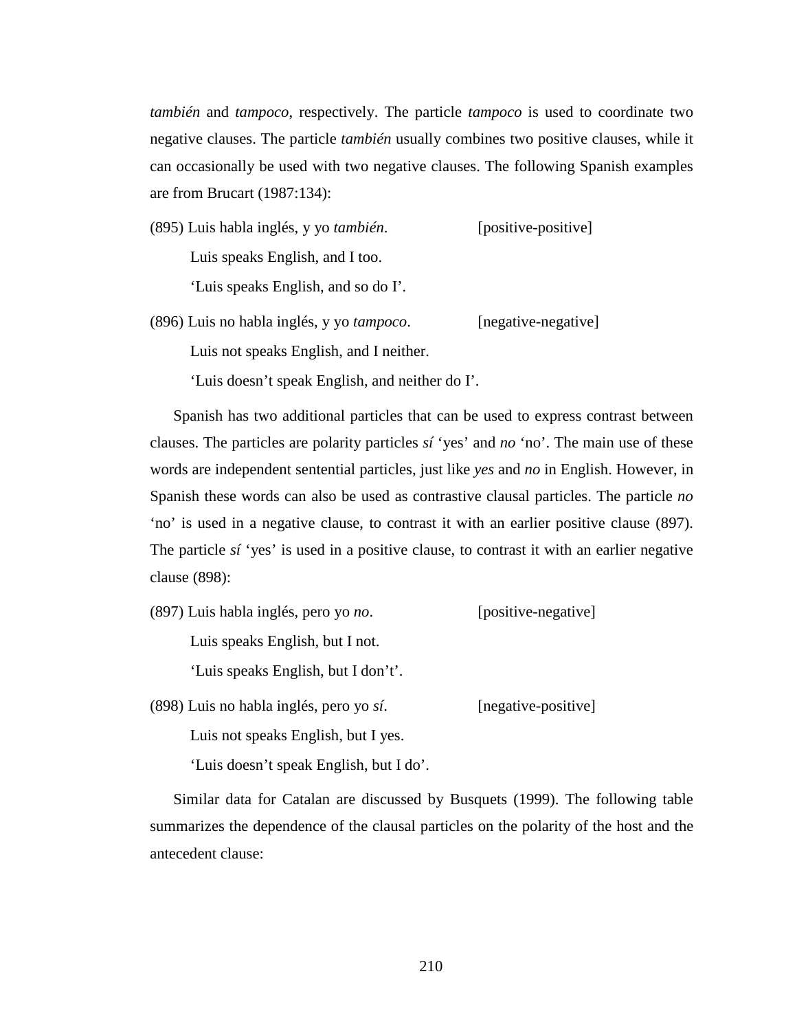*también* and *tampoco*, respectively. The particle *tampoco* is used to coordinate two negative clauses. The particle *también* usually combines two positive clauses, while it can occasionally be used with two negative clauses. The following Spanish examples are from Brucart (1987:134):

(895) Luis habla inglés, y yo *también*. [positive-positive]

Luis speaks English, and I too.

'Luis speaks English, and so do I'.

(896) Luis no habla inglés, y yo *tampoco*. [negative-negative]

Luis not speaks English, and I neither.

'Luis doesn't speak English, and neither do I'.

Spanish has two additional particles that can be used to express contrast between clauses. The particles are polarity particles *sí* 'yes' and *no* 'no'. The main use of these words are independent sentential particles, just like *yes* and *no* in English. However, in Spanish these words can also be used as contrastive clausal particles. The particle *no* 'no' is used in a negative clause, to contrast it with an earlier positive clause (897). The particle *sí* 'yes' is used in a positive clause, to contrast it with an earlier negative clause (898):

(897) Luis habla inglés, pero yo *no*. [positive-negative]

Luis speaks English, but I not.

'Luis speaks English, but I don't'.

(898) Luis no habla inglés, pero yo *sí*. [negative-positive]

Luis not speaks English, but I yes.

'Luis doesn't speak English, but I do'.

Similar data for Catalan are discussed by Busquets (1999). The following table summarizes the dependence of the clausal particles on the polarity of the host and the antecedent clause: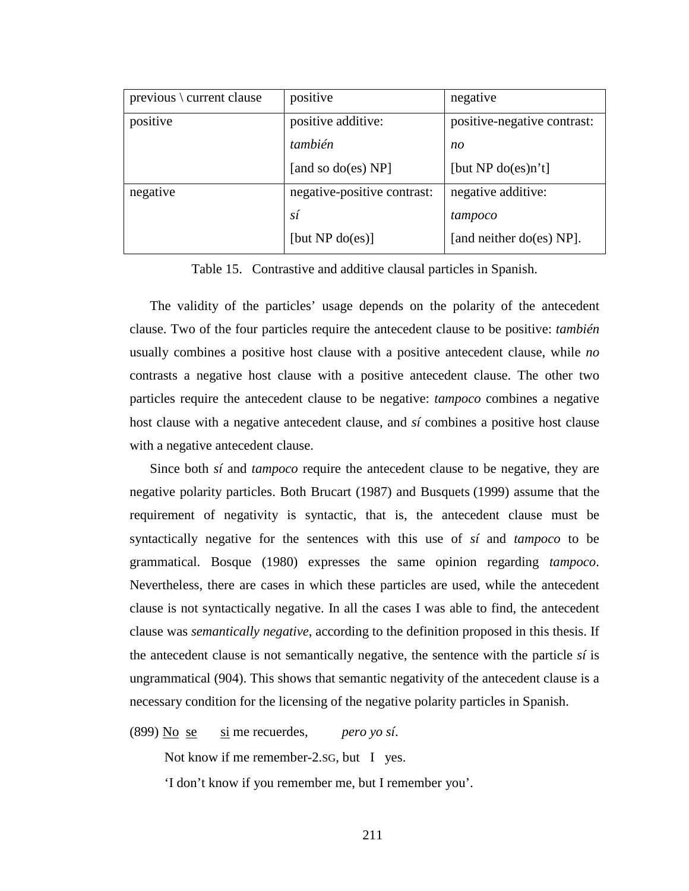| previous \ current clause | positive | negative |
| --- | --- | --- |
| positive | positive additive:<br>*también*<br>[and so do(es) NP] | positive-negative contrast:<br>*no*<br>[but NP do(es)n't] |
| negative | negative-positive contrast:<br>*sí*<br>[but NP do(es)] | negative additive:<br>*tampoco*<br>[and neither do(es) NP]. |

Table 15. Contrastive and additive clausal particles in Spanish.

The validity of the particles' usage depends on the polarity of the antecedent clause. Two of the four particles require the antecedent clause to be positive: *también* usually combines a positive host clause with a positive antecedent clause, while *no* contrasts a negative host clause with a positive antecedent clause. The other two particles require the antecedent clause to be negative: *tampoco* combines a negative host clause with a negative antecedent clause, and *sí* combines a positive host clause with a negative antecedent clause.

Since both *sí* and *tampoco* require the antecedent clause to be negative, they are negative polarity particles. Both Brucart (1987) and Busquets (1999) assume that the requirement of negativity is syntactic, that is, the antecedent clause must be syntactically negative for the sentences with this use of *sí* and *tampoco* to be grammatical. Bosque (1980) expresses the same opinion regarding *tampoco*. Nevertheless, there are cases in which these particles are used, while the antecedent clause is not syntactically negative. In all the cases I was able to find, the antecedent clause was *semantically negative*, according to the definition proposed in this thesis. If the antecedent clause is not semantically negative, the sentence with the particle *sí* is ungrammatical (904). This shows that semantic negativity of the antecedent clause is a necessary condition for the licensing of the negative polarity particles in Spanish.

(899) <u>No</u> <u>se</u> <u>si</u> me recuerdes, *pero yo sí*.

Not know if me remember-2.SG, but I yes.

'I don't know if you remember me, but I remember you'.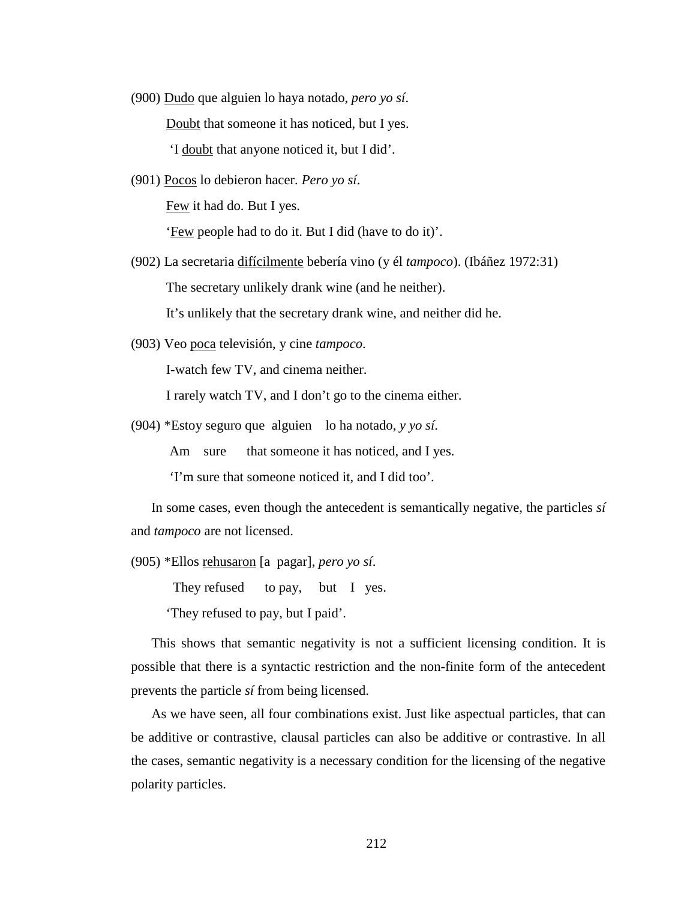(900) <u>Dudo</u> que alguien lo haya notado, *pero yo sí*.

<u>Doubt</u> that someone it has noticed, but I yes.

'I <u>doubt</u> that anyone noticed it, but I did'.

(901) <u>Pocos</u> lo debieron hacer. *Pero yo sí*.

<u>Few</u> it had do. But I yes.

'<u>Few</u> people had to do it. But I did (have to do it)'.

(902) La secretaria <u>difícilmente</u> bebería vino (y él *tampoco*). (Ibáñez 1972:31)

The secretary unlikely drank wine (and he neither).

It's unlikely that the secretary drank wine, and neither did he.

(903) Veo <u>poca</u> televisión, y cine *tampoco*.

I-watch few TV, and cinema neither.

I rarely watch TV, and I don't go to the cinema either.

(904) *Estoy seguro que alguien lo ha notado, *y yo sí*.

Am sure that someone it has noticed, and I yes.

'I'm sure that someone noticed it, and I did too'.

In some cases, even though the antecedent is semantically negative, the particles *sí* and *tampoco* are not licensed.

(905) *Ellos <u>rehusaron</u> [a pagar], *pero yo sí*.

They refused to pay, but I yes.

'They refused to pay, but I paid'.

This shows that semantic negativity is not a sufficient licensing condition. It is possible that there is a syntactic restriction and the non-finite form of the antecedent prevents the particle *sí* from being licensed.

As we have seen, all four combinations exist. Just like aspectual particles, that can be additive or contrastive, clausal particles can also be additive or contrastive. In all the cases, semantic negativity is a necessary condition for the licensing of the negative polarity particles.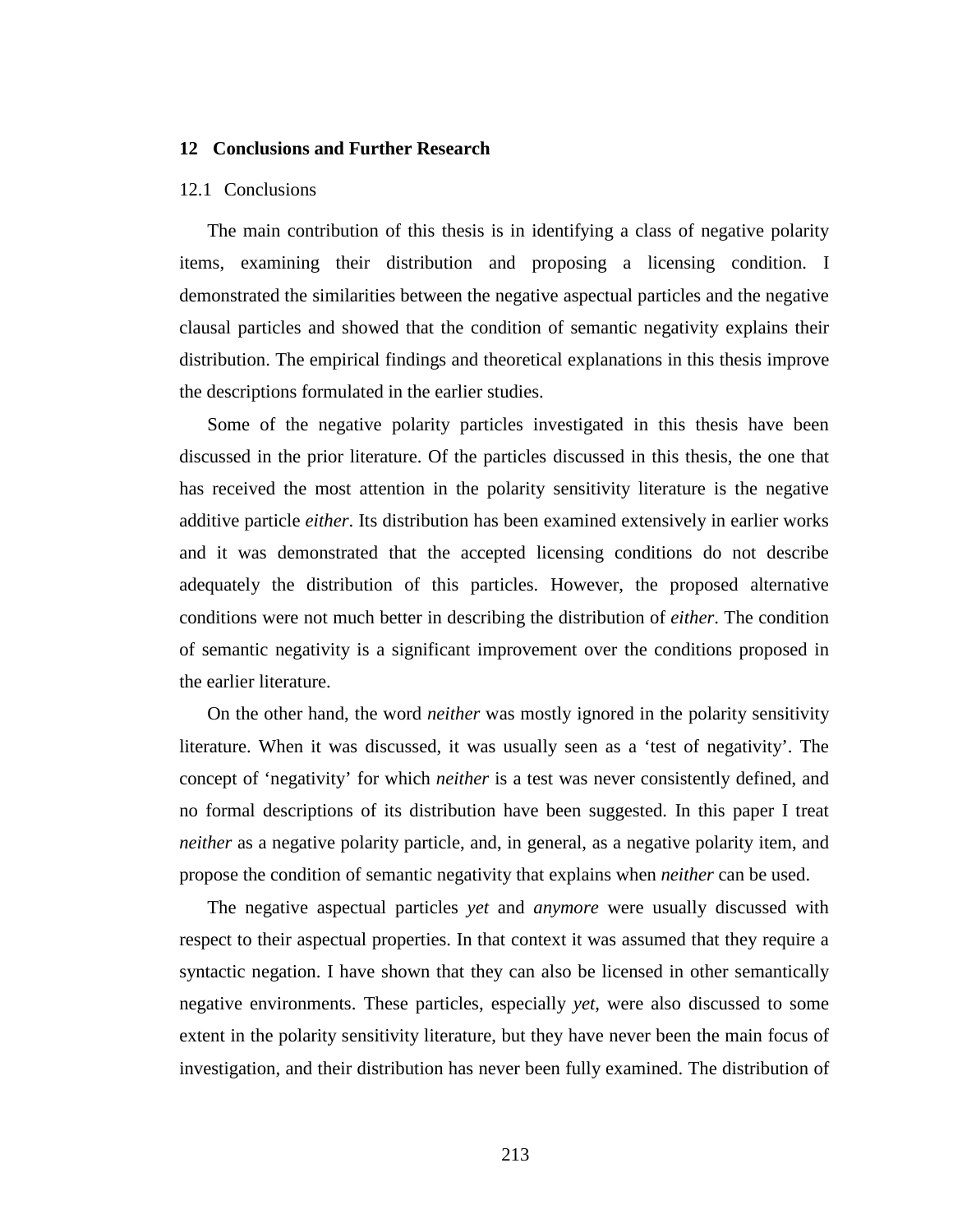# 12 Conclusions and Further Research

## 12.1 Conclusions

The main contribution of this thesis is in identifying a class of negative polarity items, examining their distribution and proposing a licensing condition. I demonstrated the similarities between the negative aspectual particles and the negative clausal particles and showed that the condition of semantic negativity explains their distribution. The empirical findings and theoretical explanations in this thesis improve the descriptions formulated in the earlier studies.

Some of the negative polarity particles investigated in this thesis have been discussed in the prior literature. Of the particles discussed in this thesis, the one that has received the most attention in the polarity sensitivity literature is the negative additive particle *either*. Its distribution has been examined extensively in earlier works and it was demonstrated that the accepted licensing conditions do not describe adequately the distribution of this particles. However, the proposed alternative conditions were not much better in describing the distribution of *either*. The condition of semantic negativity is a significant improvement over the conditions proposed in the earlier literature.

On the other hand, the word *neither* was mostly ignored in the polarity sensitivity literature. When it was discussed, it was usually seen as a 'test of negativity'. The concept of 'negativity' for which *neither* is a test was never consistently defined, and no formal descriptions of its distribution have been suggested. In this paper I treat *neither* as a negative polarity particle, and, in general, as a negative polarity item, and propose the condition of semantic negativity that explains when *neither* can be used.

The negative aspectual particles *yet* and *anymore* were usually discussed with respect to their aspectual properties. In that context it was assumed that they require a syntactic negation. I have shown that they can also be licensed in other semantically negative environments. These particles, especially *yet*, were also discussed to some extent in the polarity sensitivity literature, but they have never been the main focus of investigation, and their distribution has never been fully examined. The distribution of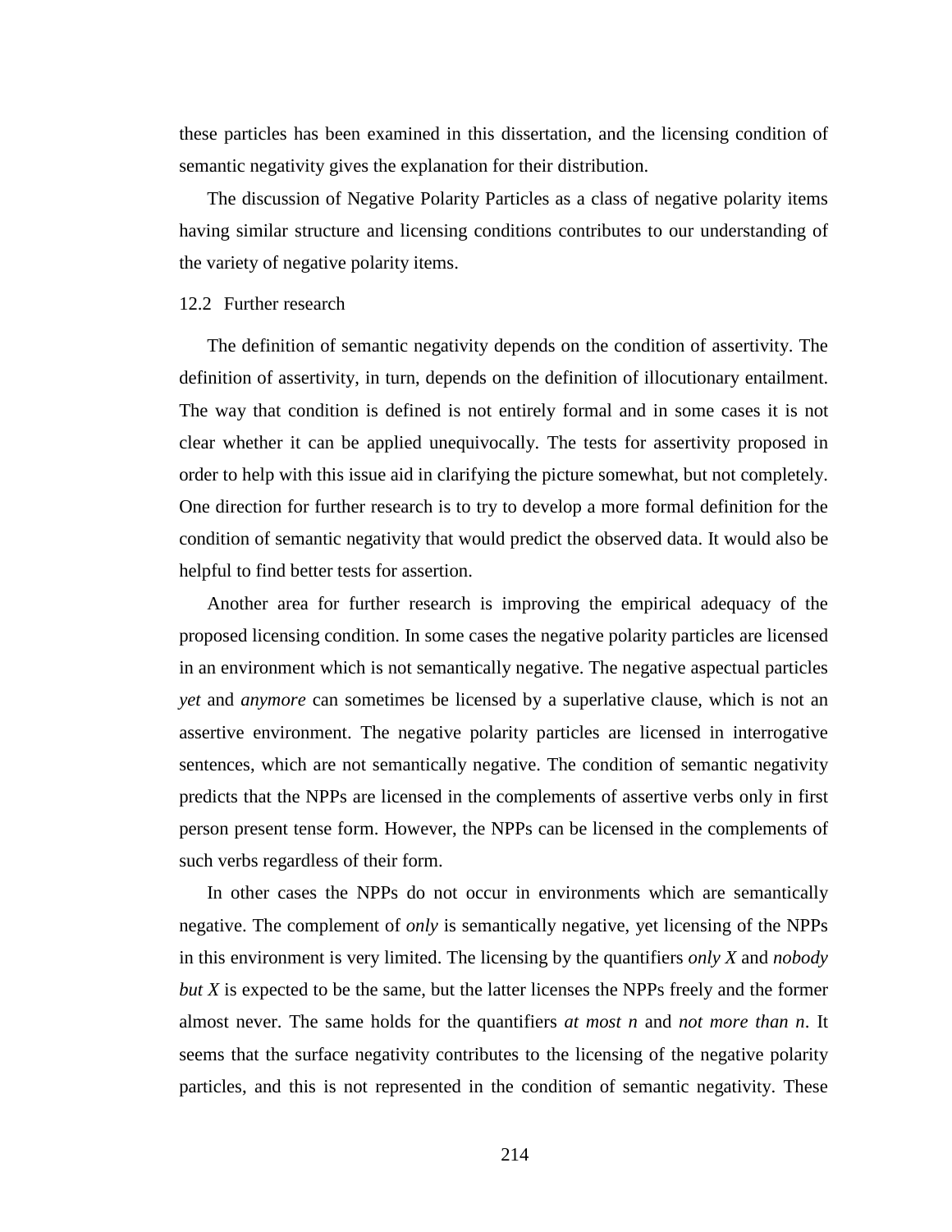these particles has been examined in this dissertation, and the licensing condition of semantic negativity gives the explanation for their distribution.

The discussion of Negative Polarity Particles as a class of negative polarity items having similar structure and licensing conditions contributes to our understanding of the variety of negative polarity items.

## 12.2 Further research

The definition of semantic negativity depends on the condition of assertivity. The definition of assertivity, in turn, depends on the definition of illocutionary entailment. The way that condition is defined is not entirely formal and in some cases it is not clear whether it can be applied unequivocally. The tests for assertivity proposed in order to help with this issue aid in clarifying the picture somewhat, but not completely. One direction for further research is to try to develop a more formal definition for the condition of semantic negativity that would predict the observed data. It would also be helpful to find better tests for assertion.

Another area for further research is improving the empirical adequacy of the proposed licensing condition. In some cases the negative polarity particles are licensed in an environment which is not semantically negative. The negative aspectual particles *yet* and *anymore* can sometimes be licensed by a superlative clause, which is not an assertive environment. The negative polarity particles are licensed in interrogative sentences, which are not semantically negative. The condition of semantic negativity predicts that the NPPs are licensed in the complements of assertive verbs only in first person present tense form. However, the NPPs can be licensed in the complements of such verbs regardless of their form.

In other cases the NPPs do not occur in environments which are semantically negative. The complement of *only* is semantically negative, yet licensing of the NPPs in this environment is very limited. The licensing by the quantifiers *only X* and *nobody but X* is expected to be the same, but the latter licenses the NPPs freely and the former almost never. The same holds for the quantifiers *at most n* and *not more than n*. It seems that the surface negativity contributes to the licensing of the negative polarity particles, and this is not represented in the condition of semantic negativity. These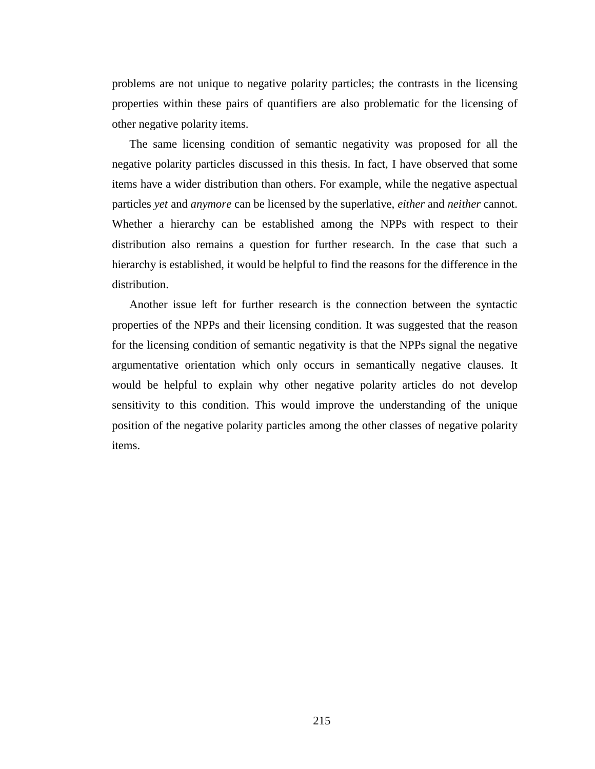problems are not unique to negative polarity particles; the contrasts in the licensing properties within these pairs of quantifiers are also problematic for the licensing of other negative polarity items.

The same licensing condition of semantic negativity was proposed for all the negative polarity particles discussed in this thesis. In fact, I have observed that some items have a wider distribution than others. For example, while the negative aspectual particles *yet* and *anymore* can be licensed by the superlative, *either* and *neither* cannot. Whether a hierarchy can be established among the NPPs with respect to their distribution also remains a question for further research. In the case that such a hierarchy is established, it would be helpful to find the reasons for the difference in the distribution.

Another issue left for further research is the connection between the syntactic properties of the NPPs and their licensing condition. It was suggested that the reason for the licensing condition of semantic negativity is that the NPPs signal the negative argumentative orientation which only occurs in semantically negative clauses. It would be helpful to explain why other negative polarity articles do not develop sensitivity to this condition. This would improve the understanding of the unique position of the negative polarity particles among the other classes of negative polarity items.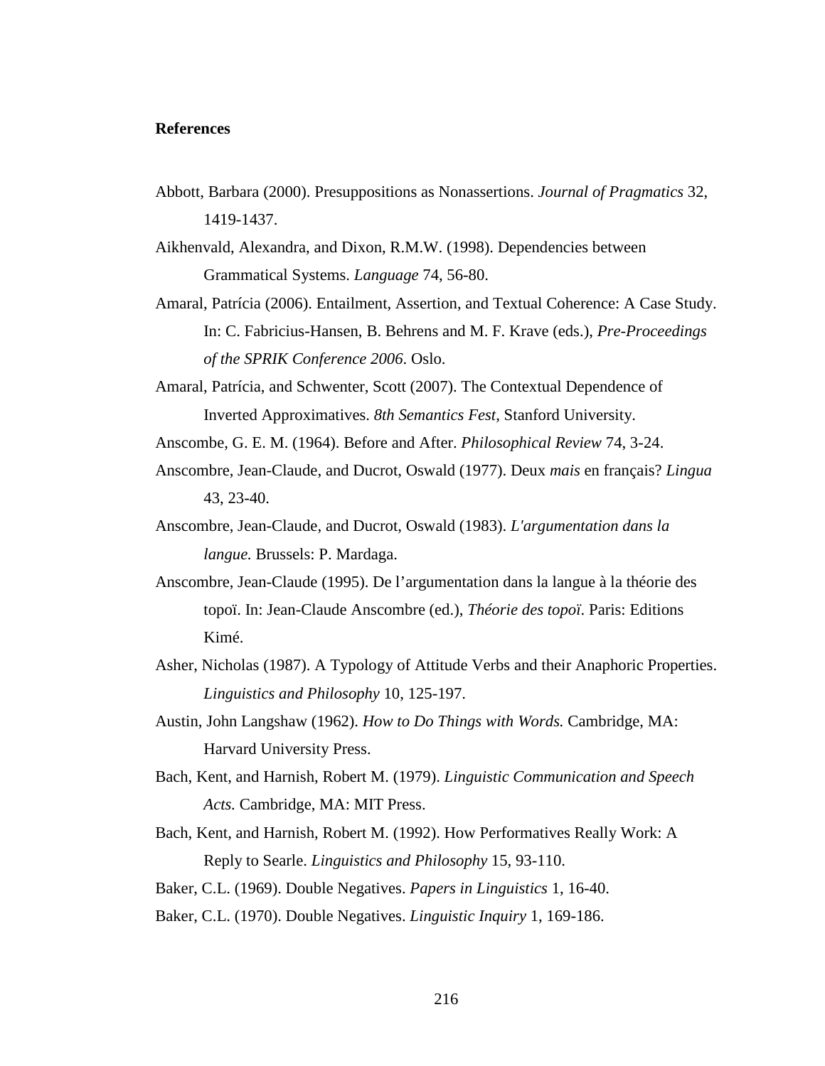## References

Abbott, Barbara (2000). Presuppositions as Nonassertions. *Journal of Pragmatics* 32, 1419-1437.

Aikhenvald, Alexandra, and Dixon, R.M.W. (1998). Dependencies between Grammatical Systems. *Language* 74, 56-80.

Amaral, Patrícia (2006). Entailment, Assertion, and Textual Coherence: A Case Study. In: C. Fabricius-Hansen, B. Behrens and M. F. Krave (eds.), *Pre-Proceedings of the SPRIK Conference 2006*. Oslo.

Amaral, Patrícia, and Schwenter, Scott (2007). The Contextual Dependence of Inverted Approximatives. *8th Semantics Fest*, Stanford University.

Anscombe, G. E. M. (1964). Before and After. *Philosophical Review* 74, 3-24.

Anscombre, Jean-Claude, and Ducrot, Oswald (1977). Deux *mais* en français? *Lingua* 43, 23-40.

Anscombre, Jean-Claude, and Ducrot, Oswald (1983). *L'argumentation dans la langue.* Brussels: P. Mardaga.

Anscombre, Jean-Claude (1995). De l'argumentation dans la langue à la théorie des topoï. In: Jean-Claude Anscombre (ed.), *Théorie des topoï.* Paris: Editions Kimé.

Asher, Nicholas (1987). A Typology of Attitude Verbs and their Anaphoric Properties. *Linguistics and Philosophy* 10, 125-197.

Austin, John Langshaw (1962). *How to Do Things with Words.* Cambridge, MA: Harvard University Press.

Bach, Kent, and Harnish, Robert M. (1979). *Linguistic Communication and Speech Acts.* Cambridge, MA: MIT Press.

Bach, Kent, and Harnish, Robert M. (1992). How Performatives Really Work: A Reply to Searle. *Linguistics and Philosophy* 15, 93-110.

Baker, C.L. (1969). Double Negatives. *Papers in Linguistics* 1, 16-40.

Baker, C.L. (1970). Double Negatives. *Linguistic Inquiry* 1, 169-186.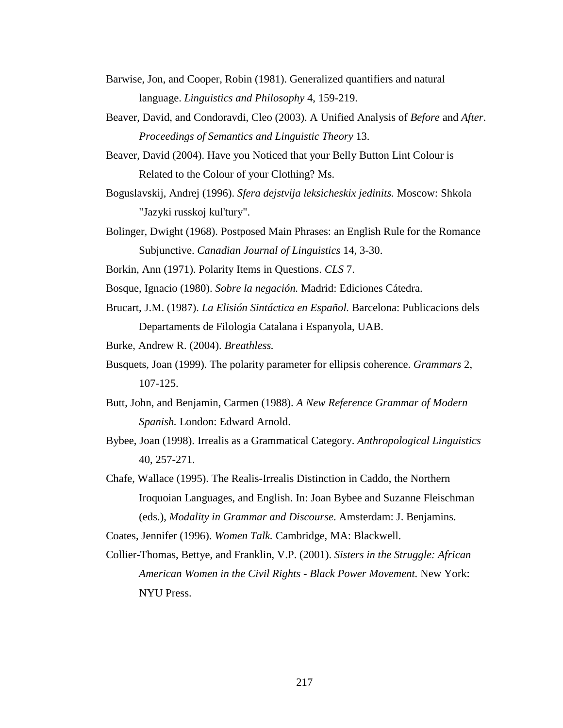Barwise, Jon, and Cooper, Robin (1981). Generalized quantifiers and natural language. *Linguistics and Philosophy* 4, 159-219.

Beaver, David, and Condoravdi, Cleo (2003). A Unified Analysis of *Before* and *After*. *Proceedings of Semantics and Linguistic Theory* 13.

Beaver, David (2004). Have you Noticed that your Belly Button Lint Colour is Related to the Colour of your Clothing? Ms.

Boguslavskij, Andrej (1996). *Sfera dejstvija leksicheskix jedinits.* Moscow: Shkola "Jazyki russkoj kul'tury".

Bolinger, Dwight (1968). Postposed Main Phrases: an English Rule for the Romance Subjunctive. *Canadian Journal of Linguistics* 14, 3-30.

Borkin, Ann (1971). Polarity Items in Questions. *CLS* 7.

Bosque, Ignacio (1980). *Sobre la negación.* Madrid: Ediciones Cátedra.

Brucart, J.M. (1987). *La Elisión Sintáctica en Español.* Barcelona: Publicacions dels Departaments de Filologia Catalana i Espanyola, UAB.

Burke, Andrew R. (2004). *Breathless.*

Busquets, Joan (1999). The polarity parameter for ellipsis coherence. *Grammars* 2, 107-125.

Butt, John, and Benjamin, Carmen (1988). *A New Reference Grammar of Modern Spanish.* London: Edward Arnold.

Bybee, Joan (1998). Irrealis as a Grammatical Category. *Anthropological Linguistics* 40, 257-271.

Chafe, Wallace (1995). The Realis-Irrealis Distinction in Caddo, the Northern Iroquoian Languages, and English. In: Joan Bybee and Suzanne Fleischman (eds.), *Modality in Grammar and Discourse*. Amsterdam: J. Benjamins.

Coates, Jennifer (1996). *Women Talk.* Cambridge, MA: Blackwell.

Collier-Thomas, Bettye, and Franklin, V.P. (2001). *Sisters in the Struggle: African American Women in the Civil Rights - Black Power Movement.* New York: NYU Press.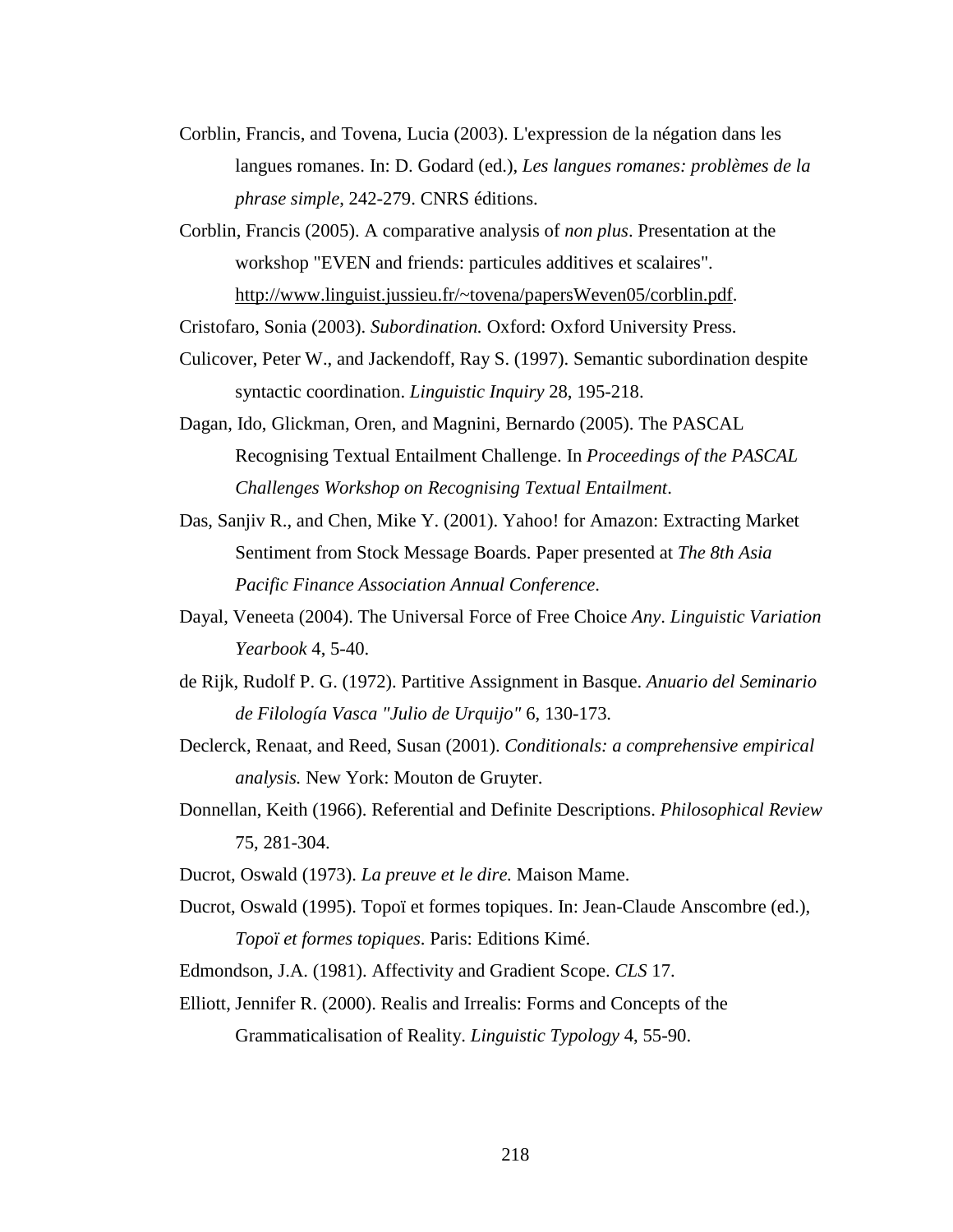Corblin, Francis, and Tovena, Lucia (2003). L'expression de la négation dans les langues romanes. In: D. Godard (ed.), *Les langues romanes: problèmes de la phrase simple*, 242-279. CNRS éditions.

Corblin, Francis (2005). A comparative analysis of *non plus*. Presentation at the workshop "EVEN and friends: particules additives et scalaires". http://www.linguist.jussieu.fr/~tovena/papersWeven05/corblin.pdf.

Cristofaro, Sonia (2003). *Subordination.* Oxford: Oxford University Press.

Culicover, Peter W., and Jackendoff, Ray S. (1997). Semantic subordination despite syntactic coordination. *Linguistic Inquiry* 28, 195-218.

Dagan, Ido, Glickman, Oren, and Magnini, Bernardo (2005). The PASCAL Recognising Textual Entailment Challenge. In *Proceedings of the PASCAL Challenges Workshop on Recognising Textual Entailment*.

Das, Sanjiv R., and Chen, Mike Y. (2001). Yahoo! for Amazon: Extracting Market Sentiment from Stock Message Boards. Paper presented at *The 8th Asia Pacific Finance Association Annual Conference*.

Dayal, Veneeta (2004). The Universal Force of Free Choice *Any*. *Linguistic Variation Yearbook* 4, 5-40.

de Rijk, Rudolf P. G. (1972). Partitive Assignment in Basque. *Anuario del Seminario de Filología Vasca "Julio de Urquijo"* 6, 130-173.

Declerck, Renaat, and Reed, Susan (2001). *Conditionals: a comprehensive empirical analysis.* New York: Mouton de Gruyter.

Donnellan, Keith (1966). Referential and Definite Descriptions. *Philosophical Review* 75, 281-304.

Ducrot, Oswald (1973). *La preuve et le dire.* Maison Mame.

Ducrot, Oswald (1995). Topoï et formes topiques. In: Jean-Claude Anscombre (ed.), *Topoï et formes topiques*. Paris: Editions Kimé.

Edmondson, J.A. (1981). Affectivity and Gradient Scope. *CLS* 17.

Elliott, Jennifer R. (2000). Realis and Irrealis: Forms and Concepts of the Grammaticalisation of Reality. *Linguistic Typology* 4, 55-90.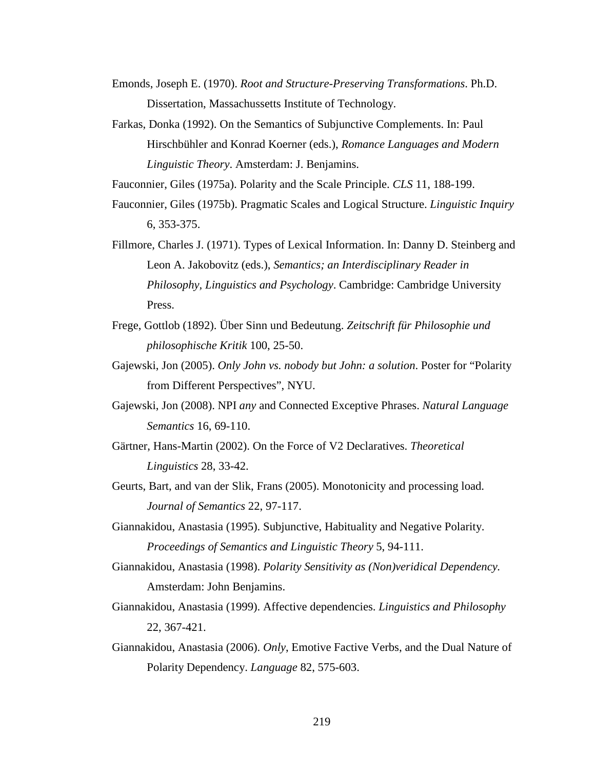Emonds, Joseph E. (1970). *Root and Structure-Preserving Transformations*. Ph.D. Dissertation, Massachussetts Institute of Technology.

Farkas, Donka (1992). On the Semantics of Subjunctive Complements. In: Paul Hirschbühler and Konrad Koerner (eds.), *Romance Languages and Modern Linguistic Theory*. Amsterdam: J. Benjamins.

Fauconnier, Giles (1975a). Polarity and the Scale Principle. *CLS* 11, 188-199.

Fauconnier, Giles (1975b). Pragmatic Scales and Logical Structure. *Linguistic Inquiry* 6, 353-375.

Fillmore, Charles J. (1971). Types of Lexical Information. In: Danny D. Steinberg and Leon A. Jakobovitz (eds.), *Semantics; an Interdisciplinary Reader in Philosophy, Linguistics and Psychology*. Cambridge: Cambridge University Press.

Frege, Gottlob (1892). Über Sinn und Bedeutung. *Zeitschrift für Philosophie und philosophische Kritik* 100, 25-50.

Gajewski, Jon (2005). *Only John vs. nobody but John: a solution*. Poster for "Polarity from Different Perspectives", NYU.

Gajewski, Jon (2008). NPI *any* and Connected Exceptive Phrases. *Natural Language Semantics* 16, 69-110.

Gärtner, Hans-Martin (2002). On the Force of V2 Declaratives. *Theoretical Linguistics* 28, 33-42.

Geurts, Bart, and van der Slik, Frans (2005). Monotonicity and processing load. *Journal of Semantics* 22, 97-117.

Giannakidou, Anastasia (1995). Subjunctive, Habituality and Negative Polarity. *Proceedings of Semantics and Linguistic Theory* 5, 94-111.

Giannakidou, Anastasia (1998). *Polarity Sensitivity as (Non)veridical Dependency.* Amsterdam: John Benjamins.

Giannakidou, Anastasia (1999). Affective dependencies. *Linguistics and Philosophy* 22, 367-421.

Giannakidou, Anastasia (2006). *Only*, Emotive Factive Verbs, and the Dual Nature of Polarity Dependency. *Language* 82, 575-603.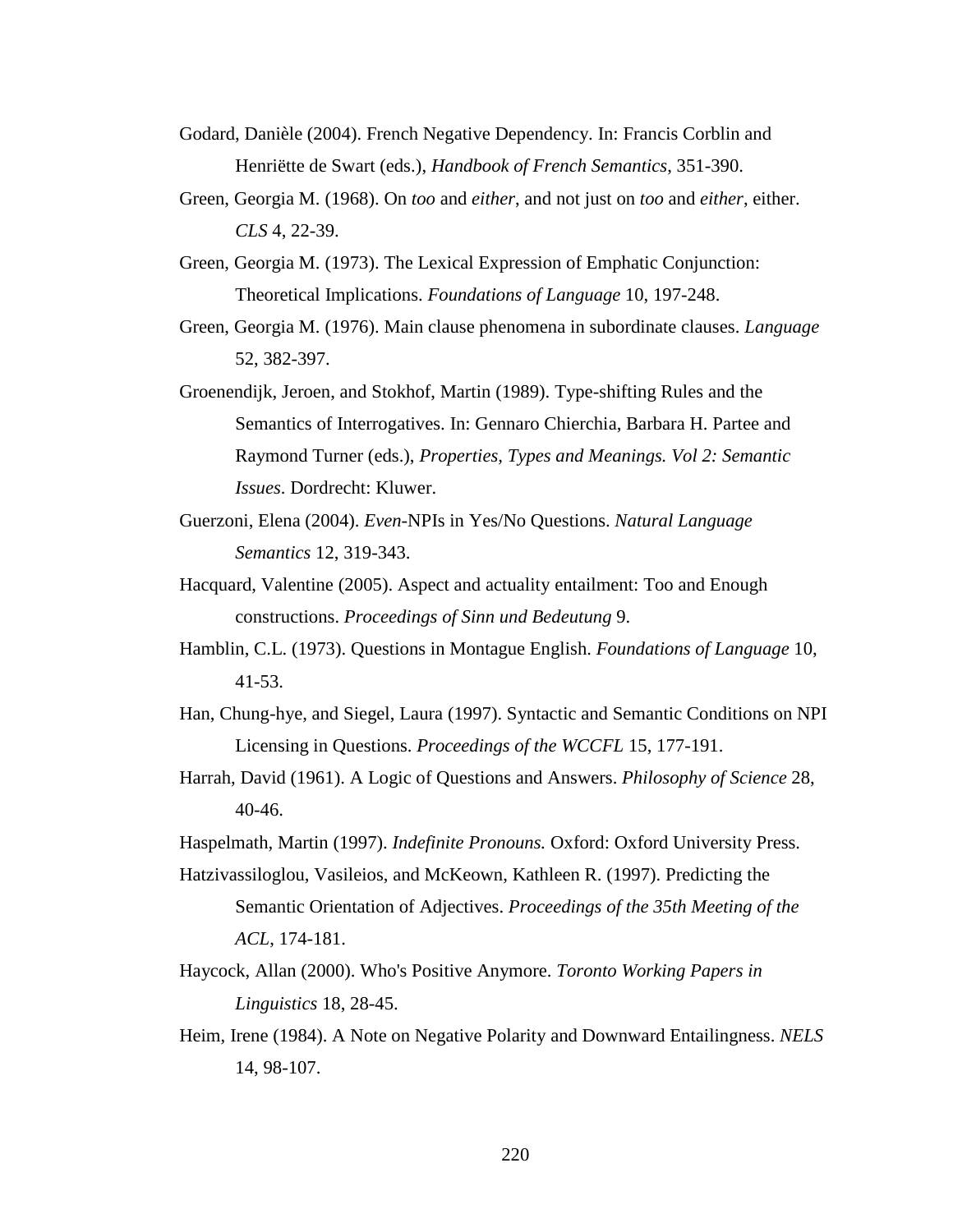Godard, Danièle (2004). French Negative Dependency. In: Francis Corblin and Henriëtte de Swart (eds.), *Handbook of French Semantics*, 351-390.

Green, Georgia M. (1968). On *too* and *either*, and not just on *too* and *either*, either. *CLS* 4, 22-39.

Green, Georgia M. (1973). The Lexical Expression of Emphatic Conjunction: Theoretical Implications. *Foundations of Language* 10, 197-248.

Green, Georgia M. (1976). Main clause phenomena in subordinate clauses. *Language* 52, 382-397.

Groenendijk, Jeroen, and Stokhof, Martin (1989). Type-shifting Rules and the Semantics of Interrogatives. In: Gennaro Chierchia, Barbara H. Partee and Raymond Turner (eds.), *Properties, Types and Meanings. Vol 2: Semantic Issues*. Dordrecht: Kluwer.

Guerzoni, Elena (2004). *Even*-NPIs in Yes/No Questions. *Natural Language Semantics* 12, 319-343.

Hacquard, Valentine (2005). Aspect and actuality entailment: Too and Enough constructions. *Proceedings of Sinn und Bedeutung* 9.

Hamblin, C.L. (1973). Questions in Montague English. *Foundations of Language* 10, 41-53.

Han, Chung-hye, and Siegel, Laura (1997). Syntactic and Semantic Conditions on NPI Licensing in Questions. *Proceedings of the WCCFL* 15, 177-191.

Harrah, David (1961). A Logic of Questions and Answers. *Philosophy of Science* 28, 40-46.

Haspelmath, Martin (1997). *Indefinite Pronouns.* Oxford: Oxford University Press.

Hatzivassiloglou, Vasileios, and McKeown, Kathleen R. (1997). Predicting the Semantic Orientation of Adjectives. *Proceedings of the 35th Meeting of the ACL*, 174-181.

Haycock, Allan (2000). Who's Positive Anymore. *Toronto Working Papers in Linguistics* 18, 28-45.

Heim, Irene (1984). A Note on Negative Polarity and Downward Entailingness. *NELS* 14, 98-107.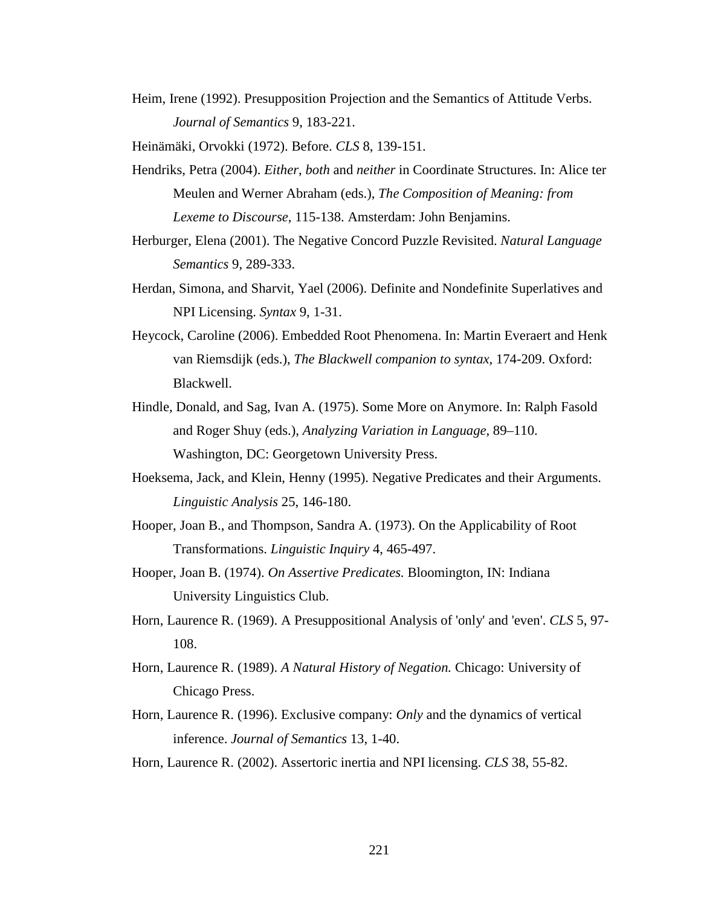Heim, Irene (1992). Presupposition Projection and the Semantics of Attitude Verbs. *Journal of Semantics* 9, 183-221.

Heinämäki, Orvokki (1972). Before. *CLS* 8, 139-151.

Hendriks, Petra (2004). *Either*, *both* and *neither* in Coordinate Structures. In: Alice ter Meulen and Werner Abraham (eds.), *The Composition of Meaning: from Lexeme to Discourse*, 115-138. Amsterdam: John Benjamins.

Herburger, Elena (2001). The Negative Concord Puzzle Revisited. *Natural Language Semantics* 9, 289-333.

Herdan, Simona, and Sharvit, Yael (2006). Definite and Nondefinite Superlatives and NPI Licensing. *Syntax* 9, 1-31.

Heycock, Caroline (2006). Embedded Root Phenomena. In: Martin Everaert and Henk van Riemsdijk (eds.), *The Blackwell companion to syntax*, 174-209. Oxford: Blackwell.

Hindle, Donald, and Sag, Ivan A. (1975). Some More on Anymore. In: Ralph Fasold and Roger Shuy (eds.), *Analyzing Variation in Language*, 89–110. Washington, DC: Georgetown University Press.

Hoeksema, Jack, and Klein, Henny (1995). Negative Predicates and their Arguments. *Linguistic Analysis* 25, 146-180.

Hooper, Joan B., and Thompson, Sandra A. (1973). On the Applicability of Root Transformations. *Linguistic Inquiry* 4, 465-497.

Hooper, Joan B. (1974). *On Assertive Predicates.* Bloomington, IN: Indiana University Linguistics Club.

Horn, Laurence R. (1969). A Presuppositional Analysis of 'only' and 'even'. *CLS* 5, 97-108.

Horn, Laurence R. (1989). *A Natural History of Negation.* Chicago: University of Chicago Press.

Horn, Laurence R. (1996). Exclusive company: *Only* and the dynamics of vertical inference. *Journal of Semantics* 13, 1-40.

Horn, Laurence R. (2002). Assertoric inertia and NPI licensing. *CLS* 38, 55-82.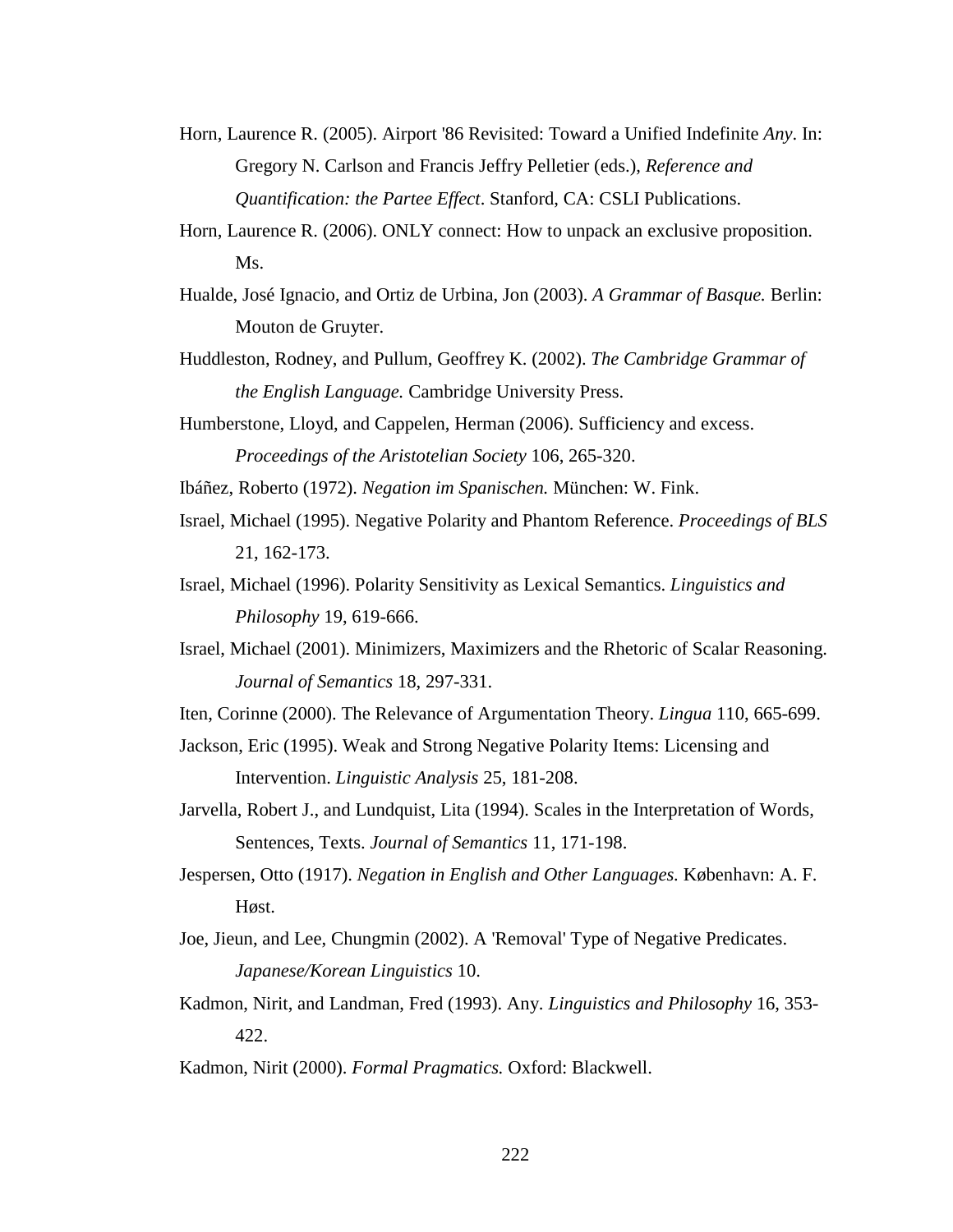Horn, Laurence R. (2005). Airport '86 Revisited: Toward a Unified Indefinite *Any*. In: Gregory N. Carlson and Francis Jeffry Pelletier (eds.), *Reference and Quantification: the Partee Effect*. Stanford, CA: CSLI Publications.

Horn, Laurence R. (2006). ONLY connect: How to unpack an exclusive proposition. Ms.

Hualde, José Ignacio, and Ortiz de Urbina, Jon (2003). *A Grammar of Basque.* Berlin: Mouton de Gruyter.

Huddleston, Rodney, and Pullum, Geoffrey K. (2002). *The Cambridge Grammar of the English Language.* Cambridge University Press.

Humberstone, Lloyd, and Cappelen, Herman (2006). Sufficiency and excess. *Proceedings of the Aristotelian Society* 106, 265-320.

Ibáñez, Roberto (1972). *Negation im Spanischen.* München: W. Fink.

Israel, Michael (1995). Negative Polarity and Phantom Reference. *Proceedings of BLS* 21, 162-173.

Israel, Michael (1996). Polarity Sensitivity as Lexical Semantics. *Linguistics and Philosophy* 19, 619-666.

Israel, Michael (2001). Minimizers, Maximizers and the Rhetoric of Scalar Reasoning. *Journal of Semantics* 18, 297-331.

Iten, Corinne (2000). The Relevance of Argumentation Theory. *Lingua* 110, 665-699.

Jackson, Eric (1995). Weak and Strong Negative Polarity Items: Licensing and Intervention. *Linguistic Analysis* 25, 181-208.

Jarvella, Robert J., and Lundquist, Lita (1994). Scales in the Interpretation of Words, Sentences, Texts. *Journal of Semantics* 11, 171-198.

Jespersen, Otto (1917). *Negation in English and Other Languages.* København: A. F. Høst.

Joe, Jieun, and Lee, Chungmin (2002). A 'Removal' Type of Negative Predicates. *Japanese/Korean Linguistics* 10.

Kadmon, Nirit, and Landman, Fred (1993). Any. *Linguistics and Philosophy* 16, 353-422.

Kadmon, Nirit (2000). *Formal Pragmatics.* Oxford: Blackwell.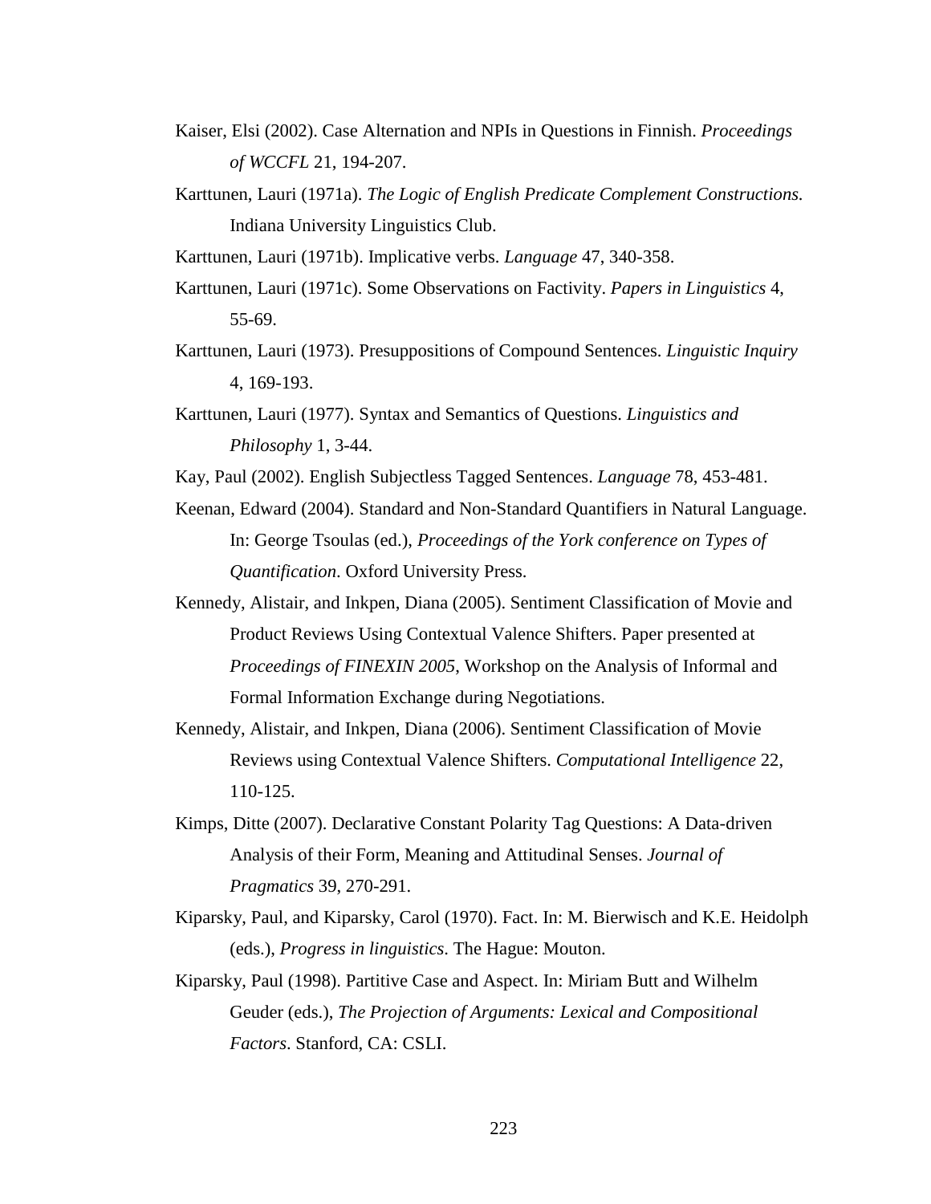Kaiser, Elsi (2002). Case Alternation and NPIs in Questions in Finnish. *Proceedings of WCCFL* 21, 194-207.

Karttunen, Lauri (1971a). *The Logic of English Predicate Complement Constructions.* Indiana University Linguistics Club.

Karttunen, Lauri (1971b). Implicative verbs. *Language* 47, 340-358.

Karttunen, Lauri (1971c). Some Observations on Factivity. *Papers in Linguistics* 4, 55-69.

Karttunen, Lauri (1973). Presuppositions of Compound Sentences. *Linguistic Inquiry* 4, 169-193.

Karttunen, Lauri (1977). Syntax and Semantics of Questions. *Linguistics and Philosophy* 1, 3-44.

Kay, Paul (2002). English Subjectless Tagged Sentences. *Language* 78, 453-481.

Keenan, Edward (2004). Standard and Non-Standard Quantifiers in Natural Language. In: George Tsoulas (ed.), *Proceedings of the York conference on Types of Quantification*. Oxford University Press.

Kennedy, Alistair, and Inkpen, Diana (2005). Sentiment Classification of Movie and Product Reviews Using Contextual Valence Shifters. Paper presented at *Proceedings of FINEXIN 2005*, Workshop on the Analysis of Informal and Formal Information Exchange during Negotiations.

Kennedy, Alistair, and Inkpen, Diana (2006). Sentiment Classification of Movie Reviews using Contextual Valence Shifters. *Computational Intelligence* 22, 110-125.

Kimps, Ditte (2007). Declarative Constant Polarity Tag Questions: A Data-driven Analysis of their Form, Meaning and Attitudinal Senses. *Journal of Pragmatics* 39, 270-291.

Kiparsky, Paul, and Kiparsky, Carol (1970). Fact. In: M. Bierwisch and K.E. Heidolph (eds.), *Progress in linguistics*. The Hague: Mouton.

Kiparsky, Paul (1998). Partitive Case and Aspect. In: Miriam Butt and Wilhelm Geuder (eds.), *The Projection of Arguments: Lexical and Compositional Factors*. Stanford, CA: CSLI.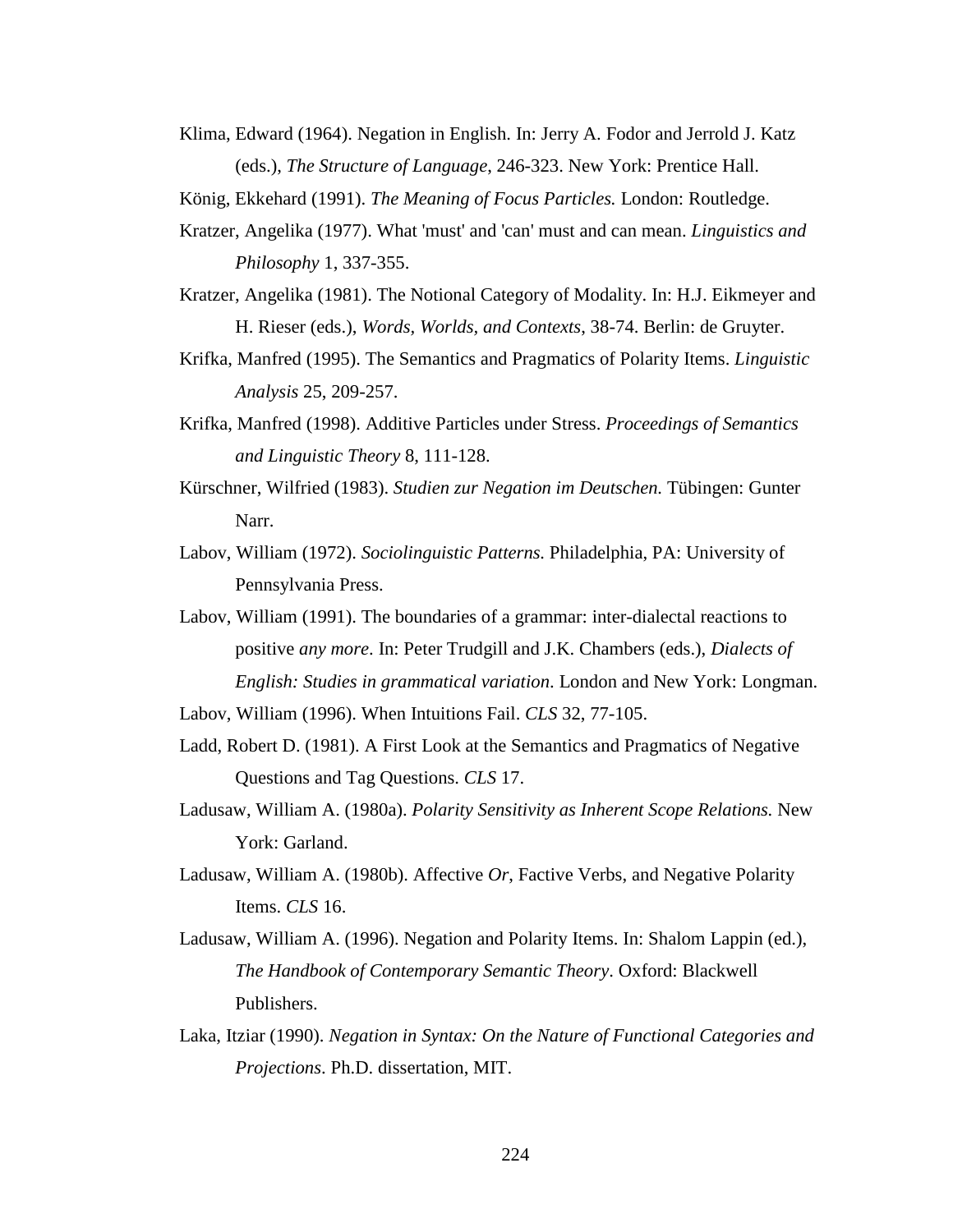Klima, Edward (1964). Negation in English. In: Jerry A. Fodor and Jerrold J. Katz (eds.), *The Structure of Language*, 246-323. New York: Prentice Hall.

König, Ekkehard (1991). *The Meaning of Focus Particles.* London: Routledge.

Kratzer, Angelika (1977). What 'must' and 'can' must and can mean. *Linguistics and Philosophy* 1, 337-355.

Kratzer, Angelika (1981). The Notional Category of Modality. In: H.J. Eikmeyer and H. Rieser (eds.), *Words, Worlds, and Contexts*, 38-74. Berlin: de Gruyter.

Krifka, Manfred (1995). The Semantics and Pragmatics of Polarity Items. *Linguistic Analysis* 25, 209-257.

Krifka, Manfred (1998). Additive Particles under Stress. *Proceedings of Semantics and Linguistic Theory* 8, 111-128.

Kürschner, Wilfried (1983). *Studien zur Negation im Deutschen.* Tübingen: Gunter Narr.

Labov, William (1972). *Sociolinguistic Patterns.* Philadelphia, PA: University of Pennsylvania Press.

Labov, William (1991). The boundaries of a grammar: inter-dialectal reactions to positive *any more*. In: Peter Trudgill and J.K. Chambers (eds.), *Dialects of English: Studies in grammatical variation*. London and New York: Longman.

Labov, William (1996). When Intuitions Fail. *CLS* 32, 77-105.

Ladd, Robert D. (1981). A First Look at the Semantics and Pragmatics of Negative Questions and Tag Questions. *CLS* 17.

Ladusaw, William A. (1980a). *Polarity Sensitivity as Inherent Scope Relations.* New York: Garland.

Ladusaw, William A. (1980b). Affective *Or*, Factive Verbs, and Negative Polarity Items. *CLS* 16.

Ladusaw, William A. (1996). Negation and Polarity Items. In: Shalom Lappin (ed.), *The Handbook of Contemporary Semantic Theory*. Oxford: Blackwell Publishers.

Laka, Itziar (1990). *Negation in Syntax: On the Nature of Functional Categories and Projections*. Ph.D. dissertation, MIT.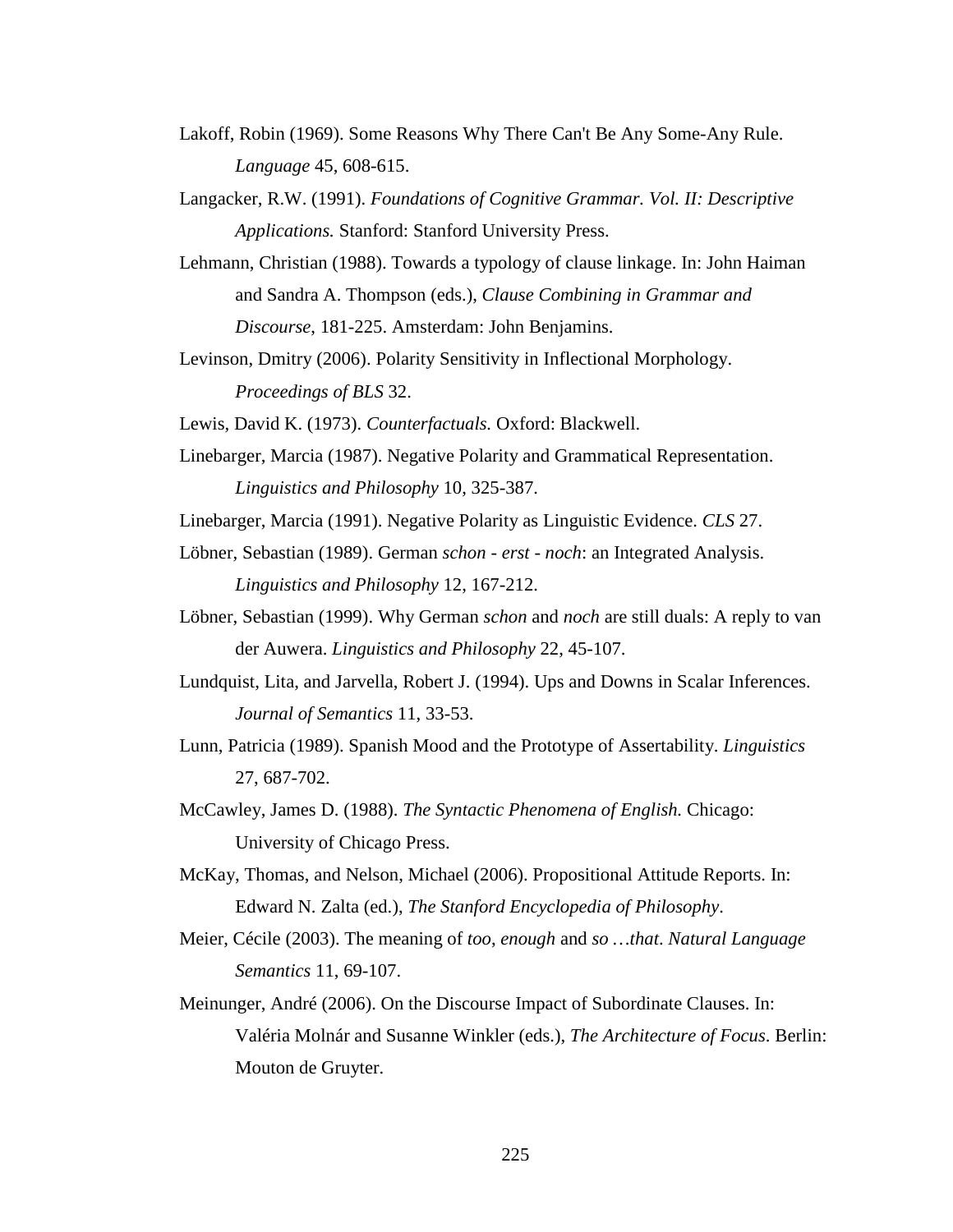Lakoff, Robin (1969). Some Reasons Why There Can't Be Any Some-Any Rule. *Language* 45, 608-615.

Langacker, R.W. (1991). *Foundations of Cognitive Grammar. Vol. II: Descriptive Applications.* Stanford: Stanford University Press.

Lehmann, Christian (1988). Towards a typology of clause linkage. In: John Haiman and Sandra A. Thompson (eds.), *Clause Combining in Grammar and Discourse*, 181-225. Amsterdam: John Benjamins.

Levinson, Dmitry (2006). Polarity Sensitivity in Inflectional Morphology. *Proceedings of BLS* 32.

Lewis, David K. (1973). *Counterfactuals.* Oxford: Blackwell.

Linebarger, Marcia (1987). Negative Polarity and Grammatical Representation. *Linguistics and Philosophy* 10, 325-387.

Linebarger, Marcia (1991). Negative Polarity as Linguistic Evidence. *CLS* 27.

Löbner, Sebastian (1989). German *schon - erst - noch*: an Integrated Analysis. *Linguistics and Philosophy* 12, 167-212.

Löbner, Sebastian (1999). Why German *schon* and *noch* are still duals: A reply to van der Auwera. *Linguistics and Philosophy* 22, 45-107.

Lundquist, Lita, and Jarvella, Robert J. (1994). Ups and Downs in Scalar Inferences. *Journal of Semantics* 11, 33-53.

Lunn, Patricia (1989). Spanish Mood and the Prototype of Assertability. *Linguistics* 27, 687-702.

McCawley, James D. (1988). *The Syntactic Phenomena of English.* Chicago: University of Chicago Press.

McKay, Thomas, and Nelson, Michael (2006). Propositional Attitude Reports. In: Edward N. Zalta (ed.), *The Stanford Encyclopedia of Philosophy*.

Meier, Cécile (2003). The meaning of *too*, *enough* and *so …that*. *Natural Language Semantics* 11, 69-107.

Meinunger, André (2006). On the Discourse Impact of Subordinate Clauses. In: Valéria Molnár and Susanne Winkler (eds.), *The Architecture of Focus*. Berlin: Mouton de Gruyter.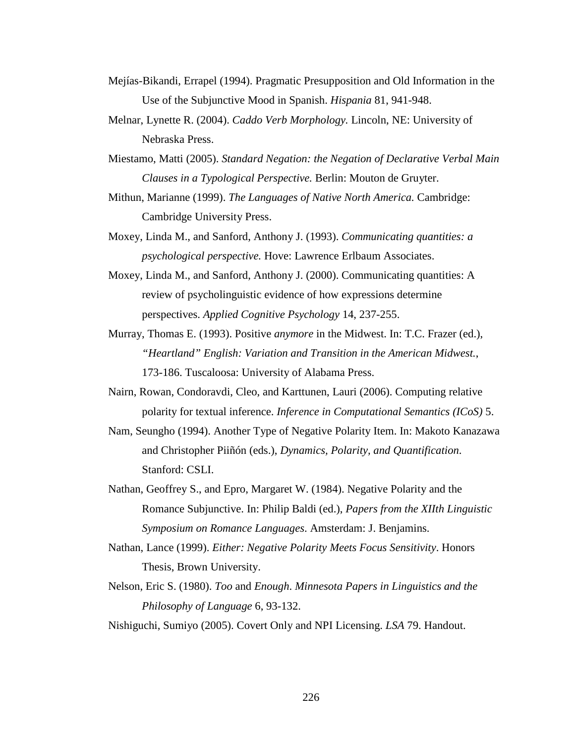Mejías-Bikandi, Errapel (1994). Pragmatic Presupposition and Old Information in the Use of the Subjunctive Mood in Spanish. *Hispania* 81, 941-948.

Melnar, Lynette R. (2004). *Caddo Verb Morphology.* Lincoln, NE: University of Nebraska Press.

Miestamo, Matti (2005). *Standard Negation: the Negation of Declarative Verbal Main Clauses in a Typological Perspective.* Berlin: Mouton de Gruyter.

Mithun, Marianne (1999). *The Languages of Native North America.* Cambridge: Cambridge University Press.

Moxey, Linda M., and Sanford, Anthony J. (1993). *Communicating quantities: a psychological perspective.* Hove: Lawrence Erlbaum Associates.

Moxey, Linda M., and Sanford, Anthony J. (2000). Communicating quantities: A review of psycholinguistic evidence of how expressions determine perspectives. *Applied Cognitive Psychology* 14, 237-255.

Murray, Thomas E. (1993). Positive *anymore* in the Midwest. In: T.C. Frazer (ed.), *"Heartland" English: Variation and Transition in the American Midwest.*, 173-186. Tuscaloosa: University of Alabama Press.

Nairn, Rowan, Condoravdi, Cleo, and Karttunen, Lauri (2006). Computing relative polarity for textual inference. *Inference in Computational Semantics (ICoS)* 5.

Nam, Seungho (1994). Another Type of Negative Polarity Item. In: Makoto Kanazawa and Christopher Piiñón (eds.), *Dynamics, Polarity, and Quantification*. Stanford: CSLI.

Nathan, Geoffrey S., and Epro, Margaret W. (1984). Negative Polarity and the Romance Subjunctive. In: Philip Baldi (ed.), *Papers from the XIIth Linguistic Symposium on Romance Languages*. Amsterdam: J. Benjamins.

Nathan, Lance (1999). *Either: Negative Polarity Meets Focus Sensitivity*. Honors Thesis, Brown University.

Nelson, Eric S. (1980). *Too* and *Enough*. *Minnesota Papers in Linguistics and the Philosophy of Language* 6, 93-132.

Nishiguchi, Sumiyo (2005). Covert Only and NPI Licensing. *LSA* 79. Handout.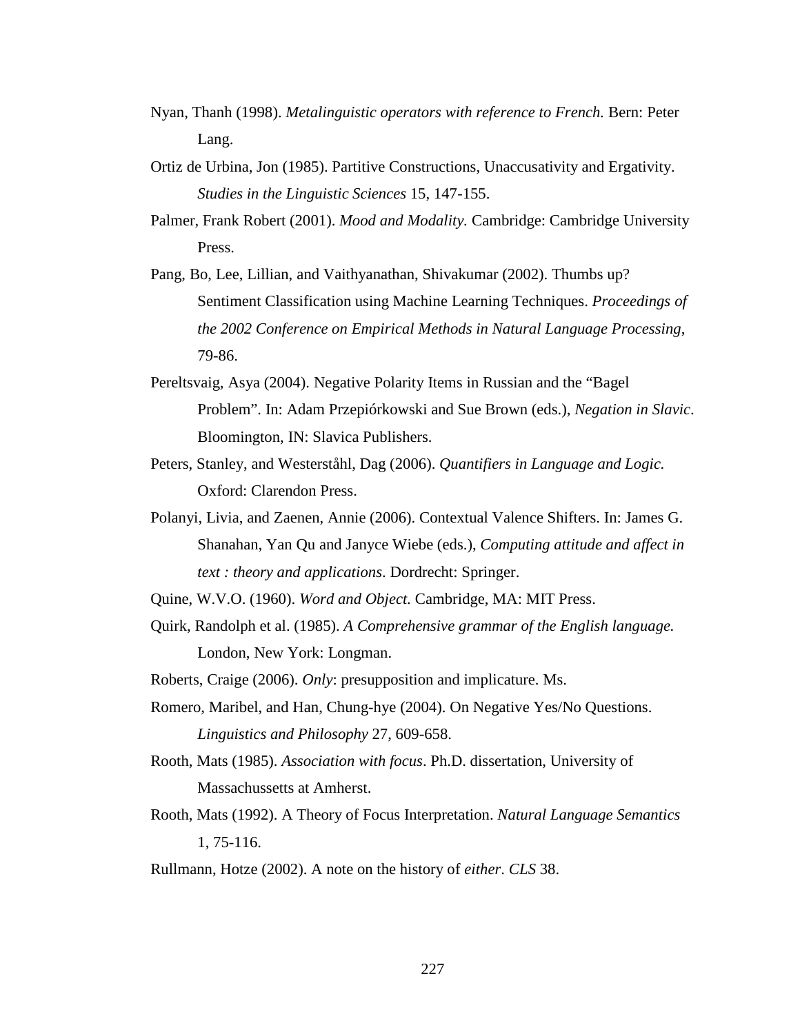Nyan, Thanh (1998). *Metalinguistic operators with reference to French.* Bern: Peter Lang.

Ortiz de Urbina, Jon (1985). Partitive Constructions, Unaccusativity and Ergativity. *Studies in the Linguistic Sciences* 15, 147-155.

Palmer, Frank Robert (2001). *Mood and Modality.* Cambridge: Cambridge University Press.

Pang, Bo, Lee, Lillian, and Vaithyanathan, Shivakumar (2002). Thumbs up? Sentiment Classification using Machine Learning Techniques. *Proceedings of the 2002 Conference on Empirical Methods in Natural Language Processing*, 79-86.

Pereltsvaig, Asya (2004). Negative Polarity Items in Russian and the "Bagel Problem". In: Adam Przepiórkowski and Sue Brown (eds.), *Negation in Slavic*. Bloomington, IN: Slavica Publishers.

Peters, Stanley, and Westerståhl, Dag (2006). *Quantifiers in Language and Logic.* Oxford: Clarendon Press.

Polanyi, Livia, and Zaenen, Annie (2006). Contextual Valence Shifters. In: James G. Shanahan, Yan Qu and Janyce Wiebe (eds.), *Computing attitude and affect in text : theory and applications*. Dordrecht: Springer.

Quine, W.V.O. (1960). *Word and Object.* Cambridge, MA: MIT Press.

Quirk, Randolph et al. (1985). *A Comprehensive grammar of the English language.* London, New York: Longman.

Roberts, Craige (2006). *Only*: presupposition and implicature. Ms.

Romero, Maribel, and Han, Chung-hye (2004). On Negative Yes/No Questions. *Linguistics and Philosophy* 27, 609-658.

Rooth, Mats (1985). *Association with focus*. Ph.D. dissertation, University of Massachussetts at Amherst.

Rooth, Mats (1992). A Theory of Focus Interpretation. *Natural Language Semantics* 1, 75-116.

Rullmann, Hotze (2002). A note on the history of *either*. *CLS* 38.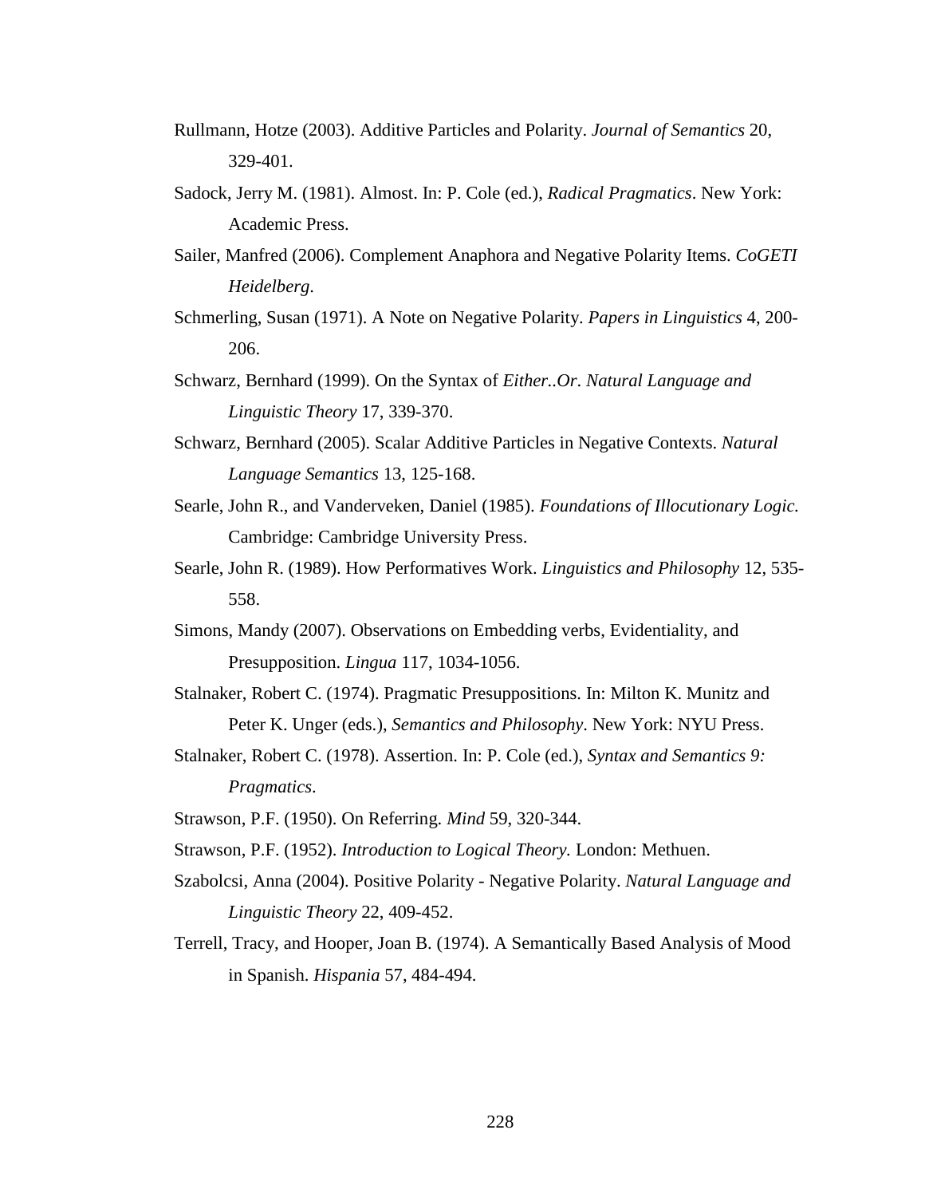Rullmann, Hotze (2003). Additive Particles and Polarity. *Journal of Semantics* 20, 329-401.

Sadock, Jerry M. (1981). Almost. In: P. Cole (ed.), *Radical Pragmatics*. New York: Academic Press.

Sailer, Manfred (2006). Complement Anaphora and Negative Polarity Items. *CoGETI Heidelberg*.

Schmerling, Susan (1971). A Note on Negative Polarity. *Papers in Linguistics* 4, 200-206.

Schwarz, Bernhard (1999). On the Syntax of *Either..Or*. *Natural Language and Linguistic Theory* 17, 339-370.

Schwarz, Bernhard (2005). Scalar Additive Particles in Negative Contexts. *Natural Language Semantics* 13, 125-168.

Searle, John R., and Vanderveken, Daniel (1985). *Foundations of Illocutionary Logic.* Cambridge: Cambridge University Press.

Searle, John R. (1989). How Performatives Work. *Linguistics and Philosophy* 12, 535-558.

Simons, Mandy (2007). Observations on Embedding verbs, Evidentiality, and Presupposition. *Lingua* 117, 1034-1056.

Stalnaker, Robert C. (1974). Pragmatic Presuppositions. In: Milton K. Munitz and Peter K. Unger (eds.), *Semantics and Philosophy*. New York: NYU Press.

Stalnaker, Robert C. (1978). Assertion. In: P. Cole (ed.), *Syntax and Semantics 9: Pragmatics*.

Strawson, P.F. (1950). On Referring. *Mind* 59, 320-344.

Strawson, P.F. (1952). *Introduction to Logical Theory.* London: Methuen.

Szabolcsi, Anna (2004). Positive Polarity - Negative Polarity. *Natural Language and Linguistic Theory* 22, 409-452.

Terrell, Tracy, and Hooper, Joan B. (1974). A Semantically Based Analysis of Mood in Spanish. *Hispania* 57, 484-494.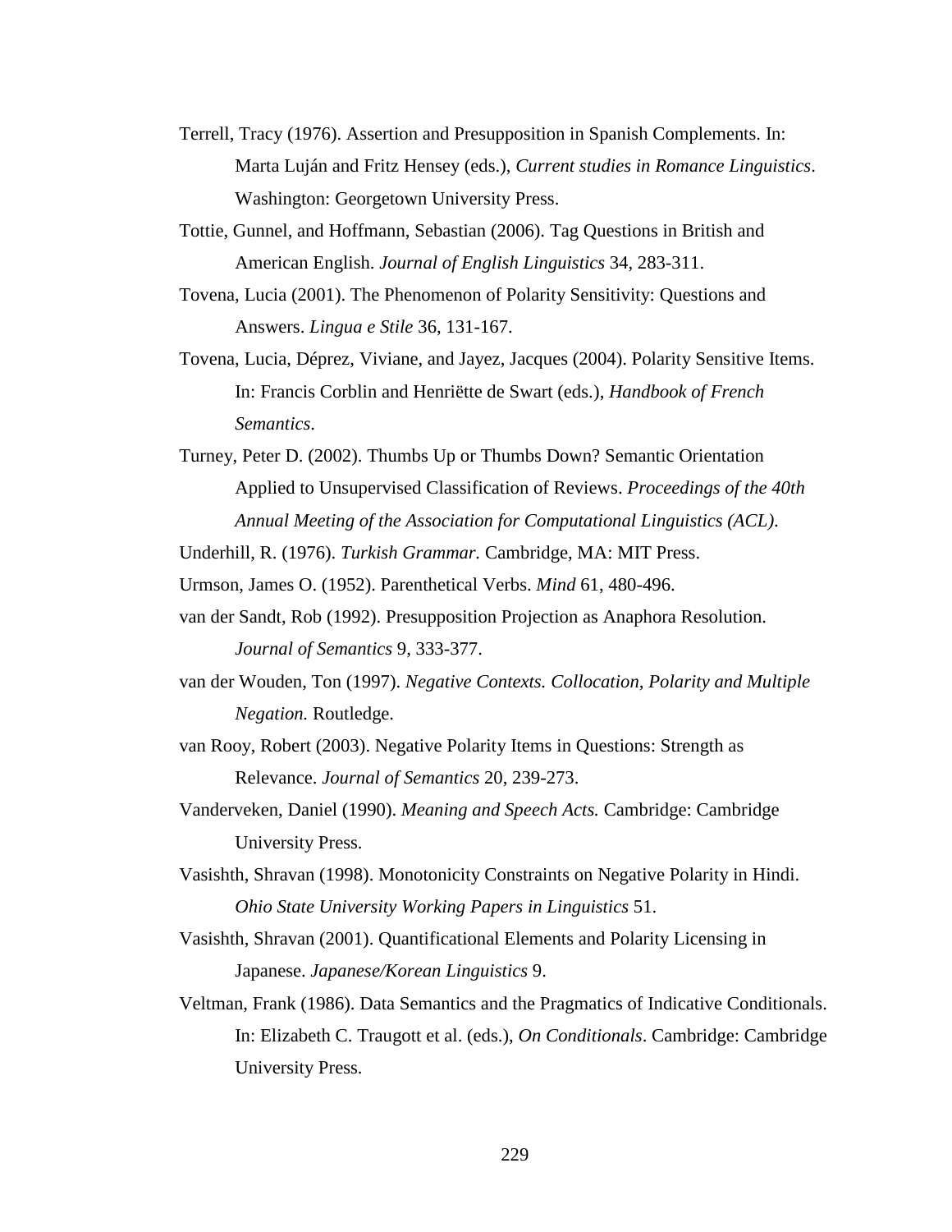Terrell, Tracy (1976). Assertion and Presupposition in Spanish Complements. In: Marta Luján and Fritz Hensey (eds.), *Current studies in Romance Linguistics*. Washington: Georgetown University Press.

Tottie, Gunnel, and Hoffmann, Sebastian (2006). Tag Questions in British and American English. *Journal of English Linguistics* 34, 283-311.

Tovena, Lucia (2001). The Phenomenon of Polarity Sensitivity: Questions and Answers. *Lingua e Stile* 36, 131-167.

Tovena, Lucia, Déprez, Viviane, and Jayez, Jacques (2004). Polarity Sensitive Items. In: Francis Corblin and Henriëtte de Swart (eds.), *Handbook of French Semantics*.

Turney, Peter D. (2002). Thumbs Up or Thumbs Down? Semantic Orientation Applied to Unsupervised Classification of Reviews. *Proceedings of the 40th Annual Meeting of the Association for Computational Linguistics (ACL)*.

Underhill, R. (1976). *Turkish Grammar.* Cambridge, MA: MIT Press.

Urmson, James O. (1952). Parenthetical Verbs. *Mind* 61, 480-496.

van der Sandt, Rob (1992). Presupposition Projection as Anaphora Resolution. *Journal of Semantics* 9, 333-377.

van der Wouden, Ton (1997). *Negative Contexts. Collocation, Polarity and Multiple Negation.* Routledge.

van Rooy, Robert (2003). Negative Polarity Items in Questions: Strength as Relevance. *Journal of Semantics* 20, 239-273.

Vanderveken, Daniel (1990). *Meaning and Speech Acts.* Cambridge: Cambridge University Press.

Vasishth, Shravan (1998). Monotonicity Constraints on Negative Polarity in Hindi. *Ohio State University Working Papers in Linguistics* 51.

Vasishth, Shravan (2001). Quantificational Elements and Polarity Licensing in Japanese. *Japanese/Korean Linguistics* 9.

Veltman, Frank (1986). Data Semantics and the Pragmatics of Indicative Conditionals. In: Elizabeth C. Traugott et al. (eds.), *On Conditionals*. Cambridge: Cambridge University Press.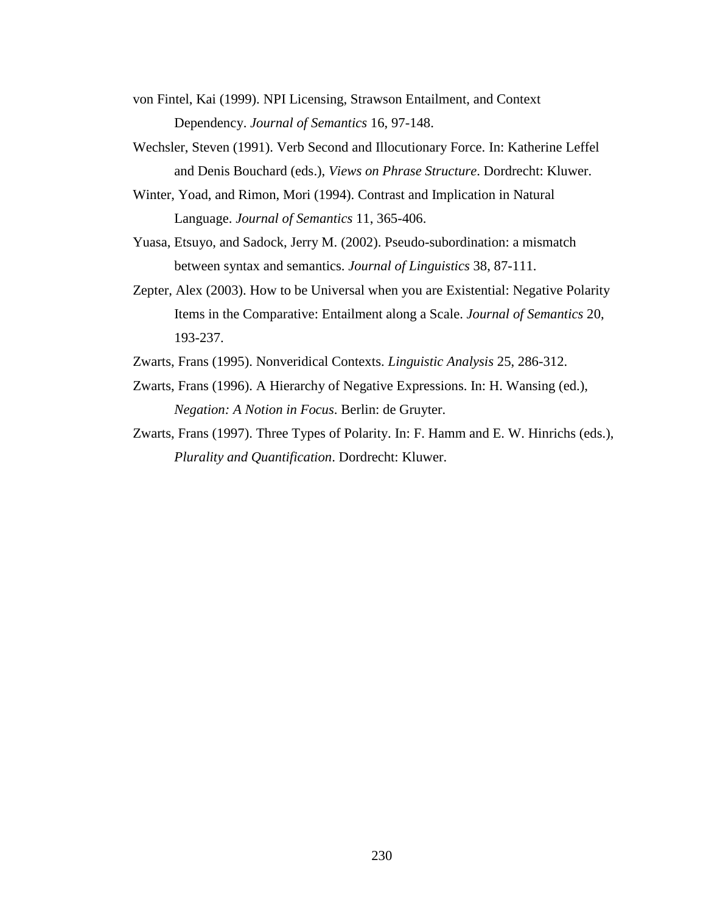von Fintel, Kai (1999). NPI Licensing, Strawson Entailment, and Context Dependency. *Journal of Semantics* 16, 97-148.

Wechsler, Steven (1991). Verb Second and Illocutionary Force. In: Katherine Leffel and Denis Bouchard (eds.), *Views on Phrase Structure*. Dordrecht: Kluwer.

Winter, Yoad, and Rimon, Mori (1994). Contrast and Implication in Natural Language. *Journal of Semantics* 11, 365-406.

Yuasa, Etsuyo, and Sadock, Jerry M. (2002). Pseudo-subordination: a mismatch between syntax and semantics. *Journal of Linguistics* 38, 87-111.

Zepter, Alex (2003). How to be Universal when you are Existential: Negative Polarity Items in the Comparative: Entailment along a Scale. *Journal of Semantics* 20, 193-237.

Zwarts, Frans (1995). Nonveridical Contexts. *Linguistic Analysis* 25, 286-312.

Zwarts, Frans (1996). A Hierarchy of Negative Expressions. In: H. Wansing (ed.), *Negation: A Notion in Focus*. Berlin: de Gruyter.

Zwarts, Frans (1997). Three Types of Polarity. In: F. Hamm and E. W. Hinrichs (eds.), *Plurality and Quantification*. Dordrecht: Kluwer.